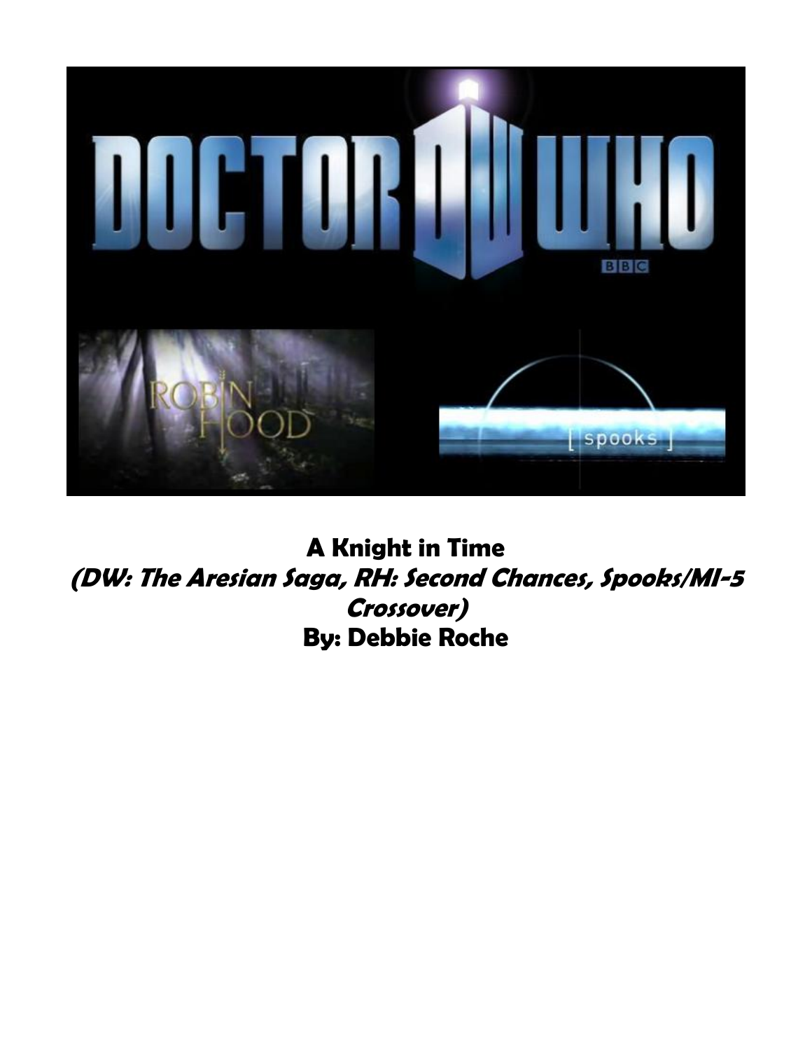**A Knight in Time**

***(DW: The Aresian Saga, RH: Second Chances, Spooks/MI-5 Crossover)***

**By: Debbie Roche**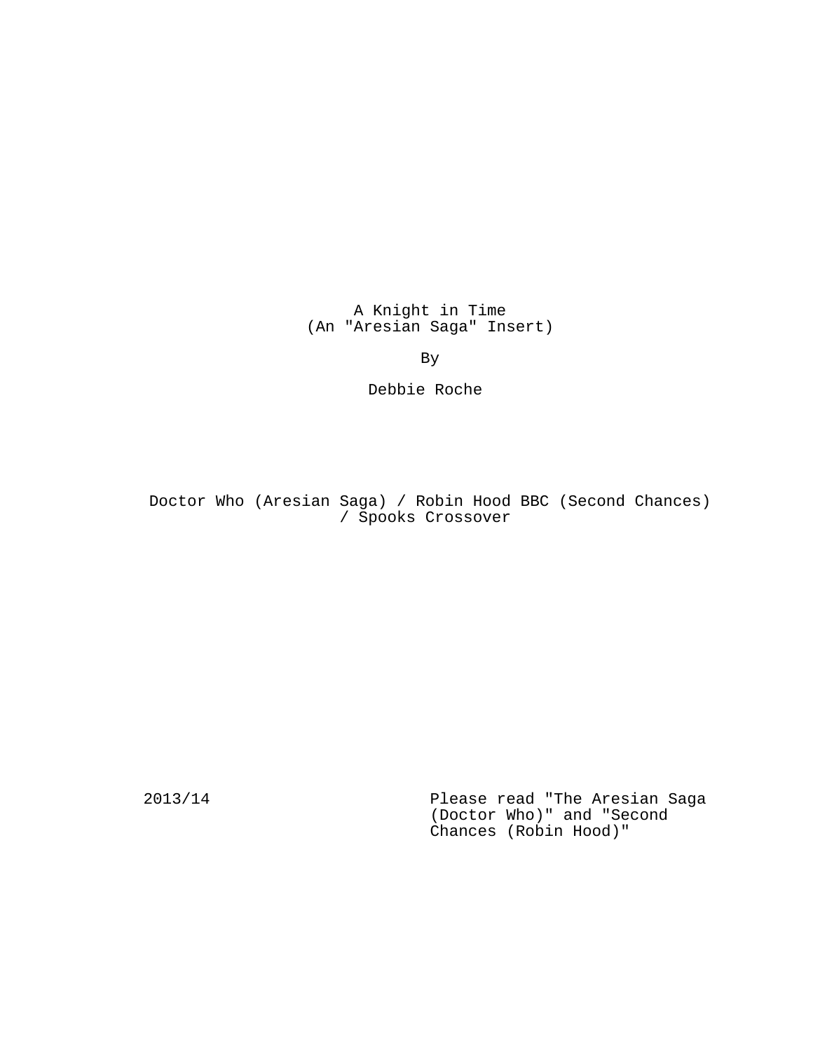A Knight in Time
(An "Aresian Saga" Insert)

By

Debbie Roche

Doctor Who (Aresian Saga) / Robin Hood BBC (Second Chances) / Spooks Crossover

2013/14

Please read "The Aresian Saga (Doctor Who)" and "Second Chances (Robin Hood)"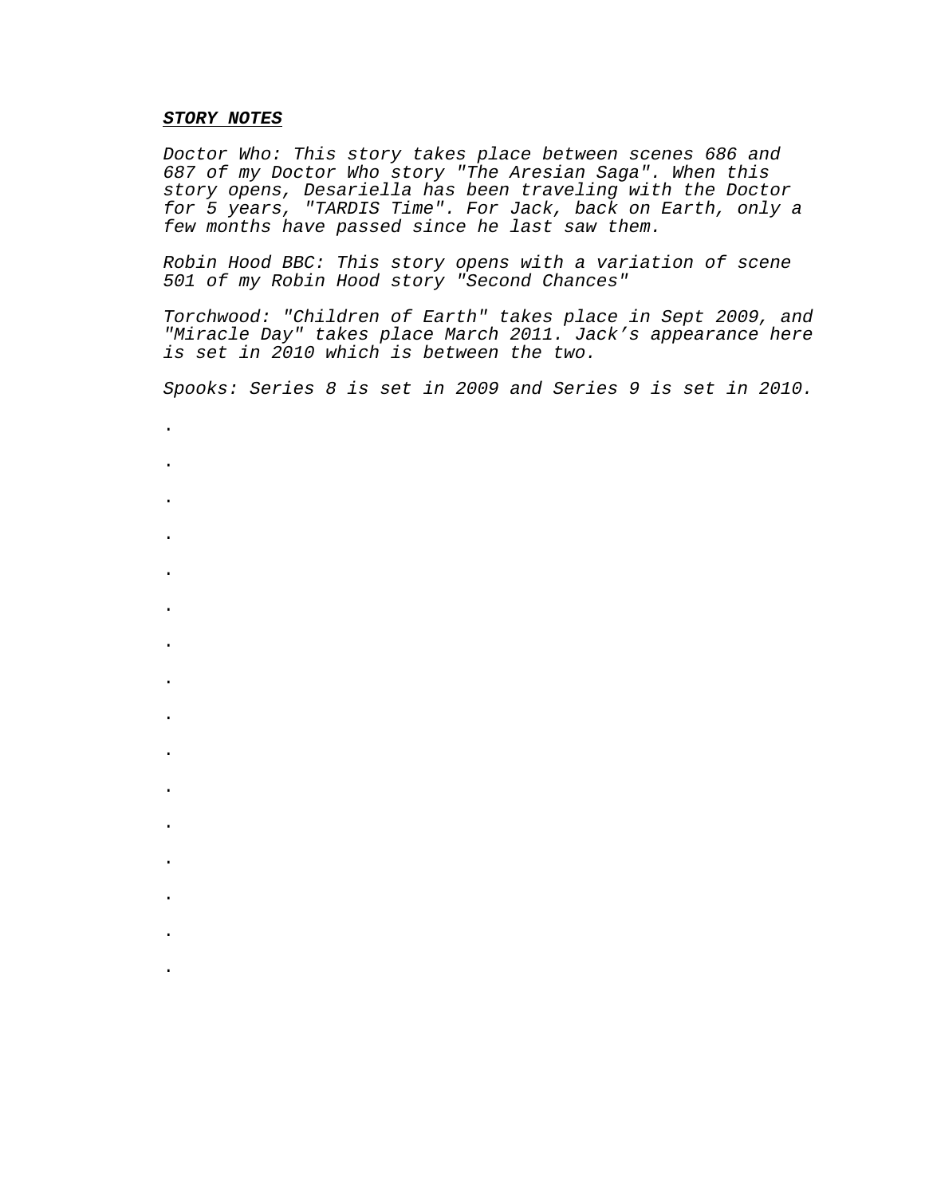***STORY NOTES***

*Doctor Who: This story takes place between scenes 686 and 687 of my Doctor Who story "The Aresian Saga". When this story opens, Desariella has been traveling with the Doctor for 5 years, "TARDIS Time". For Jack, back on Earth, only a few months have passed since he last saw them.*

*Robin Hood BBC: This story opens with a variation of scene 501 of my Robin Hood story "Second Chances"*

*Torchwood: "Children of Earth" takes place in Sept 2009, and "Miracle Day" takes place March 2011. Jack's appearance here is set in 2010 which is between the two.*

*Spooks: Series 8 is set in 2009 and Series 9 is set in 2010.*

.

.

.

.

.

.

.

.

.

.

.

.

.

.

.

.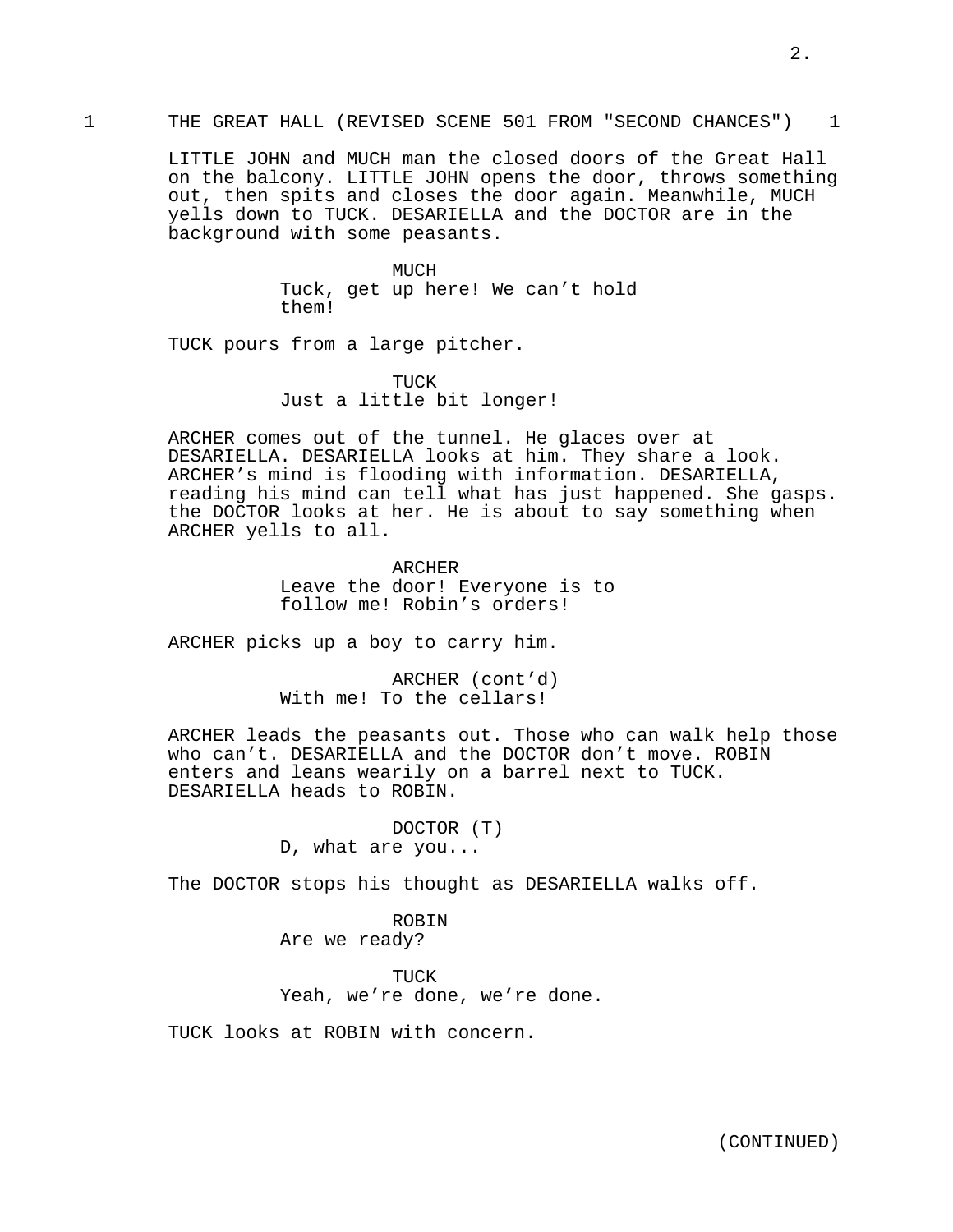1 THE GREAT HALL (REVISED SCENE 501 FROM "SECOND CHANCES") 1

LITTLE JOHN and MUCH man the closed doors of the Great Hall on the balcony. LITTLE JOHN opens the door, throws something out, then spits and closes the door again. Meanwhile, MUCH yells down to TUCK. DESARIELLA and the DOCTOR are in the background with some peasants.

MUCH
Tuck, get up here! We can't hold them!

TUCK pours from a large pitcher.

TUCK
Just a little bit longer!

ARCHER comes out of the tunnel. He glaces over at DESARIELLA. DESARIELLA looks at him. They share a look. ARCHER's mind is flooding with information. DESARIELLA, reading his mind can tell what has just happened. She gasps. the DOCTOR looks at her. He is about to say something when ARCHER yells to all.

ARCHER
Leave the door! Everyone is to follow me! Robin's orders!

ARCHER picks up a boy to carry him.

ARCHER (cont'd)
With me! To the cellars!

ARCHER leads the peasants out. Those who can walk help those who can't. DESARIELLA and the DOCTOR don't move. ROBIN enters and leans wearily on a barrel next to TUCK. DESARIELLA heads to ROBIN.

DOCTOR (T)
D, what are you...

The DOCTOR stops his thought as DESARIELLA walks off.

ROBIN
Are we ready?

TUCK
Yeah, we're done, we're done.

TUCK looks at ROBIN with concern.

(CONTINUED)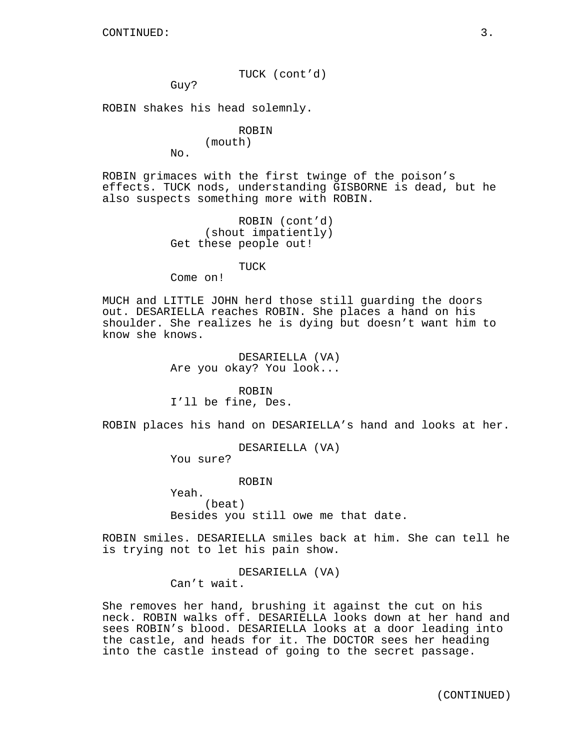CONTINUED:

TUCK (cont'd)
Guy?

ROBIN shakes his head solemnly.

ROBIN
(mouth)
No.

ROBIN grimaces with the first twinge of the poison's effects. TUCK nods, understanding GISBORNE is dead, but he also suspects something more with ROBIN.

ROBIN (cont'd)
(shout impatiently)
Get these people out!

TUCK
Come on!

MUCH and LITTLE JOHN herd those still guarding the doors out. DESARIELLA reaches ROBIN. She places a hand on his shoulder. She realizes he is dying but doesn't want him to know she knows.

DESARIELLA (VA)
Are you okay? You look...

ROBIN
I'll be fine, Des.

ROBIN places his hand on DESARIELLA's hand and looks at her.

DESARIELLA (VA)
You sure?

ROBIN
Yeah.
(beat)
Besides you still owe me that date.

ROBIN smiles. DESARIELLA smiles back at him. She can tell he is trying not to let his pain show.

DESARIELLA (VA)
Can't wait.

She removes her hand, brushing it against the cut on his neck. ROBIN walks off. DESARIELLA looks down at her hand and sees ROBIN's blood. DESARIELLA looks at a door leading into the castle, and heads for it. The DOCTOR sees her heading into the castle instead of going to the secret passage.

(CONTINUED)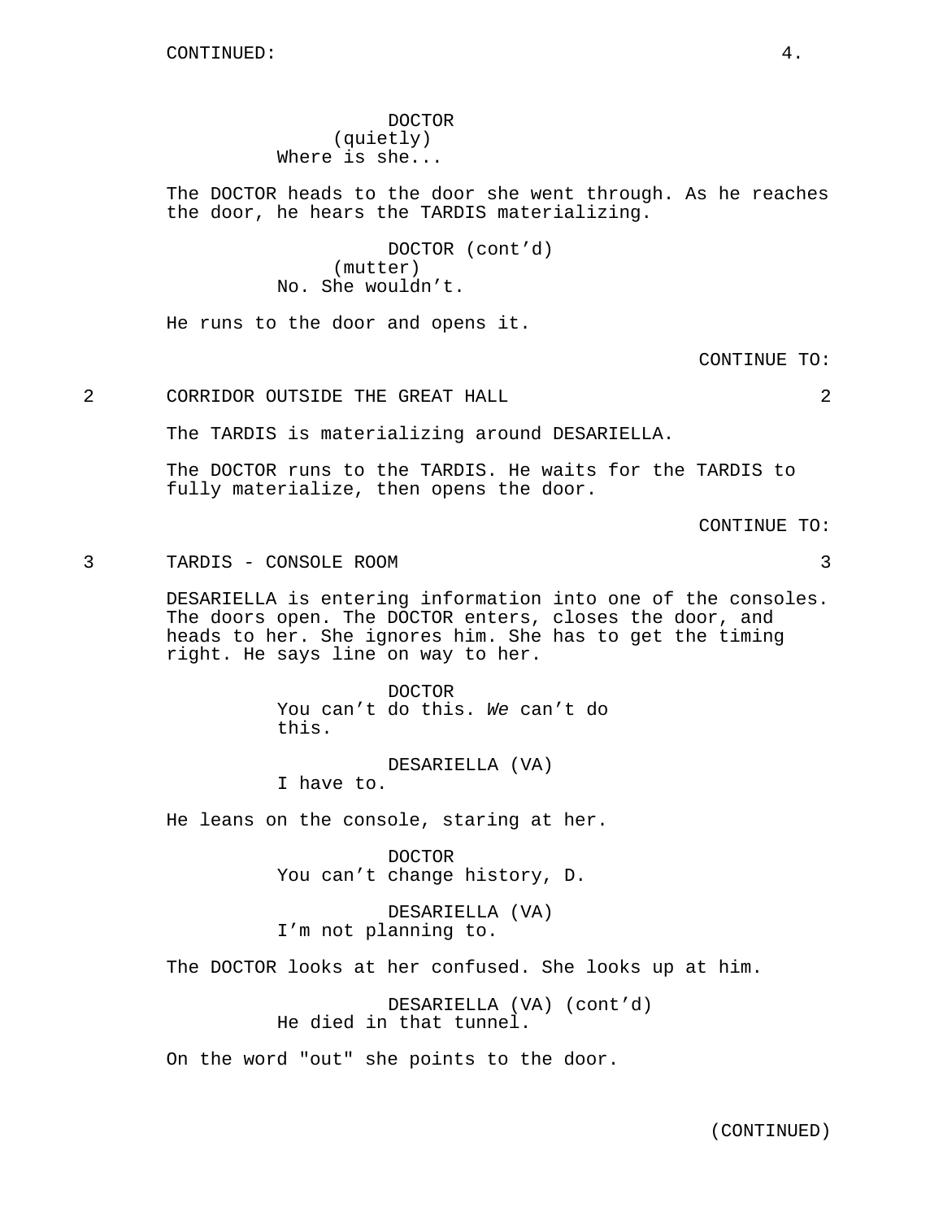DOCTOR
(quietly)
Where is she...

The DOCTOR heads to the door she went through. As he reaches the door, he hears the TARDIS materializing.

DOCTOR (cont’d)
(mutter)
No. She wouldn’t.

He runs to the door and opens it.

CONTINUE TO:

2 CORRIDOR OUTSIDE THE GREAT HALL 2

The TARDIS is materializing around DESARIELLA.

The DOCTOR runs to the TARDIS. He waits for the TARDIS to fully materialize, then opens the door.

CONTINUE TO:

3 TARDIS - CONSOLE ROOM 3

DESARIELLA is entering information into one of the consoles. The doors open. The DOCTOR enters, closes the door, and heads to her. She ignores him. She has to get the timing right. He says line on way to her.

DOCTOR
You can’t do this. *We* can’t do this.

DESARIELLA (VA)
I have to.

He leans on the console, staring at her.

DOCTOR
You can’t change history, D.

DESARIELLA (VA)
I’m not planning to.

The DOCTOR looks at her confused. She looks up at him.

DESARIELLA (VA) (cont’d)
He died in that tunnel.

On the word "out" she points to the door.

(CONTINUED)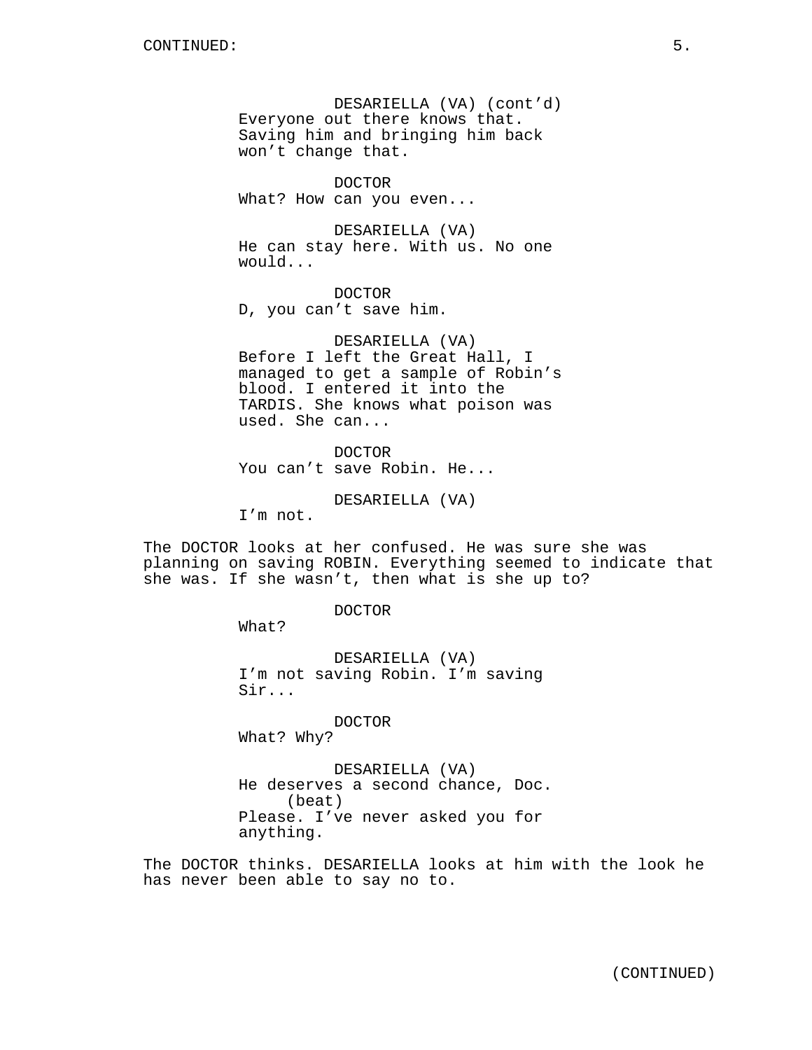CONTINUED:

DESARIELLA (VA) (cont'd)
Everyone out there knows that.
Saving him and bringing him back
won't change that.

DOCTOR
What? How can you even...

DESARIELLA (VA)
He can stay here. With us. No one
would...

DOCTOR
D, you can't save him.

DESARIELLA (VA)
Before I left the Great Hall, I
managed to get a sample of Robin's
blood. I entered it into the
TARDIS. She knows what poison was
used. She can...

DOCTOR
You can't save Robin. He...

DESARIELLA (VA)
I'm not.

The DOCTOR looks at her confused. He was sure she was planning on saving ROBIN. Everything seemed to indicate that she was. If she wasn't, then what is she up to?

DOCTOR
What?

DESARIELLA (VA)
I'm not saving Robin. I'm saving
Sir...

DOCTOR
What? Why?

DESARIELLA (VA)
He deserves a second chance, Doc.
(beat)
Please. I've never asked you for
anything.

The DOCTOR thinks. DESARIELLA looks at him with the look he has never been able to say no to.

(CONTINUED)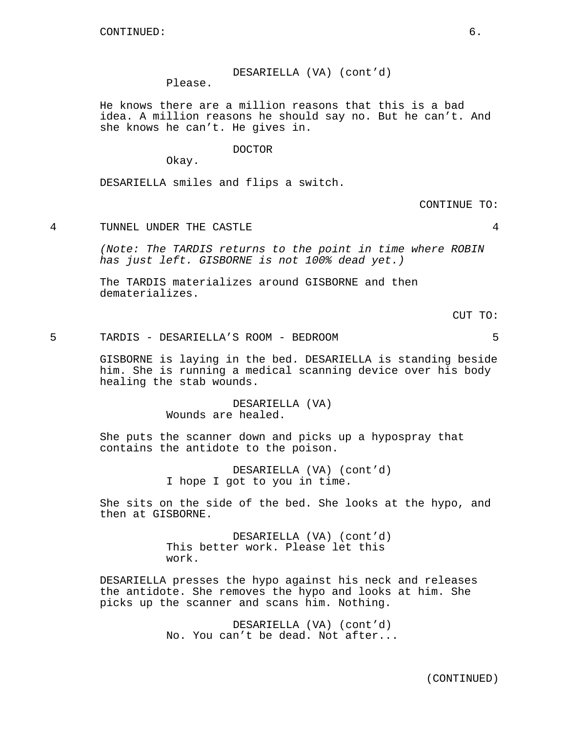CONTINUED:

DESARIELLA (VA) (cont'd)
Please.

He knows there are a million reasons that this is a bad idea. A million reasons he should say no. But he can't. And she knows he can't. He gives in.

DOCTOR
Okay.

DESARIELLA smiles and flips a switch.

CONTINUE TO:

4 TUNNEL UNDER THE CASTLE 4

*(Note: The TARDIS returns to the point in time where ROBIN has just left. GISBORNE is not 100% dead yet.)*

The TARDIS materializes around GISBORNE and then dematerializes.

CUT TO:

5 TARDIS - DESARIELLA'S ROOM - BEDROOM 5

GISBORNE is laying in the bed. DESARIELLA is standing beside him. She is running a medical scanning device over his body healing the stab wounds.

DESARIELLA (VA)
Wounds are healed.

She puts the scanner down and picks up a hypospray that contains the antidote to the poison.

DESARIELLA (VA) (cont'd)
I hope I got to you in time.

She sits on the side of the bed. She looks at the hypo, and then at GISBORNE.

DESARIELLA (VA) (cont'd)
This better work. Please let this work.

DESARIELLA presses the hypo against his neck and releases the antidote. She removes the hypo and looks at him. She picks up the scanner and scans him. Nothing.

DESARIELLA (VA) (cont'd)
No. You can't be dead. Not after...

(CONTINUED)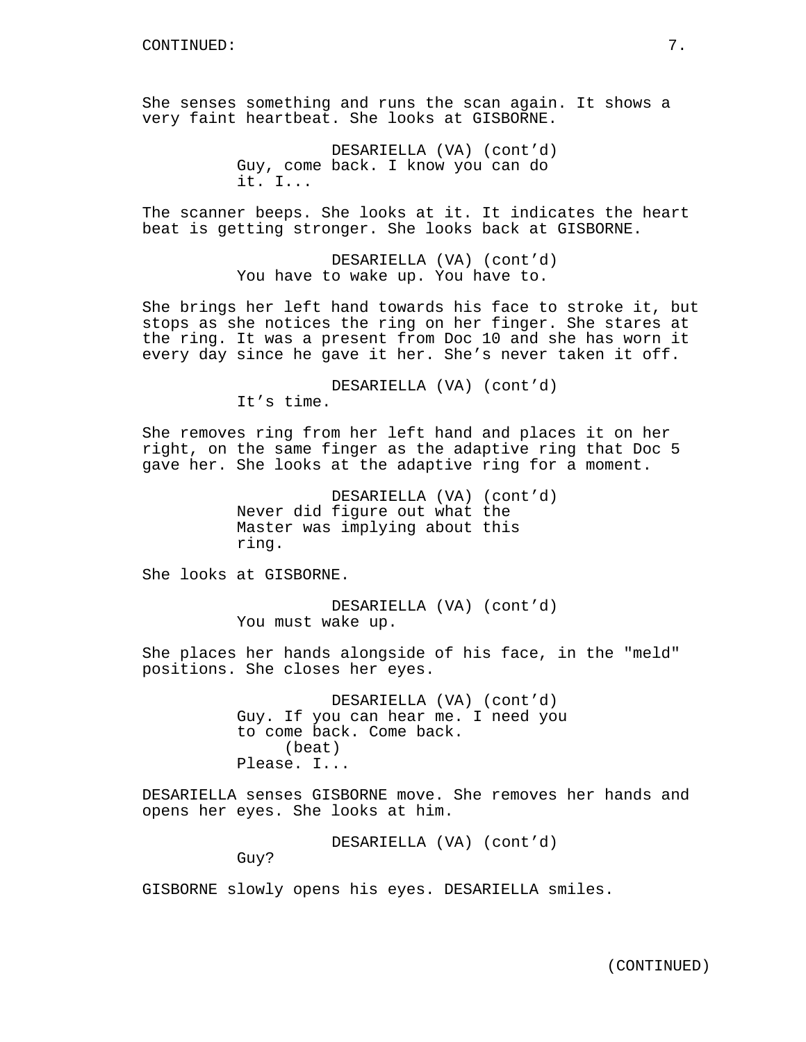She senses something and runs the scan again. It shows a very faint heartbeat. She looks at GISBORNE.

DESARIELLA (VA) (cont'd)
Guy, come back. I know you can do it. I...

The scanner beeps. She looks at it. It indicates the heart beat is getting stronger. She looks back at GISBORNE.

DESARIELLA (VA) (cont'd)
You have to wake up. You have to.

She brings her left hand towards his face to stroke it, but stops as she notices the ring on her finger. She stares at the ring. It was a present from Doc 10 and she has worn it every day since he gave it her. She's never taken it off.

DESARIELLA (VA) (cont'd)
It's time.

She removes ring from her left hand and places it on her right, on the same finger as the adaptive ring that Doc 5 gave her. She looks at the adaptive ring for a moment.

DESARIELLA (VA) (cont'd)
Never did figure out what the Master was implying about this ring.

She looks at GISBORNE.

DESARIELLA (VA) (cont'd)
You must wake up.

She places her hands alongside of his face, in the "meld" positions. She closes her eyes.

DESARIELLA (VA) (cont'd)
Guy. If you can hear me. I need you to come back. Come back.
(beat)
Please. I...

DESARIELLA senses GISBORNE move. She removes her hands and opens her eyes. She looks at him.

DESARIELLA (VA) (cont'd)
Guy?

GISBORNE slowly opens his eyes. DESARIELLA smiles.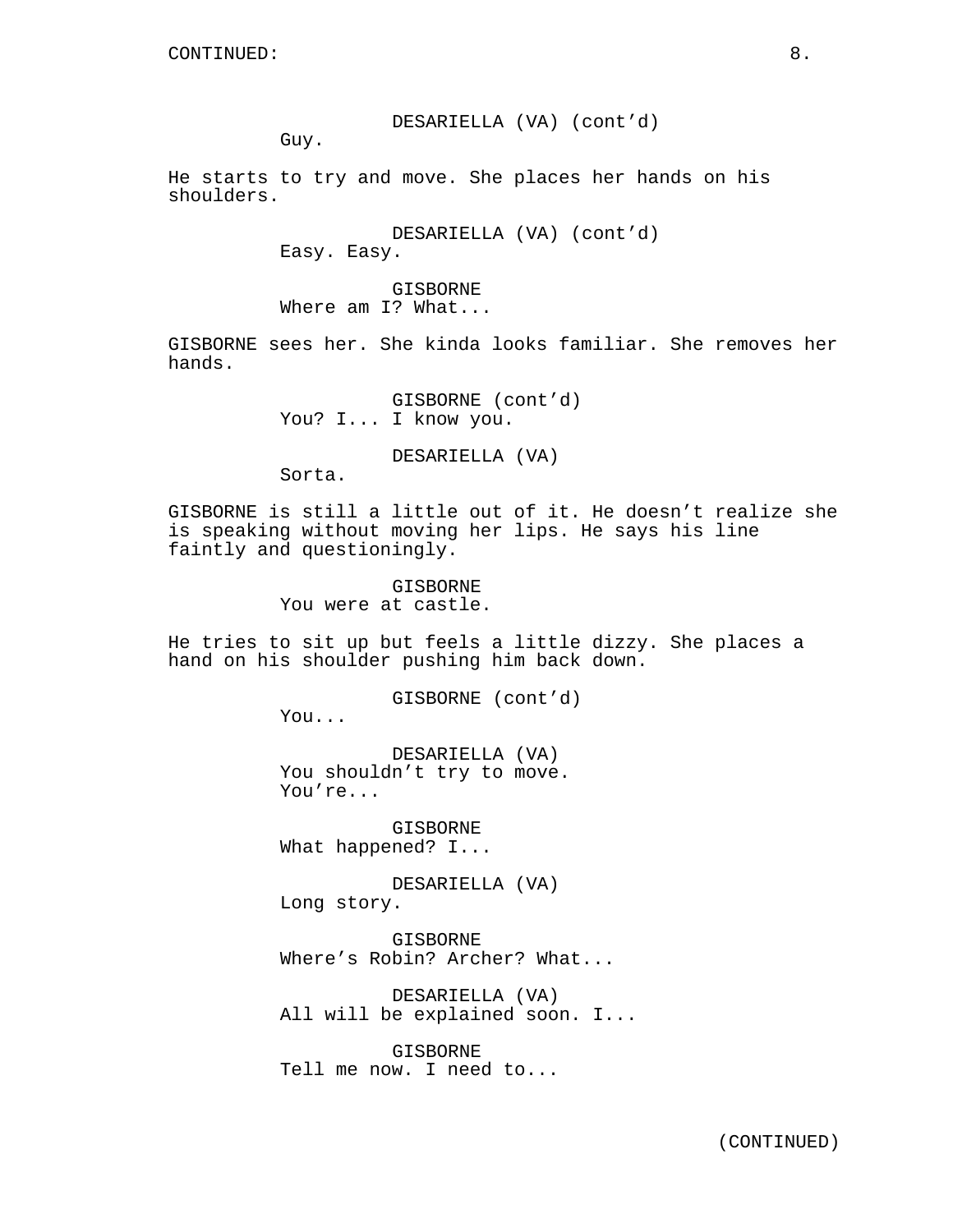CONTINUED:

DESARIELLA (VA) (cont'd)
Guy.

He starts to try and move. She places her hands on his shoulders.

DESARIELLA (VA) (cont'd)
Easy. Easy.

GISBORNE
Where am I? What...

GISBORNE sees her. She kinda looks familiar. She removes her hands.

GISBORNE (cont'd)
You? I... I know you.

DESARIELLA (VA)
Sorta.

GISBORNE is still a little out of it. He doesn't realize she is speaking without moving her lips. He says his line faintly and questioningly.

GISBORNE
You were at castle.

He tries to sit up but feels a little dizzy. She places a hand on his shoulder pushing him back down.

GISBORNE (cont'd)
You...

DESARIELLA (VA)
You shouldn't try to move.
You're...

GISBORNE
What happened? I...

DESARIELLA (VA)
Long story.

GISBORNE
Where's Robin? Archer? What...

DESARIELLA (VA)
All will be explained soon. I...

GISBORNE
Tell me now. I need to...

(CONTINUED)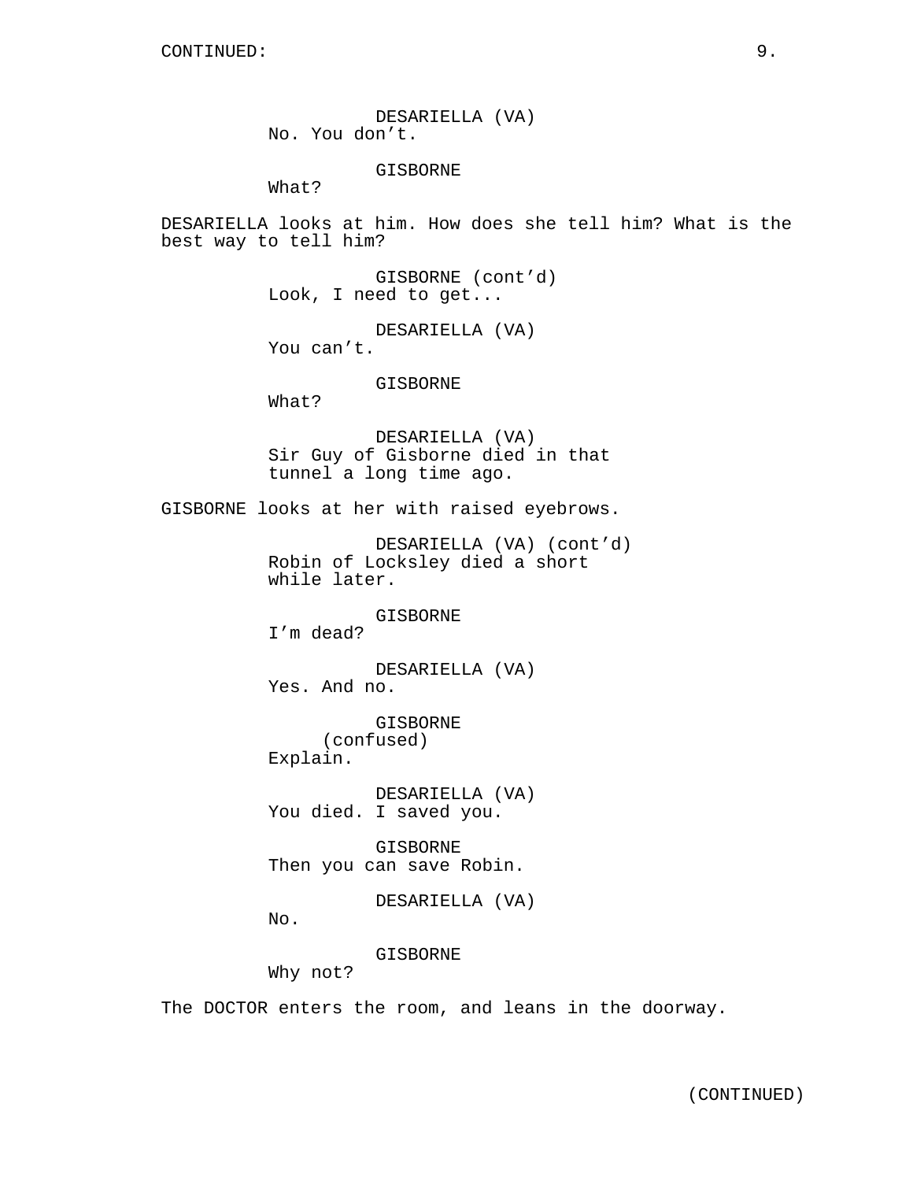DESARIELLA (VA)
No. You don’t.

GISBORNE
What?

DESARIELLA looks at him. How does she tell him? What is the best way to tell him?

GISBORNE (cont’d)
Look, I need to get...

DESARIELLA (VA)
You can’t.

GISBORNE
What?

DESARIELLA (VA)
Sir Guy of Gisborne died in that tunnel a long time ago.

GISBORNE looks at her with raised eyebrows.

DESARIELLA (VA) (cont’d)
Robin of Locksley died a short while later.

GISBORNE
I’m dead?

DESARIELLA (VA)
Yes. And no.

GISBORNE
(confused)
Explain.

DESARIELLA (VA)
You died. I saved you.

GISBORNE
Then you can save Robin.

DESARIELLA (VA)
No.

GISBORNE
Why not?

The DOCTOR enters the room, and leans in the doorway.

(CONTINUED)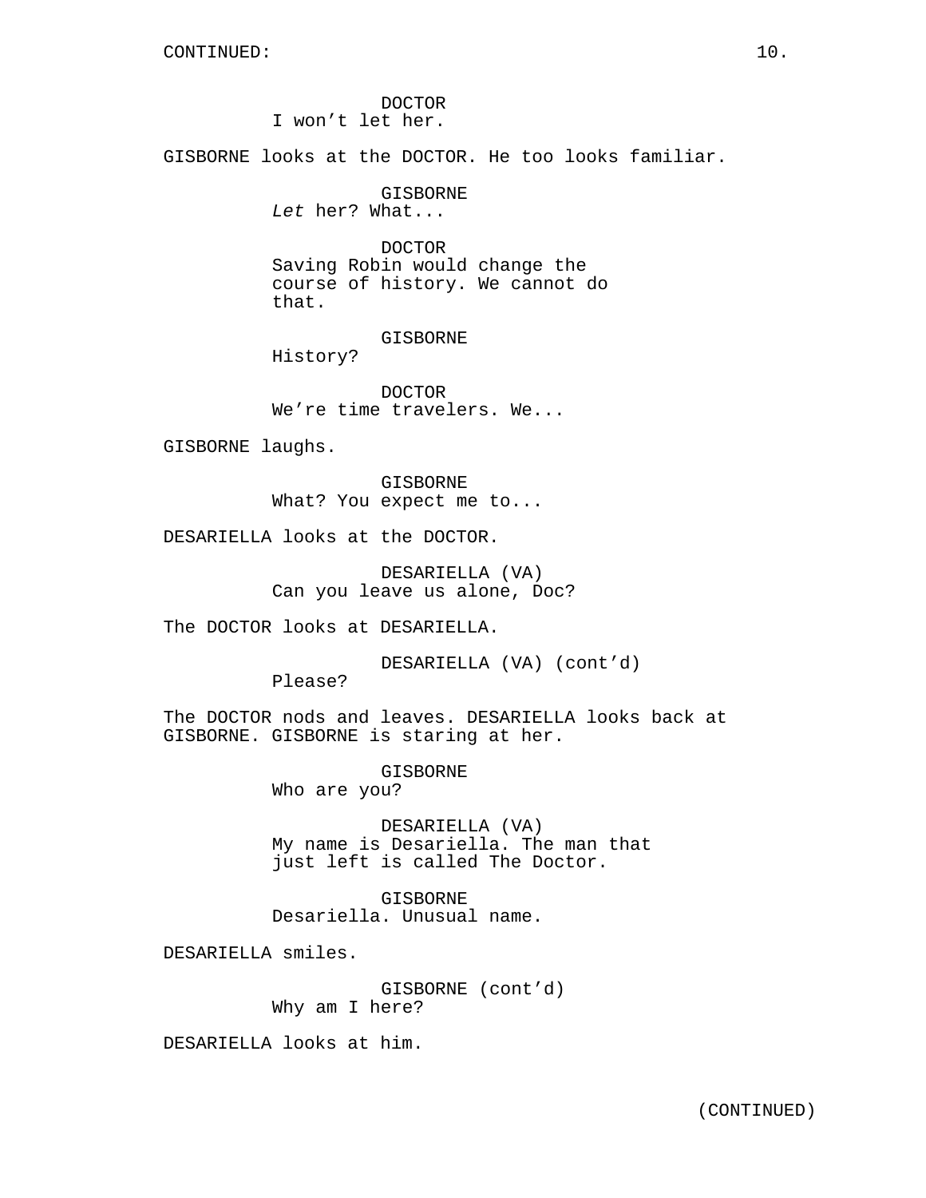DOCTOR
I won't let her.

GISBORNE looks at the DOCTOR. He too looks familiar.

GISBORNE
*Let* her? What...

DOCTOR
Saving Robin would change the course of history. We cannot do that.

GISBORNE
History?

DOCTOR
We're time travelers. We...

GISBORNE laughs.

GISBORNE
What? You expect me to...

DESARIELLA looks at the DOCTOR.

DESARIELLA (VA)
Can you leave us alone, Doc?

The DOCTOR looks at DESARIELLA.

DESARIELLA (VA) (cont'd)
Please?

The DOCTOR nods and leaves. DESARIELLA looks back at GISBORNE. GISBORNE is staring at her.

GISBORNE
Who are you?

DESARIELLA (VA)
My name is Desariella. The man that just left is called The Doctor.

GISBORNE
Desariella. Unusual name.

DESARIELLA smiles.

GISBORNE (cont'd)
Why am I here?

DESARIELLA looks at him.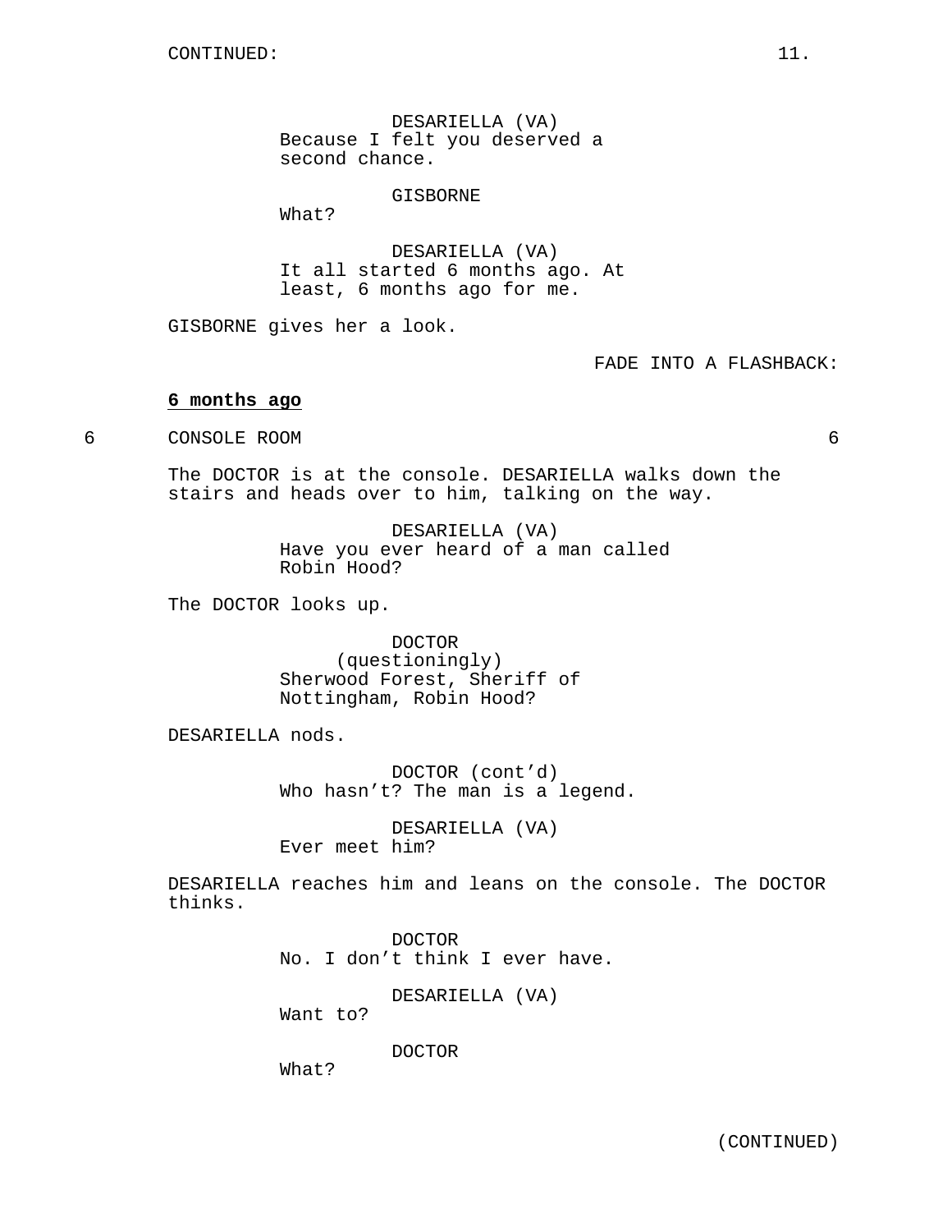DESARIELLA (VA)
Because I felt you deserved a second chance.

GISBORNE
What?

DESARIELLA (VA)
It all started 6 months ago. At least, 6 months ago for me.

GISBORNE gives her a look.

FADE INTO A FLASHBACK:

**6 months ago**

6 CONSOLE ROOM 6

The DOCTOR is at the console. DESARIELLA walks down the stairs and heads over to him, talking on the way.

DESARIELLA (VA)
Have you ever heard of a man called Robin Hood?

The DOCTOR looks up.

DOCTOR
(questioningly)
Sherwood Forest, Sheriff of Nottingham, Robin Hood?

DESARIELLA nods.

DOCTOR (cont'd)
Who hasn't? The man is a legend.

DESARIELLA (VA)
Ever meet him?

DESARIELLA reaches him and leans on the console. The DOCTOR thinks.

DOCTOR
No. I don't think I ever have.

DESARIELLA (VA)
Want to?

DOCTOR
What?

(CONTINUED)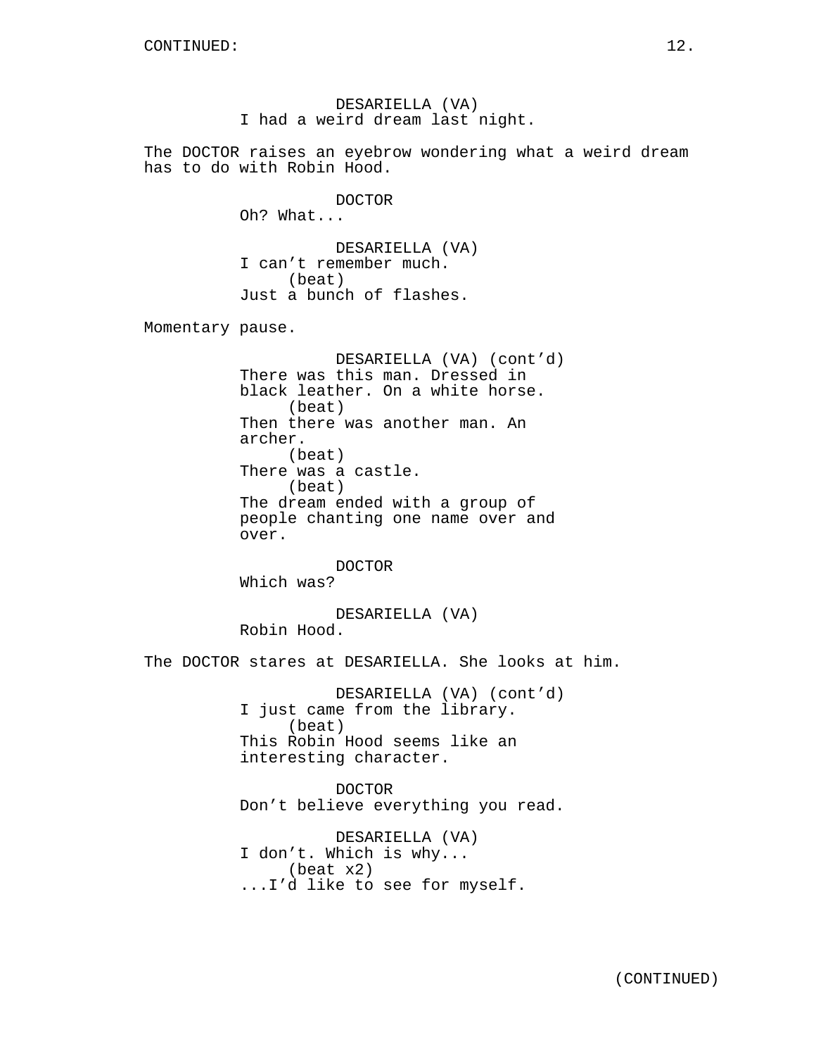CONTINUED:

DESARIELLA (VA)
I had a weird dream last night.

The DOCTOR raises an eyebrow wondering what a weird dream has to do with Robin Hood.

DOCTOR
Oh? What...

DESARIELLA (VA)
I can't remember much.
(beat)
Just a bunch of flashes.

Momentary pause.

DESARIELLA (VA) (cont'd)
There was this man. Dressed in black leather. On a white horse.
(beat)
Then there was another man. An archer.
(beat)
There was a castle.
(beat)
The dream ended with a group of people chanting one name over and over.

DOCTOR
Which was?

DESARIELLA (VA)
Robin Hood.

The DOCTOR stares at DESARIELLA. She looks at him.

DESARIELLA (VA) (cont'd)
I just came from the library.
(beat)
This Robin Hood seems like an interesting character.

DOCTOR
Don't believe everything you read.

DESARIELLA (VA)
I don't. Which is why...
(beat x2)
...I'd like to see for myself.

(CONTINUED)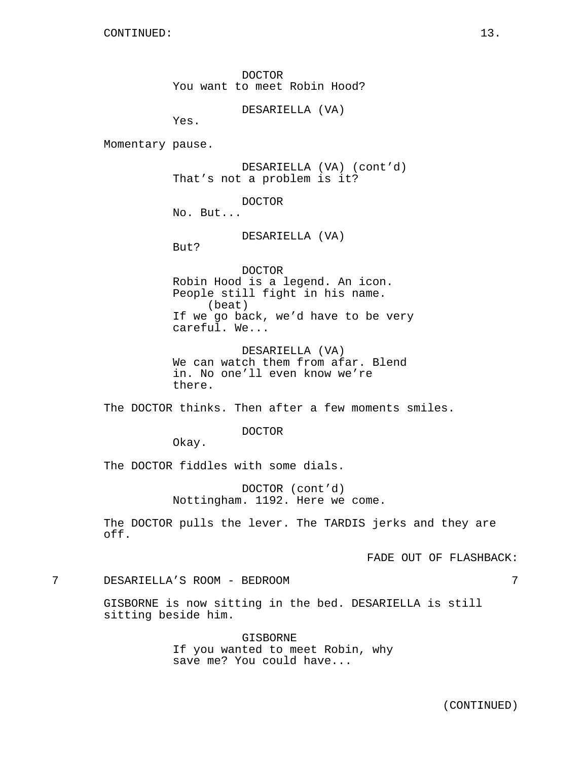DOCTOR
You want to meet Robin Hood?

DESARIELLA (VA)
Yes.

Momentary pause.

DESARIELLA (VA) (cont'd)
That's not a problem is it?

DOCTOR
No. But...

DESARIELLA (VA)
But?

DOCTOR
Robin Hood is a legend. An icon. People still fight in his name.
(beat)
If we go back, we'd have to be very careful. We...

DESARIELLA (VA)
We can watch them from afar. Blend in. No one'll even know we're there.

The DOCTOR thinks. Then after a few moments smiles.

DOCTOR
Okay.

The DOCTOR fiddles with some dials.

DOCTOR (cont'd)
Nottingham. 1192. Here we come.

The DOCTOR pulls the lever. The TARDIS jerks and they are off.

FADE OUT OF FLASHBACK:

7 DESARIELLA'S ROOM - BEDROOM 7

GISBORNE is now sitting in the bed. DESARIELLA is still sitting beside him.

GISBORNE
If you wanted to meet Robin, why save me? You could have...

(CONTINUED)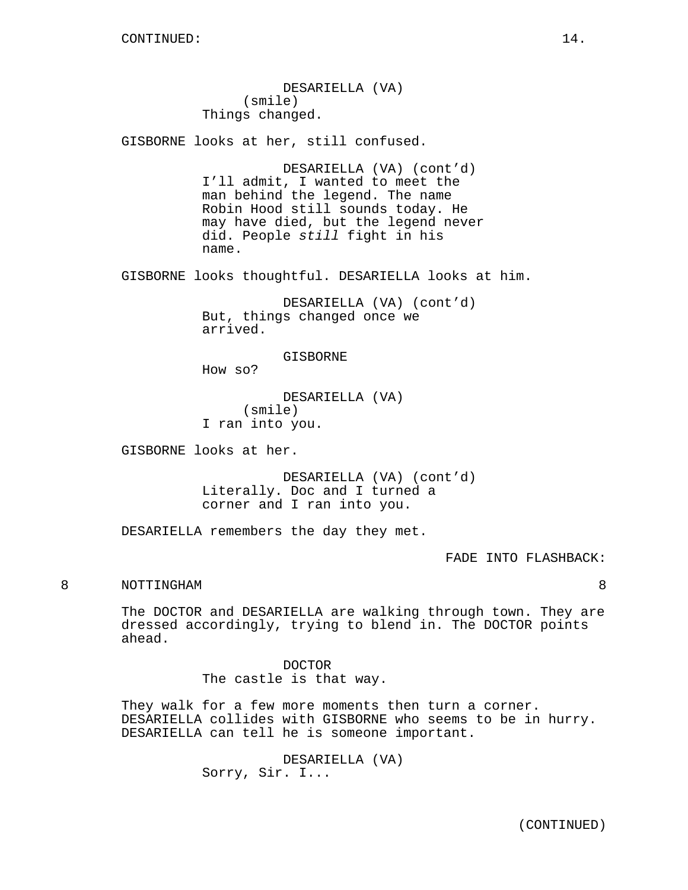CONTINUED:

DESARIELLA (VA)
(smile)
Things changed.

GISBORNE looks at her, still confused.

DESARIELLA (VA) (cont'd)
I'll admit, I wanted to meet the man behind the legend. The name Robin Hood still sounds today. He may have died, but the legend never did. People *still* fight in his name.

GISBORNE looks thoughtful. DESARIELLA looks at him.

DESARIELLA (VA) (cont'd)
But, things changed once we arrived.

GISBORNE
How so?

DESARIELLA (VA)
(smile)
I ran into you.

GISBORNE looks at her.

DESARIELLA (VA) (cont'd)
Literally. Doc and I turned a corner and I ran into you.

DESARIELLA remembers the day they met.

FADE INTO FLASHBACK:

8 NOTTINGHAM 8

The DOCTOR and DESARIELLA are walking through town. They are dressed accordingly, trying to blend in. The DOCTOR points ahead.

DOCTOR
The castle is that way.

They walk for a few more moments then turn a corner. DESARIELLA collides with GISBORNE who seems to be in hurry. DESARIELLA can tell he is someone important.

DESARIELLA (VA)
Sorry, Sir. I...

(CONTINUED)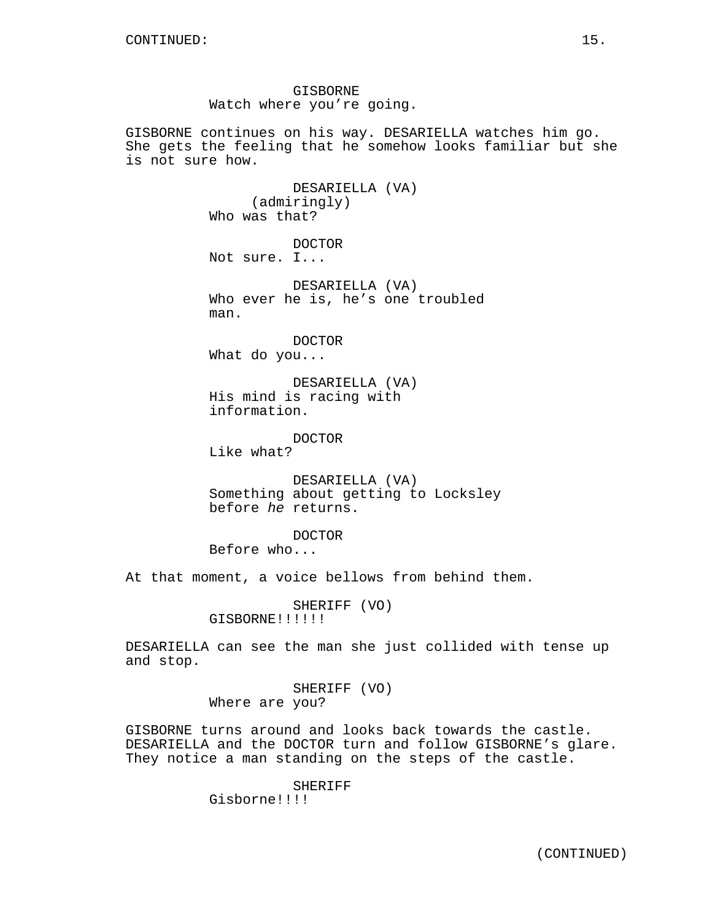GISBORNE
Watch where you're going.

GISBORNE continues on his way. DESARIELLA watches him go. She gets the feeling that he somehow looks familiar but she is not sure how.

DESARIELLA (VA)
(admiringly)
Who was that?

DOCTOR
Not sure. I...

DESARIELLA (VA)
Who ever he is, he's one troubled man.

DOCTOR
What do you...

DESARIELLA (VA)
His mind is racing with information.

DOCTOR
Like what?

DESARIELLA (VA)
Something about getting to Locksley before *he* returns.

DOCTOR
Before who...

At that moment, a voice bellows from behind them.

SHERIFF (VO)
GISBORNE!!!!!!

DESARIELLA can see the man she just collided with tense up and stop.

SHERIFF (VO)
Where are you?

GISBORNE turns around and looks back towards the castle. DESARIELLA and the DOCTOR turn and follow GISBORNE's glare. They notice a man standing on the steps of the castle.

SHERIFF
Gisborne!!!!

(CONTINUED)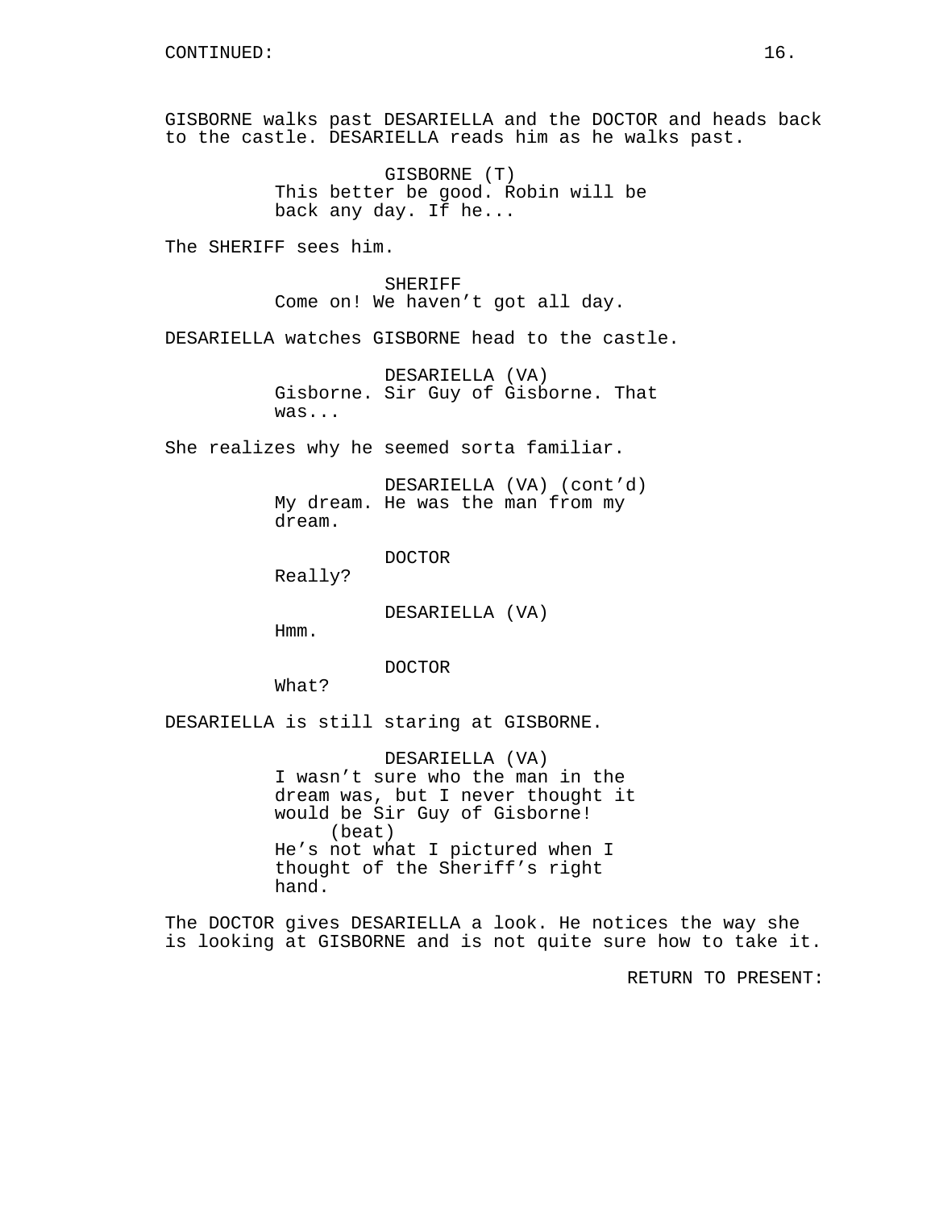CONTINUED:

GISBORNE walks past DESARIELLA and the DOCTOR and heads back to the castle. DESARIELLA reads him as he walks past.

GISBORNE (T)
This better be good. Robin will be back any day. If he...

The SHERIFF sees him.

SHERIFF
Come on! We haven't got all day.

DESARIELLA watches GISBORNE head to the castle.

DESARIELLA (VA)
Gisborne. Sir Guy of Gisborne. That was...

She realizes why he seemed sorta familiar.

DESARIELLA (VA) (cont'd)
My dream. He was the man from my dream.

DOCTOR
Really?

DESARIELLA (VA)
Hmm.

DOCTOR
What?

DESARIELLA is still staring at GISBORNE.

DESARIELLA (VA)
I wasn't sure who the man in the dream was, but I never thought it would be Sir Guy of Gisborne!
(beat)
He's not what I pictured when I thought of the Sheriff's right hand.

The DOCTOR gives DESARIELLA a look. He notices the way she is looking at GISBORNE and is not quite sure how to take it.

RETURN TO PRESENT: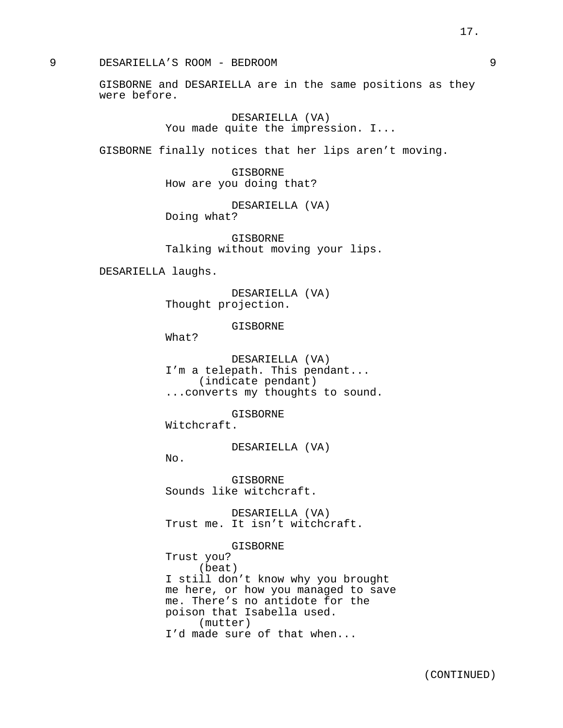9 DESARIELLA'S ROOM - BEDROOM 9

GISBORNE and DESARIELLA are in the same positions as they were before.

DESARIELLA (VA)
You made quite the impression. I...

GISBORNE finally notices that her lips aren't moving.

GISBORNE
How are you doing that?

DESARIELLA (VA)
Doing what?

GISBORNE
Talking without moving your lips.

DESARIELLA laughs.

DESARIELLA (VA)
Thought projection.

GISBORNE
What?

DESARIELLA (VA)
I'm a telepath. This pendant...
(indicate pendant)
...converts my thoughts to sound.

GISBORNE
Witchcraft.

DESARIELLA (VA)
No.

GISBORNE
Sounds like witchcraft.

DESARIELLA (VA)
Trust me. It isn't witchcraft.

GISBORNE
Trust you?
(beat)
I still don't know why you brought me here, or how you managed to save me. There's no antidote for the poison that Isabella used.
(mutter)
I'd made sure of that when...

(CONTINUED)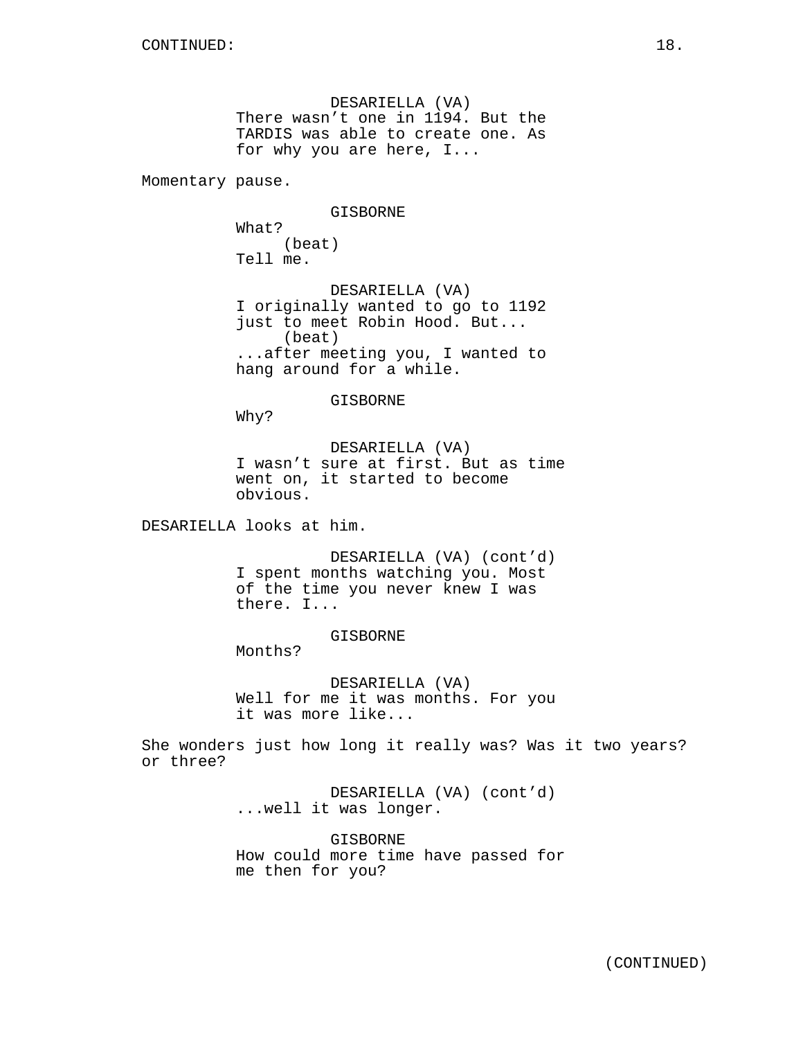DESARIELLA (VA)
There wasn't one in 1194. But the TARDIS was able to create one. As for why you are here, I...

Momentary pause.

GISBORNE
What?
(beat)
Tell me.

DESARIELLA (VA)
I originally wanted to go to 1192 just to meet Robin Hood. But...
(beat)
...after meeting you, I wanted to hang around for a while.

GISBORNE
Why?

DESARIELLA (VA)
I wasn't sure at first. But as time went on, it started to become obvious.

DESARIELLA looks at him.

DESARIELLA (VA) (cont'd)
I spent months watching you. Most of the time you never knew I was there. I...

GISBORNE
Months?

DESARIELLA (VA)
Well for me it was months. For you it was more like...

She wonders just how long it really was? Was it two years? or three?

DESARIELLA (VA) (cont'd)
...well it was longer.

GISBORNE
How could more time have passed for me then for you?

(CONTINUED)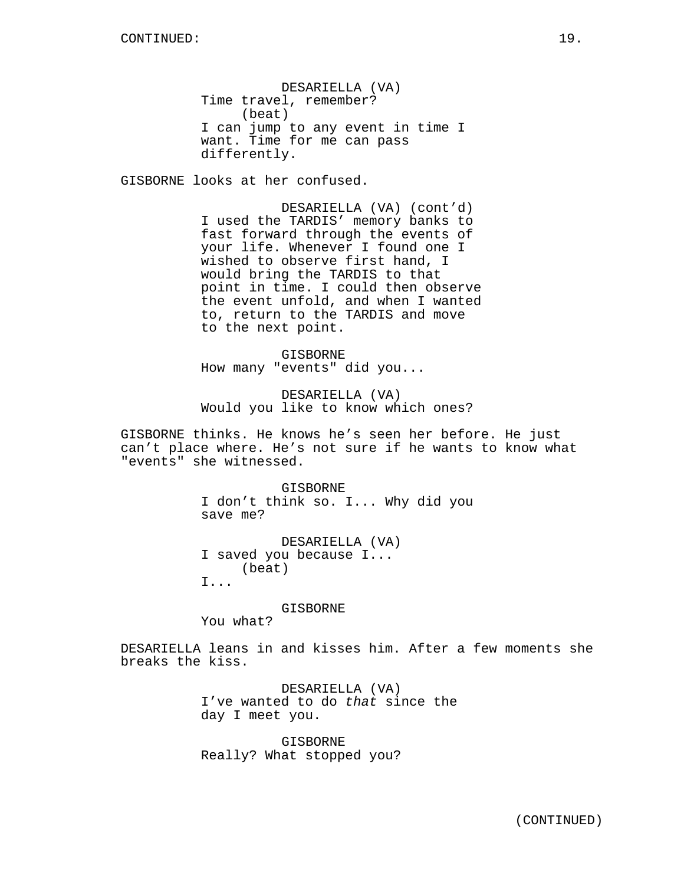CONTINUED:

DESARIELLA (VA)
Time travel, remember?
(beat)
I can jump to any event in time I want. Time for me can pass differently.

GISBORNE looks at her confused.

DESARIELLA (VA) (cont'd)
I used the TARDIS' memory banks to fast forward through the events of your life. Whenever I found one I wished to observe first hand, I would bring the TARDIS to that point in time. I could then observe the event unfold, and when I wanted to, return to the TARDIS and move to the next point.

GISBORNE
How many "events" did you...

DESARIELLA (VA)
Would you like to know which ones?

GISBORNE thinks. He knows he's seen her before. He just can't place where. He's not sure if he wants to know what "events" she witnessed.

GISBORNE
I don't think so. I... Why did you save me?

DESARIELLA (VA)
I saved you because I...
(beat)
I...

GISBORNE
You what?

DESARIELLA leans in and kisses him. After a few moments she breaks the kiss.

DESARIELLA (VA)
I've wanted to do *that* since the day I meet you.

GISBORNE
Really? What stopped you?

(CONTINUED)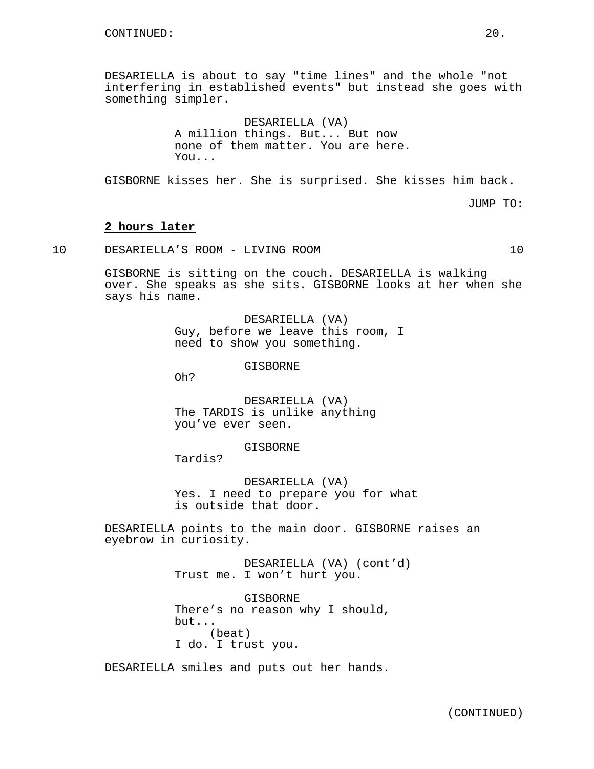DESARIELLA is about to say "time lines" and the whole "not interfering in established events" but instead she goes with something simpler.

DESARIELLA (VA)
A million things. But... But now none of them matter. You are here. You...

GISBORNE kisses her. She is surprised. She kisses him back.

JUMP TO:

**2 hours later**

10 DESARIELLA'S ROOM - LIVING ROOM 10

GISBORNE is sitting on the couch. DESARIELLA is walking over. She speaks as she sits. GISBORNE looks at her when she says his name.

DESARIELLA (VA)
Guy, before we leave this room, I need to show you something.

GISBORNE
Oh?

DESARIELLA (VA)
The TARDIS is unlike anything you've ever seen.

GISBORNE
Tardis?

DESARIELLA (VA)
Yes. I need to prepare you for what is outside that door.

DESARIELLA points to the main door. GISBORNE raises an eyebrow in curiosity.

DESARIELLA (VA) (cont'd)
Trust me. I won't hurt you.

GISBORNE
There's no reason why I should, but...
(beat)
I do. I trust you.

DESARIELLA smiles and puts out her hands.

(CONTINUED)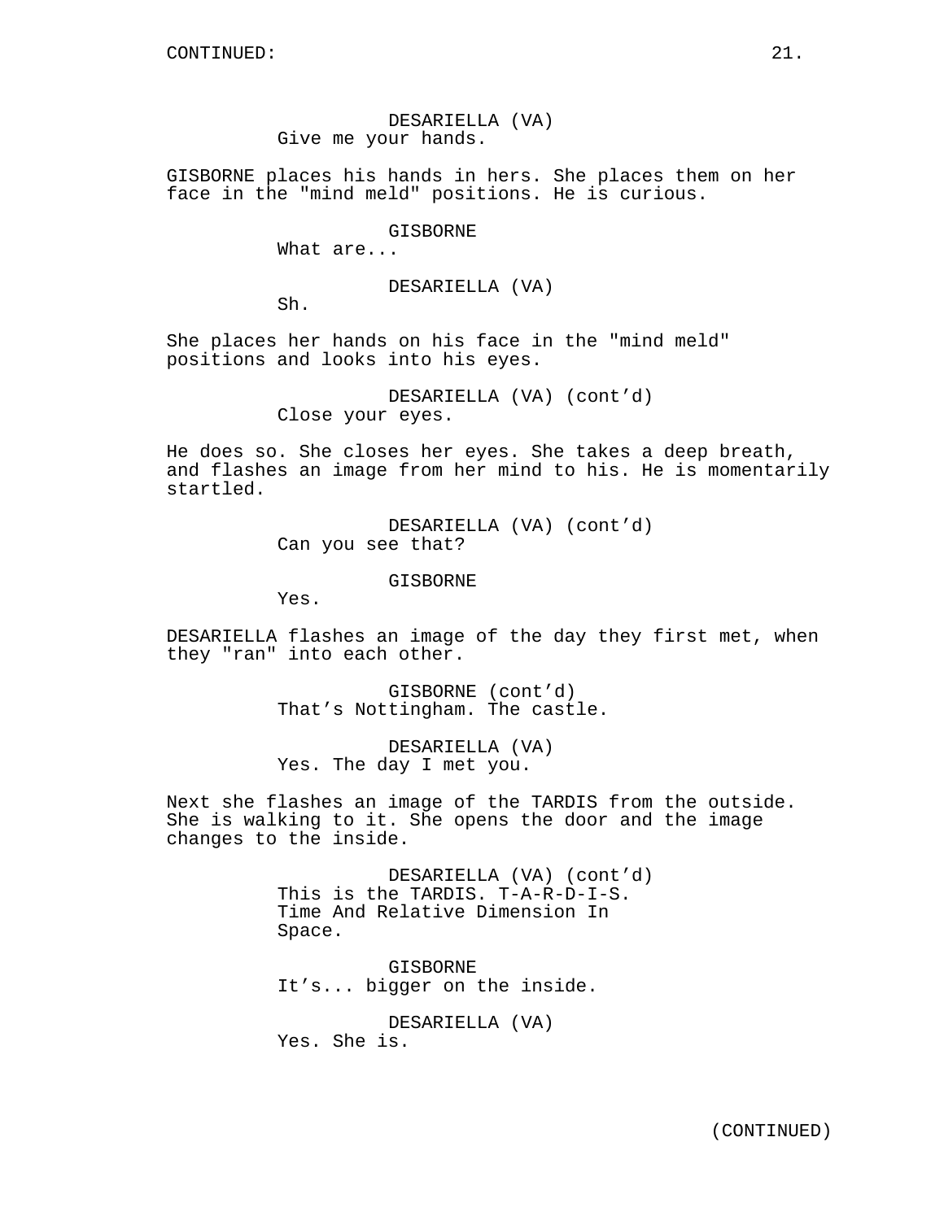DESARIELLA (VA)
Give me your hands.

GISBORNE places his hands in hers. She places them on her face in the "mind meld" positions. He is curious.

GISBORNE
What are...

DESARIELLA (VA)
Sh.

She places her hands on his face in the "mind meld" positions and looks into his eyes.

DESARIELLA (VA) (cont'd)
Close your eyes.

He does so. She closes her eyes. She takes a deep breath, and flashes an image from her mind to his. He is momentarily startled.

DESARIELLA (VA) (cont'd)
Can you see that?

GISBORNE
Yes.

DESARIELLA flashes an image of the day they first met, when they "ran" into each other.

GISBORNE (cont'd)
That's Nottingham. The castle.

DESARIELLA (VA)
Yes. The day I met you.

Next she flashes an image of the TARDIS from the outside. She is walking to it. She opens the door and the image changes to the inside.

DESARIELLA (VA) (cont'd)
This is the TARDIS. T-A-R-D-I-S. Time And Relative Dimension In Space.

GISBORNE
It's... bigger on the inside.

DESARIELLA (VA)
Yes. She is.

(CONTINUED)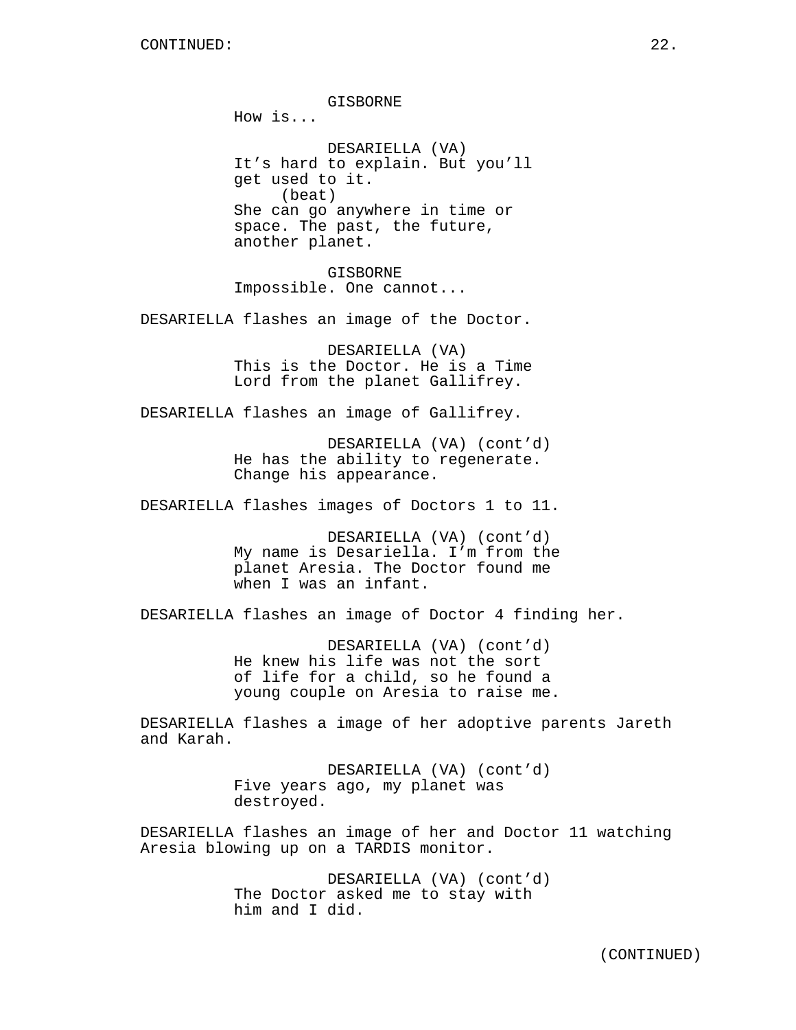GISBORNE
How is...

DESARIELLA (VA)
It's hard to explain. But you'll get used to it.
(beat)
She can go anywhere in time or space. The past, the future, another planet.

GISBORNE
Impossible. One cannot...

DESARIELLA flashes an image of the Doctor.

DESARIELLA (VA)
This is the Doctor. He is a Time Lord from the planet Gallifrey.

DESARIELLA flashes an image of Gallifrey.

DESARIELLA (VA) (cont'd)
He has the ability to regenerate. Change his appearance.

DESARIELLA flashes images of Doctors 1 to 11.

DESARIELLA (VA) (cont'd)
My name is Desariella. I'm from the planet Aresia. The Doctor found me when I was an infant.

DESARIELLA flashes an image of Doctor 4 finding her.

DESARIELLA (VA) (cont'd)
He knew his life was not the sort of life for a child, so he found a young couple on Aresia to raise me.

DESARIELLA flashes a image of her adoptive parents Jareth and Karah.

DESARIELLA (VA) (cont'd)
Five years ago, my planet was destroyed.

DESARIELLA flashes an image of her and Doctor 11 watching Aresia blowing up on a TARDIS monitor.

DESARIELLA (VA) (cont'd)
The Doctor asked me to stay with him and I did.

(CONTINUED)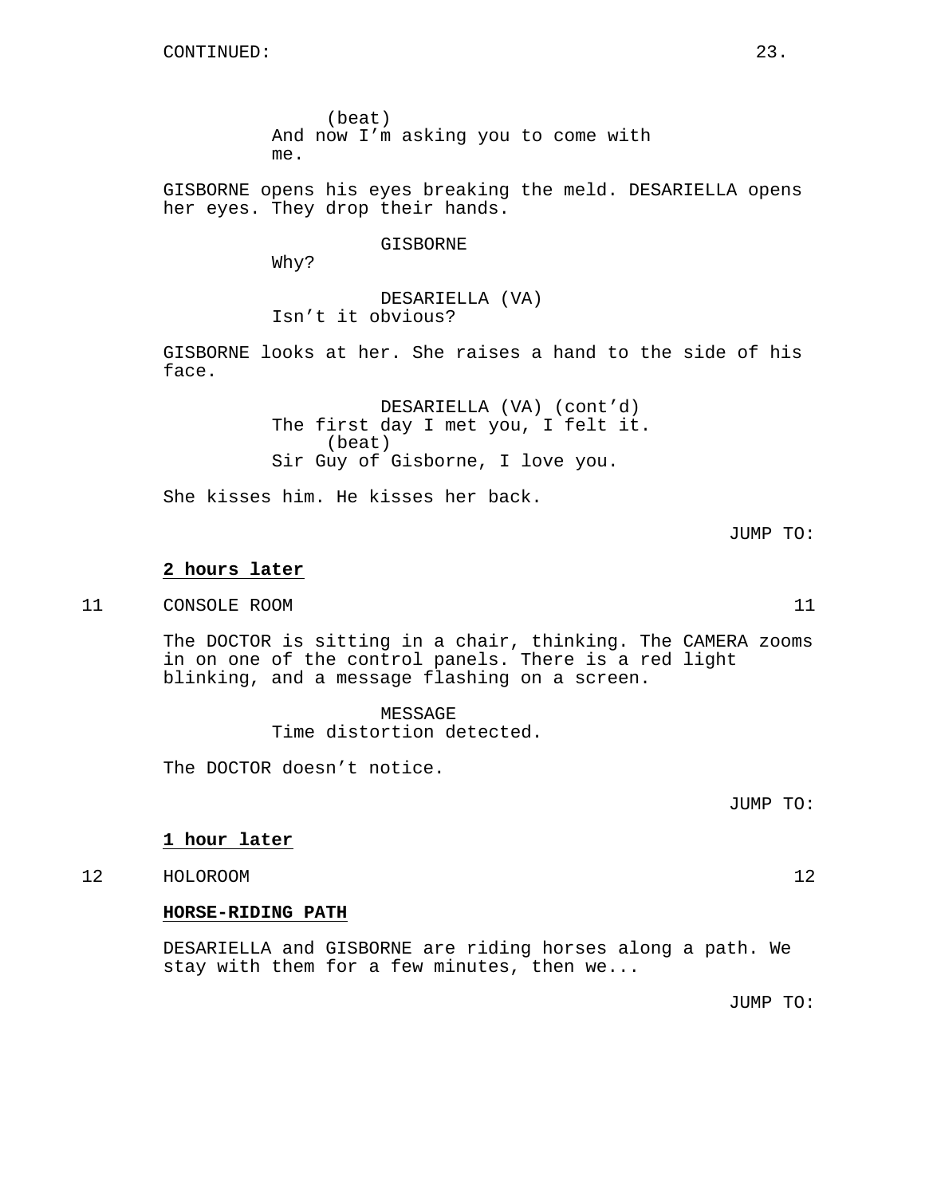CONTINUED:

(beat)
And now I'm asking you to come with me.

GISBORNE opens his eyes breaking the meld. DESARIELLA opens her eyes. They drop their hands.

GISBORNE
Why?

DESARIELLA (VA)
Isn't it obvious?

GISBORNE looks at her. She raises a hand to the side of his face.

DESARIELLA (VA) (cont'd)
The first day I met you, I felt it.
(beat)
Sir Guy of Gisborne, I love you.

She kisses him. He kisses her back.

JUMP TO:

**2 hours later**

11 CONSOLE ROOM 11

The DOCTOR is sitting in a chair, thinking. The CAMERA zooms in on one of the control panels. There is a red light blinking, and a message flashing on a screen.

MESSAGE
Time distortion detected.

The DOCTOR doesn't notice.

JUMP TO:

**1 hour later**

12 HOLOROOM 12

**HORSE-RIDING PATH**

DESARIELLA and GISBORNE are riding horses along a path. We stay with them for a few minutes, then we...

JUMP TO: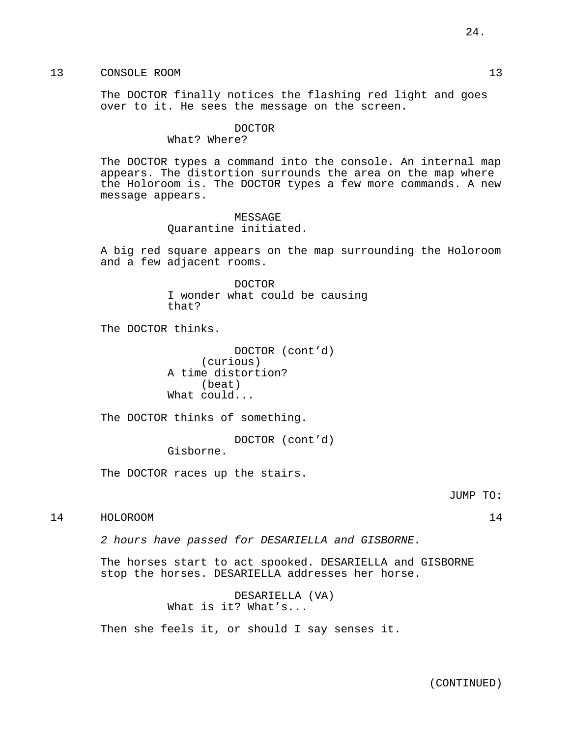13 CONSOLE ROOM 13

The DOCTOR finally notices the flashing red light and goes over to it. He sees the message on the screen.

DOCTOR
What? Where?

The DOCTOR types a command into the console. An internal map appears. The distortion surrounds the area on the map where the Holoroom is. The DOCTOR types a few more commands. A new message appears.

MESSAGE
Quarantine initiated.

A big red square appears on the map surrounding the Holoroom and a few adjacent rooms.

DOCTOR
I wonder what could be causing that?

The DOCTOR thinks.

DOCTOR (cont'd)
(curious)
A time distortion?
(beat)
What could...

The DOCTOR thinks of something.

DOCTOR (cont'd)
Gisborne.

The DOCTOR races up the stairs.

JUMP TO:

14 HOLOROOM 14

*2 hours have passed for DESARIELLA and GISBORNE.*

The horses start to act spooked. DESARIELLA and GISBORNE stop the horses. DESARIELLA addresses her horse.

DESARIELLA (VA)
What is it? What's...

Then she feels it, or should I say senses it.

(CONTINUED)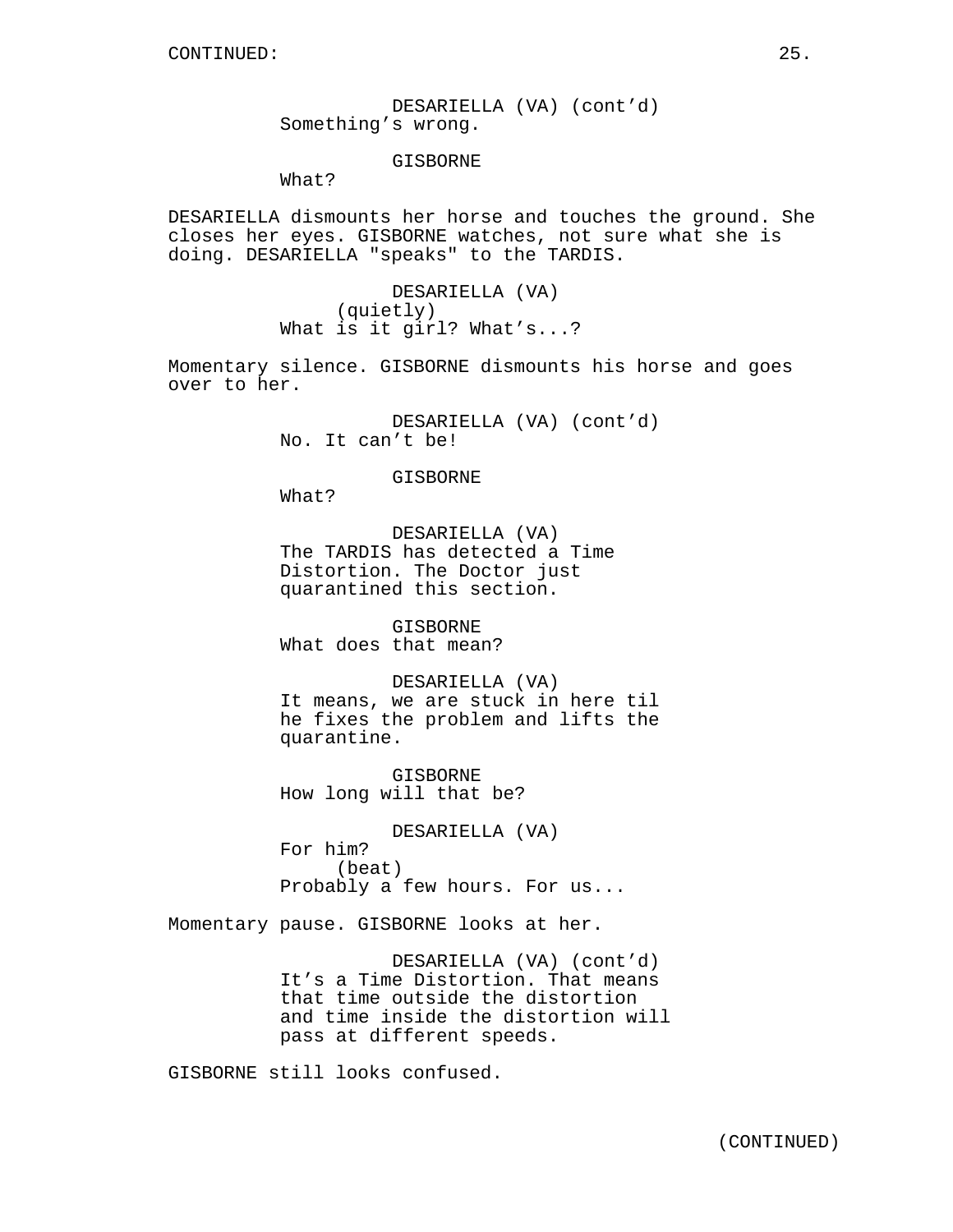CONTINUED:

DESARIELLA (VA) (cont'd)
Something's wrong.

GISBORNE
What?

DESARIELLA dismounts her horse and touches the ground. She closes her eyes. GISBORNE watches, not sure what she is doing. DESARIELLA "speaks" to the TARDIS.

DESARIELLA (VA)
(quietly)
What is it girl? What's...?

Momentary silence. GISBORNE dismounts his horse and goes over to her.

DESARIELLA (VA) (cont'd)
No. It can't be!

GISBORNE
What?

DESARIELLA (VA)
The TARDIS has detected a Time Distortion. The Doctor just quarantined this section.

GISBORNE
What does that mean?

DESARIELLA (VA)
It means, we are stuck in here til he fixes the problem and lifts the quarantine.

GISBORNE
How long will that be?

DESARIELLA (VA)
For him?
(beat)
Probably a few hours. For us...

Momentary pause. GISBORNE looks at her.

DESARIELLA (VA) (cont'd)
It's a Time Distortion. That means that time outside the distortion and time inside the distortion will pass at different speeds.

GISBORNE still looks confused.

(CONTINUED)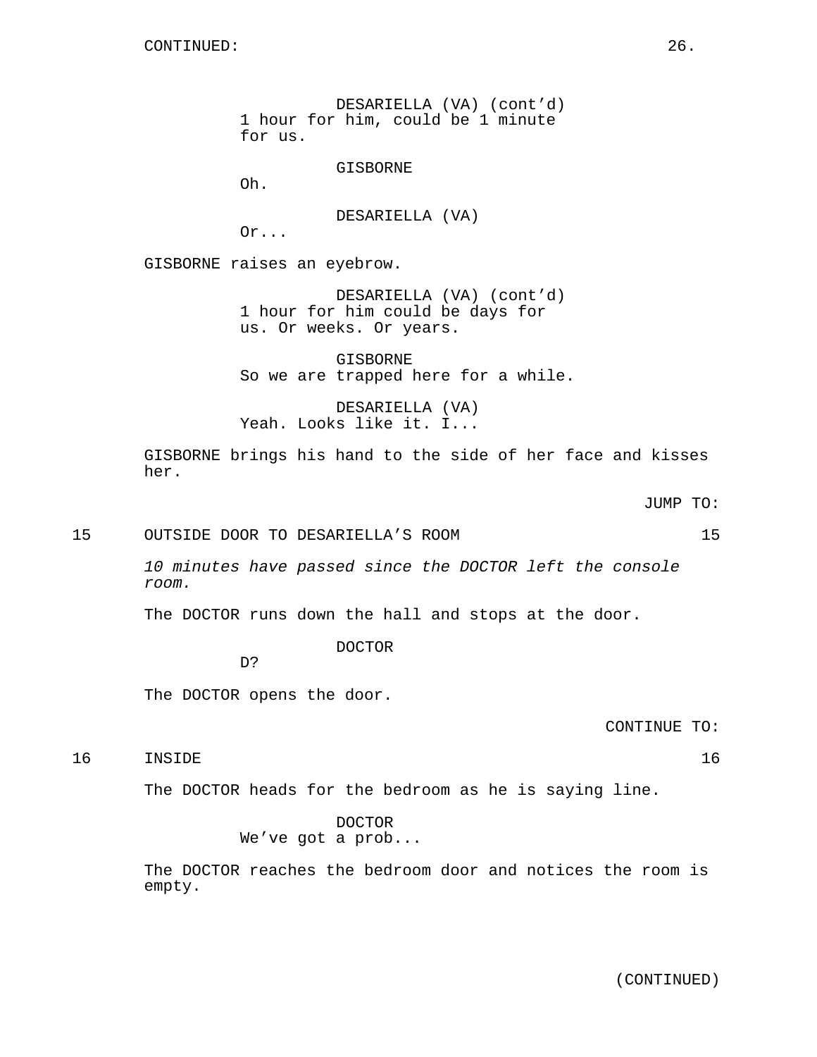CONTINUED:

DESARIELLA (VA) (cont'd)
1 hour for him, could be 1 minute for us.

GISBORNE
Oh.

DESARIELLA (VA)
Or...

GISBORNE raises an eyebrow.

DESARIELLA (VA) (cont'd)
1 hour for him could be days for us. Or weeks. Or years.

GISBORNE
So we are trapped here for a while.

DESARIELLA (VA)
Yeah. Looks like it. I...

GISBORNE brings his hand to the side of her face and kisses her.

JUMP TO:

15 OUTSIDE DOOR TO DESARIELLA'S ROOM 15

*10 minutes have passed since the DOCTOR left the console room.*

The DOCTOR runs down the hall and stops at the door.

DOCTOR
D?

The DOCTOR opens the door.

CONTINUE TO:

16 INSIDE 16

The DOCTOR heads for the bedroom as he is saying line.

DOCTOR
We've got a prob...

The DOCTOR reaches the bedroom door and notices the room is empty.

(CONTINUED)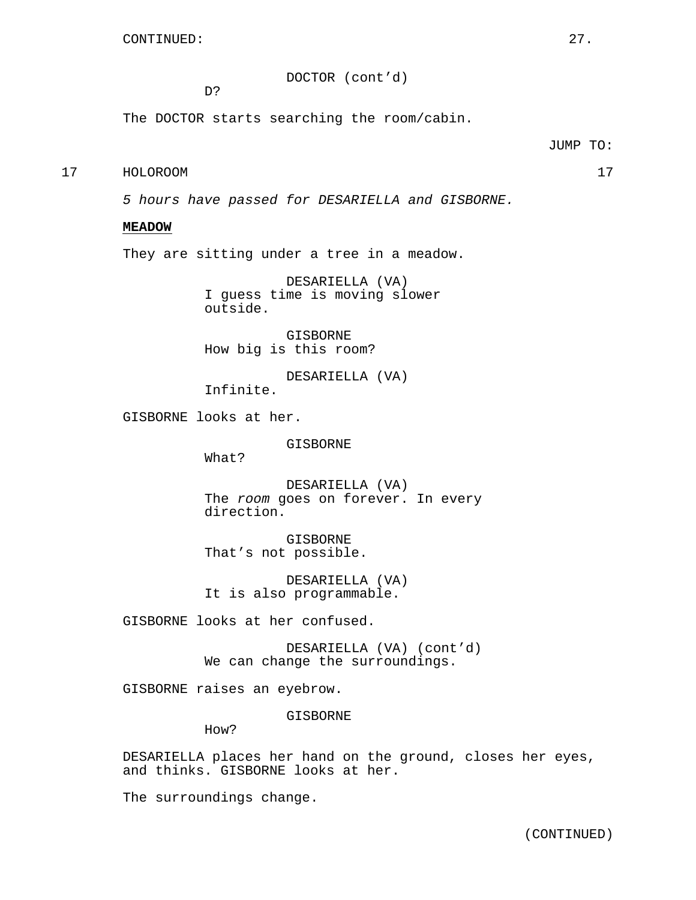CONTINUED:

DOCTOR (cont'd)
D?

The DOCTOR starts searching the room/cabin.

JUMP TO:

17 HOLOROOM 17

*5 hours have passed for DESARIELLA and GISBORNE.*

**MEADOW**

They are sitting under a tree in a meadow.

DESARIELLA (VA)
I guess time is moving slower outside.

GISBORNE
How big is this room?

DESARIELLA (VA)
Infinite.

GISBORNE looks at her.

GISBORNE
What?

DESARIELLA (VA)
The *room* goes on forever. In every direction.

GISBORNE
That's not possible.

DESARIELLA (VA)
It is also programmable.

GISBORNE looks at her confused.

DESARIELLA (VA) (cont'd)
We can change the surroundings.

GISBORNE raises an eyebrow.

GISBORNE
How?

DESARIELLA places her hand on the ground, closes her eyes, and thinks. GISBORNE looks at her.

The surroundings change.

(CONTINUED)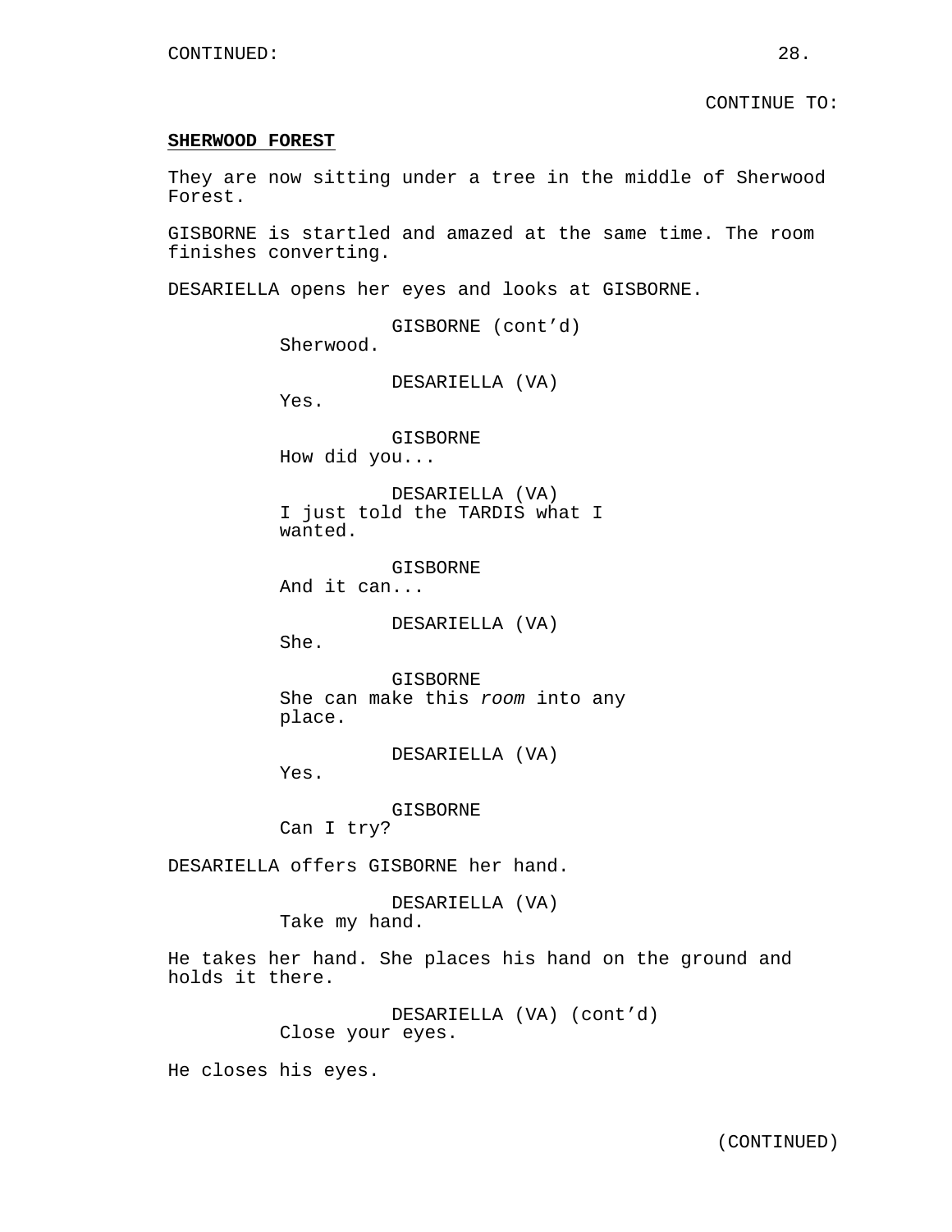CONTINUED:

CONTINUE TO:

**SHERWOOD FOREST**

They are now sitting under a tree in the middle of Sherwood Forest.

GISBORNE is startled and amazed at the same time. The room finishes converting.

DESARIELLA opens her eyes and looks at GISBORNE.

GISBORNE (cont'd)
Sherwood.

DESARIELLA (VA)
Yes.

GISBORNE
How did you...

DESARIELLA (VA)
I just told the TARDIS what I wanted.

GISBORNE
And it can...

DESARIELLA (VA)
She.

GISBORNE
She can make this *room* into any place.

DESARIELLA (VA)
Yes.

GISBORNE
Can I try?

DESARIELLA offers GISBORNE her hand.

DESARIELLA (VA)
Take my hand.

He takes her hand. She places his hand on the ground and holds it there.

DESARIELLA (VA) (cont'd)
Close your eyes.

He closes his eyes.

(CONTINUED)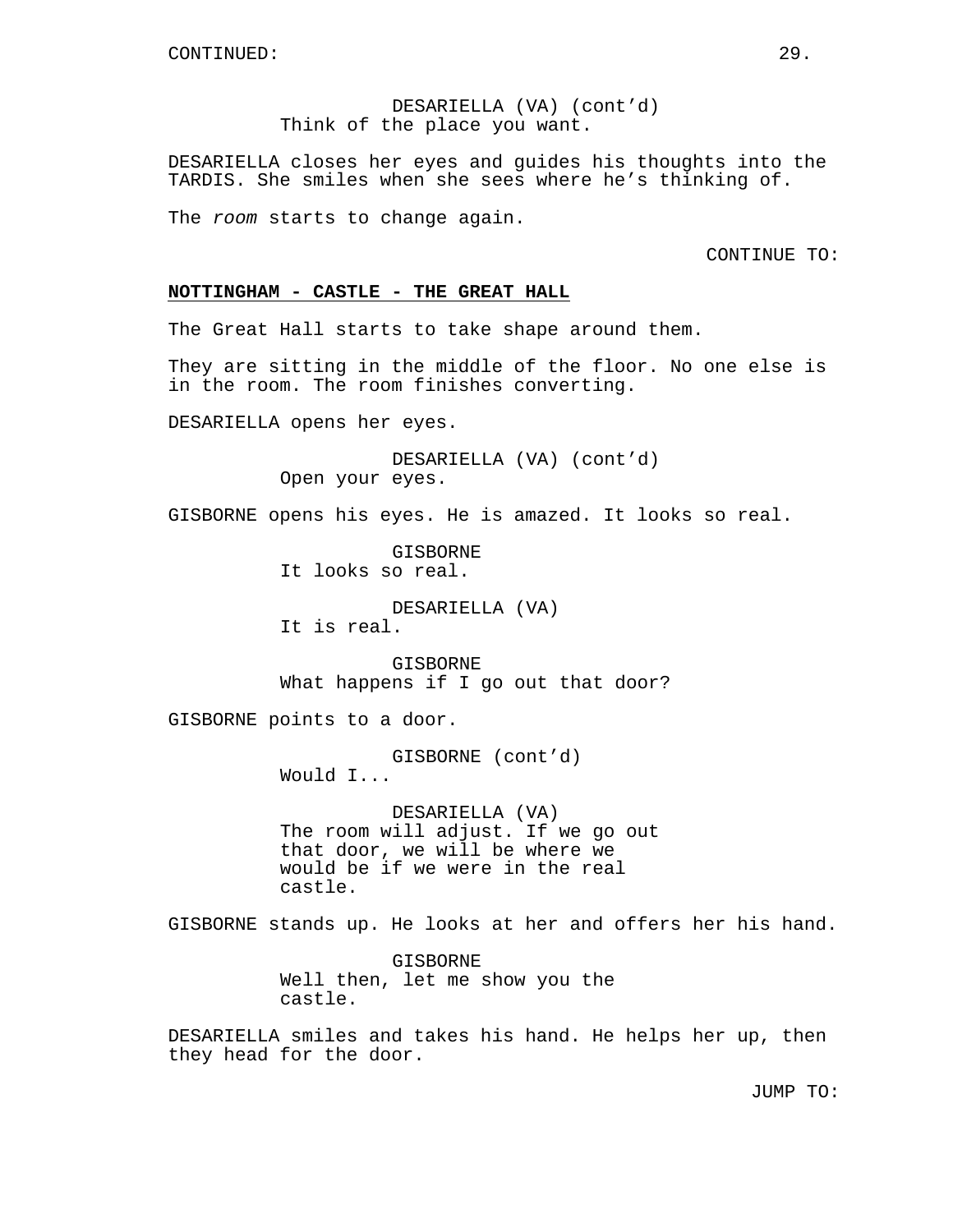CONTINUED:

DESARIELLA (VA) (cont'd)
Think of the place you want.

DESARIELLA closes her eyes and guides his thoughts into the TARDIS. She smiles when she sees where he's thinking of.

The *room* starts to change again.

CONTINUE TO:

**NOTTINGHAM - CASTLE - THE GREAT HALL**

The Great Hall starts to take shape around them.

They are sitting in the middle of the floor. No one else is in the room. The room finishes converting.

DESARIELLA opens her eyes.

DESARIELLA (VA) (cont'd)
Open your eyes.

GISBORNE opens his eyes. He is amazed. It looks so real.

GISBORNE
It looks so real.

DESARIELLA (VA)
It is real.

GISBORNE
What happens if I go out that door?

GISBORNE points to a door.

GISBORNE (cont'd)
Would I...

DESARIELLA (VA)
The room will adjust. If we go out that door, we will be where we would be if we were in the real castle.

GISBORNE stands up. He looks at her and offers her his hand.

GISBORNE
Well then, let me show you the castle.

DESARIELLA smiles and takes his hand. He helps her up, then they head for the door.

JUMP TO: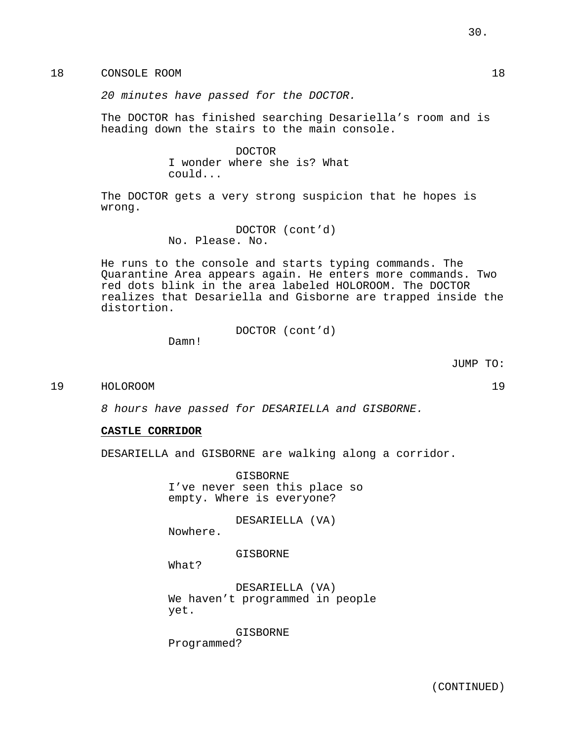18 CONSOLE ROOM 18

*20 minutes have passed for the DOCTOR.*

The DOCTOR has finished searching Desariella's room and is heading down the stairs to the main console.

DOCTOR
I wonder where she is? What could...

The DOCTOR gets a very strong suspicion that he hopes is wrong.

DOCTOR (cont'd)
No. Please. No.

He runs to the console and starts typing commands. The Quarantine Area appears again. He enters more commands. Two red dots blink in the area labeled HOLOROOM. The DOCTOR realizes that Desariella and Gisborne are trapped inside the distortion.

DOCTOR (cont'd)
Damn!

JUMP TO:

19 HOLOROOM 19

*8 hours have passed for DESARIELLA and GISBORNE.*

**CASTLE CORRIDOR**

DESARIELLA and GISBORNE are walking along a corridor.

GISBORNE
I've never seen this place so empty. Where is everyone?

DESARIELLA (VA)
Nowhere.

GISBORNE
What?

DESARIELLA (VA)
We haven't programmed in people yet.

GISBORNE
Programmed?

(CONTINUED)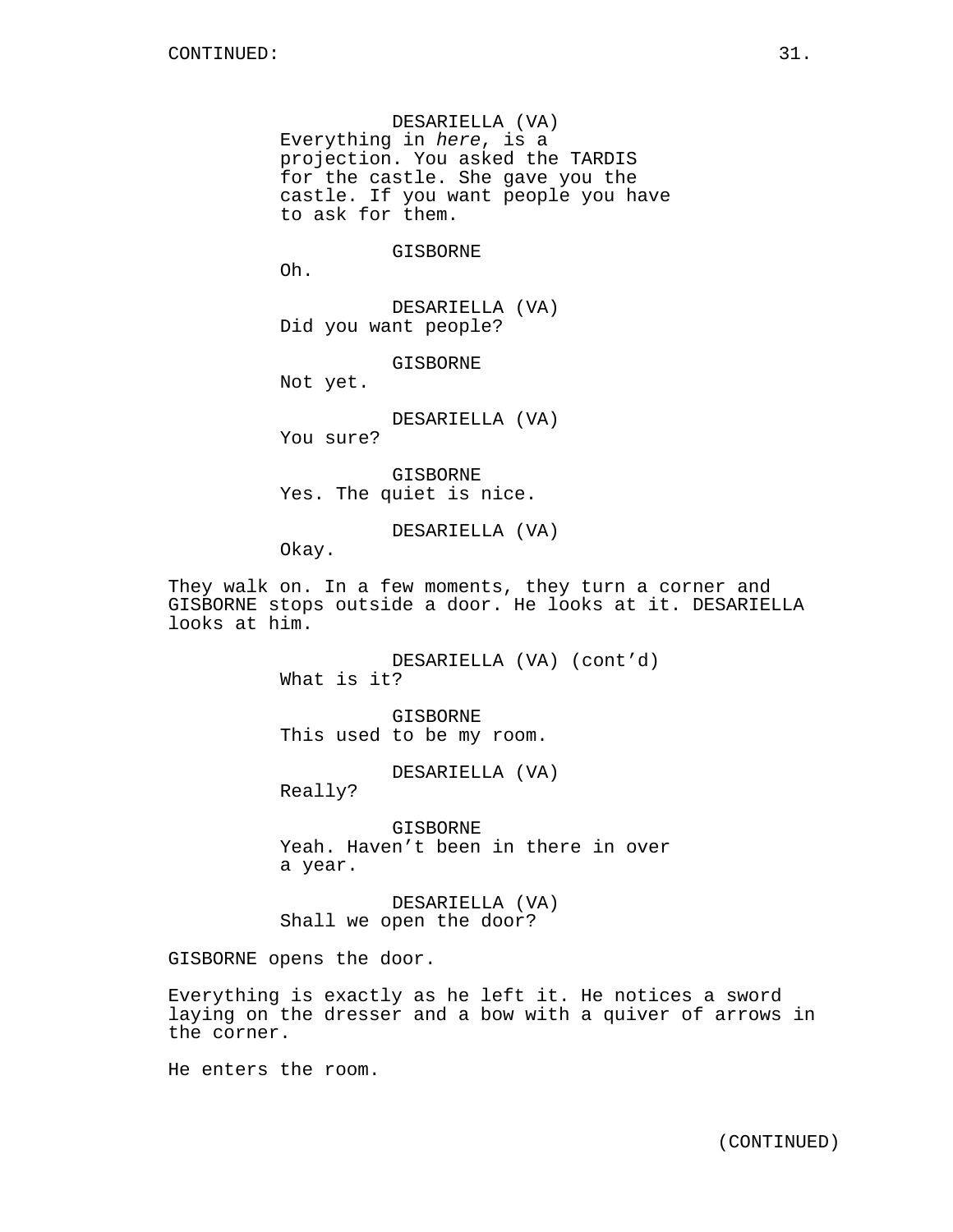DESARIELLA (VA)
Everything in *here*, is a projection. You asked the TARDIS for the castle. She gave you the castle. If you want people you have to ask for them.

GISBORNE
Oh.

DESARIELLA (VA)
Did you want people?

GISBORNE
Not yet.

DESARIELLA (VA)
You sure?

GISBORNE
Yes. The quiet is nice.

DESARIELLA (VA)
Okay.

They walk on. In a few moments, they turn a corner and GISBORNE stops outside a door. He looks at it. DESARIELLA looks at him.

DESARIELLA (VA) (cont'd)
What is it?

GISBORNE
This used to be my room.

DESARIELLA (VA)
Really?

GISBORNE
Yeah. Haven't been in there in over a year.

DESARIELLA (VA)
Shall we open the door?

GISBORNE opens the door.

Everything is exactly as he left it. He notices a sword laying on the dresser and a bow with a quiver of arrows in the corner.

He enters the room.

(CONTINUED)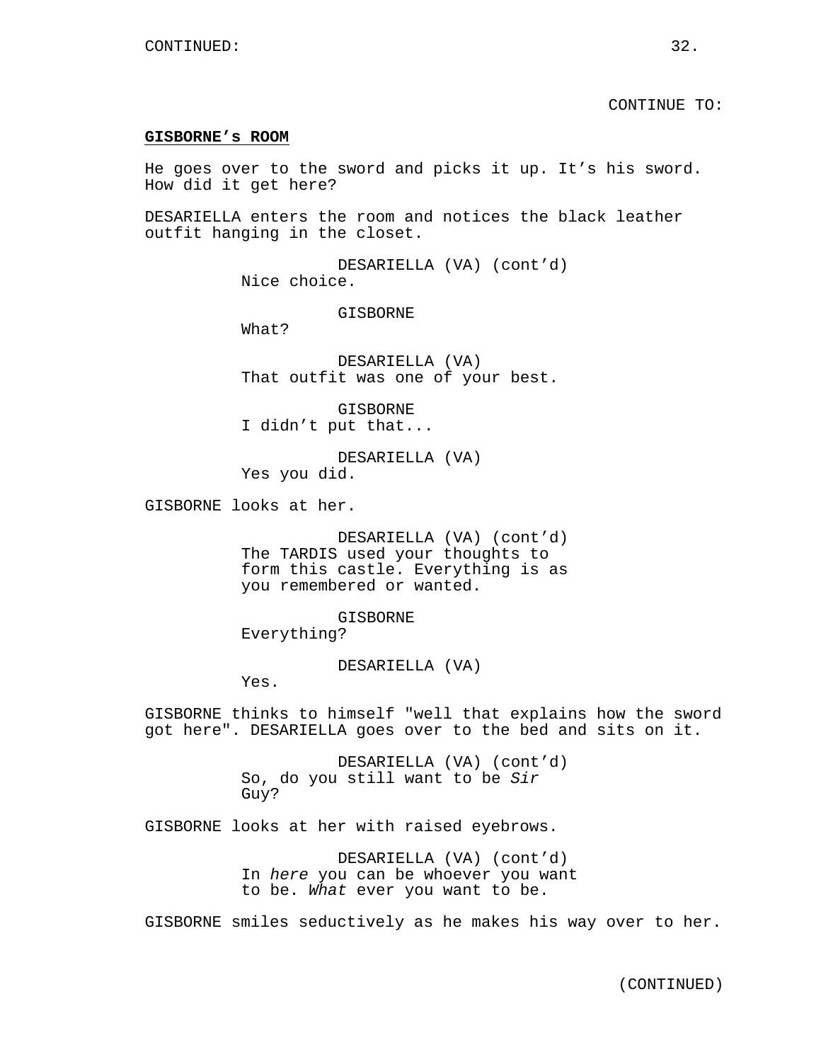CONTINUED:

CONTINUE TO:

**GISBORNE's ROOM**

He goes over to the sword and picks it up. It's his sword. How did it get here?

DESARIELLA enters the room and notices the black leather outfit hanging in the closet.

DESARIELLA (VA) (cont'd)
Nice choice.

GISBORNE
What?

DESARIELLA (VA)
That outfit was one of your best.

GISBORNE
I didn't put that...

DESARIELLA (VA)
Yes you did.

GISBORNE looks at her.

DESARIELLA (VA) (cont'd)
The TARDIS used your thoughts to form this castle. Everything is as you remembered or wanted.

GISBORNE
Everything?

DESARIELLA (VA)
Yes.

GISBORNE thinks to himself "well that explains how the sword got here". DESARIELLA goes over to the bed and sits on it.

DESARIELLA (VA) (cont'd)
So, do you still want to be *Sir* Guy?

GISBORNE looks at her with raised eyebrows.

DESARIELLA (VA) (cont'd)
In *here* you can be whoever you want to be. *What* ever you want to be.

GISBORNE smiles seductively as he makes his way over to her.

(CONTINUED)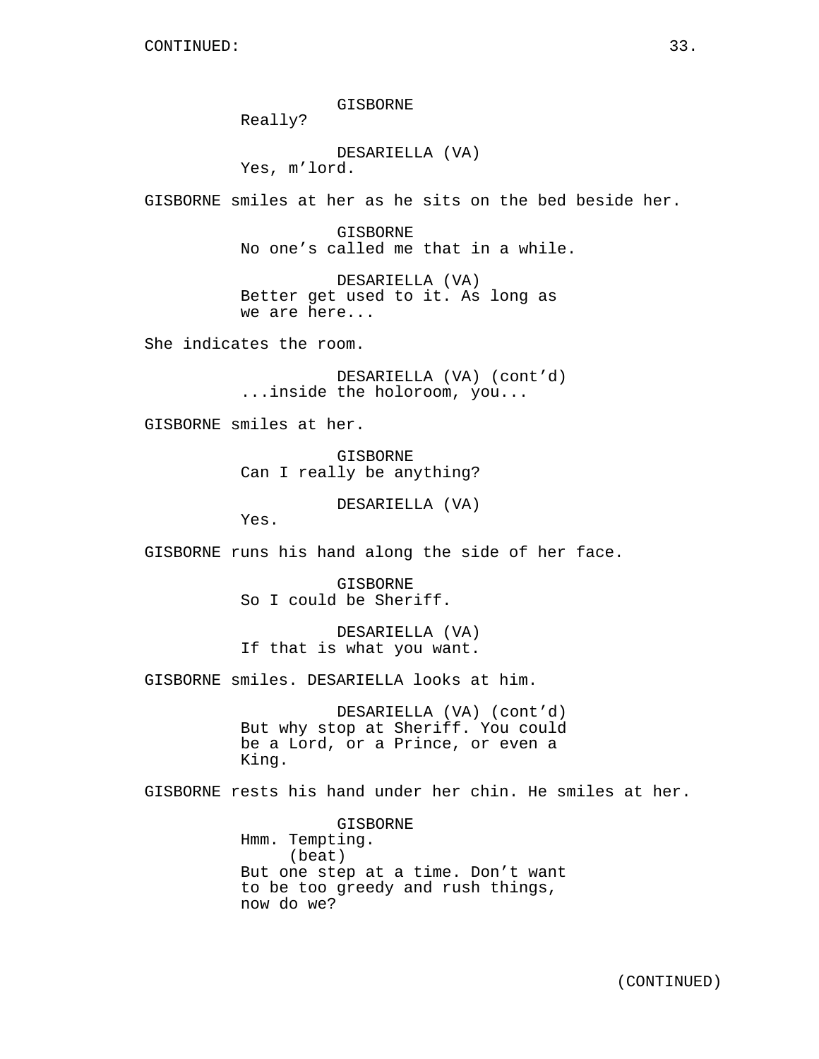CONTINUED:

GISBORNE
Really?

DESARIELLA (VA)
Yes, m'lord.

GISBORNE smiles at her as he sits on the bed beside her.

GISBORNE
No one's called me that in a while.

DESARIELLA (VA)
Better get used to it. As long as we are here...

She indicates the room.

DESARIELLA (VA) (cont'd)
...inside the holoroom, you...

GISBORNE smiles at her.

GISBORNE
Can I really be anything?

DESARIELLA (VA)
Yes.

GISBORNE runs his hand along the side of her face.

GISBORNE
So I could be Sheriff.

DESARIELLA (VA)
If that is what you want.

GISBORNE smiles. DESARIELLA looks at him.

DESARIELLA (VA) (cont'd)
But why stop at Sheriff. You could be a Lord, or a Prince, or even a King.

GISBORNE rests his hand under her chin. He smiles at her.

GISBORNE
Hmm. Tempting.
(beat)
But one step at a time. Don't want to be too greedy and rush things, now do we?

(CONTINUED)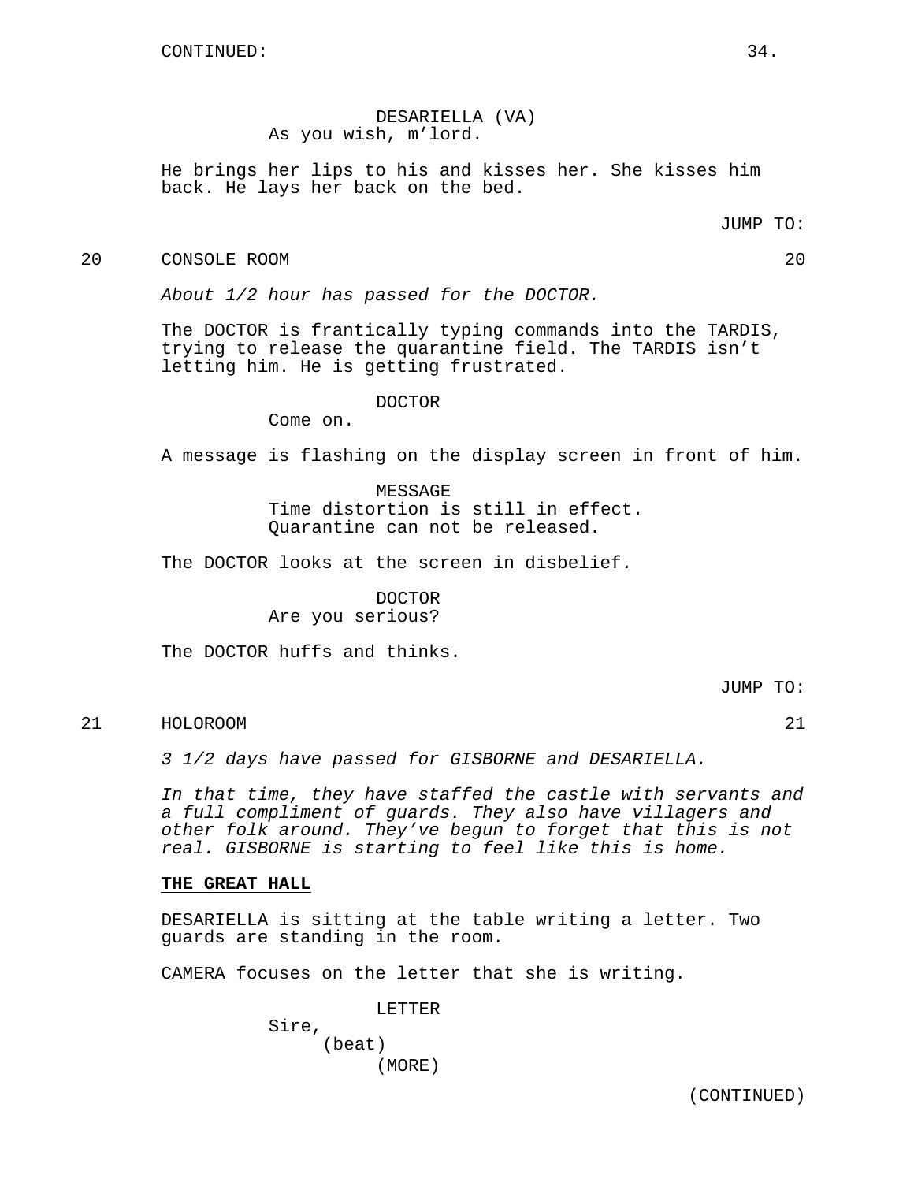DESARIELLA (VA)
As you wish, m'lord.

He brings her lips to his and kisses her. She kisses him back. He lays her back on the bed.

JUMP TO:

20 CONSOLE ROOM 20

*About 1/2 hour has passed for the DOCTOR.*

The DOCTOR is frantically typing commands into the TARDIS, trying to release the quarantine field. The TARDIS isn't letting him. He is getting frustrated.

DOCTOR
Come on.

A message is flashing on the display screen in front of him.

MESSAGE
Time distortion is still in effect. Quarantine can not be released.

The DOCTOR looks at the screen in disbelief.

DOCTOR
Are you serious?

The DOCTOR huffs and thinks.

JUMP TO:

21 HOLOROOM 21

*3 1/2 days have passed for GISBORNE and DESARIELLA.*

*In that time, they have staffed the castle with servants and a full compliment of guards. They also have villagers and other folk around. They've begun to forget that this is not real. GISBORNE is starting to feel like this is home.*

**THE GREAT HALL**

DESARIELLA is sitting at the table writing a letter. Two guards are standing in the room.

CAMERA focuses on the letter that she is writing.

LETTER
Sire,
(beat)
(MORE)

(CONTINUED)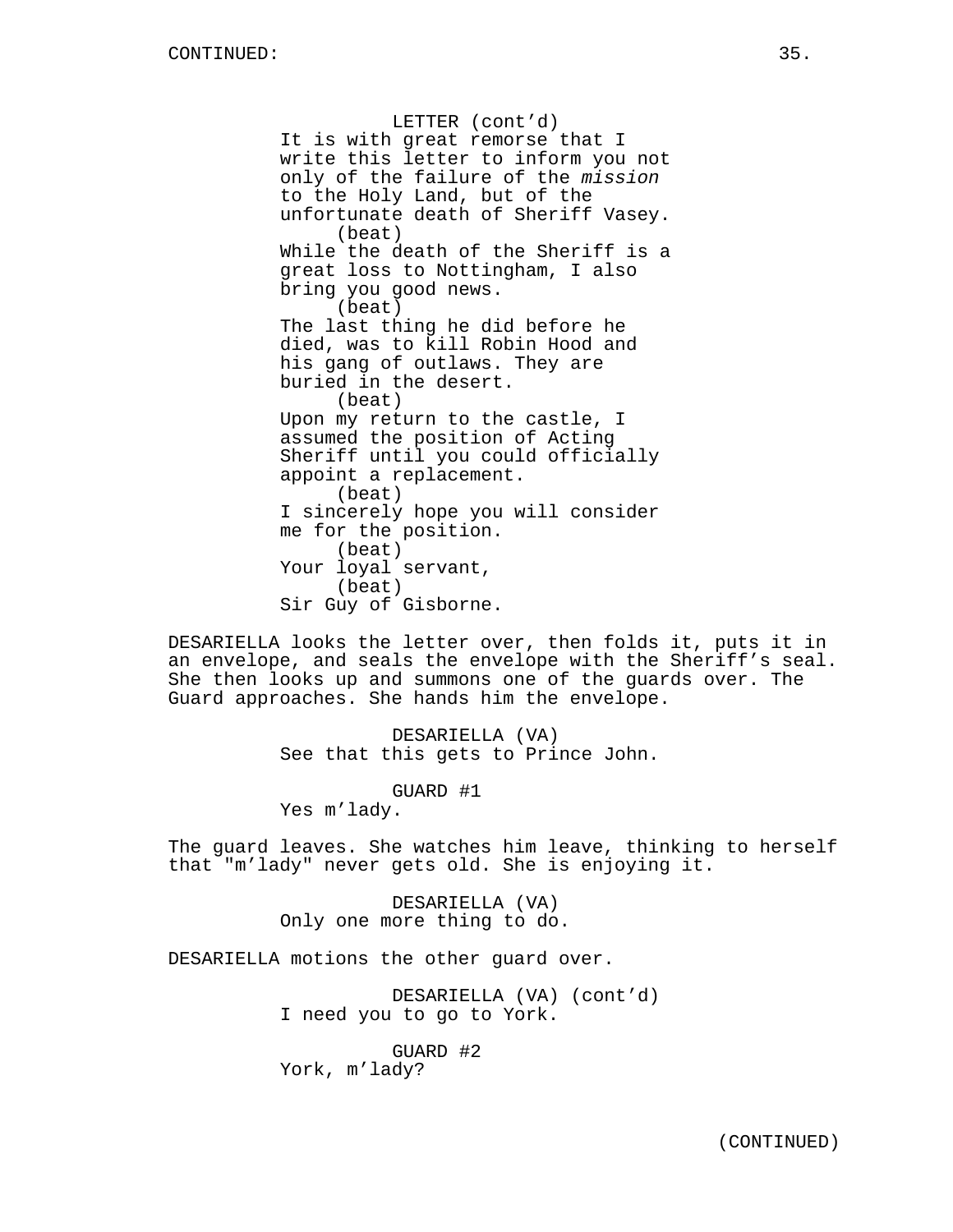CONTINUED:

LETTER (cont'd)
It is with great remorse that I write this letter to inform you not only of the failure of the *mission* to the Holy Land, but of the unfortunate death of Sheriff Vasey.
(beat)
While the death of the Sheriff is a great loss to Nottingham, I also bring you good news.
(beat)
The last thing he did before he died, was to kill Robin Hood and his gang of outlaws. They are buried in the desert.
(beat)
Upon my return to the castle, I assumed the position of Acting Sheriff until you could officially appoint a replacement.
(beat)
I sincerely hope you will consider me for the position.
(beat)
Your loyal servant,
(beat)
Sir Guy of Gisborne.

DESARIELLA looks the letter over, then folds it, puts it in an envelope, and seals the envelope with the Sheriff's seal. She then looks up and summons one of the guards over. The Guard approaches. She hands him the envelope.

DESARIELLA (VA)
See that this gets to Prince John.

GUARD #1
Yes m'lady.

The guard leaves. She watches him leave, thinking to herself that "m'lady" never gets old. She is enjoying it.

DESARIELLA (VA)
Only one more thing to do.

DESARIELLA motions the other guard over.

DESARIELLA (VA) (cont'd)
I need you to go to York.

GUARD #2
York, m'lady?

(CONTINUED)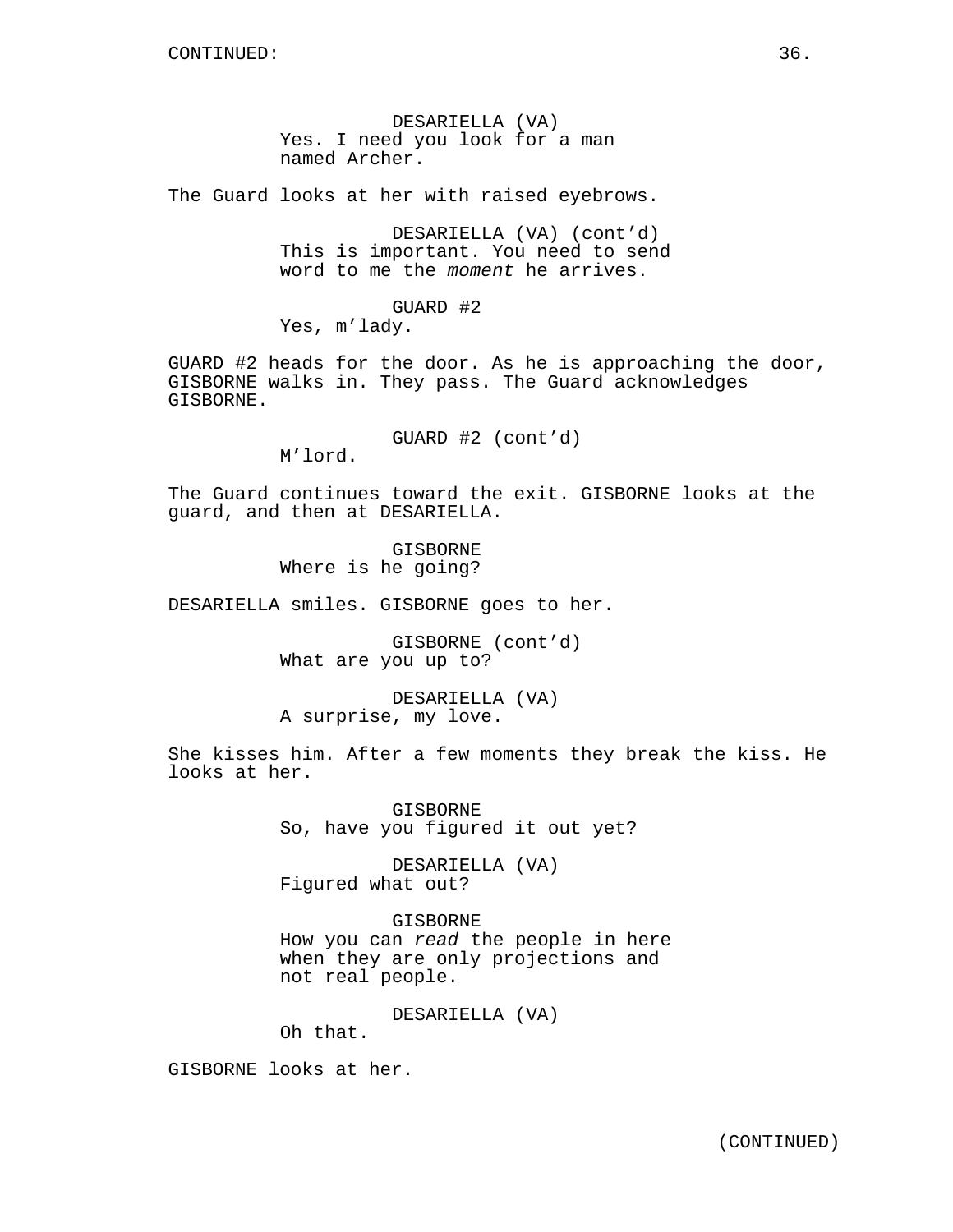CONTINUED:

DESARIELLA (VA)
Yes. I need you look for a man named Archer.

The Guard looks at her with raised eyebrows.

DESARIELLA (VA) (cont'd)
This is important. You need to send word to me the *moment* he arrives.

GUARD #2
Yes, m'lady.

GUARD #2 heads for the door. As he is approaching the door, GISBORNE walks in. They pass. The Guard acknowledges GISBORNE.

GUARD #2 (cont'd)
M'lord.

The Guard continues toward the exit. GISBORNE looks at the guard, and then at DESARIELLA.

GISBORNE
Where is he going?

DESARIELLA smiles. GISBORNE goes to her.

GISBORNE (cont'd)
What are you up to?

DESARIELLA (VA)
A surprise, my love.

She kisses him. After a few moments they break the kiss. He looks at her.

GISBORNE
So, have you figured it out yet?

DESARIELLA (VA)
Figured what out?

GISBORNE
How you can *read* the people in here when they are only projections and not real people.

DESARIELLA (VA)
Oh that.

GISBORNE looks at her.

(CONTINUED)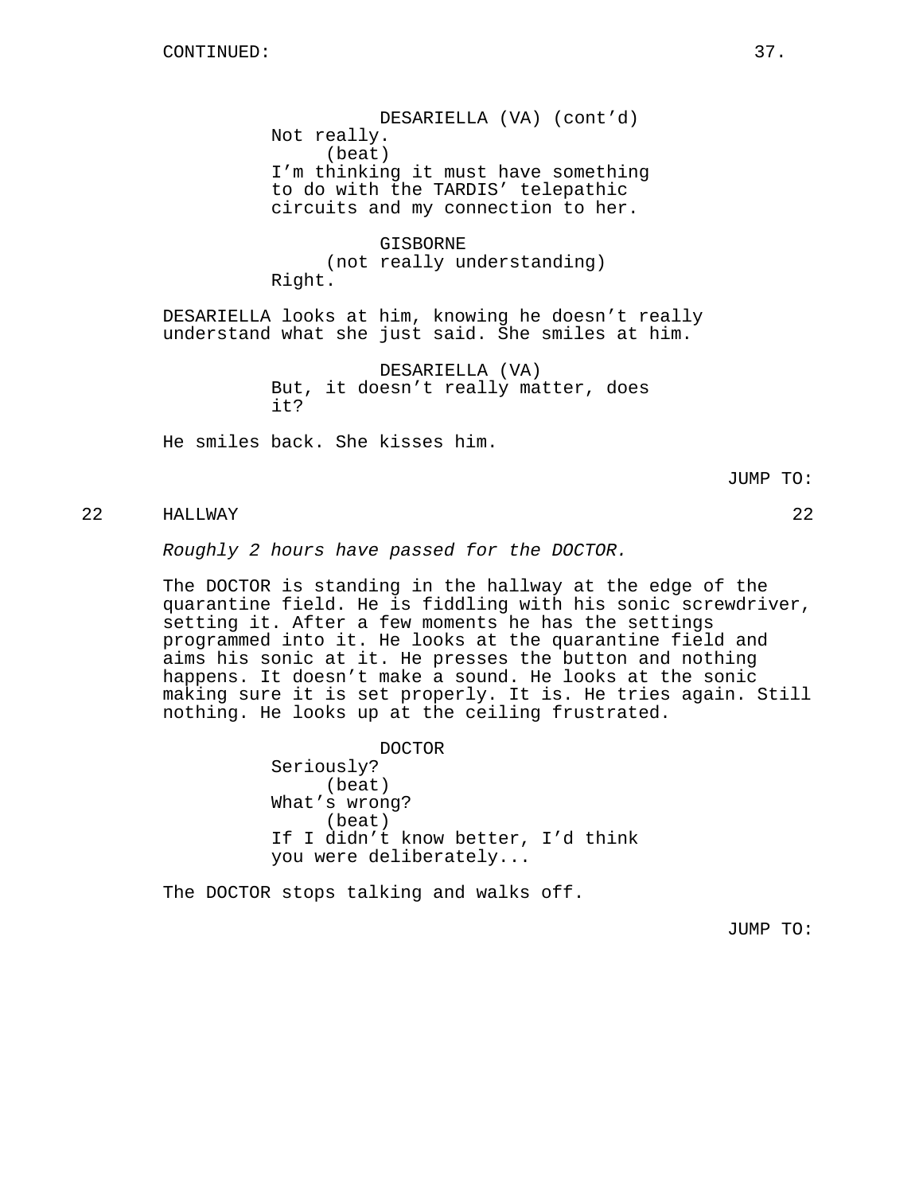CONTINUED:

DESARIELLA (VA) (cont'd)
Not really.
(beat)
I'm thinking it must have something to do with the TARDIS' telepathic circuits and my connection to her.

GISBORNE
(not really understanding)
Right.

DESARIELLA looks at him, knowing he doesn't really understand what she just said. She smiles at him.

DESARIELLA (VA)
But, it doesn't really matter, does it?

He smiles back. She kisses him.

JUMP TO:

22 HALLWAY 22

*Roughly 2 hours have passed for the DOCTOR.*

The DOCTOR is standing in the hallway at the edge of the quarantine field. He is fiddling with his sonic screwdriver, setting it. After a few moments he has the settings programmed into it. He looks at the quarantine field and aims his sonic at it. He presses the button and nothing happens. It doesn't make a sound. He looks at the sonic making sure it is set properly. It is. He tries again. Still nothing. He looks up at the ceiling frustrated.

DOCTOR
Seriously?
(beat)
What's wrong?
(beat)
If I didn't know better, I'd think you were deliberately...

The DOCTOR stops talking and walks off.

JUMP TO: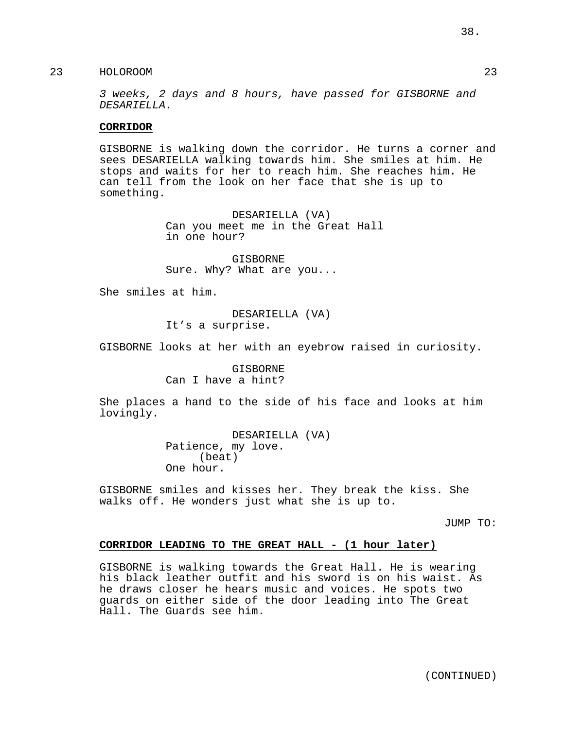23 HOLOROOM 23

*3 weeks, 2 days and 8 hours, have passed for GISBORNE and DESARIELLA.*

**CORRIDOR**

GISBORNE is walking down the corridor. He turns a corner and sees DESARIELLA walking towards him. She smiles at him. He stops and waits for her to reach him. She reaches him. He can tell from the look on her face that she is up to something.

DESARIELLA (VA)
Can you meet me in the Great Hall in one hour?

GISBORNE
Sure. Why? What are you...

She smiles at him.

DESARIELLA (VA)
It's a surprise.

GISBORNE looks at her with an eyebrow raised in curiosity.

GISBORNE
Can I have a hint?

She places a hand to the side of his face and looks at him lovingly.

DESARIELLA (VA)
Patience, my love.
(beat)
One hour.

GISBORNE smiles and kisses her. They break the kiss. She walks off. He wonders just what she is up to.

JUMP TO:

**CORRIDOR LEADING TO THE GREAT HALL - (1 hour later)**

GISBORNE is walking towards the Great Hall. He is wearing his black leather outfit and his sword is on his waist. As he draws closer he hears music and voices. He spots two guards on either side of the door leading into The Great Hall. The Guards see him.

(CONTINUED)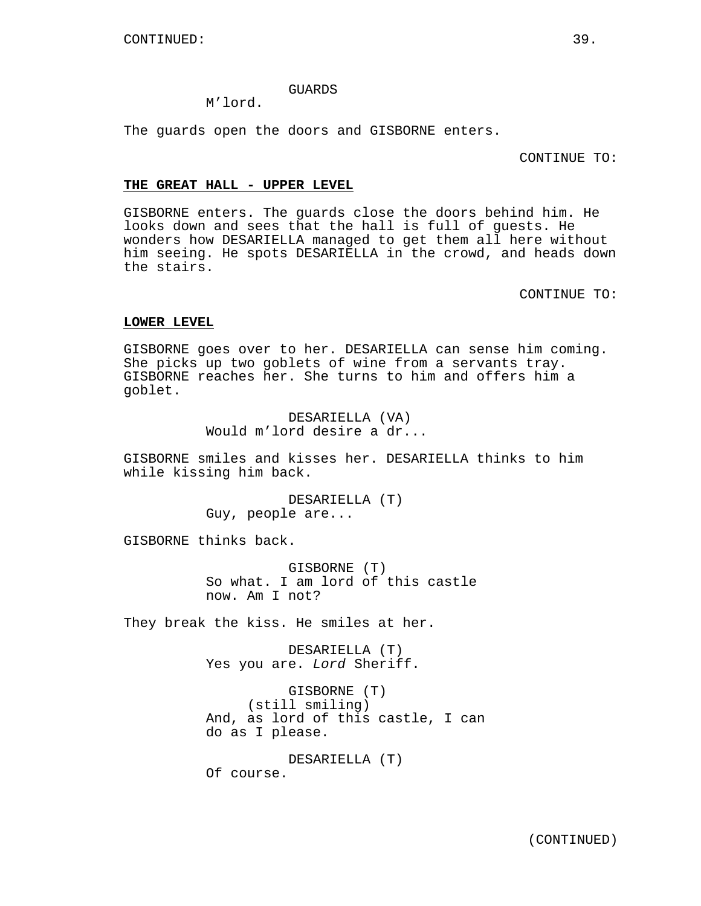CONTINUED:

GUARDS
M'lord.

The guards open the doors and GISBORNE enters.

CONTINUE TO:

**THE GREAT HALL - UPPER LEVEL**

GISBORNE enters. The guards close the doors behind him. He looks down and sees that the hall is full of guests. He wonders how DESARIELLA managed to get them all here without him seeing. He spots DESARIELLA in the crowd, and heads down the stairs.

CONTINUE TO:

**LOWER LEVEL**

GISBORNE goes over to her. DESARIELLA can sense him coming. She picks up two goblets of wine from a servants tray. GISBORNE reaches her. She turns to him and offers him a goblet.

DESARIELLA (VA)
Would m'lord desire a dr...

GISBORNE smiles and kisses her. DESARIELLA thinks to him while kissing him back.

DESARIELLA (T)
Guy, people are...

GISBORNE thinks back.

GISBORNE (T)
So what. I am lord of this castle now. Am I not?

They break the kiss. He smiles at her.

DESARIELLA (T)
Yes you are. *Lord* Sheriff.

GISBORNE (T)
(still smiling)
And, as lord of this castle, I can do as I please.

DESARIELLA (T)
Of course.

(CONTINUED)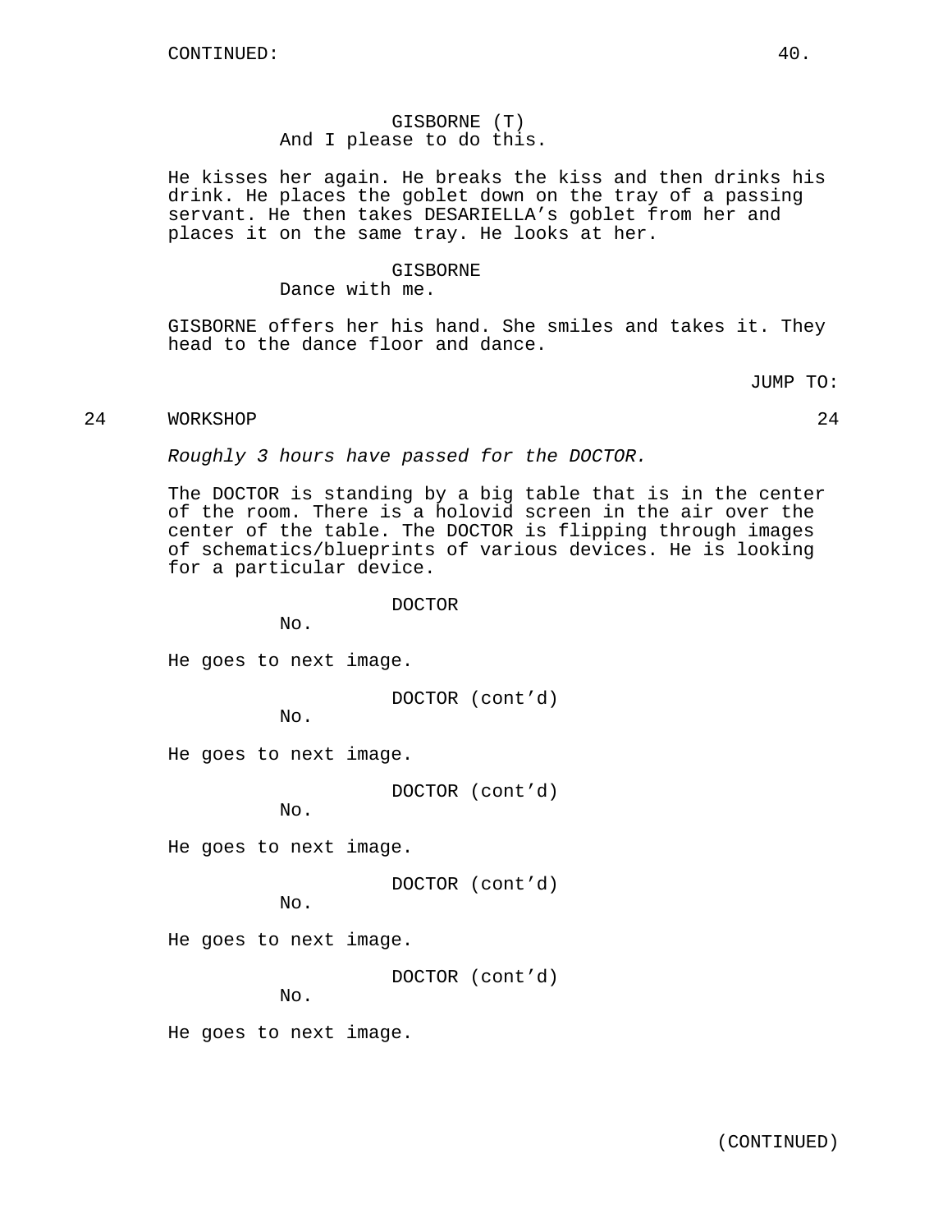GISBORNE (T)
And I please to do this.

He kisses her again. He breaks the kiss and then drinks his drink. He places the goblet down on the tray of a passing servant. He then takes DESARIELLA's goblet from her and places it on the same tray. He looks at her.

GISBORNE
Dance with me.

GISBORNE offers her his hand. She smiles and takes it. They head to the dance floor and dance.

JUMP TO:

24 WORKSHOP 24

*Roughly 3 hours have passed for the DOCTOR.*

The DOCTOR is standing by a big table that is in the center of the room. There is a holovid screen in the air over the center of the table. The DOCTOR is flipping through images of schematics/blueprints of various devices. He is looking for a particular device.

DOCTOR
No.

He goes to next image.

DOCTOR (cont'd)
No.

He goes to next image.

DOCTOR (cont'd)
No.

He goes to next image.

DOCTOR (cont'd)
No.

He goes to next image.

DOCTOR (cont'd)
No.

He goes to next image.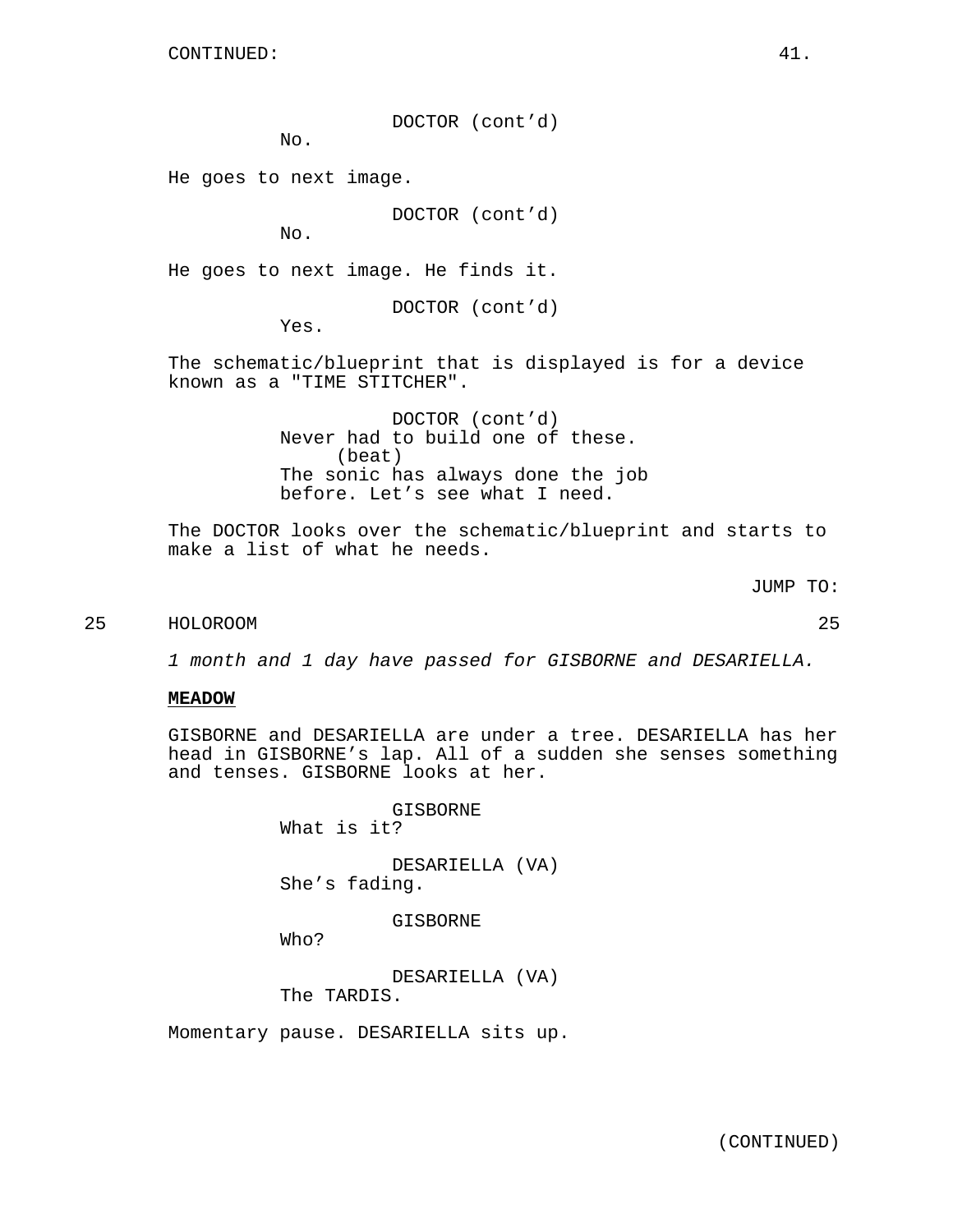CONTINUED:

DOCTOR (cont'd)
No.

He goes to next image.

DOCTOR (cont'd)
No.

He goes to next image. He finds it.

DOCTOR (cont'd)
Yes.

The schematic/blueprint that is displayed is for a device known as a "TIME STITCHER".

DOCTOR (cont'd)
Never had to build one of these.
(beat)
The sonic has always done the job before. Let's see what I need.

The DOCTOR looks over the schematic/blueprint and starts to make a list of what he needs.

JUMP TO:

25 HOLOROOM 25

*1 month and 1 day have passed for GISBORNE and DESARIELLA.*

**MEADOW**

GISBORNE and DESARIELLA are under a tree. DESARIELLA has her head in GISBORNE's lap. All of a sudden she senses something and tenses. GISBORNE looks at her.

GISBORNE
What is it?

DESARIELLA (VA)
She's fading.

GISBORNE
Who?

DESARIELLA (VA)
The TARDIS.

Momentary pause. DESARIELLA sits up.

(CONTINUED)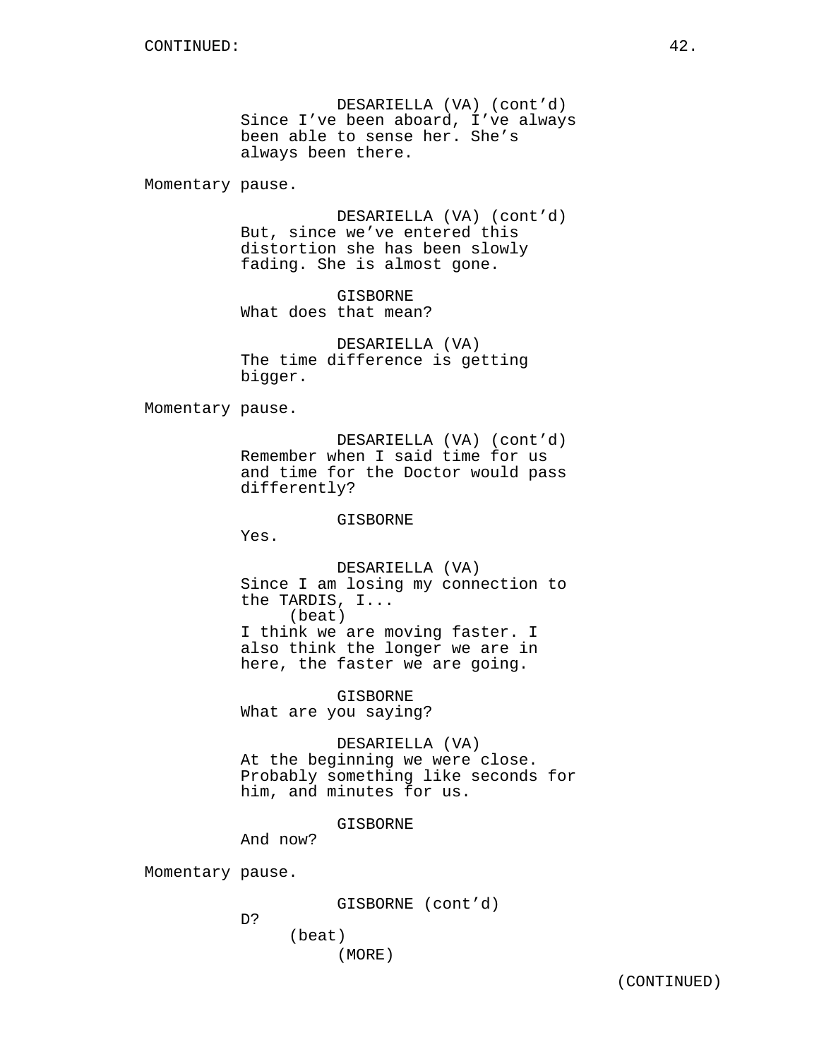CONTINUED:

DESARIELLA (VA) (cont'd)
Since I've been aboard, I've always been able to sense her. She's always been there.

Momentary pause.

DESARIELLA (VA) (cont'd)
But, since we've entered this distortion she has been slowly fading. She is almost gone.

GISBORNE
What does that mean?

DESARIELLA (VA)
The time difference is getting bigger.

Momentary pause.

DESARIELLA (VA) (cont'd)
Remember when I said time for us and time for the Doctor would pass differently?

GISBORNE
Yes.

DESARIELLA (VA)
Since I am losing my connection to the TARDIS, I...
(beat)
I think we are moving faster. I also think the longer we are in here, the faster we are going.

GISBORNE
What are you saying?

DESARIELLA (VA)
At the beginning we were close. Probably something like seconds for him, and minutes for us.

GISBORNE
And now?

Momentary pause.

GISBORNE (cont'd)
D?
(beat)
(MORE)

(CONTINUED)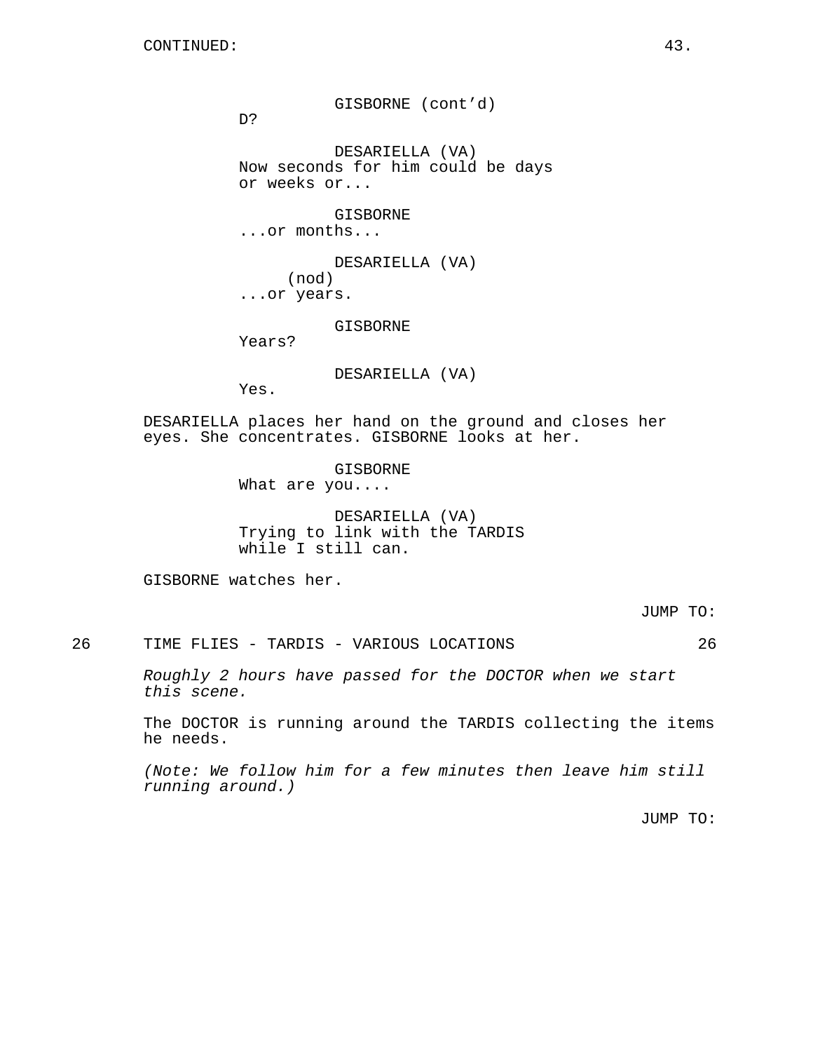CONTINUED:

GISBORNE (cont'd)
D?

DESARIELLA (VA)
Now seconds for him could be days or weeks or...

GISBORNE
...or months...

DESARIELLA (VA)
(nod)
...or years.

GISBORNE
Years?

DESARIELLA (VA)
Yes.

DESARIELLA places her hand on the ground and closes her eyes. She concentrates. GISBORNE looks at her.

GISBORNE
What are you....

DESARIELLA (VA)
Trying to link with the TARDIS while I still can.

GISBORNE watches her.

JUMP TO:

26 TIME FLIES - TARDIS - VARIOUS LOCATIONS 26

*Roughly 2 hours have passed for the DOCTOR when we start this scene.*

The DOCTOR is running around the TARDIS collecting the items he needs.

*(Note: We follow him for a few minutes then leave him still running around.)*

JUMP TO: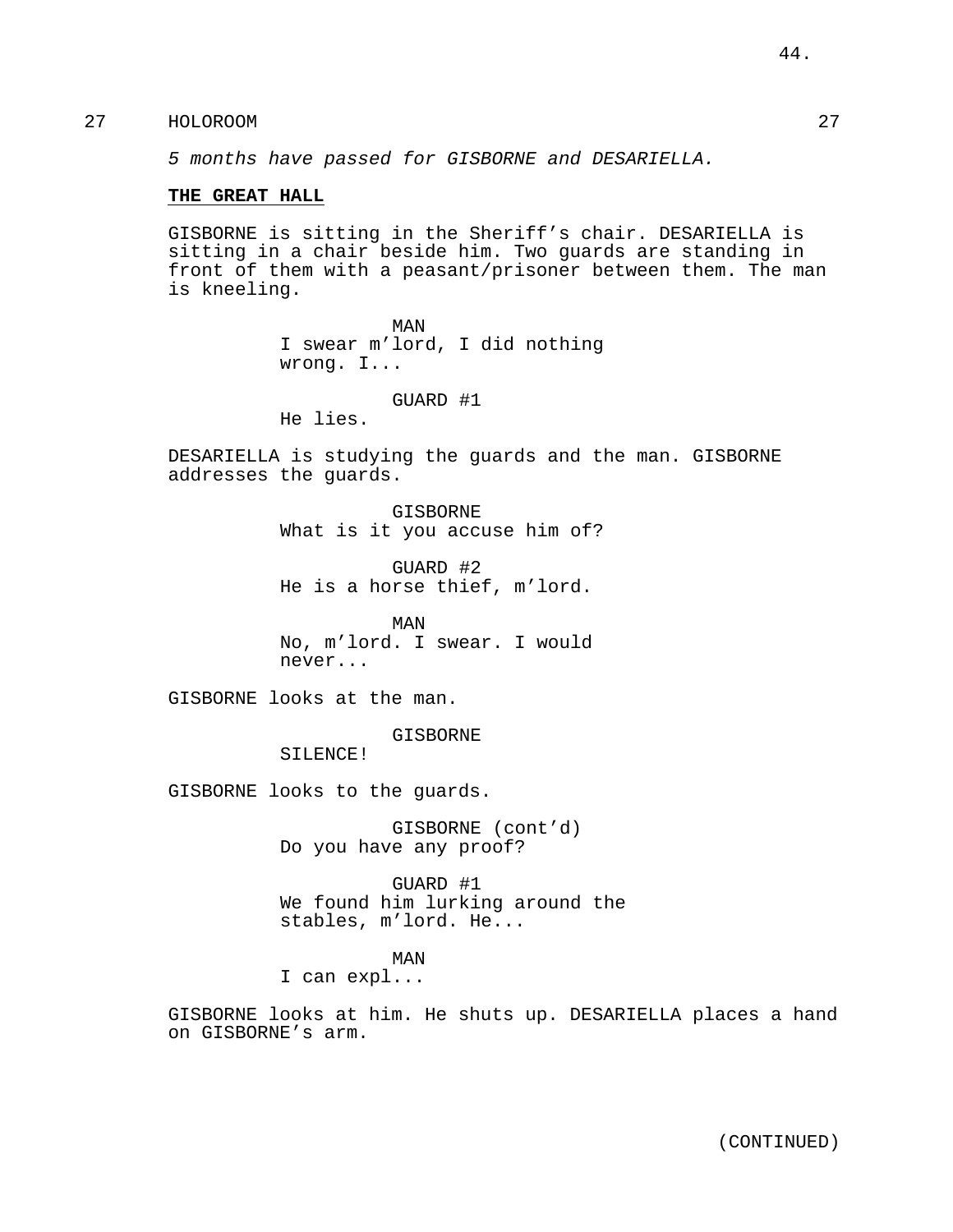27 HOLOROOM 27

*5 months have passed for GISBORNE and DESARIELLA.*

**THE GREAT HALL**

GISBORNE is sitting in the Sheriff's chair. DESARIELLA is sitting in a chair beside him. Two guards are standing in front of them with a peasant/prisoner between them. The man is kneeling.

MAN
I swear m'lord, I did nothing wrong. I...

GUARD #1
He lies.

DESARIELLA is studying the guards and the man. GISBORNE addresses the guards.

GISBORNE
What is it you accuse him of?

GUARD #2
He is a horse thief, m'lord.

MAN
No, m'lord. I swear. I would never...

GISBORNE looks at the man.

GISBORNE
SILENCE!

GISBORNE looks to the guards.

GISBORNE (cont'd)
Do you have any proof?

GUARD #1
We found him lurking around the stables, m'lord. He...

MAN
I can expl...

GISBORNE looks at him. He shuts up. DESARIELLA places a hand on GISBORNE's arm.

(CONTINUED)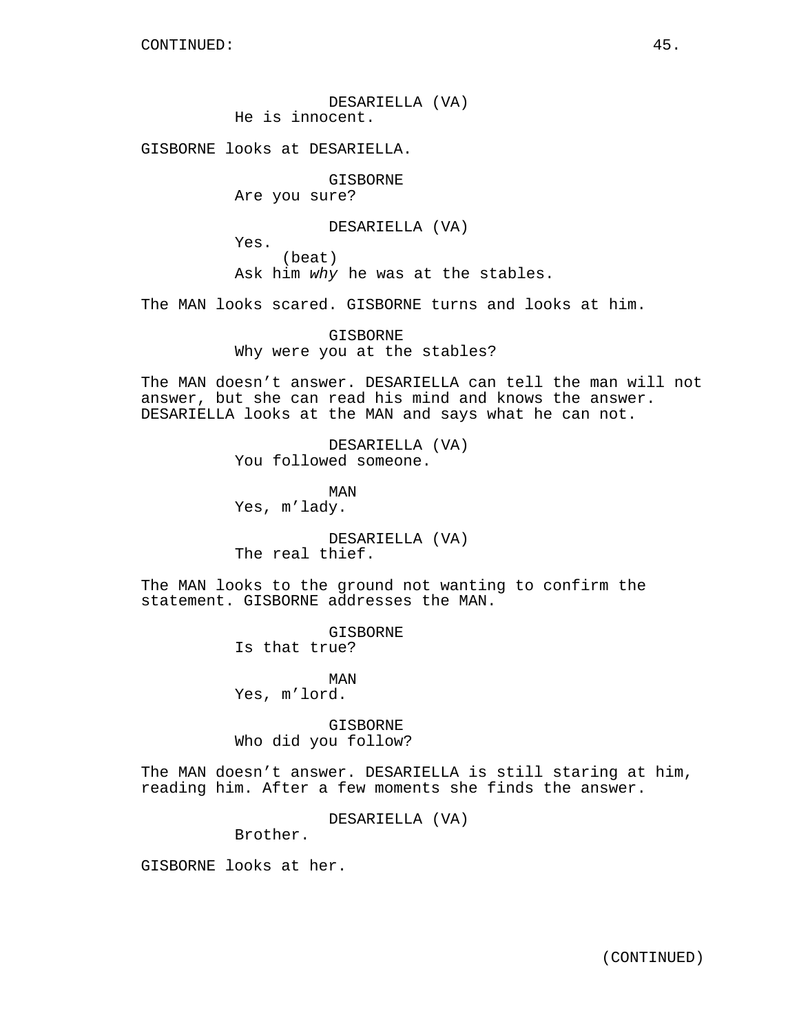CONTINUED:

DESARIELLA (VA)
He is innocent.

GISBORNE looks at DESARIELLA.

GISBORNE
Are you sure?

DESARIELLA (VA)
Yes.
(beat)
Ask him *why* he was at the stables.

The MAN looks scared. GISBORNE turns and looks at him.

GISBORNE
Why were you at the stables?

The MAN doesn't answer. DESARIELLA can tell the man will not answer, but she can read his mind and knows the answer. DESARIELLA looks at the MAN and says what he can not.

DESARIELLA (VA)
You followed someone.

MAN
Yes, m'lady.

DESARIELLA (VA)
The real thief.

The MAN looks to the ground not wanting to confirm the statement. GISBORNE addresses the MAN.

GISBORNE
Is that true?

MAN
Yes, m'lord.

GISBORNE
Who did you follow?

The MAN doesn't answer. DESARIELLA is still staring at him, reading him. After a few moments she finds the answer.

DESARIELLA (VA)
Brother.

GISBORNE looks at her.

(CONTINUED)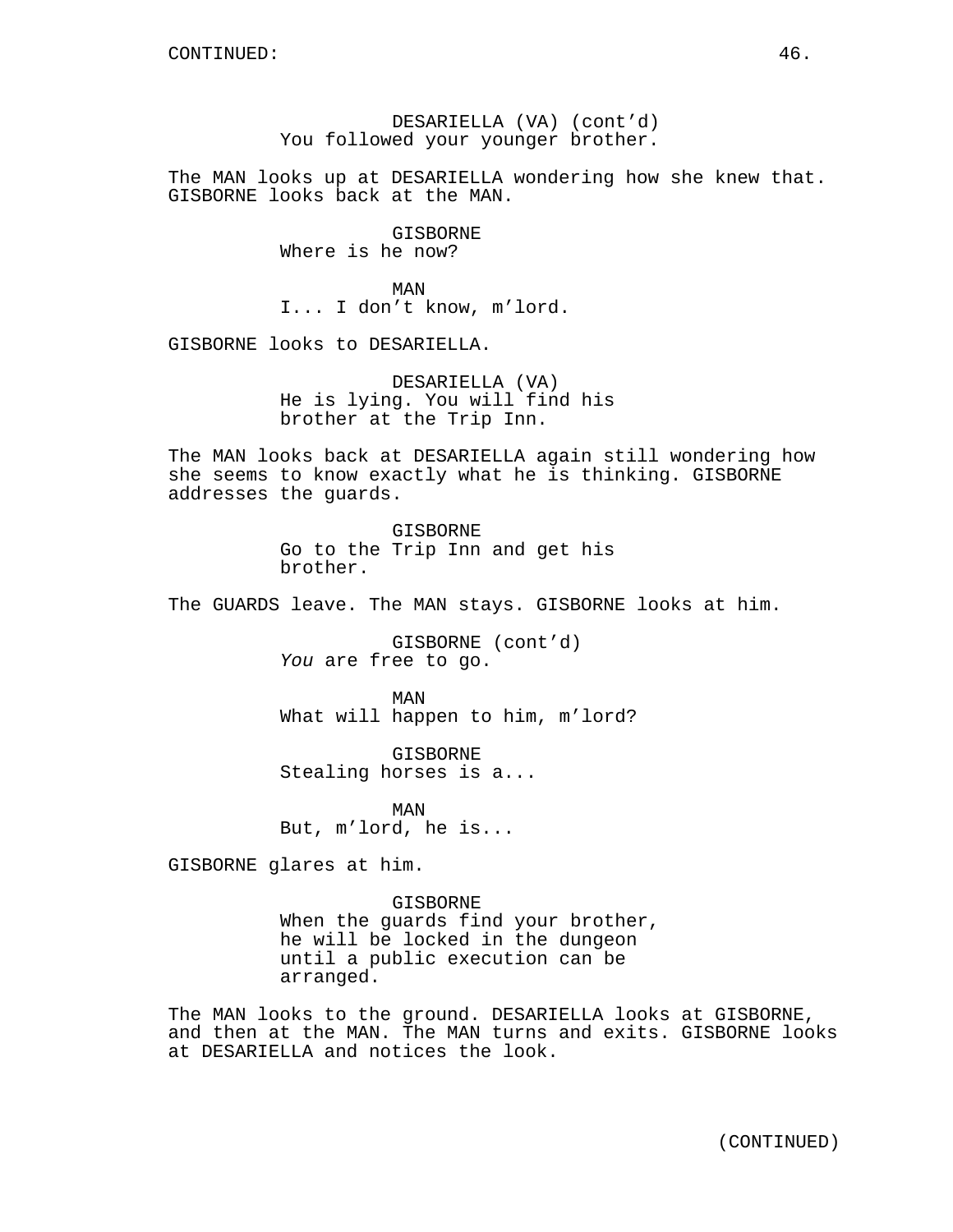CONTINUED:

DESARIELLA (VA) (cont'd)
You followed your younger brother.

The MAN looks up at DESARIELLA wondering how she knew that. GISBORNE looks back at the MAN.

GISBORNE
Where is he now?

MAN
I... I don't know, m'lord.

GISBORNE looks to DESARIELLA.

DESARIELLA (VA)
He is lying. You will find his brother at the Trip Inn.

The MAN looks back at DESARIELLA again still wondering how she seems to know exactly what he is thinking. GISBORNE addresses the guards.

GISBORNE
Go to the Trip Inn and get his brother.

The GUARDS leave. The MAN stays. GISBORNE looks at him.

GISBORNE (cont'd)
*You* are free to go.

MAN
What will happen to him, m'lord?

GISBORNE
Stealing horses is a...

MAN
But, m'lord, he is...

GISBORNE glares at him.

GISBORNE
When the guards find your brother, he will be locked in the dungeon until a public execution can be arranged.

The MAN looks to the ground. DESARIELLA looks at GISBORNE, and then at the MAN. The MAN turns and exits. GISBORNE looks at DESARIELLA and notices the look.

(CONTINUED)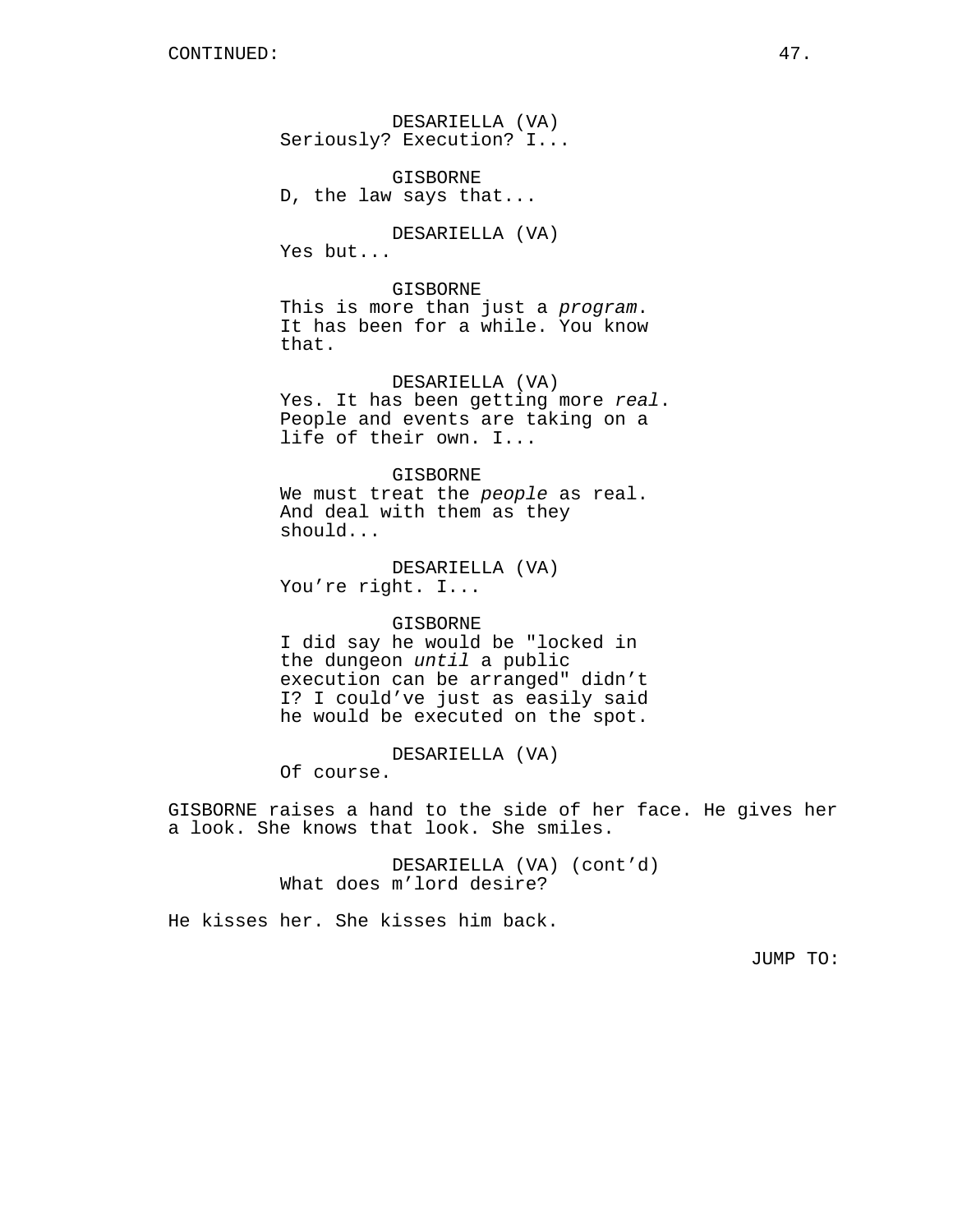CONTINUED:

DESARIELLA (VA)
Seriously? Execution? I...

GISBORNE
D, the law says that...

DESARIELLA (VA)
Yes but...

GISBORNE
This is more than just a *program*. It has been for a while. You know that.

DESARIELLA (VA)
Yes. It has been getting more *real*. People and events are taking on a life of their own. I...

GISBORNE
We must treat the *people* as real. And deal with them as they should...

DESARIELLA (VA)
You're right. I...

GISBORNE
I did say he would be "locked in the dungeon *until* a public execution can be arranged" didn't I? I could've just as easily said he would be executed on the spot.

DESARIELLA (VA)
Of course.

GISBORNE raises a hand to the side of her face. He gives her a look. She knows that look. She smiles.

DESARIELLA (VA) (cont'd)
What does m'lord desire?

He kisses her. She kisses him back.

JUMP TO: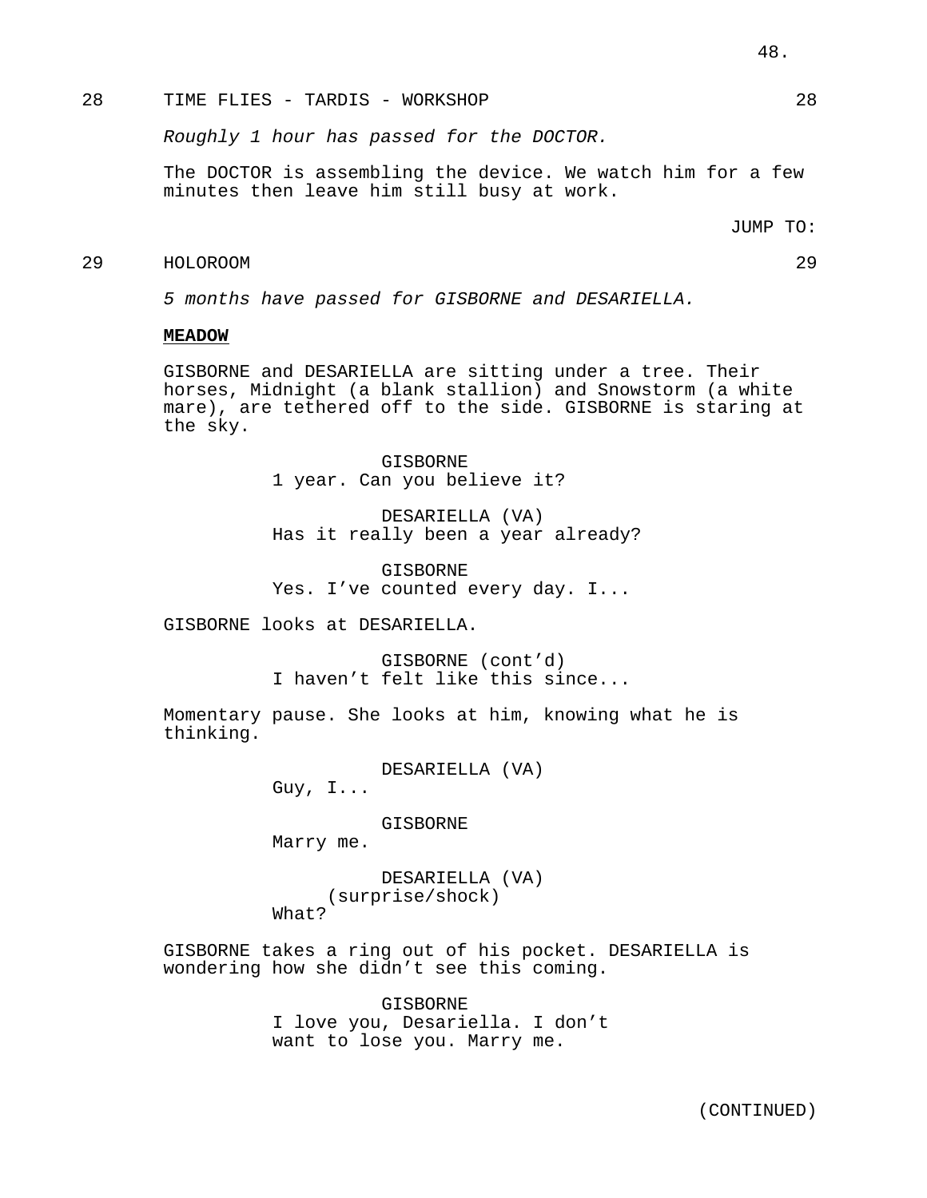28 TIME FLIES - TARDIS - WORKSHOP 28

*Roughly 1 hour has passed for the DOCTOR.*

The DOCTOR is assembling the device. We watch him for a few minutes then leave him still busy at work.

JUMP TO:

29 HOLOROOM 29

*5 months have passed for GISBORNE and DESARIELLA.*

**MEADOW**

GISBORNE and DESARIELLA are sitting under a tree. Their horses, Midnight (a blank stallion) and Snowstorm (a white mare), are tethered off to the side. GISBORNE is staring at the sky.

GISBORNE
1 year. Can you believe it?

DESARIELLA (VA)
Has it really been a year already?

GISBORNE
Yes. I've counted every day. I...

GISBORNE looks at DESARIELLA.

GISBORNE (cont'd)
I haven't felt like this since...

Momentary pause. She looks at him, knowing what he is thinking.

DESARIELLA (VA)
Guy, I...

GISBORNE
Marry me.

DESARIELLA (VA)
(surprise/shock)
What?

GISBORNE takes a ring out of his pocket. DESARIELLA is wondering how she didn't see this coming.

GISBORNE
I love you, Desariella. I don't want to lose you. Marry me.

(CONTINUED)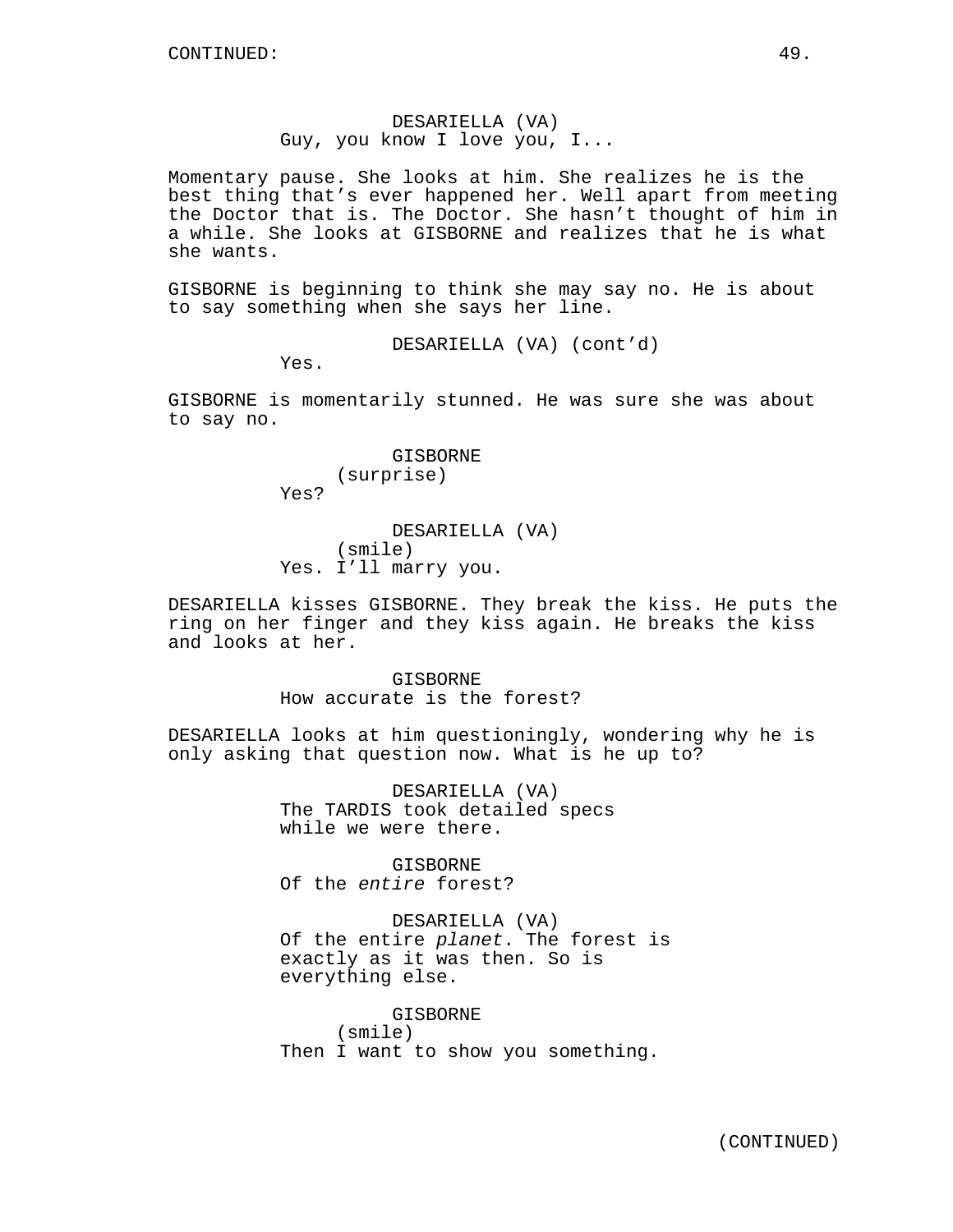CONTINUED:

DESARIELLA (VA)
Guy, you know I love you, I...

Momentary pause. She looks at him. She realizes he is the best thing that's ever happened her. Well apart from meeting the Doctor that is. The Doctor. She hasn't thought of him in a while. She looks at GISBORNE and realizes that he is what she wants.

GISBORNE is beginning to think she may say no. He is about to say something when she says her line.

DESARIELLA (VA) (cont'd)
Yes.

GISBORNE is momentarily stunned. He was sure she was about to say no.

GISBORNE
(surprise)
Yes?

DESARIELLA (VA)
(smile)
Yes. I'll marry you.

DESARIELLA kisses GISBORNE. They break the kiss. He puts the ring on her finger and they kiss again. He breaks the kiss and looks at her.

GISBORNE
How accurate is the forest?

DESARIELLA looks at him questioningly, wondering why he is only asking that question now. What is he up to?

DESARIELLA (VA)
The TARDIS took detailed specs while we were there.

GISBORNE
Of the *entire* forest?

DESARIELLA (VA)
Of the entire *planet*. The forest is exactly as it was then. So is everything else.

GISBORNE
(smile)
Then I want to show you something.

(CONTINUED)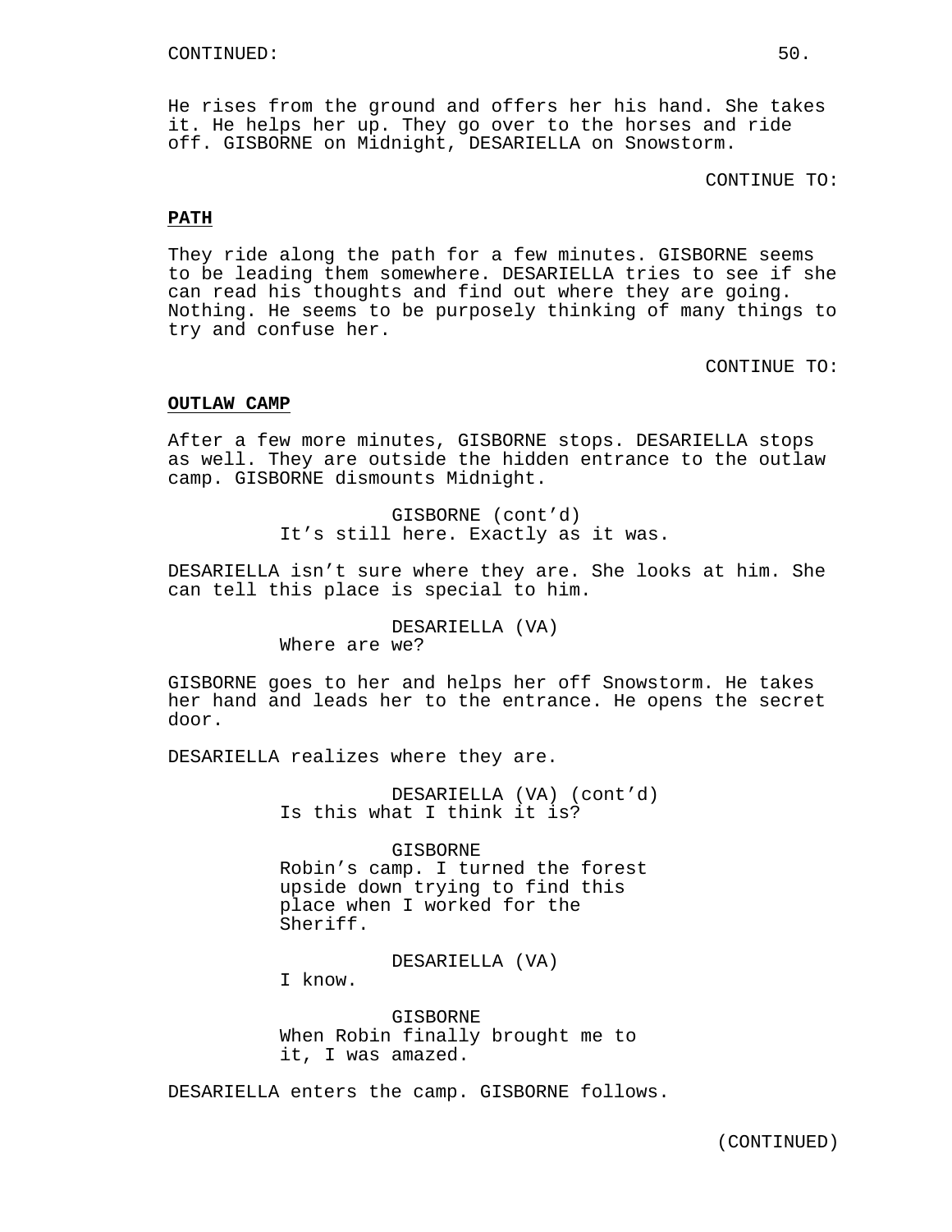He rises from the ground and offers her his hand. She takes it. He helps her up. They go over to the horses and ride off. GISBORNE on Midnight, DESARIELLA on Snowstorm.

CONTINUE TO:

**PATH**

They ride along the path for a few minutes. GISBORNE seems to be leading them somewhere. DESARIELLA tries to see if she can read his thoughts and find out where they are going. Nothing. He seems to be purposely thinking of many things to try and confuse her.

CONTINUE TO:

**OUTLAW CAMP**

After a few more minutes, GISBORNE stops. DESARIELLA stops as well. They are outside the hidden entrance to the outlaw camp. GISBORNE dismounts Midnight.

GISBORNE (cont'd)
It's still here. Exactly as it was.

DESARIELLA isn't sure where they are. She looks at him. She can tell this place is special to him.

DESARIELLA (VA)
Where are we?

GISBORNE goes to her and helps her off Snowstorm. He takes her hand and leads her to the entrance. He opens the secret door.

DESARIELLA realizes where they are.

DESARIELLA (VA) (cont'd)
Is this what I think it is?

GISBORNE
Robin's camp. I turned the forest upside down trying to find this place when I worked for the Sheriff.

DESARIELLA (VA)
I know.

GISBORNE
When Robin finally brought me to it, I was amazed.

DESARIELLA enters the camp. GISBORNE follows.

(CONTINUED)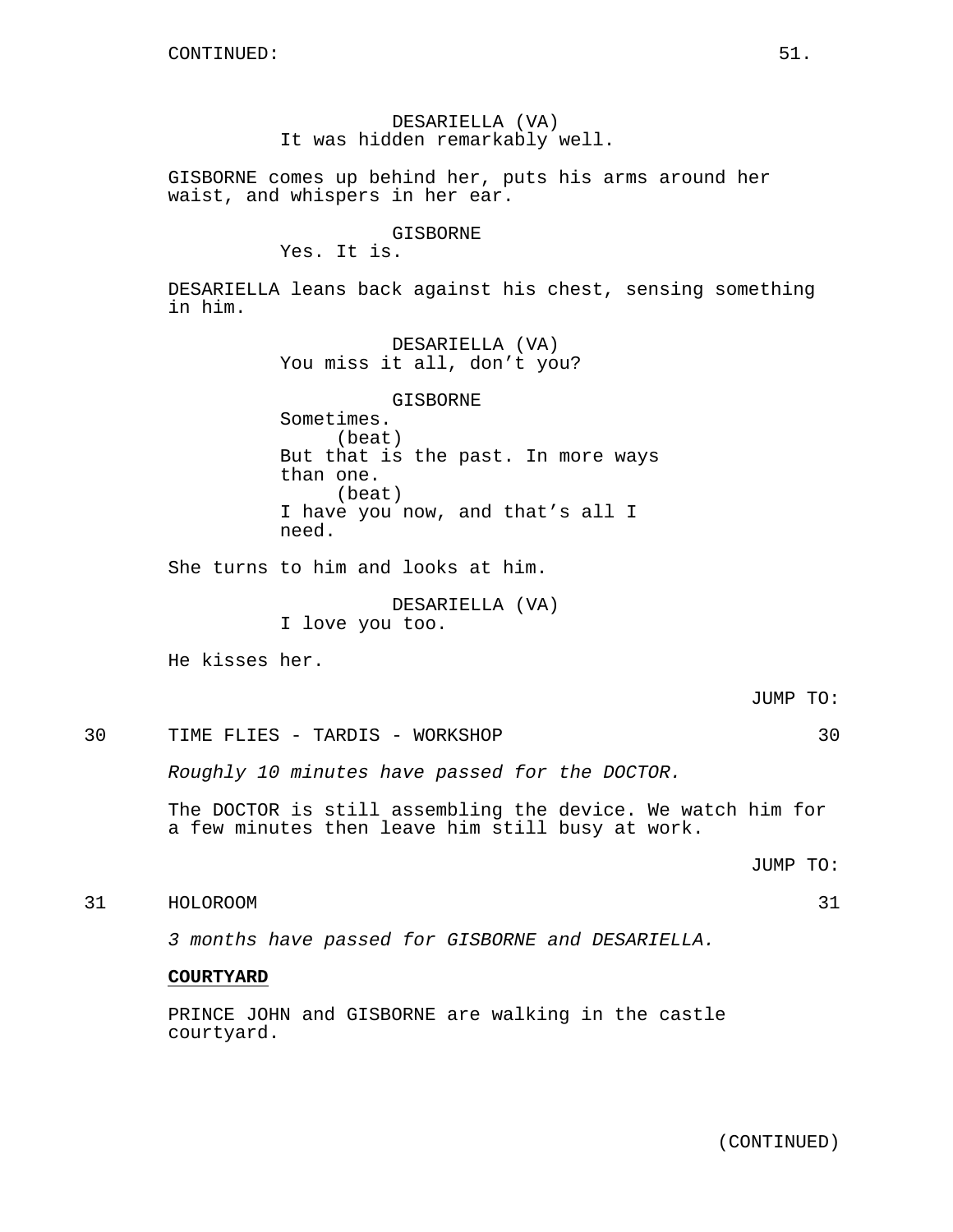CONTINUED:

DESARIELLA (VA)
It was hidden remarkably well.

GISBORNE comes up behind her, puts his arms around her waist, and whispers in her ear.

GISBORNE
Yes. It is.

DESARIELLA leans back against his chest, sensing something in him.

DESARIELLA (VA)
You miss it all, don't you?

GISBORNE
Sometimes.
(beat)
But that is the past. In more ways than one.
(beat)
I have you now, and that's all I need.

She turns to him and looks at him.

DESARIELLA (VA)
I love you too.

He kisses her.

JUMP TO:

30 TIME FLIES - TARDIS - WORKSHOP 30

*Roughly 10 minutes have passed for the DOCTOR.*

The DOCTOR is still assembling the device. We watch him for a few minutes then leave him still busy at work.

JUMP TO:

31 HOLOROOM 31

*3 months have passed for GISBORNE and DESARIELLA.*

**COURTYARD**

PRINCE JOHN and GISBORNE are walking in the castle courtyard.

(CONTINUED)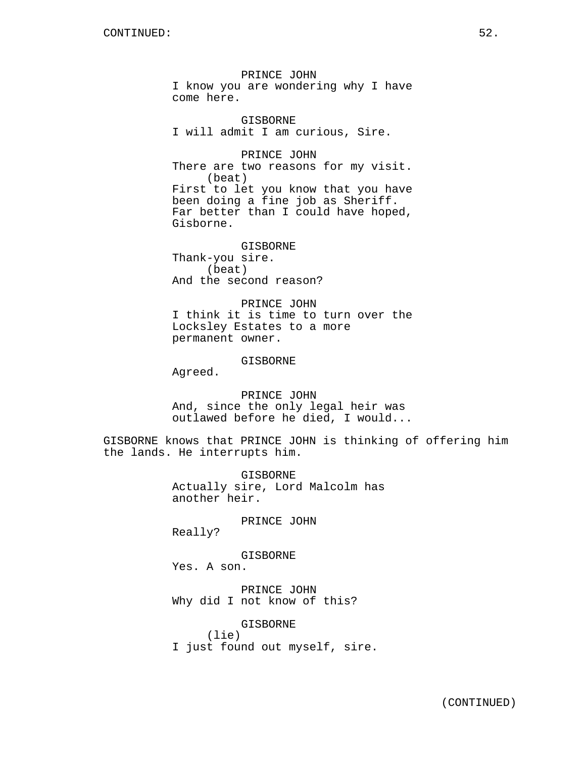PRINCE JOHN
I know you are wondering why I have come here.

GISBORNE
I will admit I am curious, Sire.

PRINCE JOHN
There are two reasons for my visit.
(beat)
First to let you know that you have been doing a fine job as Sheriff. Far better than I could have hoped, Gisborne.

GISBORNE
Thank-you sire.
(beat)
And the second reason?

PRINCE JOHN
I think it is time to turn over the Locksley Estates to a more permanent owner.

GISBORNE
Agreed.

PRINCE JOHN
And, since the only legal heir was outlawed before he died, I would...

GISBORNE knows that PRINCE JOHN is thinking of offering him the lands. He interrupts him.

GISBORNE
Actually sire, Lord Malcolm has another heir.

PRINCE JOHN
Really?

GISBORNE
Yes. A son.

PRINCE JOHN
Why did I not know of this?

GISBORNE
(lie)
I just found out myself, sire.

(CONTINUED)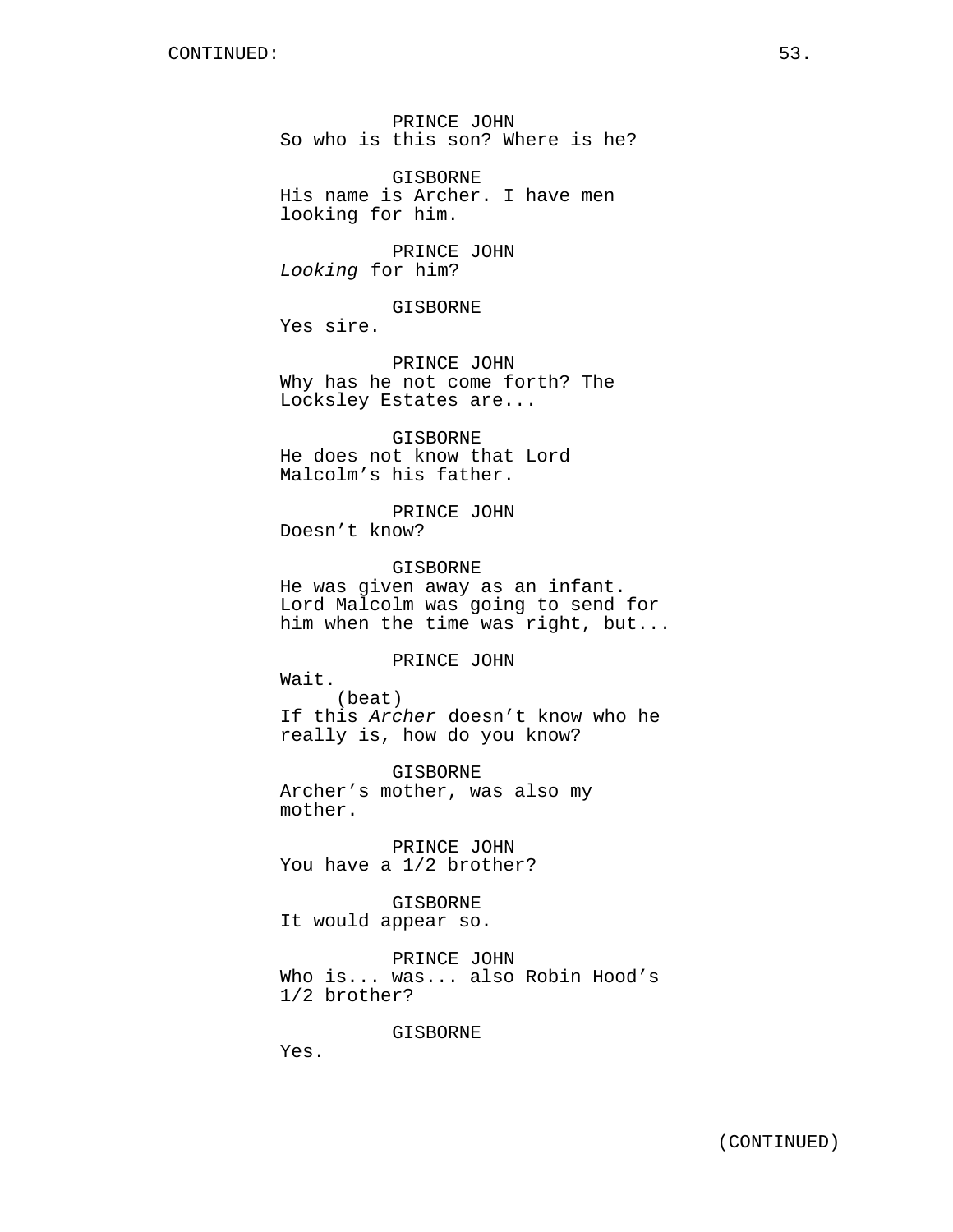PRINCE JOHN
So who is this son? Where is he?

GISBORNE
His name is Archer. I have men looking for him.

PRINCE JOHN
*Looking* for him?

GISBORNE
Yes sire.

PRINCE JOHN
Why has he not come forth? The Locksley Estates are...

GISBORNE
He does not know that Lord Malcolm's his father.

PRINCE JOHN
Doesn't know?

GISBORNE
He was given away as an infant. Lord Malcolm was going to send for him when the time was right, but...

PRINCE JOHN
Wait.
(beat)
If this *Archer* doesn't know who he really is, how do you know?

GISBORNE
Archer's mother, was also my mother.

PRINCE JOHN
You have a 1/2 brother?

GISBORNE
It would appear so.

PRINCE JOHN
Who is... was... also Robin Hood's 1/2 brother?

GISBORNE
Yes.

(CONTINUED)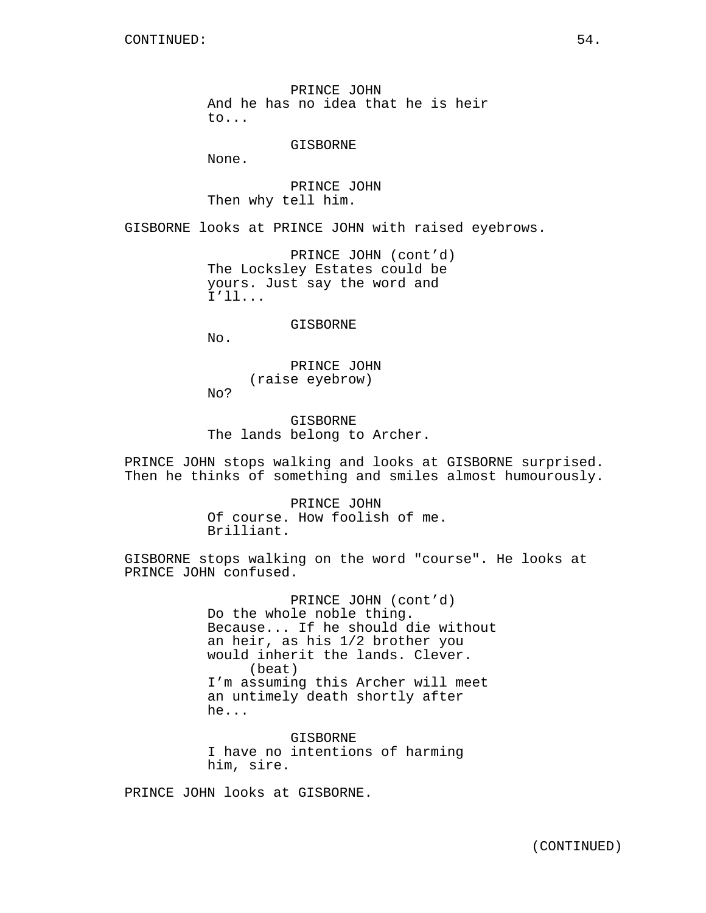CONTINUED:

PRINCE JOHN
And he has no idea that he is heir to...

GISBORNE
None.

PRINCE JOHN
Then why tell him.

GISBORNE looks at PRINCE JOHN with raised eyebrows.

PRINCE JOHN (cont'd)
The Locksley Estates could be yours. Just say the word and I'll...

GISBORNE
No.

PRINCE JOHN
(raise eyebrow)
No?

GISBORNE
The lands belong to Archer.

PRINCE JOHN stops walking and looks at GISBORNE surprised. Then he thinks of something and smiles almost humourously.

PRINCE JOHN
Of course. How foolish of me. Brilliant.

GISBORNE stops walking on the word "course". He looks at PRINCE JOHN confused.

PRINCE JOHN (cont'd)
Do the whole noble thing. Because... If he should die without an heir, as his 1/2 brother you would inherit the lands. Clever.
(beat)
I'm assuming this Archer will meet an untimely death shortly after he...

GISBORNE
I have no intentions of harming him, sire.

PRINCE JOHN looks at GISBORNE.

(CONTINUED)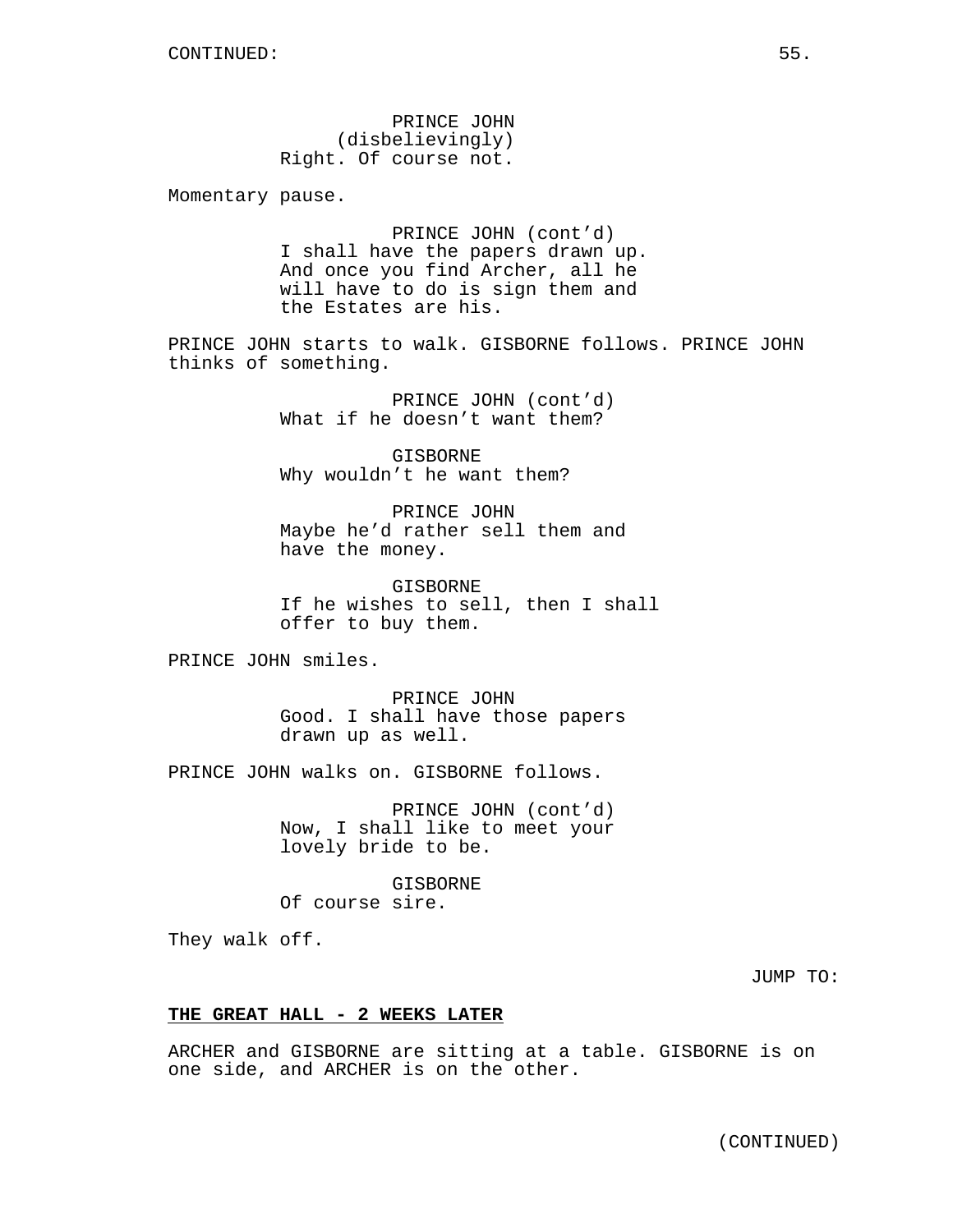PRINCE JOHN
(disbelievingly)
Right. Of course not.

Momentary pause.

PRINCE JOHN (cont'd)
I shall have the papers drawn up. And once you find Archer, all he will have to do is sign them and the Estates are his.

PRINCE JOHN starts to walk. GISBORNE follows. PRINCE JOHN thinks of something.

PRINCE JOHN (cont'd)
What if he doesn't want them?

GISBORNE
Why wouldn't he want them?

PRINCE JOHN
Maybe he'd rather sell them and have the money.

GISBORNE
If he wishes to sell, then I shall offer to buy them.

PRINCE JOHN smiles.

PRINCE JOHN
Good. I shall have those papers drawn up as well.

PRINCE JOHN walks on. GISBORNE follows.

PRINCE JOHN (cont'd)
Now, I shall like to meet your lovely bride to be.

GISBORNE
Of course sire.

They walk off.

JUMP TO:

**THE GREAT HALL - 2 WEEKS LATER**

ARCHER and GISBORNE are sitting at a table. GISBORNE is on one side, and ARCHER is on the other.

(CONTINUED)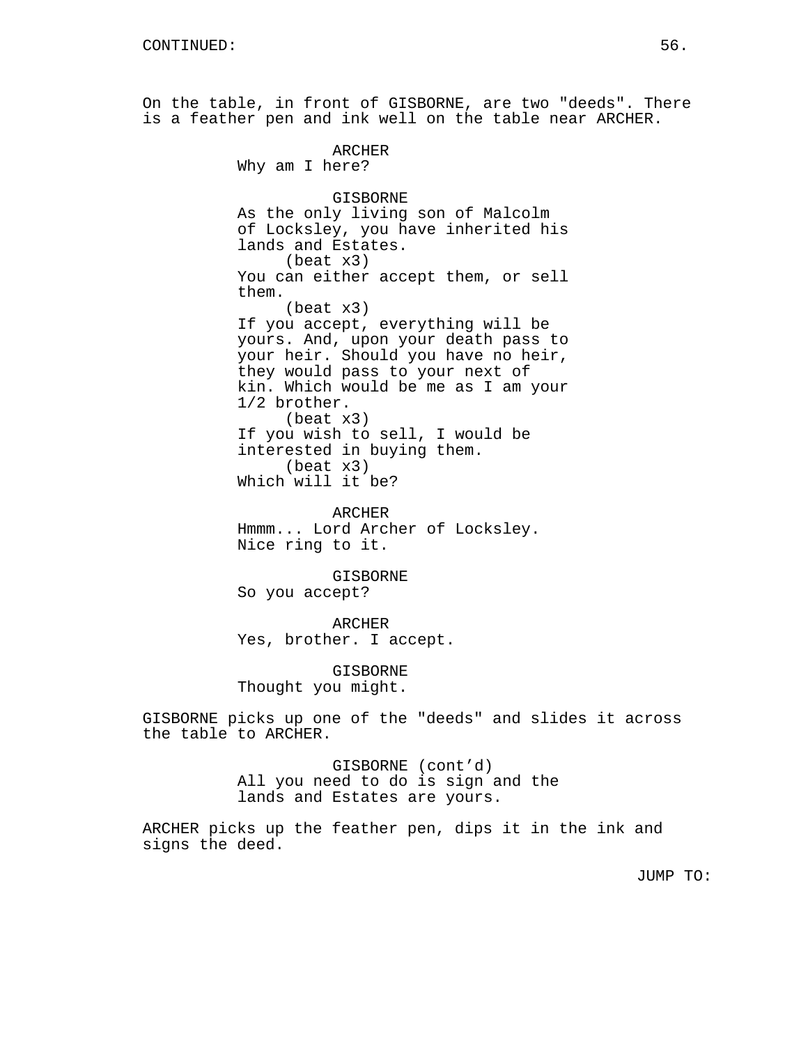CONTINUED:

On the table, in front of GISBORNE, are two "deeds". There is a feather pen and ink well on the table near ARCHER.

ARCHER
Why am I here?

GISBORNE
As the only living son of Malcolm of Locksley, you have inherited his lands and Estates.
(beat x3)
You can either accept them, or sell them.
(beat x3)
If you accept, everything will be yours. And, upon your death pass to your heir. Should you have no heir, they would pass to your next of kin. Which would be me as I am your 1/2 brother.
(beat x3)
If you wish to sell, I would be interested in buying them.
(beat x3)
Which will it be?

ARCHER
Hmmm... Lord Archer of Locksley. Nice ring to it.

GISBORNE
So you accept?

ARCHER
Yes, brother. I accept.

GISBORNE
Thought you might.

GISBORNE picks up one of the "deeds" and slides it across the table to ARCHER.

GISBORNE (cont'd)
All you need to do is sign and the lands and Estates are yours.

ARCHER picks up the feather pen, dips it in the ink and signs the deed.

JUMP TO: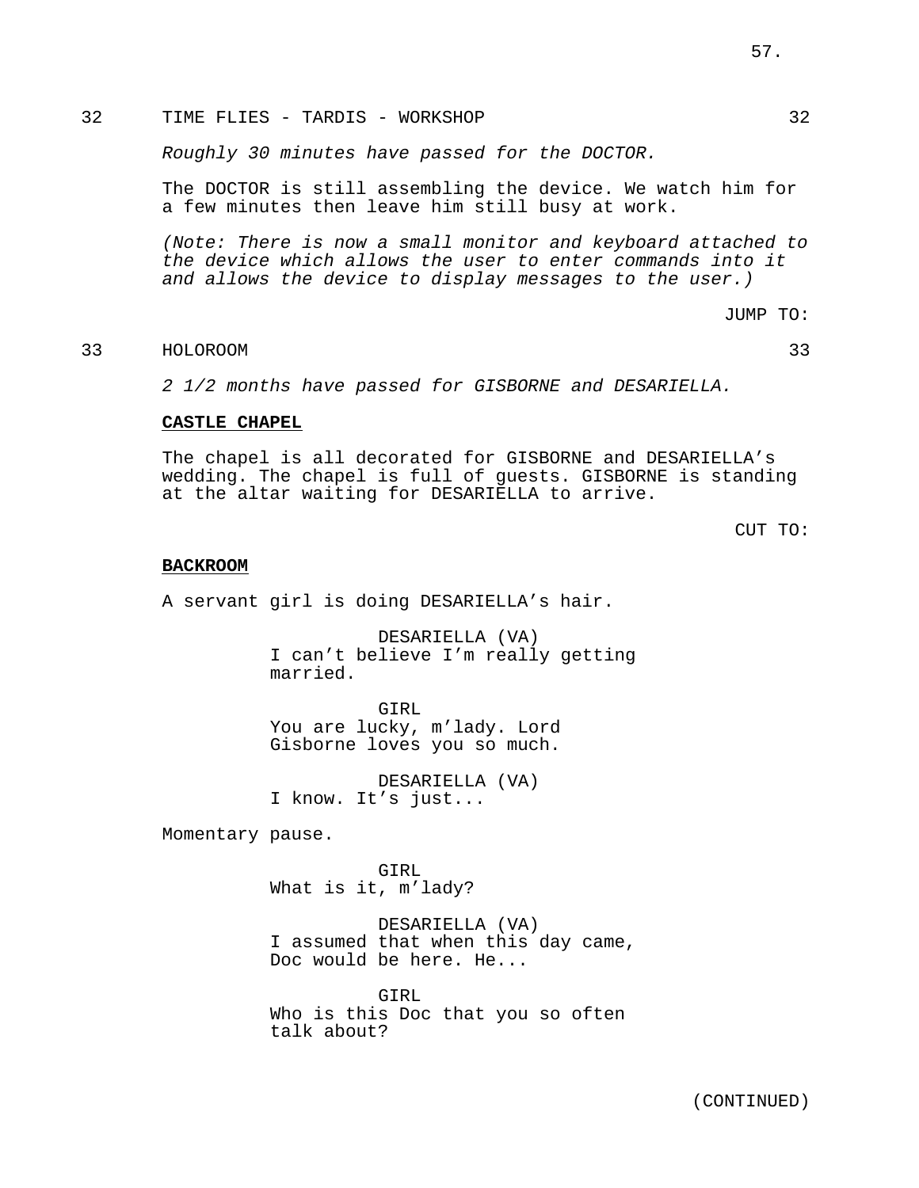32 TIME FLIES - TARDIS - WORKSHOP 32

*Roughly 30 minutes have passed for the DOCTOR.*

The DOCTOR is still assembling the device. We watch him for a few minutes then leave him still busy at work.

*(Note: There is now a small monitor and keyboard attached to the device which allows the user to enter commands into it and allows the device to display messages to the user.)*

JUMP TO:

33 HOLOROOM 33

*2 1/2 months have passed for GISBORNE and DESARIELLA.*

**CASTLE CHAPEL**

The chapel is all decorated for GISBORNE and DESARIELLA's wedding. The chapel is full of guests. GISBORNE is standing at the altar waiting for DESARIELLA to arrive.

CUT TO:

**BACKROOM**

A servant girl is doing DESARIELLA's hair.

DESARIELLA (VA)
I can't believe I'm really getting married.

GIRL
You are lucky, m'lady. Lord Gisborne loves you so much.

DESARIELLA (VA)
I know. It's just...

Momentary pause.

GIRL
What is it, m'lady?

DESARIELLA (VA)
I assumed that when this day came, Doc would be here. He...

GIRL
Who is this Doc that you so often talk about?

(CONTINUED)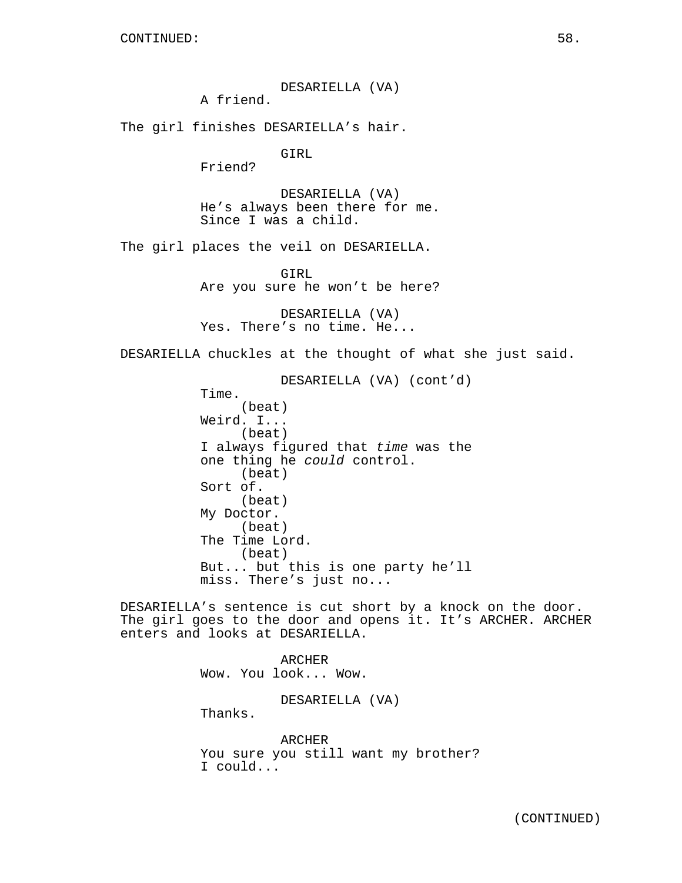CONTINUED:

DESARIELLA (VA)
A friend.

The girl finishes DESARIELLA's hair.

GIRL
Friend?

DESARIELLA (VA)
He's always been there for me.
Since I was a child.

The girl places the veil on DESARIELLA.

GIRL
Are you sure he won't be here?

DESARIELLA (VA)
Yes. There's no time. He...

DESARIELLA chuckles at the thought of what she just said.

DESARIELLA (VA) (cont'd)
Time.
(beat)
Weird. I...
(beat)
I always figured that *time* was the
one thing he *could* control.
(beat)
Sort of.
(beat)
My Doctor.
(beat)
The Time Lord.
(beat)
But... but this is one party he'll
miss. There's just no...

DESARIELLA's sentence is cut short by a knock on the door.
The girl goes to the door and opens it. It's ARCHER. ARCHER
enters and looks at DESARIELLA.

ARCHER
Wow. You look... Wow.

DESARIELLA (VA)
Thanks.

ARCHER
You sure you still want my brother?
I could...

(CONTINUED)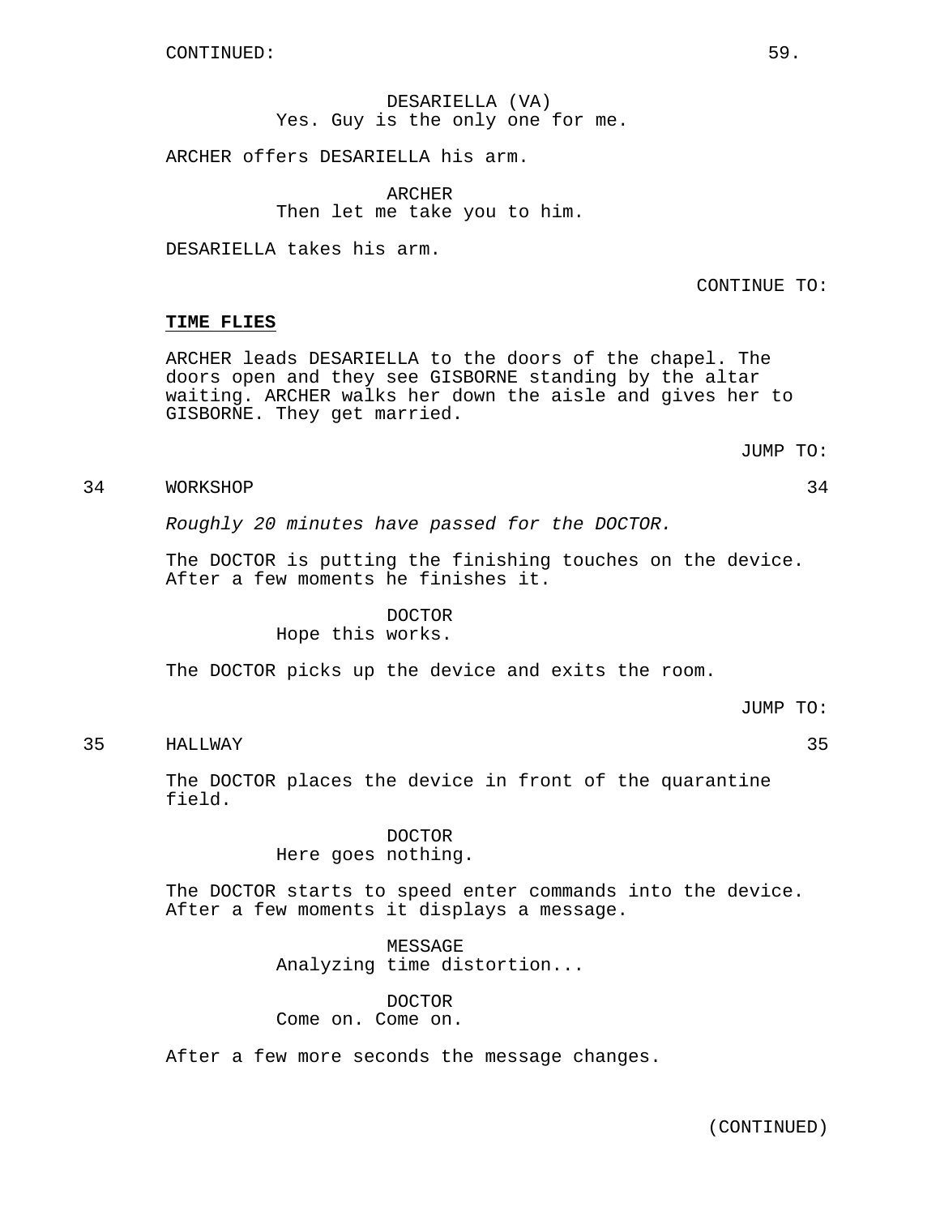CONTINUED:

DESARIELLA (VA)
Yes. Guy is the only one for me.

ARCHER offers DESARIELLA his arm.

ARCHER
Then let me take you to him.

DESARIELLA takes his arm.

CONTINUE TO:

**TIME FLIES**

ARCHER leads DESARIELLA to the doors of the chapel. The doors open and they see GISBORNE standing by the altar waiting. ARCHER walks her down the aisle and gives her to GISBORNE. They get married.

JUMP TO:

34 WORKSHOP 34

*Roughly 20 minutes have passed for the DOCTOR.*

The DOCTOR is putting the finishing touches on the device. After a few moments he finishes it.

DOCTOR
Hope this works.

The DOCTOR picks up the device and exits the room.

JUMP TO:

35 HALLWAY 35

The DOCTOR places the device in front of the quarantine field.

DOCTOR
Here goes nothing.

The DOCTOR starts to speed enter commands into the device. After a few moments it displays a message.

MESSAGE
Analyzing time distortion...

DOCTOR
Come on. Come on.

After a few more seconds the message changes.

(CONTINUED)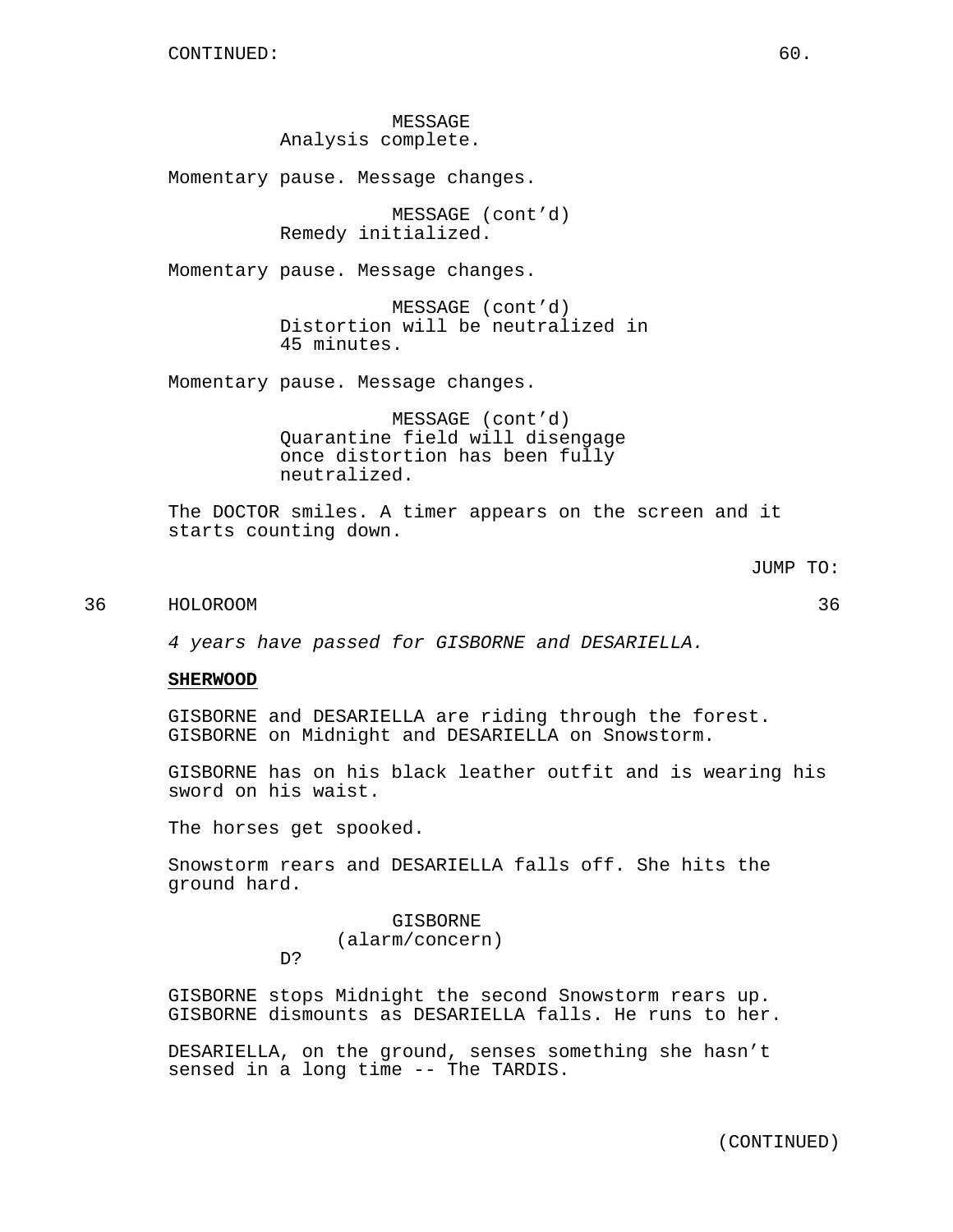CONTINUED:

MESSAGE
Analysis complete.

Momentary pause. Message changes.

MESSAGE (cont'd)
Remedy initialized.

Momentary pause. Message changes.

MESSAGE (cont'd)
Distortion will be neutralized in 45 minutes.

Momentary pause. Message changes.

MESSAGE (cont'd)
Quarantine field will disengage once distortion has been fully neutralized.

The DOCTOR smiles. A timer appears on the screen and it starts counting down.

JUMP TO:

36 HOLOROOM 36

*4 years have passed for GISBORNE and DESARIELLA.*

**SHERWOOD**

GISBORNE and DESARIELLA are riding through the forest. GISBORNE on Midnight and DESARIELLA on Snowstorm.

GISBORNE has on his black leather outfit and is wearing his sword on his waist.

The horses get spooked.

Snowstorm rears and DESARIELLA falls off. She hits the ground hard.

GISBORNE
(alarm/concern)
D?

GISBORNE stops Midnight the second Snowstorm rears up. GISBORNE dismounts as DESARIELLA falls. He runs to her.

DESARIELLA, on the ground, senses something she hasn't sensed in a long time -- The TARDIS.

(CONTINUED)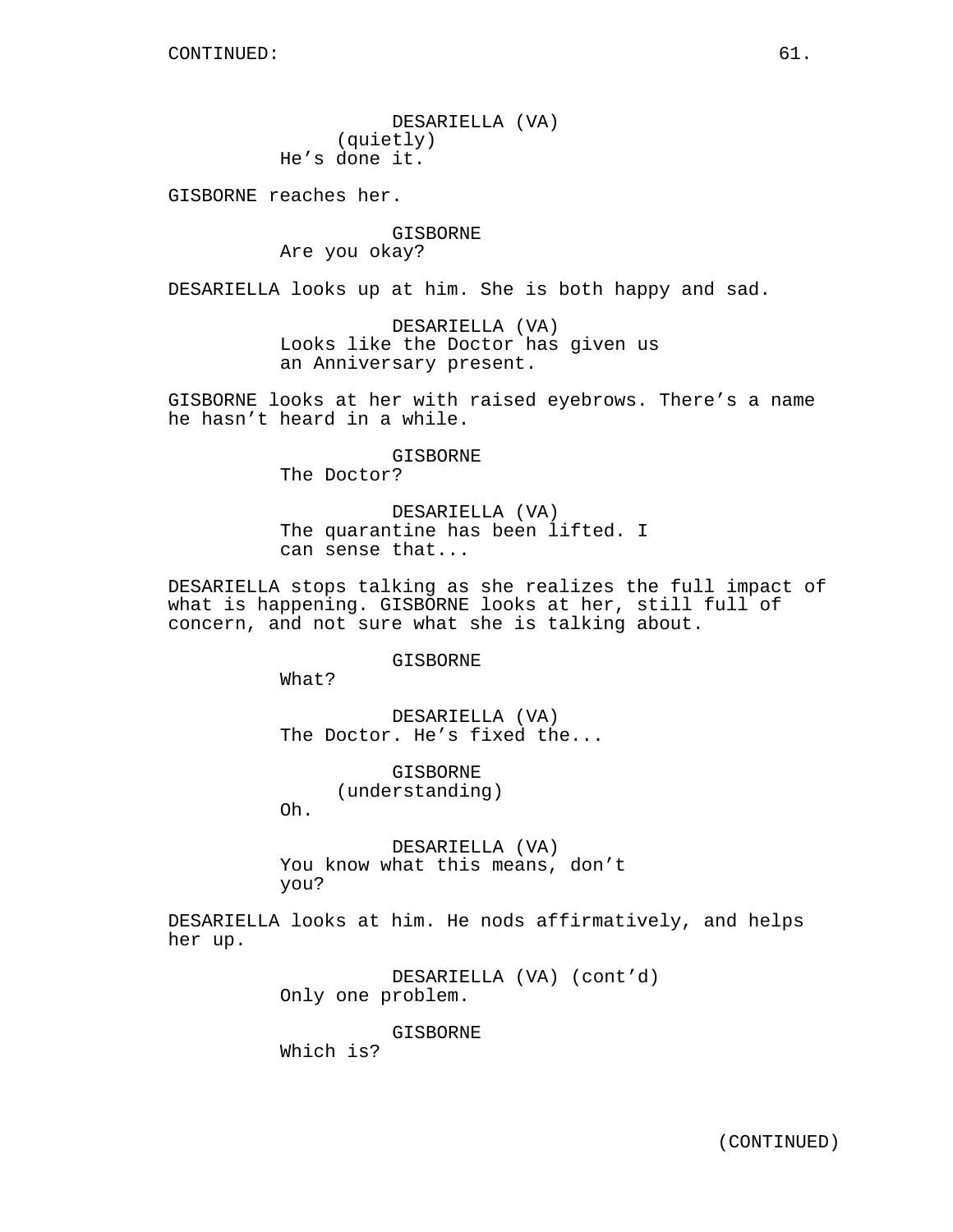CONTINUED:

DESARIELLA (VA)
(quietly)
He's done it.

GISBORNE reaches her.

GISBORNE
Are you okay?

DESARIELLA looks up at him. She is both happy and sad.

DESARIELLA (VA)
Looks like the Doctor has given us an Anniversary present.

GISBORNE looks at her with raised eyebrows. There's a name he hasn't heard in a while.

GISBORNE
The Doctor?

DESARIELLA (VA)
The quarantine has been lifted. I can sense that...

DESARIELLA stops talking as she realizes the full impact of what is happening. GISBORNE looks at her, still full of concern, and not sure what she is talking about.

GISBORNE
What?

DESARIELLA (VA)
The Doctor. He's fixed the...

GISBORNE
(understanding)
Oh.

DESARIELLA (VA)
You know what this means, don't you?

DESARIELLA looks at him. He nods affirmatively, and helps her up.

DESARIELLA (VA) (cont'd)
Only one problem.

GISBORNE
Which is?

(CONTINUED)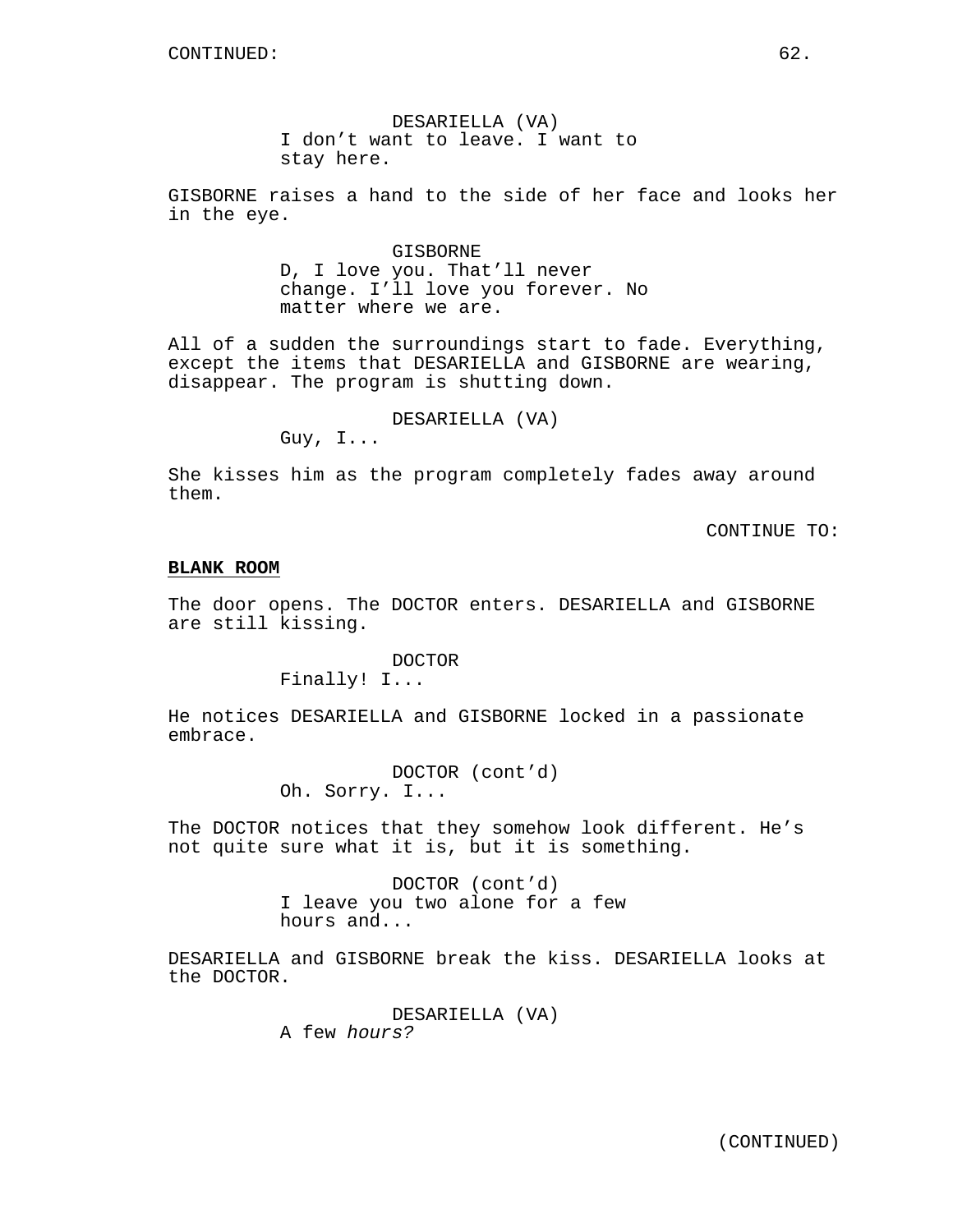CONTINUED:

DESARIELLA (VA)
I don't want to leave. I want to stay here.

GISBORNE raises a hand to the side of her face and looks her in the eye.

GISBORNE
D, I love you. That'll never change. I'll love you forever. No matter where we are.

All of a sudden the surroundings start to fade. Everything, except the items that DESARIELLA and GISBORNE are wearing, disappear. The program is shutting down.

DESARIELLA (VA)
Guy, I...

She kisses him as the program completely fades away around them.

CONTINUE TO:

**BLANK ROOM**

The door opens. The DOCTOR enters. DESARIELLA and GISBORNE are still kissing.

DOCTOR
Finally! I...

He notices DESARIELLA and GISBORNE locked in a passionate embrace.

DOCTOR (cont'd)
Oh. Sorry. I...

The DOCTOR notices that they somehow look different. He's not quite sure what it is, but it is something.

DOCTOR (cont'd)
I leave you two alone for a few hours and...

DESARIELLA and GISBORNE break the kiss. DESARIELLA looks at the DOCTOR.

DESARIELLA (VA)
A few *hours?*

(CONTINUED)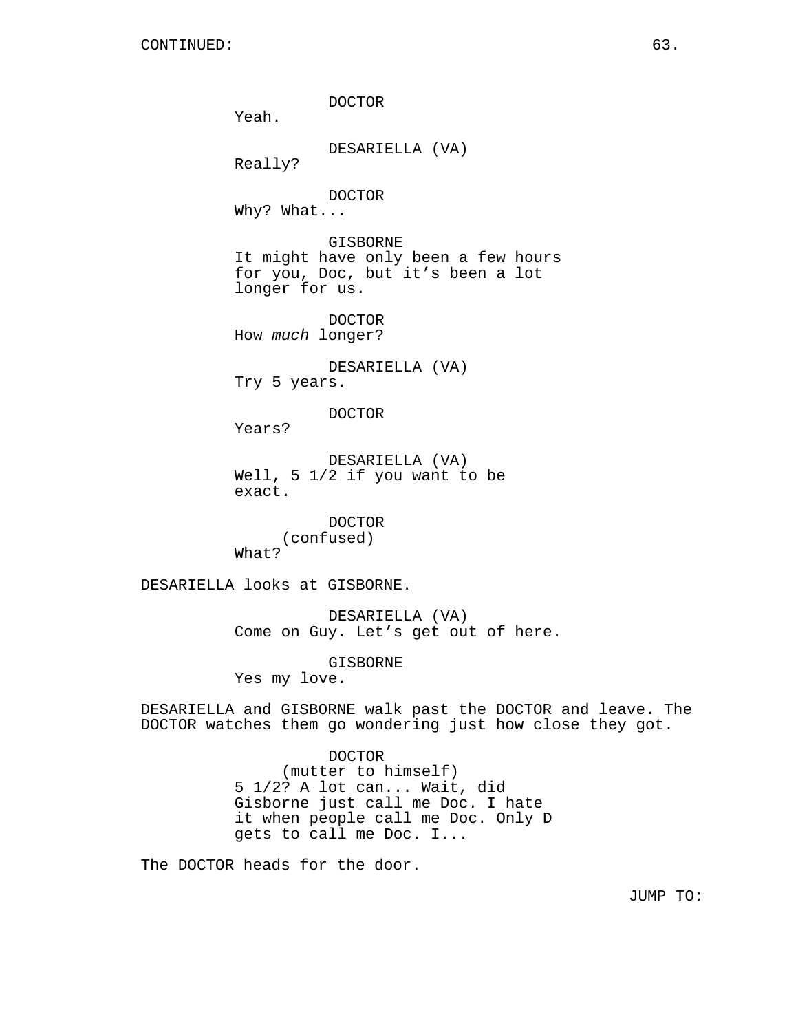DOCTOR
Yeah.

DESARIELLA (VA)
Really?

DOCTOR
Why? What...

GISBORNE
It might have only been a few hours for you, Doc, but it’s been a lot longer for us.

DOCTOR
How *much* longer?

DESARIELLA (VA)
Try 5 years.

DOCTOR
Years?

DESARIELLA (VA)
Well, 5 1/2 if you want to be exact.

DOCTOR
(confused)
What?

DESARIELLA looks at GISBORNE.

DESARIELLA (VA)
Come on Guy. Let’s get out of here.

GISBORNE
Yes my love.

DESARIELLA and GISBORNE walk past the DOCTOR and leave. The DOCTOR watches them go wondering just how close they got.

DOCTOR
(mutter to himself)
5 1/2? A lot can... Wait, did Gisborne just call me Doc. I hate it when people call me Doc. Only D gets to call me Doc. I...

The DOCTOR heads for the door.

JUMP TO: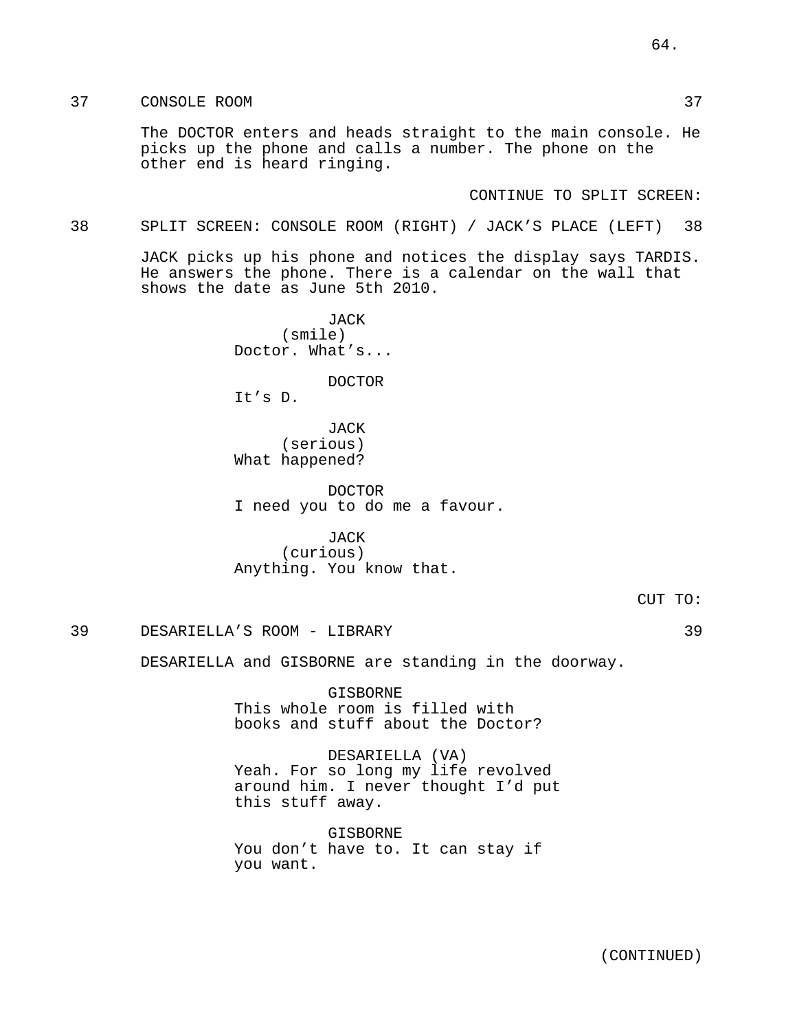37 CONSOLE ROOM 37

The DOCTOR enters and heads straight to the main console. He picks up the phone and calls a number. The phone on the other end is heard ringing.

CONTINUE TO SPLIT SCREEN:

38 SPLIT SCREEN: CONSOLE ROOM (RIGHT) / JACK'S PLACE (LEFT) 38

JACK picks up his phone and notices the display says TARDIS. He answers the phone. There is a calendar on the wall that shows the date as June 5th 2010.

JACK
(smile)
Doctor. What's...

DOCTOR
It's D.

JACK
(serious)
What happened?

DOCTOR
I need you to do me a favour.

JACK
(curious)
Anything. You know that.

CUT TO:

39 DESARIELLA'S ROOM - LIBRARY 39

DESARIELLA and GISBORNE are standing in the doorway.

GISBORNE
This whole room is filled with books and stuff about the Doctor?

DESARIELLA (VA)
Yeah. For so long my life revolved around him. I never thought I'd put this stuff away.

GISBORNE
You don't have to. It can stay if you want.

(CONTINUED)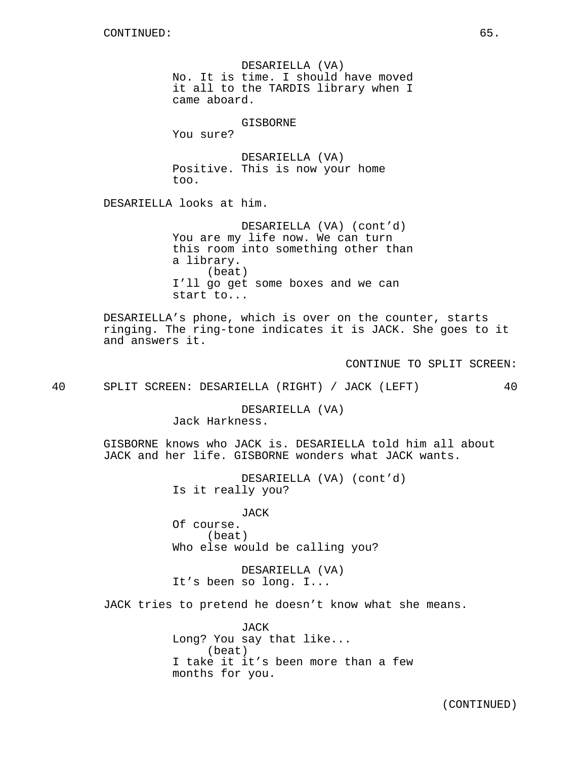CONTINUED:

DESARIELLA (VA)
No. It is time. I should have moved it all to the TARDIS library when I came aboard.

GISBORNE
You sure?

DESARIELLA (VA)
Positive. This is now your home too.

DESARIELLA looks at him.

DESARIELLA (VA) (cont'd)
You are my life now. We can turn this room into something other than a library.
(beat)
I'll go get some boxes and we can start to...

DESARIELLA's phone, which is over on the counter, starts ringing. The ring-tone indicates it is JACK. She goes to it and answers it.

CONTINUE TO SPLIT SCREEN:

40 SPLIT SCREEN: DESARIELLA (RIGHT) / JACK (LEFT) 40

DESARIELLA (VA)
Jack Harkness.

GISBORNE knows who JACK is. DESARIELLA told him all about JACK and her life. GISBORNE wonders what JACK wants.

DESARIELLA (VA) (cont'd)
Is it really you?

JACK
Of course.
(beat)
Who else would be calling you?

DESARIELLA (VA)
It's been so long. I...

JACK tries to pretend he doesn't know what she means.

JACK
Long? You say that like...
(beat)
I take it it's been more than a few months for you.

(CONTINUED)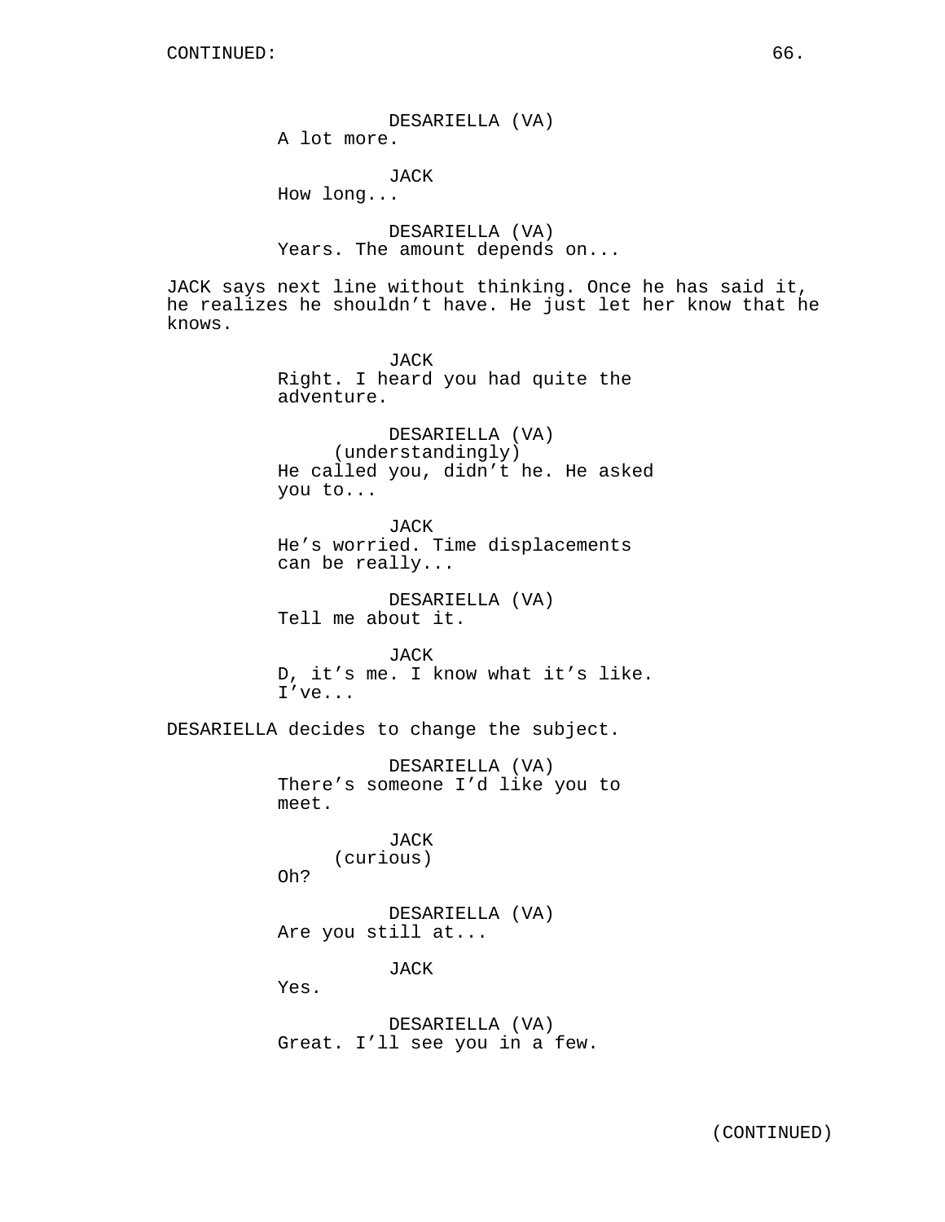CONTINUED:

DESARIELLA (VA)
A lot more.

JACK
How long...

DESARIELLA (VA)
Years. The amount depends on...

JACK says next line without thinking. Once he has said it, he realizes he shouldn't have. He just let her know that he knows.

JACK
Right. I heard you had quite the adventure.

DESARIELLA (VA)
(understandingly)
He called you, didn't he. He asked you to...

JACK
He's worried. Time displacements can be really...

DESARIELLA (VA)
Tell me about it.

JACK
D, it's me. I know what it's like. I've...

DESARIELLA decides to change the subject.

DESARIELLA (VA)
There's someone I'd like you to meet.

JACK
(curious)
Oh?

DESARIELLA (VA)
Are you still at...

JACK
Yes.

DESARIELLA (VA)
Great. I'll see you in a few.

(CONTINUED)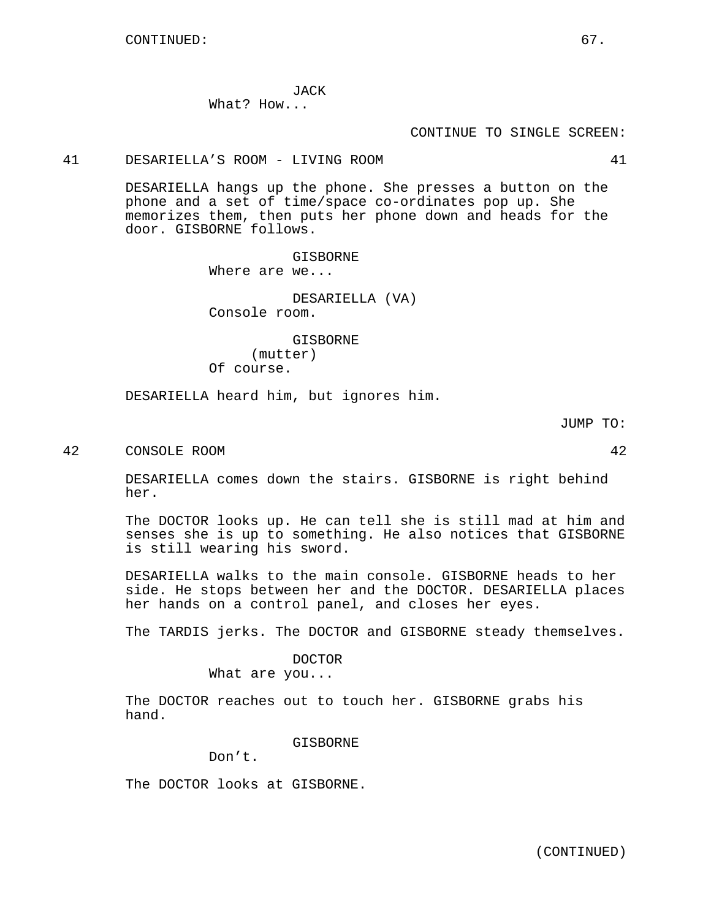CONTINUED:

JACK
What? How...

CONTINUE TO SINGLE SCREEN:

41 DESARIELLA'S ROOM - LIVING ROOM 41

DESARIELLA hangs up the phone. She presses a button on the phone and a set of time/space co-ordinates pop up. She memorizes them, then puts her phone down and heads for the door. GISBORNE follows.

GISBORNE
Where are we...

DESARIELLA (VA)
Console room.

GISBORNE
(mutter)
Of course.

DESARIELLA heard him, but ignores him.

JUMP TO:

42 CONSOLE ROOM 42

DESARIELLA comes down the stairs. GISBORNE is right behind her.

The DOCTOR looks up. He can tell she is still mad at him and senses she is up to something. He also notices that GISBORNE is still wearing his sword.

DESARIELLA walks to the main console. GISBORNE heads to her side. He stops between her and the DOCTOR. DESARIELLA places her hands on a control panel, and closes her eyes.

The TARDIS jerks. The DOCTOR and GISBORNE steady themselves.

DOCTOR
What are you...

The DOCTOR reaches out to touch her. GISBORNE grabs his hand.

GISBORNE
Don't.

The DOCTOR looks at GISBORNE.

(CONTINUED)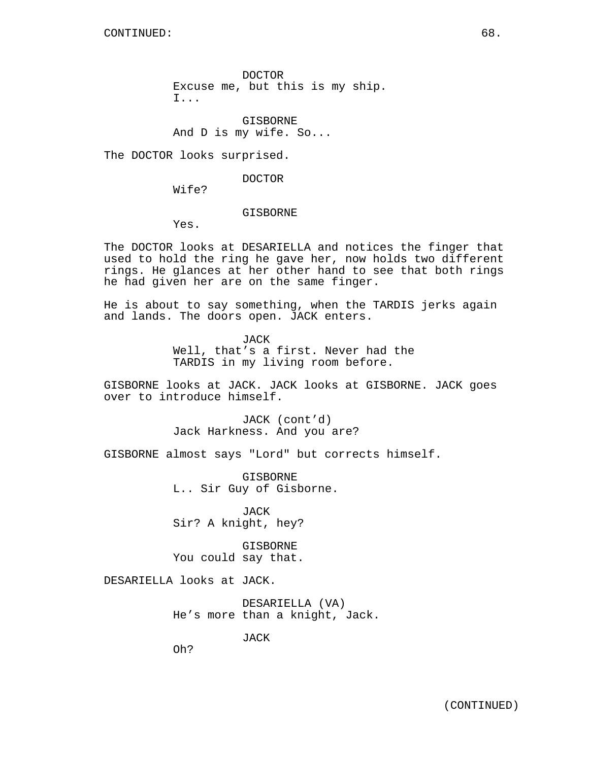CONTINUED:

DOCTOR
Excuse me, but this is my ship.
I...

GISBORNE
And D is my wife. So...

The DOCTOR looks surprised.

DOCTOR
Wife?

GISBORNE
Yes.

The DOCTOR looks at DESARIELLA and notices the finger that used to hold the ring he gave her, now holds two different rings. He glances at her other hand to see that both rings he had given her are on the same finger.

He is about to say something, when the TARDIS jerks again and lands. The doors open. JACK enters.

JACK
Well, that's a first. Never had the
TARDIS in my living room before.

GISBORNE looks at JACK. JACK looks at GISBORNE. JACK goes over to introduce himself.

JACK (cont'd)
Jack Harkness. And you are?

GISBORNE almost says "Lord" but corrects himself.

GISBORNE
L.. Sir Guy of Gisborne.

JACK
Sir? A knight, hey?

GISBORNE
You could say that.

DESARIELLA looks at JACK.

DESARIELLA (VA)
He's more than a knight, Jack.

JACK
Oh?

(CONTINUED)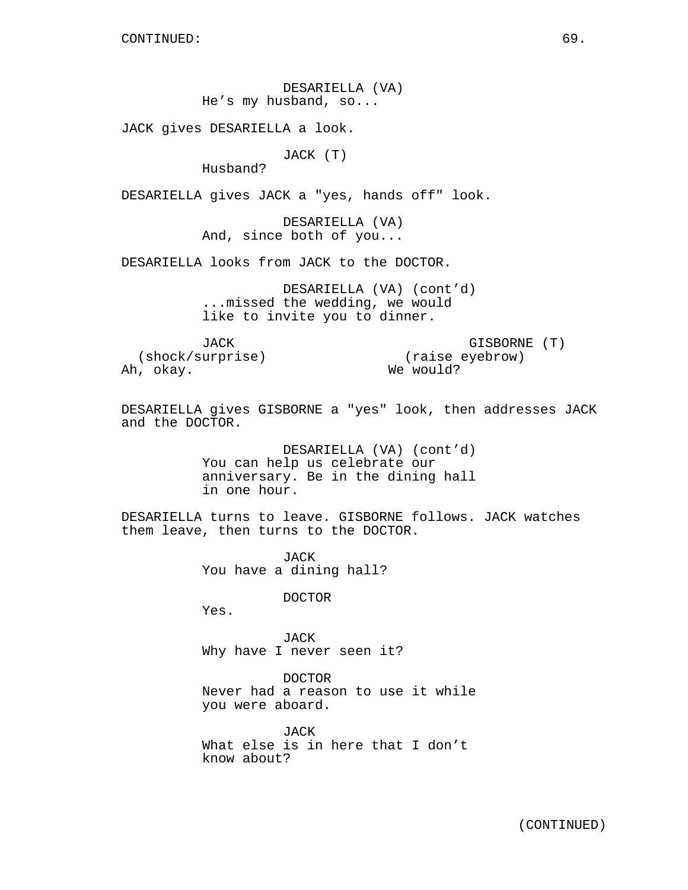CONTINUED:

DESARIELLA (VA)
He’s my husband, so...

JACK gives DESARIELLA a look.

JACK (T)
Husband?

DESARIELLA gives JACK a "yes, hands off" look.

DESARIELLA (VA)
And, since both of you...

DESARIELLA looks from JACK to the DOCTOR.

DESARIELLA (VA) (cont’d)
...missed the wedding, we would like to invite you to dinner.

JACK
(shock/surprise)
Ah, okay.

GISBORNE (T)
(raise eyebrow)
We would?

DESARIELLA gives GISBORNE a "yes" look, then addresses JACK and the DOCTOR.

DESARIELLA (VA) (cont’d)
You can help us celebrate our anniversary. Be in the dining hall in one hour.

DESARIELLA turns to leave. GISBORNE follows. JACK watches them leave, then turns to the DOCTOR.

JACK
You have a dining hall?

DOCTOR
Yes.

JACK
Why have I never seen it?

DOCTOR
Never had a reason to use it while you were aboard.

JACK
What else is in here that I don’t know about?

(CONTINUED)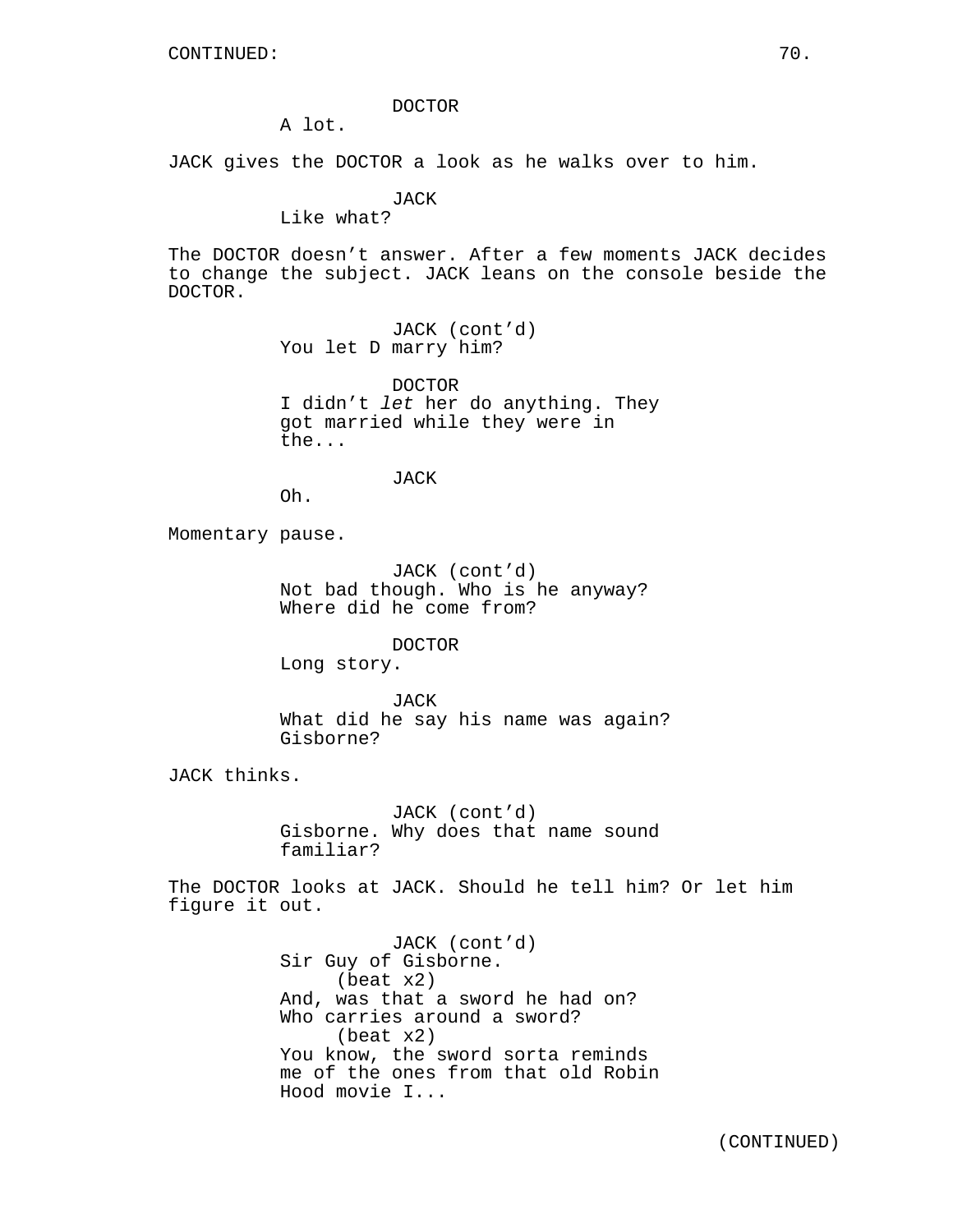DOCTOR
A lot.

JACK gives the DOCTOR a look as he walks over to him.

JACK
Like what?

The DOCTOR doesn't answer. After a few moments JACK decides to change the subject. JACK leans on the console beside the DOCTOR.

JACK (cont'd)
You let D marry him?

DOCTOR
I didn't *let* her do anything. They got married while they were in the...

JACK
Oh.

Momentary pause.

JACK (cont'd)
Not bad though. Who is he anyway? Where did he come from?

DOCTOR
Long story.

JACK
What did he say his name was again? Gisborne?

JACK thinks.

JACK (cont'd)
Gisborne. Why does that name sound familiar?

The DOCTOR looks at JACK. Should he tell him? Or let him figure it out.

JACK (cont'd)
Sir Guy of Gisborne.
(beat x2)
And, was that a sword he had on? Who carries around a sword?
(beat x2)
You know, the sword sorta reminds me of the ones from that old Robin Hood movie I...

(CONTINUED)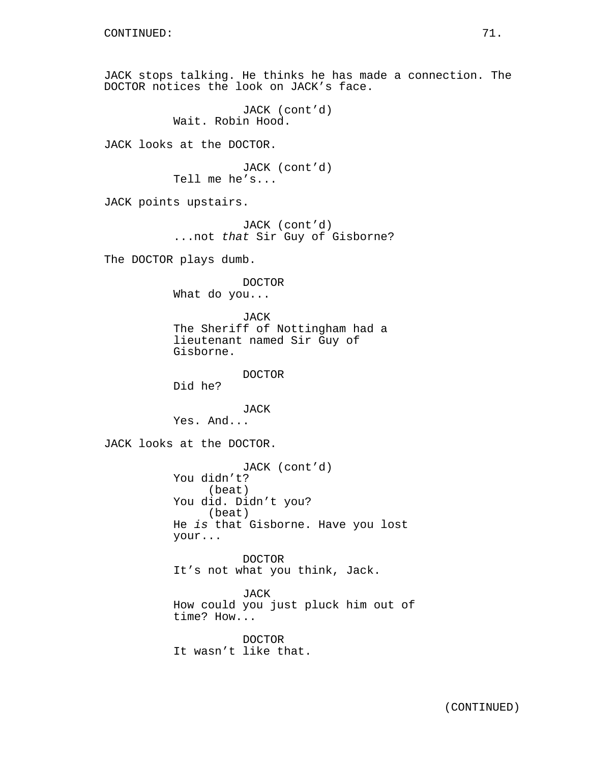CONTINUED:

JACK stops talking. He thinks he has made a connection. The DOCTOR notices the look on JACK's face.

JACK (cont'd)
Wait. Robin Hood.

JACK looks at the DOCTOR.

JACK (cont'd)
Tell me he's...

JACK points upstairs.

JACK (cont'd)
...not *that* Sir Guy of Gisborne?

The DOCTOR plays dumb.

DOCTOR
What do you...

JACK
The Sheriff of Nottingham had a lieutenant named Sir Guy of Gisborne.

DOCTOR
Did he?

JACK
Yes. And...

JACK looks at the DOCTOR.

JACK (cont'd)
You didn't?
(beat)
You did. Didn't you?
(beat)
He *is* that Gisborne. Have you lost your...

DOCTOR
It's not what you think, Jack.

JACK
How could you just pluck him out of time? How...

DOCTOR
It wasn't like that.

(CONTINUED)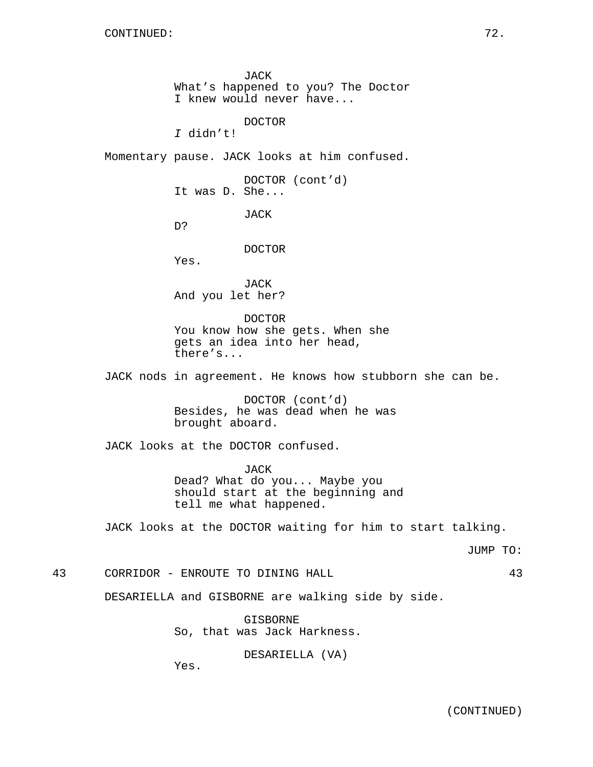CONTINUED:

JACK
What's happened to you? The Doctor I knew would never have...

DOCTOR
*I* didn't!

Momentary pause. JACK looks at him confused.

DOCTOR (cont'd)
It was D. She...

JACK
D?

DOCTOR
Yes.

JACK
And you let her?

DOCTOR
You know how she gets. When she gets an idea into her head, there's...

JACK nods in agreement. He knows how stubborn she can be.

DOCTOR (cont'd)
Besides, he was dead when he was brought aboard.

JACK looks at the DOCTOR confused.

JACK
Dead? What do you... Maybe you should start at the beginning and tell me what happened.

JACK looks at the DOCTOR waiting for him to start talking.

JUMP TO:

43 CORRIDOR - ENROUTE TO DINING HALL 43

DESARIELLA and GISBORNE are walking side by side.

GISBORNE
So, that was Jack Harkness.

DESARIELLA (VA)
Yes.

(CONTINUED)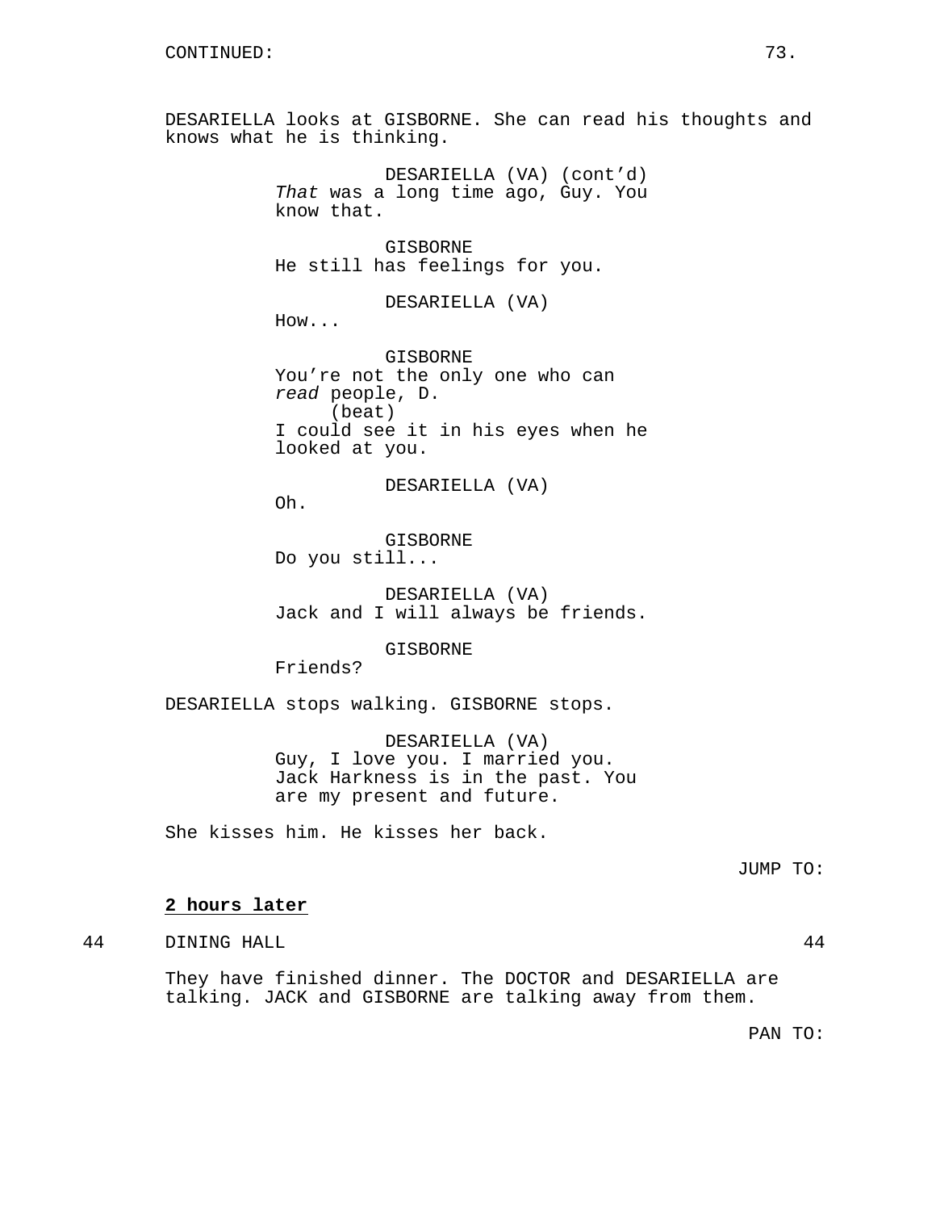CONTINUED:

DESARIELLA looks at GISBORNE. She can read his thoughts and knows what he is thinking.

DESARIELLA (VA) (cont'd)
*That* was a long time ago, Guy. You know that.

GISBORNE
He still has feelings for you.

DESARIELLA (VA)
How...

GISBORNE
You're not the only one who can *read* people, D.
(beat)
I could see it in his eyes when he looked at you.

DESARIELLA (VA)
Oh.

GISBORNE
Do you still...

DESARIELLA (VA)
Jack and I will always be friends.

GISBORNE
Friends?

DESARIELLA stops walking. GISBORNE stops.

DESARIELLA (VA)
Guy, I love you. I married you. Jack Harkness is in the past. You are my present and future.

She kisses him. He kisses her back.

JUMP TO:

**2 hours later**

44 DINING HALL 44

They have finished dinner. The DOCTOR and DESARIELLA are talking. JACK and GISBORNE are talking away from them.

PAN TO: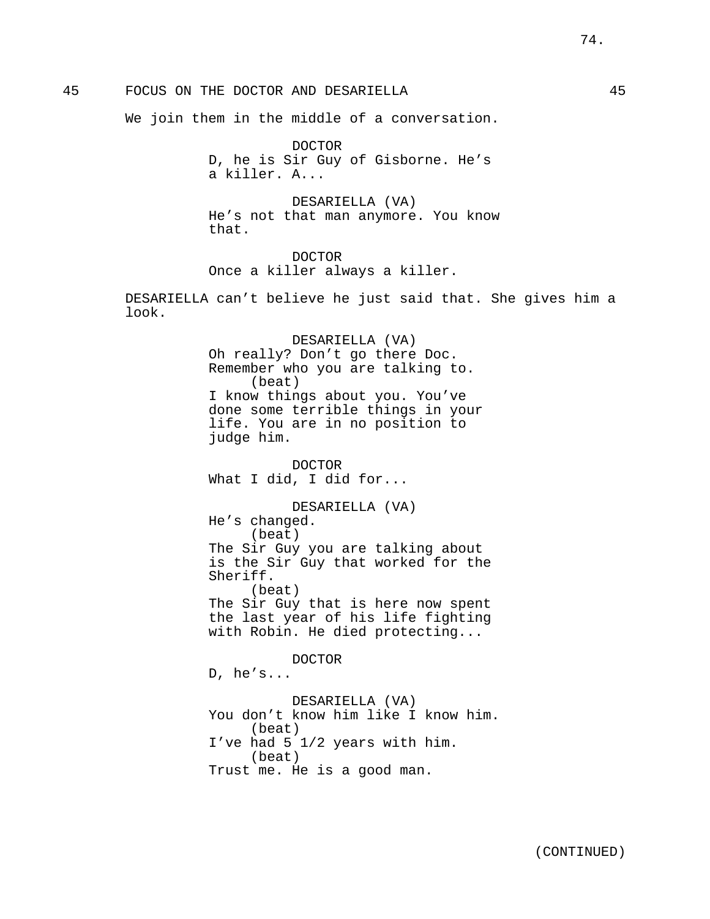45 FOCUS ON THE DOCTOR AND DESARIELLA 45

We join them in the middle of a conversation.

DOCTOR
D, he is Sir Guy of Gisborne. He's a killer. A...

DESARIELLA (VA)
He's not that man anymore. You know that.

DOCTOR
Once a killer always a killer.

DESARIELLA can't believe he just said that. She gives him a look.

DESARIELLA (VA)
Oh really? Don't go there Doc. Remember who you are talking to.
(beat)
I know things about you. You've done some terrible things in your life. You are in no position to judge him.

DOCTOR
What I did, I did for...

DESARIELLA (VA)
He's changed.
(beat)
The Sir Guy you are talking about is the Sir Guy that worked for the Sheriff.
(beat)
The Sir Guy that is here now spent the last year of his life fighting with Robin. He died protecting...

DOCTOR
D, he's...

DESARIELLA (VA)
You don't know him like I know him.
(beat)
I've had 5 1/2 years with him.
(beat)
Trust me. He is a good man.

(CONTINUED)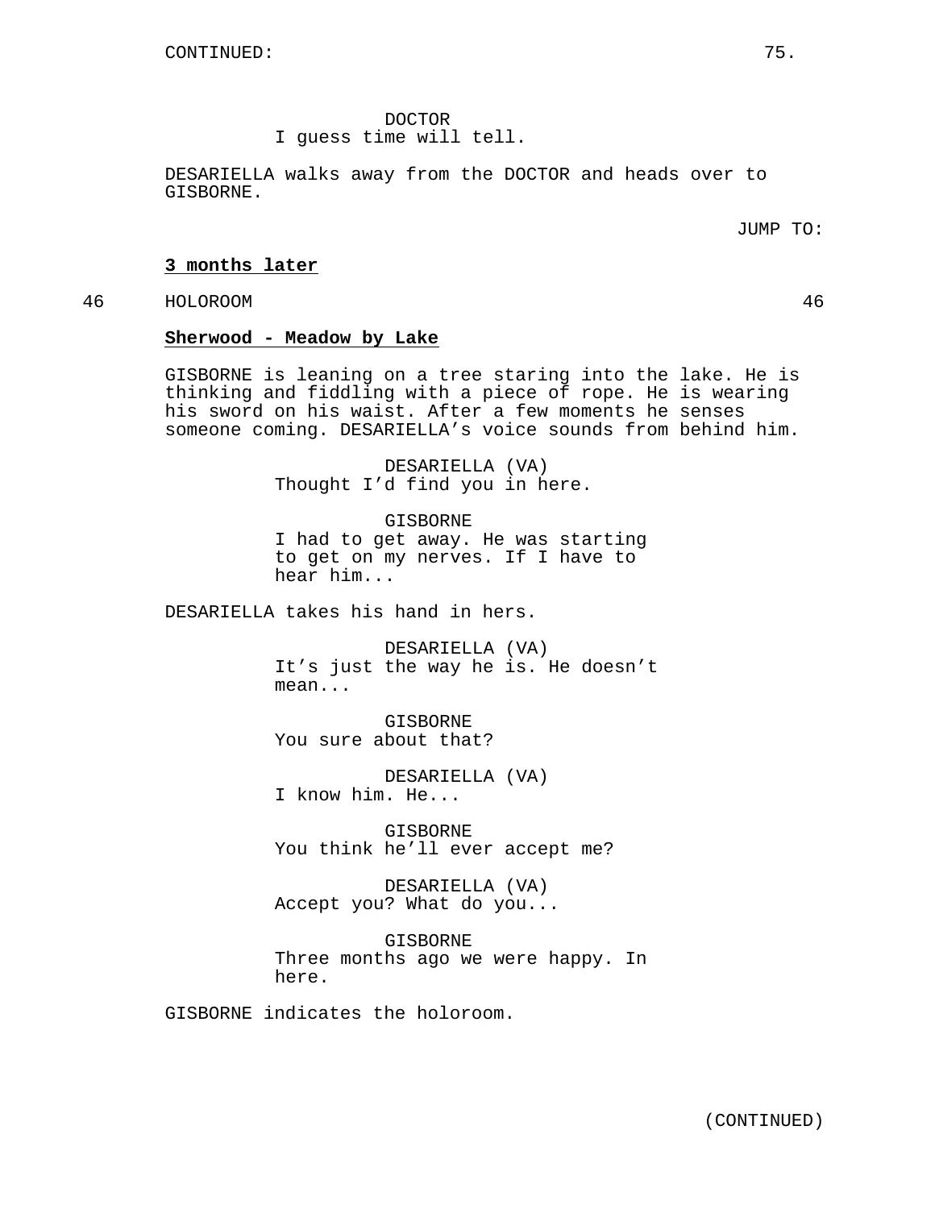DOCTOR
I guess time will tell.

DESARIELLA walks away from the DOCTOR and heads over to GISBORNE.

JUMP TO:

**3 months later**

46 HOLOROOM 46

**Sherwood - Meadow by Lake**

GISBORNE is leaning on a tree staring into the lake. He is thinking and fiddling with a piece of rope. He is wearing his sword on his waist. After a few moments he senses someone coming. DESARIELLA's voice sounds from behind him.

DESARIELLA (VA)
Thought I'd find you in here.

GISBORNE
I had to get away. He was starting to get on my nerves. If I have to hear him...

DESARIELLA takes his hand in hers.

DESARIELLA (VA)
It's just the way he is. He doesn't mean...

GISBORNE
You sure about that?

DESARIELLA (VA)
I know him. He...

GISBORNE
You think he'll ever accept me?

DESARIELLA (VA)
Accept you? What do you...

GISBORNE
Three months ago we were happy. In here.

GISBORNE indicates the holoroom.

(CONTINUED)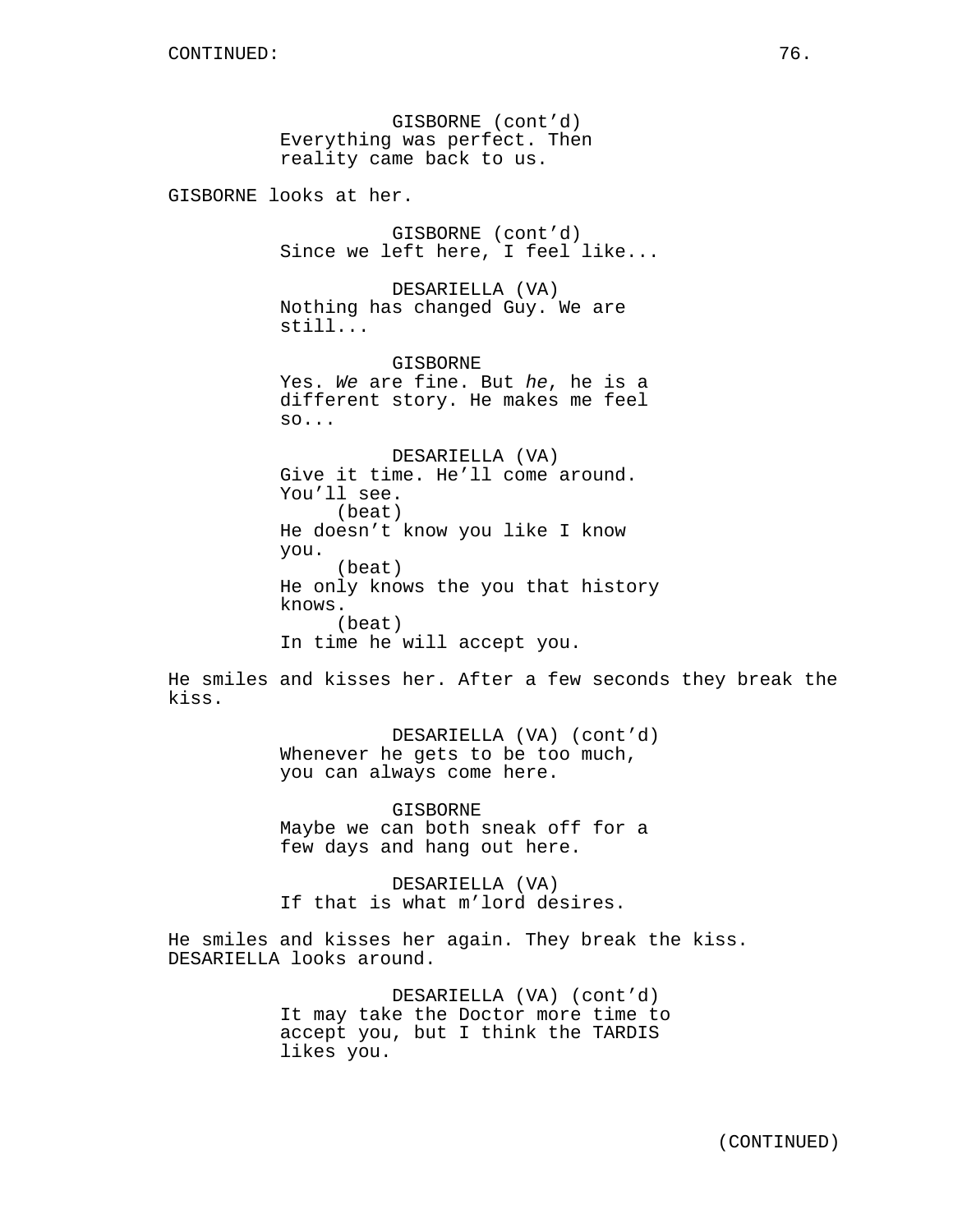CONTINUED:

GISBORNE (cont'd)
Everything was perfect. Then reality came back to us.

GISBORNE looks at her.

GISBORNE (cont'd)
Since we left here, I feel like...

DESARIELLA (VA)
Nothing has changed Guy. We are still...

GISBORNE
Yes. *We* are fine. But *he*, he is a different story. He makes me feel so...

DESARIELLA (VA)
Give it time. He'll come around. You'll see.
(beat)
He doesn't know you like I know you.
(beat)
He only knows the you that history knows.
(beat)
In time he will accept you.

He smiles and kisses her. After a few seconds they break the kiss.

DESARIELLA (VA) (cont'd)
Whenever he gets to be too much, you can always come here.

GISBORNE
Maybe we can both sneak off for a few days and hang out here.

DESARIELLA (VA)
If that is what m'lord desires.

He smiles and kisses her again. They break the kiss. DESARIELLA looks around.

DESARIELLA (VA) (cont'd)
It may take the Doctor more time to accept you, but I think the TARDIS likes you.

(CONTINUED)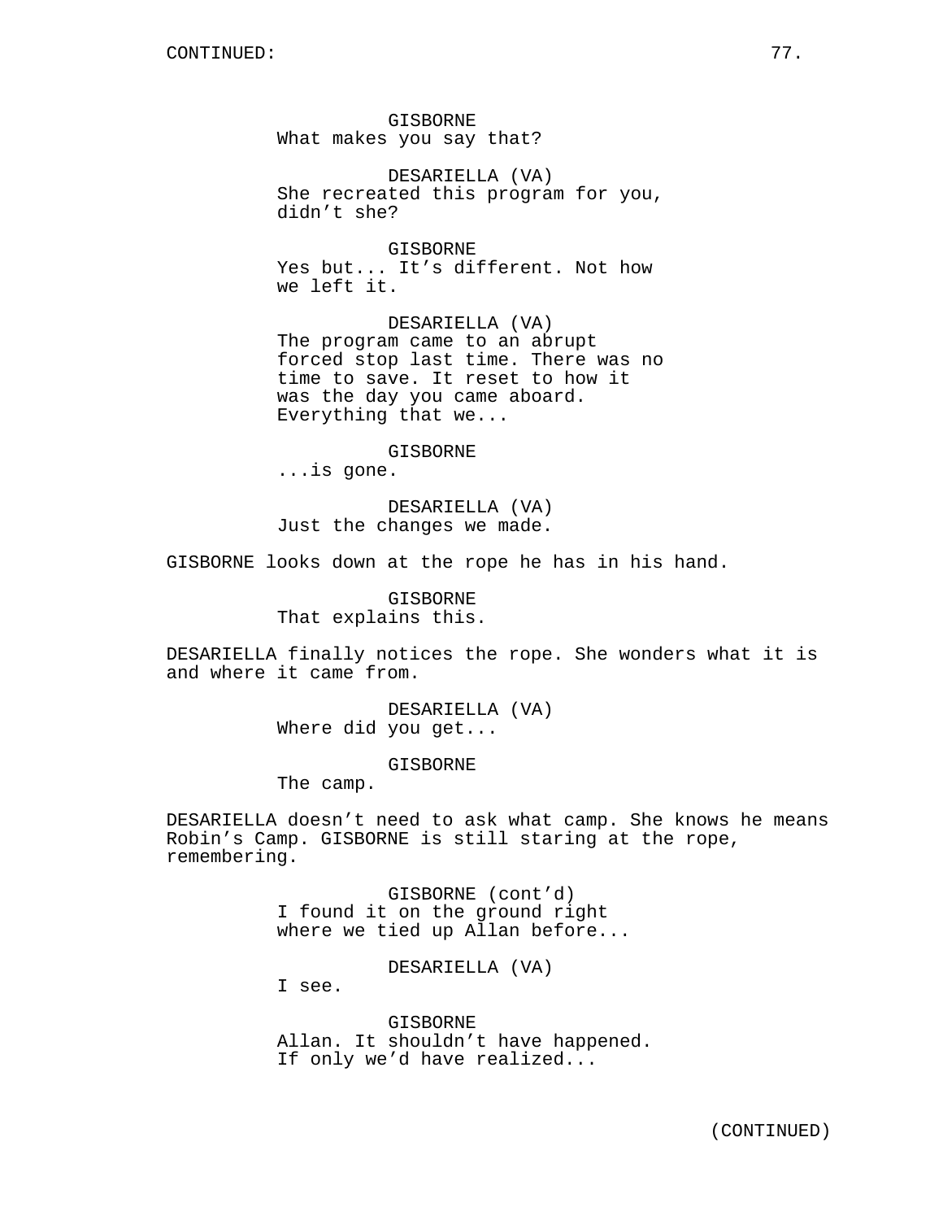CONTINUED:

GISBORNE
What makes you say that?

DESARIELLA (VA)
She recreated this program for you, didn't she?

GISBORNE
Yes but... It's different. Not how we left it.

DESARIELLA (VA)
The program came to an abrupt forced stop last time. There was no time to save. It reset to how it was the day you came aboard. Everything that we...

GISBORNE
...is gone.

DESARIELLA (VA)
Just the changes we made.

GISBORNE looks down at the rope he has in his hand.

GISBORNE
That explains this.

DESARIELLA finally notices the rope. She wonders what it is and where it came from.

DESARIELLA (VA)
Where did you get...

GISBORNE
The camp.

DESARIELLA doesn't need to ask what camp. She knows he means Robin's Camp. GISBORNE is still staring at the rope, remembering.

GISBORNE (cont'd)
I found it on the ground right where we tied up Allan before...

DESARIELLA (VA)
I see.

GISBORNE
Allan. It shouldn't have happened. If only we'd have realized...

(CONTINUED)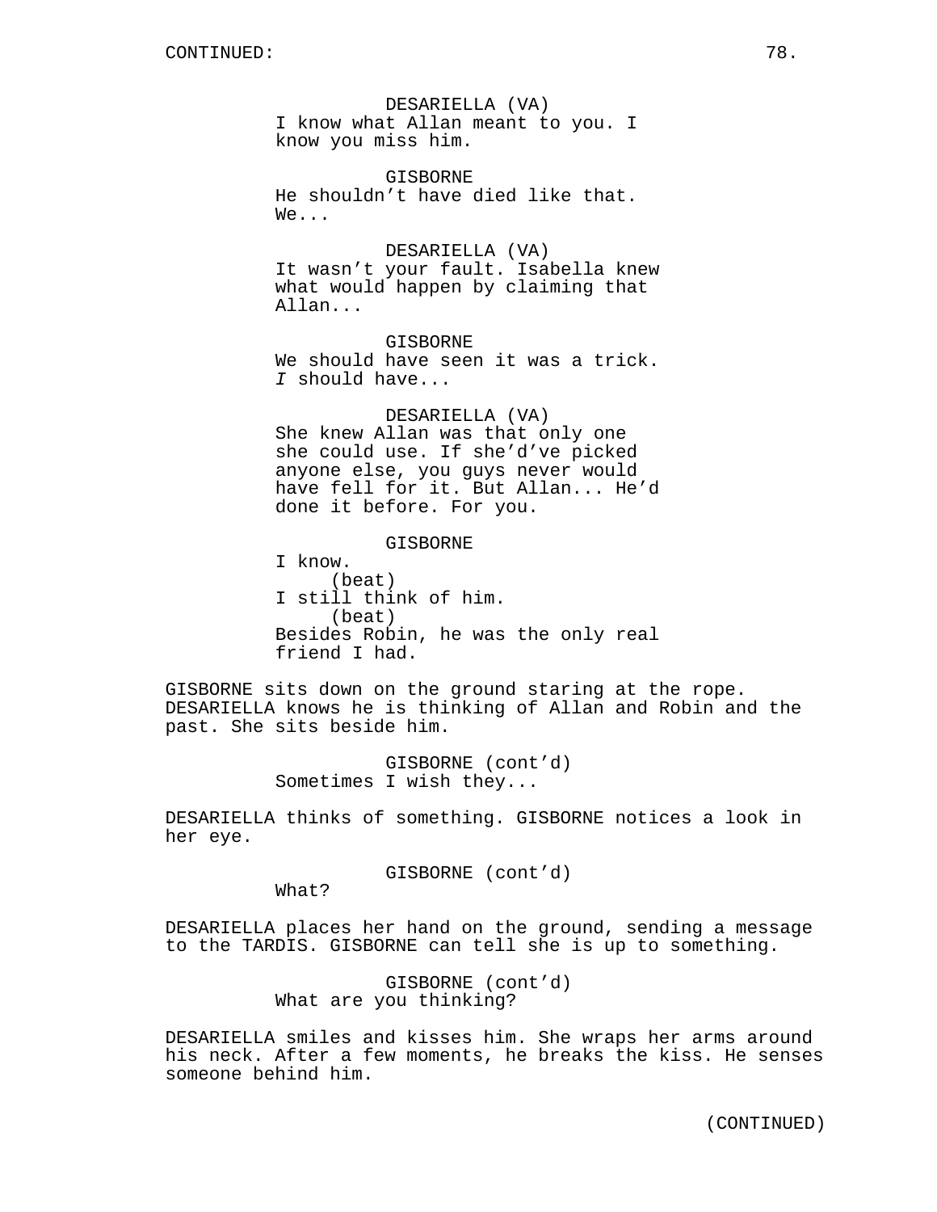CONTINUED:

DESARIELLA (VA)
I know what Allan meant to you. I know you miss him.

GISBORNE
He shouldn't have died like that. We...

DESARIELLA (VA)
It wasn't your fault. Isabella knew what would happen by claiming that Allan...

GISBORNE
We should have seen it was a trick. *I* should have...

DESARIELLA (VA)
She knew Allan was that only one she could use. If she'd've picked anyone else, you guys never would have fell for it. But Allan... He'd done it before. For you.

GISBORNE
I know.
(beat)
I still think of him.
(beat)
Besides Robin, he was the only real friend I had.

GISBORNE sits down on the ground staring at the rope. DESARIELLA knows he is thinking of Allan and Robin and the past. She sits beside him.

GISBORNE (cont'd)
Sometimes I wish they...

DESARIELLA thinks of something. GISBORNE notices a look in her eye.

GISBORNE (cont'd)
What?

DESARIELLA places her hand on the ground, sending a message to the TARDIS. GISBORNE can tell she is up to something.

GISBORNE (cont'd)
What are you thinking?

DESARIELLA smiles and kisses him. She wraps her arms around his neck. After a few moments, he breaks the kiss. He senses someone behind him.

(CONTINUED)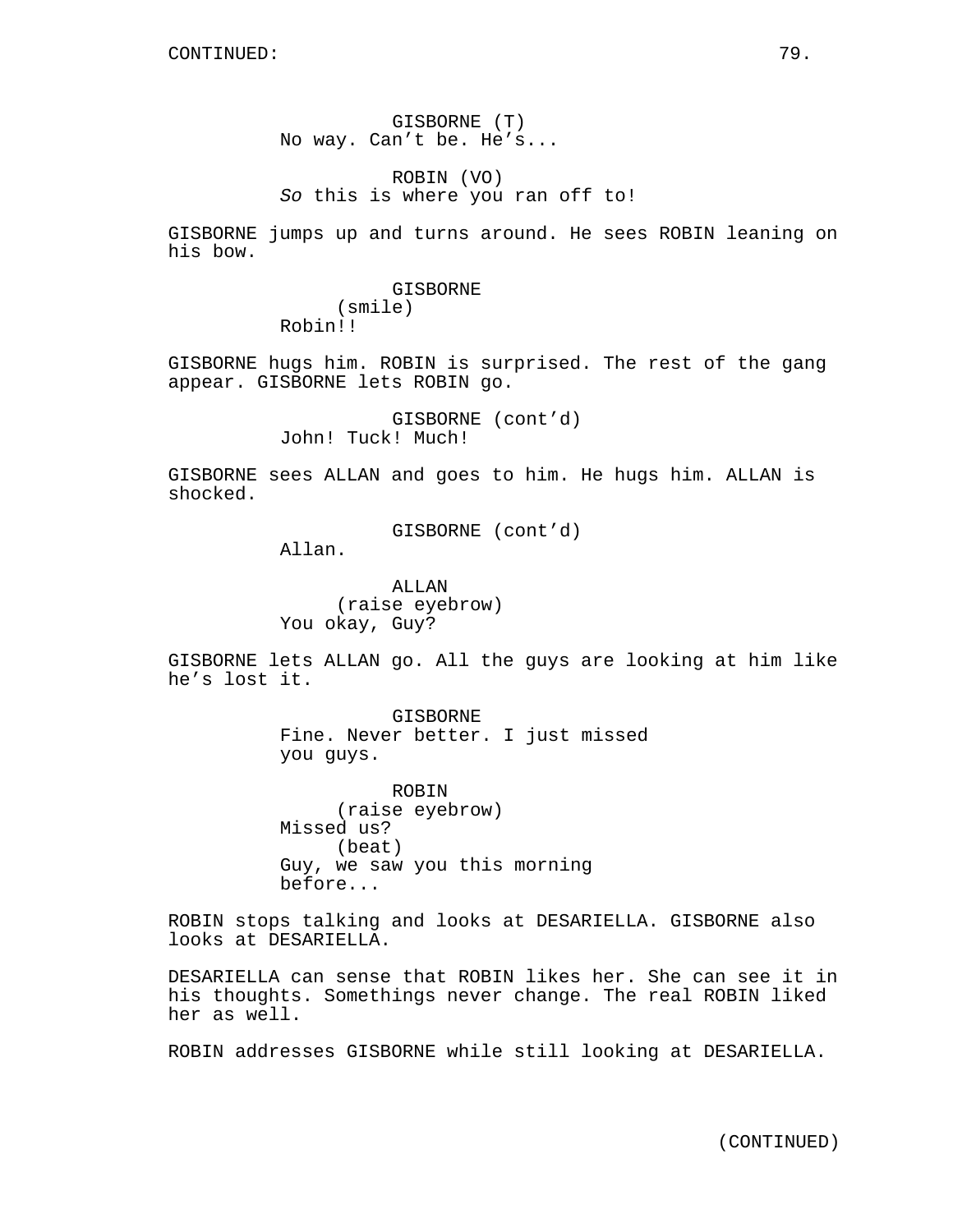CONTINUED:

GISBORNE (T)
No way. Can't be. He's...

ROBIN (VO)
*So* this is where you ran off to!

GISBORNE jumps up and turns around. He sees ROBIN leaning on his bow.

GISBORNE
(smile)
Robin!!

GISBORNE hugs him. ROBIN is surprised. The rest of the gang appear. GISBORNE lets ROBIN go.

GISBORNE (cont'd)
John! Tuck! Much!

GISBORNE sees ALLAN and goes to him. He hugs him. ALLAN is shocked.

GISBORNE (cont'd)
Allan.

ALLAN
(raise eyebrow)
You okay, Guy?

GISBORNE lets ALLAN go. All the guys are looking at him like he's lost it.

GISBORNE
Fine. Never better. I just missed you guys.

ROBIN
(raise eyebrow)
Missed us?
(beat)
Guy, we saw you this morning before...

ROBIN stops talking and looks at DESARIELLA. GISBORNE also looks at DESARIELLA.

DESARIELLA can sense that ROBIN likes her. She can see it in his thoughts. Somethings never change. The real ROBIN liked her as well.

ROBIN addresses GISBORNE while still looking at DESARIELLA.

(CONTINUED)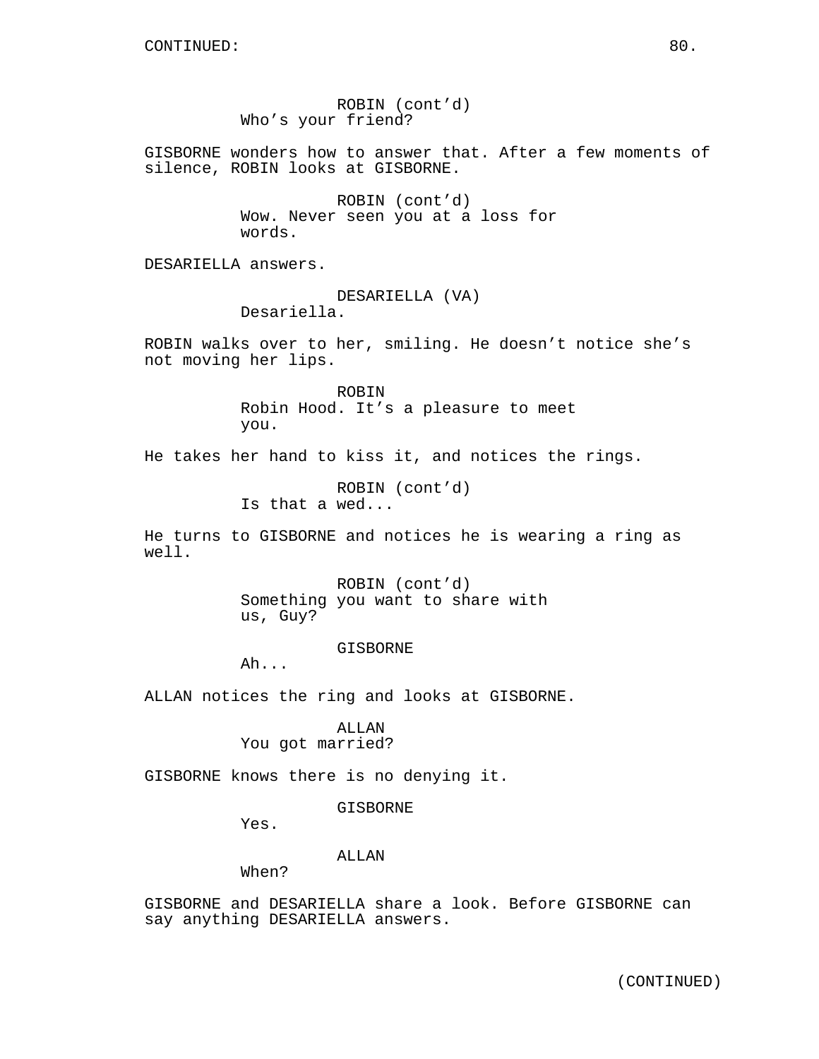ROBIN (cont'd)
Who's your friend?

GISBORNE wonders how to answer that. After a few moments of silence, ROBIN looks at GISBORNE.

ROBIN (cont'd)
Wow. Never seen you at a loss for words.

DESARIELLA answers.

DESARIELLA (VA)
Desariella.

ROBIN walks over to her, smiling. He doesn't notice she's not moving her lips.

ROBIN
Robin Hood. It's a pleasure to meet you.

He takes her hand to kiss it, and notices the rings.

ROBIN (cont'd)
Is that a wed...

He turns to GISBORNE and notices he is wearing a ring as well.

ROBIN (cont'd)
Something you want to share with us, Guy?

GISBORNE
Ah...

ALLAN notices the ring and looks at GISBORNE.

ALLAN
You got married?

GISBORNE knows there is no denying it.

GISBORNE
Yes.

ALLAN
When?

GISBORNE and DESARIELLA share a look. Before GISBORNE can say anything DESARIELLA answers.

(CONTINUED)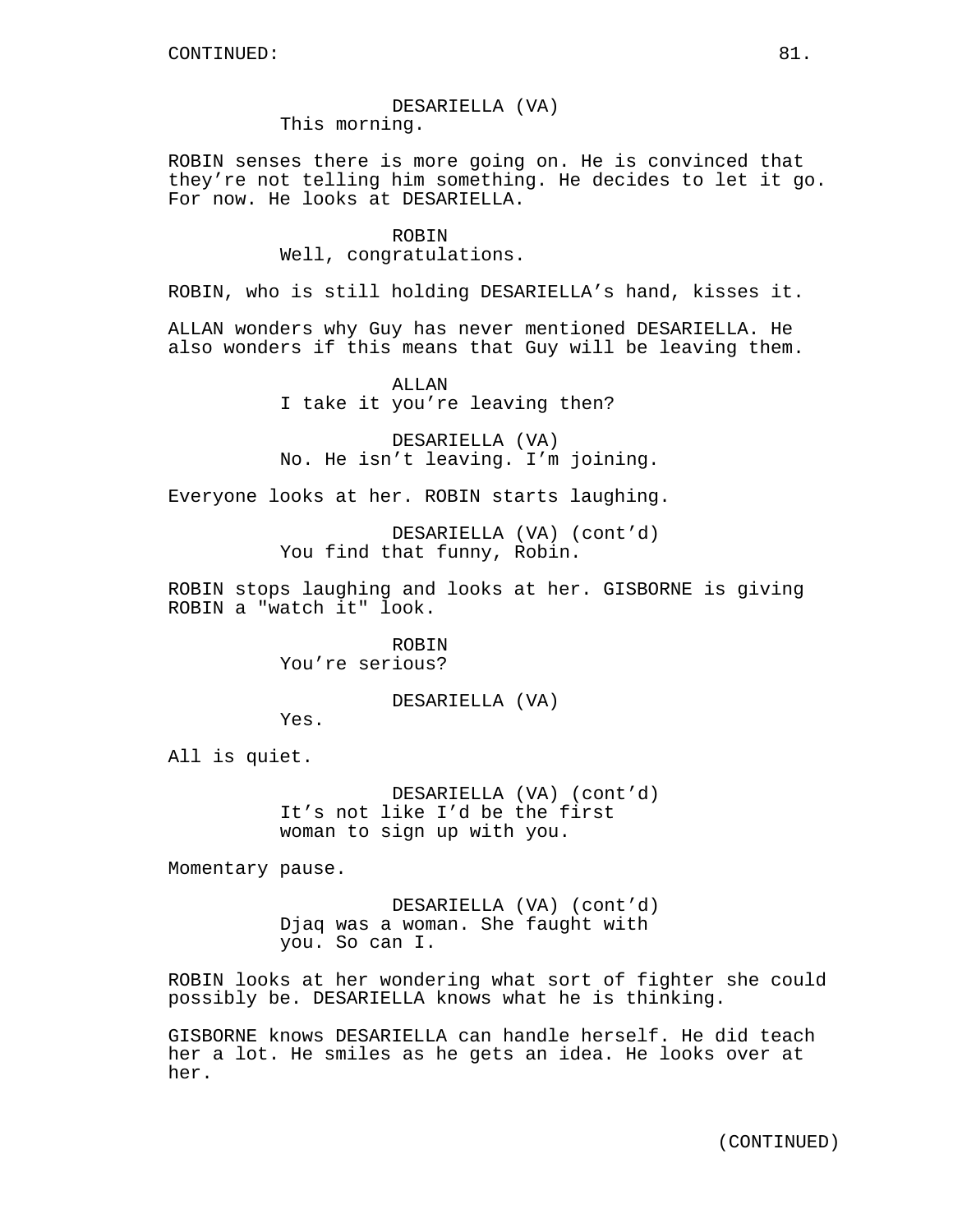CONTINUED:

DESARIELLA (VA)
This morning.

ROBIN senses there is more going on. He is convinced that they're not telling him something. He decides to let it go. For now. He looks at DESARIELLA.

ROBIN
Well, congratulations.

ROBIN, who is still holding DESARIELLA's hand, kisses it.

ALLAN wonders why Guy has never mentioned DESARIELLA. He also wonders if this means that Guy will be leaving them.

ALLAN
I take it you're leaving then?

DESARIELLA (VA)
No. He isn't leaving. I'm joining.

Everyone looks at her. ROBIN starts laughing.

DESARIELLA (VA) (cont'd)
You find that funny, Robin.

ROBIN stops laughing and looks at her. GISBORNE is giving ROBIN a "watch it" look.

ROBIN
You're serious?

DESARIELLA (VA)
Yes.

All is quiet.

DESARIELLA (VA) (cont'd)
It's not like I'd be the first woman to sign up with you.

Momentary pause.

DESARIELLA (VA) (cont'd)
Djaq was a woman. She faught with you. So can I.

ROBIN looks at her wondering what sort of fighter she could possibly be. DESARIELLA knows what he is thinking.

GISBORNE knows DESARIELLA can handle herself. He did teach her a lot. He smiles as he gets an idea. He looks over at her.

(CONTINUED)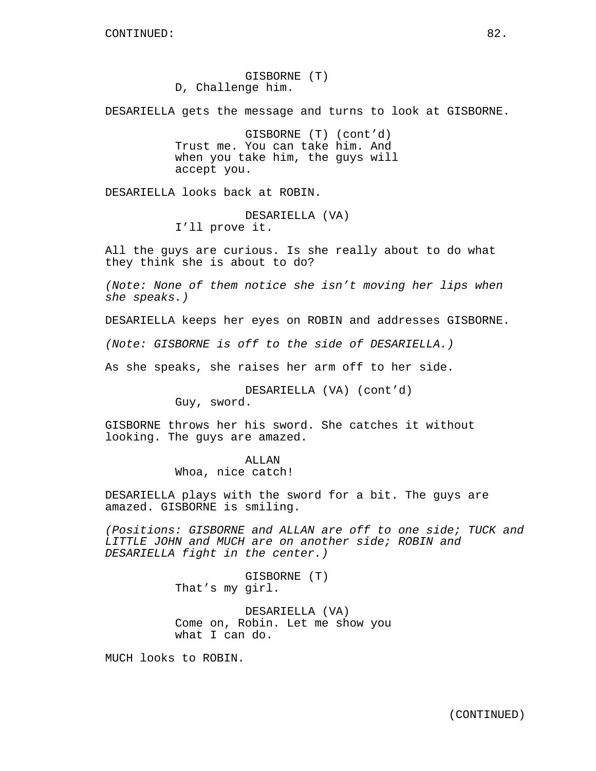CONTINUED:

GISBORNE (T)
D, Challenge him.

DESARIELLA gets the message and turns to look at GISBORNE.

GISBORNE (T) (cont'd)
Trust me. You can take him. And when you take him, the guys will accept you.

DESARIELLA looks back at ROBIN.

DESARIELLA (VA)
I'll prove it.

All the guys are curious. Is she really about to do what they think she is about to do?

*(Note: None of them notice she isn't moving her lips when she speaks.)*

DESARIELLA keeps her eyes on ROBIN and addresses GISBORNE.

*(Note: GISBORNE is off to the side of DESARIELLA.)*

As she speaks, she raises her arm off to her side.

DESARIELLA (VA) (cont'd)
Guy, sword.

GISBORNE throws her his sword. She catches it without looking. The guys are amazed.

ALLAN
Whoa, nice catch!

DESARIELLA plays with the sword for a bit. The guys are amazed. GISBORNE is smiling.

*(Positions: GISBORNE and ALLAN are off to one side; TUCK and LITTLE JOHN and MUCH are on another side; ROBIN and DESARIELLA fight in the center.)*

GISBORNE (T)
That's my girl.

DESARIELLA (VA)
Come on, Robin. Let me show you what I can do.

MUCH looks to ROBIN.

(CONTINUED)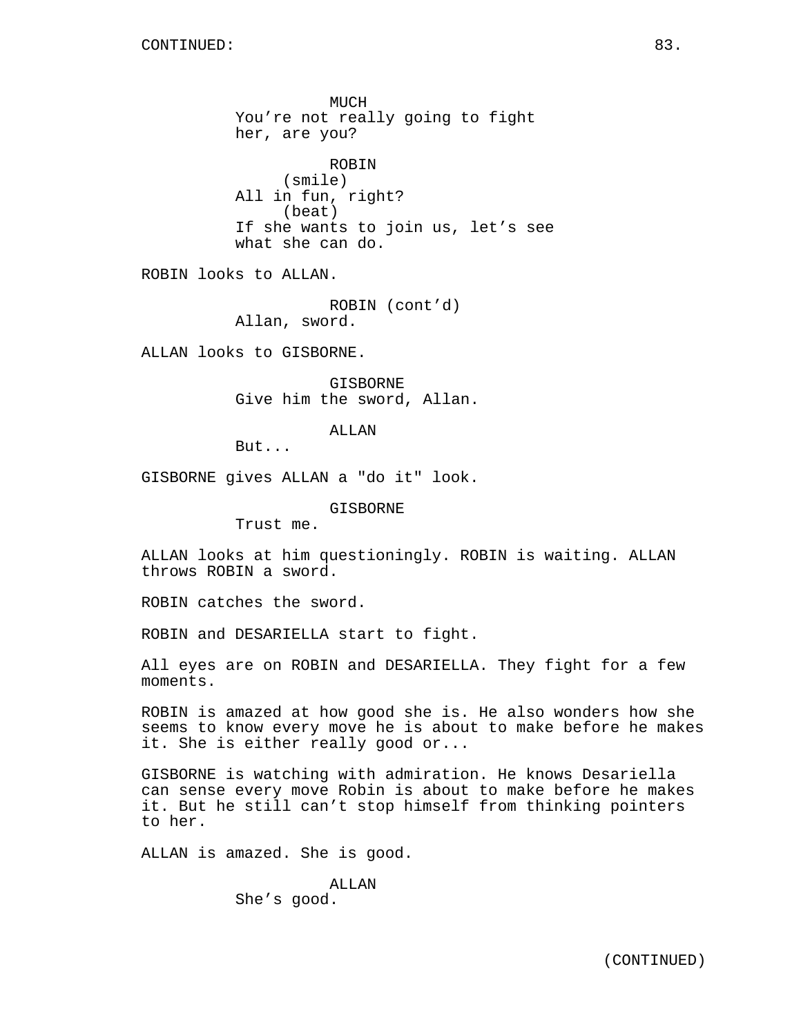CONTINUED:

MUCH
You're not really going to fight her, are you?

ROBIN
(smile)
All in fun, right?
(beat)
If she wants to join us, let's see what she can do.

ROBIN looks to ALLAN.

ROBIN (cont'd)
Allan, sword.

ALLAN looks to GISBORNE.

GISBORNE
Give him the sword, Allan.

ALLAN
But...

GISBORNE gives ALLAN a "do it" look.

GISBORNE
Trust me.

ALLAN looks at him questioningly. ROBIN is waiting. ALLAN throws ROBIN a sword.

ROBIN catches the sword.

ROBIN and DESARIELLA start to fight.

All eyes are on ROBIN and DESARIELLA. They fight for a few moments.

ROBIN is amazed at how good she is. He also wonders how she seems to know every move he is about to make before he makes it. She is either really good or...

GISBORNE is watching with admiration. He knows Desariella can sense every move Robin is about to make before he makes it. But he still can't stop himself from thinking pointers to her.

ALLAN is amazed. She is good.

ALLAN
She's good.

(CONTINUED)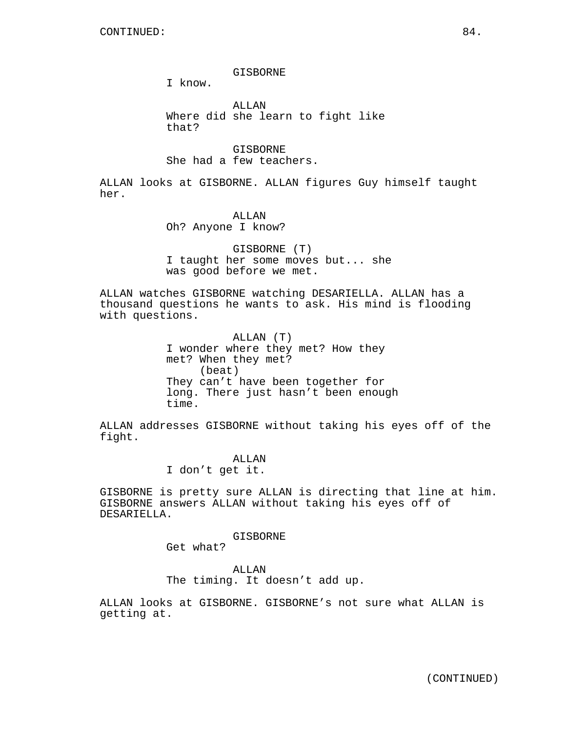GISBORNE
I know.

ALLAN
Where did she learn to fight like that?

GISBORNE
She had a few teachers.

ALLAN looks at GISBORNE. ALLAN figures Guy himself taught her.

ALLAN
Oh? Anyone I know?

GISBORNE (T)
I taught her some moves but... she was good before we met.

ALLAN watches GISBORNE watching DESARIELLA. ALLAN has a thousand questions he wants to ask. His mind is flooding with questions.

ALLAN (T)
I wonder where they met? How they met? When they met?
(beat)
They can't have been together for long. There just hasn't been enough time.

ALLAN addresses GISBORNE without taking his eyes off of the fight.

ALLAN
I don't get it.

GISBORNE is pretty sure ALLAN is directing that line at him. GISBORNE answers ALLAN without taking his eyes off of DESARIELLA.

GISBORNE
Get what?

ALLAN
The timing. It doesn't add up.

ALLAN looks at GISBORNE. GISBORNE's not sure what ALLAN is getting at.

(CONTINUED)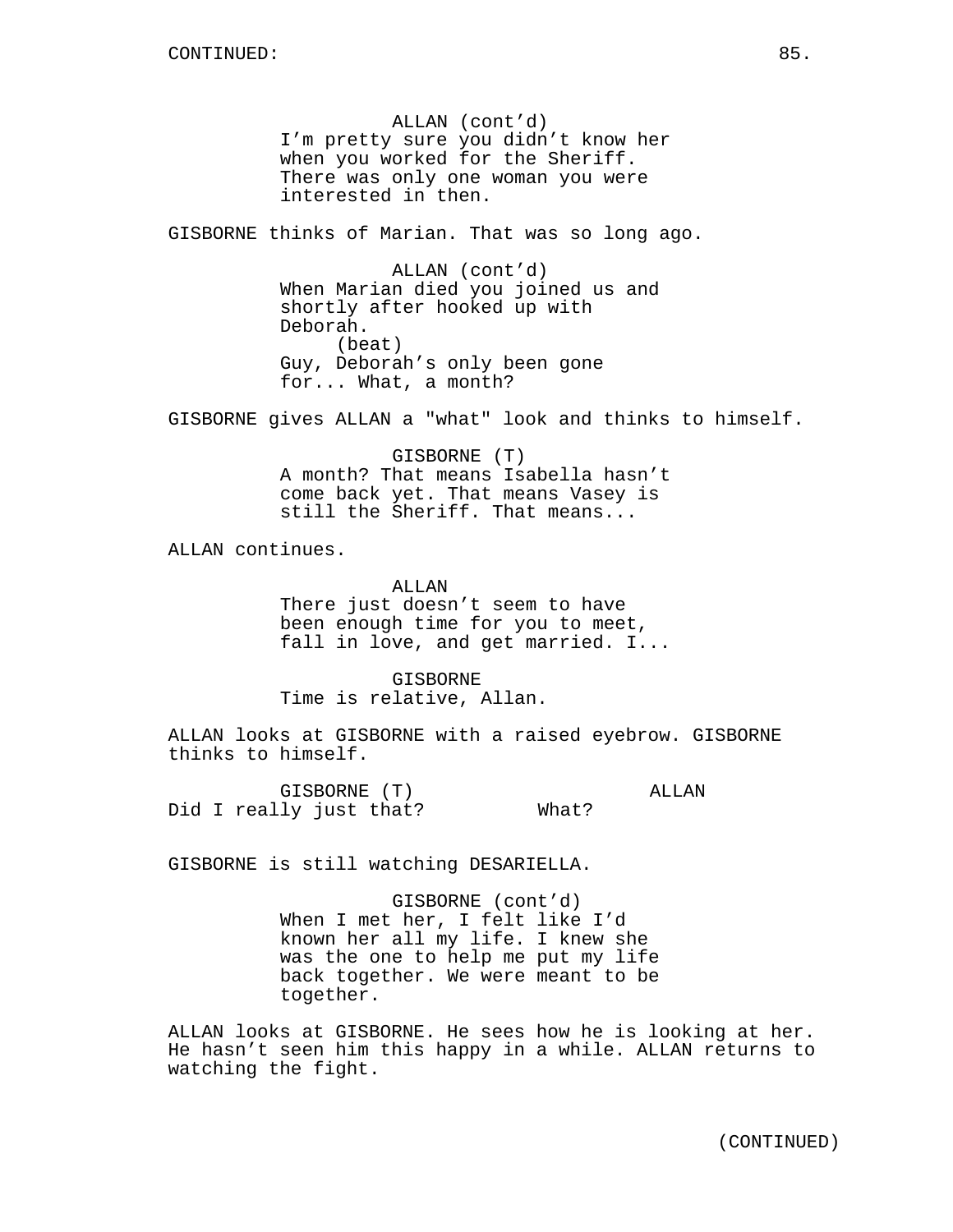CONTINUED:

ALLAN (cont'd)
I'm pretty sure you didn't know her when you worked for the Sheriff. There was only one woman you were interested in then.

GISBORNE thinks of Marian. That was so long ago.

ALLAN (cont'd)
When Marian died you joined us and shortly after hooked up with Deborah.
(beat)
Guy, Deborah's only been gone for... What, a month?

GISBORNE gives ALLAN a "what" look and thinks to himself.

GISBORNE (T)
A month? That means Isabella hasn't come back yet. That means Vasey is still the Sheriff. That means...

ALLAN continues.

ALLAN
There just doesn't seem to have been enough time for you to meet, fall in love, and get married. I...

GISBORNE
Time is relative, Allan.

ALLAN looks at GISBORNE with a raised eyebrow. GISBORNE thinks to himself.

GISBORNE (T)
Did I really just that?

ALLAN
What?

GISBORNE is still watching DESARIELLA.

GISBORNE (cont'd)
When I met her, I felt like I'd known her all my life. I knew she was the one to help me put my life back together. We were meant to be together.

ALLAN looks at GISBORNE. He sees how he is looking at her. He hasn't seen him this happy in a while. ALLAN returns to watching the fight.

(CONTINUED)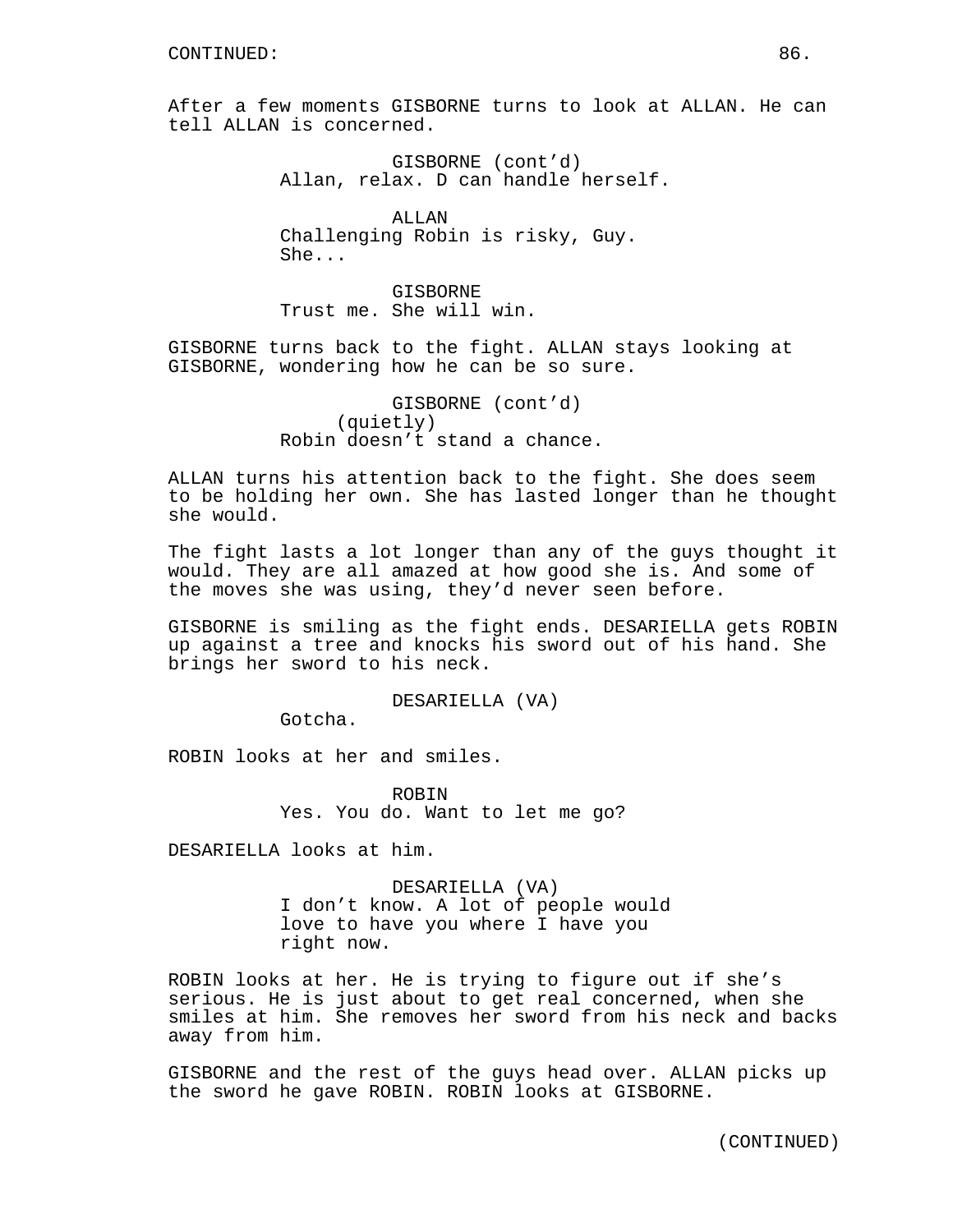CONTINUED:

After a few moments GISBORNE turns to look at ALLAN. He can tell ALLAN is concerned.

GISBORNE (cont'd)
Allan, relax. D can handle herself.

ALLAN
Challenging Robin is risky, Guy. She...

GISBORNE
Trust me. She will win.

GISBORNE turns back to the fight. ALLAN stays looking at GISBORNE, wondering how he can be so sure.

GISBORNE (cont'd)
(quietly)
Robin doesn't stand a chance.

ALLAN turns his attention back to the fight. She does seem to be holding her own. She has lasted longer than he thought she would.

The fight lasts a lot longer than any of the guys thought it would. They are all amazed at how good she is. And some of the moves she was using, they'd never seen before.

GISBORNE is smiling as the fight ends. DESARIELLA gets ROBIN up against a tree and knocks his sword out of his hand. She brings her sword to his neck.

DESARIELLA (VA)
Gotcha.

ROBIN looks at her and smiles.

ROBIN
Yes. You do. Want to let me go?

DESARIELLA looks at him.

DESARIELLA (VA)
I don't know. A lot of people would love to have you where I have you right now.

ROBIN looks at her. He is trying to figure out if she's serious. He is just about to get real concerned, when she smiles at him. She removes her sword from his neck and backs away from him.

GISBORNE and the rest of the guys head over. ALLAN picks up the sword he gave ROBIN. ROBIN looks at GISBORNE.

(CONTINUED)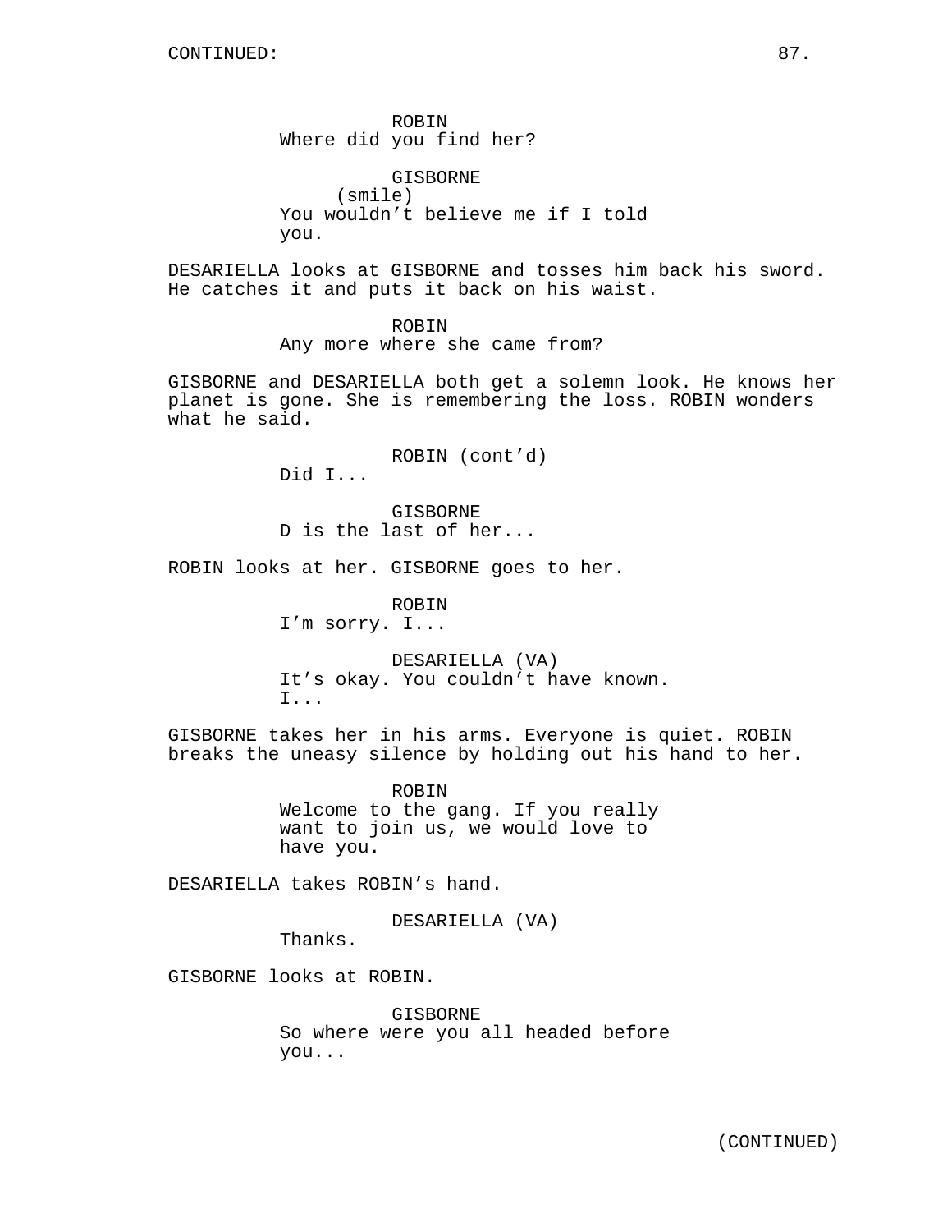CONTINUED:

ROBIN
Where did you find her?

GISBORNE
(smile)
You wouldn't believe me if I told you.

DESARIELLA looks at GISBORNE and tosses him back his sword. He catches it and puts it back on his waist.

ROBIN
Any more where she came from?

GISBORNE and DESARIELLA both get a solemn look. He knows her planet is gone. She is remembering the loss. ROBIN wonders what he said.

ROBIN (cont'd)
Did I...

GISBORNE
D is the last of her...

ROBIN looks at her. GISBORNE goes to her.

ROBIN
I'm sorry. I...

DESARIELLA (VA)
It's okay. You couldn't have known. I...

GISBORNE takes her in his arms. Everyone is quiet. ROBIN breaks the uneasy silence by holding out his hand to her.

ROBIN
Welcome to the gang. If you really want to join us, we would love to have you.

DESARIELLA takes ROBIN's hand.

DESARIELLA (VA)
Thanks.

GISBORNE looks at ROBIN.

GISBORNE
So where were you all headed before you...

(CONTINUED)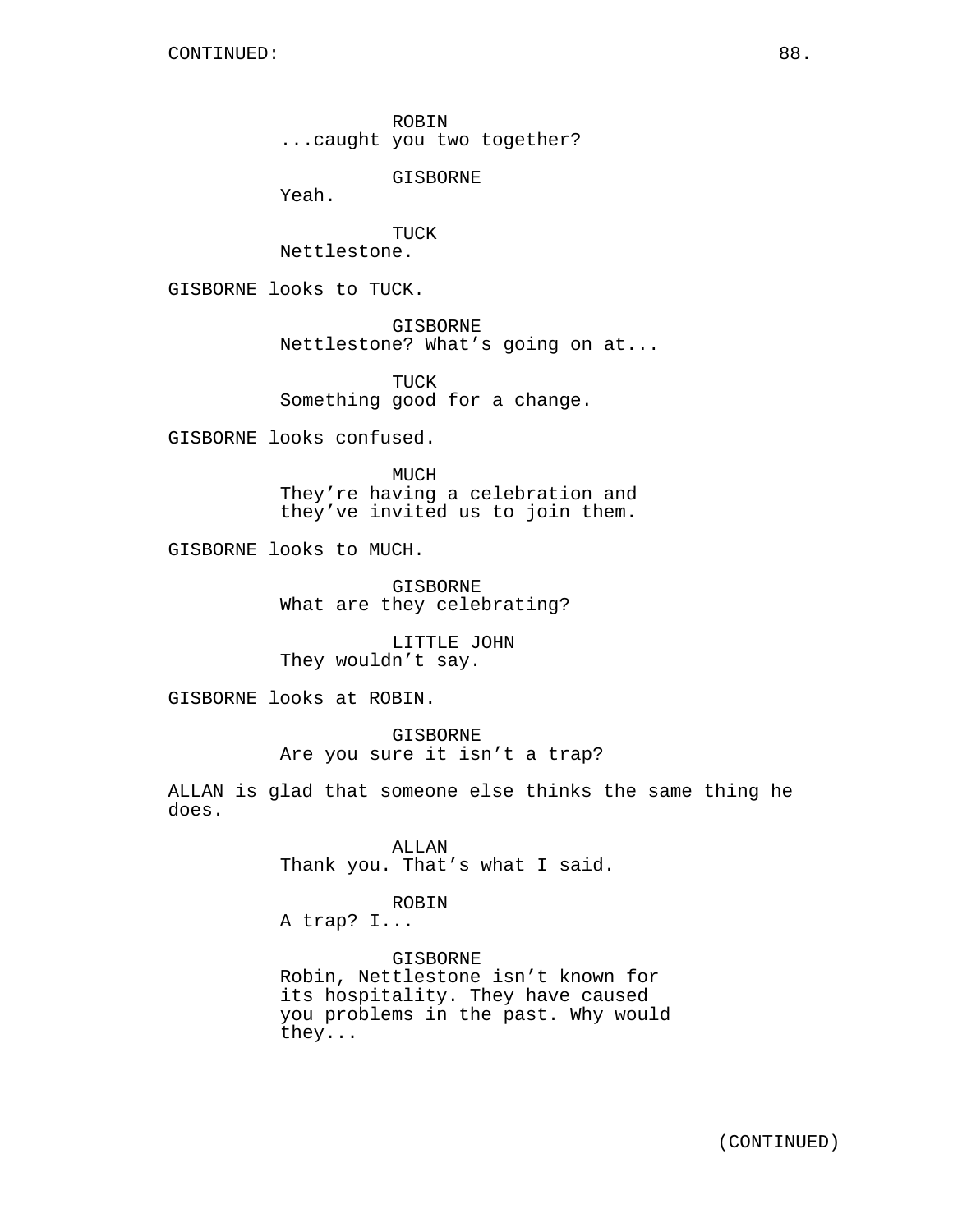ROBIN
...caught you two together?

GISBORNE
Yeah.

TUCK
Nettlestone.

GISBORNE looks to TUCK.

GISBORNE
Nettlestone? What's going on at...

TUCK
Something good for a change.

GISBORNE looks confused.

MUCH
They're having a celebration and they've invited us to join them.

GISBORNE looks to MUCH.

GISBORNE
What are they celebrating?

LITTLE JOHN
They wouldn't say.

GISBORNE looks at ROBIN.

GISBORNE
Are you sure it isn't a trap?

ALLAN is glad that someone else thinks the same thing he does.

ALLAN
Thank you. That's what I said.

ROBIN
A trap? I...

GISBORNE
Robin, Nettlestone isn't known for its hospitality. They have caused you problems in the past. Why would they...

(CONTINUED)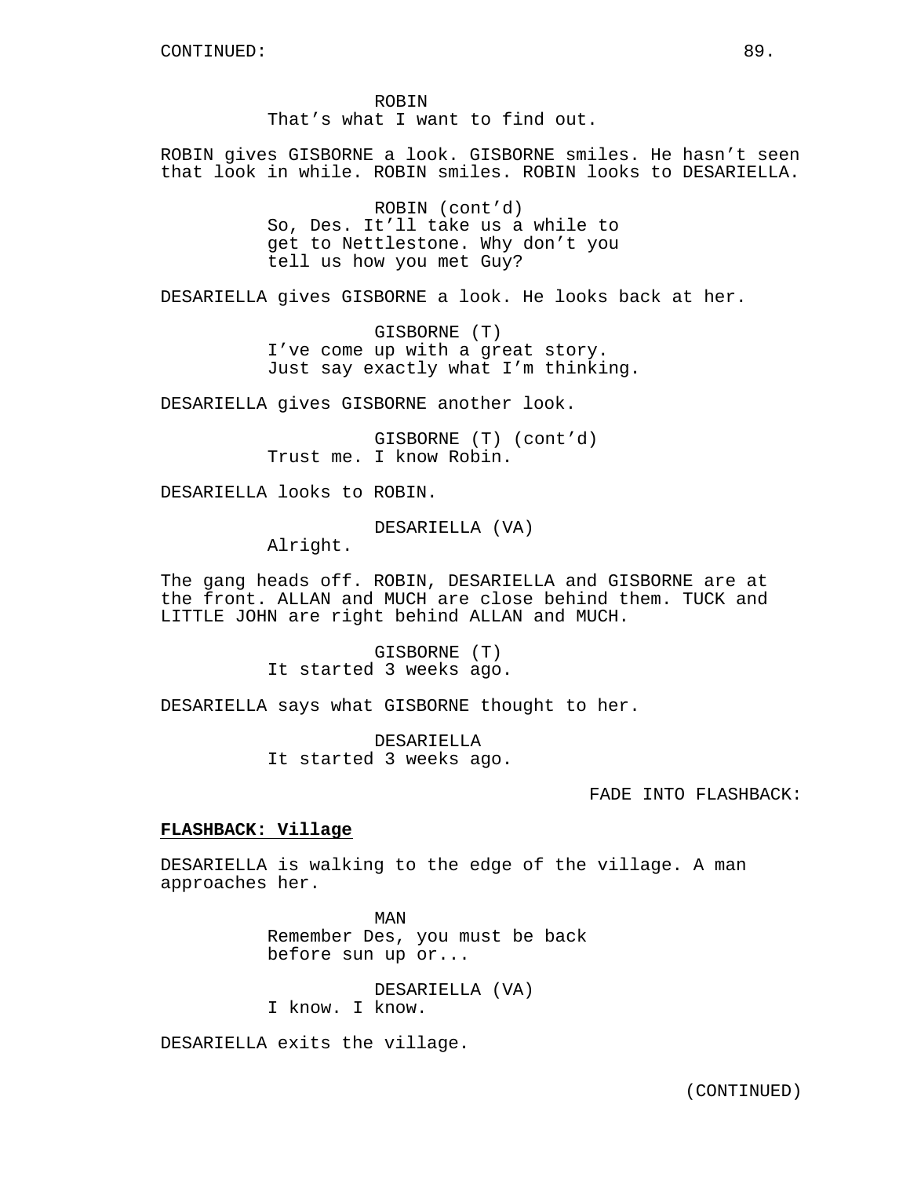ROBIN
That's what I want to find out.

ROBIN gives GISBORNE a look. GISBORNE smiles. He hasn't seen that look in while. ROBIN smiles. ROBIN looks to DESARIELLA.

ROBIN (cont'd)
So, Des. It'll take us a while to get to Nettlestone. Why don't you tell us how you met Guy?

DESARIELLA gives GISBORNE a look. He looks back at her.

GISBORNE (T)
I've come up with a great story. Just say exactly what I'm thinking.

DESARIELLA gives GISBORNE another look.

GISBORNE (T) (cont'd)
Trust me. I know Robin.

DESARIELLA looks to ROBIN.

DESARIELLA (VA)
Alright.

The gang heads off. ROBIN, DESARIELLA and GISBORNE are at the front. ALLAN and MUCH are close behind them. TUCK and LITTLE JOHN are right behind ALLAN and MUCH.

GISBORNE (T)
It started 3 weeks ago.

DESARIELLA says what GISBORNE thought to her.

DESARIELLA
It started 3 weeks ago.

FADE INTO FLASHBACK:

**FLASHBACK: Village**

DESARIELLA is walking to the edge of the village. A man approaches her.

MAN
Remember Des, you must be back before sun up or...

DESARIELLA (VA)
I know. I know.

DESARIELLA exits the village.

(CONTINUED)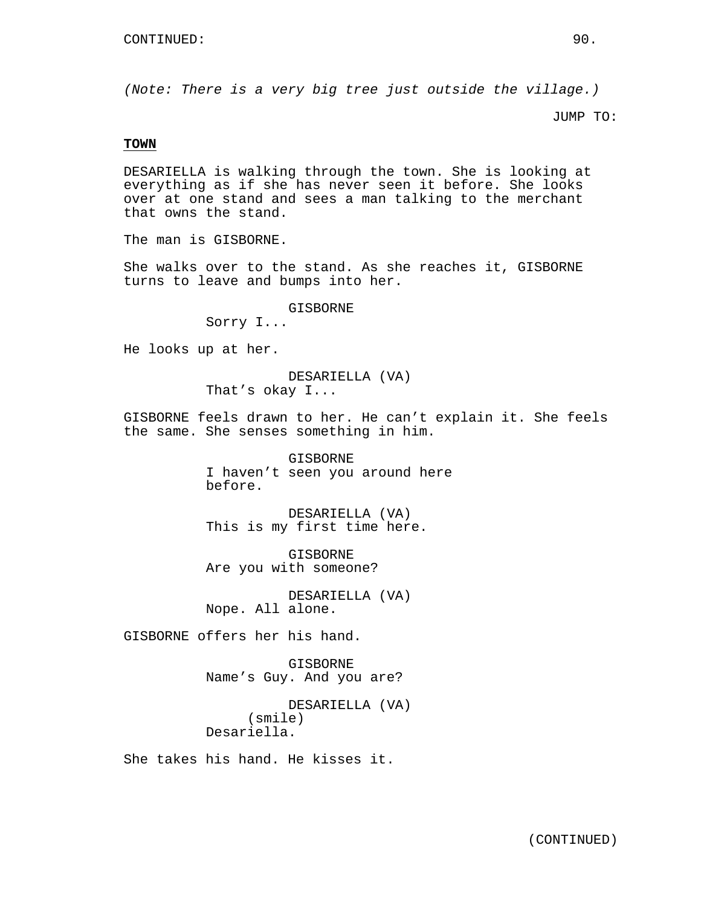CONTINUED:

*(Note: There is a very big tree just outside the village.)*

JUMP TO:

**TOWN**

DESARIELLA is walking through the town. She is looking at everything as if she has never seen it before. She looks over at one stand and sees a man talking to the merchant that owns the stand.

The man is GISBORNE.

She walks over to the stand. As she reaches it, GISBORNE turns to leave and bumps into her.

GISBORNE
Sorry I...

He looks up at her.

DESARIELLA (VA)
That's okay I...

GISBORNE feels drawn to her. He can't explain it. She feels the same. She senses something in him.

GISBORNE
I haven't seen you around here before.

DESARIELLA (VA)
This is my first time here.

GISBORNE
Are you with someone?

DESARIELLA (VA)
Nope. All alone.

GISBORNE offers her his hand.

GISBORNE
Name's Guy. And you are?

DESARIELLA (VA)
(smile)
Desariella.

She takes his hand. He kisses it.

(CONTINUED)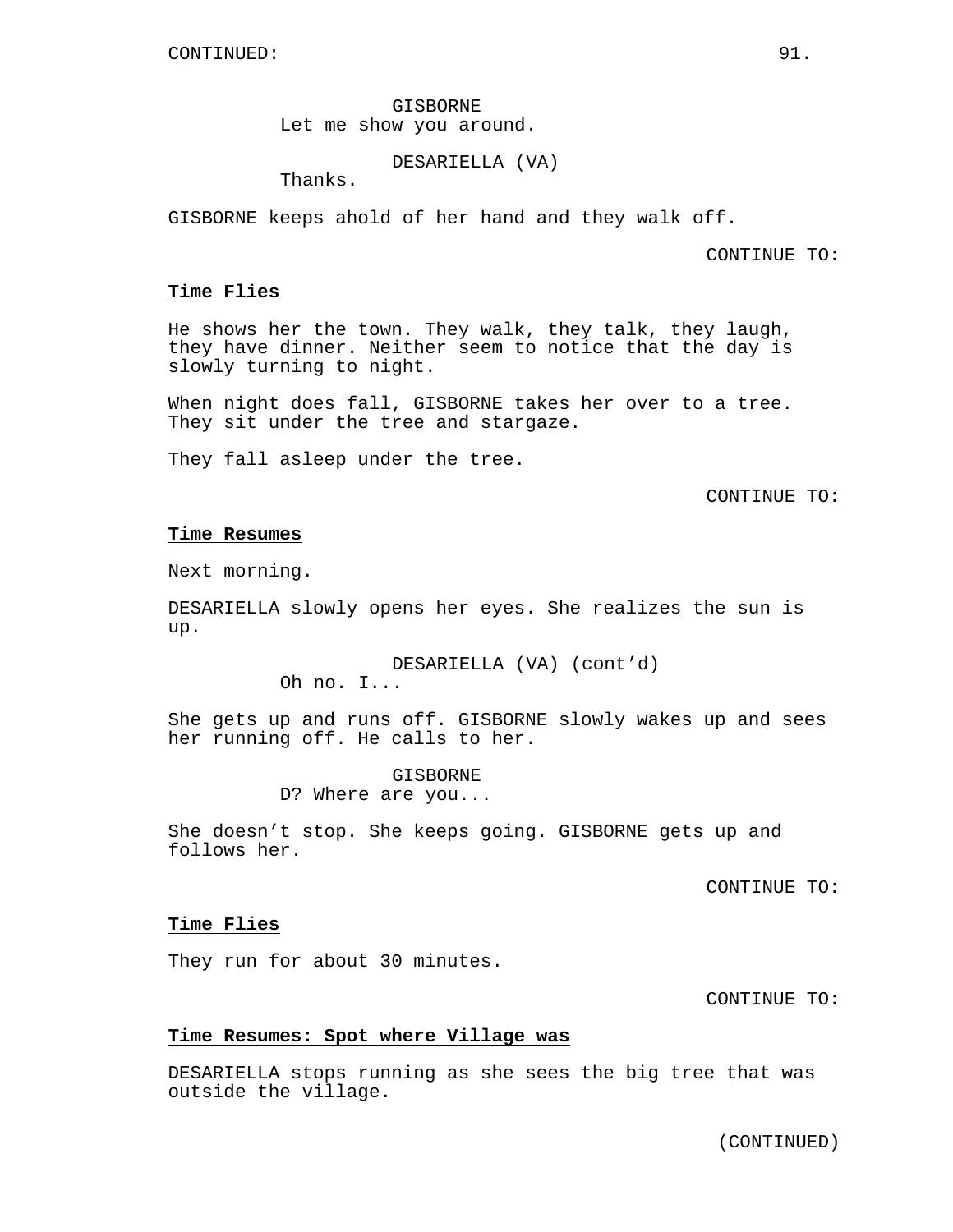GISBORNE
Let me show you around.

DESARIELLA (VA)
Thanks.

GISBORNE keeps ahold of her hand and they walk off.

CONTINUE TO:

**Time Flies**

He shows her the town. They walk, they talk, they laugh, they have dinner. Neither seem to notice that the day is slowly turning to night.

When night does fall, GISBORNE takes her over to a tree. They sit under the tree and stargaze.

They fall asleep under the tree.

CONTINUE TO:

**Time Resumes**

Next morning.

DESARIELLA slowly opens her eyes. She realizes the sun is up.

DESARIELLA (VA) (cont'd)
Oh no. I...

She gets up and runs off. GISBORNE slowly wakes up and sees her running off. He calls to her.

GISBORNE
D? Where are you...

She doesn't stop. She keeps going. GISBORNE gets up and follows her.

CONTINUE TO:

**Time Flies**

They run for about 30 minutes.

CONTINUE TO:

**Time Resumes: Spot where Village was**

DESARIELLA stops running as she sees the big tree that was outside the village.

(CONTINUED)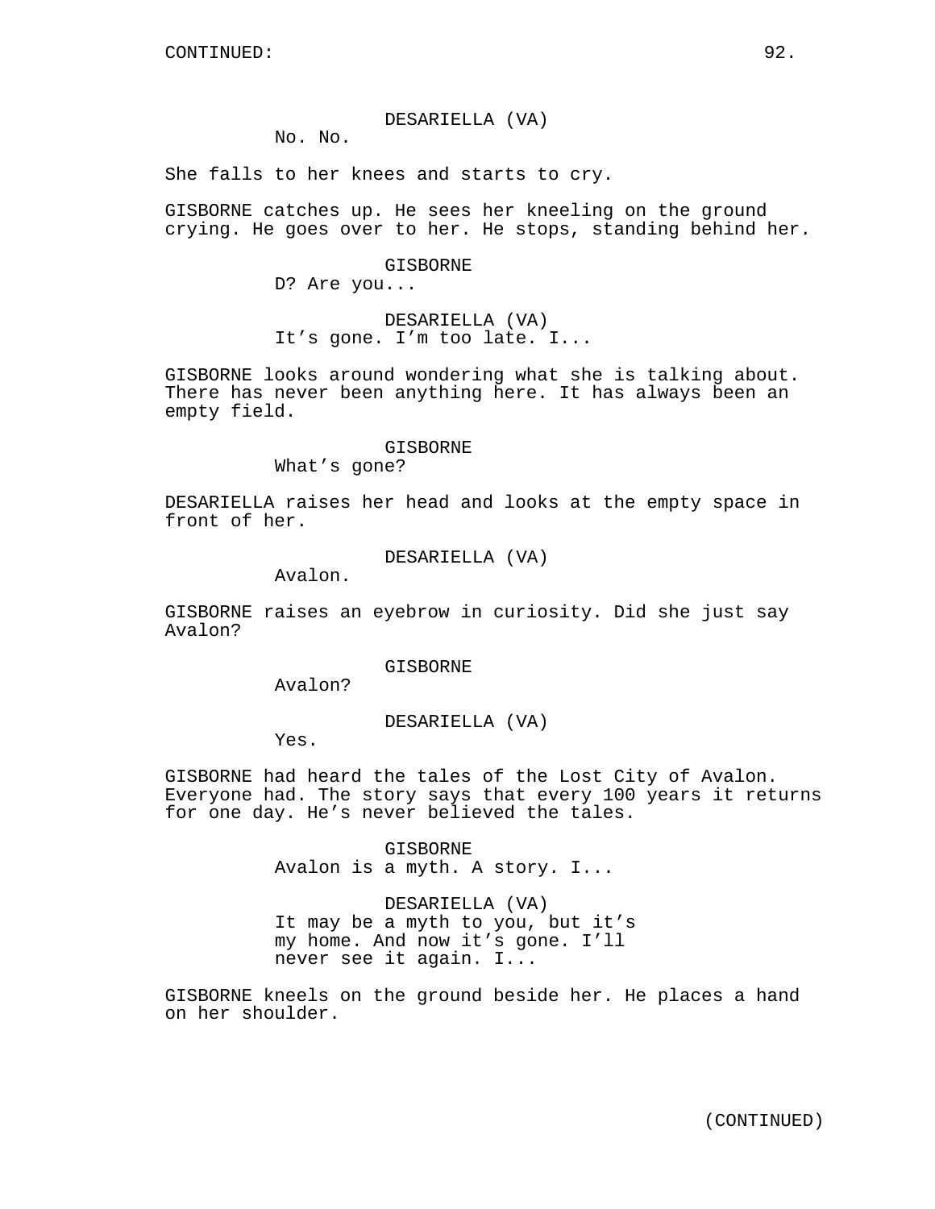CONTINUED:

DESARIELLA (VA)
No. No.

She falls to her knees and starts to cry.

GISBORNE catches up. He sees her kneeling on the ground crying. He goes over to her. He stops, standing behind her.

GISBORNE
D? Are you...

DESARIELLA (VA)
It's gone. I'm too late. I...

GISBORNE looks around wondering what she is talking about. There has never been anything here. It has always been an empty field.

GISBORNE
What's gone?

DESARIELLA raises her head and looks at the empty space in front of her.

DESARIELLA (VA)
Avalon.

GISBORNE raises an eyebrow in curiosity. Did she just say Avalon?

GISBORNE
Avalon?

DESARIELLA (VA)
Yes.

GISBORNE had heard the tales of the Lost City of Avalon. Everyone had. The story says that every 100 years it returns for one day. He's never believed the tales.

GISBORNE
Avalon is a myth. A story. I...

DESARIELLA (VA)
It may be a myth to you, but it's my home. And now it's gone. I'll never see it again. I...

GISBORNE kneels on the ground beside her. He places a hand on her shoulder.

(CONTINUED)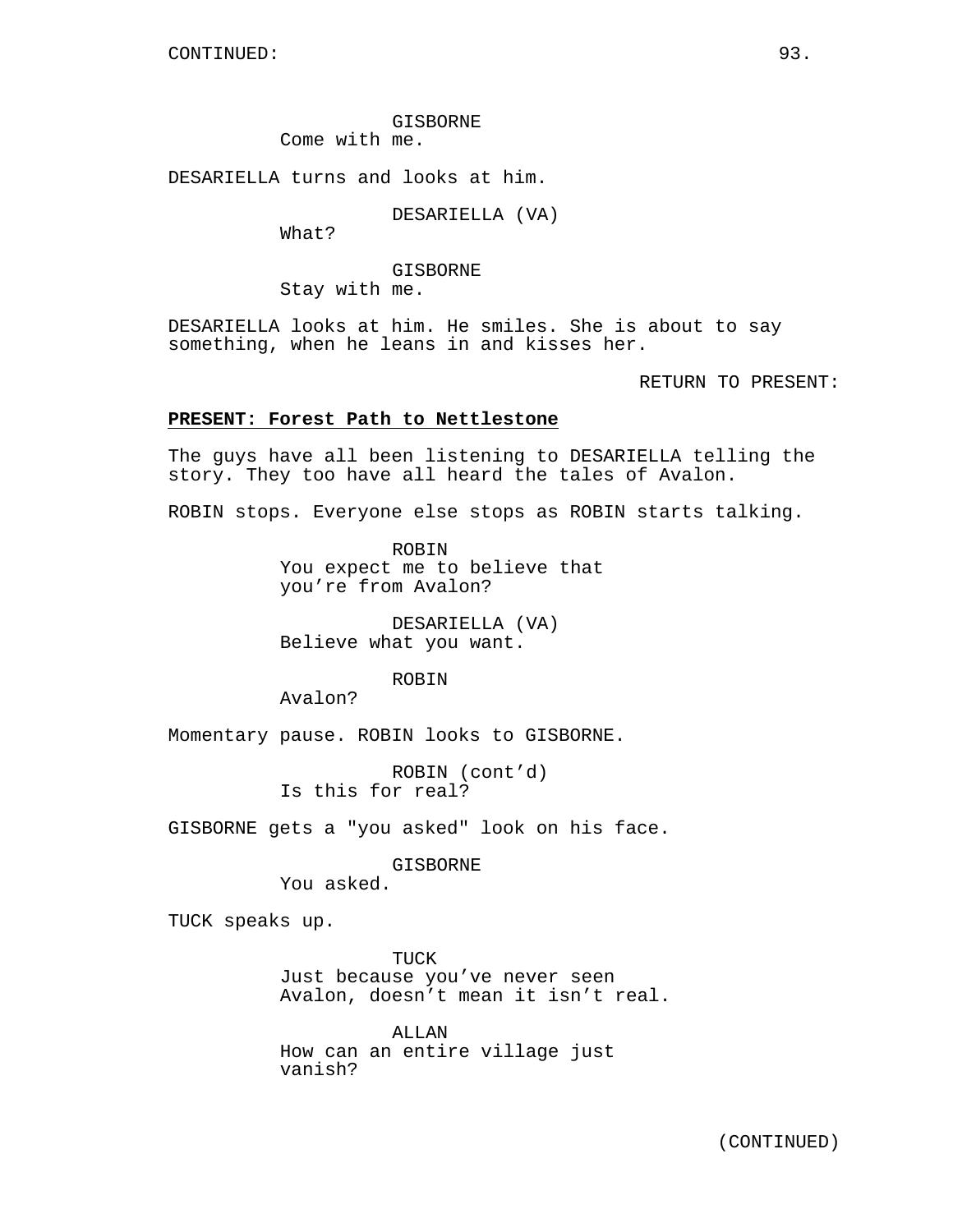GISBORNE
Come with me.

DESARIELLA turns and looks at him.

DESARIELLA (VA)
What?

GISBORNE
Stay with me.

DESARIELLA looks at him. He smiles. She is about to say something, when he leans in and kisses her.

RETURN TO PRESENT:

**PRESENT: Forest Path to Nettlestone**

The guys have all been listening to DESARIELLA telling the story. They too have all heard the tales of Avalon.

ROBIN stops. Everyone else stops as ROBIN starts talking.

ROBIN
You expect me to believe that you're from Avalon?

DESARIELLA (VA)
Believe what you want.

ROBIN
Avalon?

Momentary pause. ROBIN looks to GISBORNE.

ROBIN (cont'd)
Is this for real?

GISBORNE gets a "you asked" look on his face.

GISBORNE
You asked.

TUCK speaks up.

TUCK
Just because you've never seen Avalon, doesn't mean it isn't real.

ALLAN
How can an entire village just vanish?

(CONTINUED)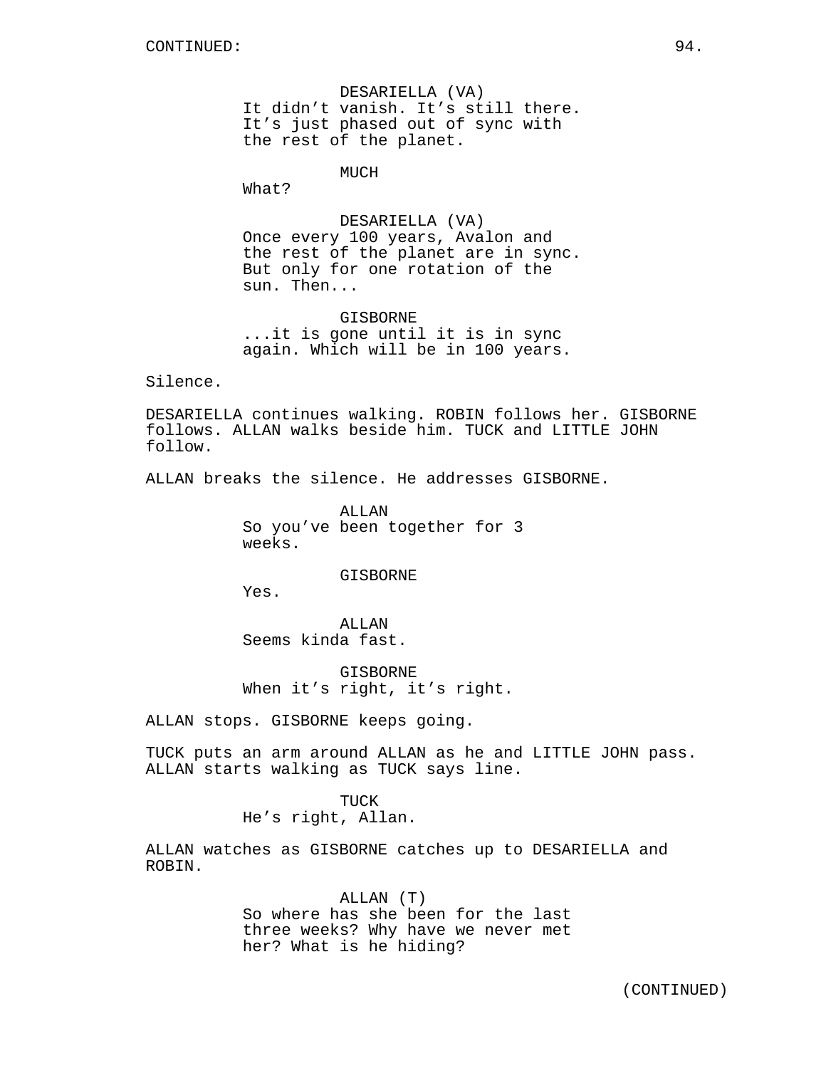CONTINUED:

DESARIELLA (VA)
It didn’t vanish. It’s still there. It’s just phased out of sync with the rest of the planet.

MUCH
What?

DESARIELLA (VA)
Once every 100 years, Avalon and the rest of the planet are in sync. But only for one rotation of the sun. Then...

GISBORNE
...it is gone until it is in sync again. Which will be in 100 years.

Silence.

DESARIELLA continues walking. ROBIN follows her. GISBORNE follows. ALLAN walks beside him. TUCK and LITTLE JOHN follow.

ALLAN breaks the silence. He addresses GISBORNE.

ALLAN
So you’ve been together for 3 weeks.

GISBORNE
Yes.

ALLAN
Seems kinda fast.

GISBORNE
When it’s right, it’s right.

ALLAN stops. GISBORNE keeps going.

TUCK puts an arm around ALLAN as he and LITTLE JOHN pass. ALLAN starts walking as TUCK says line.

TUCK
He’s right, Allan.

ALLAN watches as GISBORNE catches up to DESARIELLA and ROBIN.

ALLAN (T)
So where has she been for the last three weeks? Why have we never met her? What is he hiding?

(CONTINUED)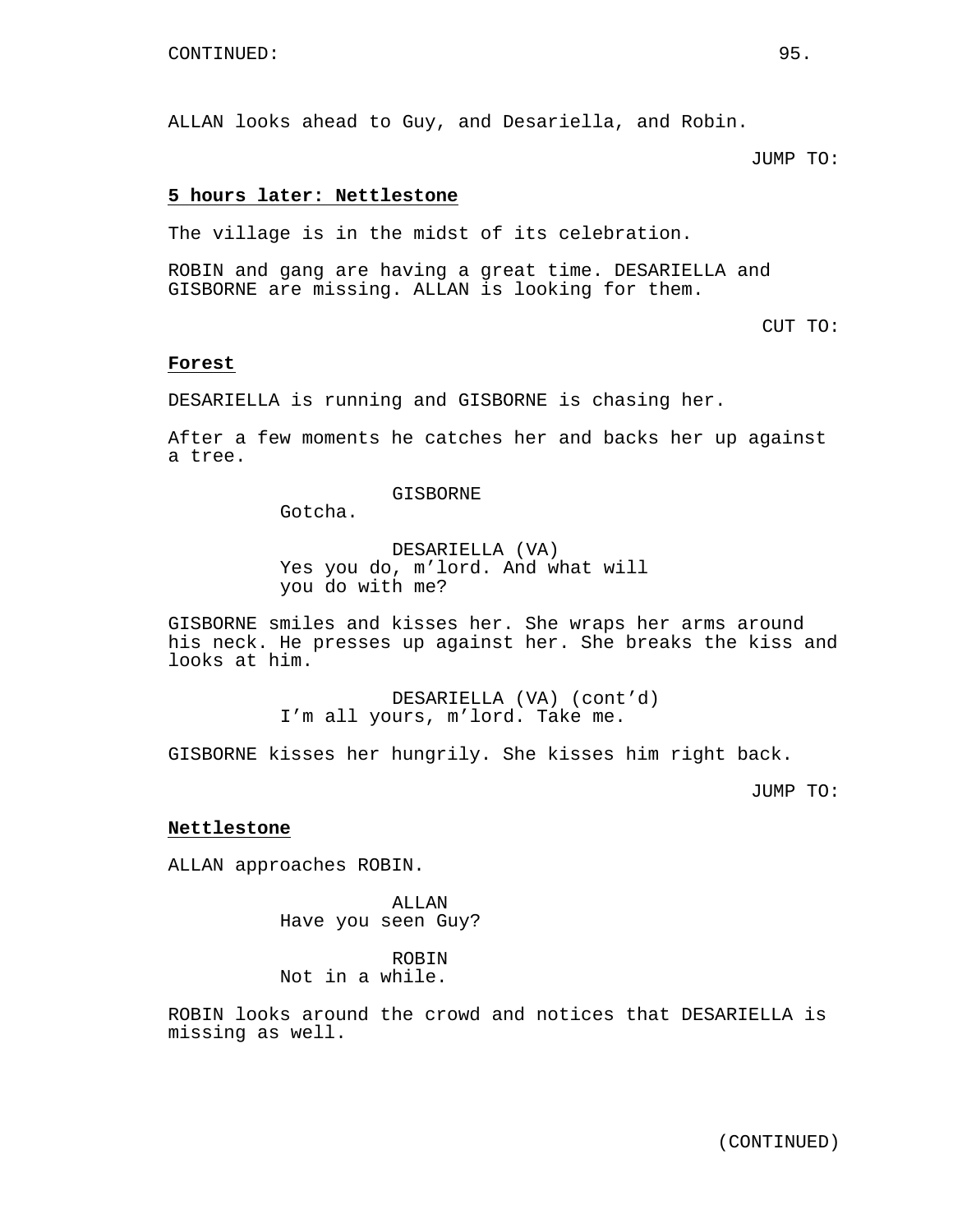CONTINUED:

ALLAN looks ahead to Guy, and Desariella, and Robin.

JUMP TO:

**5 hours later: Nettlestone**

The village is in the midst of its celebration.

ROBIN and gang are having a great time. DESARIELLA and GISBORNE are missing. ALLAN is looking for them.

CUT TO:

**Forest**

DESARIELLA is running and GISBORNE is chasing her.

After a few moments he catches her and backs her up against a tree.

GISBORNE
Gotcha.

DESARIELLA (VA)
Yes you do, m'lord. And what will you do with me?

GISBORNE smiles and kisses her. She wraps her arms around his neck. He presses up against her. She breaks the kiss and looks at him.

DESARIELLA (VA) (cont'd)
I'm all yours, m'lord. Take me.

GISBORNE kisses her hungrily. She kisses him right back.

JUMP TO:

**Nettlestone**

ALLAN approaches ROBIN.

ALLAN
Have you seen Guy?

ROBIN
Not in a while.

ROBIN looks around the crowd and notices that DESARIELLA is missing as well.

(CONTINUED)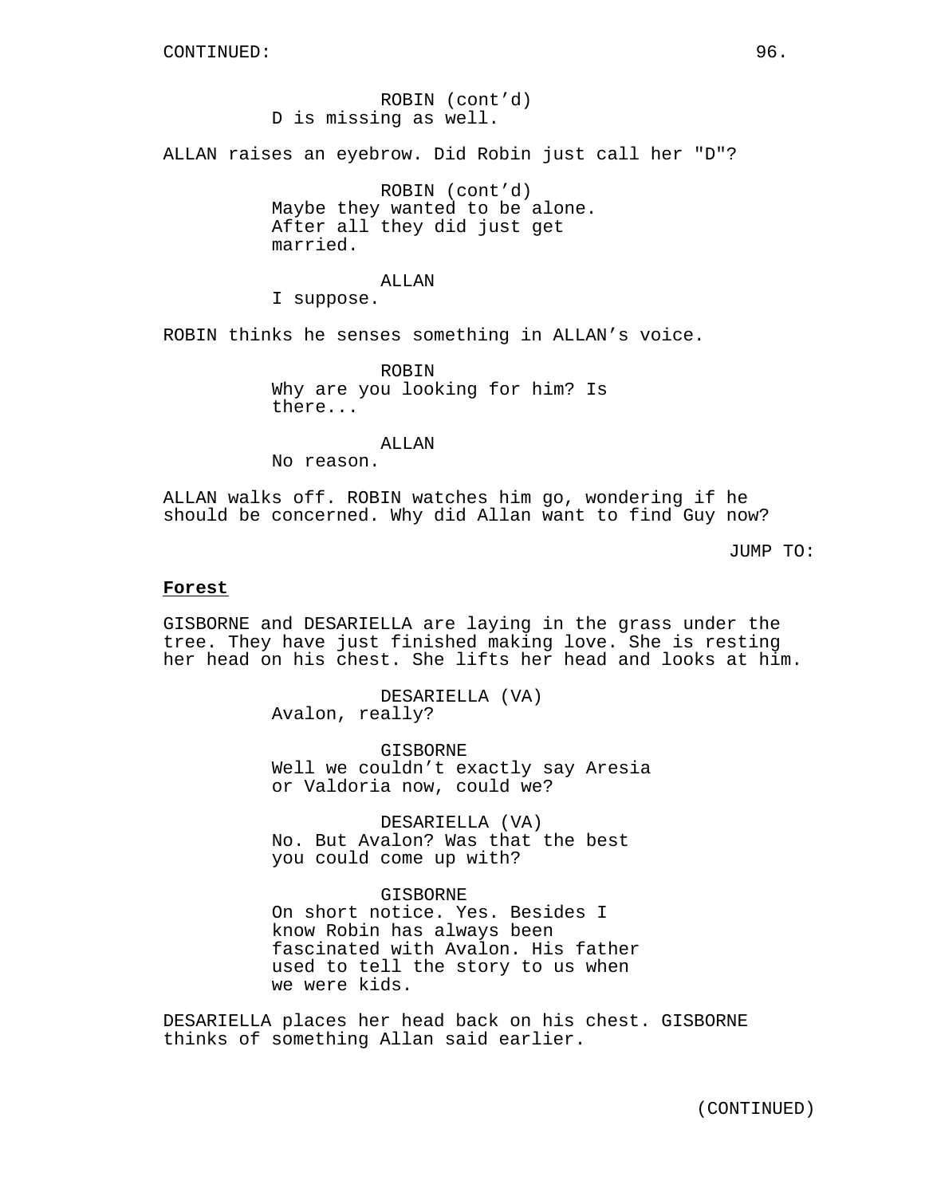ROBIN (cont'd)
D is missing as well.

ALLAN raises an eyebrow. Did Robin just call her "D"?

ROBIN (cont'd)
Maybe they wanted to be alone. After all they did just get married.

ALLAN
I suppose.

ROBIN thinks he senses something in ALLAN's voice.

ROBIN
Why are you looking for him? Is there...

ALLAN
No reason.

ALLAN walks off. ROBIN watches him go, wondering if he should be concerned. Why did Allan want to find Guy now?

JUMP TO:

**Forest**

GISBORNE and DESARIELLA are laying in the grass under the tree. They have just finished making love. She is resting her head on his chest. She lifts her head and looks at him.

DESARIELLA (VA)
Avalon, really?

GISBORNE
Well we couldn't exactly say Aresia or Valdoria now, could we?

DESARIELLA (VA)
No. But Avalon? Was that the best you could come up with?

GISBORNE
On short notice. Yes. Besides I know Robin has always been fascinated with Avalon. His father used to tell the story to us when we were kids.

DESARIELLA places her head back on his chest. GISBORNE thinks of something Allan said earlier.

(CONTINUED)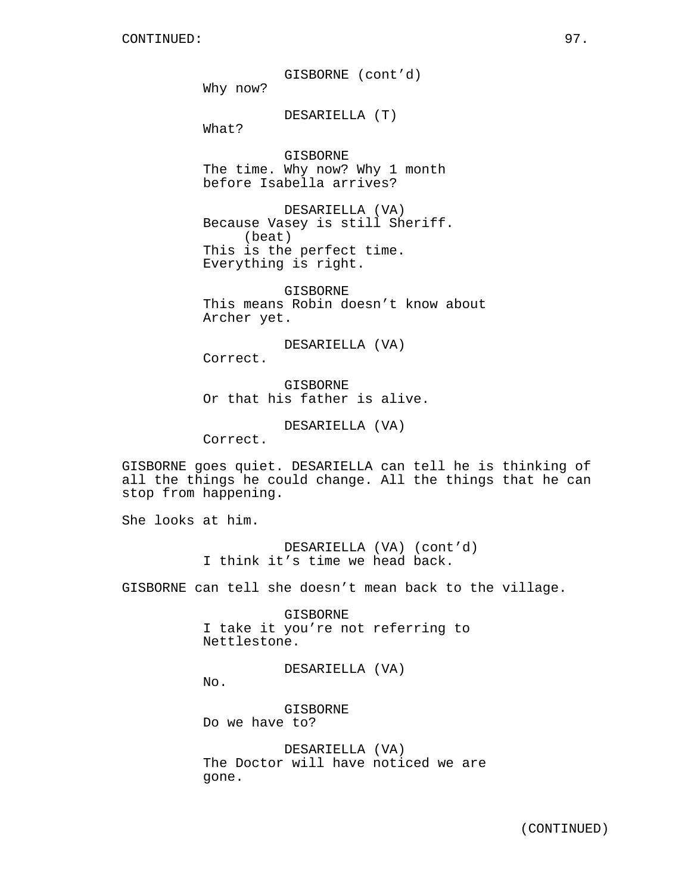GISBORNE (cont'd)
Why now?

DESARIELLA (T)
What?

GISBORNE
The time. Why now? Why 1 month before Isabella arrives?

DESARIELLA (VA)
Because Vasey is still Sheriff.
(beat)
This is the perfect time. Everything is right.

GISBORNE
This means Robin doesn't know about Archer yet.

DESARIELLA (VA)
Correct.

GISBORNE
Or that his father is alive.

DESARIELLA (VA)
Correct.

GISBORNE goes quiet. DESARIELLA can tell he is thinking of all the things he could change. All the things that he can stop from happening.

She looks at him.

DESARIELLA (VA) (cont'd)
I think it's time we head back.

GISBORNE can tell she doesn't mean back to the village.

GISBORNE
I take it you're not referring to Nettlestone.

DESARIELLA (VA)
No.

GISBORNE
Do we have to?

DESARIELLA (VA)
The Doctor will have noticed we are gone.

(CONTINUED)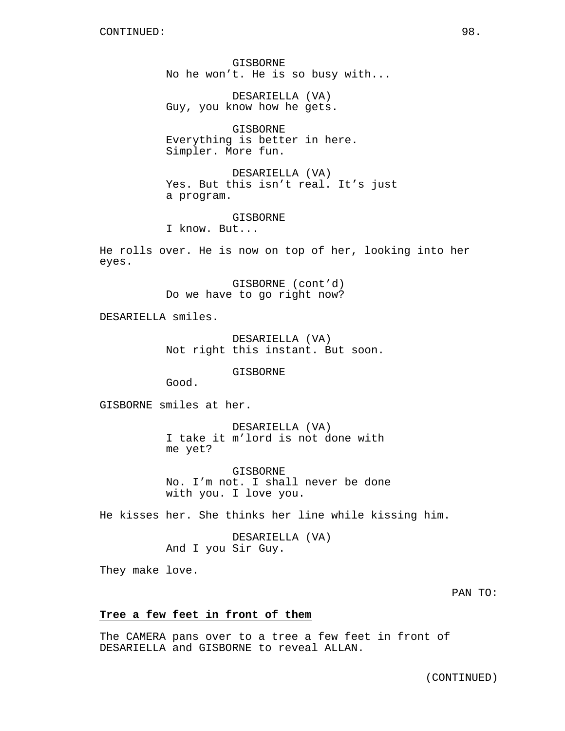CONTINUED:

GISBORNE
No he won't. He is so busy with...

DESARIELLA (VA)
Guy, you know how he gets.

GISBORNE
Everything is better in here.
Simpler. More fun.

DESARIELLA (VA)
Yes. But this isn't real. It's just
a program.

GISBORNE
I know. But...

He rolls over. He is now on top of her, looking into her eyes.

GISBORNE (cont'd)
Do we have to go right now?

DESARIELLA smiles.

DESARIELLA (VA)
Not right this instant. But soon.

GISBORNE
Good.

GISBORNE smiles at her.

DESARIELLA (VA)
I take it m'lord is not done with
me yet?

GISBORNE
No. I'm not. I shall never be done
with you. I love you.

He kisses her. She thinks her line while kissing him.

DESARIELLA (VA)
And I you Sir Guy.

They make love.

PAN TO:

**Tree a few feet in front of them**

The CAMERA pans over to a tree a few feet in front of DESARIELLA and GISBORNE to reveal ALLAN.

(CONTINUED)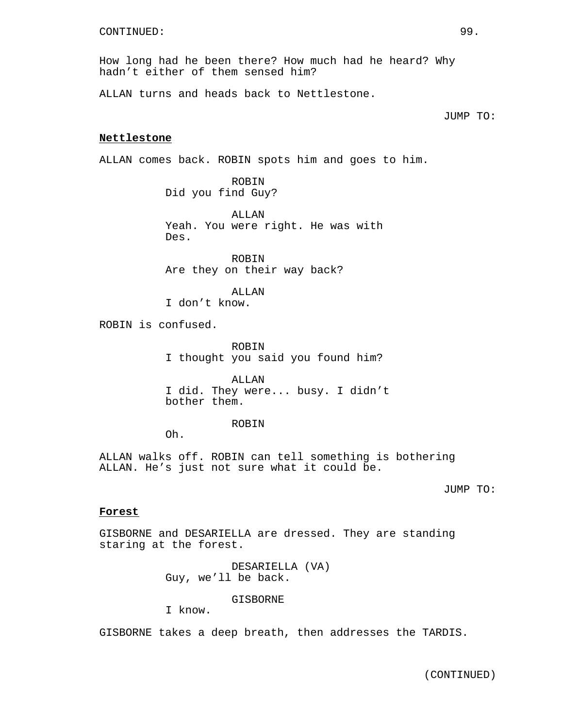CONTINUED:

How long had he been there? How much had he heard? Why hadn't either of them sensed him?

ALLAN turns and heads back to Nettlestone.

JUMP TO:

**<u>Nettlestone</u>**

ALLAN comes back. ROBIN spots him and goes to him.

ROBIN
Did you find Guy?

ALLAN
Yeah. You were right. He was with Des.

ROBIN
Are they on their way back?

ALLAN
I don't know.

ROBIN is confused.

ROBIN
I thought you said you found him?

ALLAN
I did. They were... busy. I didn't bother them.

ROBIN
Oh.

ALLAN walks off. ROBIN can tell something is bothering ALLAN. He's just not sure what it could be.

JUMP TO:

**<u>Forest</u>**

GISBORNE and DESARIELLA are dressed. They are standing staring at the forest.

DESARIELLA (VA)
Guy, we'll be back.

GISBORNE
I know.

GISBORNE takes a deep breath, then addresses the TARDIS.

(CONTINUED)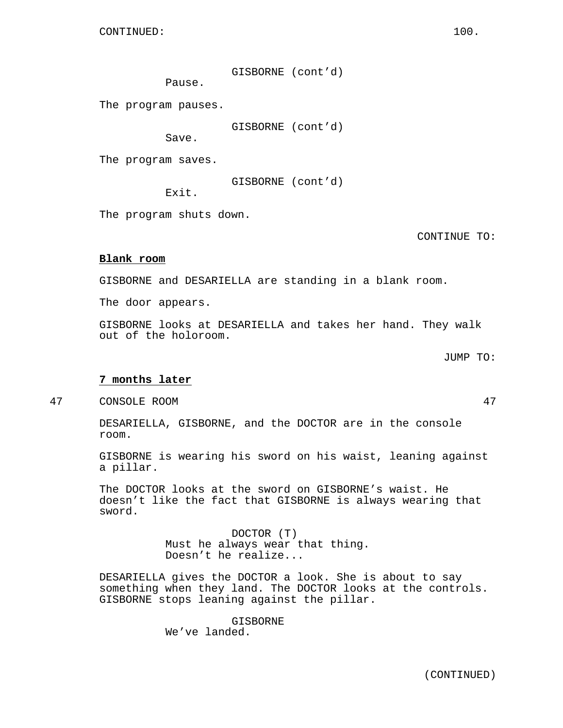GISBORNE (cont'd)
Pause.

The program pauses.

GISBORNE (cont'd)
Save.

The program saves.

GISBORNE (cont'd)
Exit.

The program shuts down.

CONTINUE TO:

**Blank room**

GISBORNE and DESARIELLA are standing in a blank room.

The door appears.

GISBORNE looks at DESARIELLA and takes her hand. They walk out of the holoroom.

JUMP TO:

**7 months later**

47 CONSOLE ROOM 47

DESARIELLA, GISBORNE, and the DOCTOR are in the console room.

GISBORNE is wearing his sword on his waist, leaning against a pillar.

The DOCTOR looks at the sword on GISBORNE's waist. He doesn't like the fact that GISBORNE is always wearing that sword.

DOCTOR (T)
Must he always wear that thing. Doesn't he realize...

DESARIELLA gives the DOCTOR a look. She is about to say something when they land. The DOCTOR looks at the controls. GISBORNE stops leaning against the pillar.

GISBORNE
We've landed.

(CONTINUED)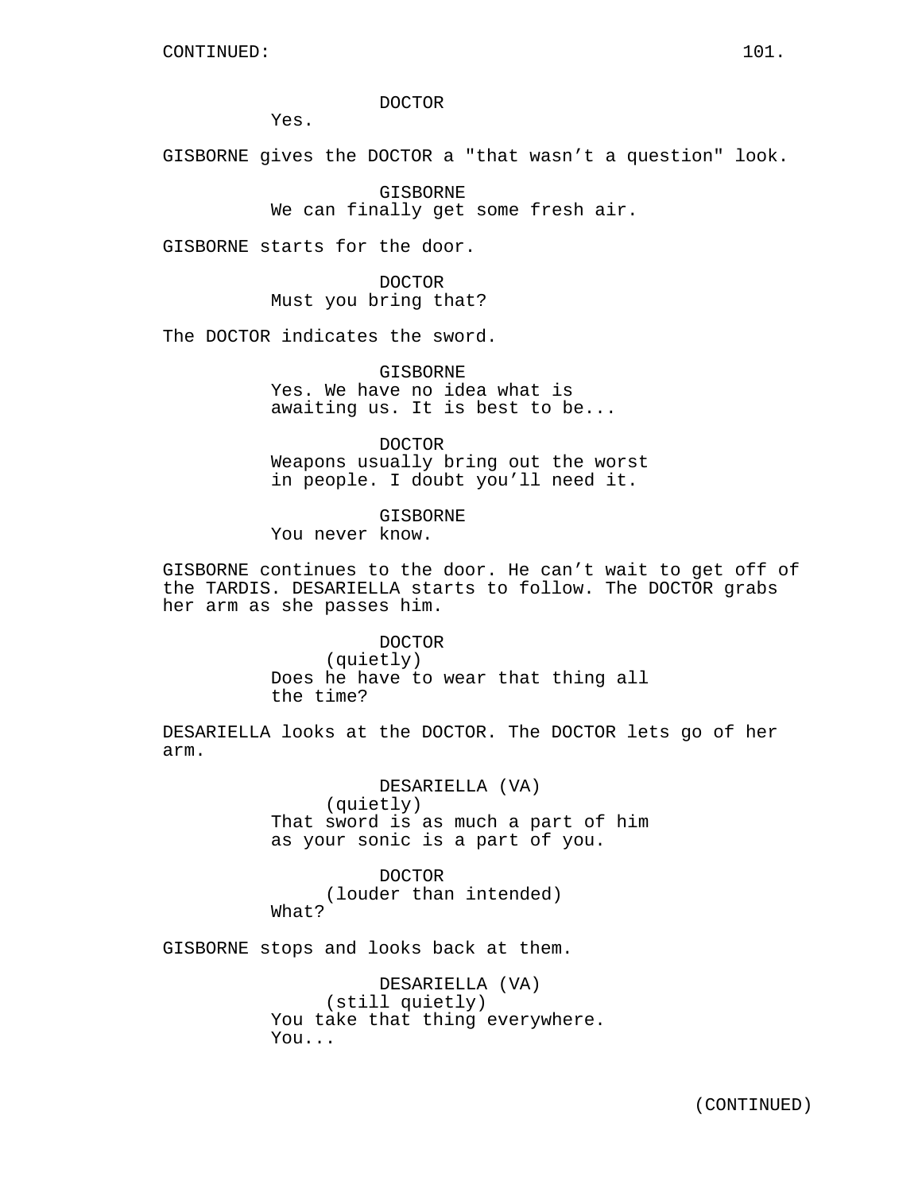DOCTOR
Yes.

GISBORNE gives the DOCTOR a "that wasn't a question" look.

GISBORNE
We can finally get some fresh air.

GISBORNE starts for the door.

DOCTOR
Must you bring that?

The DOCTOR indicates the sword.

GISBORNE
Yes. We have no idea what is awaiting us. It is best to be...

DOCTOR
Weapons usually bring out the worst in people. I doubt you'll need it.

GISBORNE
You never know.

GISBORNE continues to the door. He can't wait to get off of the TARDIS. DESARIELLA starts to follow. The DOCTOR grabs her arm as she passes him.

DOCTOR
(quietly)
Does he have to wear that thing all the time?

DESARIELLA looks at the DOCTOR. The DOCTOR lets go of her arm.

DESARIELLA (VA)
(quietly)
That sword is as much a part of him as your sonic is a part of you.

DOCTOR
(louder than intended)
What?

GISBORNE stops and looks back at them.

DESARIELLA (VA)
(still quietly)
You take that thing everywhere. You...

(CONTINUED)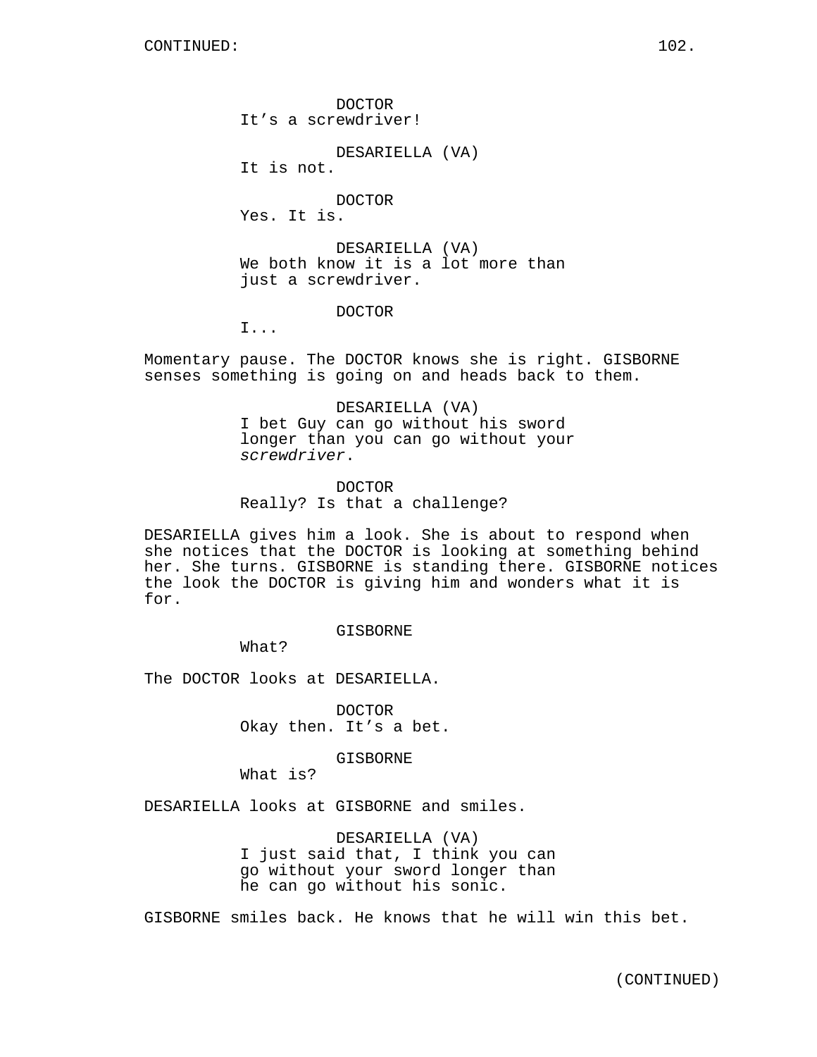DOCTOR
It's a screwdriver!

DESARIELLA (VA)
It is not.

DOCTOR
Yes. It is.

DESARIELLA (VA)
We both know it is a lot more than just a screwdriver.

DOCTOR
I...

Momentary pause. The DOCTOR knows she is right. GISBORNE senses something is going on and heads back to them.

DESARIELLA (VA)
I bet Guy can go without his sword longer than you can go without your *screwdriver*.

DOCTOR
Really? Is that a challenge?

DESARIELLA gives him a look. She is about to respond when she notices that the DOCTOR is looking at something behind her. She turns. GISBORNE is standing there. GISBORNE notices the look the DOCTOR is giving him and wonders what it is for.

GISBORNE
What?

The DOCTOR looks at DESARIELLA.

DOCTOR
Okay then. It's a bet.

GISBORNE
What is?

DESARIELLA looks at GISBORNE and smiles.

DESARIELLA (VA)
I just said that, I think you can go without your sword longer than he can go without his sonic.

GISBORNE smiles back. He knows that he will win this bet.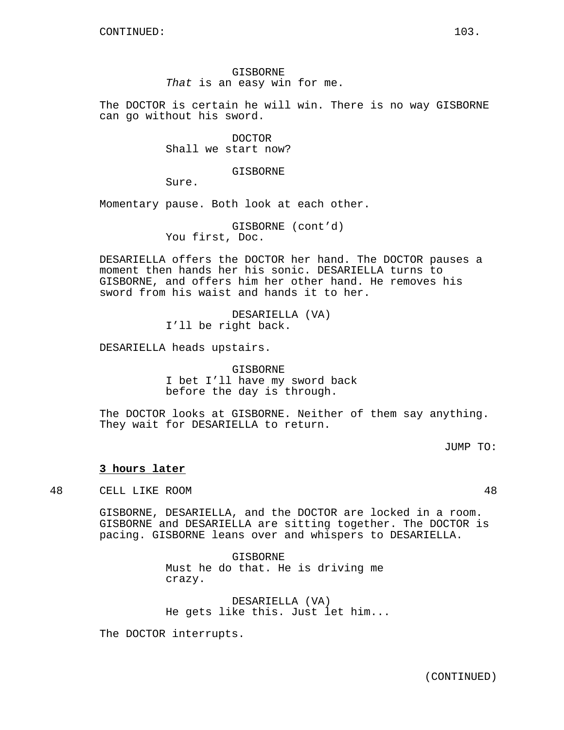GISBORNE
*That* is an easy win for me.

The DOCTOR is certain he will win. There is no way GISBORNE can go without his sword.

DOCTOR
Shall we start now?

GISBORNE
Sure.

Momentary pause. Both look at each other.

GISBORNE (cont'd)
You first, Doc.

DESARIELLA offers the DOCTOR her hand. The DOCTOR pauses a moment then hands her his sonic. DESARIELLA turns to GISBORNE, and offers him her other hand. He removes his sword from his waist and hands it to her.

DESARIELLA (VA)
I'll be right back.

DESARIELLA heads upstairs.

GISBORNE
I bet I'll have my sword back before the day is through.

The DOCTOR looks at GISBORNE. Neither of them say anything. They wait for DESARIELLA to return.

JUMP TO:

**3 hours later**

48 CELL LIKE ROOM 48

GISBORNE, DESARIELLA, and the DOCTOR are locked in a room. GISBORNE and DESARIELLA are sitting together. The DOCTOR is pacing. GISBORNE leans over and whispers to DESARIELLA.

GISBORNE
Must he do that. He is driving me crazy.

DESARIELLA (VA)
He gets like this. Just let him...

The DOCTOR interrupts.

(CONTINUED)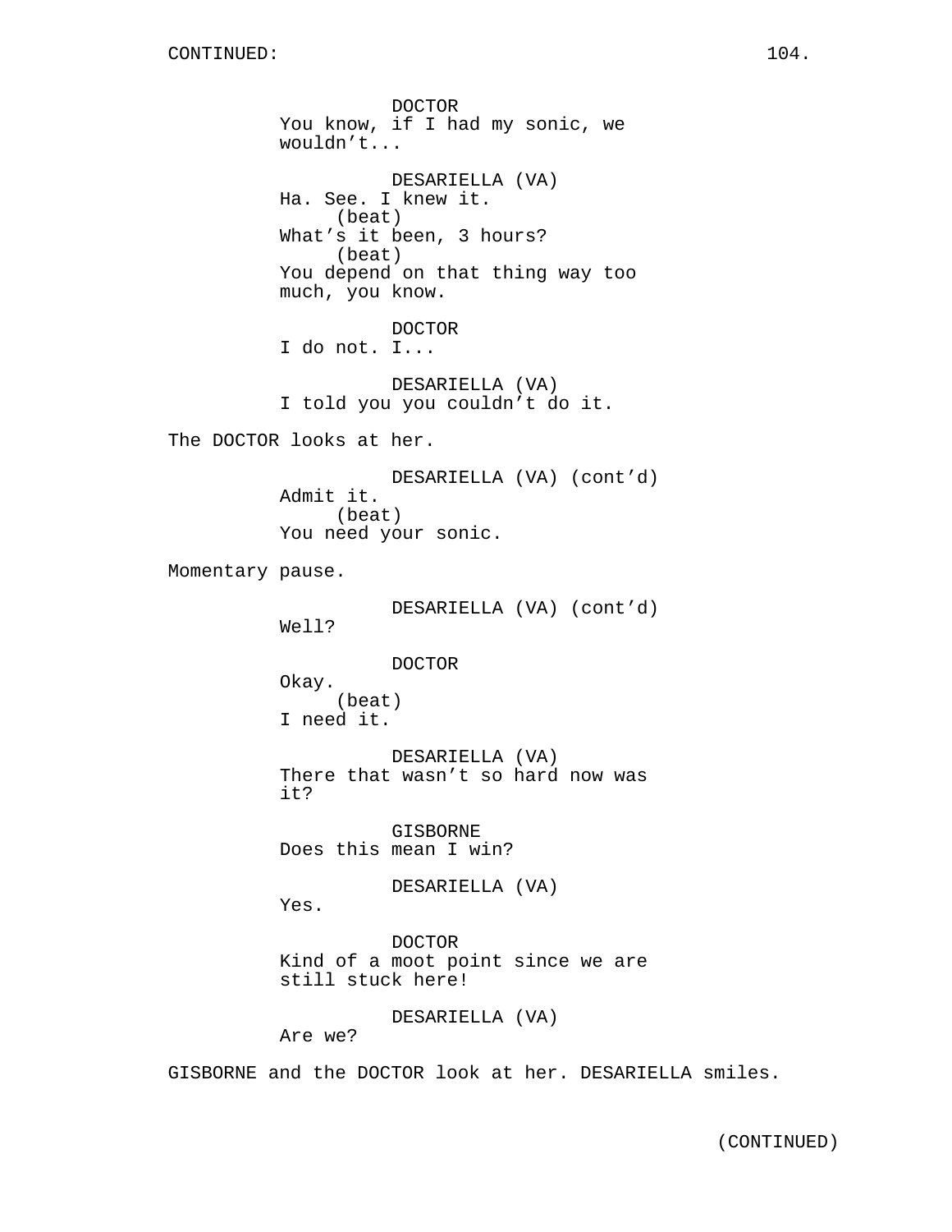DOCTOR
You know, if I had my sonic, we wouldn't...

DESARIELLA (VA)
Ha. See. I knew it.
(beat)
What's it been, 3 hours?
(beat)
You depend on that thing way too much, you know.

DOCTOR
I do not. I...

DESARIELLA (VA)
I told you you couldn't do it.

The DOCTOR looks at her.

DESARIELLA (VA) (cont'd)
Admit it.
(beat)
You need your sonic.

Momentary pause.

DESARIELLA (VA) (cont'd)
Well?

DOCTOR
Okay.
(beat)
I need it.

DESARIELLA (VA)
There that wasn't so hard now was it?

GISBORNE
Does this mean I win?

DESARIELLA (VA)
Yes.

DOCTOR
Kind of a moot point since we are still stuck here!

DESARIELLA (VA)
Are we?

GISBORNE and the DOCTOR look at her. DESARIELLA smiles.

(CONTINUED)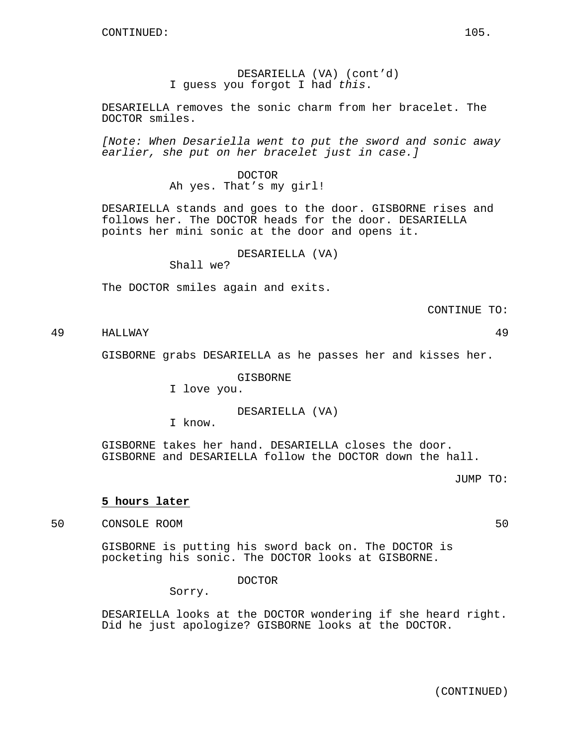CONTINUED:

DESARIELLA (VA) (cont'd)
I guess you forgot I had *this*.

DESARIELLA removes the sonic charm from her bracelet. The DOCTOR smiles.

*[Note: When Desariella went to put the sword and sonic away earlier, she put on her bracelet just in case.]*

DOCTOR
Ah yes. That's my girl!

DESARIELLA stands and goes to the door. GISBORNE rises and follows her. The DOCTOR heads for the door. DESARIELLA points her mini sonic at the door and opens it.

DESARIELLA (VA)
Shall we?

The DOCTOR smiles again and exits.

CONTINUE TO:

49 HALLWAY 49

GISBORNE grabs DESARIELLA as he passes her and kisses her.

GISBORNE
I love you.

DESARIELLA (VA)
I know.

GISBORNE takes her hand. DESARIELLA closes the door. GISBORNE and DESARIELLA follow the DOCTOR down the hall.

JUMP TO:

**<u>5 hours later</u>**

50 CONSOLE ROOM 50

GISBORNE is putting his sword back on. The DOCTOR is pocketing his sonic. The DOCTOR looks at GISBORNE.

DOCTOR
Sorry.

DESARIELLA looks at the DOCTOR wondering if she heard right. Did he just apologize? GISBORNE looks at the DOCTOR.

(CONTINUED)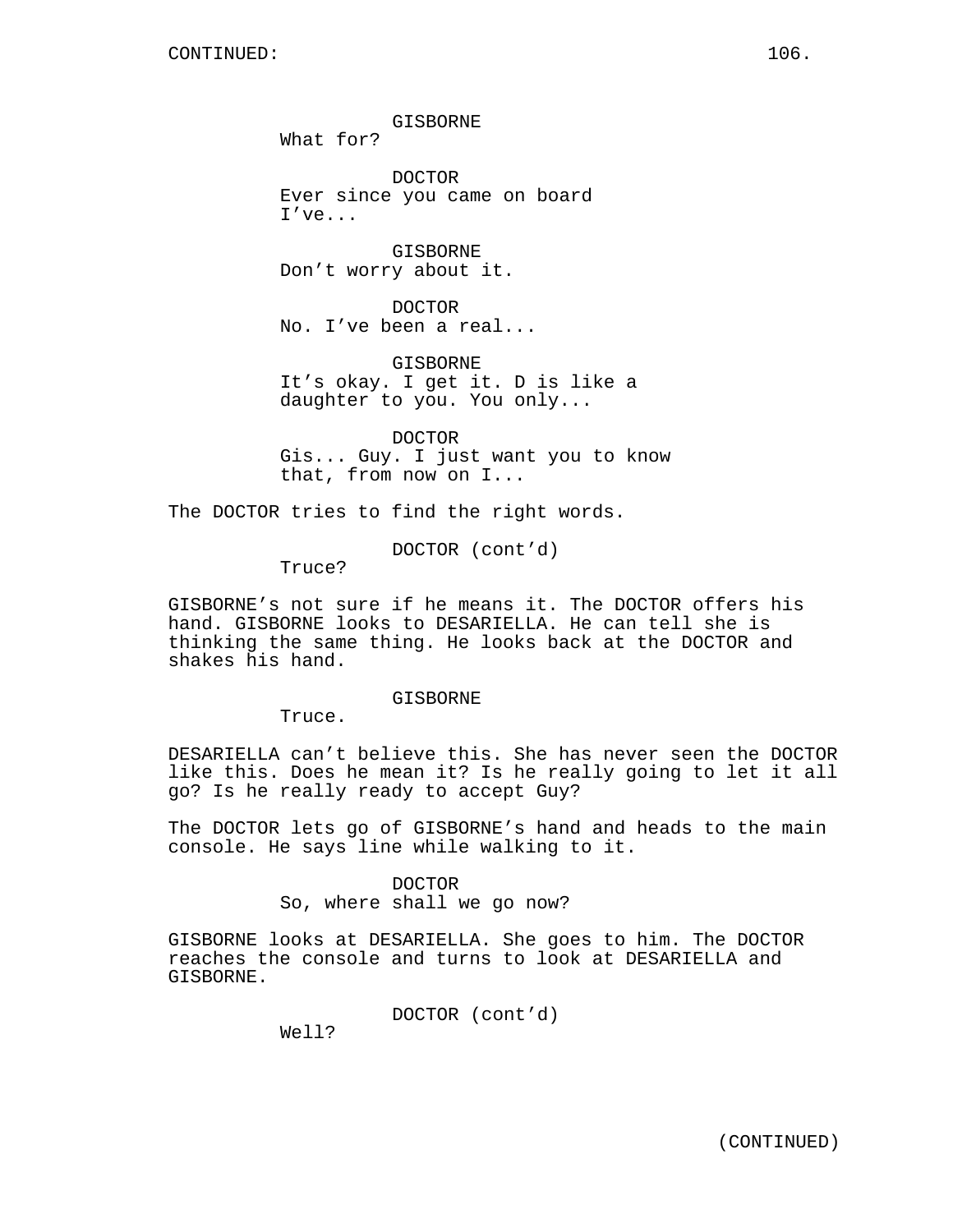GISBORNE
What for?

DOCTOR
Ever since you came on board I've...

GISBORNE
Don't worry about it.

DOCTOR
No. I've been a real...

GISBORNE
It's okay. I get it. D is like a daughter to you. You only...

DOCTOR
Gis... Guy. I just want you to know that, from now on I...

The DOCTOR tries to find the right words.

DOCTOR (cont'd)
Truce?

GISBORNE's not sure if he means it. The DOCTOR offers his hand. GISBORNE looks to DESARIELLA. He can tell she is thinking the same thing. He looks back at the DOCTOR and shakes his hand.

GISBORNE
Truce.

DESARIELLA can't believe this. She has never seen the DOCTOR like this. Does he mean it? Is he really going to let it all go? Is he really ready to accept Guy?

The DOCTOR lets go of GISBORNE's hand and heads to the main console. He says line while walking to it.

DOCTOR
So, where shall we go now?

GISBORNE looks at DESARIELLA. She goes to him. The DOCTOR reaches the console and turns to look at DESARIELLA and GISBORNE.

DOCTOR (cont'd)
Well?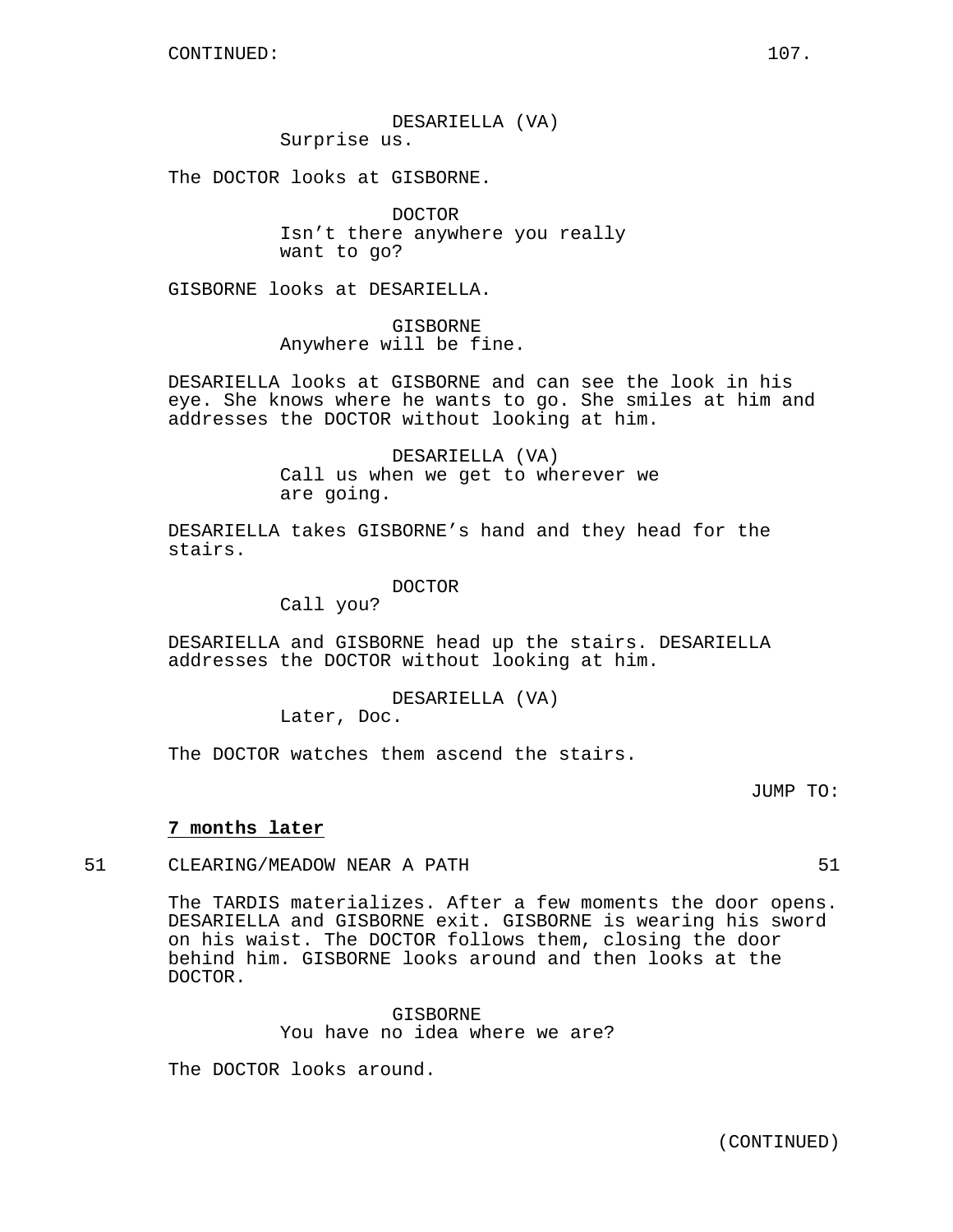CONTINUED:

DESARIELLA (VA)
Surprise us.

The DOCTOR looks at GISBORNE.

DOCTOR
Isn't there anywhere you really want to go?

GISBORNE looks at DESARIELLA.

GISBORNE
Anywhere will be fine.

DESARIELLA looks at GISBORNE and can see the look in his eye. She knows where he wants to go. She smiles at him and addresses the DOCTOR without looking at him.

DESARIELLA (VA)
Call us when we get to wherever we are going.

DESARIELLA takes GISBORNE's hand and they head for the stairs.

DOCTOR
Call you?

DESARIELLA and GISBORNE head up the stairs. DESARIELLA addresses the DOCTOR without looking at him.

DESARIELLA (VA)
Later, Doc.

The DOCTOR watches them ascend the stairs.

JUMP TO:

**7 months later**

51 CLEARING/MEADOW NEAR A PATH 51

The TARDIS materializes. After a few moments the door opens. DESARIELLA and GISBORNE exit. GISBORNE is wearing his sword on his waist. The DOCTOR follows them, closing the door behind him. GISBORNE looks around and then looks at the DOCTOR.

GISBORNE
You have no idea where we are?

The DOCTOR looks around.

(CONTINUED)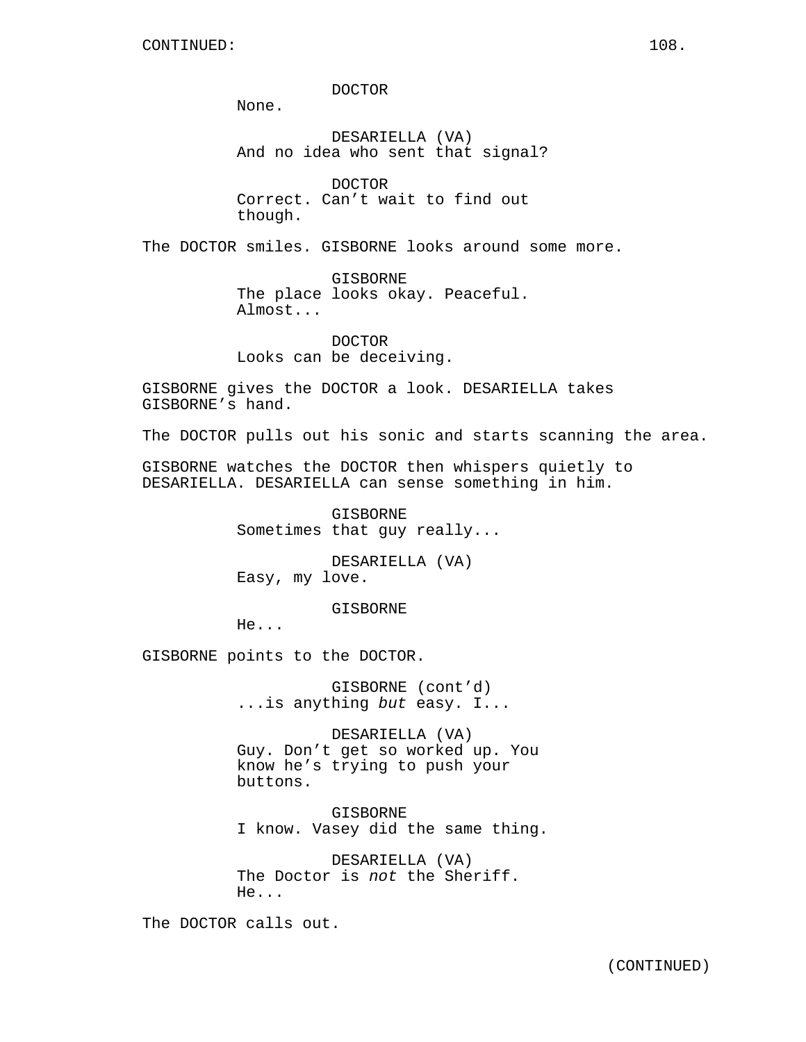DOCTOR
None.

DESARIELLA (VA)
And no idea who sent that signal?

DOCTOR
Correct. Can't wait to find out though.

The DOCTOR smiles. GISBORNE looks around some more.

GISBORNE
The place looks okay. Peaceful. Almost...

DOCTOR
Looks can be deceiving.

GISBORNE gives the DOCTOR a look. DESARIELLA takes GISBORNE's hand.

The DOCTOR pulls out his sonic and starts scanning the area.

GISBORNE watches the DOCTOR then whispers quietly to DESARIELLA. DESARIELLA can sense something in him.

GISBORNE
Sometimes that guy really...

DESARIELLA (VA)
Easy, my love.

GISBORNE
He...

GISBORNE points to the DOCTOR.

GISBORNE (cont'd)
...is anything *but* easy. I...

DESARIELLA (VA)
Guy. Don't get so worked up. You know he's trying to push your buttons.

GISBORNE
I know. Vasey did the same thing.

DESARIELLA (VA)
The Doctor is *not* the Sheriff. He...

The DOCTOR calls out.

(CONTINUED)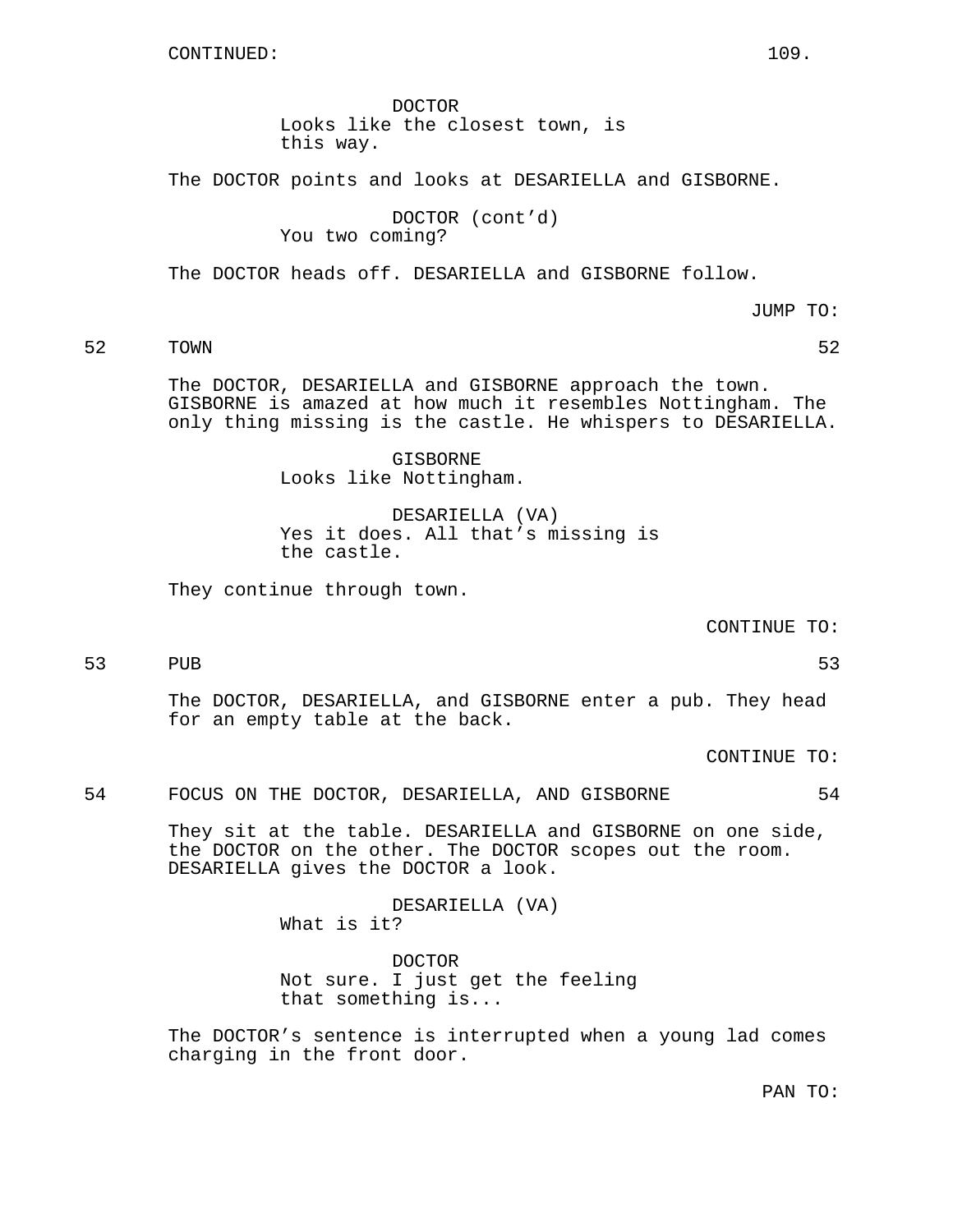CONTINUED:

DOCTOR
Looks like the closest town, is this way.

The DOCTOR points and looks at DESARIELLA and GISBORNE.

DOCTOR (cont'd)
You two coming?

The DOCTOR heads off. DESARIELLA and GISBORNE follow.

JUMP TO:

52 TOWN 52

The DOCTOR, DESARIELLA and GISBORNE approach the town. GISBORNE is amazed at how much it resembles Nottingham. The only thing missing is the castle. He whispers to DESARIELLA.

GISBORNE
Looks like Nottingham.

DESARIELLA (VA)
Yes it does. All that's missing is the castle.

They continue through town.

CONTINUE TO:

53 PUB 53

The DOCTOR, DESARIELLA, and GISBORNE enter a pub. They head for an empty table at the back.

CONTINUE TO:

54 FOCUS ON THE DOCTOR, DESARIELLA, AND GISBORNE 54

They sit at the table. DESARIELLA and GISBORNE on one side, the DOCTOR on the other. The DOCTOR scopes out the room. DESARIELLA gives the DOCTOR a look.

DESARIELLA (VA)
What is it?

DOCTOR
Not sure. I just get the feeling that something is...

The DOCTOR's sentence is interrupted when a young lad comes charging in the front door.

PAN TO: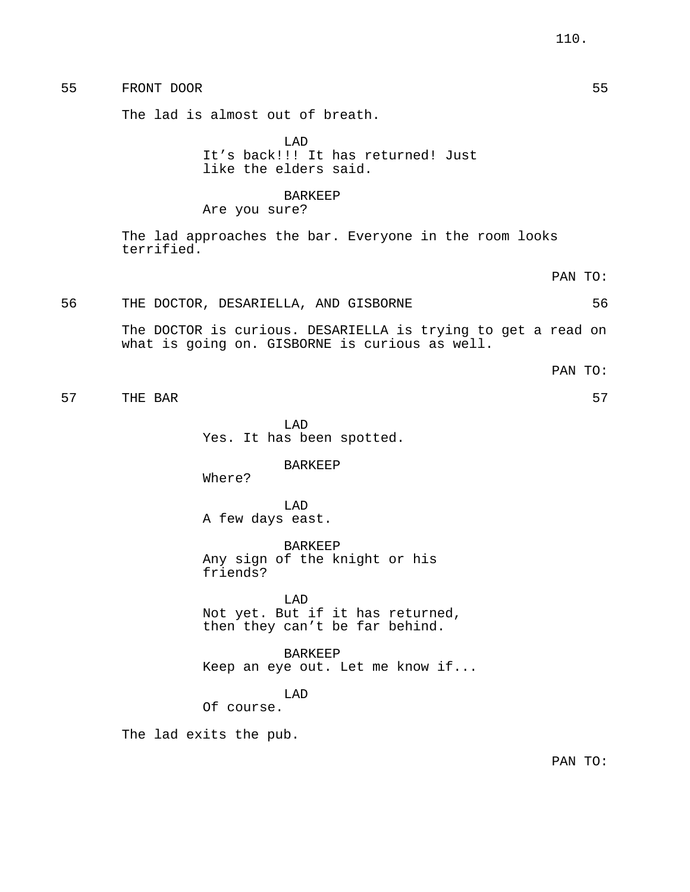55 FRONT DOOR 55

The lad is almost out of breath.

LAD
It’s back!!! It has returned! Just like the elders said.

BARKEEP
Are you sure?

The lad approaches the bar. Everyone in the room looks terrified.

PAN TO:

56 THE DOCTOR, DESARIELLA, AND GISBORNE 56

The DOCTOR is curious. DESARIELLA is trying to get a read on what is going on. GISBORNE is curious as well.

PAN TO:

57 THE BAR 57

LAD
Yes. It has been spotted.

BARKEEP
Where?

LAD
A few days east.

BARKEEP
Any sign of the knight or his friends?

LAD
Not yet. But if it has returned, then they can’t be far behind.

BARKEEP
Keep an eye out. Let me know if...

LAD
Of course.

The lad exits the pub.

PAN TO: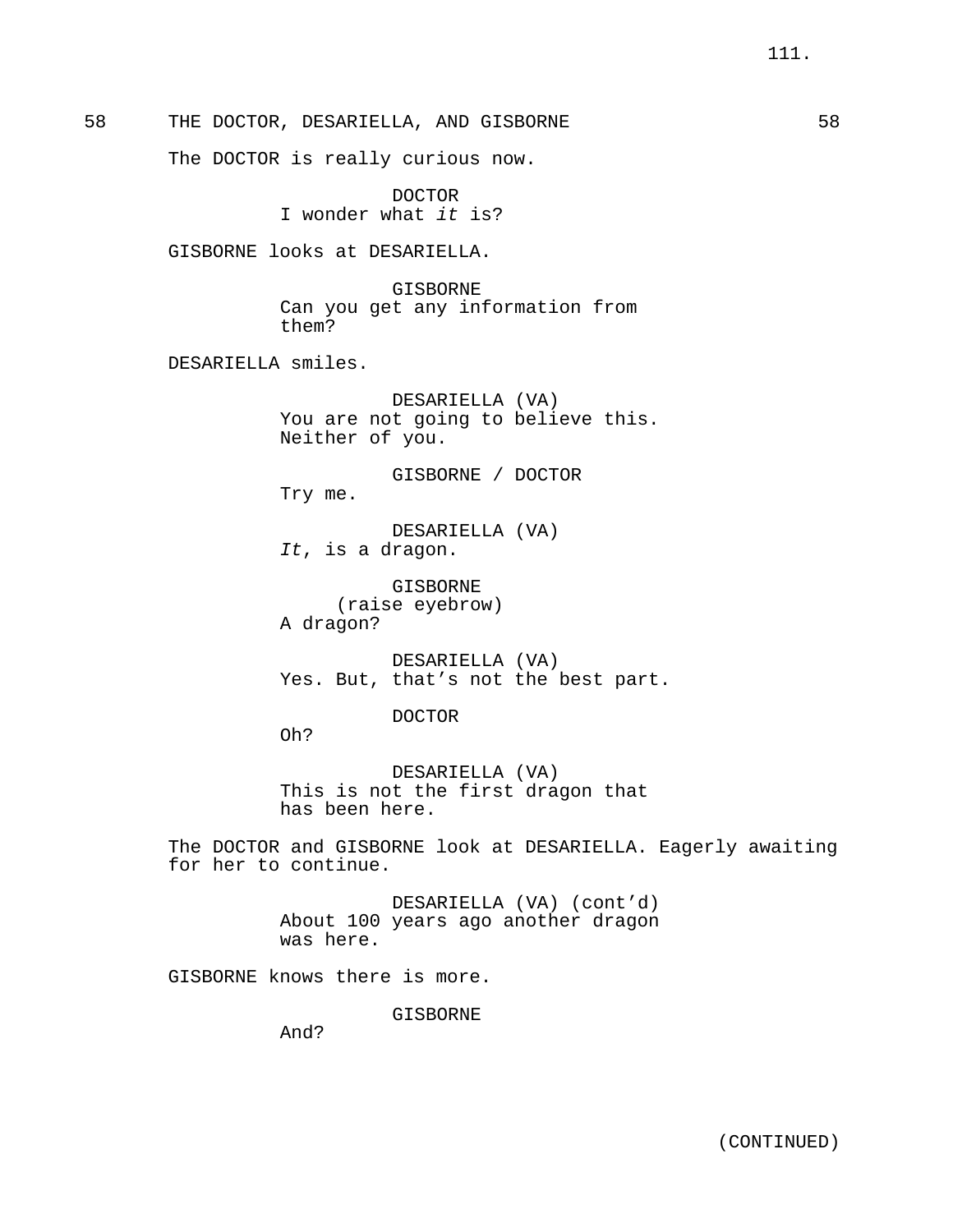58 THE DOCTOR, DESARIELLA, AND GISBORNE 58

The DOCTOR is really curious now.

DOCTOR
I wonder what *it* is?

GISBORNE looks at DESARIELLA.

GISBORNE
Can you get any information from them?

DESARIELLA smiles.

DESARIELLA (VA)
You are not going to believe this. Neither of you.

GISBORNE / DOCTOR
Try me.

DESARIELLA (VA)
*It*, is a dragon.

GISBORNE
(raise eyebrow)
A dragon?

DESARIELLA (VA)
Yes. But, that's not the best part.

DOCTOR
Oh?

DESARIELLA (VA)
This is not the first dragon that has been here.

The DOCTOR and GISBORNE look at DESARIELLA. Eagerly awaiting for her to continue.

DESARIELLA (VA) (cont'd)
About 100 years ago another dragon was here.

GISBORNE knows there is more.

GISBORNE
And?

(CONTINUED)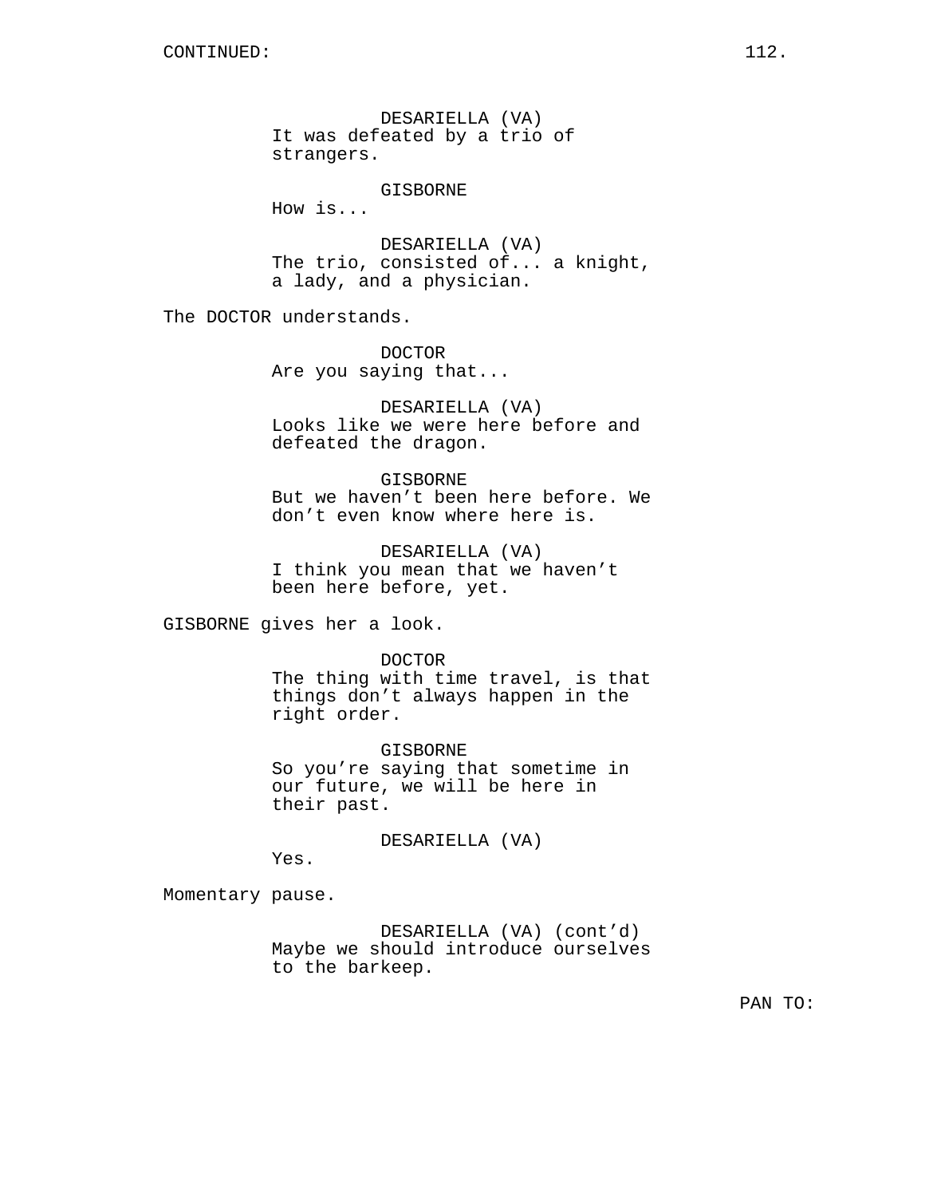DESARIELLA (VA)
It was defeated by a trio of strangers.

GISBORNE
How is...

DESARIELLA (VA)
The trio, consisted of... a knight, a lady, and a physician.

The DOCTOR understands.

DOCTOR
Are you saying that...

DESARIELLA (VA)
Looks like we were here before and defeated the dragon.

GISBORNE
But we haven't been here before. We don't even know where here is.

DESARIELLA (VA)
I think you mean that we haven't been here before, yet.

GISBORNE gives her a look.

DOCTOR
The thing with time travel, is that things don't always happen in the right order.

GISBORNE
So you're saying that sometime in our future, we will be here in their past.

DESARIELLA (VA)
Yes.

Momentary pause.

DESARIELLA (VA) (cont'd)
Maybe we should introduce ourselves to the barkeep.

PAN TO: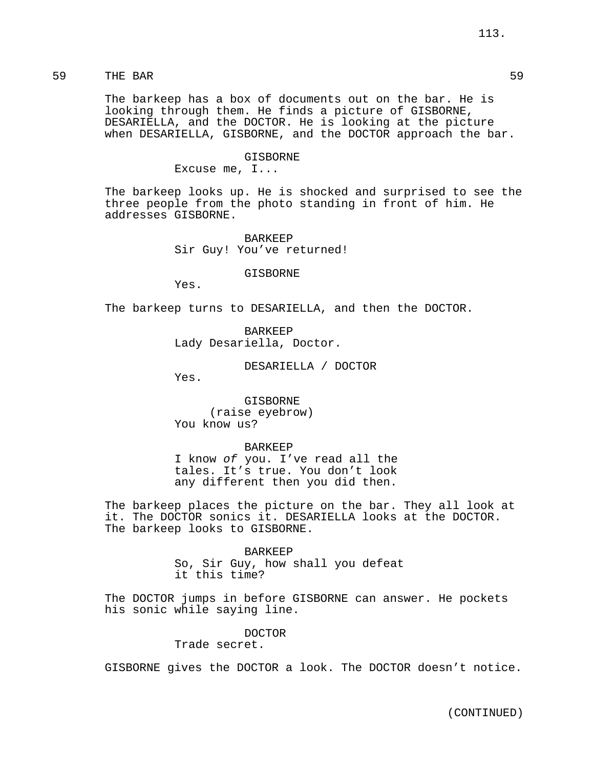59 THE BAR 59

The barkeep has a box of documents out on the bar. He is looking through them. He finds a picture of GISBORNE, DESARIELLA, and the DOCTOR. He is looking at the picture when DESARIELLA, GISBORNE, and the DOCTOR approach the bar.

GISBORNE
Excuse me, I...

The barkeep looks up. He is shocked and surprised to see the three people from the photo standing in front of him. He addresses GISBORNE.

BARKEEP
Sir Guy! You've returned!

GISBORNE
Yes.

The barkeep turns to DESARIELLA, and then the DOCTOR.

BARKEEP
Lady Desariella, Doctor.

DESARIELLA / DOCTOR
Yes.

GISBORNE
(raise eyebrow)
You know us?

BARKEEP
I know *of* you. I've read all the tales. It's true. You don't look any different then you did then.

The barkeep places the picture on the bar. They all look at it. The DOCTOR sonics it. DESARIELLA looks at the DOCTOR. The barkeep looks to GISBORNE.

BARKEEP
So, Sir Guy, how shall you defeat it this time?

The DOCTOR jumps in before GISBORNE can answer. He pockets his sonic while saying line.

DOCTOR
Trade secret.

GISBORNE gives the DOCTOR a look. The DOCTOR doesn't notice.

(CONTINUED)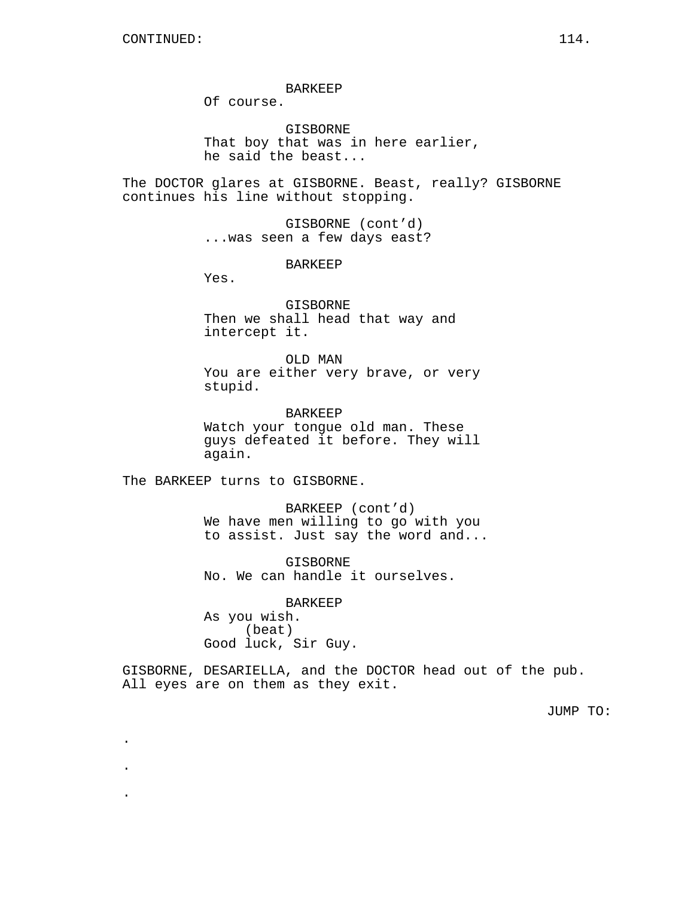CONTINUED:

BARKEEP
Of course.

GISBORNE
That boy that was in here earlier, he said the beast...

The DOCTOR glares at GISBORNE. Beast, really? GISBORNE continues his line without stopping.

GISBORNE (cont'd)
...was seen a few days east?

BARKEEP
Yes.

GISBORNE
Then we shall head that way and intercept it.

OLD MAN
You are either very brave, or very stupid.

BARKEEP
Watch your tongue old man. These guys defeated it before. They will again.

The BARKEEP turns to GISBORNE.

BARKEEP (cont'd)
We have men willing to go with you to assist. Just say the word and...

GISBORNE
No. We can handle it ourselves.

BARKEEP
As you wish.
(beat)
Good luck, Sir Guy.

GISBORNE, DESARIELLA, and the DOCTOR head out of the pub. All eyes are on them as they exit.

JUMP TO:

.

.

.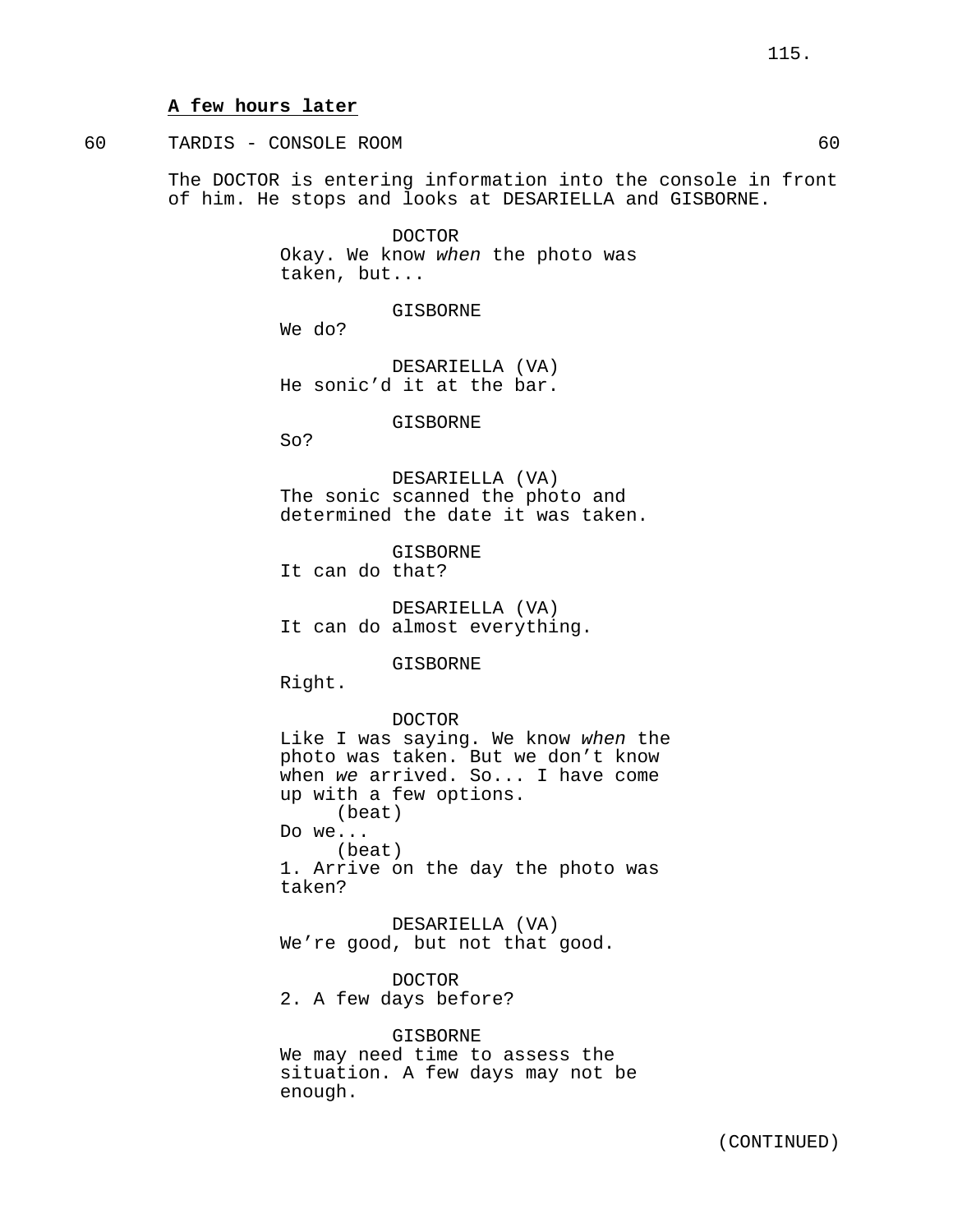**A few hours later**

60 TARDIS - CONSOLE ROOM 60

The DOCTOR is entering information into the console in front of him. He stops and looks at DESARIELLA and GISBORNE.

DOCTOR
Okay. We know *when* the photo was taken, but...

GISBORNE
We do?

DESARIELLA (VA)
He sonic'd it at the bar.

GISBORNE
So?

DESARIELLA (VA)
The sonic scanned the photo and determined the date it was taken.

GISBORNE
It can do that?

DESARIELLA (VA)
It can do almost everything.

GISBORNE
Right.

DOCTOR
Like I was saying. We know *when* the photo was taken. But we don't know when *we* arrived. So... I have come up with a few options.
(beat)
Do we...
(beat)
1. Arrive on the day the photo was taken?

DESARIELLA (VA)
We're good, but not that good.

DOCTOR
2. A few days before?

GISBORNE
We may need time to assess the situation. A few days may not be enough.

(CONTINUED)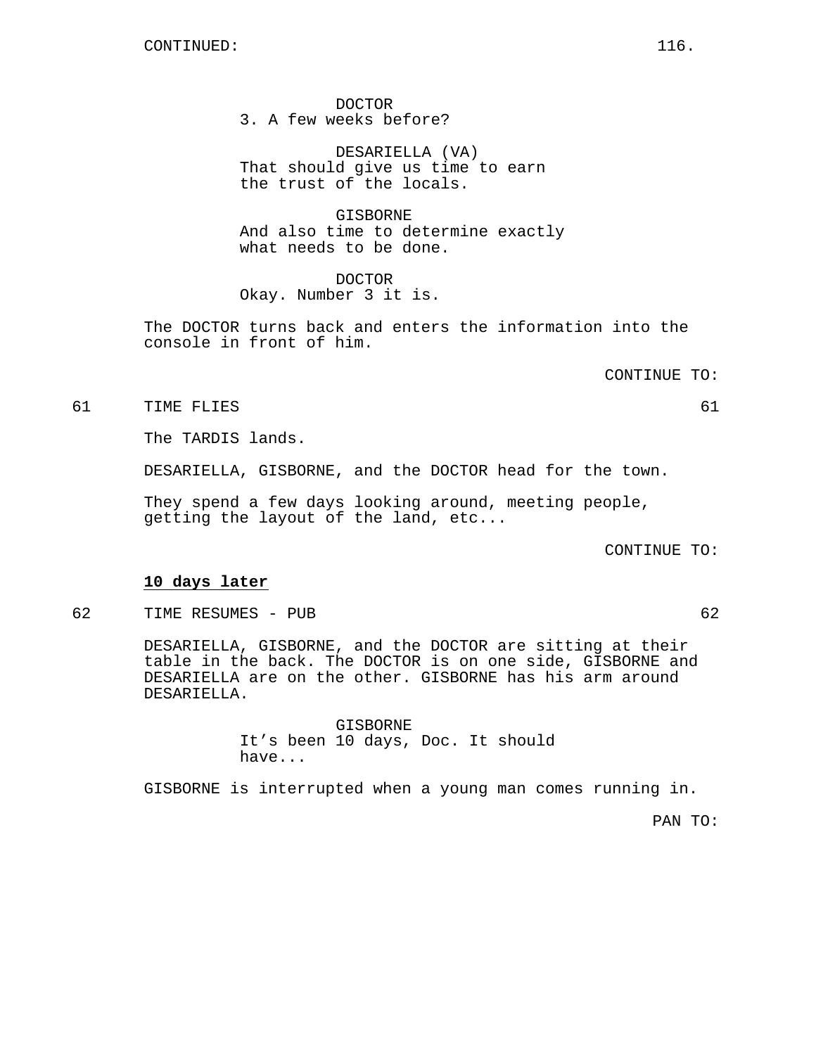CONTINUED:

DOCTOR
3. A few weeks before?

DESARIELLA (VA)
That should give us time to earn the trust of the locals.

GISBORNE
And also time to determine exactly what needs to be done.

DOCTOR
Okay. Number 3 it is.

The DOCTOR turns back and enters the information into the console in front of him.

CONTINUE TO:

61 TIME FLIES 61

The TARDIS lands.

DESARIELLA, GISBORNE, and the DOCTOR head for the town.

They spend a few days looking around, meeting people, getting the layout of the land, etc...

CONTINUE TO:

**10 days later**

62 TIME RESUMES - PUB 62

DESARIELLA, GISBORNE, and the DOCTOR are sitting at their table in the back. The DOCTOR is on one side, GISBORNE and DESARIELLA are on the other. GISBORNE has his arm around DESARIELLA.

GISBORNE
It's been 10 days, Doc. It should have...

GISBORNE is interrupted when a young man comes running in.

PAN TO: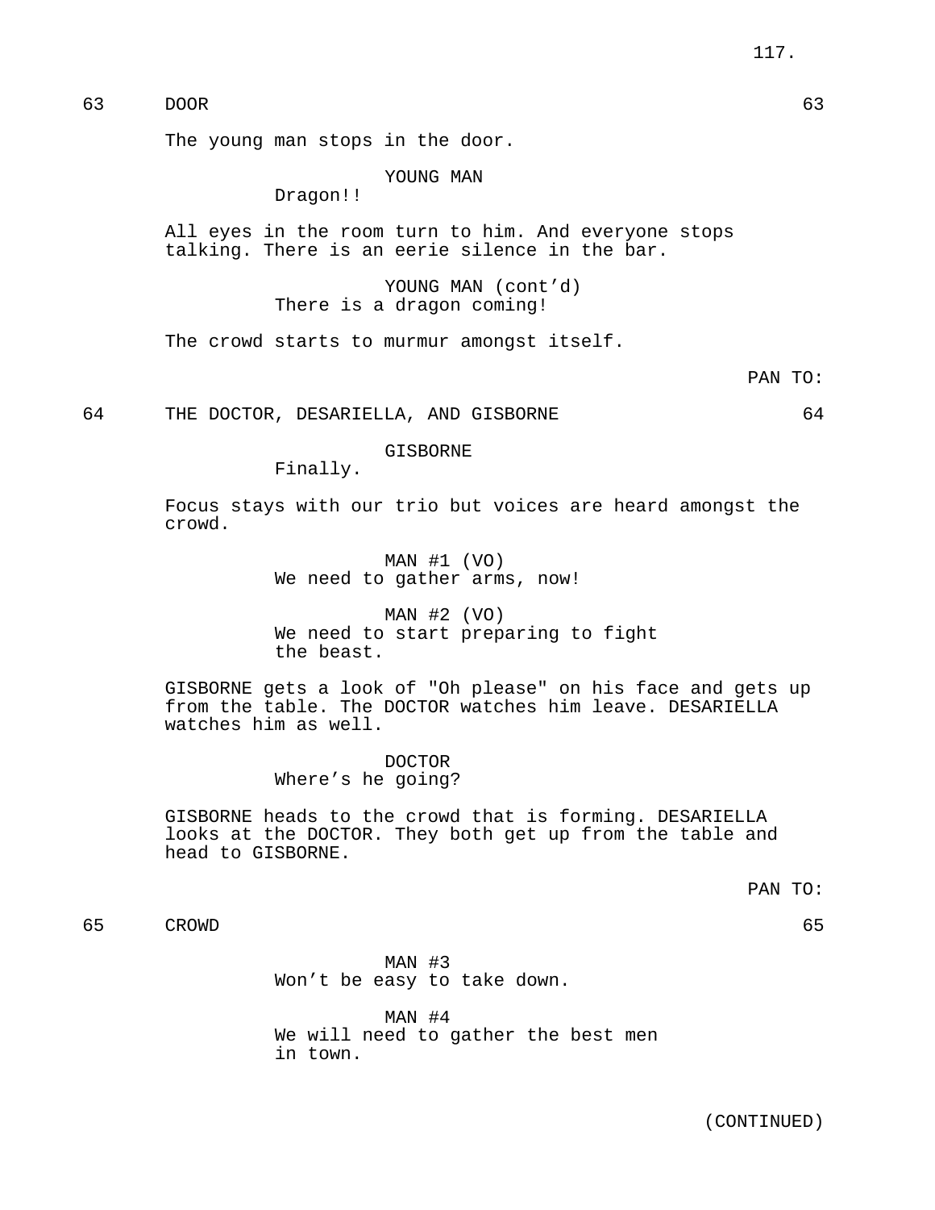63 DOOR 63

The young man stops in the door.

YOUNG MAN
Dragon!!

All eyes in the room turn to him. And everyone stops talking. There is an eerie silence in the bar.

YOUNG MAN (cont'd)
There is a dragon coming!

The crowd starts to murmur amongst itself.

PAN TO:

64 THE DOCTOR, DESARIELLA, AND GISBORNE 64

GISBORNE
Finally.

Focus stays with our trio but voices are heard amongst the crowd.

MAN #1 (VO)
We need to gather arms, now!

MAN #2 (VO)
We need to start preparing to fight the beast.

GISBORNE gets a look of "Oh please" on his face and gets up from the table. The DOCTOR watches him leave. DESARIELLA watches him as well.

DOCTOR
Where's he going?

GISBORNE heads to the crowd that is forming. DESARIELLA looks at the DOCTOR. They both get up from the table and head to GISBORNE.

PAN TO:

65 CROWD 65

MAN #3
Won't be easy to take down.

MAN #4
We will need to gather the best men in town.

(CONTINUED)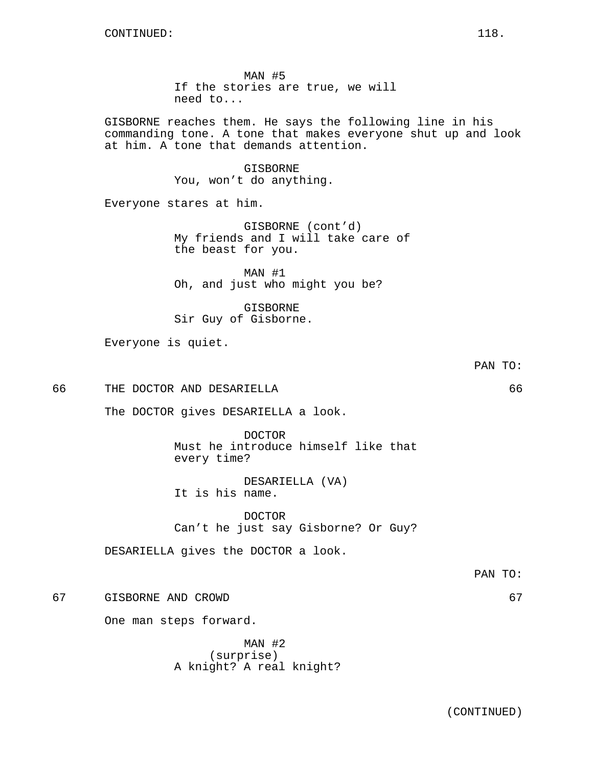MAN #5
If the stories are true, we will need to...

GISBORNE reaches them. He says the following line in his commanding tone. A tone that makes everyone shut up and look at him. A tone that demands attention.

GISBORNE
You, won't do anything.

Everyone stares at him.

GISBORNE (cont'd)
My friends and I will take care of the beast for you.

MAN #1
Oh, and just who might you be?

GISBORNE
Sir Guy of Gisborne.

Everyone is quiet.

PAN TO:

66 THE DOCTOR AND DESARIELLA 66

The DOCTOR gives DESARIELLA a look.

DOCTOR
Must he introduce himself like that every time?

DESARIELLA (VA)
It is his name.

DOCTOR
Can't he just say Gisborne? Or Guy?

DESARIELLA gives the DOCTOR a look.

PAN TO:

67 GISBORNE AND CROWD 67

One man steps forward.

MAN #2
(surprise)
A knight? A real knight?

(CONTINUED)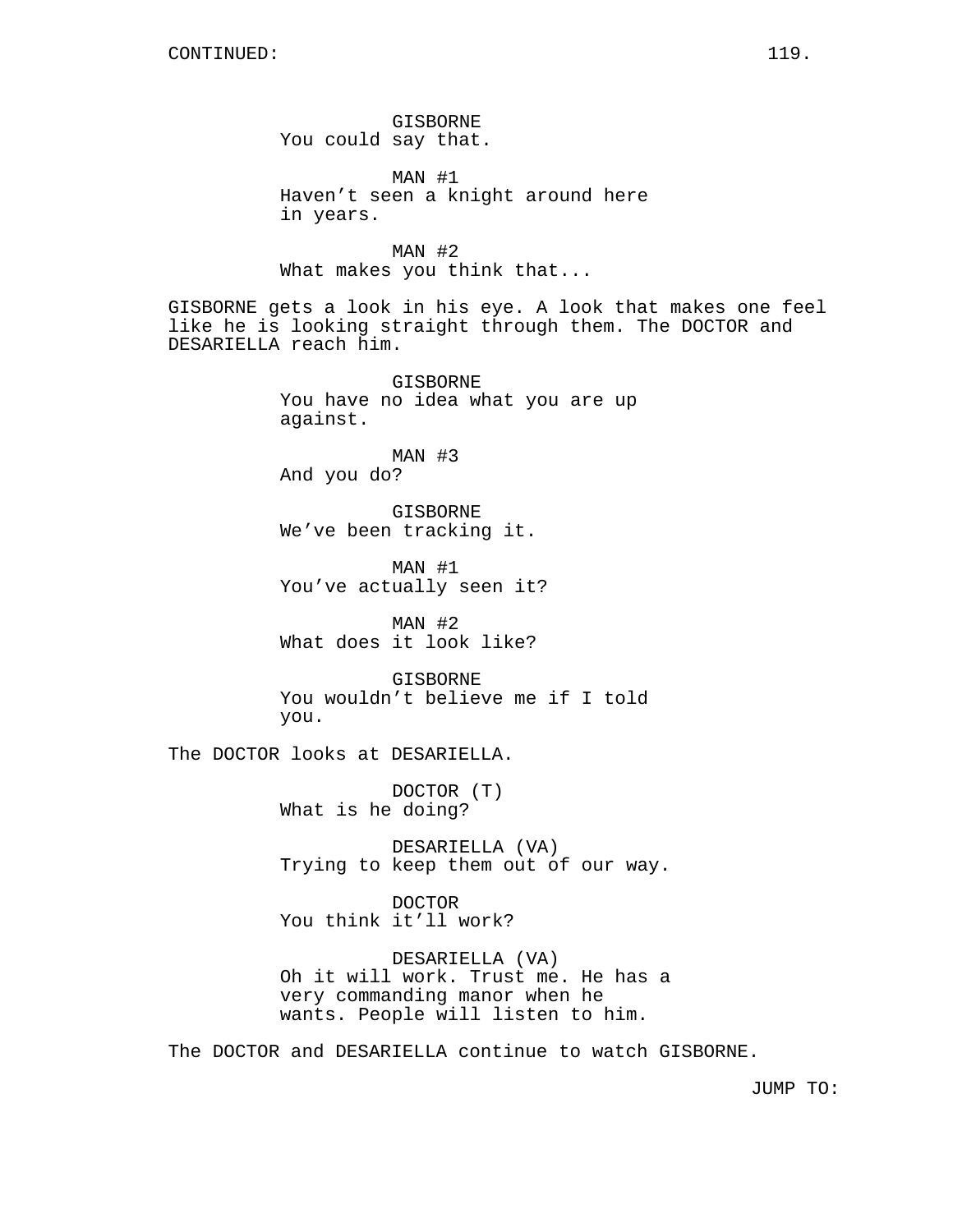CONTINUED:

GISBORNE
You could say that.

MAN #1
Haven't seen a knight around here in years.

MAN #2
What makes you think that...

GISBORNE gets a look in his eye. A look that makes one feel like he is looking straight through them. The DOCTOR and DESARIELLA reach him.

GISBORNE
You have no idea what you are up against.

MAN #3
And you do?

GISBORNE
We've been tracking it.

MAN #1
You've actually seen it?

MAN #2
What does it look like?

GISBORNE
You wouldn't believe me if I told you.

The DOCTOR looks at DESARIELLA.

DOCTOR (T)
What is he doing?

DESARIELLA (VA)
Trying to keep them out of our way.

DOCTOR
You think it'll work?

DESARIELLA (VA)
Oh it will work. Trust me. He has a very commanding manor when he wants. People will listen to him.

The DOCTOR and DESARIELLA continue to watch GISBORNE.

JUMP TO: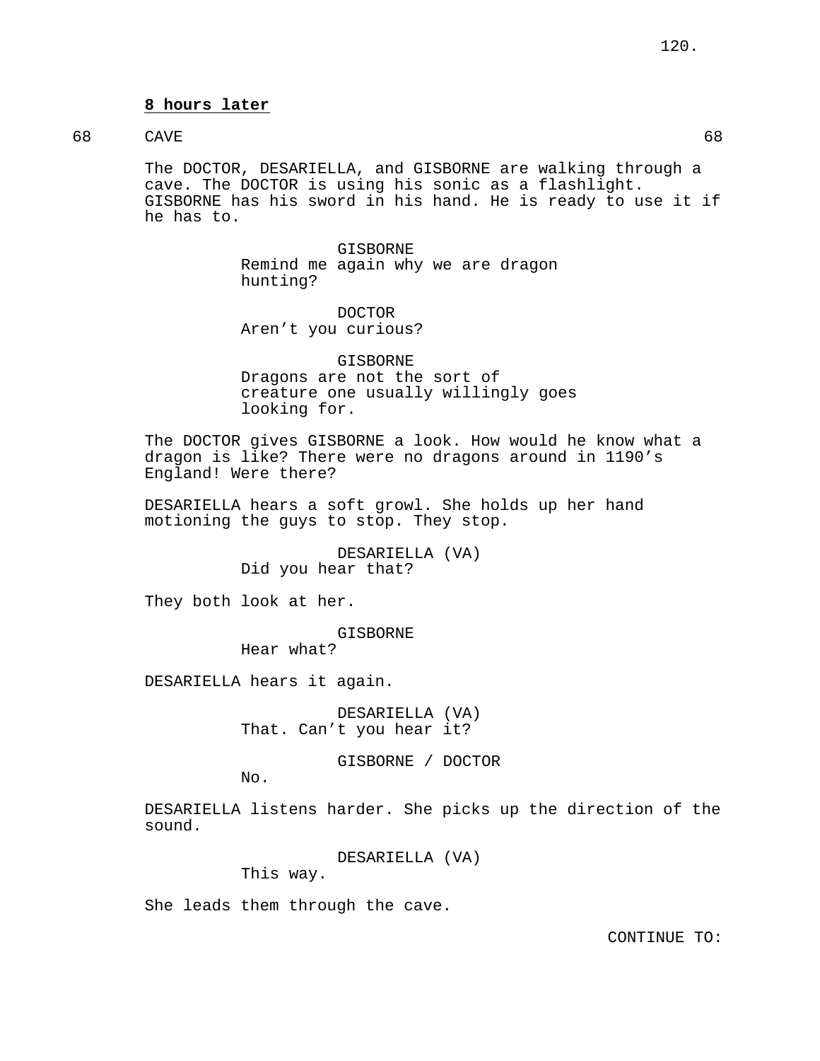**8 hours later**

68 CAVE 68

The DOCTOR, DESARIELLA, and GISBORNE are walking through a cave. The DOCTOR is using his sonic as a flashlight. GISBORNE has his sword in his hand. He is ready to use it if he has to.

GISBORNE
Remind me again why we are dragon hunting?

DOCTOR
Aren’t you curious?

GISBORNE
Dragons are not the sort of creature one usually willingly goes looking for.

The DOCTOR gives GISBORNE a look. How would he know what a dragon is like? There were no dragons around in 1190’s England! Were there?

DESARIELLA hears a soft growl. She holds up her hand motioning the guys to stop. They stop.

DESARIELLA (VA)
Did you hear that?

They both look at her.

GISBORNE
Hear what?

DESARIELLA hears it again.

DESARIELLA (VA)
That. Can’t you hear it?

GISBORNE / DOCTOR
No.

DESARIELLA listens harder. She picks up the direction of the sound.

DESARIELLA (VA)
This way.

She leads them through the cave.

CONTINUE TO: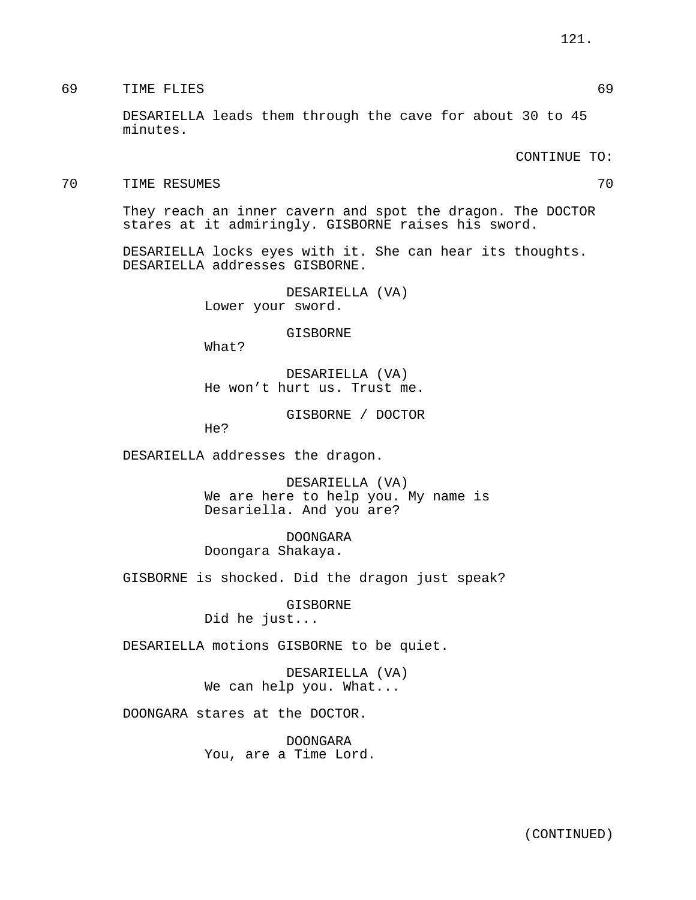69 TIME FLIES 69

DESARIELLA leads them through the cave for about 30 to 45 minutes.

CONTINUE TO:

70 TIME RESUMES 70

They reach an inner cavern and spot the dragon. The DOCTOR stares at it admiringly. GISBORNE raises his sword.

DESARIELLA locks eyes with it. She can hear its thoughts. DESARIELLA addresses GISBORNE.

DESARIELLA (VA)
Lower your sword.

GISBORNE
What?

DESARIELLA (VA)
He won't hurt us. Trust me.

GISBORNE / DOCTOR
He?

DESARIELLA addresses the dragon.

DESARIELLA (VA)
We are here to help you. My name is Desariella. And you are?

DOONGARA
Doongara Shakaya.

GISBORNE is shocked. Did the dragon just speak?

GISBORNE
Did he just...

DESARIELLA motions GISBORNE to be quiet.

DESARIELLA (VA)
We can help you. What...

DOONGARA stares at the DOCTOR.

DOONGARA
You, are a Time Lord.

(CONTINUED)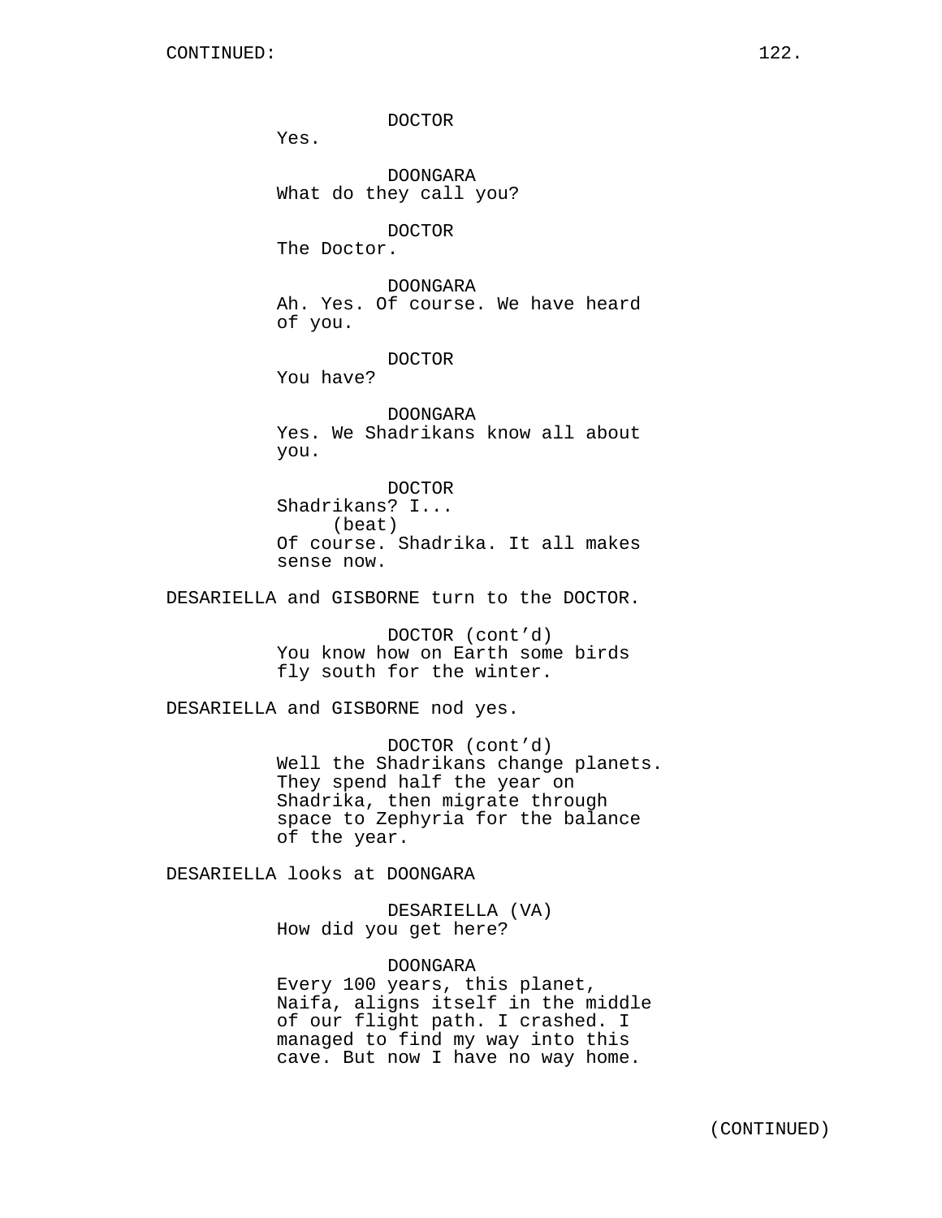DOCTOR
Yes.

DOONGARA
What do they call you?

DOCTOR
The Doctor.

DOONGARA
Ah. Yes. Of course. We have heard of you.

DOCTOR
You have?

DOONGARA
Yes. We Shadrikans know all about you.

DOCTOR
Shadrikans? I...
(beat)
Of course. Shadrika. It all makes sense now.

DESARIELLA and GISBORNE turn to the DOCTOR.

DOCTOR (cont'd)
You know how on Earth some birds fly south for the winter.

DESARIELLA and GISBORNE nod yes.

DOCTOR (cont'd)
Well the Shadrikans change planets. They spend half the year on Shadrika, then migrate through space to Zephyria for the balance of the year.

DESARIELLA looks at DOONGARA

DESARIELLA (VA)
How did you get here?

DOONGARA
Every 100 years, this planet, Naifa, aligns itself in the middle of our flight path. I crashed. I managed to find my way into this cave. But now I have no way home.

(CONTINUED)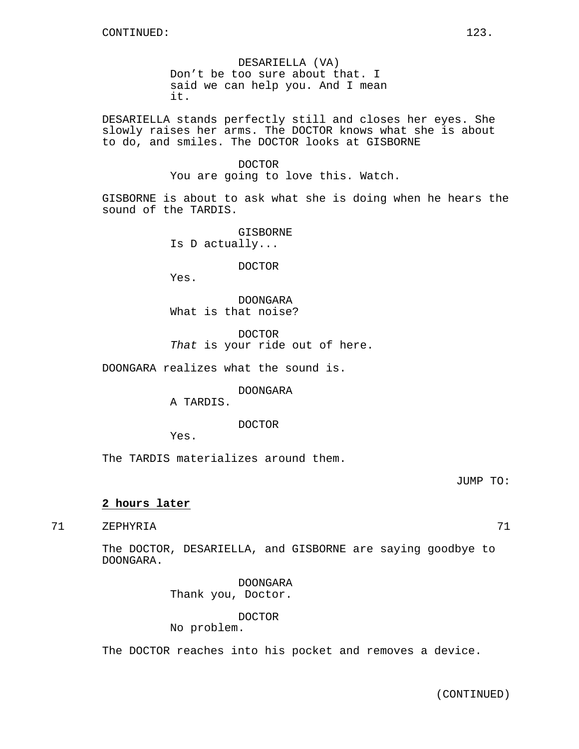DESARIELLA (VA)
Don't be too sure about that. I said we can help you. And I mean it.

DESARIELLA stands perfectly still and closes her eyes. She slowly raises her arms. The DOCTOR knows what she is about to do, and smiles. The DOCTOR looks at GISBORNE

DOCTOR
You are going to love this. Watch.

GISBORNE is about to ask what she is doing when he hears the sound of the TARDIS.

GISBORNE
Is D actually...

DOCTOR
Yes.

DOONGARA
What is that noise?

DOCTOR
*That* is your ride out of here.

DOONGARA realizes what the sound is.

DOONGARA
A TARDIS.

DOCTOR
Yes.

The TARDIS materializes around them.

JUMP TO:

**2 hours later**

71 ZEPHYRIA 71

The DOCTOR, DESARIELLA, and GISBORNE are saying goodbye to DOONGARA.

DOONGARA
Thank you, Doctor.

DOCTOR
No problem.

The DOCTOR reaches into his pocket and removes a device.

(CONTINUED)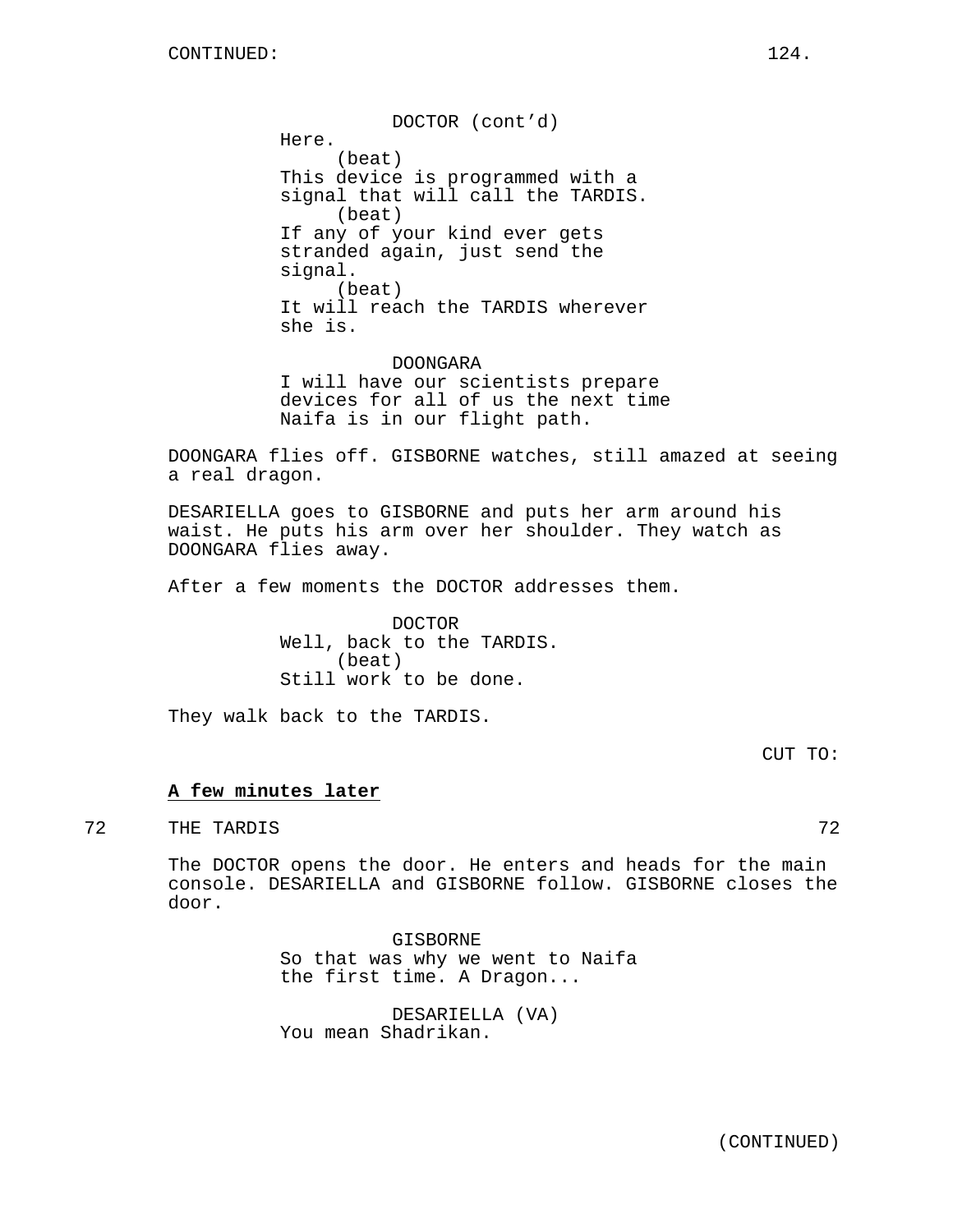CONTINUED:

DOCTOR (cont'd)
Here.
(beat)
This device is programmed with a signal that will call the TARDIS.
(beat)
If any of your kind ever gets stranded again, just send the signal.
(beat)
It will reach the TARDIS wherever she is.

DOONGARA
I will have our scientists prepare devices for all of us the next time Naifa is in our flight path.

DOONGARA flies off. GISBORNE watches, still amazed at seeing a real dragon.

DESARIELLA goes to GISBORNE and puts her arm around his waist. He puts his arm over her shoulder. They watch as DOONGARA flies away.

After a few moments the DOCTOR addresses them.

DOCTOR
Well, back to the TARDIS.
(beat)
Still work to be done.

They walk back to the TARDIS.

CUT TO:

**A few minutes later**

72 THE TARDIS 72

The DOCTOR opens the door. He enters and heads for the main console. DESARIELLA and GISBORNE follow. GISBORNE closes the door.

GISBORNE
So that was why we went to Naifa the first time. A Dragon...

DESARIELLA (VA)
You mean Shadrikan.

(CONTINUED)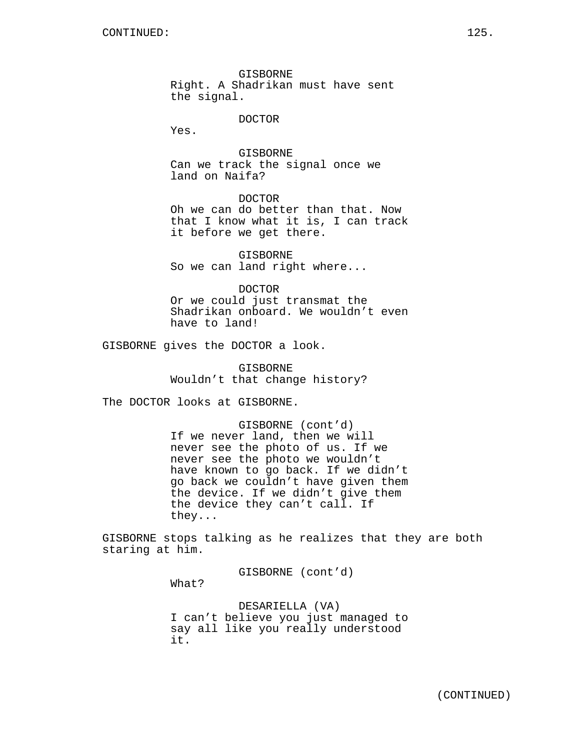GISBORNE
Right. A Shadrikan must have sent the signal.

DOCTOR
Yes.

GISBORNE
Can we track the signal once we land on Naifa?

DOCTOR
Oh we can do better than that. Now that I know what it is, I can track it before we get there.

GISBORNE
So we can land right where...

DOCTOR
Or we could just transmat the Shadrikan onboard. We wouldn't even have to land!

GISBORNE gives the DOCTOR a look.

GISBORNE
Wouldn't that change history?

The DOCTOR looks at GISBORNE.

GISBORNE (cont'd)
If we never land, then we will never see the photo of us. If we never see the photo we wouldn't have known to go back. If we didn't go back we couldn't have given them the device. If we didn't give them the device they can't call. If they...

GISBORNE stops talking as he realizes that they are both staring at him.

GISBORNE (cont'd)
What?

DESARIELLA (VA)
I can't believe you just managed to say all like you really understood it.

(CONTINUED)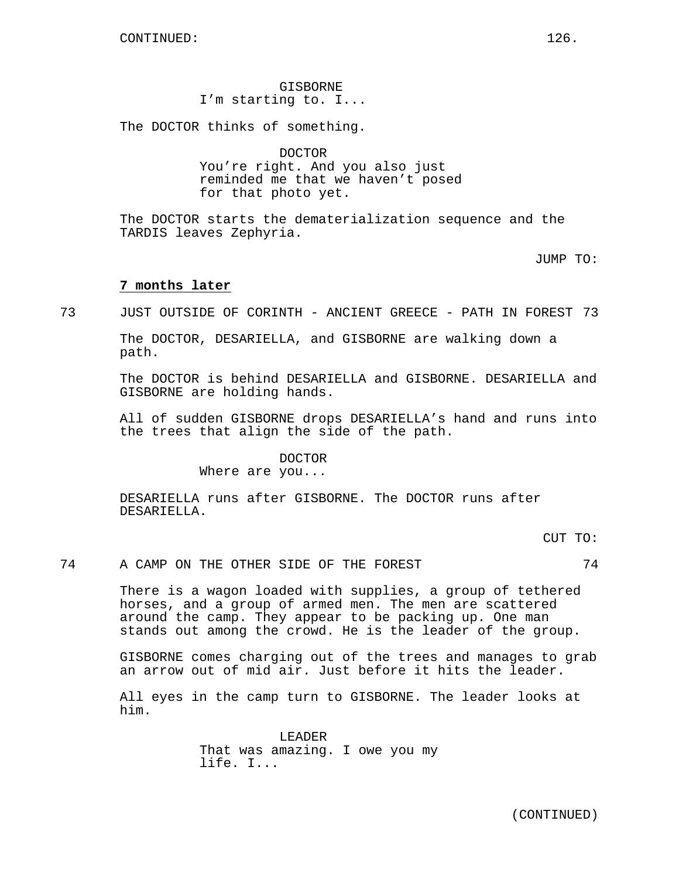CONTINUED:

GISBORNE
I'm starting to. I...

The DOCTOR thinks of something.

DOCTOR
You're right. And you also just reminded me that we haven't posed for that photo yet.

The DOCTOR starts the dematerialization sequence and the TARDIS leaves Zephyria.

JUMP TO:

**7 months later**

73 JUST OUTSIDE OF CORINTH - ANCIENT GREECE - PATH IN FOREST 73

The DOCTOR, DESARIELLA, and GISBORNE are walking down a path.

The DOCTOR is behind DESARIELLA and GISBORNE. DESARIELLA and GISBORNE are holding hands.

All of sudden GISBORNE drops DESARIELLA's hand and runs into the trees that align the side of the path.

DOCTOR
Where are you...

DESARIELLA runs after GISBORNE. The DOCTOR runs after DESARIELLA.

CUT TO:

74 A CAMP ON THE OTHER SIDE OF THE FOREST 74

There is a wagon loaded with supplies, a group of tethered horses, and a group of armed men. The men are scattered around the camp. They appear to be packing up. One man stands out among the crowd. He is the leader of the group.

GISBORNE comes charging out of the trees and manages to grab an arrow out of mid air. Just before it hits the leader.

All eyes in the camp turn to GISBORNE. The leader looks at him.

LEADER
That was amazing. I owe you my life. I...

(CONTINUED)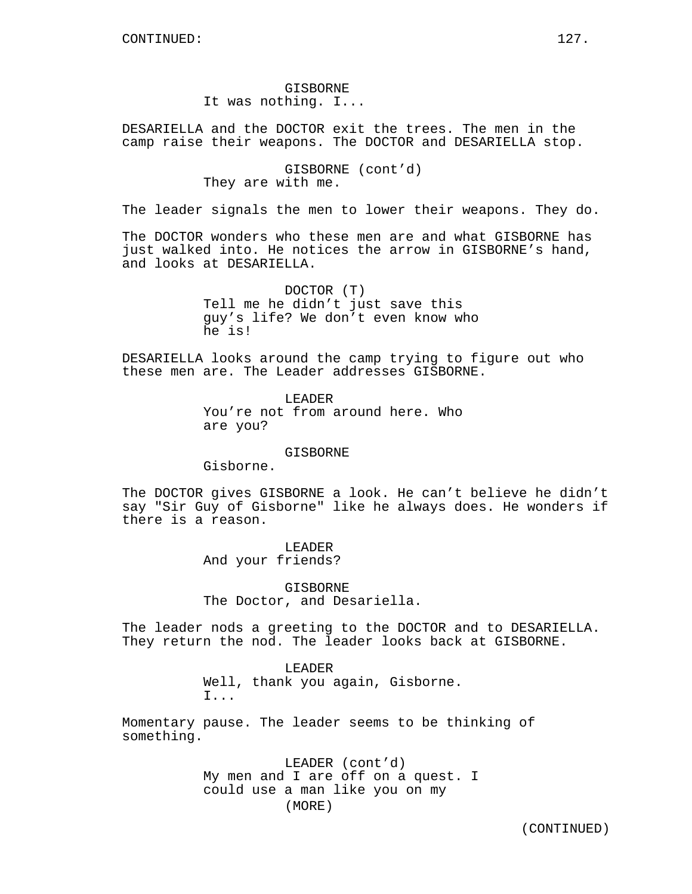CONTINUED:

GISBORNE
It was nothing. I...

DESARIELLA and the DOCTOR exit the trees. The men in the camp raise their weapons. The DOCTOR and DESARIELLA stop.

GISBORNE (cont'd)
They are with me.

The leader signals the men to lower their weapons. They do.

The DOCTOR wonders who these men are and what GISBORNE has just walked into. He notices the arrow in GISBORNE's hand, and looks at DESARIELLA.

DOCTOR (T)
Tell me he didn't just save this guy's life? We don't even know who he is!

DESARIELLA looks around the camp trying to figure out who these men are. The Leader addresses GISBORNE.

LEADER
You're not from around here. Who are you?

GISBORNE
Gisborne.

The DOCTOR gives GISBORNE a look. He can't believe he didn't say "Sir Guy of Gisborne" like he always does. He wonders if there is a reason.

LEADER
And your friends?

GISBORNE
The Doctor, and Desariella.

The leader nods a greeting to the DOCTOR and to DESARIELLA. They return the nod. The leader looks back at GISBORNE.

LEADER
Well, thank you again, Gisborne. I...

Momentary pause. The leader seems to be thinking of something.

LEADER (cont'd)
My men and I are off on a quest. I could use a man like you on my
(MORE)

(CONTINUED)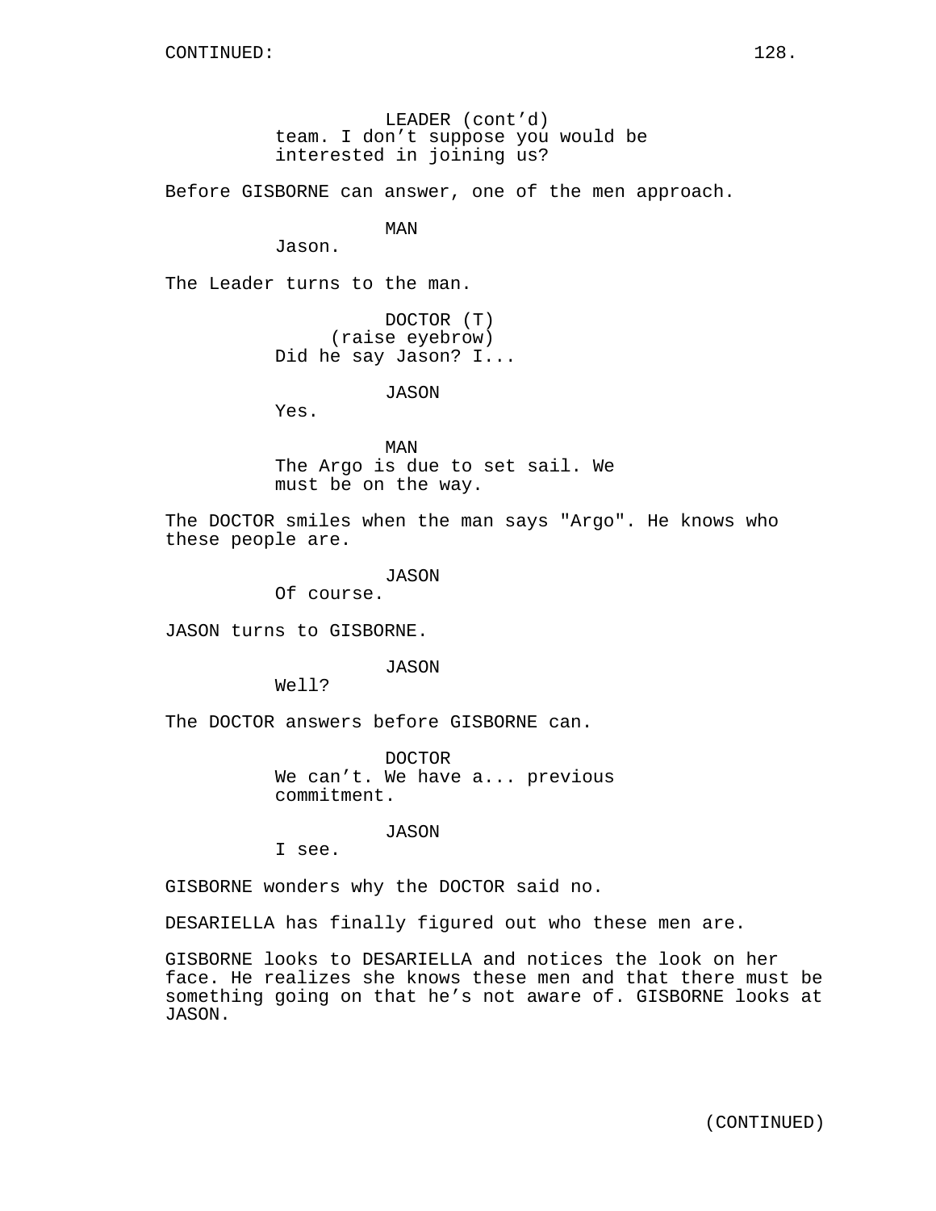LEADER (cont'd)
team. I don't suppose you would be interested in joining us?

Before GISBORNE can answer, one of the men approach.

MAN
Jason.

The Leader turns to the man.

DOCTOR (T)
(raise eyebrow)
Did he say Jason? I...

JASON
Yes.

MAN
The Argo is due to set sail. We must be on the way.

The DOCTOR smiles when the man says "Argo". He knows who these people are.

JASON
Of course.

JASON turns to GISBORNE.

JASON
Well?

The DOCTOR answers before GISBORNE can.

DOCTOR
We can't. We have a... previous commitment.

JASON
I see.

GISBORNE wonders why the DOCTOR said no.

DESARIELLA has finally figured out who these men are.

GISBORNE looks to DESARIELLA and notices the look on her face. He realizes she knows these men and that there must be something going on that he's not aware of. GISBORNE looks at JASON.

(CONTINUED)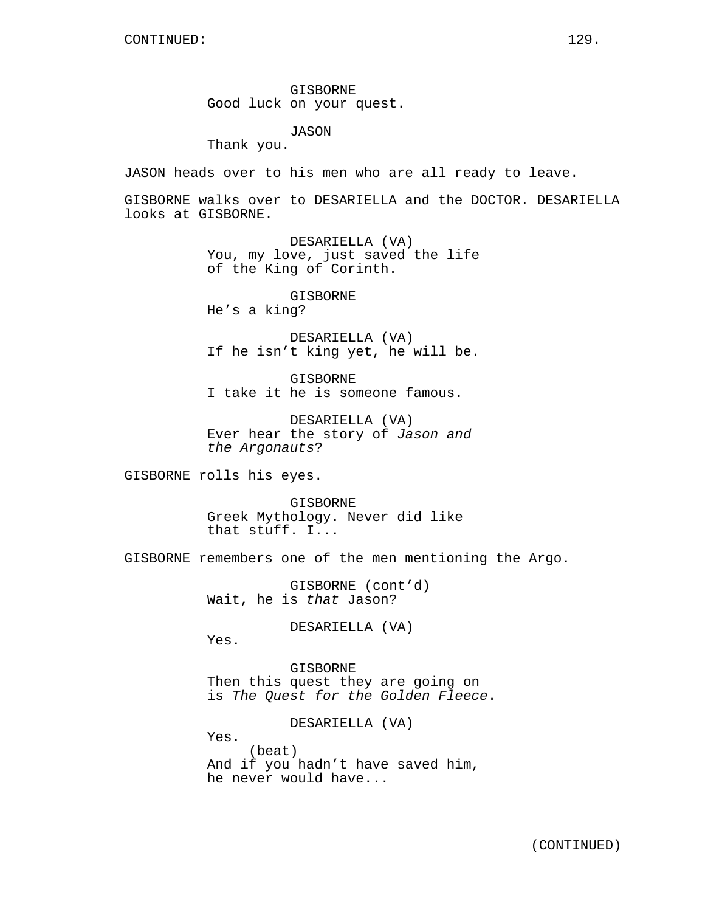GISBORNE
Good luck on your quest.

JASON
Thank you.

JASON heads over to his men who are all ready to leave.

GISBORNE walks over to DESARIELLA and the DOCTOR. DESARIELLA looks at GISBORNE.

DESARIELLA (VA)
You, my love, just saved the life of the King of Corinth.

GISBORNE
He's a king?

DESARIELLA (VA)
If he isn't king yet, he will be.

GISBORNE
I take it he is someone famous.

DESARIELLA (VA)
Ever hear the story of *Jason and the Argonauts*?

GISBORNE rolls his eyes.

GISBORNE
Greek Mythology. Never did like that stuff. I...

GISBORNE remembers one of the men mentioning the Argo.

GISBORNE (cont'd)
Wait, he is *that* Jason?

DESARIELLA (VA)
Yes.

GISBORNE
Then this quest they are going on is *The Quest for the Golden Fleece*.

DESARIELLA (VA)
Yes.
(beat)
And if you hadn't have saved him, he never would have...

(CONTINUED)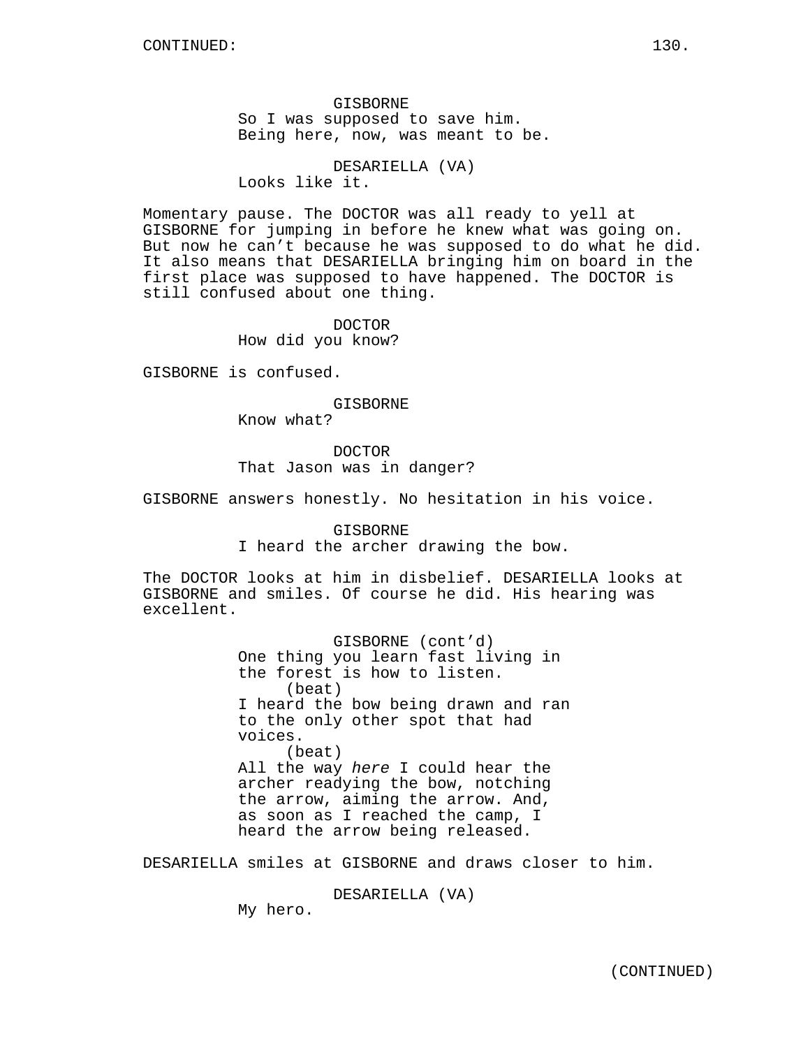GISBORNE
So I was supposed to save him.
Being here, now, was meant to be.

DESARIELLA (VA)
Looks like it.

Momentary pause. The DOCTOR was all ready to yell at GISBORNE for jumping in before he knew what was going on. But now he can't because he was supposed to do what he did. It also means that DESARIELLA bringing him on board in the first place was supposed to have happened. The DOCTOR is still confused about one thing.

DOCTOR
How did you know?

GISBORNE is confused.

GISBORNE
Know what?

DOCTOR
That Jason was in danger?

GISBORNE answers honestly. No hesitation in his voice.

GISBORNE
I heard the archer drawing the bow.

The DOCTOR looks at him in disbelief. DESARIELLA looks at GISBORNE and smiles. Of course he did. His hearing was excellent.

GISBORNE (cont'd)
One thing you learn fast living in the forest is how to listen.
(beat)
I heard the bow being drawn and ran to the only other spot that had voices.
(beat)
All the way *here* I could hear the archer readying the bow, notching the arrow, aiming the arrow. And, as soon as I reached the camp, I heard the arrow being released.

DESARIELLA smiles at GISBORNE and draws closer to him.

DESARIELLA (VA)
My hero.

(CONTINUED)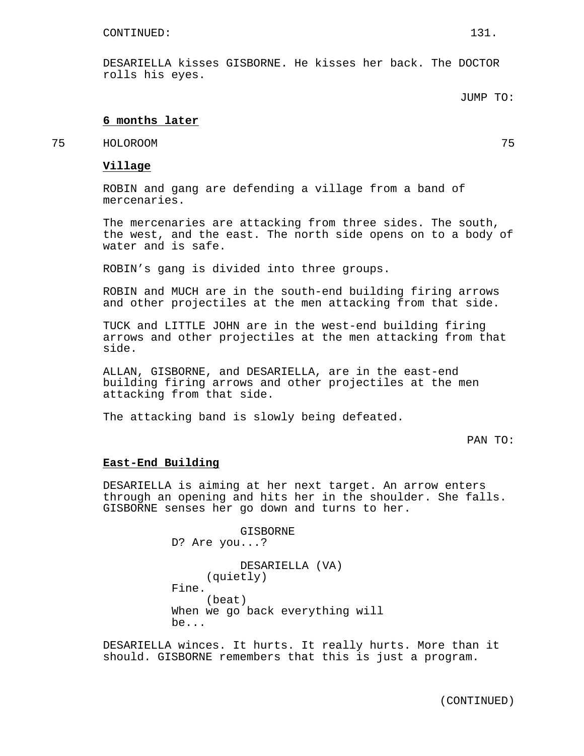CONTINUED:

DESARIELLA kisses GISBORNE. He kisses her back. The DOCTOR rolls his eyes.

JUMP TO:

**6 months later**

75 HOLOROOM 75

**Village**

ROBIN and gang are defending a village from a band of mercenaries.

The mercenaries are attacking from three sides. The south, the west, and the east. The north side opens on to a body of water and is safe.

ROBIN's gang is divided into three groups.

ROBIN and MUCH are in the south-end building firing arrows and other projectiles at the men attacking from that side.

TUCK and LITTLE JOHN are in the west-end building firing arrows and other projectiles at the men attacking from that side.

ALLAN, GISBORNE, and DESARIELLA, are in the east-end building firing arrows and other projectiles at the men attacking from that side.

The attacking band is slowly being defeated.

PAN TO:

**East-End Building**

DESARIELLA is aiming at her next target. An arrow enters through an opening and hits her in the shoulder. She falls. GISBORNE senses her go down and turns to her.

GISBORNE
D? Are you...?

DESARIELLA (VA)
(quietly)
Fine.
(beat)
When we go back everything will be...

DESARIELLA winces. It hurts. It really hurts. More than it should. GISBORNE remembers that this is just a program.

(CONTINUED)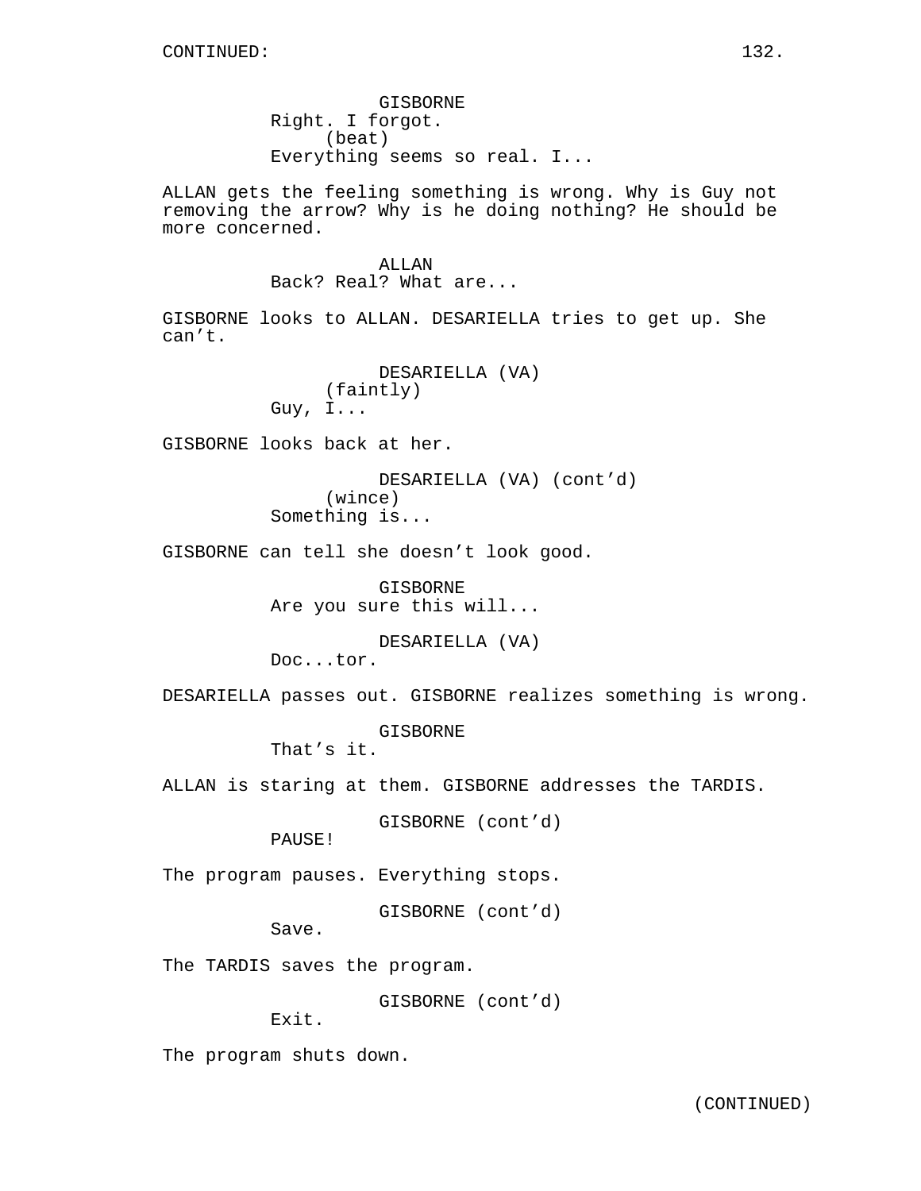CONTINUED:

GISBORNE
Right. I forgot.
(beat)
Everything seems so real. I...

ALLAN gets the feeling something is wrong. Why is Guy not removing the arrow? Why is he doing nothing? He should be more concerned.

ALLAN
Back? Real? What are...

GISBORNE looks to ALLAN. DESARIELLA tries to get up. She can't.

DESARIELLA (VA)
(faintly)
Guy, I...

GISBORNE looks back at her.

DESARIELLA (VA) (cont'd)
(wince)
Something is...

GISBORNE can tell she doesn't look good.

GISBORNE
Are you sure this will...

DESARIELLA (VA)
Doc...tor.

DESARIELLA passes out. GISBORNE realizes something is wrong.

GISBORNE
That's it.

ALLAN is staring at them. GISBORNE addresses the TARDIS.

GISBORNE (cont'd)
PAUSE!

The program pauses. Everything stops.

GISBORNE (cont'd)
Save.

The TARDIS saves the program.

GISBORNE (cont'd)
Exit.

The program shuts down.

(CONTINUED)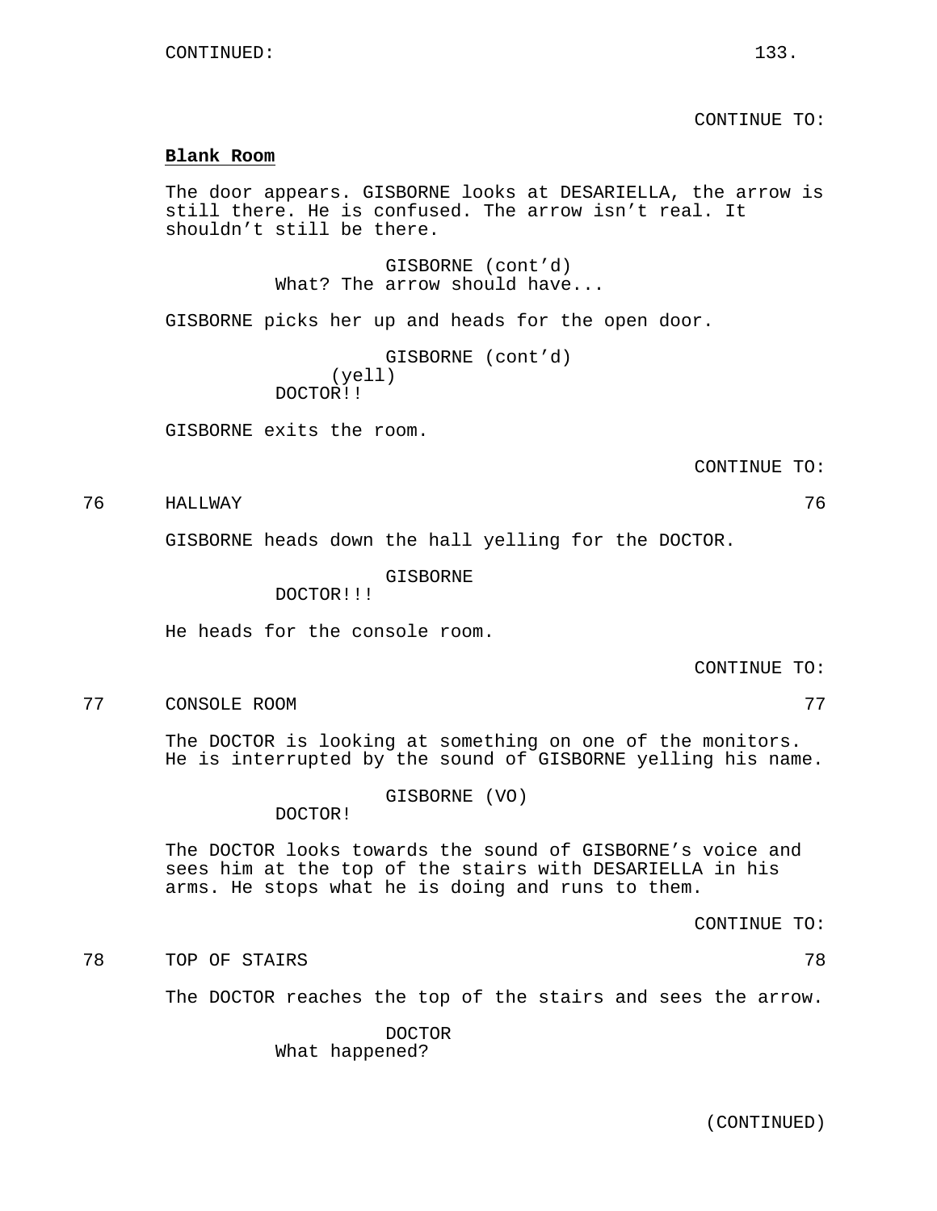CONTINUE TO:

**Blank Room**

The door appears. GISBORNE looks at DESARIELLA, the arrow is still there. He is confused. The arrow isn't real. It shouldn't still be there.

GISBORNE (cont'd)
What? The arrow should have...

GISBORNE picks her up and heads for the open door.

GISBORNE (cont'd)
(yell)
DOCTOR!!

GISBORNE exits the room.

CONTINUE TO:

76 HALLWAY 76

GISBORNE heads down the hall yelling for the DOCTOR.

GISBORNE
DOCTOR!!!

He heads for the console room.

CONTINUE TO:

77 CONSOLE ROOM 77

The DOCTOR is looking at something on one of the monitors. He is interrupted by the sound of GISBORNE yelling his name.

GISBORNE (VO)
DOCTOR!

The DOCTOR looks towards the sound of GISBORNE's voice and sees him at the top of the stairs with DESARIELLA in his arms. He stops what he is doing and runs to them.

CONTINUE TO:

78 TOP OF STAIRS 78

The DOCTOR reaches the top of the stairs and sees the arrow.

DOCTOR
What happened?

(CONTINUED)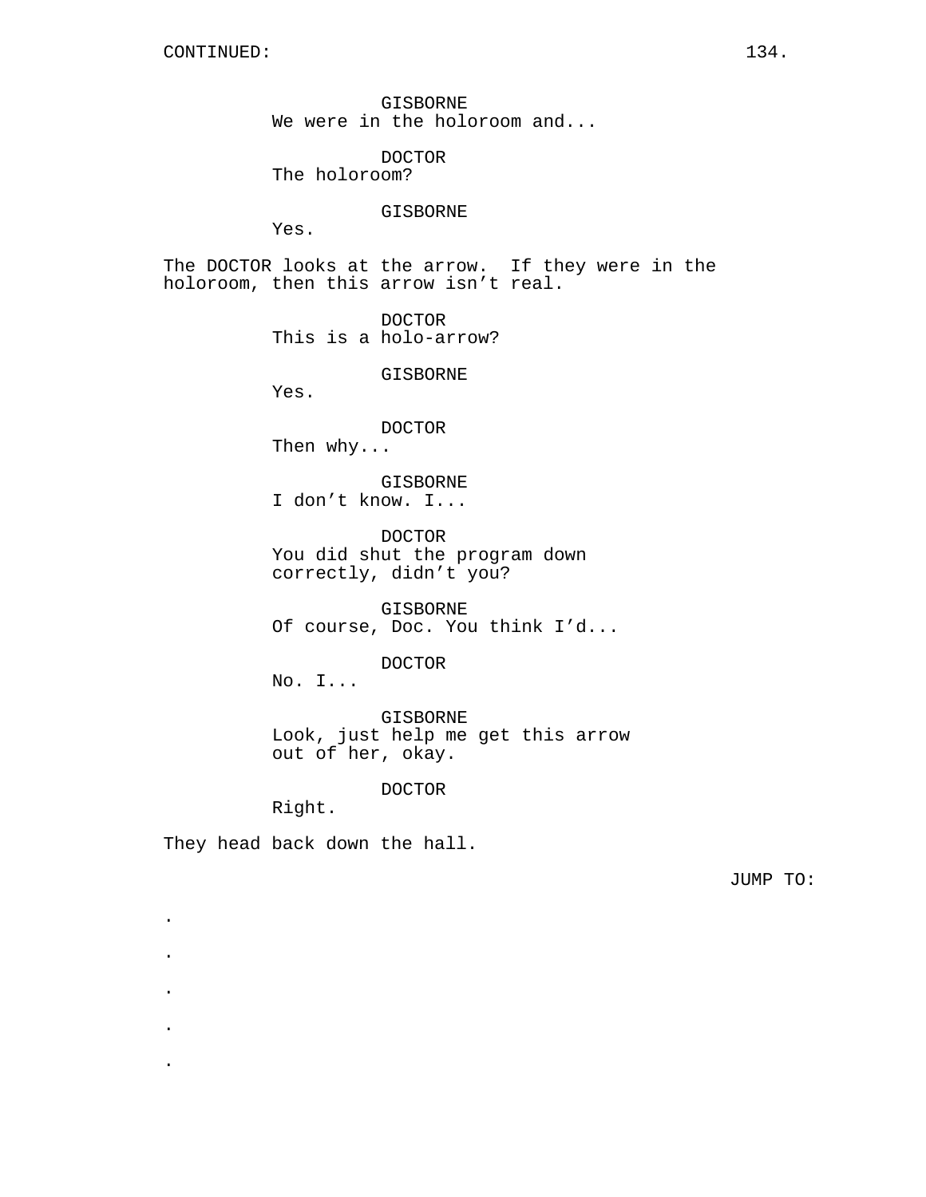CONTINUED:

GISBORNE
We were in the holoroom and...

DOCTOR
The holoroom?

GISBORNE
Yes.

The DOCTOR looks at the arrow. If they were in the holoroom, then this arrow isn't real.

DOCTOR
This is a holo-arrow?

GISBORNE
Yes.

DOCTOR
Then why...

GISBORNE
I don't know. I...

DOCTOR
You did shut the program down correctly, didn't you?

GISBORNE
Of course, Doc. You think I'd...

DOCTOR
No. I...

GISBORNE
Look, just help me get this arrow out of her, okay.

DOCTOR
Right.

They head back down the hall.

JUMP TO:

.

.

.

.

.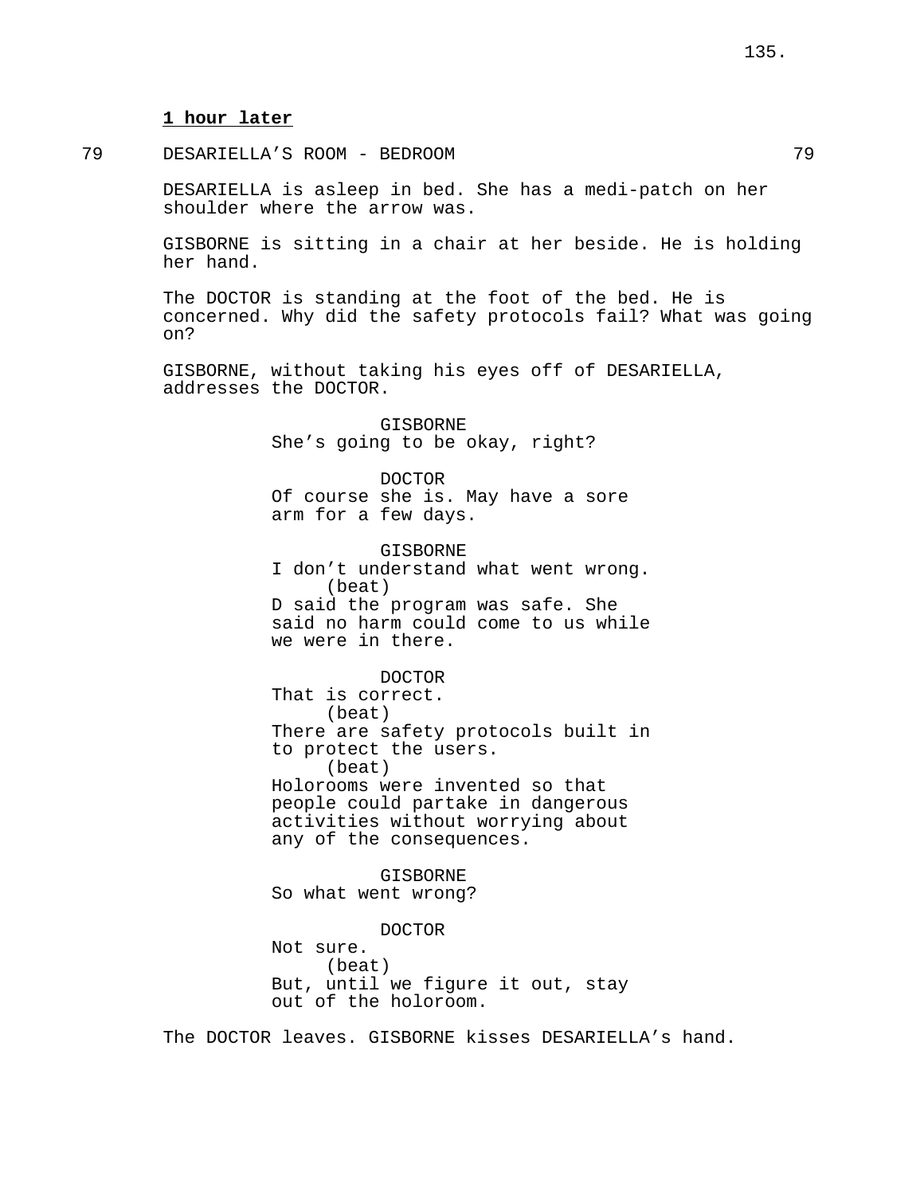**1 hour later**

79 DESARIELLA'S ROOM - BEDROOM 79

DESARIELLA is asleep in bed. She has a medi-patch on her shoulder where the arrow was.

GISBORNE is sitting in a chair at her beside. He is holding her hand.

The DOCTOR is standing at the foot of the bed. He is concerned. Why did the safety protocols fail? What was going on?

GISBORNE, without taking his eyes off of DESARIELLA, addresses the DOCTOR.

GISBORNE
She's going to be okay, right?

DOCTOR
Of course she is. May have a sore arm for a few days.

GISBORNE
I don't understand what went wrong.
(beat)
D said the program was safe. She said no harm could come to us while we were in there.

DOCTOR
That is correct.
(beat)
There are safety protocols built in to protect the users.
(beat)
Holorooms were invented so that people could partake in dangerous activities without worrying about any of the consequences.

GISBORNE
So what went wrong?

DOCTOR
Not sure.
(beat)
But, until we figure it out, stay out of the holoroom.

The DOCTOR leaves. GISBORNE kisses DESARIELLA's hand.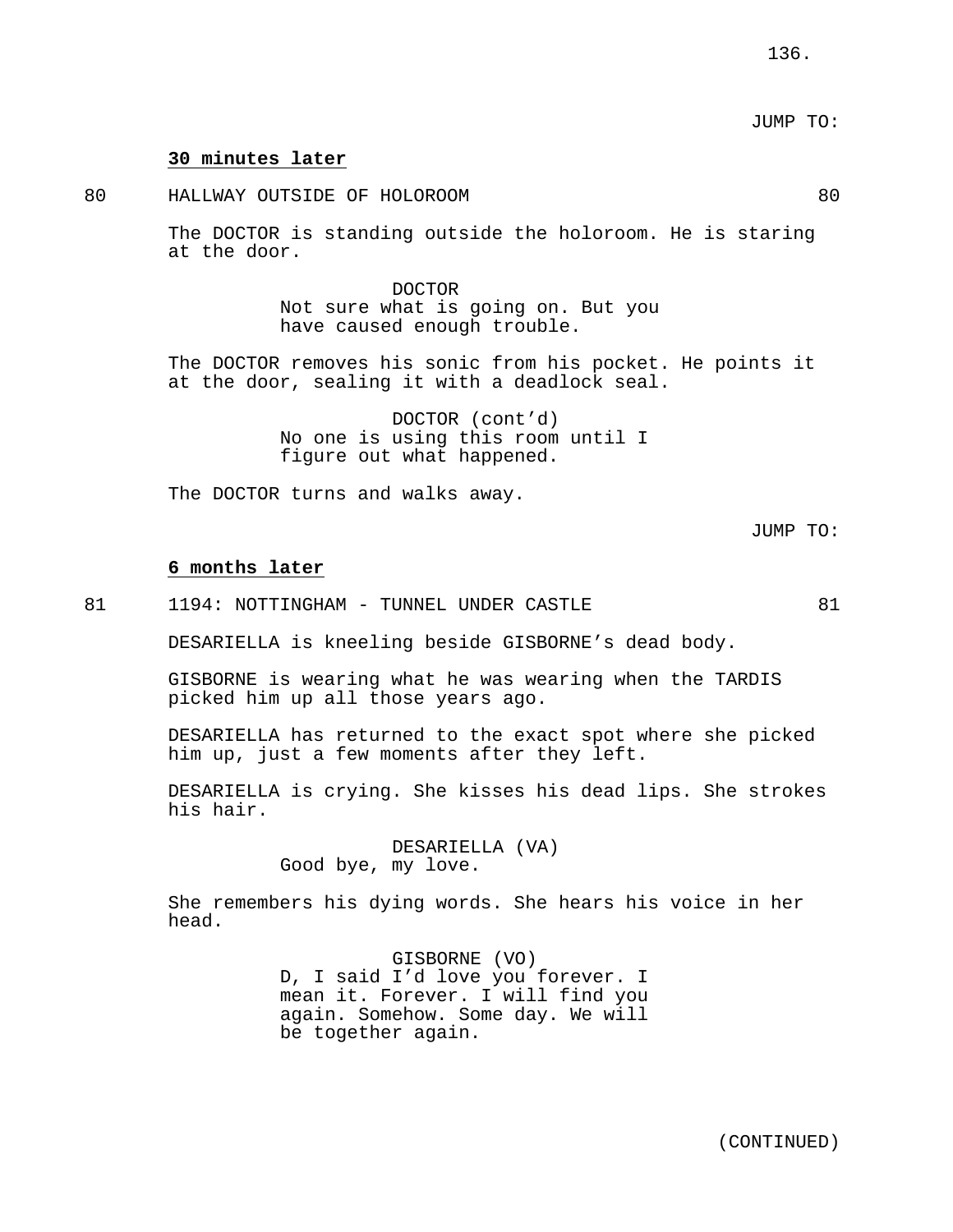JUMP TO:

**30 minutes later**

80 HALLWAY OUTSIDE OF HOLOROOM 80

The DOCTOR is standing outside the holoroom. He is staring at the door.

DOCTOR
Not sure what is going on. But you have caused enough trouble.

The DOCTOR removes his sonic from his pocket. He points it at the door, sealing it with a deadlock seal.

DOCTOR (cont'd)
No one is using this room until I figure out what happened.

The DOCTOR turns and walks away.

JUMP TO:

**6 months later**

81 1194: NOTTINGHAM - TUNNEL UNDER CASTLE 81

DESARIELLA is kneeling beside GISBORNE's dead body.

GISBORNE is wearing what he was wearing when the TARDIS picked him up all those years ago.

DESARIELLA has returned to the exact spot where she picked him up, just a few moments after they left.

DESARIELLA is crying. She kisses his dead lips. She strokes his hair.

DESARIELLA (VA)
Good bye, my love.

She remembers his dying words. She hears his voice in her head.

GISBORNE (VO)
D, I said I'd love you forever. I mean it. Forever. I will find you again. Somehow. Some day. We will be together again.

(CONTINUED)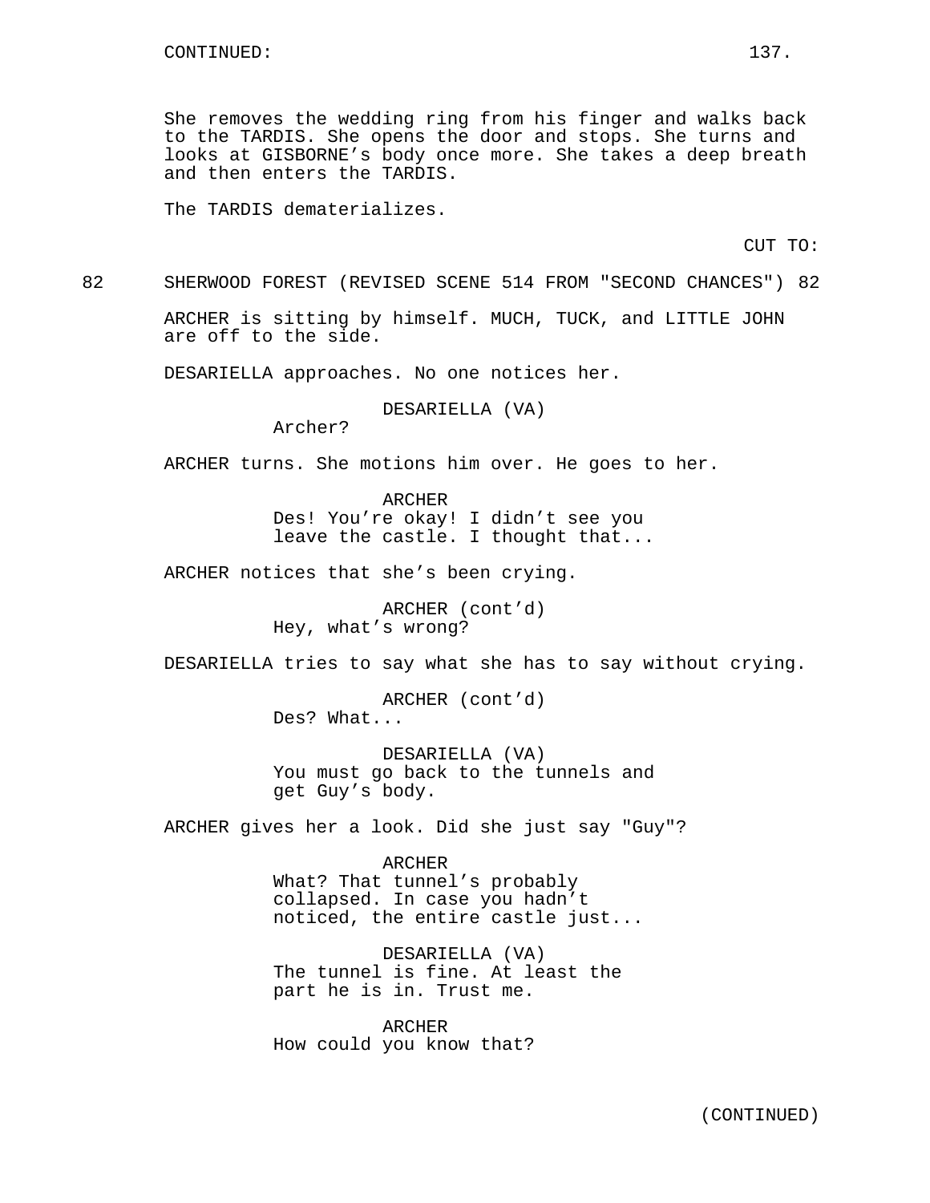She removes the wedding ring from his finger and walks back to the TARDIS. She opens the door and stops. She turns and looks at GISBORNE's body once more. She takes a deep breath and then enters the TARDIS.

The TARDIS dematerializes.

CUT TO:

82 SHERWOOD FOREST (REVISED SCENE 514 FROM "SECOND CHANCES") 82

ARCHER is sitting by himself. MUCH, TUCK, and LITTLE JOHN are off to the side.

DESARIELLA approaches. No one notices her.

DESARIELLA (VA)
Archer?

ARCHER turns. She motions him over. He goes to her.

ARCHER
Des! You're okay! I didn't see you leave the castle. I thought that...

ARCHER notices that she's been crying.

ARCHER (cont'd)
Hey, what's wrong?

DESARIELLA tries to say what she has to say without crying.

ARCHER (cont'd)
Des? What...

DESARIELLA (VA)
You must go back to the tunnels and get Guy's body.

ARCHER gives her a look. Did she just say "Guy"?

ARCHER
What? That tunnel's probably collapsed. In case you hadn't noticed, the entire castle just...

DESARIELLA (VA)
The tunnel is fine. At least the part he is in. Trust me.

ARCHER
How could you know that?

(CONTINUED)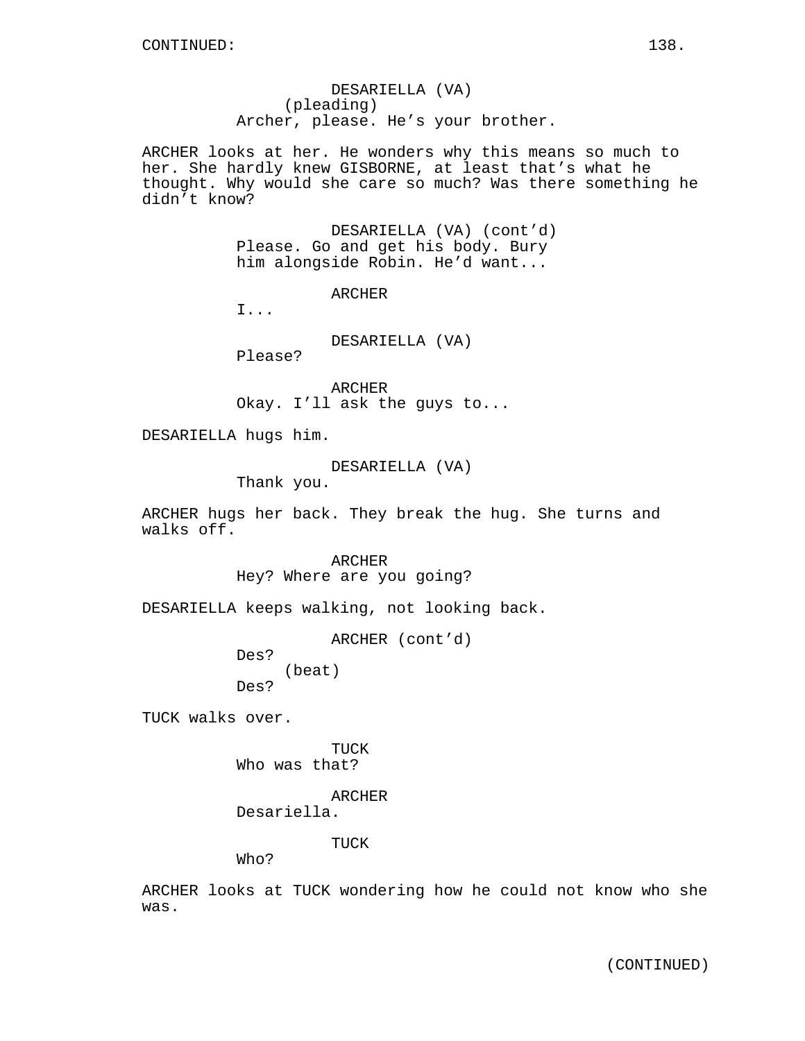CONTINUED:

DESARIELLA (VA)
(pleading)
Archer, please. He's your brother.

ARCHER looks at her. He wonders why this means so much to her. She hardly knew GISBORNE, at least that's what he thought. Why would she care so much? Was there something he didn't know?

DESARIELLA (VA) (cont'd)
Please. Go and get his body. Bury him alongside Robin. He'd want...

ARCHER
I...

DESARIELLA (VA)
Please?

ARCHER
Okay. I'll ask the guys to...

DESARIELLA hugs him.

DESARIELLA (VA)
Thank you.

ARCHER hugs her back. They break the hug. She turns and walks off.

ARCHER
Hey? Where are you going?

DESARIELLA keeps walking, not looking back.

ARCHER (cont'd)
Des?
(beat)
Des?

TUCK walks over.

TUCK
Who was that?

ARCHER
Desariella.

TUCK
Who?

ARCHER looks at TUCK wondering how he could not know who she was.

(CONTINUED)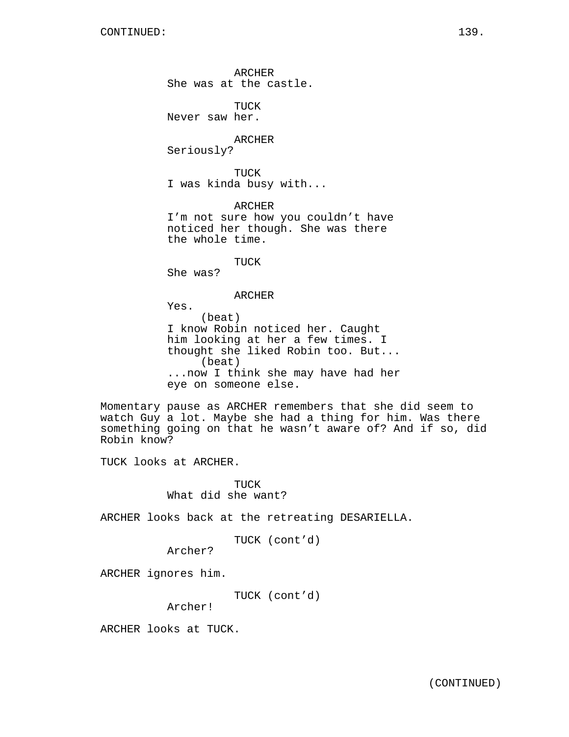CONTINUED:

ARCHER
She was at the castle.

TUCK
Never saw her.

ARCHER
Seriously?

TUCK
I was kinda busy with...

ARCHER
I'm not sure how you couldn't have noticed her though. She was there the whole time.

TUCK
She was?

ARCHER
Yes.
(beat)
I know Robin noticed her. Caught him looking at her a few times. I thought she liked Robin too. But...
(beat)
...now I think she may have had her eye on someone else.

Momentary pause as ARCHER remembers that she did seem to watch Guy a lot. Maybe she had a thing for him. Was there something going on that he wasn't aware of? And if so, did Robin know?

TUCK looks at ARCHER.

TUCK
What did she want?

ARCHER looks back at the retreating DESARIELLA.

TUCK (cont'd)
Archer?

ARCHER ignores him.

TUCK (cont'd)
Archer!

ARCHER looks at TUCK.

(CONTINUED)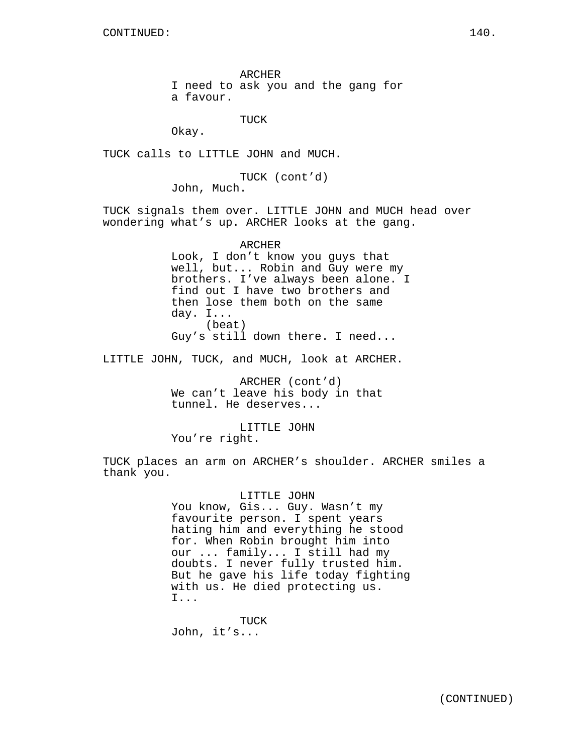CONTINUED:

ARCHER
I need to ask you and the gang for a favour.

TUCK
Okay.

TUCK calls to LITTLE JOHN and MUCH.

TUCK (cont'd)
John, Much.

TUCK signals them over. LITTLE JOHN and MUCH head over wondering what's up. ARCHER looks at the gang.

ARCHER
Look, I don't know you guys that well, but... Robin and Guy were my brothers. I've always been alone. I find out I have two brothers and then lose them both on the same day. I...
(beat)
Guy's still down there. I need...

LITTLE JOHN, TUCK, and MUCH, look at ARCHER.

ARCHER (cont'd)
We can't leave his body in that tunnel. He deserves...

LITTLE JOHN
You're right.

TUCK places an arm on ARCHER's shoulder. ARCHER smiles a thank you.

LITTLE JOHN
You know, Gis... Guy. Wasn't my favourite person. I spent years hating him and everything he stood for. When Robin brought him into our ... family... I still had my doubts. I never fully trusted him. But he gave his life today fighting with us. He died protecting us. I...

TUCK
John, it's...

(CONTINUED)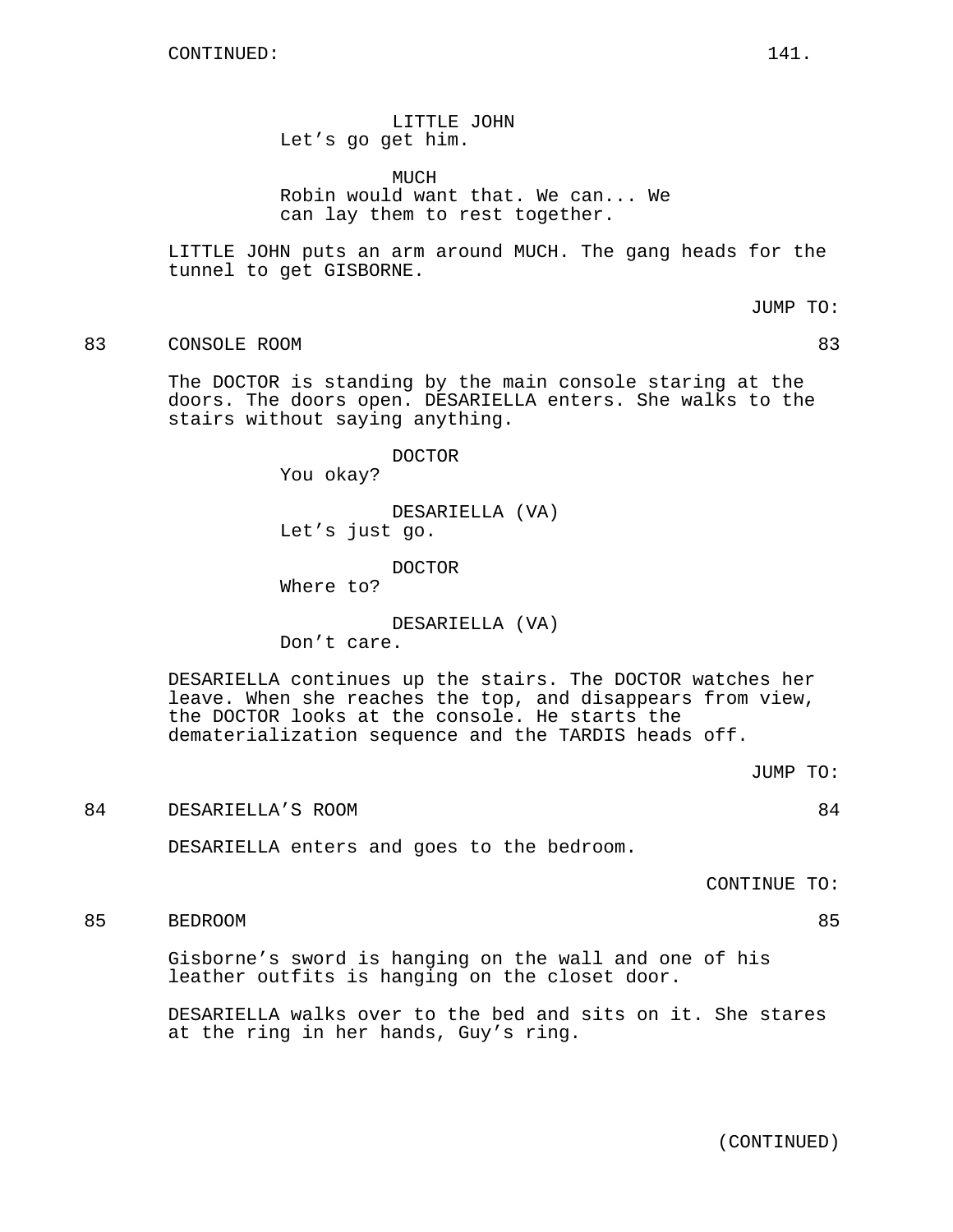CONTINUED:

LITTLE JOHN
Let’s go get him.

MUCH
Robin would want that. We can... We can lay them to rest together.

LITTLE JOHN puts an arm around MUCH. The gang heads for the tunnel to get GISBORNE.

JUMP TO:

83 CONSOLE ROOM 83

The DOCTOR is standing by the main console staring at the doors. The doors open. DESARIELLA enters. She walks to the stairs without saying anything.

DOCTOR
You okay?

DESARIELLA (VA)
Let’s just go.

DOCTOR
Where to?

DESARIELLA (VA)
Don’t care.

DESARIELLA continues up the stairs. The DOCTOR watches her leave. When she reaches the top, and disappears from view, the DOCTOR looks at the console. He starts the dematerialization sequence and the TARDIS heads off.

JUMP TO:

84 DESARIELLA’S ROOM 84

DESARIELLA enters and goes to the bedroom.

CONTINUE TO:

85 BEDROOM 85

Gisborne’s sword is hanging on the wall and one of his leather outfits is hanging on the closet door.

DESARIELLA walks over to the bed and sits on it. She stares at the ring in her hands, Guy’s ring.

(CONTINUED)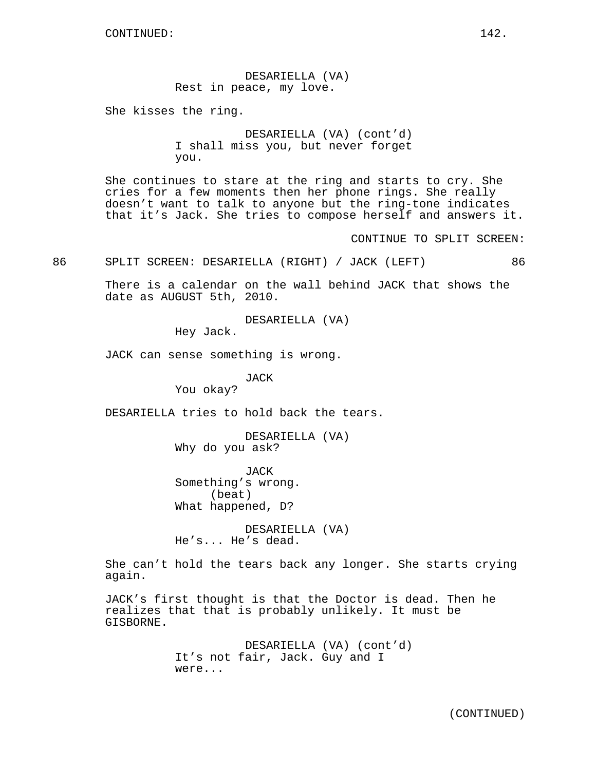CONTINUED:

DESARIELLA (VA)
Rest in peace, my love.

She kisses the ring.

DESARIELLA (VA) (cont'd)
I shall miss you, but never forget you.

She continues to stare at the ring and starts to cry. She cries for a few moments then her phone rings. She really doesn't want to talk to anyone but the ring-tone indicates that it's Jack. She tries to compose herself and answers it.

CONTINUE TO SPLIT SCREEN:

86 SPLIT SCREEN: DESARIELLA (RIGHT) / JACK (LEFT) 86

There is a calendar on the wall behind JACK that shows the date as AUGUST 5th, 2010.

DESARIELLA (VA)
Hey Jack.

JACK can sense something is wrong.

JACK
You okay?

DESARIELLA tries to hold back the tears.

DESARIELLA (VA)
Why do you ask?

JACK
Something's wrong.
(beat)
What happened, D?

DESARIELLA (VA)
He's... He's dead.

She can't hold the tears back any longer. She starts crying again.

JACK's first thought is that the Doctor is dead. Then he realizes that that is probably unlikely. It must be GISBORNE.

DESARIELLA (VA) (cont'd)
It's not fair, Jack. Guy and I were...

(CONTINUED)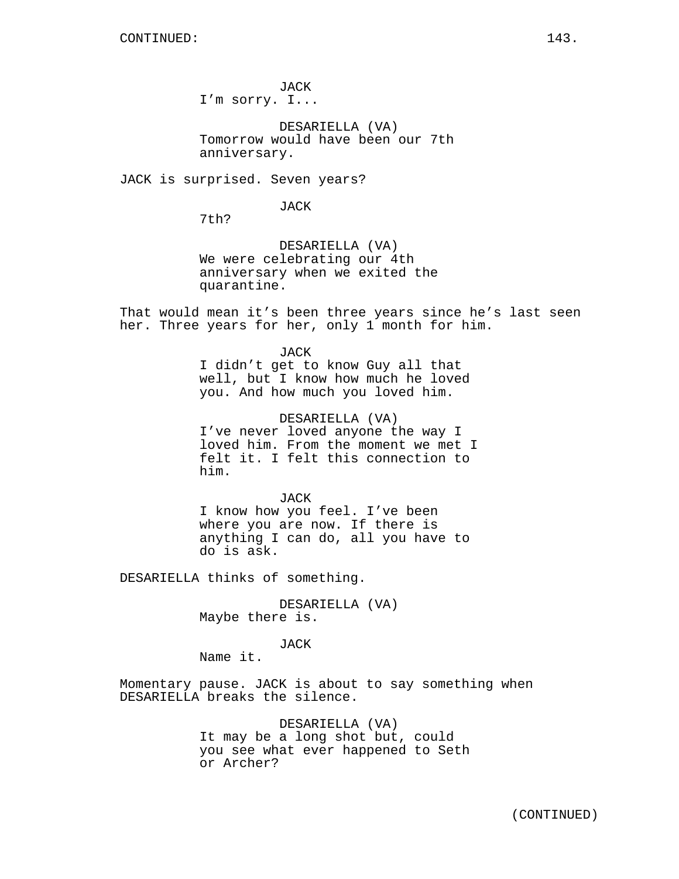CONTINUED:

JACK
I'm sorry. I...

DESARIELLA (VA)
Tomorrow would have been our 7th anniversary.

JACK is surprised. Seven years?

JACK
7th?

DESARIELLA (VA)
We were celebrating our 4th anniversary when we exited the quarantine.

That would mean it's been three years since he's last seen her. Three years for her, only 1 month for him.

JACK
I didn't get to know Guy all that well, but I know how much he loved you. And how much you loved him.

DESARIELLA (VA)
I've never loved anyone the way I loved him. From the moment we met I felt it. I felt this connection to him.

JACK
I know how you feel. I've been where you are now. If there is anything I can do, all you have to do is ask.

DESARIELLA thinks of something.

DESARIELLA (VA)
Maybe there is.

JACK
Name it.

Momentary pause. JACK is about to say something when DESARIELLA breaks the silence.

DESARIELLA (VA)
It may be a long shot but, could you see what ever happened to Seth or Archer?

(CONTINUED)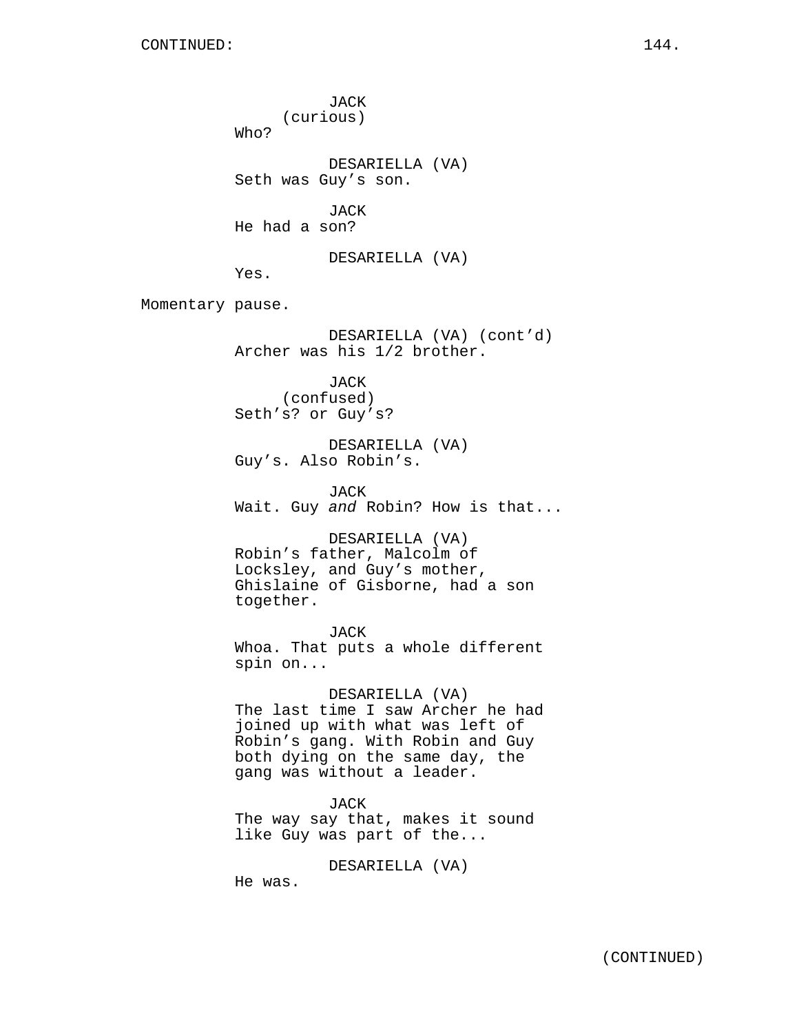JACK
(curious)
Who?

DESARIELLA (VA)
Seth was Guy's son.

JACK
He had a son?

DESARIELLA (VA)
Yes.

Momentary pause.

DESARIELLA (VA) (cont'd)
Archer was his 1/2 brother.

JACK
(confused)
Seth's? or Guy's?

DESARIELLA (VA)
Guy's. Also Robin's.

JACK
Wait. Guy *and* Robin? How is that...

DESARIELLA (VA)
Robin's father, Malcolm of Locksley, and Guy's mother, Ghislaine of Gisborne, had a son together.

JACK
Whoa. That puts a whole different spin on...

DESARIELLA (VA)
The last time I saw Archer he had joined up with what was left of Robin's gang. With Robin and Guy both dying on the same day, the gang was without a leader.

JACK
The way say that, makes it sound like Guy was part of the...

DESARIELLA (VA)
He was.

(CONTINUED)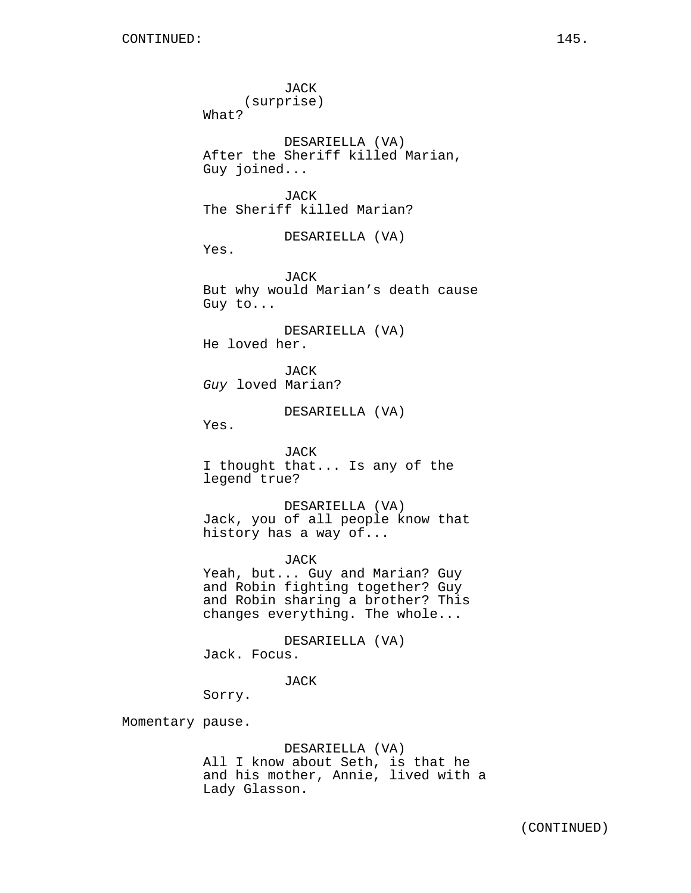JACK
(surprise)
What?

DESARIELLA (VA)
After the Sheriff killed Marian, Guy joined...

JACK
The Sheriff killed Marian?

DESARIELLA (VA)
Yes.

JACK
But why would Marian's death cause Guy to...

DESARIELLA (VA)
He loved her.

JACK
*Guy* loved Marian?

DESARIELLA (VA)
Yes.

JACK
I thought that... Is any of the legend true?

DESARIELLA (VA)
Jack, you of all people know that history has a way of...

JACK
Yeah, but... Guy and Marian? Guy and Robin fighting together? Guy and Robin sharing a brother? This changes everything. The whole...

DESARIELLA (VA)
Jack. Focus.

JACK
Sorry.

Momentary pause.

DESARIELLA (VA)
All I know about Seth, is that he and his mother, Annie, lived with a Lady Glasson.

(CONTINUED)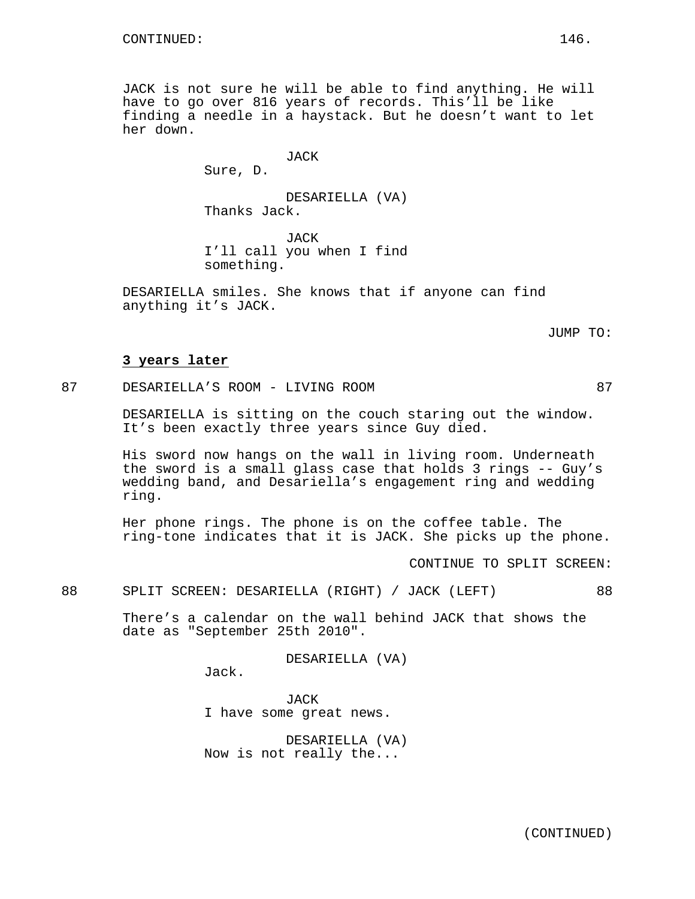CONTINUED:

JACK is not sure he will be able to find anything. He will have to go over 816 years of records. This'll be like finding a needle in a haystack. But he doesn't want to let her down.

JACK
Sure, D.

DESARIELLA (VA)
Thanks Jack.

JACK
I'll call you when I find something.

DESARIELLA smiles. She knows that if anyone can find anything it's JACK.

JUMP TO:

**3 years later**

87 DESARIELLA'S ROOM - LIVING ROOM 87

DESARIELLA is sitting on the couch staring out the window. It's been exactly three years since Guy died.

His sword now hangs on the wall in living room. Underneath the sword is a small glass case that holds 3 rings -- Guy's wedding band, and Desariella's engagement ring and wedding ring.

Her phone rings. The phone is on the coffee table. The ring-tone indicates that it is JACK. She picks up the phone.

CONTINUE TO SPLIT SCREEN:

88 SPLIT SCREEN: DESARIELLA (RIGHT) / JACK (LEFT) 88

There's a calendar on the wall behind JACK that shows the date as "September 25th 2010".

DESARIELLA (VA)
Jack.

JACK
I have some great news.

DESARIELLA (VA)
Now is not really the...

(CONTINUED)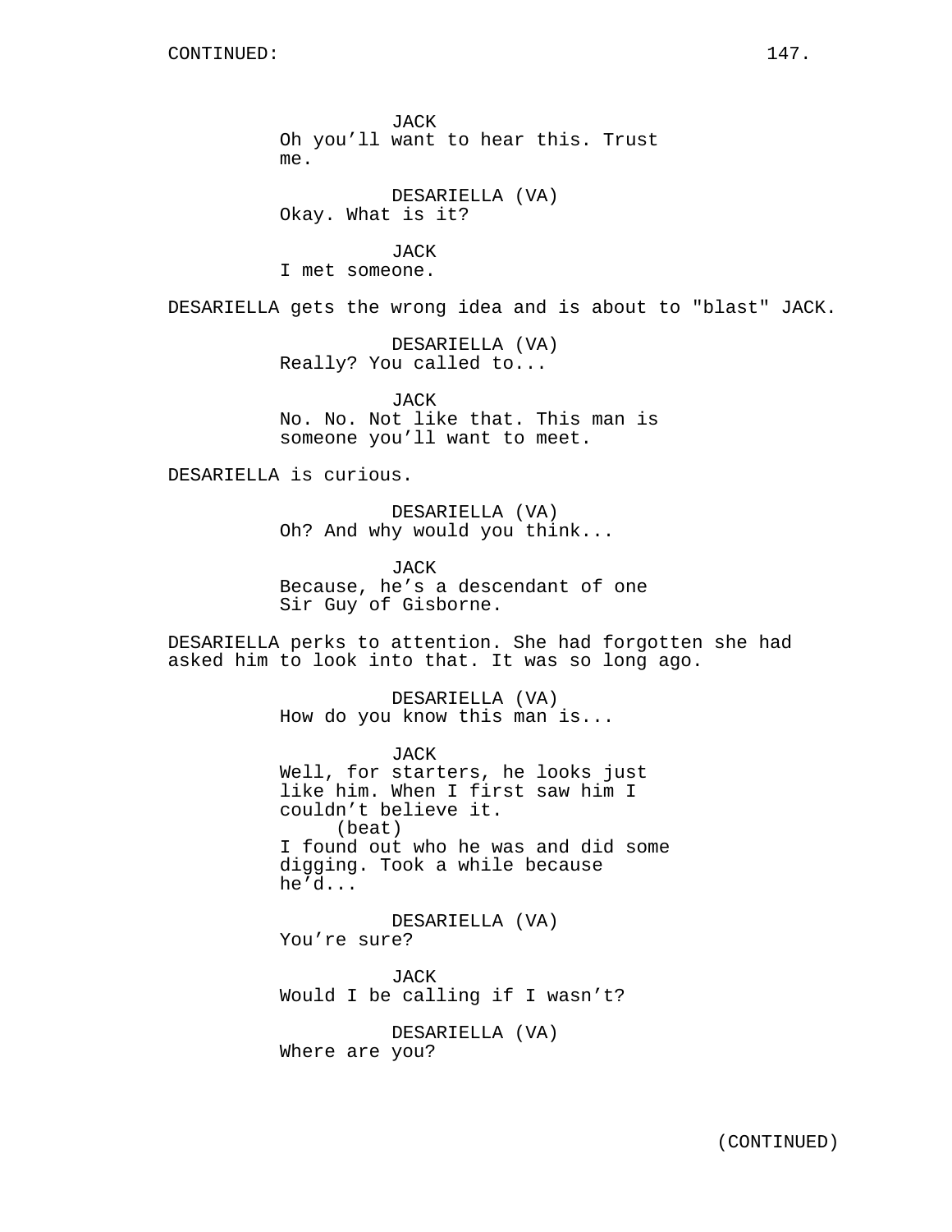CONTINUED:

JACK
Oh you'll want to hear this. Trust me.

DESARIELLA (VA)
Okay. What is it?

JACK
I met someone.

DESARIELLA gets the wrong idea and is about to "blast" JACK.

DESARIELLA (VA)
Really? You called to...

JACK
No. No. Not like that. This man is someone you'll want to meet.

DESARIELLA is curious.

DESARIELLA (VA)
Oh? And why would you think...

JACK
Because, he's a descendant of one Sir Guy of Gisborne.

DESARIELLA perks to attention. She had forgotten she had asked him to look into that. It was so long ago.

DESARIELLA (VA)
How do you know this man is...

JACK
Well, for starters, he looks just like him. When I first saw him I couldn't believe it.
(beat)
I found out who he was and did some digging. Took a while because he'd...

DESARIELLA (VA)
You're sure?

JACK
Would I be calling if I wasn't?

DESARIELLA (VA)
Where are you?

(CONTINUED)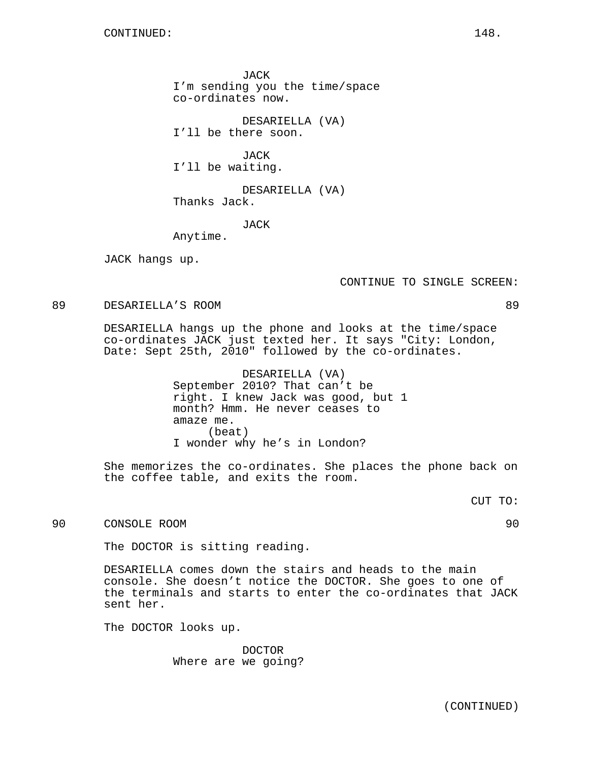JACK
I'm sending you the time/space co-ordinates now.

DESARIELLA (VA)
I'll be there soon.

JACK
I'll be waiting.

DESARIELLA (VA)
Thanks Jack.

JACK
Anytime.

JACK hangs up.

CONTINUE TO SINGLE SCREEN:

89 DESARIELLA'S ROOM 89

DESARIELLA hangs up the phone and looks at the time/space co-ordinates JACK just texted her. It says "City: London, Date: Sept 25th, 2010" followed by the co-ordinates.

DESARIELLA (VA)
September 2010? That can't be right. I knew Jack was good, but 1 month? Hmm. He never ceases to amaze me.
(beat)
I wonder why he's in London?

She memorizes the co-ordinates. She places the phone back on the coffee table, and exits the room.

CUT TO:

90 CONSOLE ROOM 90

The DOCTOR is sitting reading.

DESARIELLA comes down the stairs and heads to the main console. She doesn't notice the DOCTOR. She goes to one of the terminals and starts to enter the co-ordinates that JACK sent her.

The DOCTOR looks up.

DOCTOR
Where are we going?

(CONTINUED)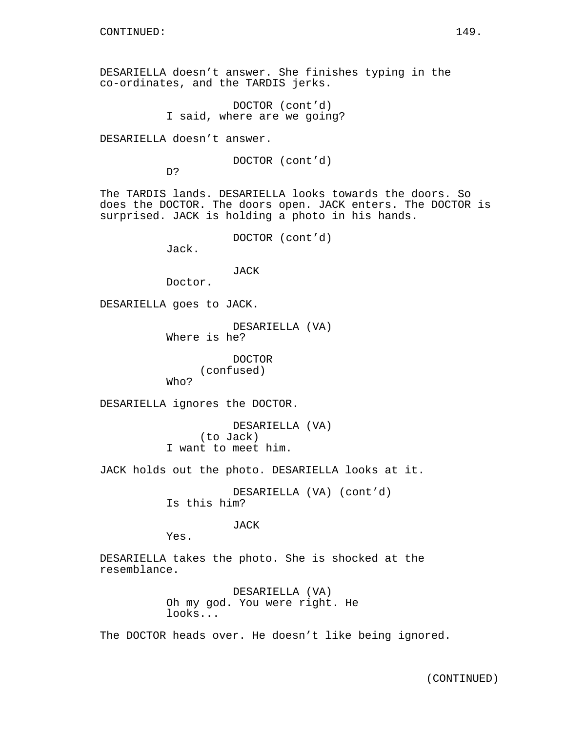CONTINUED:

DESARIELLA doesn't answer. She finishes typing in the co-ordinates, and the TARDIS jerks.

DOCTOR (cont'd)
I said, where are we going?

DESARIELLA doesn't answer.

DOCTOR (cont'd)
D?

The TARDIS lands. DESARIELLA looks towards the doors. So does the DOCTOR. The doors open. JACK enters. The DOCTOR is surprised. JACK is holding a photo in his hands.

DOCTOR (cont'd)
Jack.

JACK
Doctor.

DESARIELLA goes to JACK.

DESARIELLA (VA)
Where is he?

DOCTOR
(confused)
Who?

DESARIELLA ignores the DOCTOR.

DESARIELLA (VA)
(to Jack)
I want to meet him.

JACK holds out the photo. DESARIELLA looks at it.

DESARIELLA (VA) (cont'd)
Is this him?

JACK
Yes.

DESARIELLA takes the photo. She is shocked at the resemblance.

DESARIELLA (VA)
Oh my god. You were right. He looks...

The DOCTOR heads over. He doesn't like being ignored.

(CONTINUED)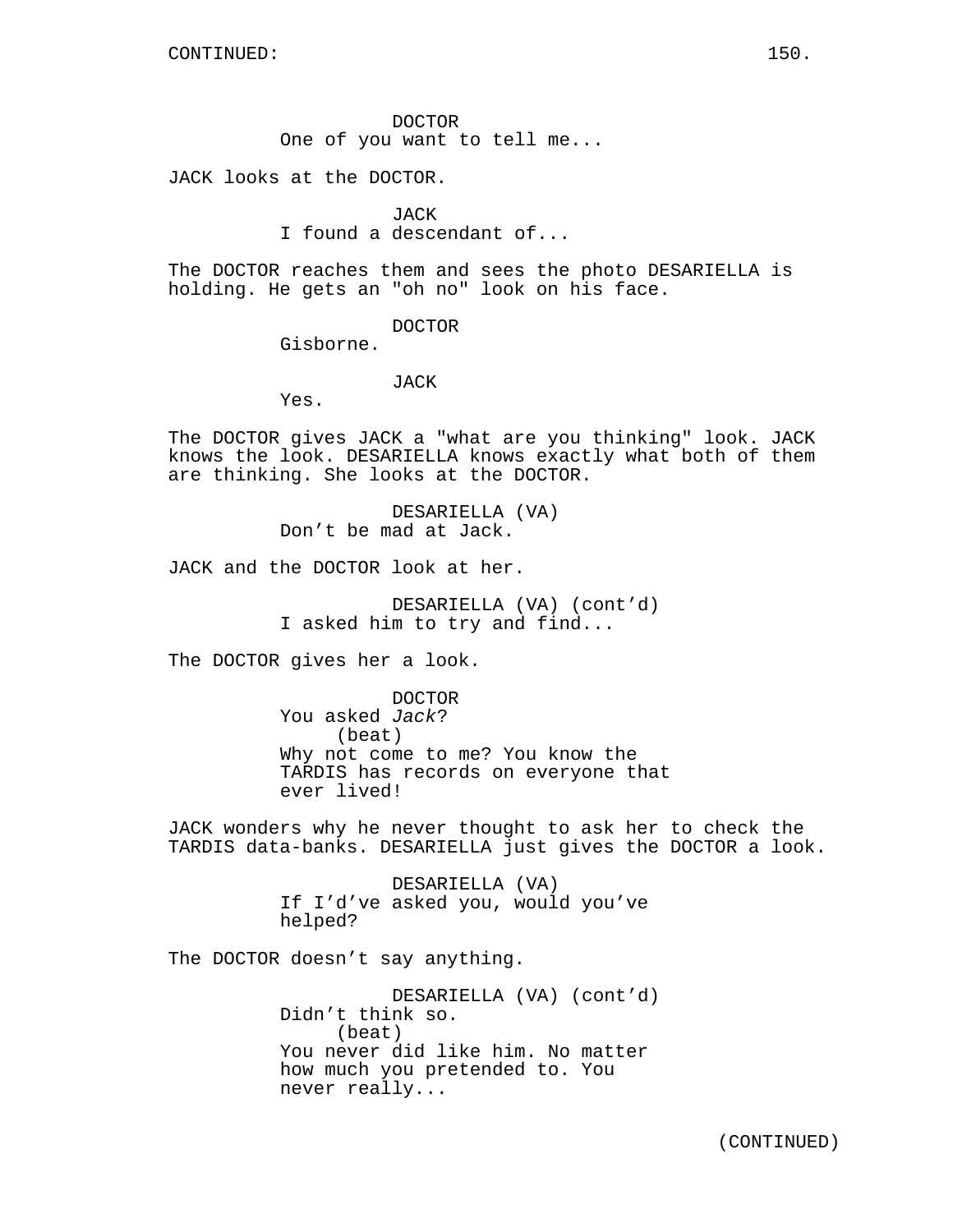CONTINUED:

DOCTOR
One of you want to tell me...

JACK looks at the DOCTOR.

JACK
I found a descendant of...

The DOCTOR reaches them and sees the photo DESARIELLA is holding. He gets an "oh no" look on his face.

DOCTOR
Gisborne.

JACK
Yes.

The DOCTOR gives JACK a "what are you thinking" look. JACK knows the look. DESARIELLA knows exactly what both of them are thinking. She looks at the DOCTOR.

DESARIELLA (VA)
Don't be mad at Jack.

JACK and the DOCTOR look at her.

DESARIELLA (VA) (cont'd)
I asked him to try and find...

The DOCTOR gives her a look.

DOCTOR
You asked *Jack*?
(beat)
Why not come to me? You know the TARDIS has records on everyone that ever lived!

JACK wonders why he never thought to ask her to check the TARDIS data-banks. DESARIELLA just gives the DOCTOR a look.

DESARIELLA (VA)
If I'd've asked you, would you've helped?

The DOCTOR doesn't say anything.

DESARIELLA (VA) (cont'd)
Didn't think so.
(beat)
You never did like him. No matter how much you pretended to. You never really...

(CONTINUED)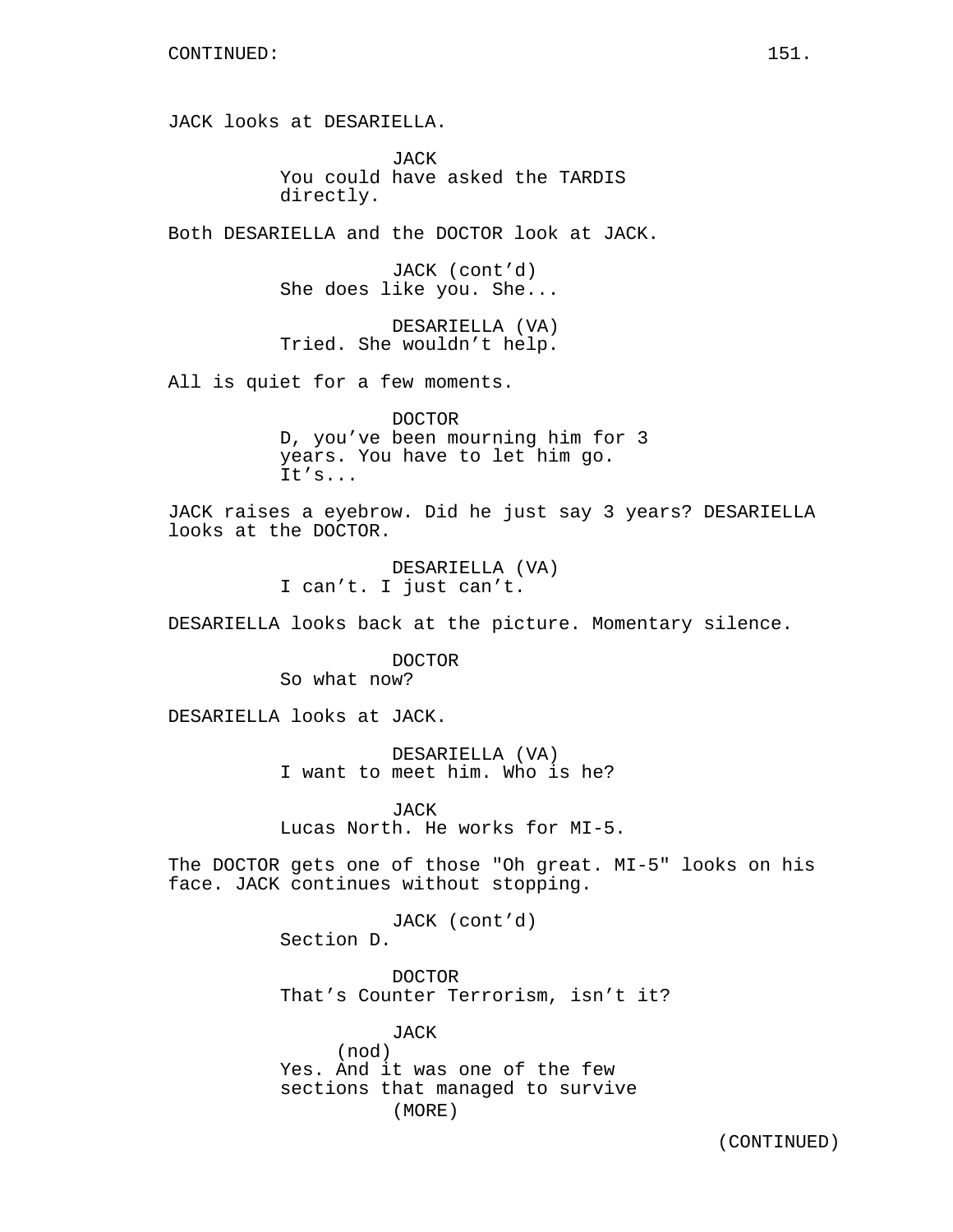CONTINUED:

JACK looks at DESARIELLA.

JACK
You could have asked the TARDIS directly.

Both DESARIELLA and the DOCTOR look at JACK.

JACK (cont'd)
She does like you. She...

DESARIELLA (VA)
Tried. She wouldn't help.

All is quiet for a few moments.

DOCTOR
D, you've been mourning him for 3 years. You have to let him go. It's...

JACK raises a eyebrow. Did he just say 3 years? DESARIELLA looks at the DOCTOR.

DESARIELLA (VA)
I can't. I just can't.

DESARIELLA looks back at the picture. Momentary silence.

DOCTOR
So what now?

DESARIELLA looks at JACK.

DESARIELLA (VA)
I want to meet him. Who is he?

JACK
Lucas North. He works for MI-5.

The DOCTOR gets one of those "Oh great. MI-5" looks on his face. JACK continues without stopping.

JACK (cont'd)
Section D.

DOCTOR
That's Counter Terrorism, isn't it?

JACK
(nod)
Yes. And it was one of the few sections that managed to survive
(MORE)

(CONTINUED)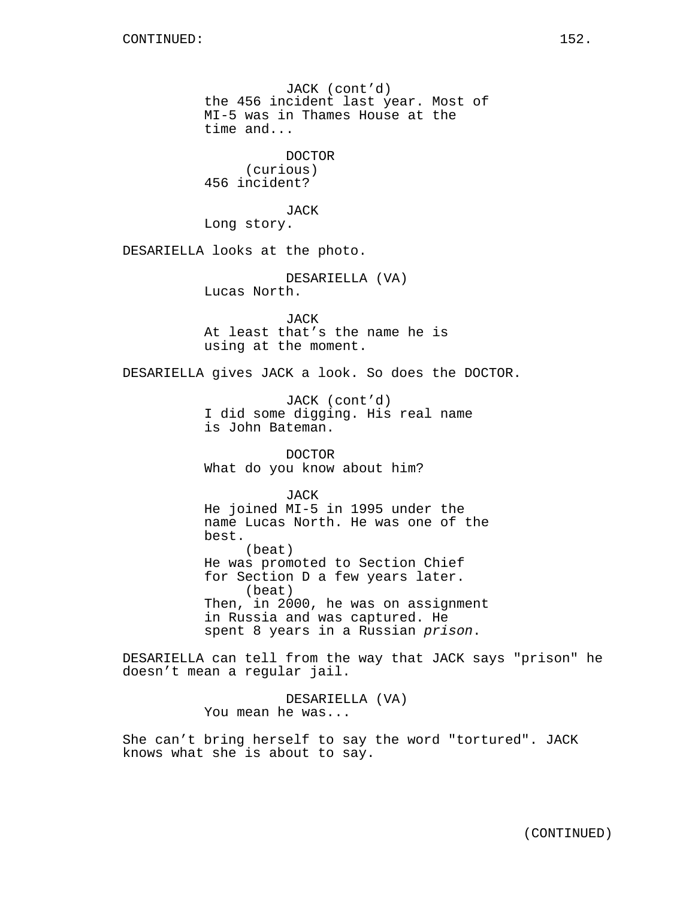JACK (cont'd)
the 456 incident last year. Most of MI-5 was in Thames House at the time and...

DOCTOR
(curious)
456 incident?

JACK
Long story.

DESARIELLA looks at the photo.

DESARIELLA (VA)
Lucas North.

JACK
At least that's the name he is using at the moment.

DESARIELLA gives JACK a look. So does the DOCTOR.

JACK (cont'd)
I did some digging. His real name is John Bateman.

DOCTOR
What do you know about him?

JACK
He joined MI-5 in 1995 under the name Lucas North. He was one of the best.
(beat)
He was promoted to Section Chief for Section D a few years later.
(beat)
Then, in 2000, he was on assignment in Russia and was captured. He spent 8 years in a Russian *prison*.

DESARIELLA can tell from the way that JACK says "prison" he doesn't mean a regular jail.

DESARIELLA (VA)
You mean he was...

She can't bring herself to say the word "tortured". JACK knows what she is about to say.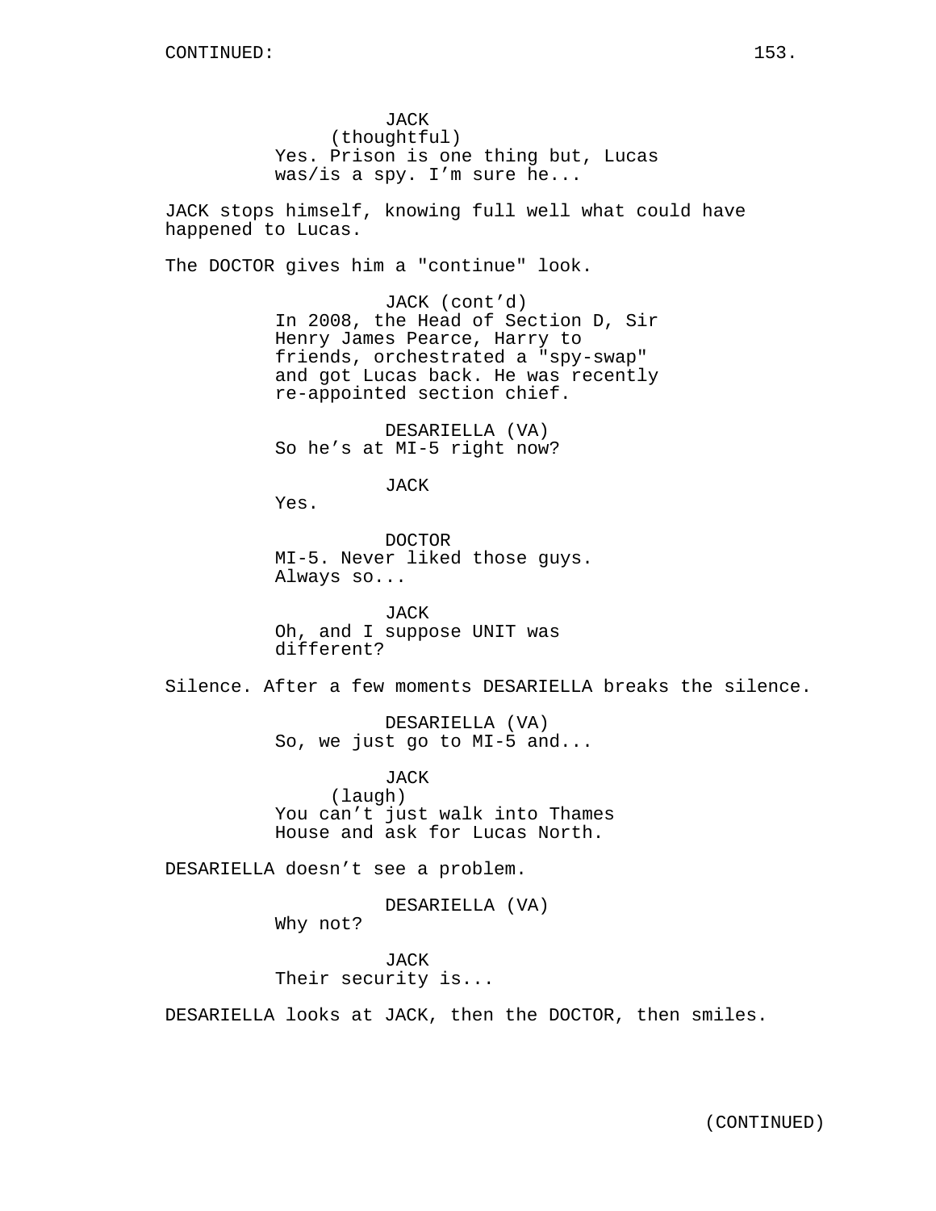JACK
(thoughtful)
Yes. Prison is one thing but, Lucas was/is a spy. I'm sure he...

JACK stops himself, knowing full well what could have happened to Lucas.

The DOCTOR gives him a "continue" look.

JACK (cont'd)
In 2008, the Head of Section D, Sir Henry James Pearce, Harry to friends, orchestrated a "spy-swap" and got Lucas back. He was recently re-appointed section chief.

DESARIELLA (VA)
So he's at MI-5 right now?

JACK
Yes.

DOCTOR
MI-5. Never liked those guys. Always so...

JACK
Oh, and I suppose UNIT was different?

Silence. After a few moments DESARIELLA breaks the silence.

DESARIELLA (VA)
So, we just go to MI-5 and...

JACK
(laugh)
You can't just walk into Thames House and ask for Lucas North.

DESARIELLA doesn't see a problem.

DESARIELLA (VA)
Why not?

JACK
Their security is...

DESARIELLA looks at JACK, then the DOCTOR, then smiles.

(CONTINUED)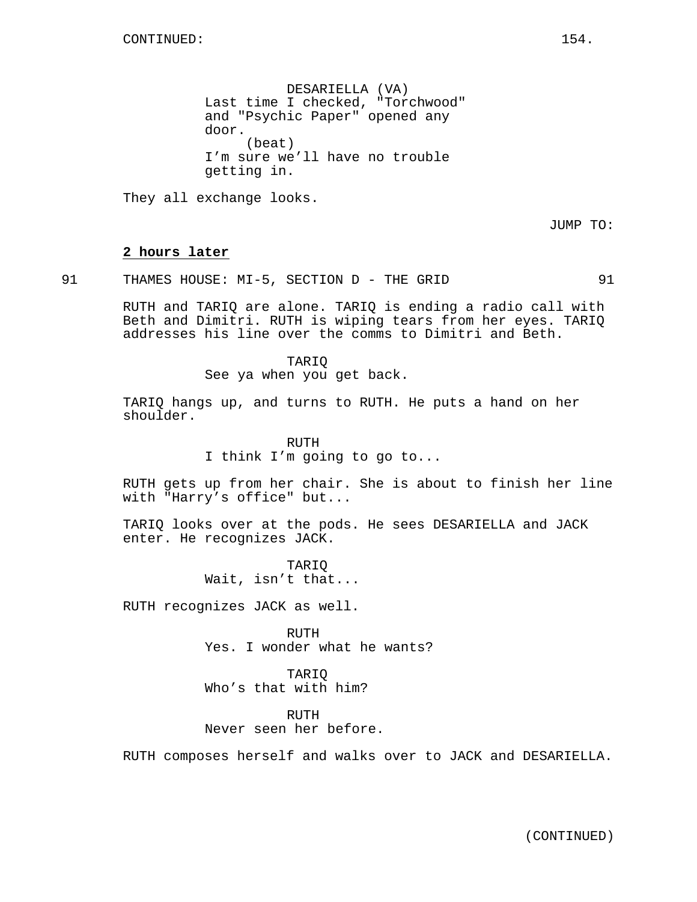CONTINUED:

DESARIELLA (VA)
Last time I checked, "Torchwood" and "Psychic Paper" opened any door.
(beat)
I'm sure we'll have no trouble getting in.

They all exchange looks.

JUMP TO:

**2 hours later**

91 THAMES HOUSE: MI-5, SECTION D - THE GRID 91

RUTH and TARIQ are alone. TARIQ is ending a radio call with Beth and Dimitri. RUTH is wiping tears from her eyes. TARIQ addresses his line over the comms to Dimitri and Beth.

TARIQ
See ya when you get back.

TARIQ hangs up, and turns to RUTH. He puts a hand on her shoulder.

RUTH
I think I'm going to go to...

RUTH gets up from her chair. She is about to finish her line with "Harry's office" but...

TARIQ looks over at the pods. He sees DESARIELLA and JACK enter. He recognizes JACK.

TARIQ
Wait, isn't that...

RUTH recognizes JACK as well.

RUTH
Yes. I wonder what he wants?

TARIQ
Who's that with him?

RUTH
Never seen her before.

RUTH composes herself and walks over to JACK and DESARIELLA.

(CONTINUED)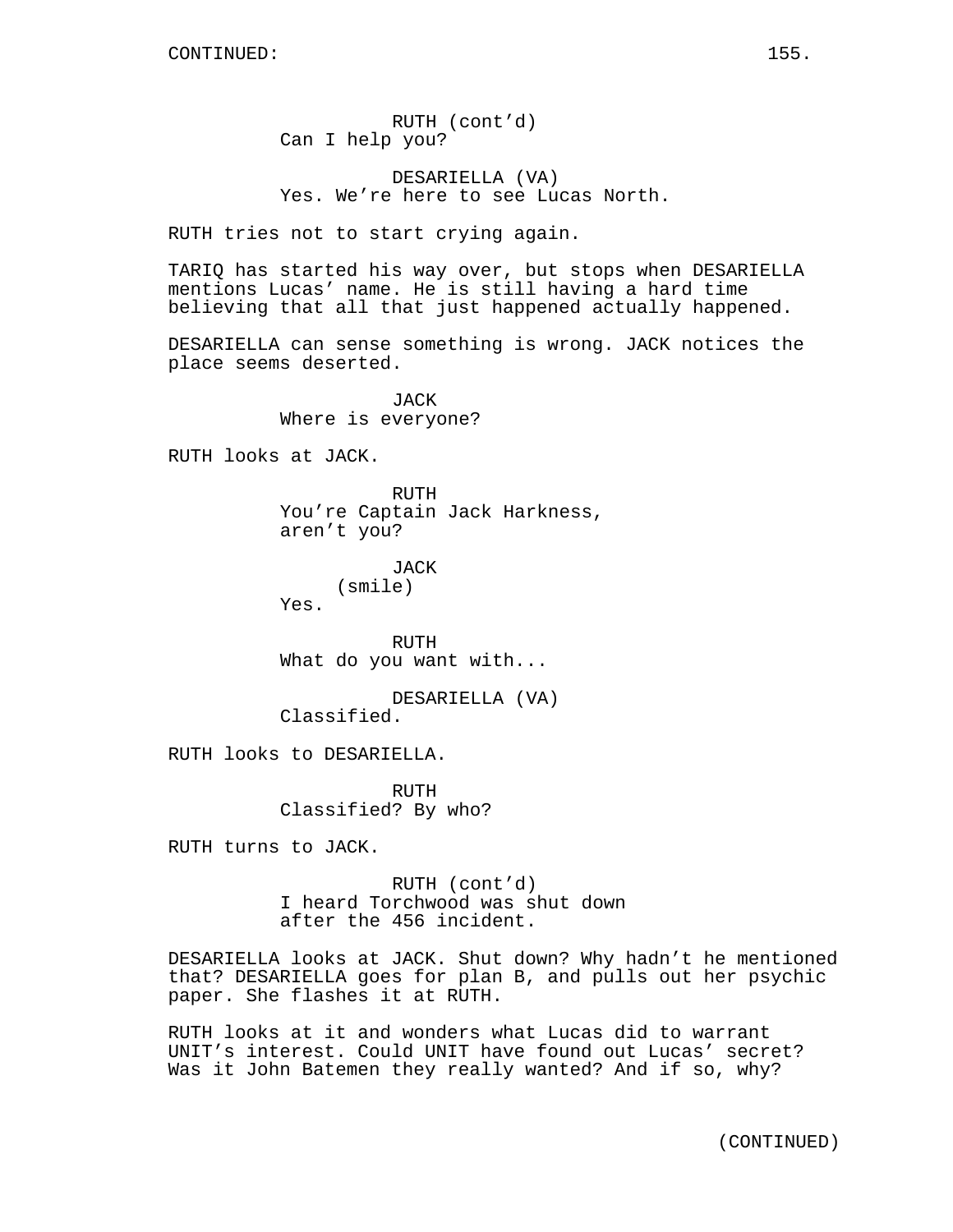RUTH (cont'd)
Can I help you?

DESARIELLA (VA)
Yes. We're here to see Lucas North.

RUTH tries not to start crying again.

TARIQ has started his way over, but stops when DESARIELLA mentions Lucas' name. He is still having a hard time believing that all that just happened actually happened.

DESARIELLA can sense something is wrong. JACK notices the place seems deserted.

JACK
Where is everyone?

RUTH looks at JACK.

RUTH
You're Captain Jack Harkness, aren't you?

JACK
(smile)
Yes.

RUTH
What do you want with...

DESARIELLA (VA)
Classified.

RUTH looks to DESARIELLA.

RUTH
Classified? By who?

RUTH turns to JACK.

RUTH (cont'd)
I heard Torchwood was shut down after the 456 incident.

DESARIELLA looks at JACK. Shut down? Why hadn't he mentioned that? DESARIELLA goes for plan B, and pulls out her psychic paper. She flashes it at RUTH.

RUTH looks at it and wonders what Lucas did to warrant UNIT's interest. Could UNIT have found out Lucas' secret? Was it John Batemen they really wanted? And if so, why?

(CONTINUED)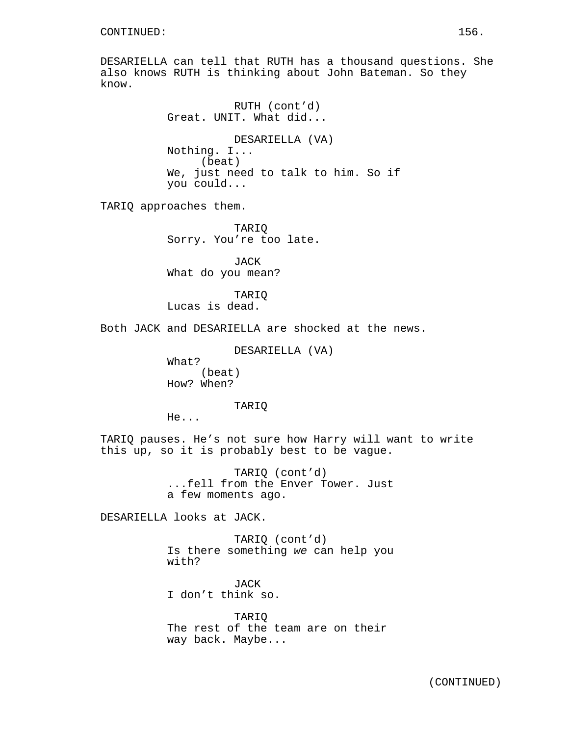CONTINUED:

DESARIELLA can tell that RUTH has a thousand questions. She also knows RUTH is thinking about John Bateman. So they know.

RUTH (cont'd)
Great. UNIT. What did...

DESARIELLA (VA)
Nothing. I...
(beat)
We, just need to talk to him. So if you could...

TARIQ approaches them.

TARIQ
Sorry. You're too late.

JACK
What do you mean?

TARIQ
Lucas is dead.

Both JACK and DESARIELLA are shocked at the news.

DESARIELLA (VA)
What?
(beat)
How? When?

TARIQ
He...

TARIQ pauses. He's not sure how Harry will want to write this up, so it is probably best to be vague.

TARIQ (cont'd)
...fell from the Enver Tower. Just a few moments ago.

DESARIELLA looks at JACK.

TARIQ (cont'd)
Is there something *we* can help you with?

JACK
I don't think so.

TARIQ
The rest of the team are on their way back. Maybe...

(CONTINUED)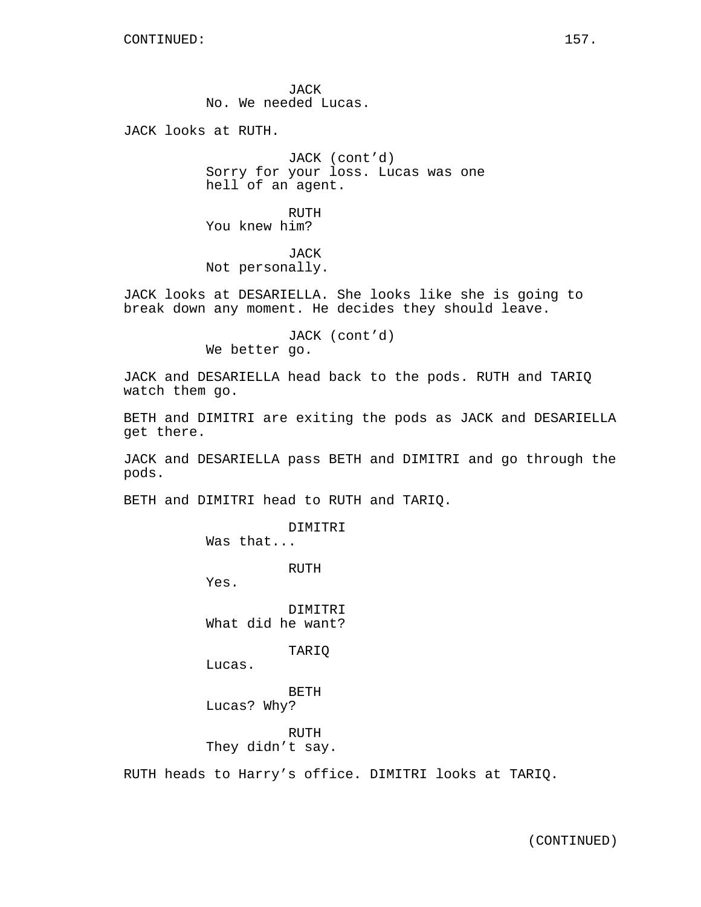CONTINUED:

JACK
No. We needed Lucas.

JACK looks at RUTH.

JACK (cont'd)
Sorry for your loss. Lucas was one hell of an agent.

RUTH
You knew him?

JACK
Not personally.

JACK looks at DESARIELLA. She looks like she is going to break down any moment. He decides they should leave.

JACK (cont'd)
We better go.

JACK and DESARIELLA head back to the pods. RUTH and TARIQ watch them go.

BETH and DIMITRI are exiting the pods as JACK and DESARIELLA get there.

JACK and DESARIELLA pass BETH and DIMITRI and go through the pods.

BETH and DIMITRI head to RUTH and TARIQ.

DIMITRI
Was that...

RUTH
Yes.

DIMITRI
What did he want?

TARIQ
Lucas.

BETH
Lucas? Why?

RUTH
They didn't say.

RUTH heads to Harry's office. DIMITRI looks at TARIQ.

(CONTINUED)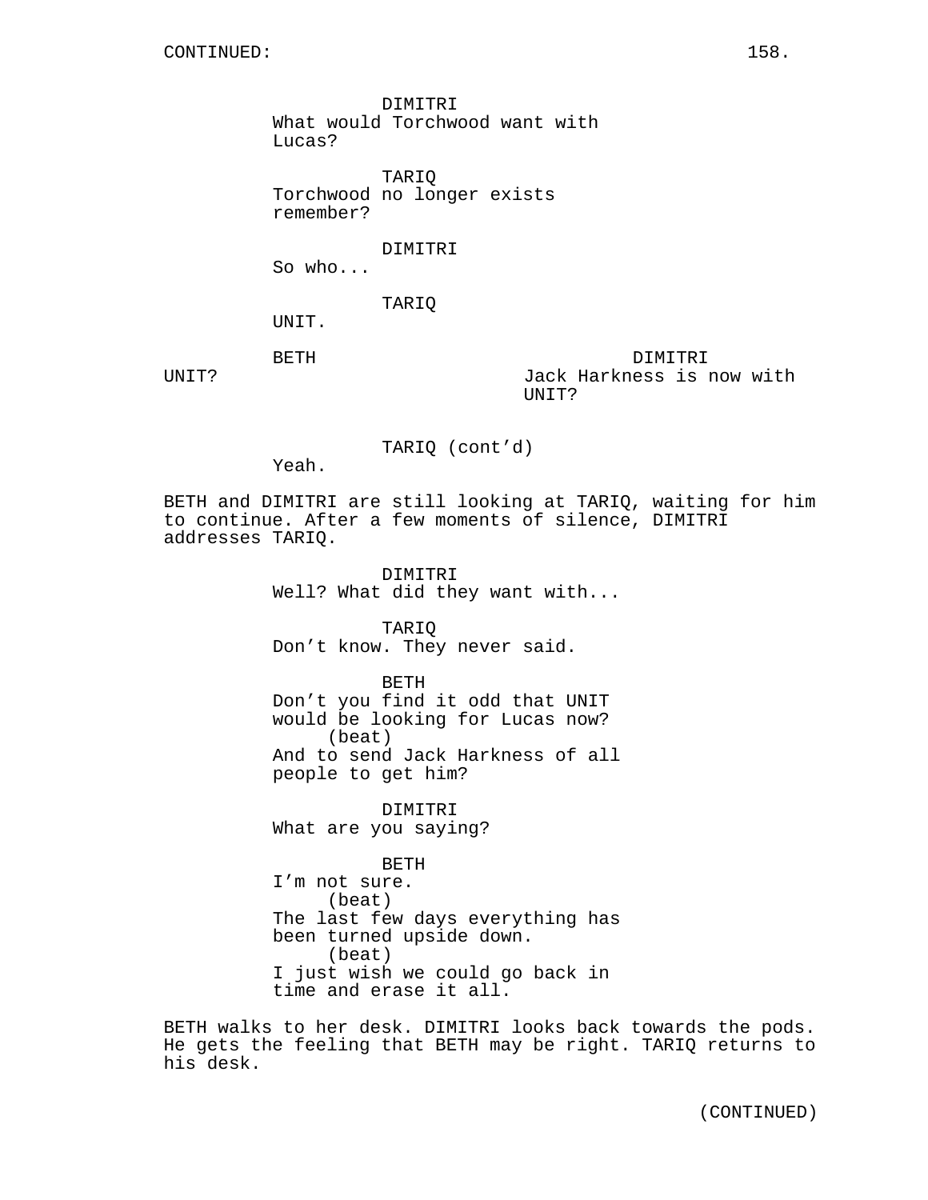CONTINUED:

DIMITRI
What would Torchwood want with Lucas?

TARIQ
Torchwood no longer exists remember?

DIMITRI
So who...

TARIQ
UNIT.

BETH
UNIT?

DIMITRI
Jack Harkness is now with UNIT?

TARIQ (cont'd)
Yeah.

BETH and DIMITRI are still looking at TARIQ, waiting for him to continue. After a few moments of silence, DIMITRI addresses TARIQ.

DIMITRI
Well? What did they want with...

TARIQ
Don't know. They never said.

BETH
Don't you find it odd that UNIT would be looking for Lucas now?
(beat)
And to send Jack Harkness of all people to get him?

DIMITRI
What are you saying?

BETH
I'm not sure.
(beat)
The last few days everything has been turned upside down.
(beat)
I just wish we could go back in time and erase it all.

BETH walks to her desk. DIMITRI looks back towards the pods. He gets the feeling that BETH may be right. TARIQ returns to his desk.

(CONTINUED)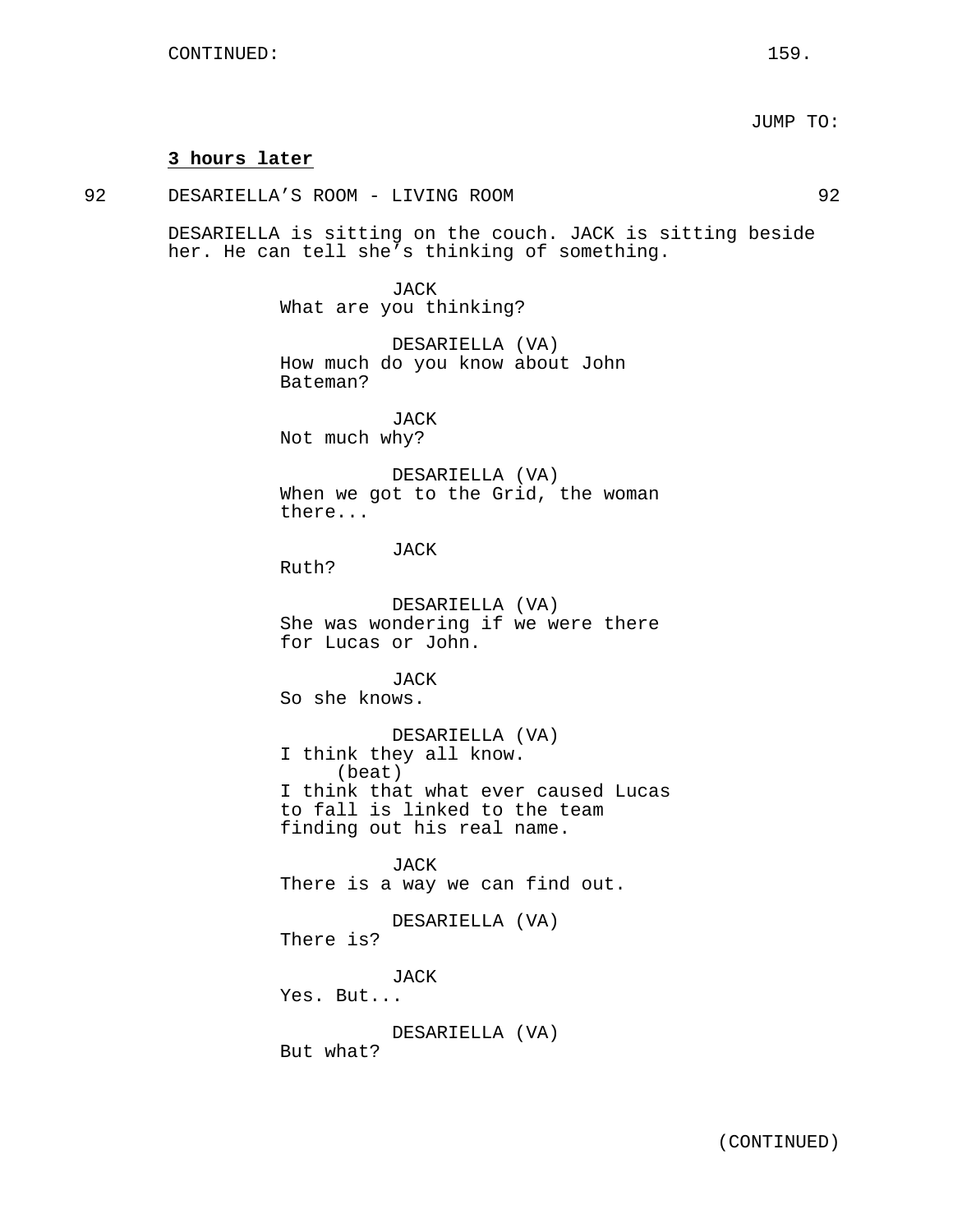JUMP TO:

**3 hours later**

92 DESARIELLA'S ROOM - LIVING ROOM 92

DESARIELLA is sitting on the couch. JACK is sitting beside her. He can tell she's thinking of something.

JACK
What are you thinking?

DESARIELLA (VA)
How much do you know about John Bateman?

JACK
Not much why?

DESARIELLA (VA)
When we got to the Grid, the woman there...

JACK
Ruth?

DESARIELLA (VA)
She was wondering if we were there for Lucas or John.

JACK
So she knows.

DESARIELLA (VA)
I think they all know.
(beat)
I think that what ever caused Lucas to fall is linked to the team finding out his real name.

JACK
There is a way we can find out.

DESARIELLA (VA)
There is?

JACK
Yes. But...

DESARIELLA (VA)
But what?

(CONTINUED)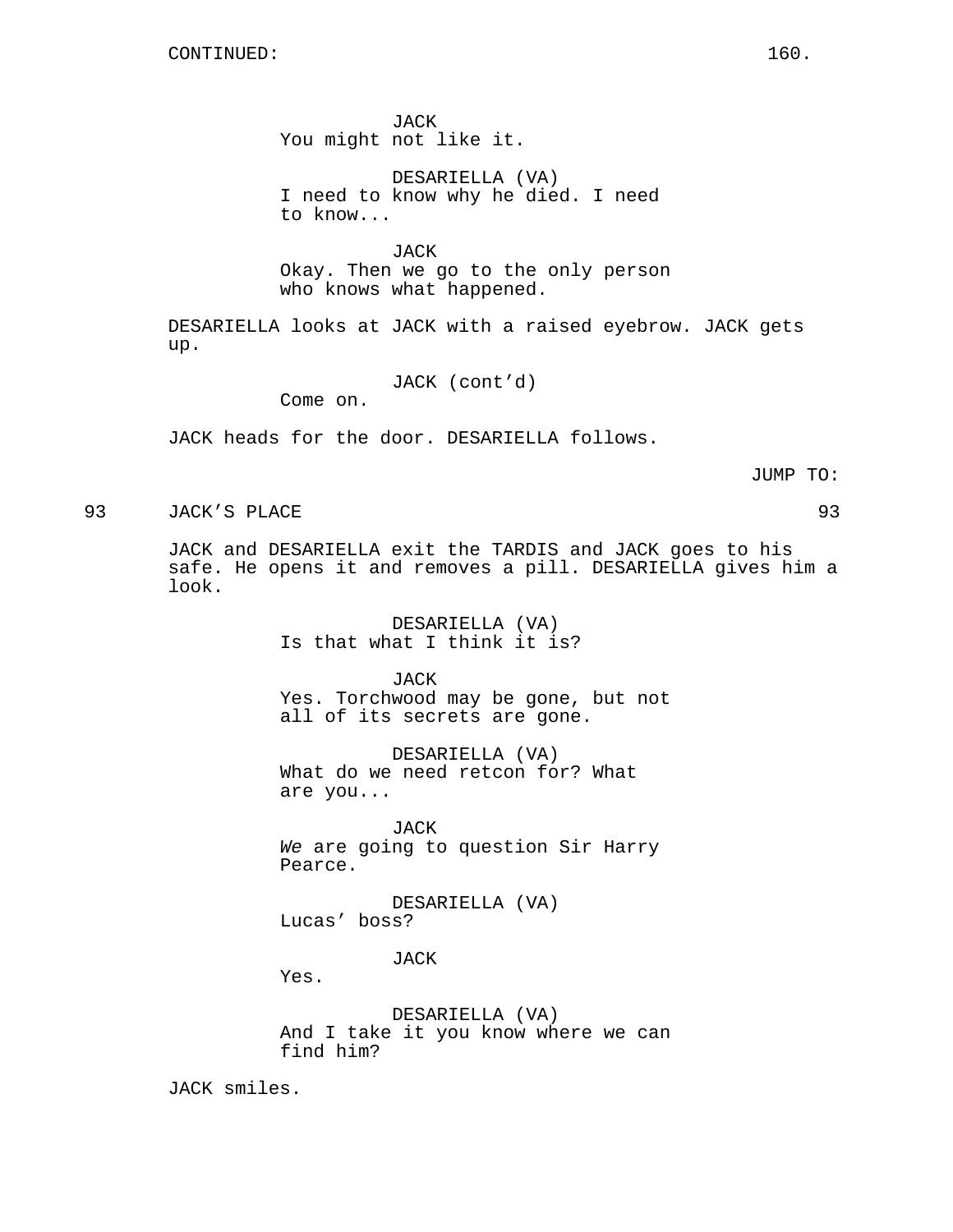CONTINUED:

JACK
You might not like it.

DESARIELLA (VA)
I need to know why he died. I need to know...

JACK
Okay. Then we go to the only person who knows what happened.

DESARIELLA looks at JACK with a raised eyebrow. JACK gets up.

JACK (cont'd)
Come on.

JACK heads for the door. DESARIELLA follows.

JUMP TO:

93 JACK'S PLACE 93

JACK and DESARIELLA exit the TARDIS and JACK goes to his safe. He opens it and removes a pill. DESARIELLA gives him a look.

DESARIELLA (VA)
Is that what I think it is?

JACK
Yes. Torchwood may be gone, but not all of its secrets are gone.

DESARIELLA (VA)
What do we need retcon for? What are you...

JACK
*We* are going to question Sir Harry Pearce.

DESARIELLA (VA)
Lucas' boss?

JACK
Yes.

DESARIELLA (VA)
And I take it you know where we can find him?

JACK smiles.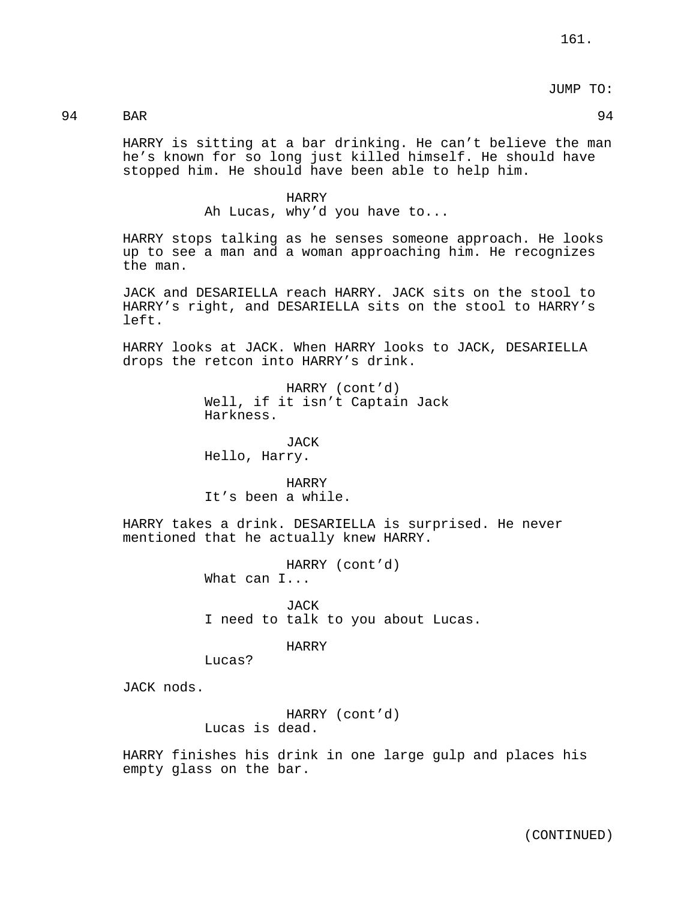JUMP TO:

94 BAR 94

HARRY is sitting at a bar drinking. He can't believe the man he's known for so long just killed himself. He should have stopped him. He should have been able to help him.

HARRY
Ah Lucas, why'd you have to...

HARRY stops talking as he senses someone approach. He looks up to see a man and a woman approaching him. He recognizes the man.

JACK and DESARIELLA reach HARRY. JACK sits on the stool to HARRY's right, and DESARIELLA sits on the stool to HARRY's left.

HARRY looks at JACK. When HARRY looks to JACK, DESARIELLA drops the retcon into HARRY's drink.

HARRY (cont'd)
Well, if it isn't Captain Jack Harkness.

JACK
Hello, Harry.

HARRY
It's been a while.

HARRY takes a drink. DESARIELLA is surprised. He never mentioned that he actually knew HARRY.

HARRY (cont'd)
What can I...

JACK
I need to talk to you about Lucas.

HARRY
Lucas?

JACK nods.

HARRY (cont'd)
Lucas is dead.

HARRY finishes his drink in one large gulp and places his empty glass on the bar.

(CONTINUED)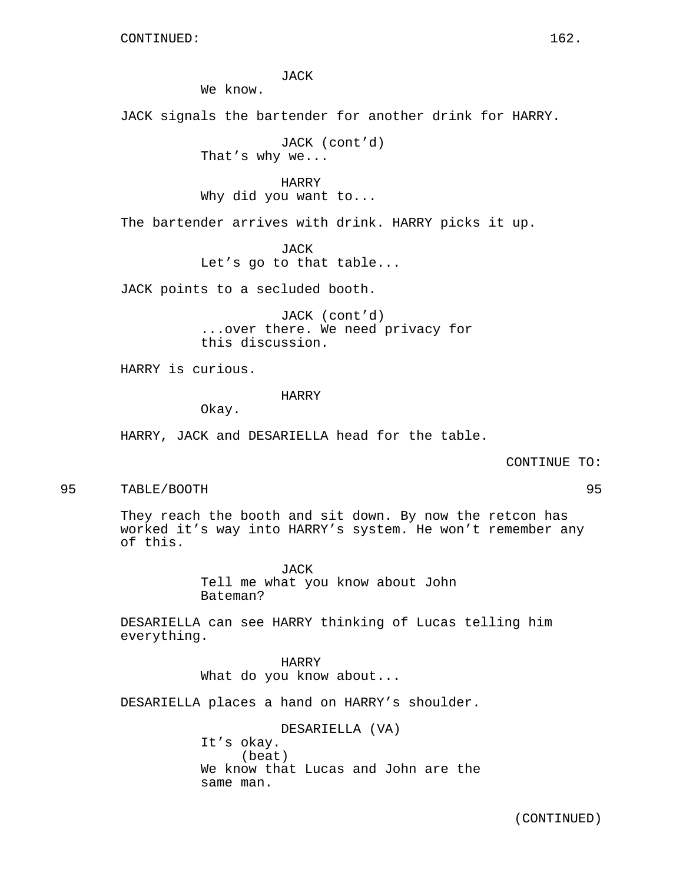CONTINUED:

JACK
We know.

JACK signals the bartender for another drink for HARRY.

JACK (cont'd)
That's why we...

HARRY
Why did you want to...

The bartender arrives with drink. HARRY picks it up.

JACK
Let's go to that table...

JACK points to a secluded booth.

JACK (cont'd)
...over there. We need privacy for this discussion.

HARRY is curious.

HARRY
Okay.

HARRY, JACK and DESARIELLA head for the table.

CONTINUE TO:

95 TABLE/BOOTH 95

They reach the booth and sit down. By now the retcon has worked it's way into HARRY's system. He won't remember any of this.

JACK
Tell me what you know about John Bateman?

DESARIELLA can see HARRY thinking of Lucas telling him everything.

HARRY
What do you know about...

DESARIELLA places a hand on HARRY's shoulder.

DESARIELLA (VA)
It's okay.
(beat)
We know that Lucas and John are the same man.

(CONTINUED)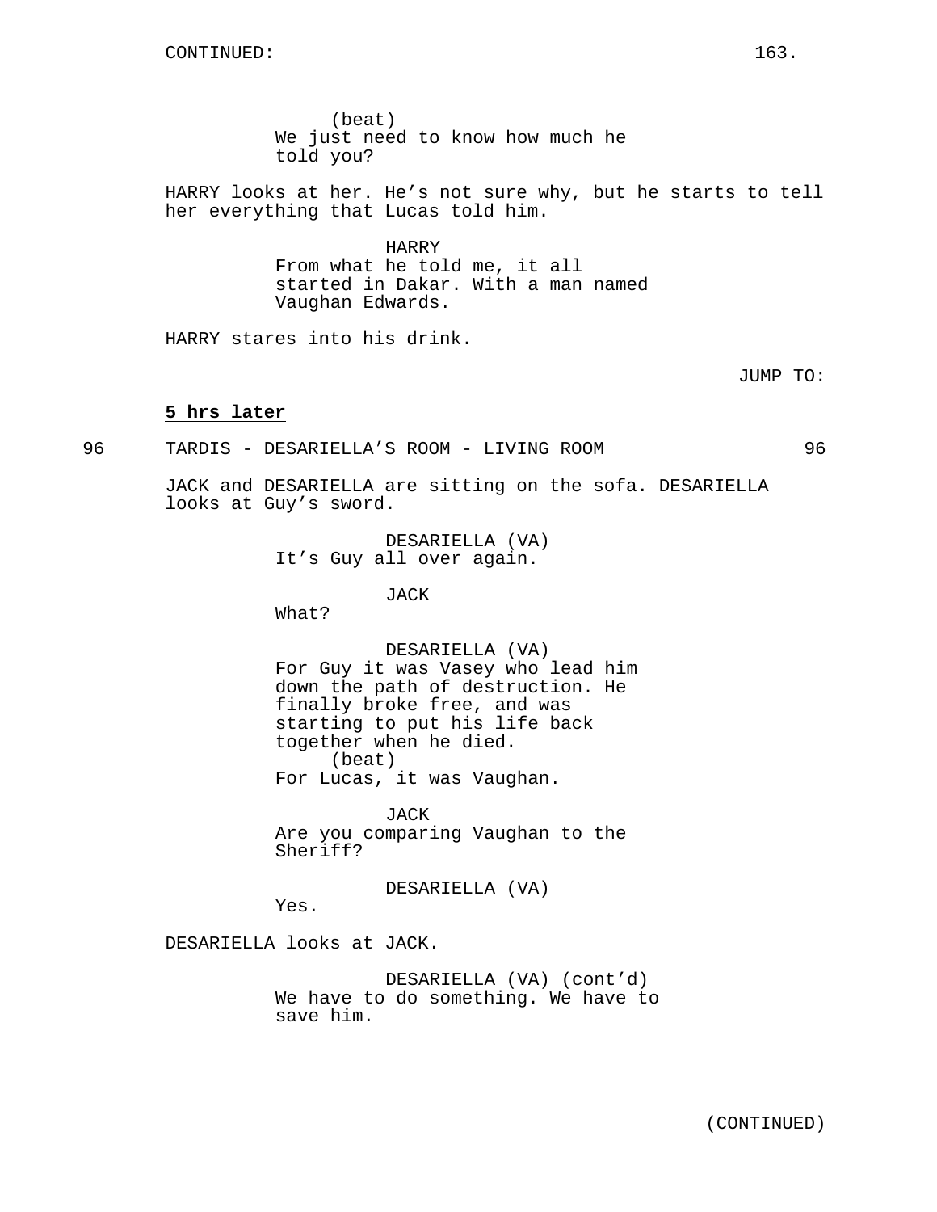(beat)
We just need to know how much he told you?

HARRY looks at her. He's not sure why, but he starts to tell her everything that Lucas told him.

HARRY
From what he told me, it all started in Dakar. With a man named Vaughan Edwards.

HARRY stares into his drink.

JUMP TO:

**5 hrs later**

96 TARDIS - DESARIELLA'S ROOM - LIVING ROOM 96

JACK and DESARIELLA are sitting on the sofa. DESARIELLA looks at Guy's sword.

DESARIELLA (VA)
It's Guy all over again.

JACK
What?

DESARIELLA (VA)
For Guy it was Vasey who lead him down the path of destruction. He finally broke free, and was starting to put his life back together when he died.
(beat)
For Lucas, it was Vaughan.

JACK
Are you comparing Vaughan to the Sheriff?

DESARIELLA (VA)
Yes.

DESARIELLA looks at JACK.

DESARIELLA (VA) (cont'd)
We have to do something. We have to save him.

(CONTINUED)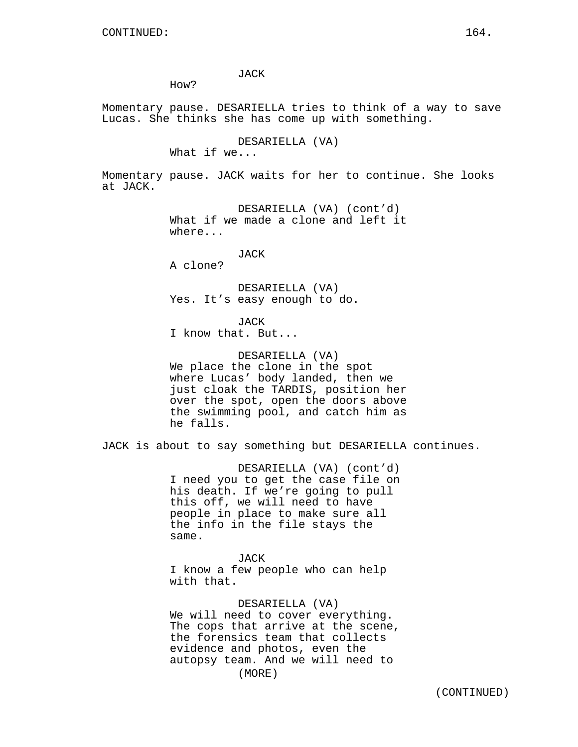JACK
How?

Momentary pause. DESARIELLA tries to think of a way to save Lucas. She thinks she has come up with something.

DESARIELLA (VA)
What if we...

Momentary pause. JACK waits for her to continue. She looks at JACK.

DESARIELLA (VA) (cont'd)
What if we made a clone and left it where...

JACK
A clone?

DESARIELLA (VA)
Yes. It's easy enough to do.

JACK
I know that. But...

DESARIELLA (VA)
We place the clone in the spot where Lucas' body landed, then we just cloak the TARDIS, position her over the spot, open the doors above the swimming pool, and catch him as he falls.

JACK is about to say something but DESARIELLA continues.

DESARIELLA (VA) (cont'd)
I need you to get the case file on his death. If we're going to pull this off, we will need to have people in place to make sure all the info in the file stays the same.

JACK
I know a few people who can help with that.

DESARIELLA (VA)
We will need to cover everything. The cops that arrive at the scene, the forensics team that collects evidence and photos, even the autopsy team. And we will need to
(MORE)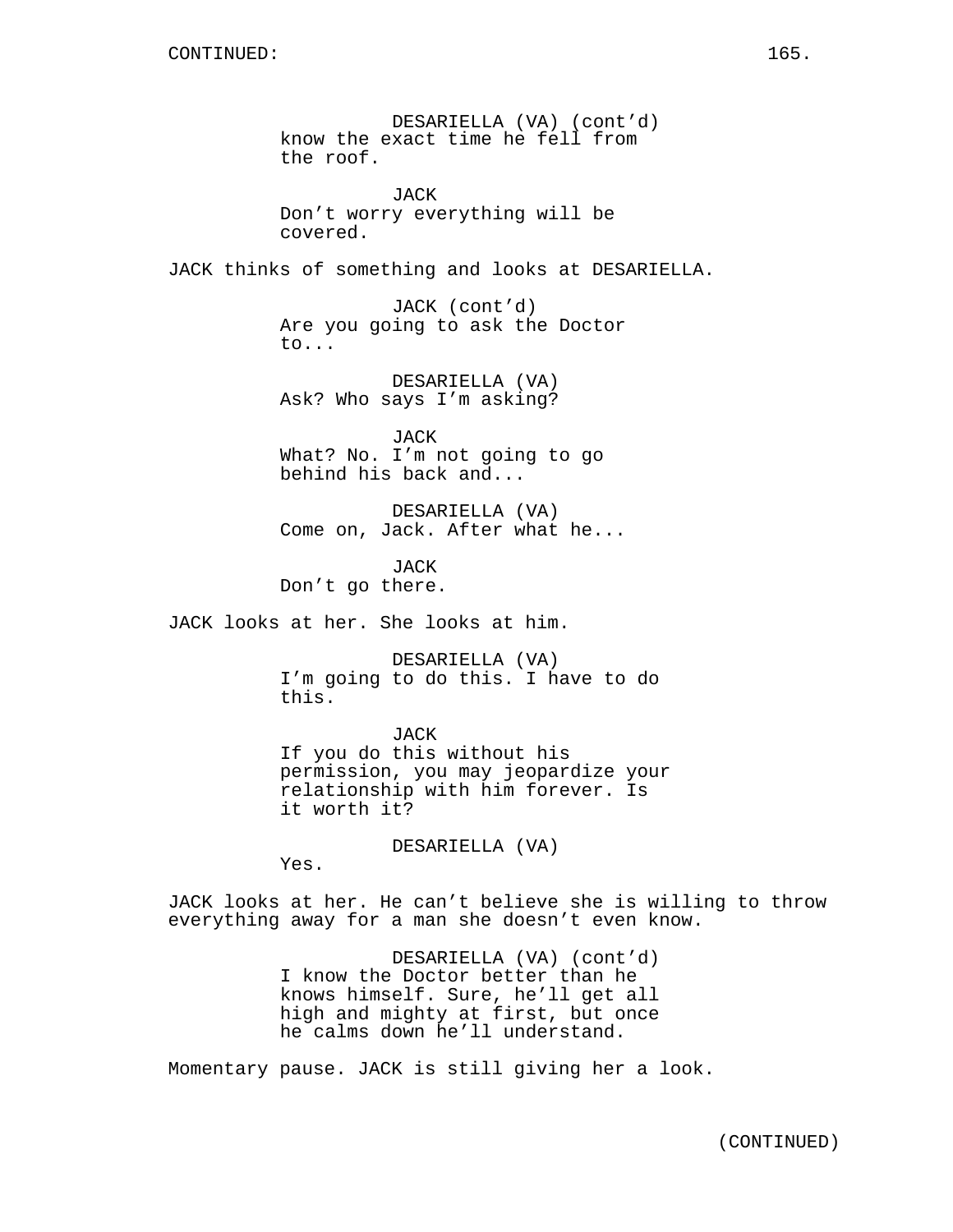DESARIELLA (VA) (cont'd)
know the exact time he fell from the roof.

JACK
Don't worry everything will be covered.

JACK thinks of something and looks at DESARIELLA.

JACK (cont'd)
Are you going to ask the Doctor to...

DESARIELLA (VA)
Ask? Who says I'm asking?

JACK
What? No. I'm not going to go behind his back and...

DESARIELLA (VA)
Come on, Jack. After what he...

JACK
Don't go there.

JACK looks at her. She looks at him.

DESARIELLA (VA)
I'm going to do this. I have to do this.

JACK
If you do this without his permission, you may jeopardize your relationship with him forever. Is it worth it?

DESARIELLA (VA)
Yes.

JACK looks at her. He can't believe she is willing to throw everything away for a man she doesn't even know.

DESARIELLA (VA) (cont'd)
I know the Doctor better than he knows himself. Sure, he'll get all high and mighty at first, but once he calms down he'll understand.

Momentary pause. JACK is still giving her a look.

(CONTINUED)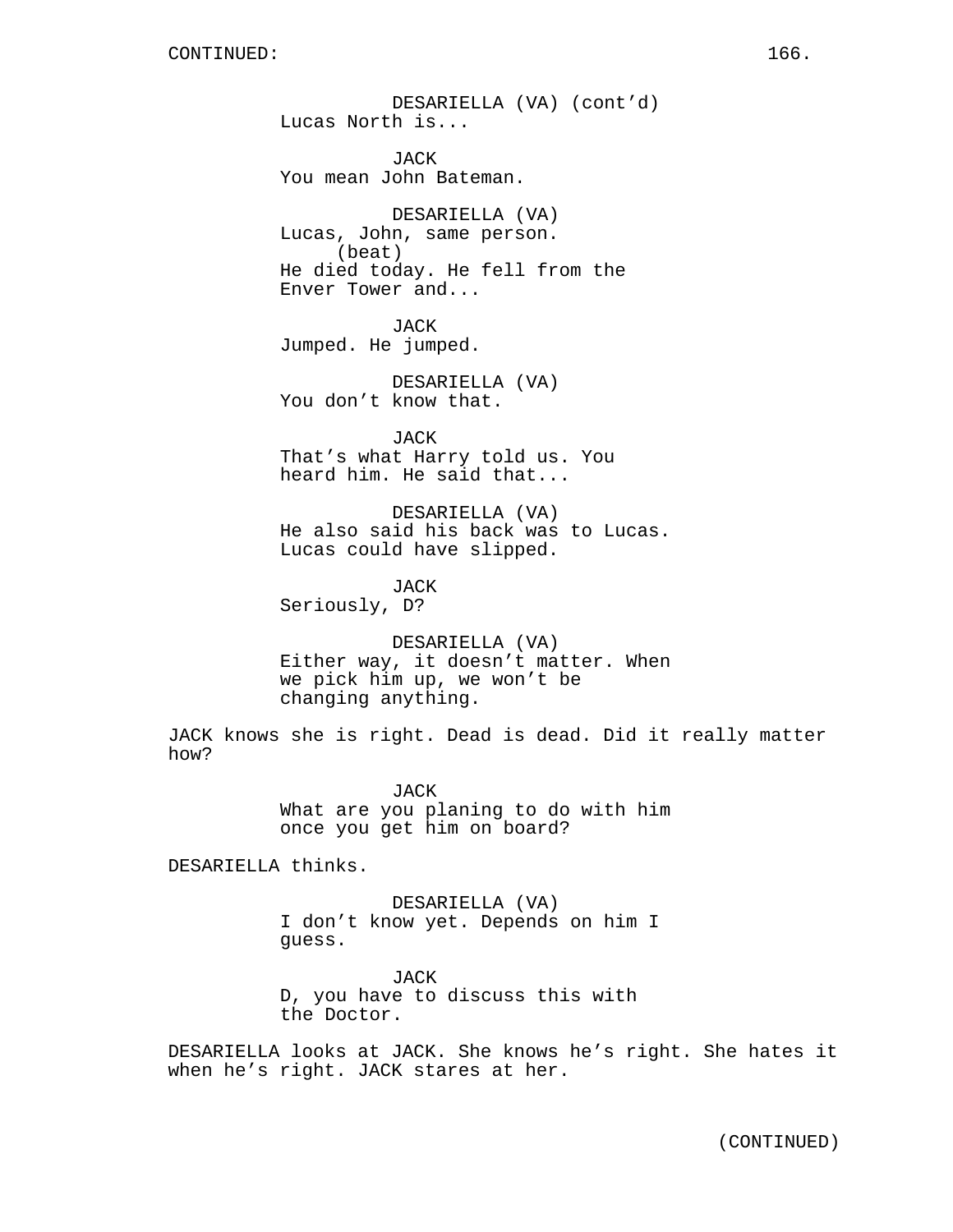DESARIELLA (VA) (cont'd)
Lucas North is...

JACK
You mean John Bateman.

DESARIELLA (VA)
Lucas, John, same person.
(beat)
He died today. He fell from the Enver Tower and...

JACK
Jumped. He jumped.

DESARIELLA (VA)
You don't know that.

JACK
That's what Harry told us. You heard him. He said that...

DESARIELLA (VA)
He also said his back was to Lucas. Lucas could have slipped.

JACK
Seriously, D?

DESARIELLA (VA)
Either way, it doesn't matter. When we pick him up, we won't be changing anything.

JACK knows she is right. Dead is dead. Did it really matter how?

JACK
What are you planing to do with him once you get him on board?

DESARIELLA thinks.

DESARIELLA (VA)
I don't know yet. Depends on him I guess.

JACK
D, you have to discuss this with the Doctor.

DESARIELLA looks at JACK. She knows he's right. She hates it when he's right. JACK stares at her.

(CONTINUED)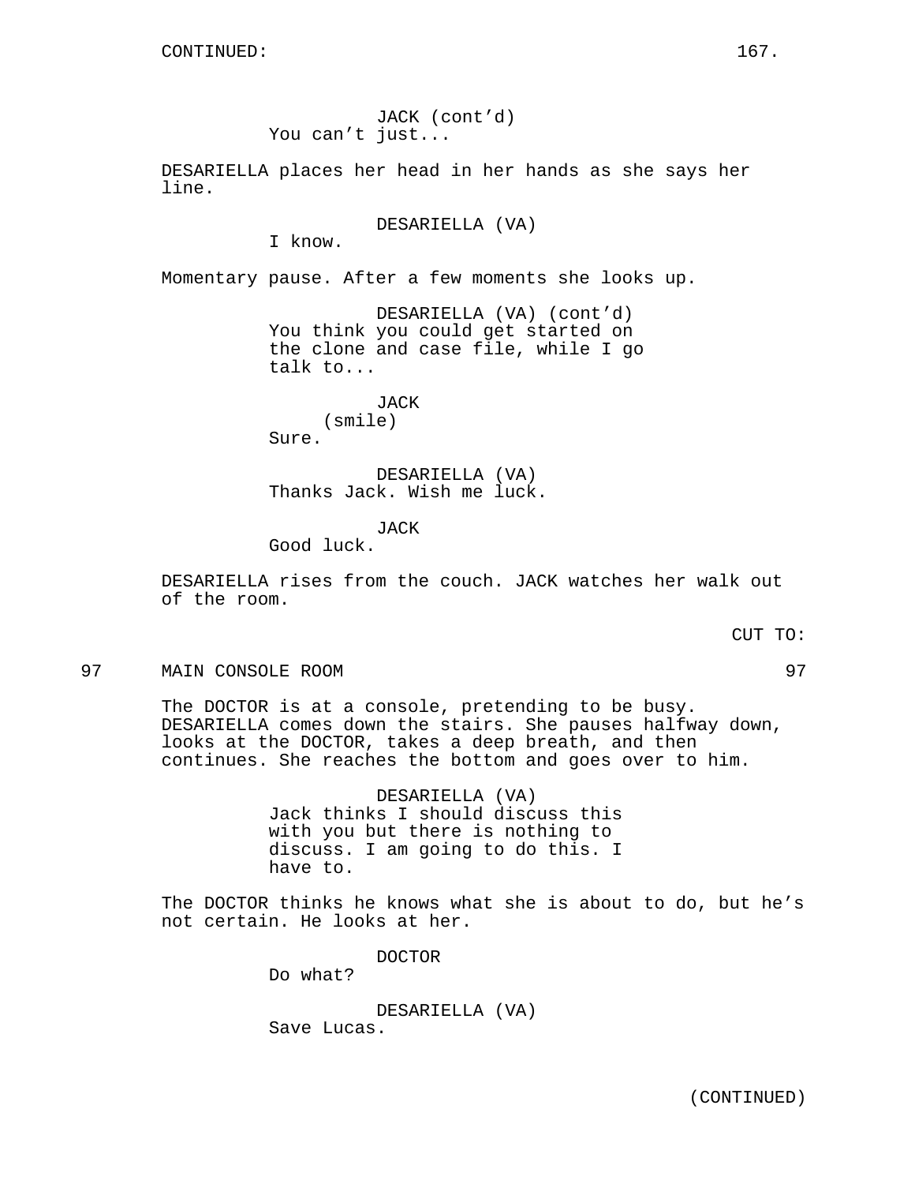JACK (cont'd)
You can't just...

DESARIELLA places her head in her hands as she says her line.

DESARIELLA (VA)
I know.

Momentary pause. After a few moments she looks up.

DESARIELLA (VA) (cont'd)
You think you could get started on the clone and case file, while I go talk to...

JACK
(smile)
Sure.

DESARIELLA (VA)
Thanks Jack. Wish me luck.

JACK
Good luck.

DESARIELLA rises from the couch. JACK watches her walk out of the room.

CUT TO:

97 MAIN CONSOLE ROOM 97

The DOCTOR is at a console, pretending to be busy. DESARIELLA comes down the stairs. She pauses halfway down, looks at the DOCTOR, takes a deep breath, and then continues. She reaches the bottom and goes over to him.

DESARIELLA (VA)
Jack thinks I should discuss this with you but there is nothing to discuss. I am going to do this. I have to.

The DOCTOR thinks he knows what she is about to do, but he's not certain. He looks at her.

DOCTOR
Do what?

DESARIELLA (VA)
Save Lucas.

(CONTINUED)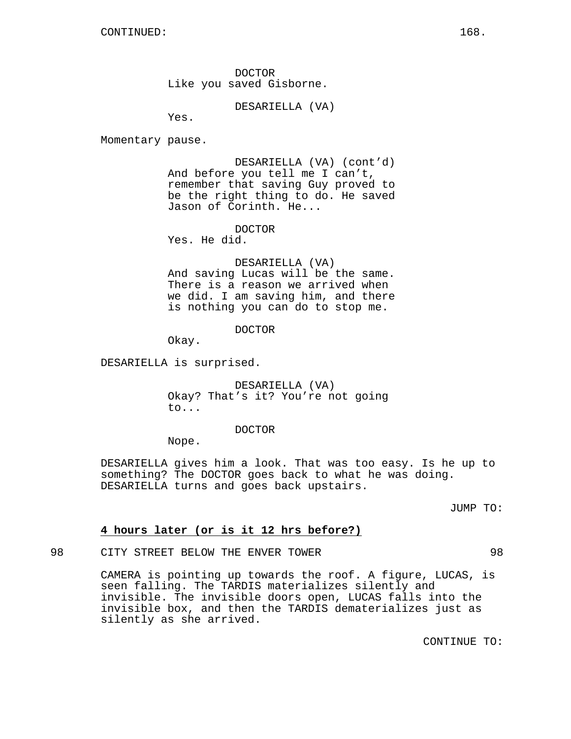CONTINUED:

DOCTOR
Like you saved Gisborne.

DESARIELLA (VA)
Yes.

Momentary pause.

DESARIELLA (VA) (cont'd)
And before you tell me I can't, remember that saving Guy proved to be the right thing to do. He saved Jason of Corinth. He...

DOCTOR
Yes. He did.

DESARIELLA (VA)
And saving Lucas will be the same. There is a reason we arrived when we did. I am saving him, and there is nothing you can do to stop me.

DOCTOR
Okay.

DESARIELLA is surprised.

DESARIELLA (VA)
Okay? That's it? You're not going to...

DOCTOR
Nope.

DESARIELLA gives him a look. That was too easy. Is he up to something? The DOCTOR goes back to what he was doing. DESARIELLA turns and goes back upstairs.

JUMP TO:

**4 hours later (or is it 12 hrs before?)**

98 CITY STREET BELOW THE ENVER TOWER 98

CAMERA is pointing up towards the roof. A figure, LUCAS, is seen falling. The TARDIS materializes silently and invisible. The invisible doors open, LUCAS falls into the invisible box, and then the TARDIS dematerializes just as silently as she arrived.

CONTINUE TO: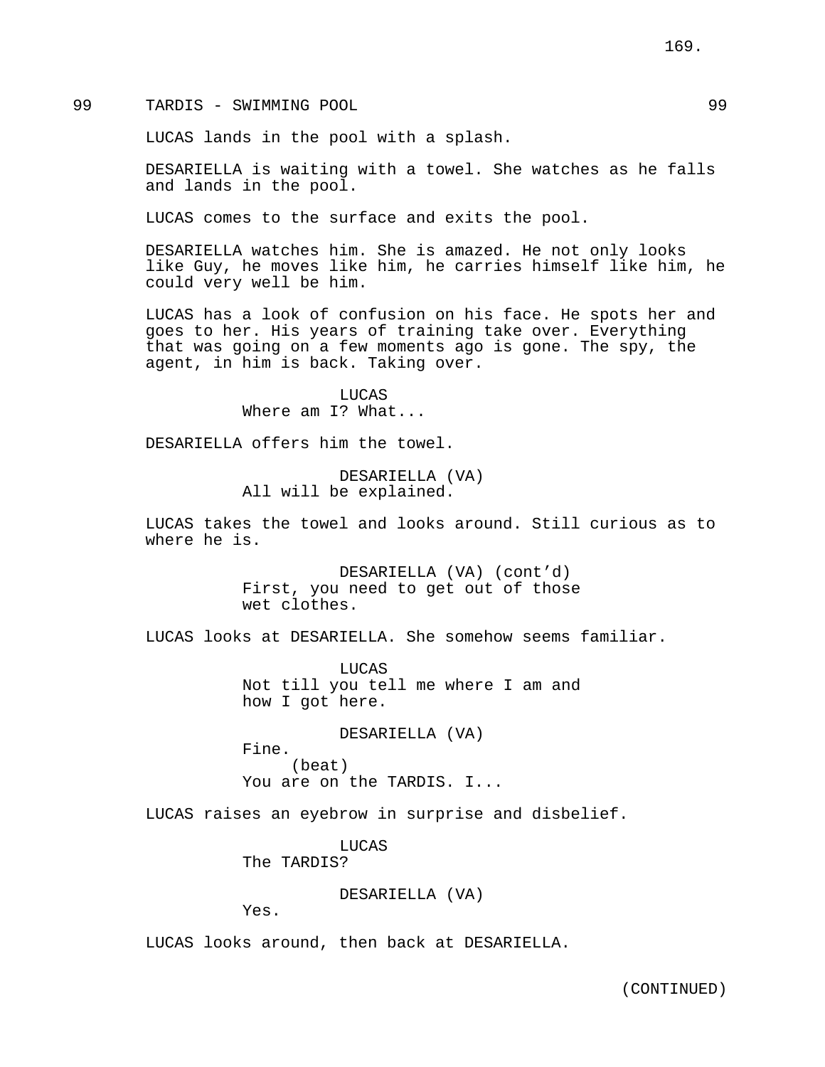99 TARDIS - SWIMMING POOL 99

LUCAS lands in the pool with a splash.

DESARIELLA is waiting with a towel. She watches as he falls and lands in the pool.

LUCAS comes to the surface and exits the pool.

DESARIELLA watches him. She is amazed. He not only looks like Guy, he moves like him, he carries himself like him, he could very well be him.

LUCAS has a look of confusion on his face. He spots her and goes to her. His years of training take over. Everything that was going on a few moments ago is gone. The spy, the agent, in him is back. Taking over.

LUCAS
Where am I? What...

DESARIELLA offers him the towel.

DESARIELLA (VA)
All will be explained.

LUCAS takes the towel and looks around. Still curious as to where he is.

DESARIELLA (VA) (cont'd)
First, you need to get out of those wet clothes.

LUCAS looks at DESARIELLA. She somehow seems familiar.

LUCAS
Not till you tell me where I am and how I got here.

DESARIELLA (VA)
Fine.
(beat)
You are on the TARDIS. I...

LUCAS raises an eyebrow in surprise and disbelief.

LUCAS
The TARDIS?

DESARIELLA (VA)
Yes.

LUCAS looks around, then back at DESARIELLA.

(CONTINUED)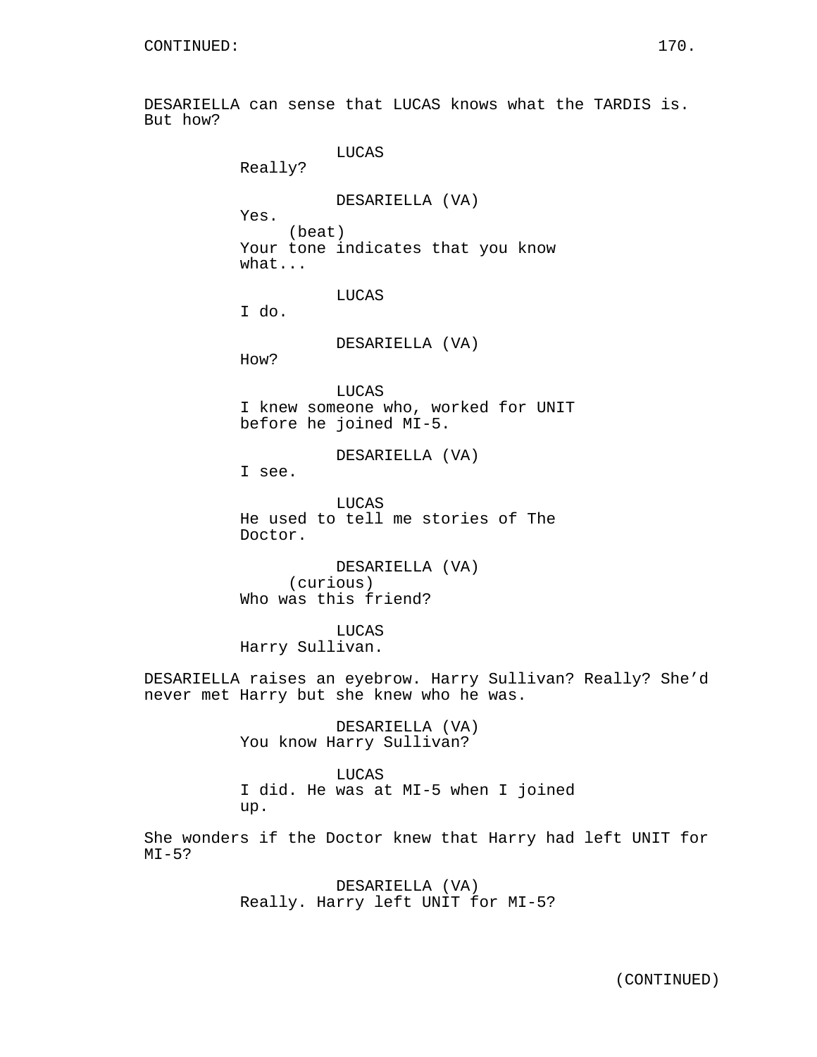DESARIELLA can sense that LUCAS knows what the TARDIS is. But how?

LUCAS
Really?

DESARIELLA (VA)
Yes.
(beat)
Your tone indicates that you know what...

LUCAS
I do.

DESARIELLA (VA)
How?

LUCAS
I knew someone who, worked for UNIT before he joined MI-5.

DESARIELLA (VA)
I see.

LUCAS
He used to tell me stories of The Doctor.

DESARIELLA (VA)
(curious)
Who was this friend?

LUCAS
Harry Sullivan.

DESARIELLA raises an eyebrow. Harry Sullivan? Really? She'd never met Harry but she knew who he was.

DESARIELLA (VA)
You know Harry Sullivan?

LUCAS
I did. He was at MI-5 when I joined up.

She wonders if the Doctor knew that Harry had left UNIT for MI-5?

DESARIELLA (VA)
Really. Harry left UNIT for MI-5?

(CONTINUED)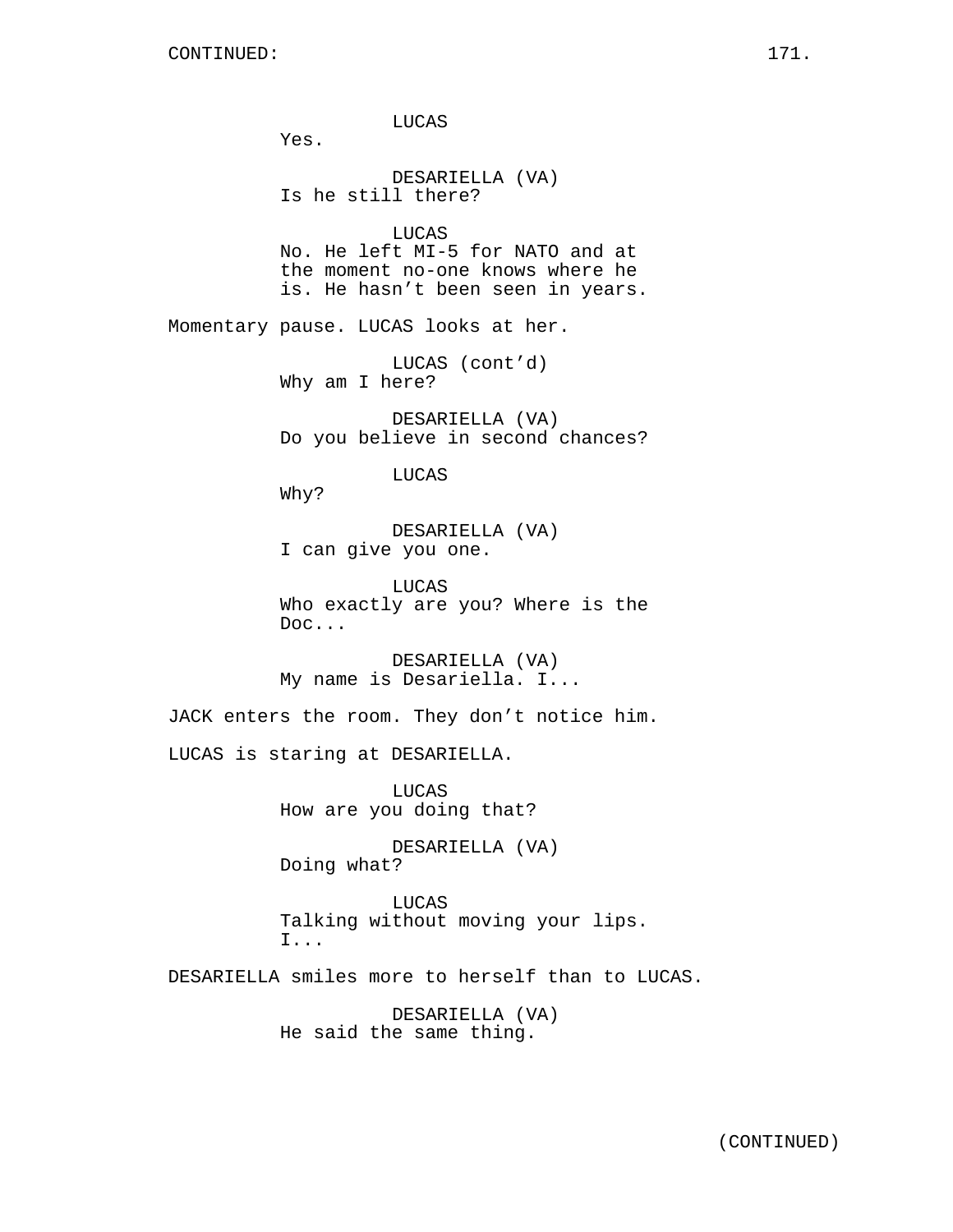LUCAS
Yes.

DESARIELLA (VA)
Is he still there?

LUCAS
No. He left MI-5 for NATO and at the moment no-one knows where he is. He hasn't been seen in years.

Momentary pause. LUCAS looks at her.

LUCAS (cont'd)
Why am I here?

DESARIELLA (VA)
Do you believe in second chances?

LUCAS
Why?

DESARIELLA (VA)
I can give you one.

LUCAS
Who exactly are you? Where is the Doc...

DESARIELLA (VA)
My name is Desariella. I...

JACK enters the room. They don't notice him.

LUCAS is staring at DESARIELLA.

LUCAS
How are you doing that?

DESARIELLA (VA)
Doing what?

LUCAS
Talking without moving your lips. I...

DESARIELLA smiles more to herself than to LUCAS.

DESARIELLA (VA)
He said the same thing.

(CONTINUED)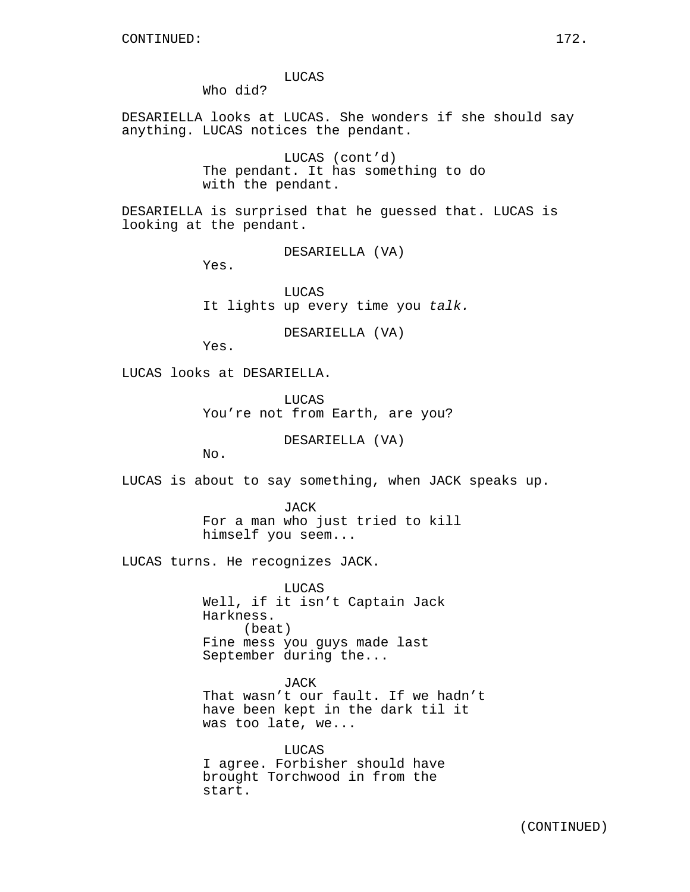LUCAS
Who did?

DESARIELLA looks at LUCAS. She wonders if she should say anything. LUCAS notices the pendant.

LUCAS (cont'd)
The pendant. It has something to do with the pendant.

DESARIELLA is surprised that he guessed that. LUCAS is looking at the pendant.

DESARIELLA (VA)
Yes.

LUCAS
It lights up every time you *talk.*

DESARIELLA (VA)
Yes.

LUCAS looks at DESARIELLA.

LUCAS
You're not from Earth, are you?

DESARIELLA (VA)
No.

LUCAS is about to say something, when JACK speaks up.

JACK
For a man who just tried to kill himself you seem...

LUCAS turns. He recognizes JACK.

LUCAS
Well, if it isn't Captain Jack Harkness.
(beat)
Fine mess you guys made last September during the...

JACK
That wasn't our fault. If we hadn't have been kept in the dark til it was too late, we...

LUCAS
I agree. Forbisher should have brought Torchwood in from the start.

(CONTINUED)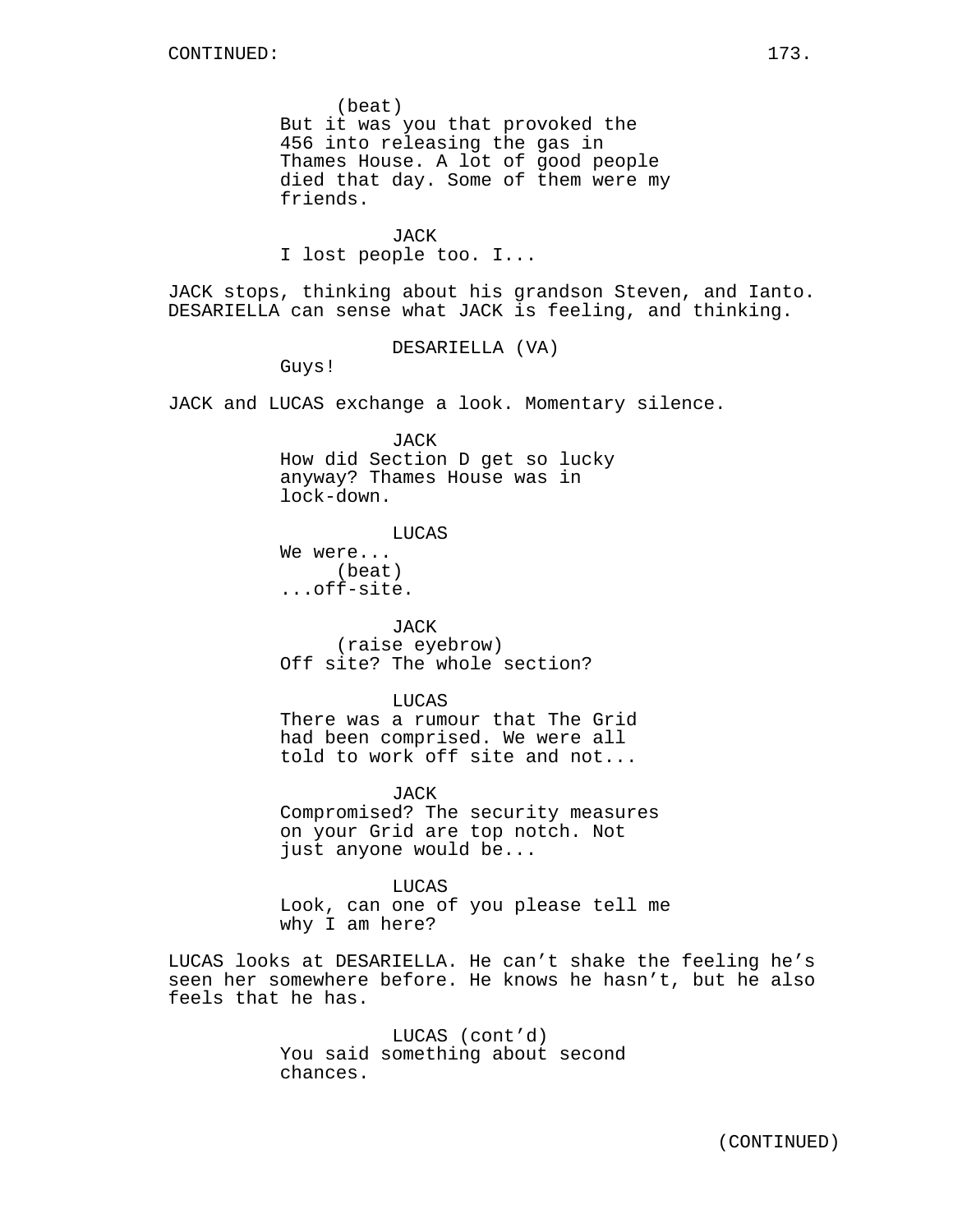(beat)
But it was you that provoked the 456 into releasing the gas in Thames House. A lot of good people died that day. Some of them were my friends.

JACK
I lost people too. I...

JACK stops, thinking about his grandson Steven, and Ianto. DESARIELLA can sense what JACK is feeling, and thinking.

DESARIELLA (VA)
Guys!

JACK and LUCAS exchange a look. Momentary silence.

JACK
How did Section D get so lucky anyway? Thames House was in lock-down.

LUCAS
We were...
(beat)
...off-site.

JACK
(raise eyebrow)
Off site? The whole section?

LUCAS
There was a rumour that The Grid had been comprised. We were all told to work off site and not...

JACK
Compromised? The security measures on your Grid are top notch. Not just anyone would be...

LUCAS
Look, can one of you please tell me why I am here?

LUCAS looks at DESARIELLA. He can't shake the feeling he's seen her somewhere before. He knows he hasn't, but he also feels that he has.

LUCAS (cont'd)
You said something about second chances.

(CONTINUED)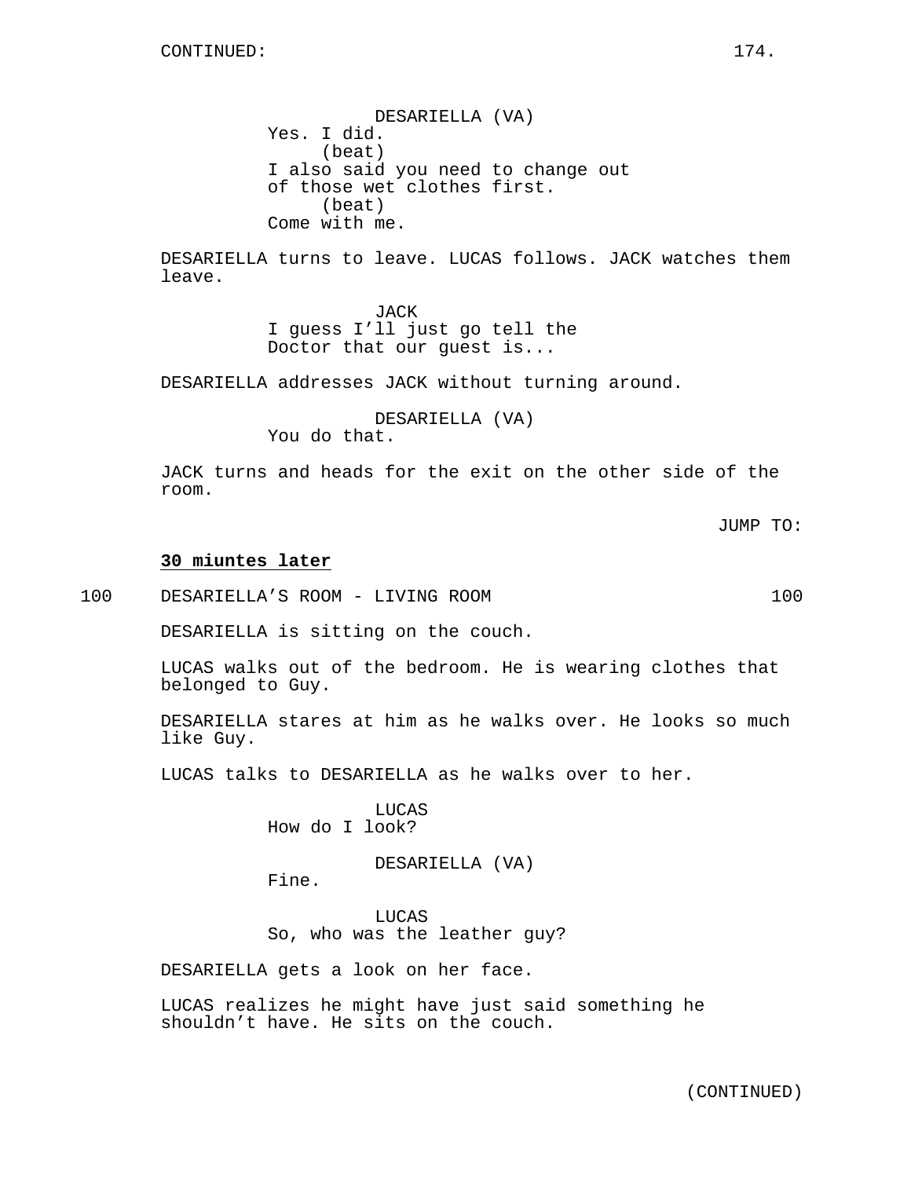DESARIELLA (VA)
Yes. I did.
(beat)
I also said you need to change out of those wet clothes first.
(beat)
Come with me.

DESARIELLA turns to leave. LUCAS follows. JACK watches them leave.

JACK
I guess I'll just go tell the Doctor that our guest is...

DESARIELLA addresses JACK without turning around.

DESARIELLA (VA)
You do that.

JACK turns and heads for the exit on the other side of the room.

JUMP TO:

**30 miuntes later**

100 DESARIELLA'S ROOM - LIVING ROOM 100

DESARIELLA is sitting on the couch.

LUCAS walks out of the bedroom. He is wearing clothes that belonged to Guy.

DESARIELLA stares at him as he walks over. He looks so much like Guy.

LUCAS talks to DESARIELLA as he walks over to her.

LUCAS
How do I look?

DESARIELLA (VA)
Fine.

LUCAS
So, who was the leather guy?

DESARIELLA gets a look on her face.

LUCAS realizes he might have just said something he shouldn't have. He sits on the couch.

(CONTINUED)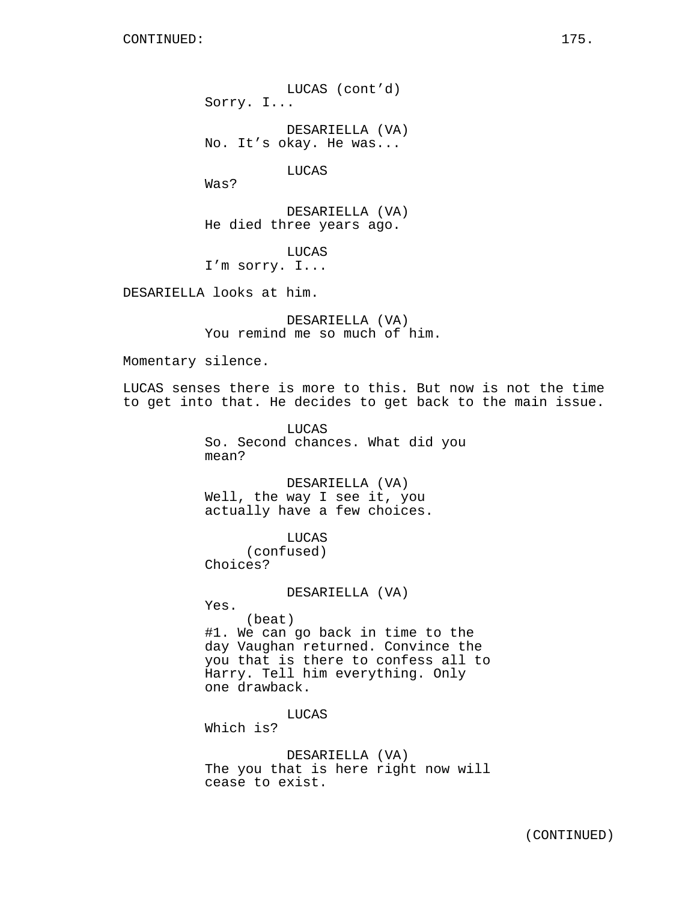LUCAS (cont'd)
Sorry. I...

DESARIELLA (VA)
No. It's okay. He was...

LUCAS
Was?

DESARIELLA (VA)
He died three years ago.

LUCAS
I'm sorry. I...

DESARIELLA looks at him.

DESARIELLA (VA)
You remind me so much of him.

Momentary silence.

LUCAS senses there is more to this. But now is not the time to get into that. He decides to get back to the main issue.

LUCAS
So. Second chances. What did you mean?

DESARIELLA (VA)
Well, the way I see it, you actually have a few choices.

LUCAS
(confused)
Choices?

DESARIELLA (VA)
Yes.
(beat)
#1. We can go back in time to the day Vaughan returned. Convince the you that is there to confess all to Harry. Tell him everything. Only one drawback.

LUCAS
Which is?

DESARIELLA (VA)
The you that is here right now will cease to exist.

(CONTINUED)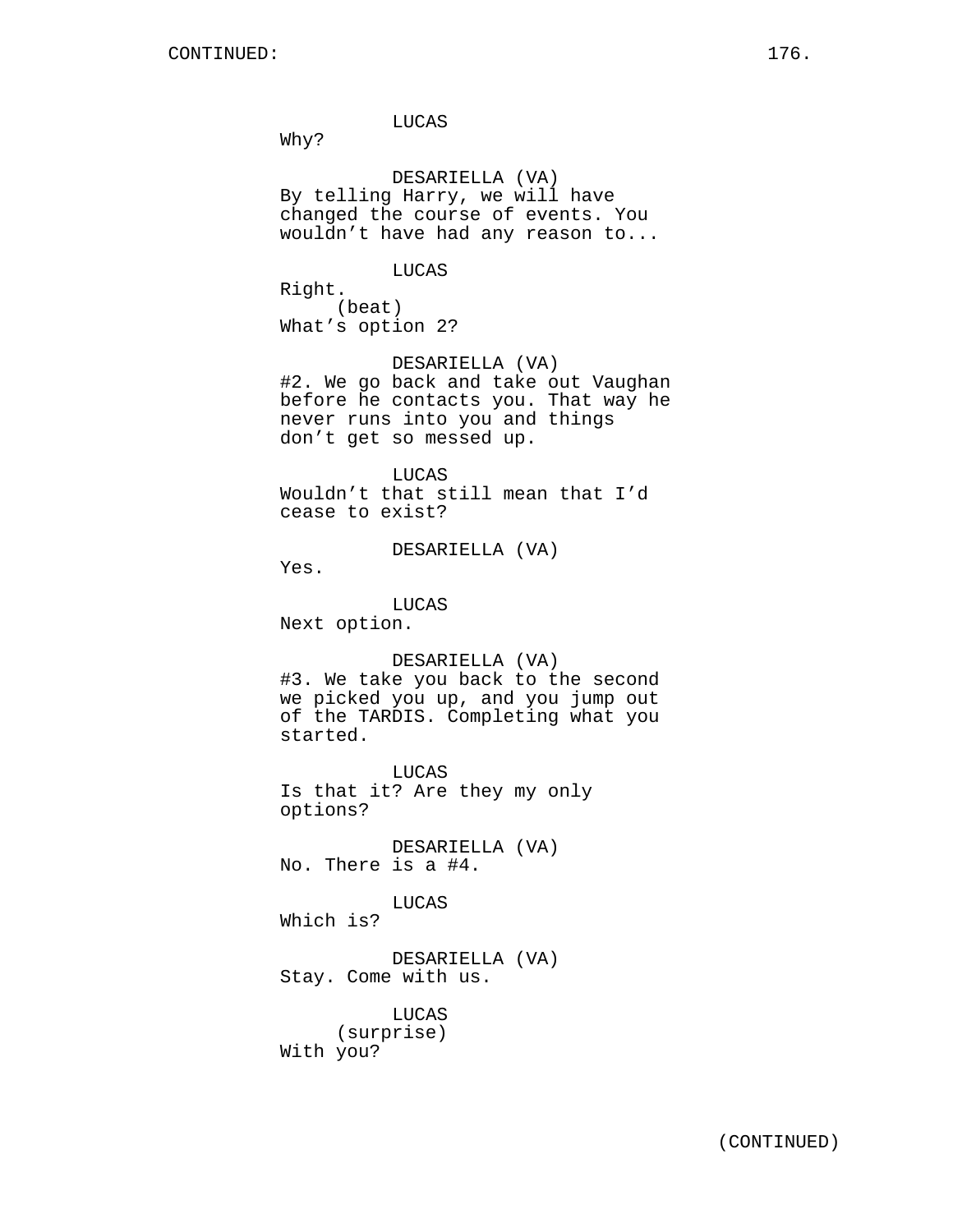LUCAS
Why?

DESARIELLA (VA)
By telling Harry, we will have changed the course of events. You wouldn't have had any reason to...

LUCAS
Right.
(beat)
What's option 2?

DESARIELLA (VA)
#2. We go back and take out Vaughan before he contacts you. That way he never runs into you and things don't get so messed up.

LUCAS
Wouldn't that still mean that I'd cease to exist?

DESARIELLA (VA)
Yes.

LUCAS
Next option.

DESARIELLA (VA)
#3. We take you back to the second we picked you up, and you jump out of the TARDIS. Completing what you started.

LUCAS
Is that it? Are they my only options?

DESARIELLA (VA)
No. There is a #4.

LUCAS
Which is?

DESARIELLA (VA)
Stay. Come with us.

LUCAS
(surprise)
With you?

(CONTINUED)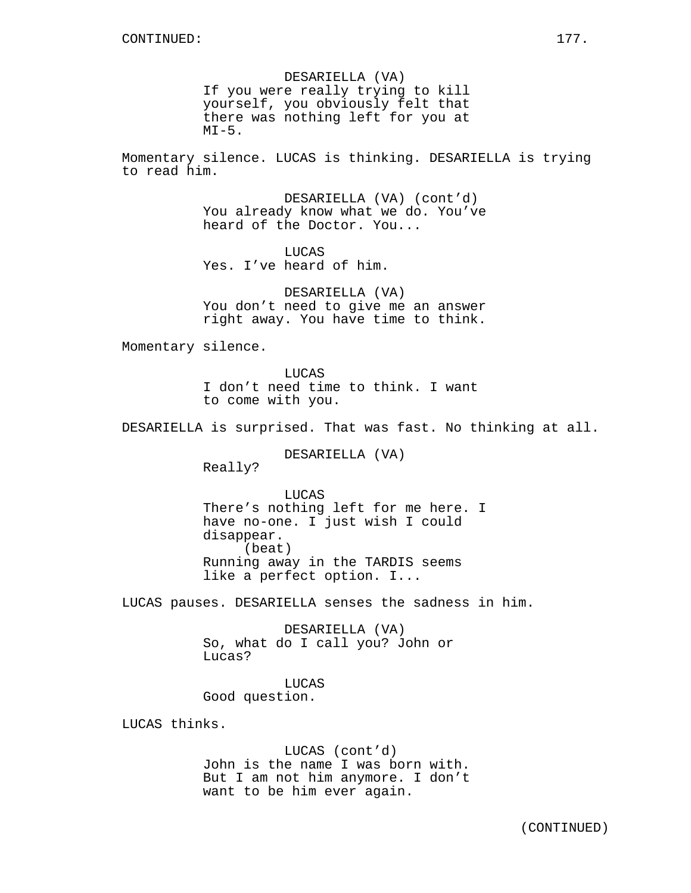DESARIELLA (VA)
If you were really trying to kill yourself, you obviously felt that there was nothing left for you at MI-5.

Momentary silence. LUCAS is thinking. DESARIELLA is trying to read him.

DESARIELLA (VA) (cont'd)
You already know what we do. You've heard of the Doctor. You...

LUCAS
Yes. I've heard of him.

DESARIELLA (VA)
You don't need to give me an answer right away. You have time to think.

Momentary silence.

LUCAS
I don't need time to think. I want to come with you.

DESARIELLA is surprised. That was fast. No thinking at all.

DESARIELLA (VA)
Really?

LUCAS
There's nothing left for me here. I have no-one. I just wish I could disappear.
(beat)
Running away in the TARDIS seems like a perfect option. I...

LUCAS pauses. DESARIELLA senses the sadness in him.

DESARIELLA (VA)
So, what do I call you? John or Lucas?

LUCAS
Good question.

LUCAS thinks.

LUCAS (cont'd)
John is the name I was born with. But I am not him anymore. I don't want to be him ever again.

(CONTINUED)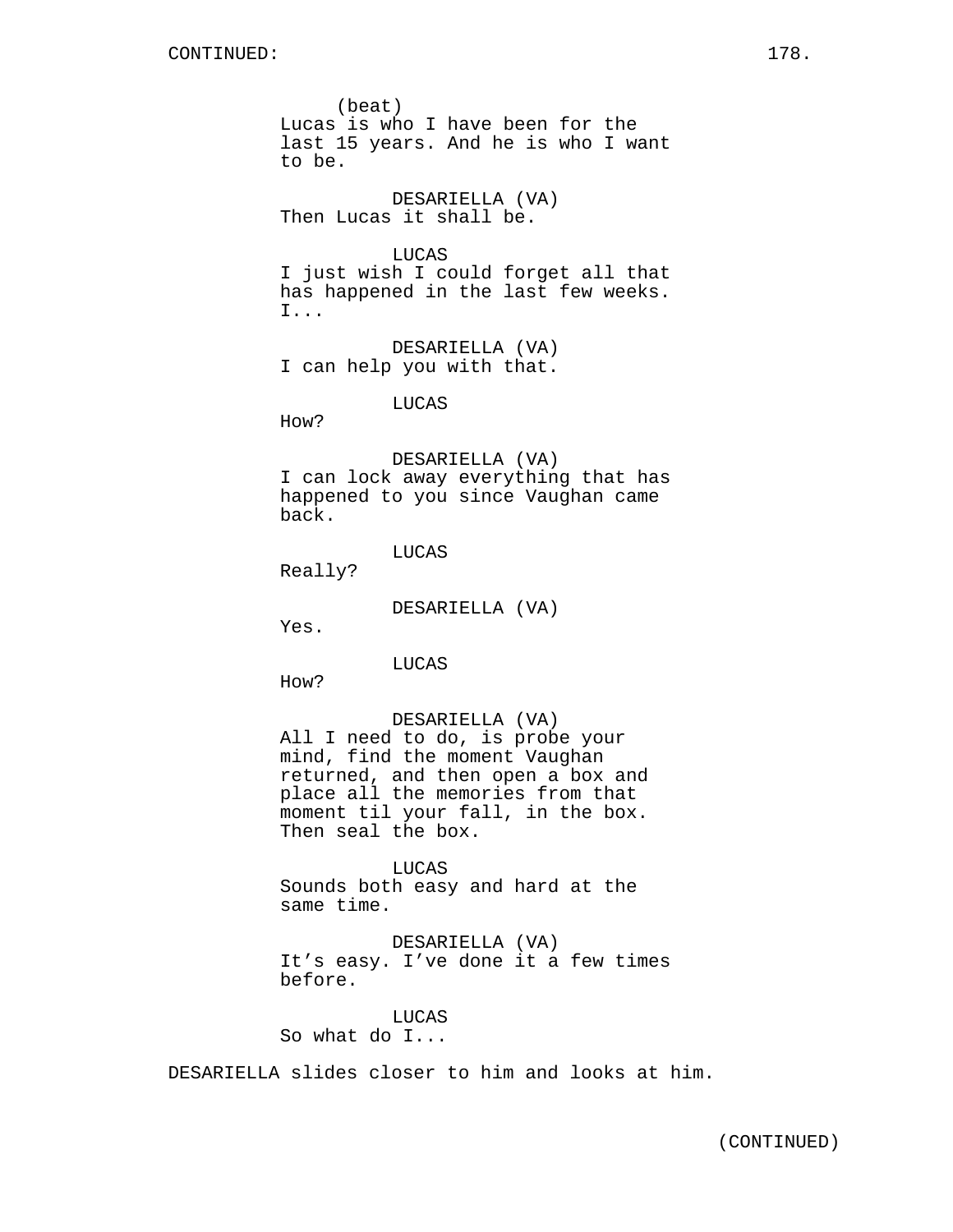(beat)
Lucas is who I have been for the last 15 years. And he is who I want to be.

DESARIELLA (VA)
Then Lucas it shall be.

LUCAS
I just wish I could forget all that has happened in the last few weeks. I...

DESARIELLA (VA)
I can help you with that.

LUCAS
How?

DESARIELLA (VA)
I can lock away everything that has happened to you since Vaughan came back.

LUCAS
Really?

DESARIELLA (VA)
Yes.

LUCAS
How?

DESARIELLA (VA)
All I need to do, is probe your mind, find the moment Vaughan returned, and then open a box and place all the memories from that moment til your fall, in the box. Then seal the box.

LUCAS
Sounds both easy and hard at the same time.

DESARIELLA (VA)
It's easy. I've done it a few times before.

LUCAS
So what do I...

DESARIELLA slides closer to him and looks at him.

(CONTINUED)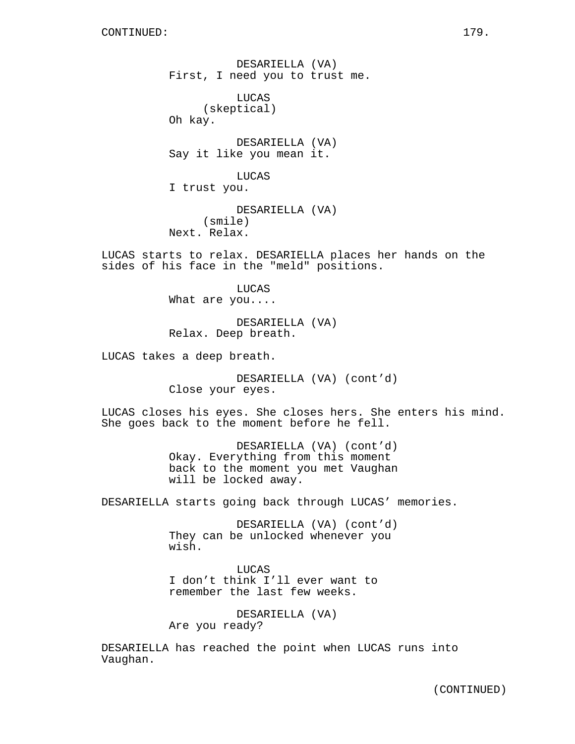CONTINUED:

DESARIELLA (VA)
First, I need you to trust me.

LUCAS
(skeptical)
Oh kay.

DESARIELLA (VA)
Say it like you mean it.

LUCAS
I trust you.

DESARIELLA (VA)
(smile)
Next. Relax.

LUCAS starts to relax. DESARIELLA places her hands on the sides of his face in the "meld" positions.

LUCAS
What are you....

DESARIELLA (VA)
Relax. Deep breath.

LUCAS takes a deep breath.

DESARIELLA (VA) (cont'd)
Close your eyes.

LUCAS closes his eyes. She closes hers. She enters his mind. She goes back to the moment before he fell.

DESARIELLA (VA) (cont'd)
Okay. Everything from this moment back to the moment you met Vaughan will be locked away.

DESARIELLA starts going back through LUCAS' memories.

DESARIELLA (VA) (cont'd)
They can be unlocked whenever you wish.

LUCAS
I don't think I'll ever want to remember the last few weeks.

DESARIELLA (VA)
Are you ready?

DESARIELLA has reached the point when LUCAS runs into Vaughan.

(CONTINUED)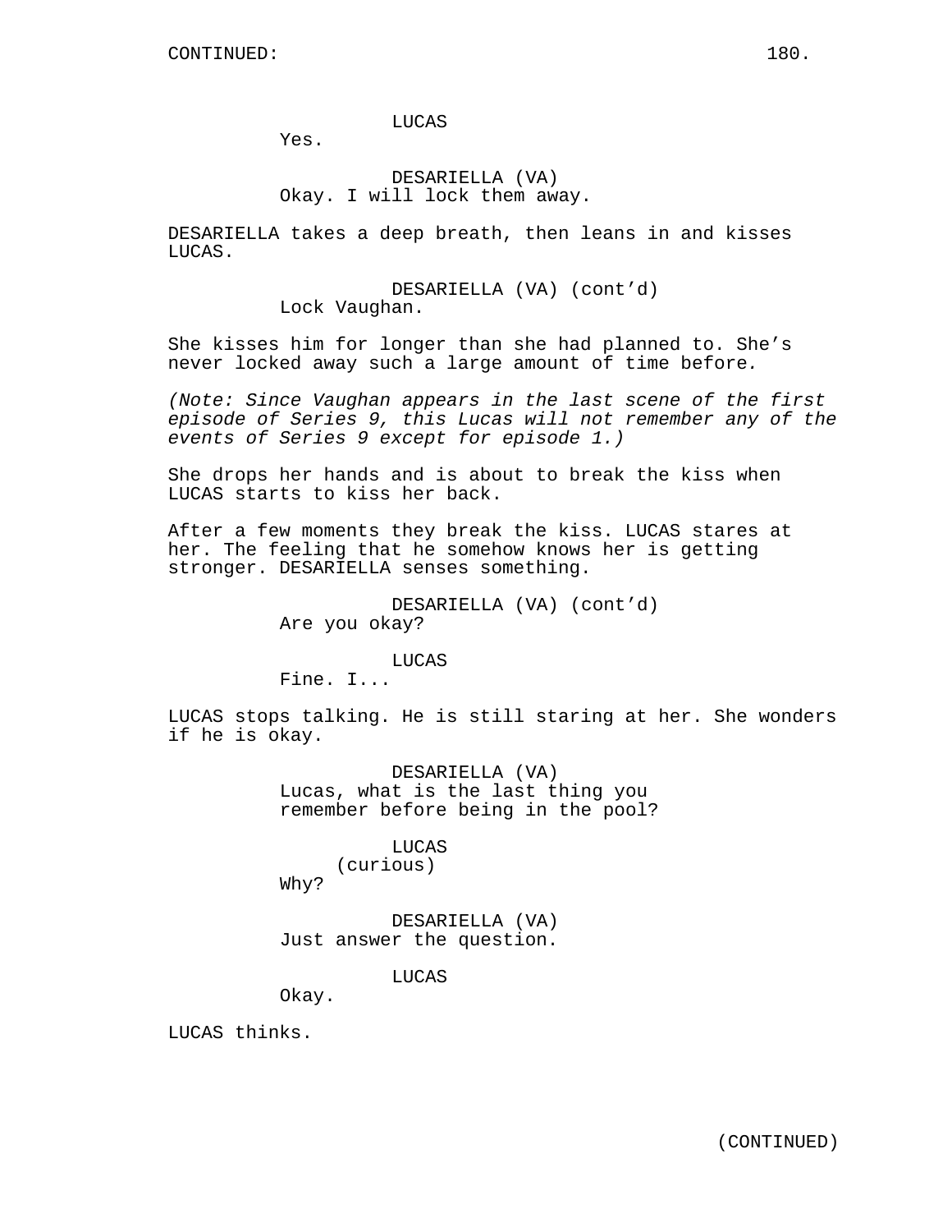LUCAS
Yes.

DESARIELLA (VA)
Okay. I will lock them away.

DESARIELLA takes a deep breath, then leans in and kisses LUCAS.

DESARIELLA (VA) (cont'd)
Lock Vaughan.

She kisses him for longer than she had planned to. She's never locked away such a large amount of time before.

*(Note: Since Vaughan appears in the last scene of the first episode of Series 9, this Lucas will not remember any of the events of Series 9 except for episode 1.)*

She drops her hands and is about to break the kiss when LUCAS starts to kiss her back.

After a few moments they break the kiss. LUCAS stares at her. The feeling that he somehow knows her is getting stronger. DESARIELLA senses something.

DESARIELLA (VA) (cont'd)
Are you okay?

LUCAS
Fine. I...

LUCAS stops talking. He is still staring at her. She wonders if he is okay.

DESARIELLA (VA)
Lucas, what is the last thing you remember before being in the pool?

LUCAS
(curious)
Why?

DESARIELLA (VA)
Just answer the question.

LUCAS
Okay.

LUCAS thinks.

(CONTINUED)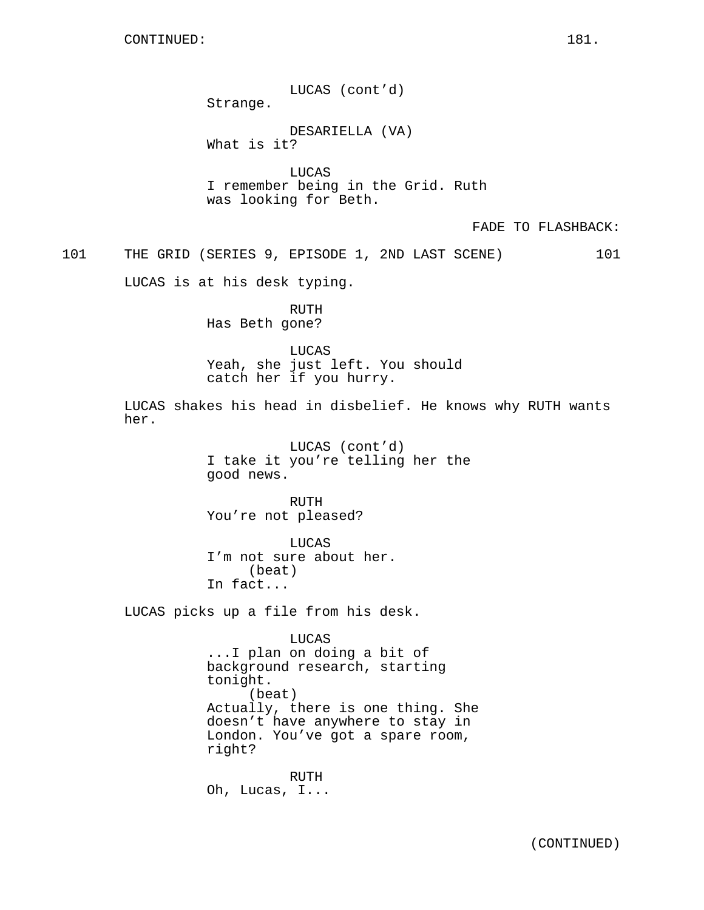CONTINUED:

LUCAS (cont'd)
Strange.

DESARIELLA (VA)
What is it?

LUCAS
I remember being in the Grid. Ruth was looking for Beth.

FADE TO FLASHBACK:

101 THE GRID (SERIES 9, EPISODE 1, 2ND LAST SCENE) 101

LUCAS is at his desk typing.

RUTH
Has Beth gone?

LUCAS
Yeah, she just left. You should catch her if you hurry.

LUCAS shakes his head in disbelief. He knows why RUTH wants her.

LUCAS (cont'd)
I take it you're telling her the good news.

RUTH
You're not pleased?

LUCAS
I'm not sure about her.
(beat)
In fact...

LUCAS picks up a file from his desk.

LUCAS
...I plan on doing a bit of background research, starting tonight.
(beat)
Actually, there is one thing. She doesn't have anywhere to stay in London. You've got a spare room, right?

RUTH
Oh, Lucas, I...

(CONTINUED)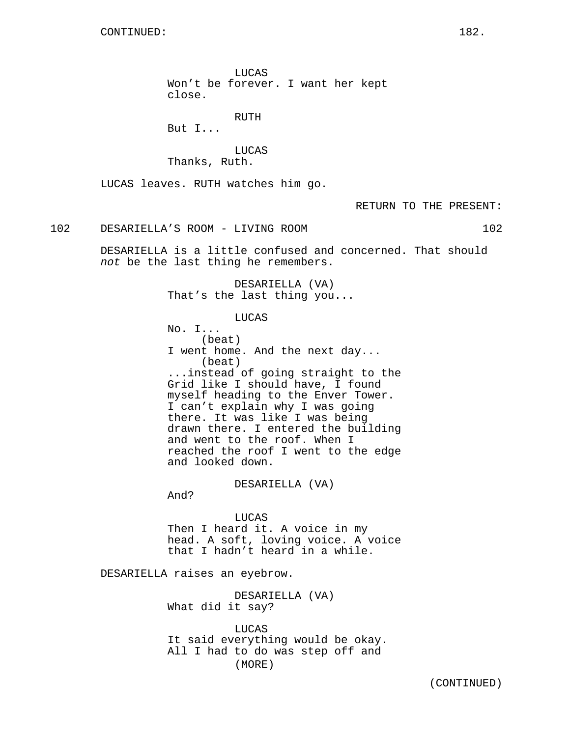LUCAS
Won't be forever. I want her kept close.

RUTH
But I...

LUCAS
Thanks, Ruth.

LUCAS leaves. RUTH watches him go.

RETURN TO THE PRESENT:

102 DESARIELLA'S ROOM - LIVING ROOM 102

DESARIELLA is a little confused and concerned. That should *not* be the last thing he remembers.

DESARIELLA (VA)
That's the last thing you...

LUCAS
No. I...
(beat)
I went home. And the next day...
(beat)
...instead of going straight to the Grid like I should have, I found myself heading to the Enver Tower. I can't explain why I was going there. It was like I was being drawn there. I entered the building and went to the roof. When I reached the roof I went to the edge and looked down.

DESARIELLA (VA)
And?

LUCAS
Then I heard it. A voice in my head. A soft, loving voice. A voice that I hadn't heard in a while.

DESARIELLA raises an eyebrow.

DESARIELLA (VA)
What did it say?

LUCAS
It said everything would be okay. All I had to do was step off and
(MORE)

(CONTINUED)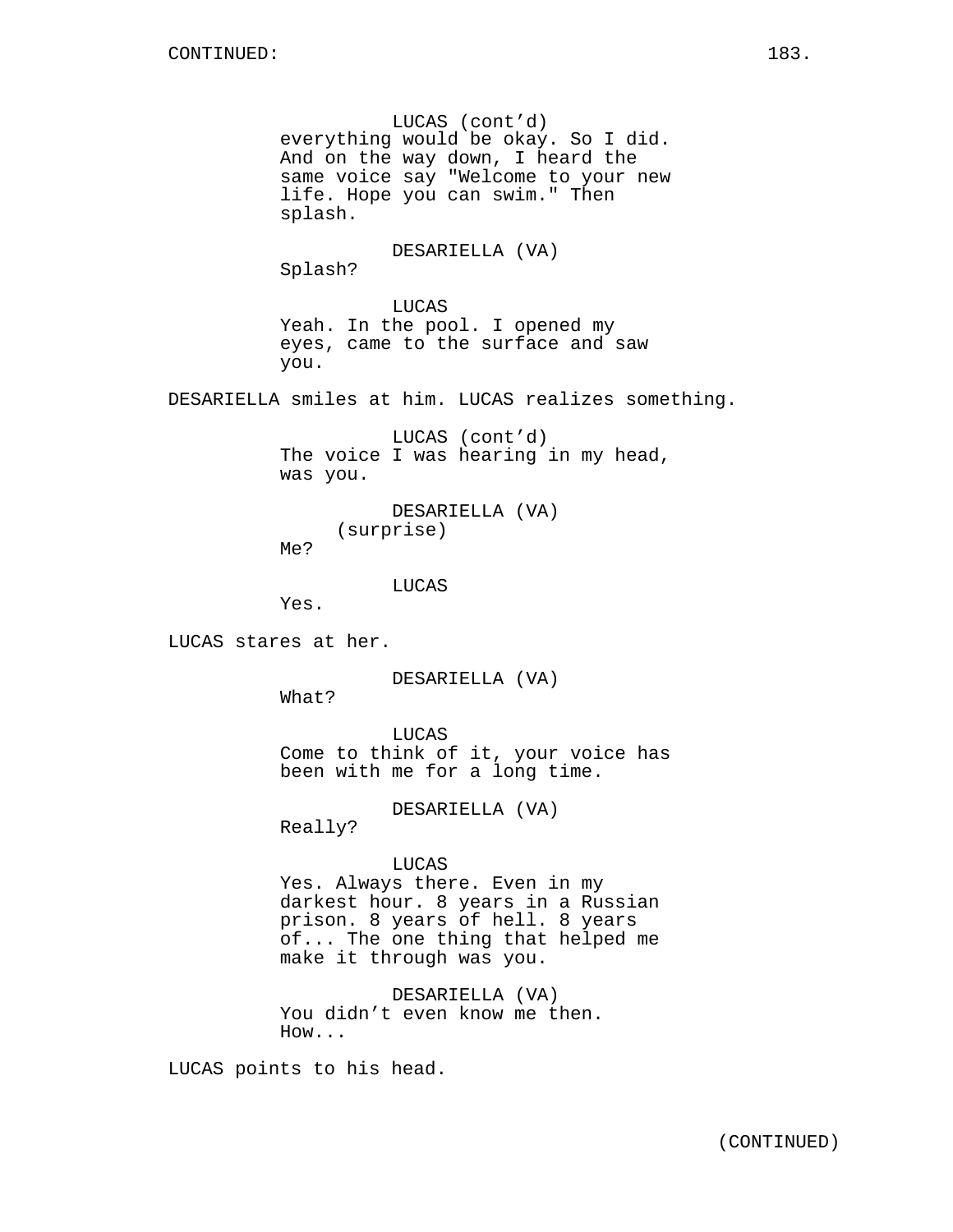LUCAS (cont'd)
everything would be okay. So I did. And on the way down, I heard the same voice say "Welcome to your new life. Hope you can swim." Then splash.

DESARIELLA (VA)
Splash?

LUCAS
Yeah. In the pool. I opened my eyes, came to the surface and saw you.

DESARIELLA smiles at him. LUCAS realizes something.

LUCAS (cont'd)
The voice I was hearing in my head, was you.

DESARIELLA (VA)
(surprise)
Me?

LUCAS
Yes.

LUCAS stares at her.

DESARIELLA (VA)
What?

LUCAS
Come to think of it, your voice has been with me for a long time.

DESARIELLA (VA)
Really?

LUCAS
Yes. Always there. Even in my darkest hour. 8 years in a Russian prison. 8 years of hell. 8 years of... The one thing that helped me make it through was you.

DESARIELLA (VA)
You didn't even know me then. How...

LUCAS points to his head.

(CONTINUED)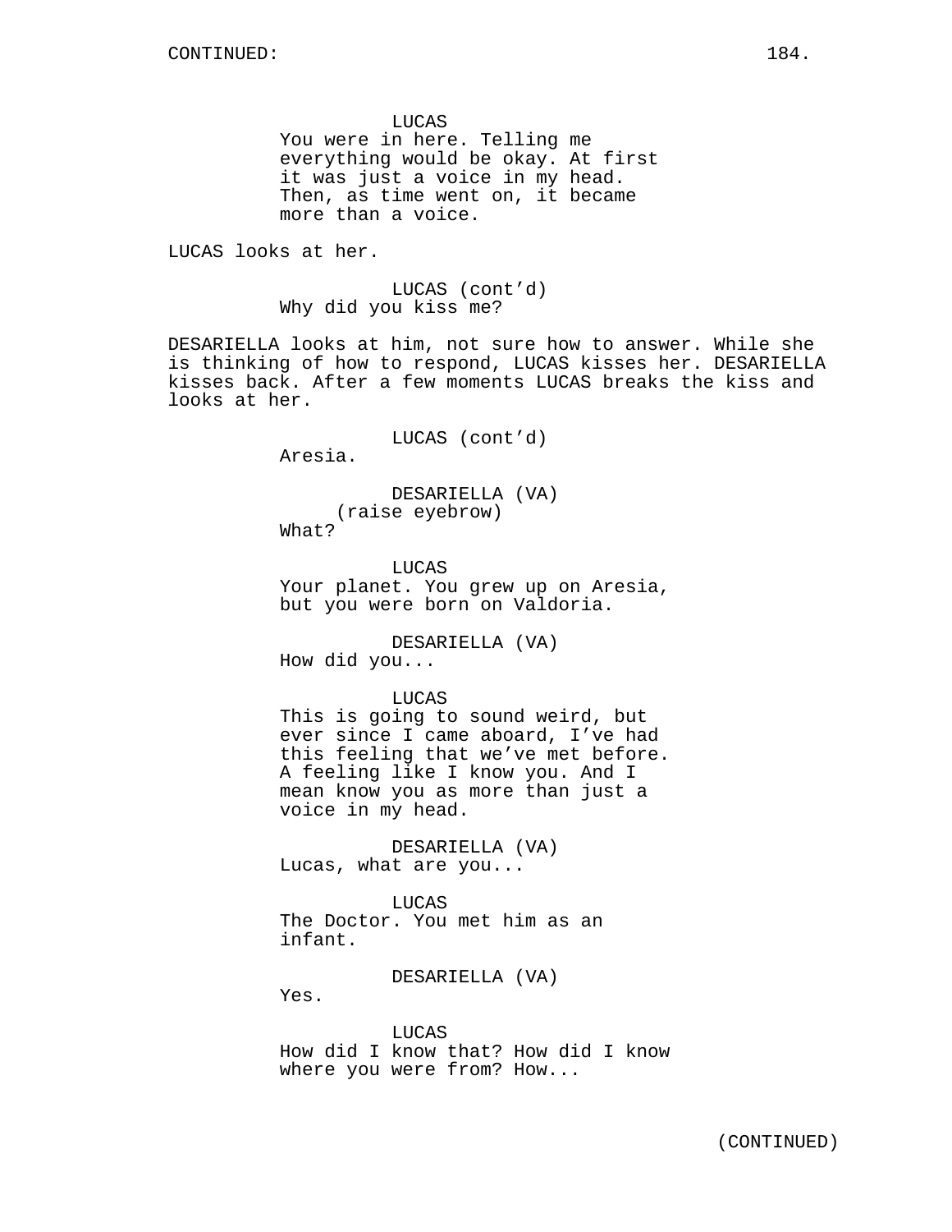LUCAS
You were in here. Telling me everything would be okay. At first it was just a voice in my head. Then, as time went on, it became more than a voice.

LUCAS looks at her.

LUCAS (cont'd)
Why did you kiss me?

DESARIELLA looks at him, not sure how to answer. While she is thinking of how to respond, LUCAS kisses her. DESARIELLA kisses back. After a few moments LUCAS breaks the kiss and looks at her.

LUCAS (cont'd)
Aresia.

DESARIELLA (VA)
(raise eyebrow)
What?

LUCAS
Your planet. You grew up on Aresia, but you were born on Valdoria.

DESARIELLA (VA)
How did you...

LUCAS
This is going to sound weird, but ever since I came aboard, I've had this feeling that we've met before. A feeling like I know you. And I mean know you as more than just a voice in my head.

DESARIELLA (VA)
Lucas, what are you...

LUCAS
The Doctor. You met him as an infant.

DESARIELLA (VA)
Yes.

LUCAS
How did I know that? How did I know where you were from? How...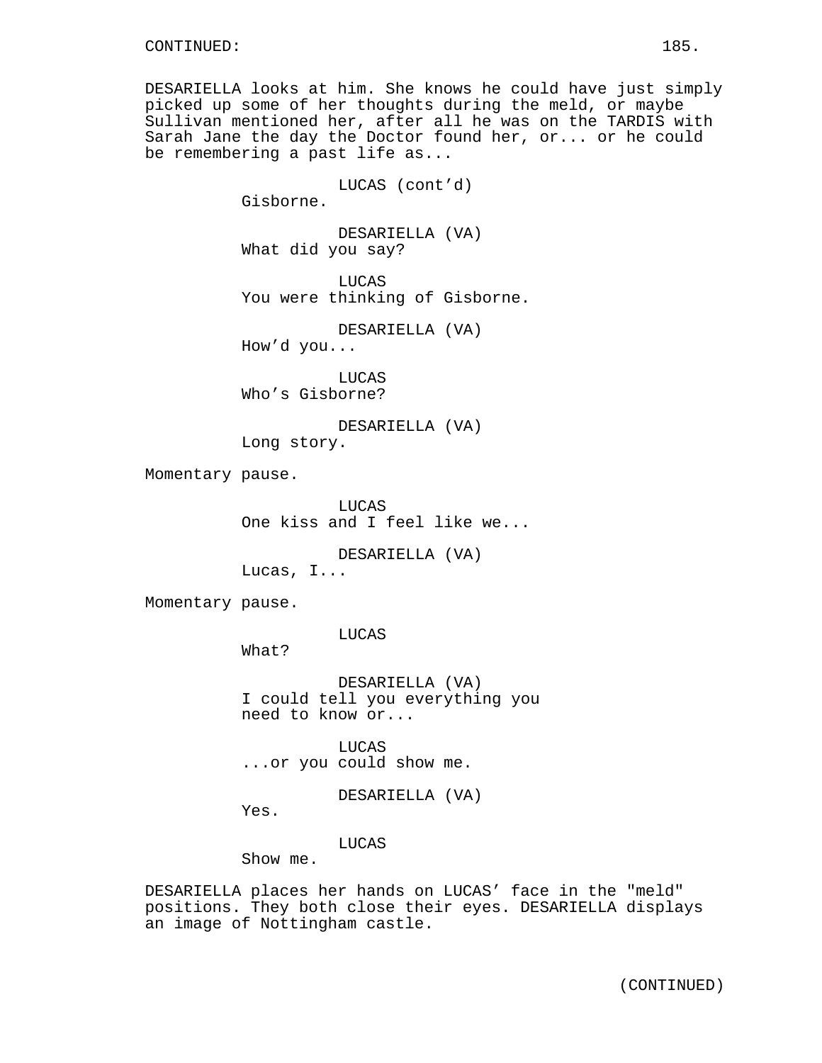CONTINUED:

DESARIELLA looks at him. She knows he could have just simply picked up some of her thoughts during the meld, or maybe Sullivan mentioned her, after all he was on the TARDIS with Sarah Jane the day the Doctor found her, or... or he could be remembering a past life as...

LUCAS (cont'd)
Gisborne.

DESARIELLA (VA)
What did you say?

LUCAS
You were thinking of Gisborne.

DESARIELLA (VA)
How'd you...

LUCAS
Who's Gisborne?

DESARIELLA (VA)
Long story.

Momentary pause.

LUCAS
One kiss and I feel like we...

DESARIELLA (VA)
Lucas, I...

Momentary pause.

LUCAS
What?

DESARIELLA (VA)
I could tell you everything you need to know or...

LUCAS
...or you could show me.

DESARIELLA (VA)
Yes.

LUCAS
Show me.

DESARIELLA places her hands on LUCAS' face in the "meld" positions. They both close their eyes. DESARIELLA displays an image of Nottingham castle.

(CONTINUED)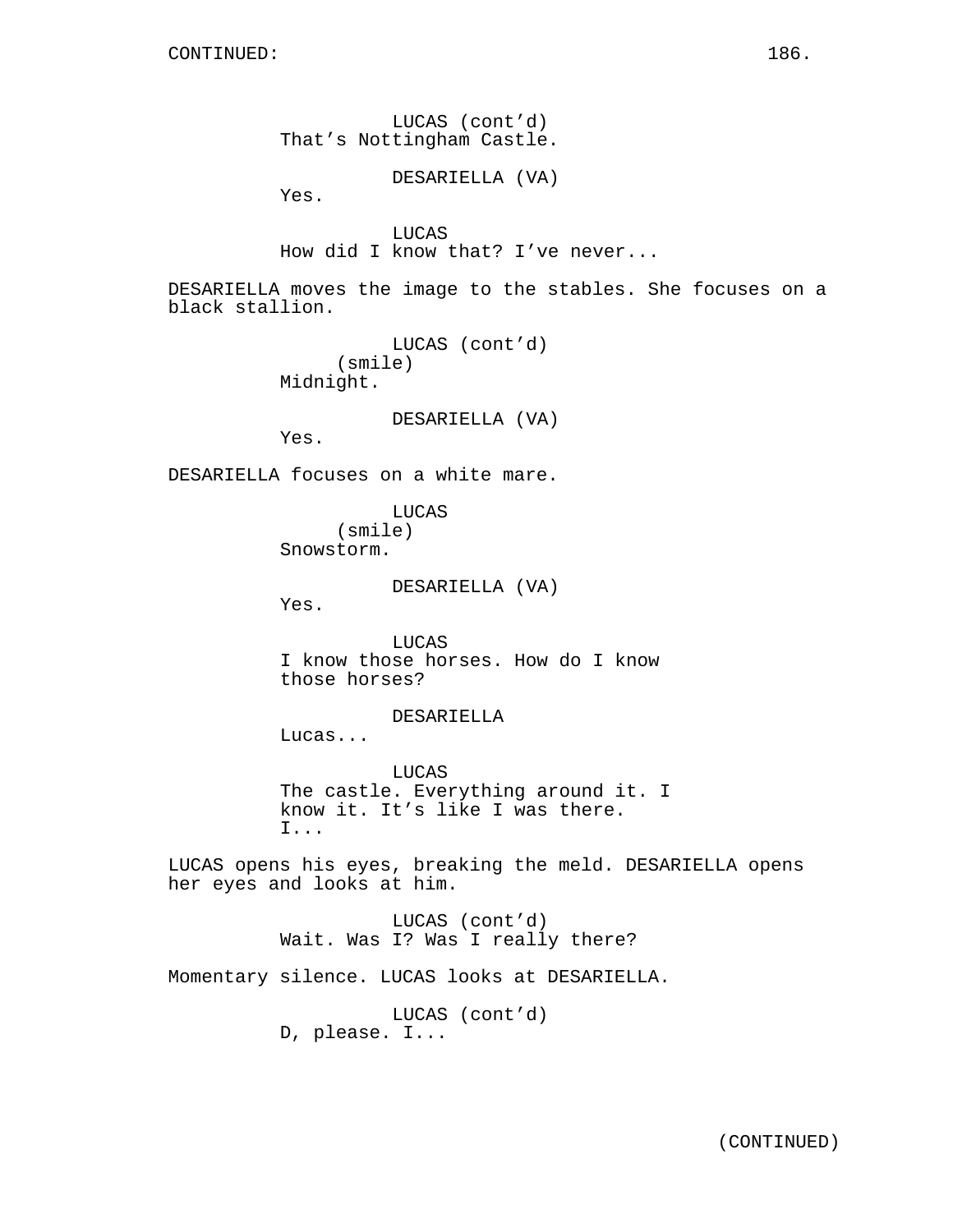LUCAS (cont'd)
That's Nottingham Castle.

DESARIELLA (VA)
Yes.

LUCAS
How did I know that? I've never...

DESARIELLA moves the image to the stables. She focuses on a black stallion.

LUCAS (cont'd)
(smile)
Midnight.

DESARIELLA (VA)
Yes.

DESARIELLA focuses on a white mare.

LUCAS
(smile)
Snowstorm.

DESARIELLA (VA)
Yes.

LUCAS
I know those horses. How do I know those horses?

DESARIELLA
Lucas...

LUCAS
The castle. Everything around it. I know it. It's like I was there. I...

LUCAS opens his eyes, breaking the meld. DESARIELLA opens her eyes and looks at him.

LUCAS (cont'd)
Wait. Was I? Was I really there?

Momentary silence. LUCAS looks at DESARIELLA.

LUCAS (cont'd)
D, please. I...

(CONTINUED)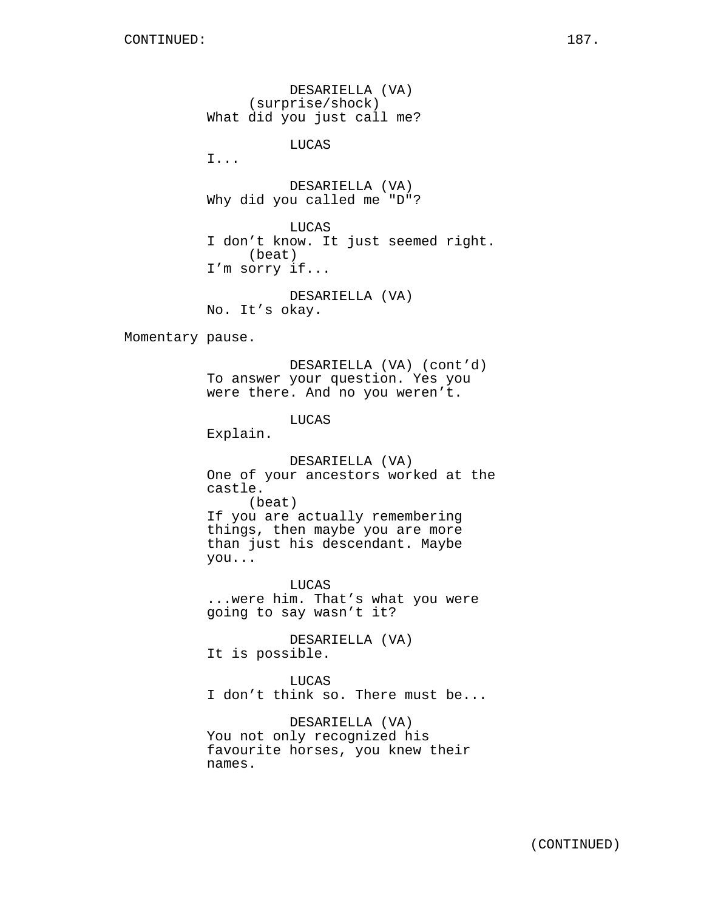DESARIELLA (VA)
(surprise/shock)
What did you just call me?

LUCAS
I...

DESARIELLA (VA)
Why did you called me "D"?

LUCAS
I don't know. It just seemed right.
(beat)
I'm sorry if...

DESARIELLA (VA)
No. It's okay.

Momentary pause.

DESARIELLA (VA) (cont'd)
To answer your question. Yes you were there. And no you weren't.

LUCAS
Explain.

DESARIELLA (VA)
One of your ancestors worked at the castle.
(beat)
If you are actually remembering things, then maybe you are more than just his descendant. Maybe you...

LUCAS
...were him. That's what you were going to say wasn't it?

DESARIELLA (VA)
It is possible.

LUCAS
I don't think so. There must be...

DESARIELLA (VA)
You not only recognized his favourite horses, you knew their names.

(CONTINUED)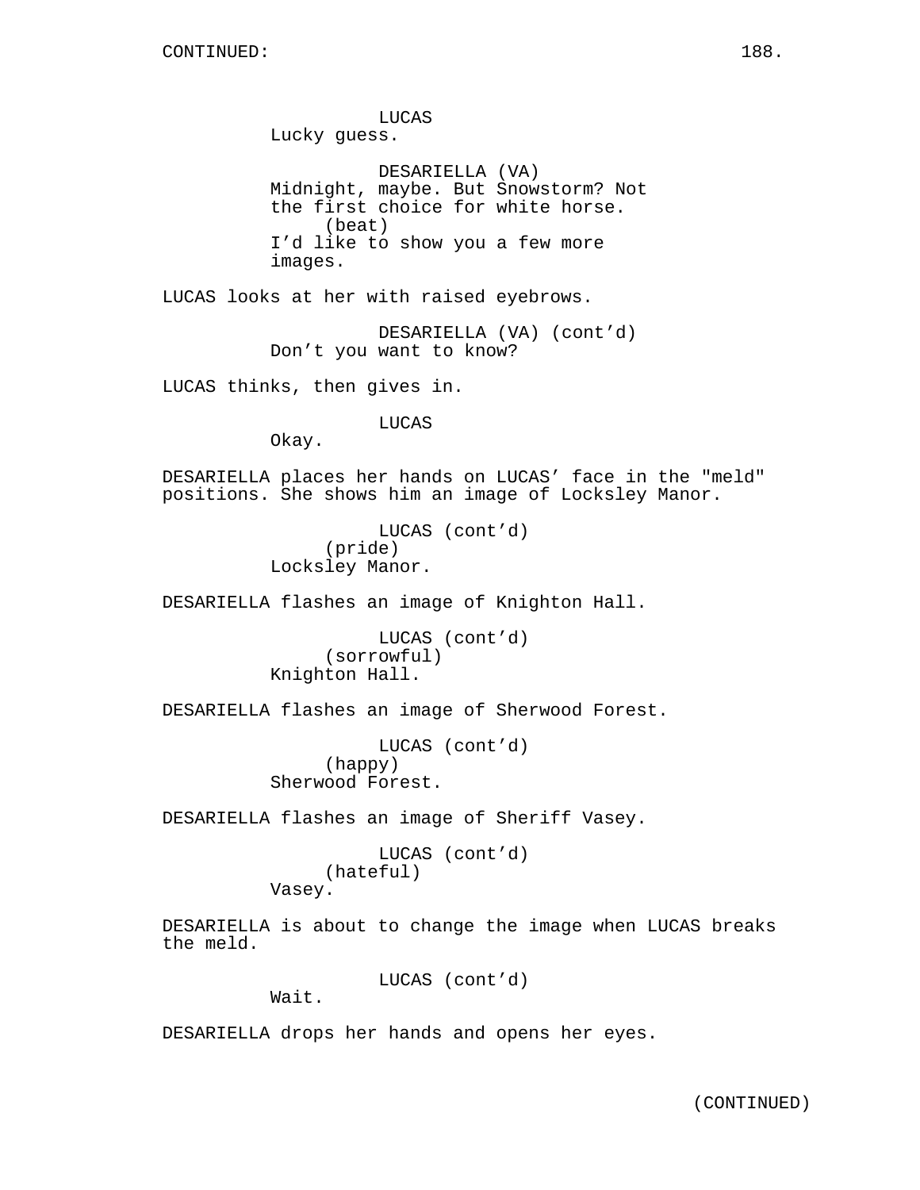LUCAS
Lucky guess.

DESARIELLA (VA)
Midnight, maybe. But Snowstorm? Not the first choice for white horse.
(beat)
I'd like to show you a few more images.

LUCAS looks at her with raised eyebrows.

DESARIELLA (VA) (cont'd)
Don't you want to know?

LUCAS thinks, then gives in.

LUCAS
Okay.

DESARIELLA places her hands on LUCAS' face in the "meld" positions. She shows him an image of Locksley Manor.

LUCAS (cont'd)
(pride)
Locksley Manor.

DESARIELLA flashes an image of Knighton Hall.

LUCAS (cont'd)
(sorrowful)
Knighton Hall.

DESARIELLA flashes an image of Sherwood Forest.

LUCAS (cont'd)
(happy)
Sherwood Forest.

DESARIELLA flashes an image of Sheriff Vasey.

LUCAS (cont'd)
(hateful)
Vasey.

DESARIELLA is about to change the image when LUCAS breaks the meld.

LUCAS (cont'd)
Wait.

DESARIELLA drops her hands and opens her eyes.

(CONTINUED)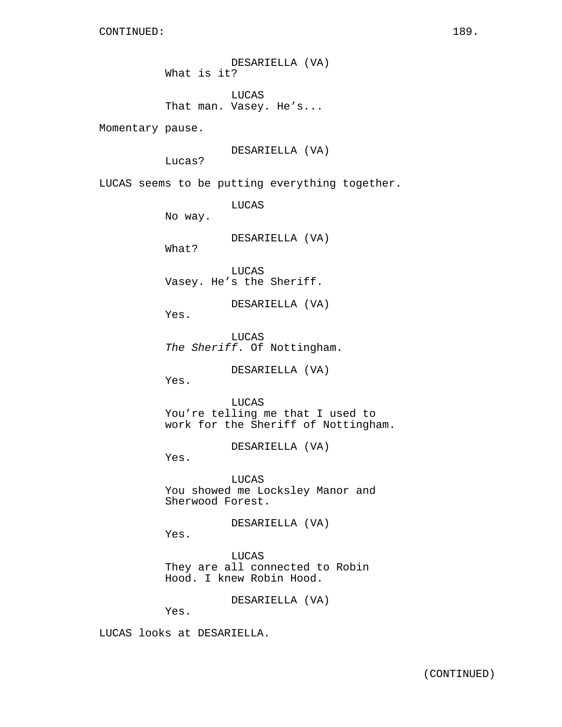CONTINUED:

DESARIELLA (VA)
What is it?

LUCAS
That man. Vasey. He's...

Momentary pause.

DESARIELLA (VA)
Lucas?

LUCAS seems to be putting everything together.

LUCAS
No way.

DESARIELLA (VA)
What?

LUCAS
Vasey. He's the Sheriff.

DESARIELLA (VA)
Yes.

LUCAS
*The Sheriff*. Of Nottingham.

DESARIELLA (VA)
Yes.

LUCAS
You're telling me that I used to work for the Sheriff of Nottingham.

DESARIELLA (VA)
Yes.

LUCAS
You showed me Locksley Manor and Sherwood Forest.

DESARIELLA (VA)
Yes.

LUCAS
They are all connected to Robin Hood. I knew Robin Hood.

DESARIELLA (VA)
Yes.

LUCAS looks at DESARIELLA.

(CONTINUED)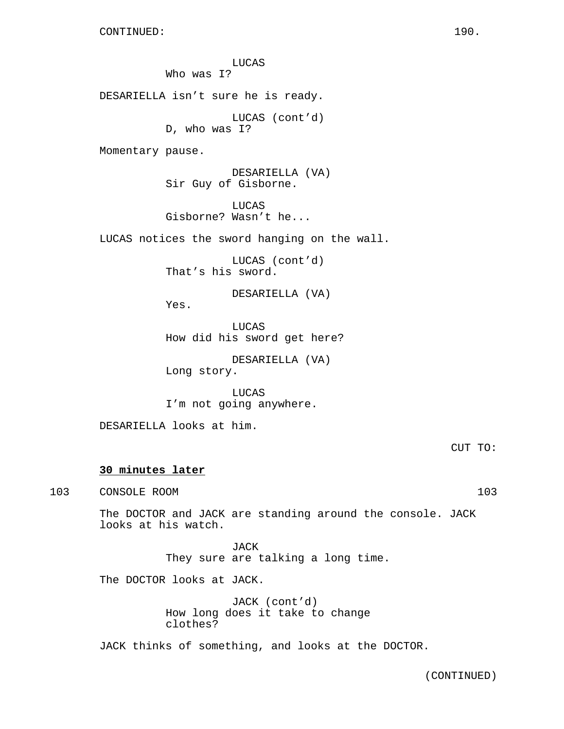CONTINUED:

LUCAS
Who was I?

DESARIELLA isn’t sure he is ready.

LUCAS (cont’d)
D, who was I?

Momentary pause.

DESARIELLA (VA)
Sir Guy of Gisborne.

LUCAS
Gisborne? Wasn’t he...

LUCAS notices the sword hanging on the wall.

LUCAS (cont’d)
That’s his sword.

DESARIELLA (VA)
Yes.

LUCAS
How did his sword get here?

DESARIELLA (VA)
Long story.

LUCAS
I’m not going anywhere.

DESARIELLA looks at him.

CUT TO:

**30 minutes later**

103 CONSOLE ROOM 103

The DOCTOR and JACK are standing around the console. JACK looks at his watch.

JACK
They sure are talking a long time.

The DOCTOR looks at JACK.

JACK (cont’d)
How long does it take to change clothes?

JACK thinks of something, and looks at the DOCTOR.

(CONTINUED)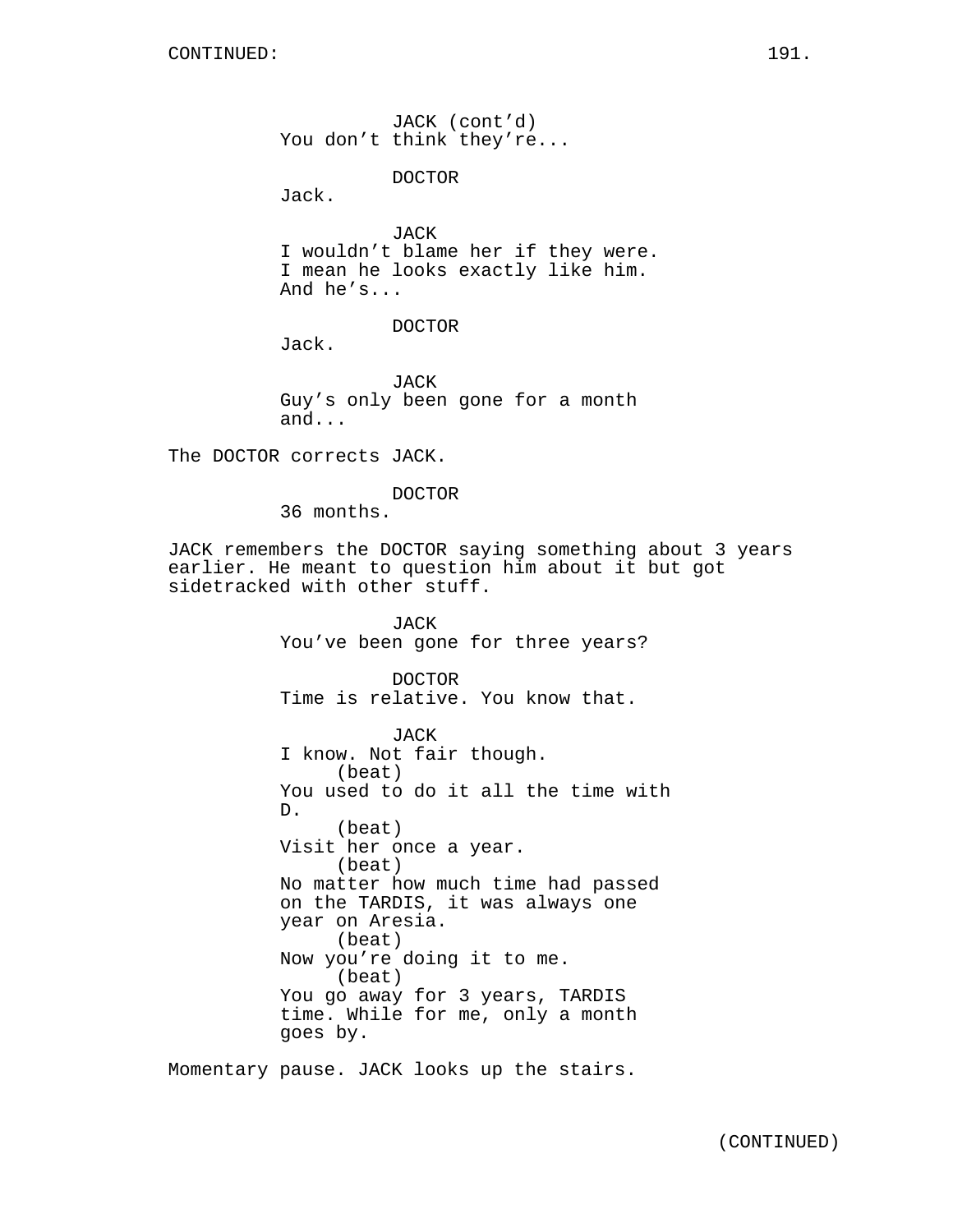JACK (cont'd)
You don't think they're...

DOCTOR
Jack.

JACK
I wouldn't blame her if they were.
I mean he looks exactly like him.
And he's...

DOCTOR
Jack.

JACK
Guy's only been gone for a month
and...

The DOCTOR corrects JACK.

DOCTOR
36 months.

JACK remembers the DOCTOR saying something about 3 years earlier. He meant to question him about it but got sidetracked with other stuff.

JACK
You've been gone for three years?

DOCTOR
Time is relative. You know that.

JACK
I know. Not fair though.
(beat)
You used to do it all the time with
D.
(beat)
Visit her once a year.
(beat)
No matter how much time had passed
on the TARDIS, it was always one
year on Aresia.
(beat)
Now you're doing it to me.
(beat)
You go away for 3 years, TARDIS
time. While for me, only a month
goes by.

Momentary pause. JACK looks up the stairs.

(CONTINUED)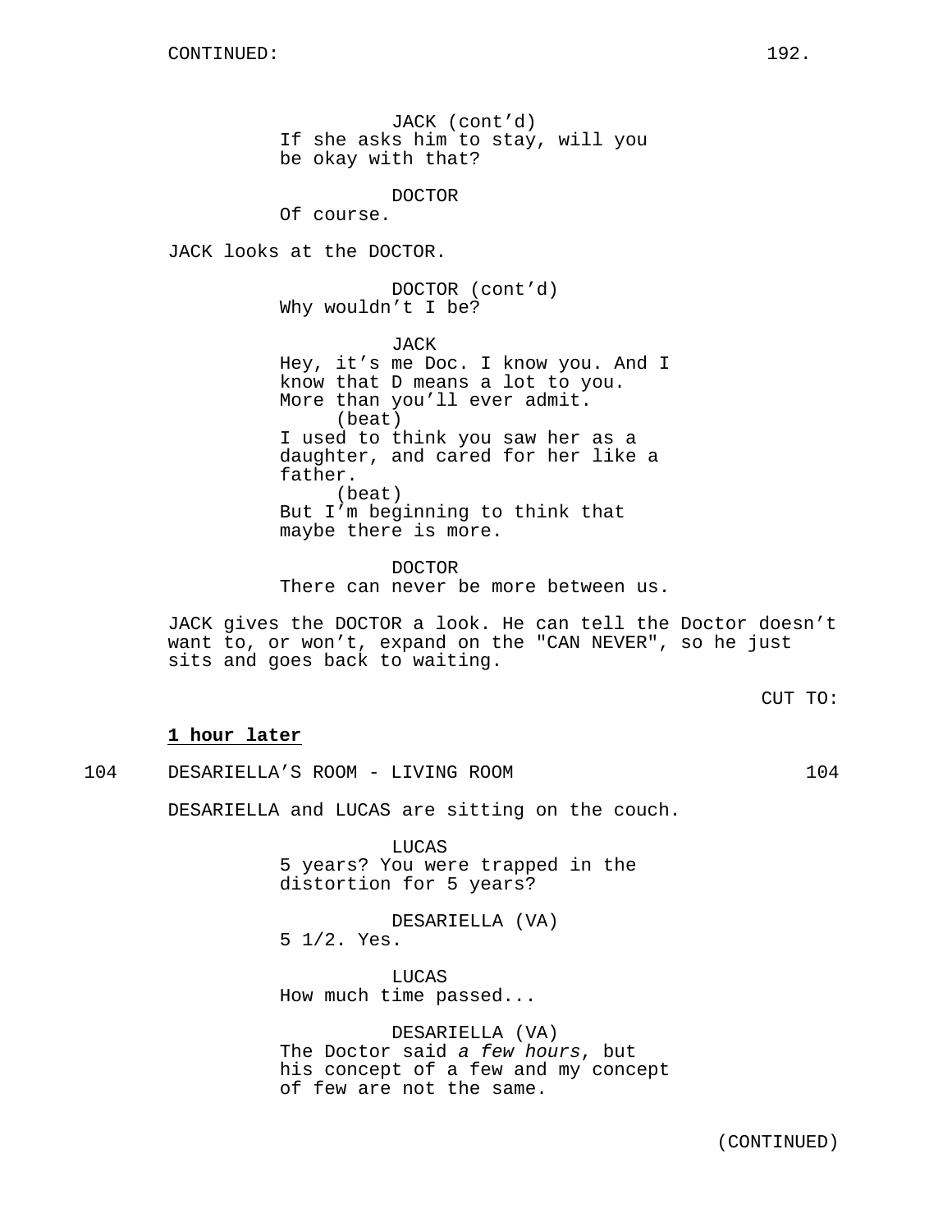CONTINUED:

JACK (cont'd)
If she asks him to stay, will you be okay with that?

DOCTOR
Of course.

JACK looks at the DOCTOR.

DOCTOR (cont'd)
Why wouldn't I be?

JACK
Hey, it's me Doc. I know you. And I know that D means a lot to you. More than you'll ever admit.
(beat)
I used to think you saw her as a daughter, and cared for her like a father.
(beat)
But I'm beginning to think that maybe there is more.

DOCTOR
There can never be more between us.

JACK gives the DOCTOR a look. He can tell the Doctor doesn't want to, or won't, expand on the "CAN NEVER", so he just sits and goes back to waiting.

CUT TO:

**1 hour later**

104 DESARIELLA'S ROOM - LIVING ROOM 104

DESARIELLA and LUCAS are sitting on the couch.

LUCAS
5 years? You were trapped in the distortion for 5 years?

DESARIELLA (VA)
5 1/2. Yes.

LUCAS
How much time passed...

DESARIELLA (VA)
The Doctor said *a few hours*, but his concept of a few and my concept of few are not the same.

(CONTINUED)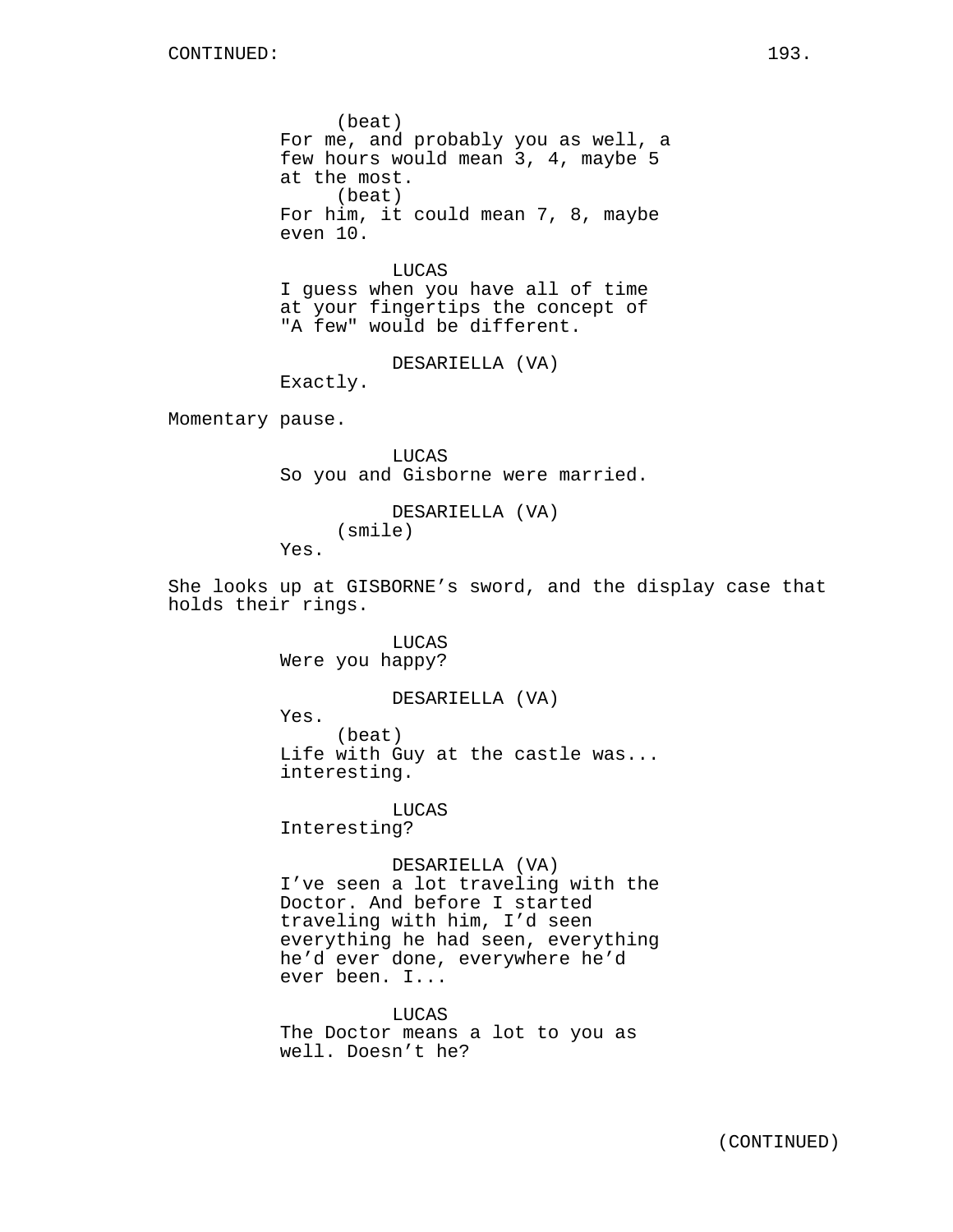(beat)
For me, and probably you as well, a few hours would mean 3, 4, maybe 5 at the most.
(beat)
For him, it could mean 7, 8, maybe even 10.

LUCAS
I guess when you have all of time at your fingertips the concept of "A few" would be different.

DESARIELLA (VA)
Exactly.

Momentary pause.

LUCAS
So you and Gisborne were married.

DESARIELLA (VA)
(smile)
Yes.

She looks up at GISBORNE's sword, and the display case that holds their rings.

LUCAS
Were you happy?

DESARIELLA (VA)
Yes.
(beat)
Life with Guy at the castle was... interesting.

LUCAS
Interesting?

DESARIELLA (VA)
I've seen a lot traveling with the Doctor. And before I started traveling with him, I'd seen everything he had seen, everything he'd ever done, everywhere he'd ever been. I...

LUCAS
The Doctor means a lot to you as well. Doesn't he?

(CONTINUED)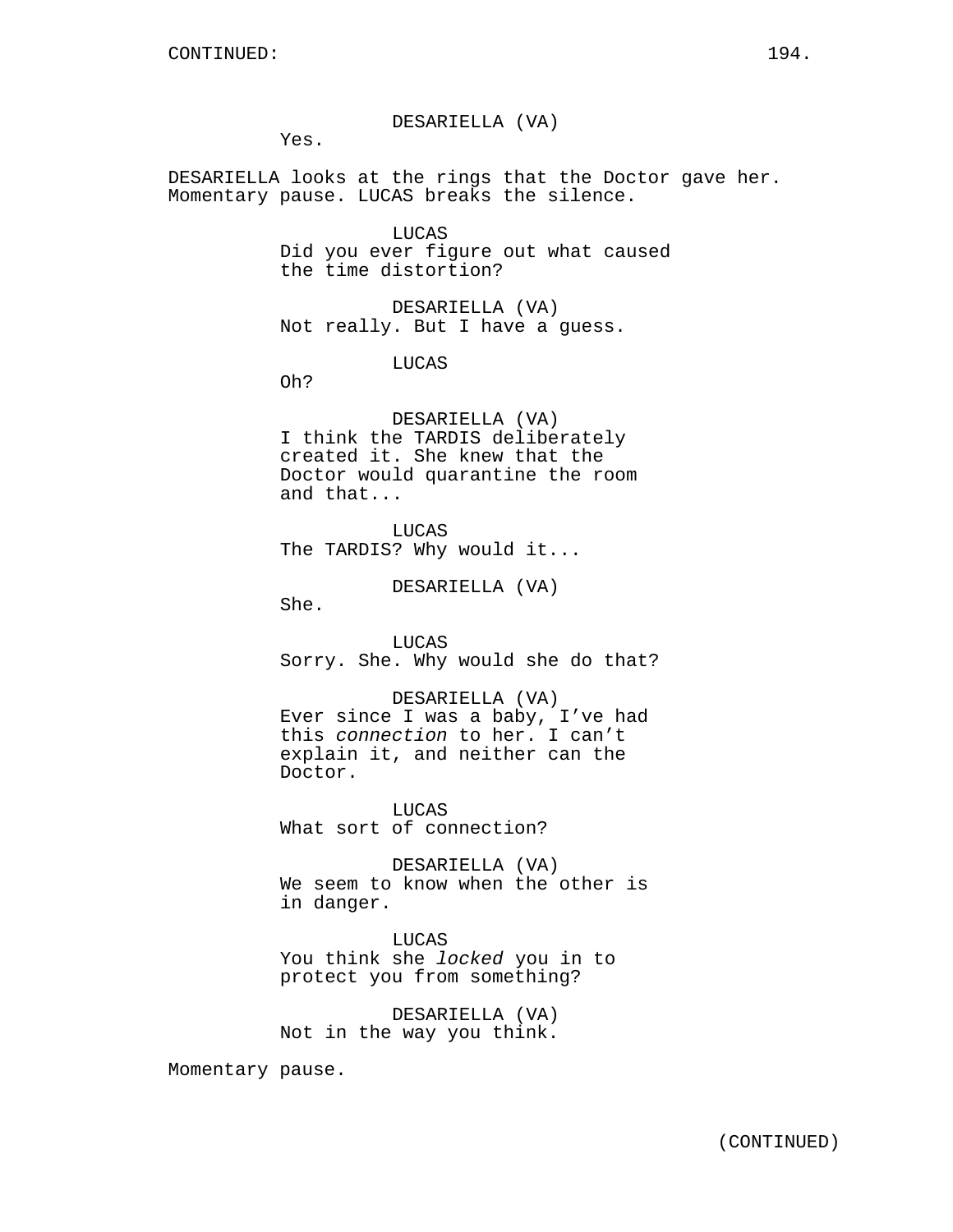DESARIELLA (VA)
Yes.

DESARIELLA looks at the rings that the Doctor gave her. Momentary pause. LUCAS breaks the silence.

LUCAS
Did you ever figure out what caused the time distortion?

DESARIELLA (VA)
Not really. But I have a guess.

LUCAS
Oh?

DESARIELLA (VA)
I think the TARDIS deliberately created it. She knew that the Doctor would quarantine the room and that...

LUCAS
The TARDIS? Why would it...

DESARIELLA (VA)
She.

LUCAS
Sorry. She. Why would she do that?

DESARIELLA (VA)
Ever since I was a baby, I've had this *connection* to her. I can't explain it, and neither can the Doctor.

LUCAS
What sort of connection?

DESARIELLA (VA)
We seem to know when the other is in danger.

LUCAS
You think she *locked* you in to protect you from something?

DESARIELLA (VA)
Not in the way you think.

Momentary pause.

(CONTINUED)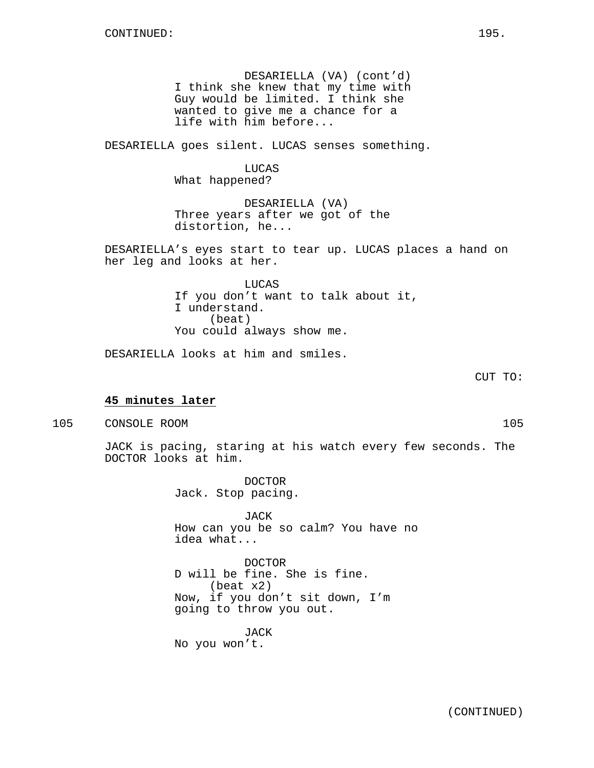DESARIELLA (VA) (cont'd)
I think she knew that my time with Guy would be limited. I think she wanted to give me a chance for a life with him before...

DESARIELLA goes silent. LUCAS senses something.

LUCAS
What happened?

DESARIELLA (VA)
Three years after we got of the distortion, he...

DESARIELLA's eyes start to tear up. LUCAS places a hand on her leg and looks at her.

LUCAS
If you don't want to talk about it, I understand.
(beat)
You could always show me.

DESARIELLA looks at him and smiles.

CUT TO:

**45 minutes later**

105 CONSOLE ROOM 105

JACK is pacing, staring at his watch every few seconds. The DOCTOR looks at him.

DOCTOR
Jack. Stop pacing.

JACK
How can you be so calm? You have no idea what...

DOCTOR
D will be fine. She is fine.
(beat x2)
Now, if you don't sit down, I'm going to throw you out.

JACK
No you won't.

(CONTINUED)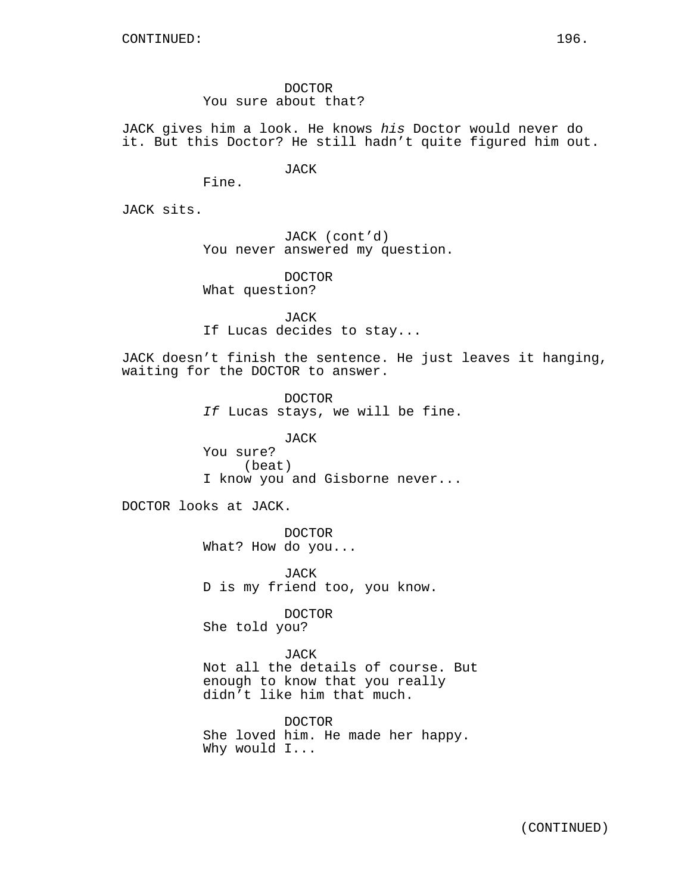DOCTOR
You sure about that?

JACK gives him a look. He knows *his* Doctor would never do it. But this Doctor? He still hadn't quite figured him out.

JACK
Fine.

JACK sits.

JACK (cont'd)
You never answered my question.

DOCTOR
What question?

JACK
If Lucas decides to stay...

JACK doesn't finish the sentence. He just leaves it hanging, waiting for the DOCTOR to answer.

DOCTOR
*If* Lucas stays, we will be fine.

JACK
You sure?
(beat)
I know you and Gisborne never...

DOCTOR looks at JACK.

DOCTOR
What? How do you...

JACK
D is my friend too, you know.

DOCTOR
She told you?

JACK
Not all the details of course. But enough to know that you really didn't like him that much.

DOCTOR
She loved him. He made her happy. Why would I...

(CONTINUED)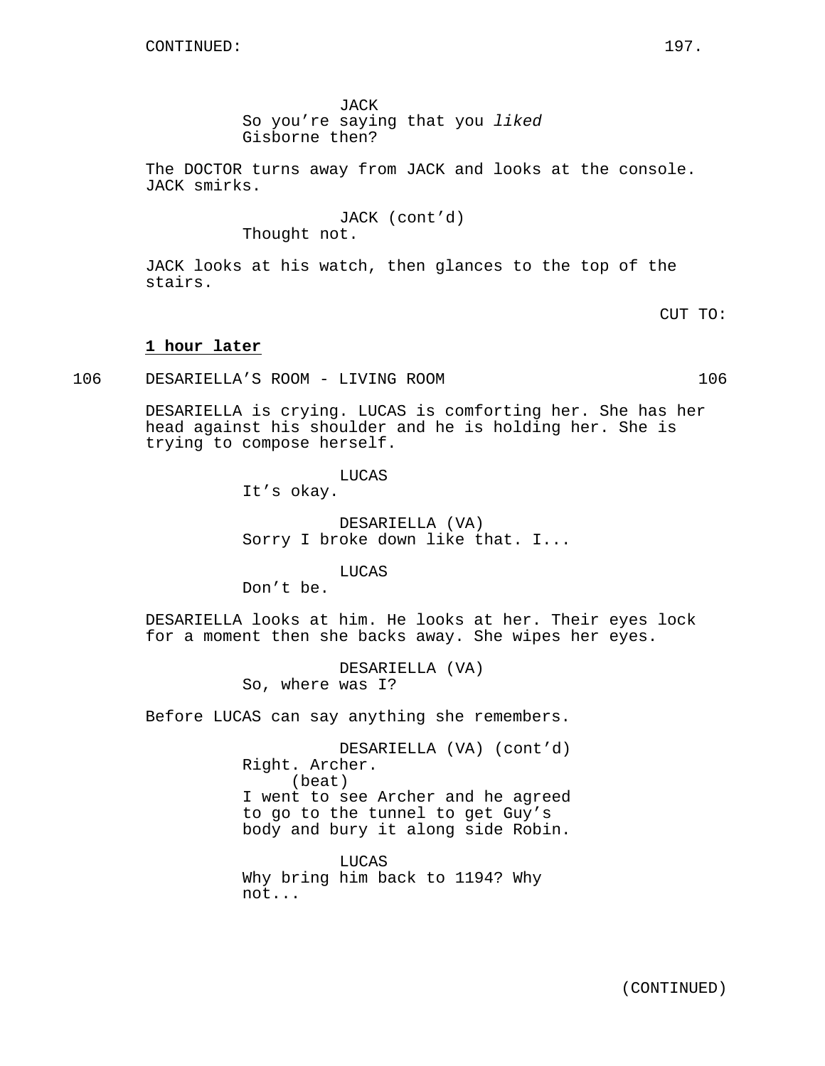CONTINUED:

JACK
So you're saying that you *liked* Gisborne then?

The DOCTOR turns away from JACK and looks at the console. JACK smirks.

JACK (cont'd)
Thought not.

JACK looks at his watch, then glances to the top of the stairs.

CUT TO:

**1 hour later**

106 DESARIELLA'S ROOM - LIVING ROOM 106

DESARIELLA is crying. LUCAS is comforting her. She has her head against his shoulder and he is holding her. She is trying to compose herself.

LUCAS
It's okay.

DESARIELLA (VA)
Sorry I broke down like that. I...

LUCAS
Don't be.

DESARIELLA looks at him. He looks at her. Their eyes lock for a moment then she backs away. She wipes her eyes.

DESARIELLA (VA)
So, where was I?

Before LUCAS can say anything she remembers.

DESARIELLA (VA) (cont'd)
Right. Archer.
(beat)
I went to see Archer and he agreed to go to the tunnel to get Guy's body and bury it along side Robin.

LUCAS
Why bring him back to 1194? Why not...

(CONTINUED)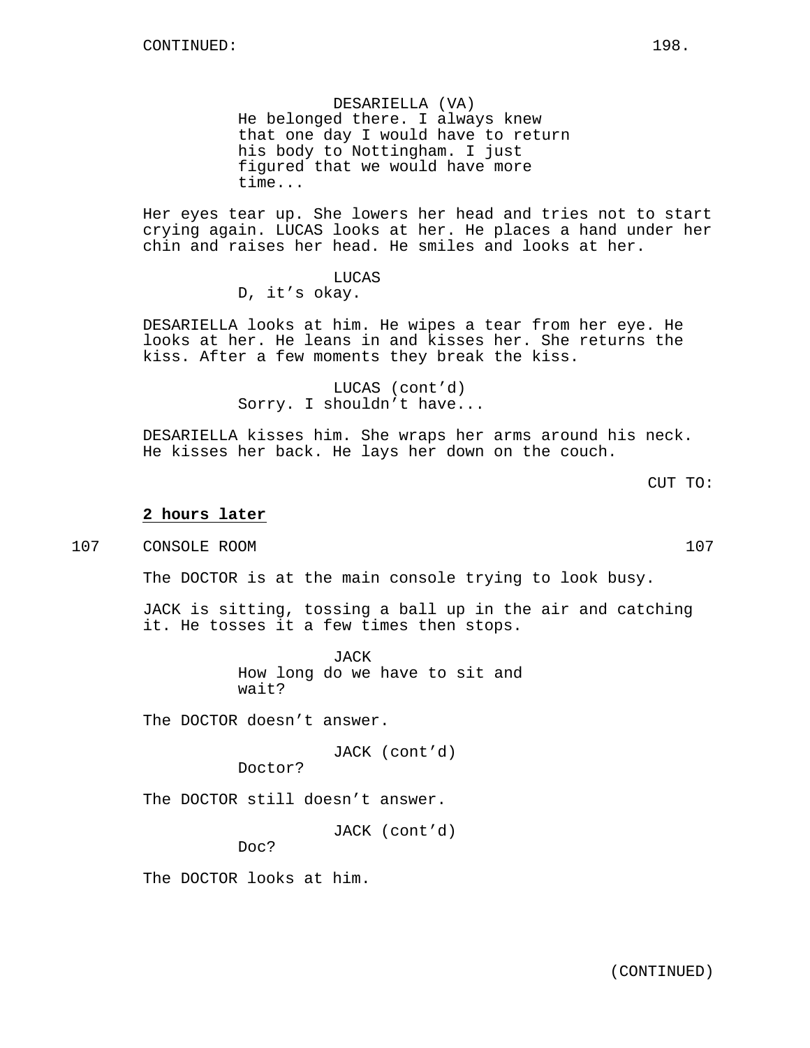DESARIELLA (VA)
He belonged there. I always knew that one day I would have to return his body to Nottingham. I just figured that we would have more time...

Her eyes tear up. She lowers her head and tries not to start crying again. LUCAS looks at her. He places a hand under her chin and raises her head. He smiles and looks at her.

LUCAS
D, it's okay.

DESARIELLA looks at him. He wipes a tear from her eye. He looks at her. He leans in and kisses her. She returns the kiss. After a few moments they break the kiss.

LUCAS (cont'd)
Sorry. I shouldn't have...

DESARIELLA kisses him. She wraps her arms around his neck. He kisses her back. He lays her down on the couch.

CUT TO:

**2 hours later**

107 CONSOLE ROOM 107

The DOCTOR is at the main console trying to look busy.

JACK is sitting, tossing a ball up in the air and catching it. He tosses it a few times then stops.

JACK
How long do we have to sit and wait?

The DOCTOR doesn't answer.

JACK (cont'd)
Doctor?

The DOCTOR still doesn't answer.

JACK (cont'd)
Doc?

The DOCTOR looks at him.

(CONTINUED)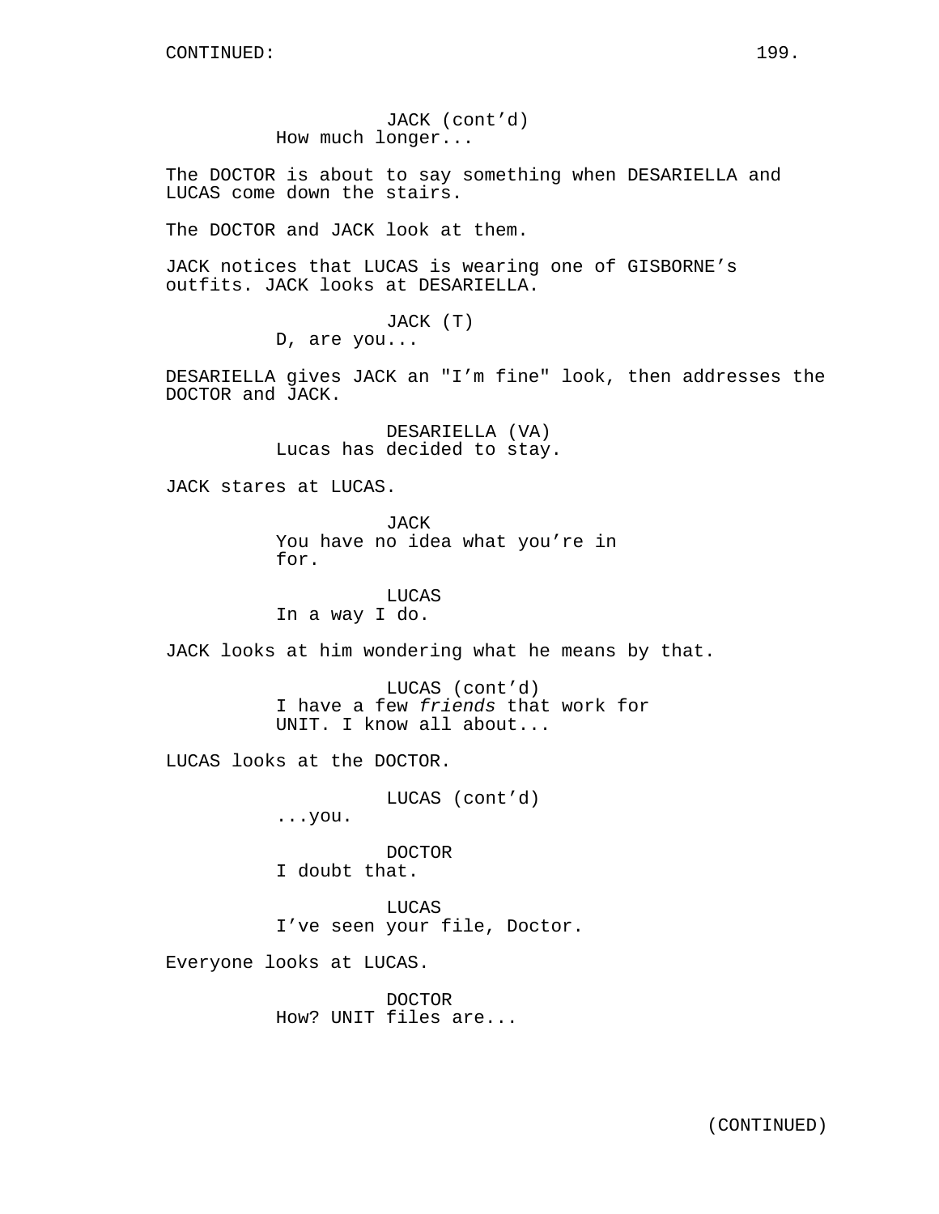CONTINUED:

JACK (cont'd)
How much longer...

The DOCTOR is about to say something when DESARIELLA and LUCAS come down the stairs.

The DOCTOR and JACK look at them.

JACK notices that LUCAS is wearing one of GISBORNE's outfits. JACK looks at DESARIELLA.

JACK (T)
D, are you...

DESARIELLA gives JACK an "I'm fine" look, then addresses the DOCTOR and JACK.

DESARIELLA (VA)
Lucas has decided to stay.

JACK stares at LUCAS.

JACK
You have no idea what you're in for.

LUCAS
In a way I do.

JACK looks at him wondering what he means by that.

LUCAS (cont'd)
I have a few *friends* that work for UNIT. I know all about...

LUCAS looks at the DOCTOR.

LUCAS (cont'd)
...you.

DOCTOR
I doubt that.

LUCAS
I've seen your file, Doctor.

Everyone looks at LUCAS.

DOCTOR
How? UNIT files are...

(CONTINUED)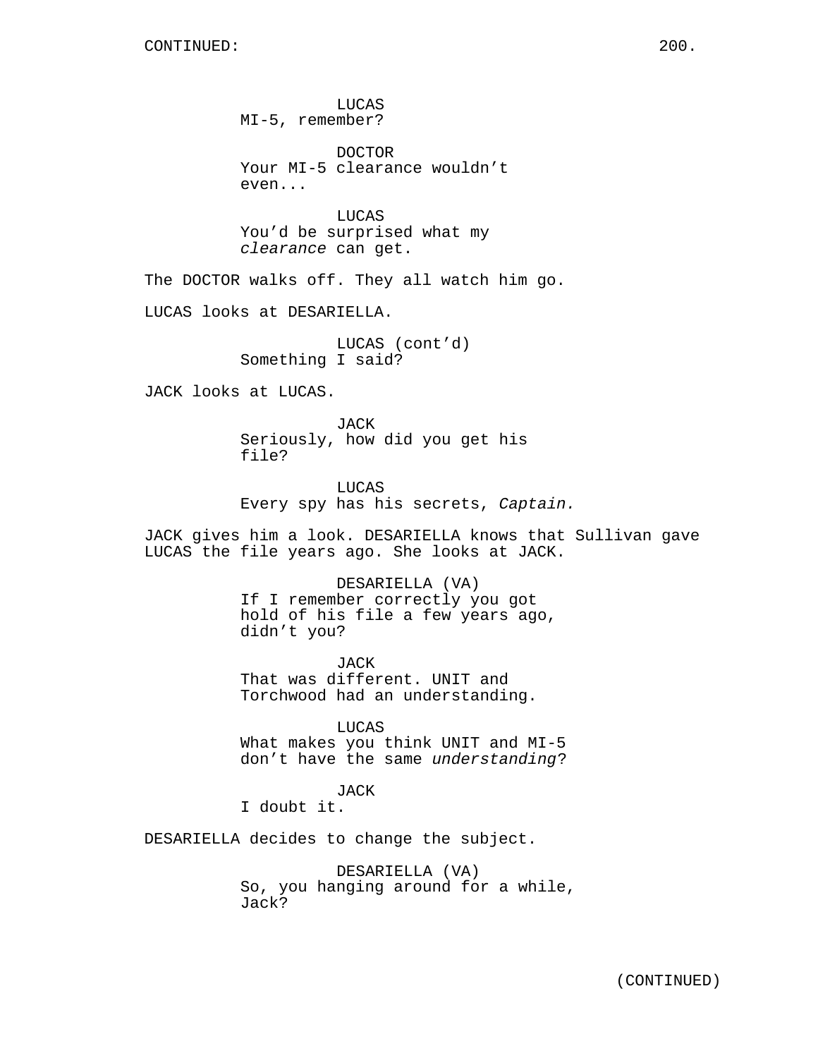LUCAS
MI-5, remember?

DOCTOR
Your MI-5 clearance wouldn't even...

LUCAS
You'd be surprised what my *clearance* can get.

The DOCTOR walks off. They all watch him go.

LUCAS looks at DESARIELLA.

LUCAS (cont'd)
Something I said?

JACK looks at LUCAS.

JACK
Seriously, how did you get his file?

LUCAS
Every spy has his secrets, *Captain.*

JACK gives him a look. DESARIELLA knows that Sullivan gave LUCAS the file years ago. She looks at JACK.

DESARIELLA (VA)
If I remember correctly you got hold of his file a few years ago, didn't you?

JACK
That was different. UNIT and Torchwood had an understanding.

LUCAS
What makes you think UNIT and MI-5 don't have the same *understanding*?

JACK
I doubt it.

DESARIELLA decides to change the subject.

DESARIELLA (VA)
So, you hanging around for a while, Jack?

(CONTINUED)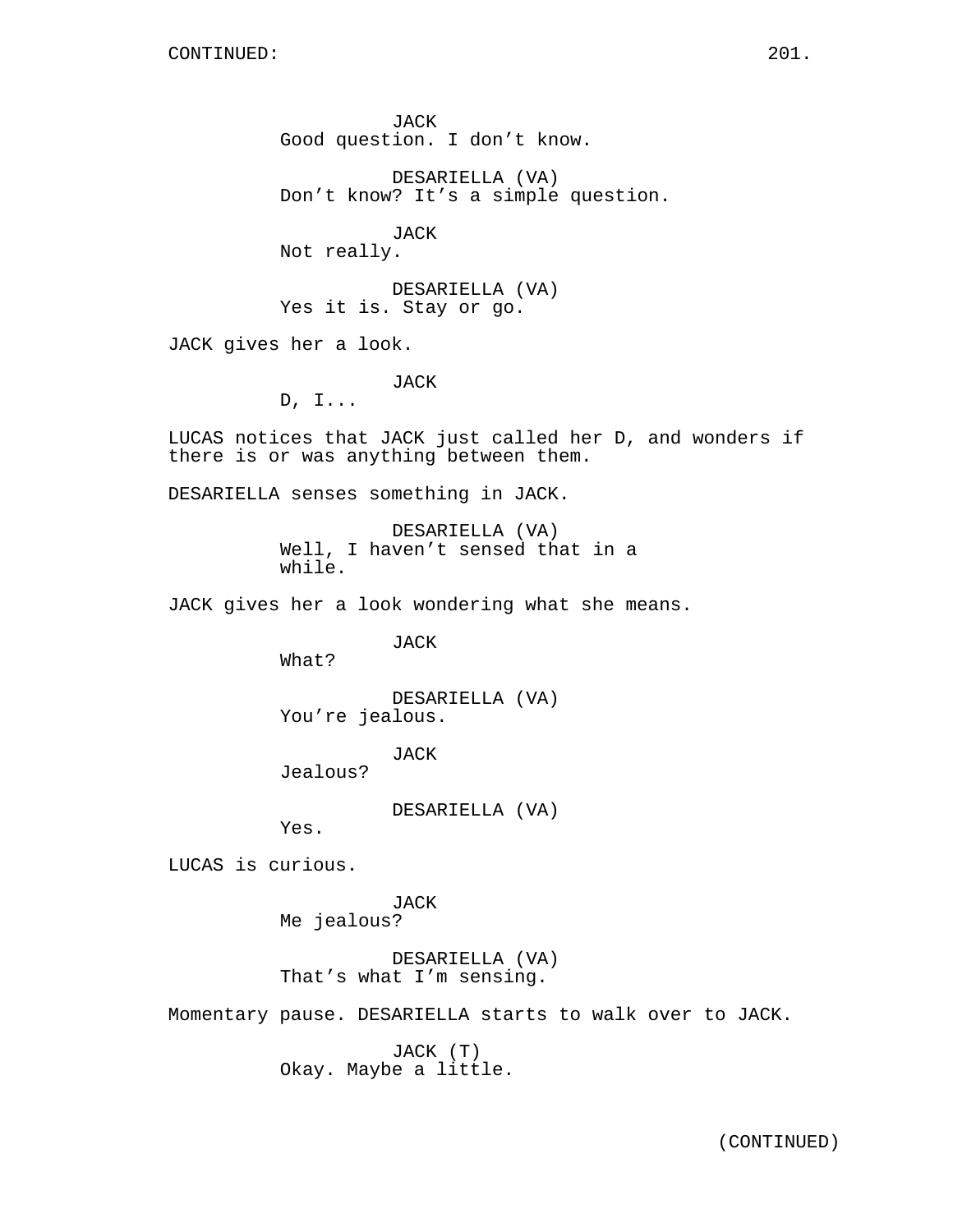JACK
Good question. I don't know.

DESARIELLA (VA)
Don't know? It's a simple question.

JACK
Not really.

DESARIELLA (VA)
Yes it is. Stay or go.

JACK gives her a look.

JACK
D, I...

LUCAS notices that JACK just called her D, and wonders if there is or was anything between them.

DESARIELLA senses something in JACK.

DESARIELLA (VA)
Well, I haven't sensed that in a while.

JACK gives her a look wondering what she means.

JACK
What?

DESARIELLA (VA)
You're jealous.

JACK
Jealous?

DESARIELLA (VA)
Yes.

LUCAS is curious.

JACK
Me jealous?

DESARIELLA (VA)
That's what I'm sensing.

Momentary pause. DESARIELLA starts to walk over to JACK.

JACK (T)
Okay. Maybe a little.

(CONTINUED)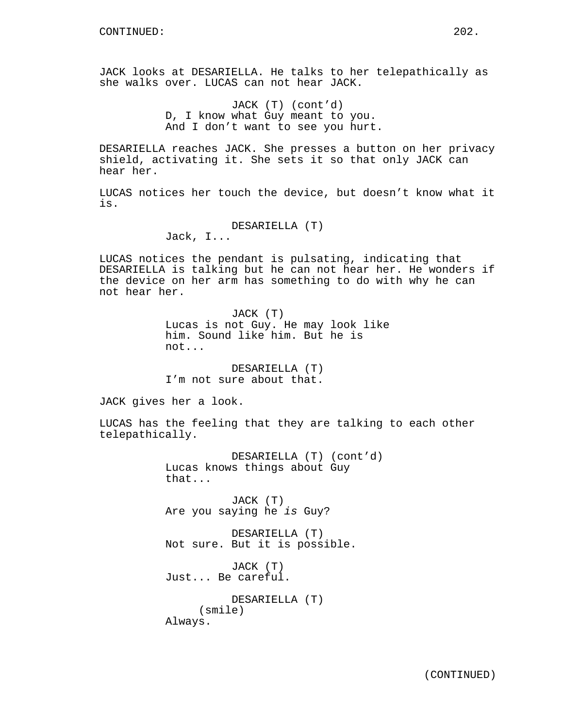JACK looks at DESARIELLA. He talks to her telepathically as she walks over. LUCAS can not hear JACK.

JACK (T) (cont'd)
D, I know what Guy meant to you. And I don't want to see you hurt.

DESARIELLA reaches JACK. She presses a button on her privacy shield, activating it. She sets it so that only JACK can hear her.

LUCAS notices her touch the device, but doesn't know what it is.

DESARIELLA (T)
Jack, I...

LUCAS notices the pendant is pulsating, indicating that DESARIELLA is talking but he can not hear her. He wonders if the device on her arm has something to do with why he can not hear her.

JACK (T)
Lucas is not Guy. He may look like him. Sound like him. But he is not...

DESARIELLA (T)
I'm not sure about that.

JACK gives her a look.

LUCAS has the feeling that they are talking to each other telepathically.

DESARIELLA (T) (cont'd)
Lucas knows things about Guy that...

JACK (T)
Are you saying he *is* Guy?

DESARIELLA (T)
Not sure. But it is possible.

JACK (T)
Just... Be careful.

DESARIELLA (T)
(smile)
Always.

(CONTINUED)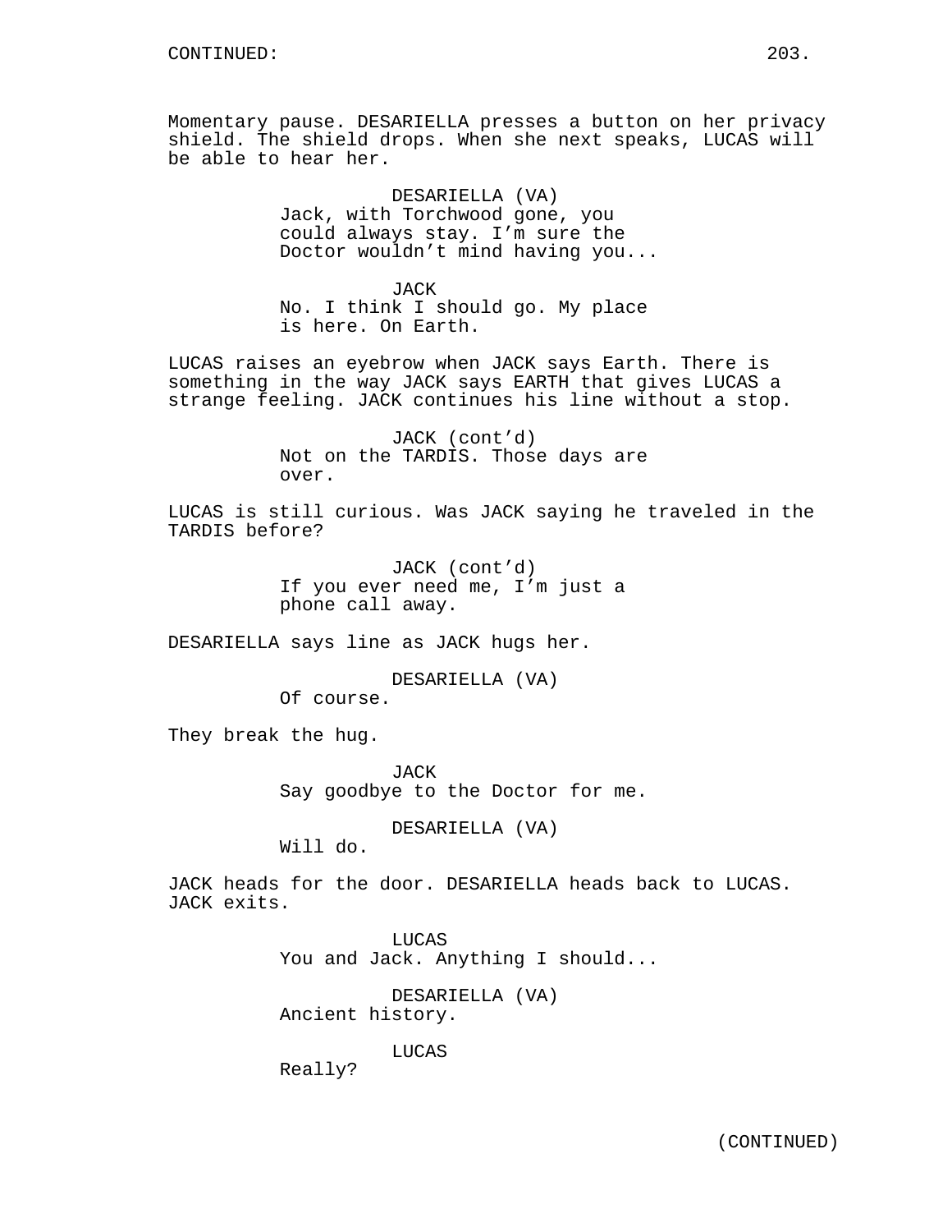Momentary pause. DESARIELLA presses a button on her privacy shield. The shield drops. When she next speaks, LUCAS will be able to hear her.

DESARIELLA (VA)
Jack, with Torchwood gone, you could always stay. I'm sure the Doctor wouldn't mind having you...

JACK
No. I think I should go. My place is here. On Earth.

LUCAS raises an eyebrow when JACK says Earth. There is something in the way JACK says EARTH that gives LUCAS a strange feeling. JACK continues his line without a stop.

JACK (cont'd)
Not on the TARDIS. Those days are over.

LUCAS is still curious. Was JACK saying he traveled in the TARDIS before?

JACK (cont'd)
If you ever need me, I'm just a phone call away.

DESARIELLA says line as JACK hugs her.

DESARIELLA (VA)
Of course.

They break the hug.

JACK
Say goodbye to the Doctor for me.

DESARIELLA (VA)
Will do.

JACK heads for the door. DESARIELLA heads back to LUCAS. JACK exits.

LUCAS
You and Jack. Anything I should...

DESARIELLA (VA)
Ancient history.

LUCAS
Really?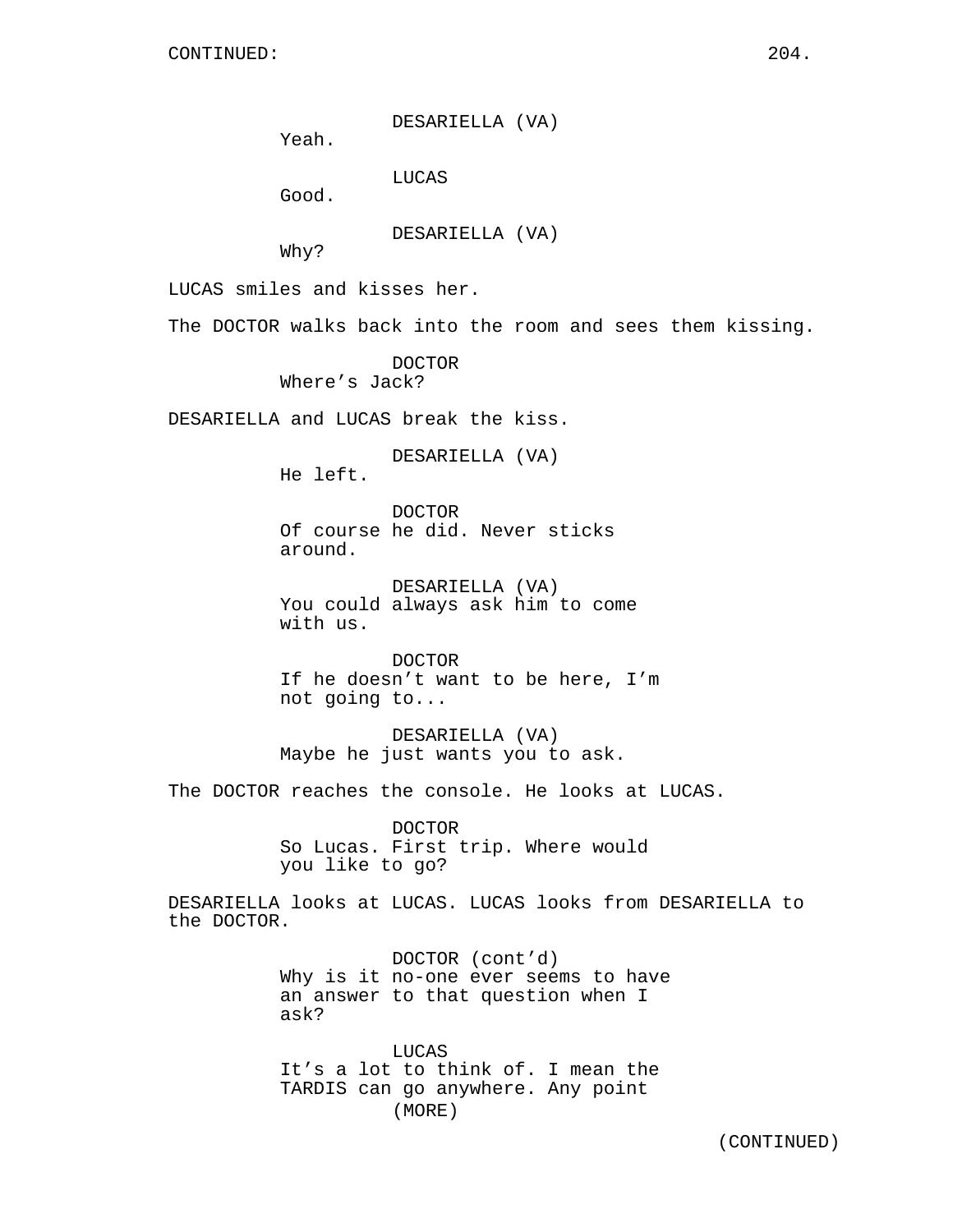DESARIELLA (VA)
Yeah.

LUCAS
Good.

DESARIELLA (VA)
Why?

LUCAS smiles and kisses her.

The DOCTOR walks back into the room and sees them kissing.

DOCTOR
Where's Jack?

DESARIELLA and LUCAS break the kiss.

DESARIELLA (VA)
He left.

DOCTOR
Of course he did. Never sticks around.

DESARIELLA (VA)
You could always ask him to come with us.

DOCTOR
If he doesn't want to be here, I'm not going to...

DESARIELLA (VA)
Maybe he just wants you to ask.

The DOCTOR reaches the console. He looks at LUCAS.

DOCTOR
So Lucas. First trip. Where would you like to go?

DESARIELLA looks at LUCAS. LUCAS looks from DESARIELLA to the DOCTOR.

DOCTOR (cont'd)
Why is it no-one ever seems to have an answer to that question when I ask?

LUCAS
It's a lot to think of. I mean the TARDIS can go anywhere. Any point
(MORE)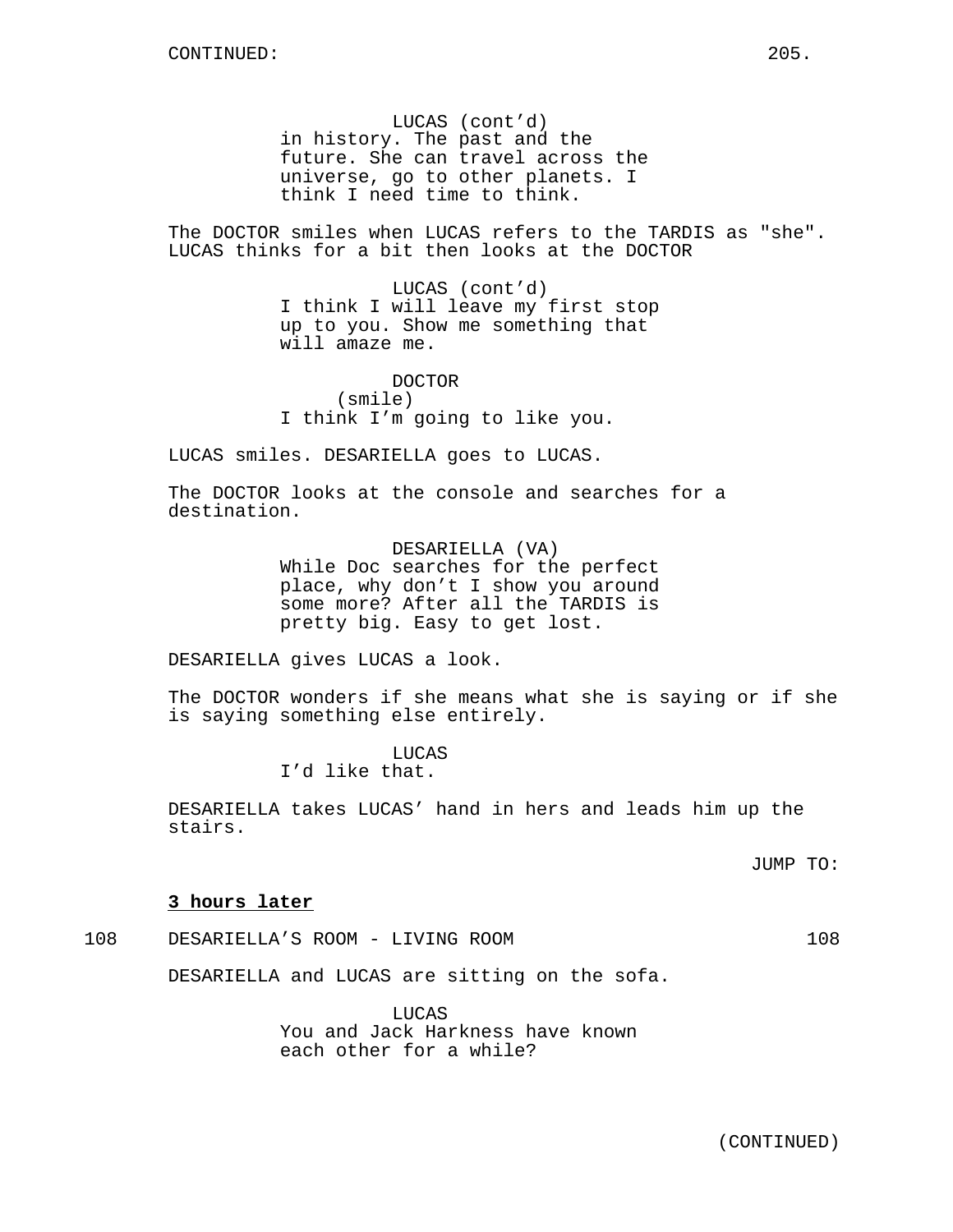LUCAS (cont'd)
in history. The past and the future. She can travel across the universe, go to other planets. I think I need time to think.

The DOCTOR smiles when LUCAS refers to the TARDIS as "she". LUCAS thinks for a bit then looks at the DOCTOR

LUCAS (cont'd)
I think I will leave my first stop up to you. Show me something that will amaze me.

DOCTOR
(smile)
I think I'm going to like you.

LUCAS smiles. DESARIELLA goes to LUCAS.

The DOCTOR looks at the console and searches for a destination.

DESARIELLA (VA)
While Doc searches for the perfect place, why don't I show you around some more? After all the TARDIS is pretty big. Easy to get lost.

DESARIELLA gives LUCAS a look.

The DOCTOR wonders if she means what she is saying or if she is saying something else entirely.

LUCAS
I'd like that.

DESARIELLA takes LUCAS' hand in hers and leads him up the stairs.

JUMP TO:

**3 hours later**

108 DESARIELLA'S ROOM - LIVING ROOM 108

DESARIELLA and LUCAS are sitting on the sofa.

LUCAS
You and Jack Harkness have known each other for a while?

(CONTINUED)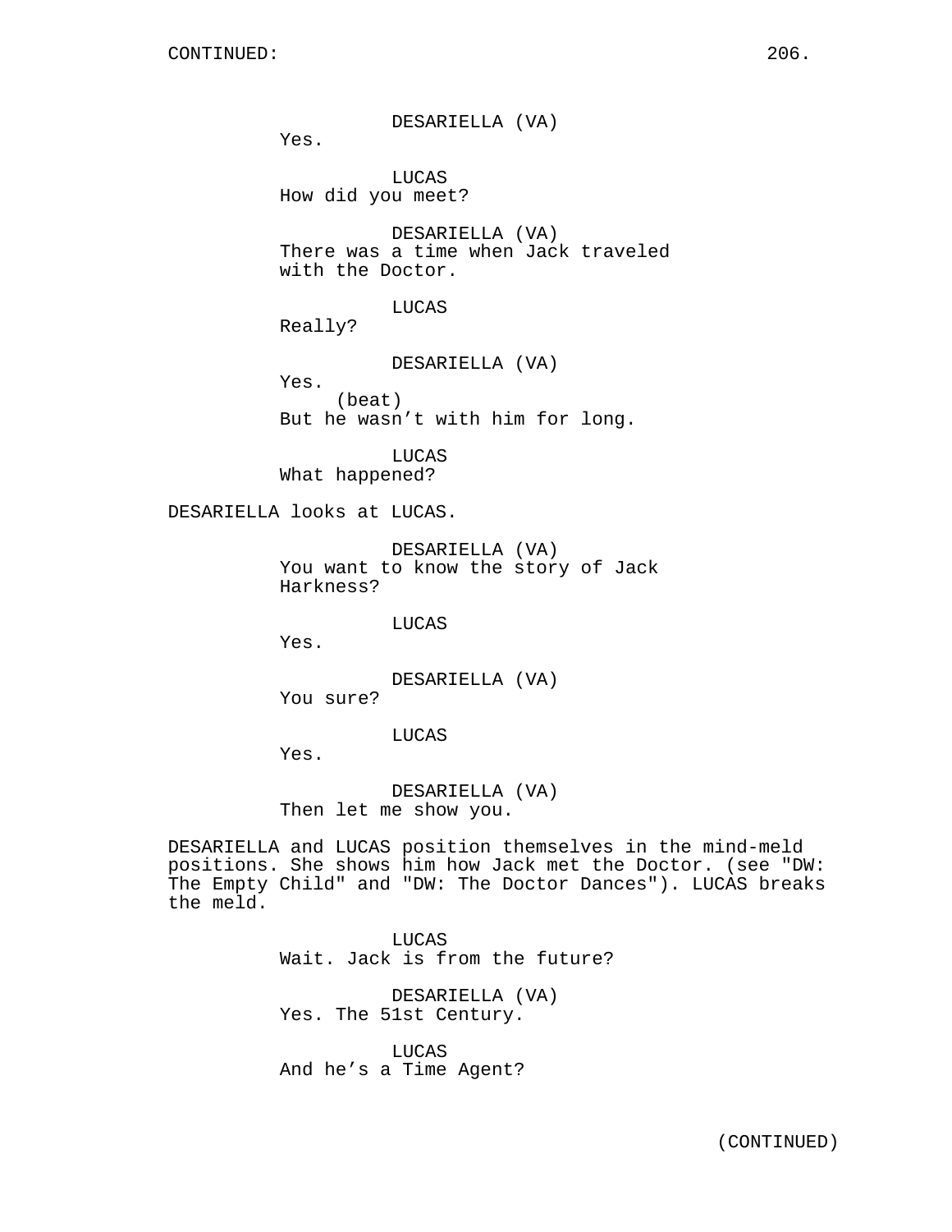DESARIELLA (VA)
Yes.

LUCAS
How did you meet?

DESARIELLA (VA)
There was a time when Jack traveled with the Doctor.

LUCAS
Really?

DESARIELLA (VA)
Yes.
(beat)
But he wasn't with him for long.

LUCAS
What happened?

DESARIELLA looks at LUCAS.

DESARIELLA (VA)
You want to know the story of Jack Harkness?

LUCAS
Yes.

DESARIELLA (VA)
You sure?

LUCAS
Yes.

DESARIELLA (VA)
Then let me show you.

DESARIELLA and LUCAS position themselves in the mind-meld positions. She shows him how Jack met the Doctor. (see "DW: The Empty Child" and "DW: The Doctor Dances"). LUCAS breaks the meld.

LUCAS
Wait. Jack is from the future?

DESARIELLA (VA)
Yes. The 51st Century.

LUCAS
And he's a Time Agent?

(CONTINUED)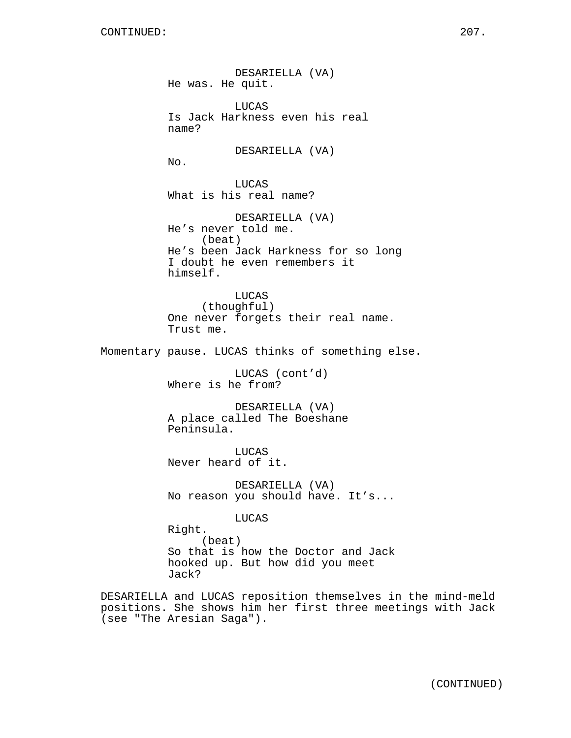DESARIELLA (VA)
He was. He quit.

LUCAS
Is Jack Harkness even his real name?

DESARIELLA (VA)
No.

LUCAS
What is his real name?

DESARIELLA (VA)
He's never told me.
(beat)
He's been Jack Harkness for so long I doubt he even remembers it himself.

LUCAS
(thoughtful)
One never forgets their real name. Trust me.

Momentary pause. LUCAS thinks of something else.

LUCAS (cont'd)
Where is he from?

DESARIELLA (VA)
A place called The Boeshane Peninsula.

LUCAS
Never heard of it.

DESARIELLA (VA)
No reason you should have. It's...

LUCAS
Right.
(beat)
So that is how the Doctor and Jack hooked up. But how did you meet Jack?

DESARIELLA and LUCAS reposition themselves in the mind-meld positions. She shows him her first three meetings with Jack (see "The Aresian Saga").

(CONTINUED)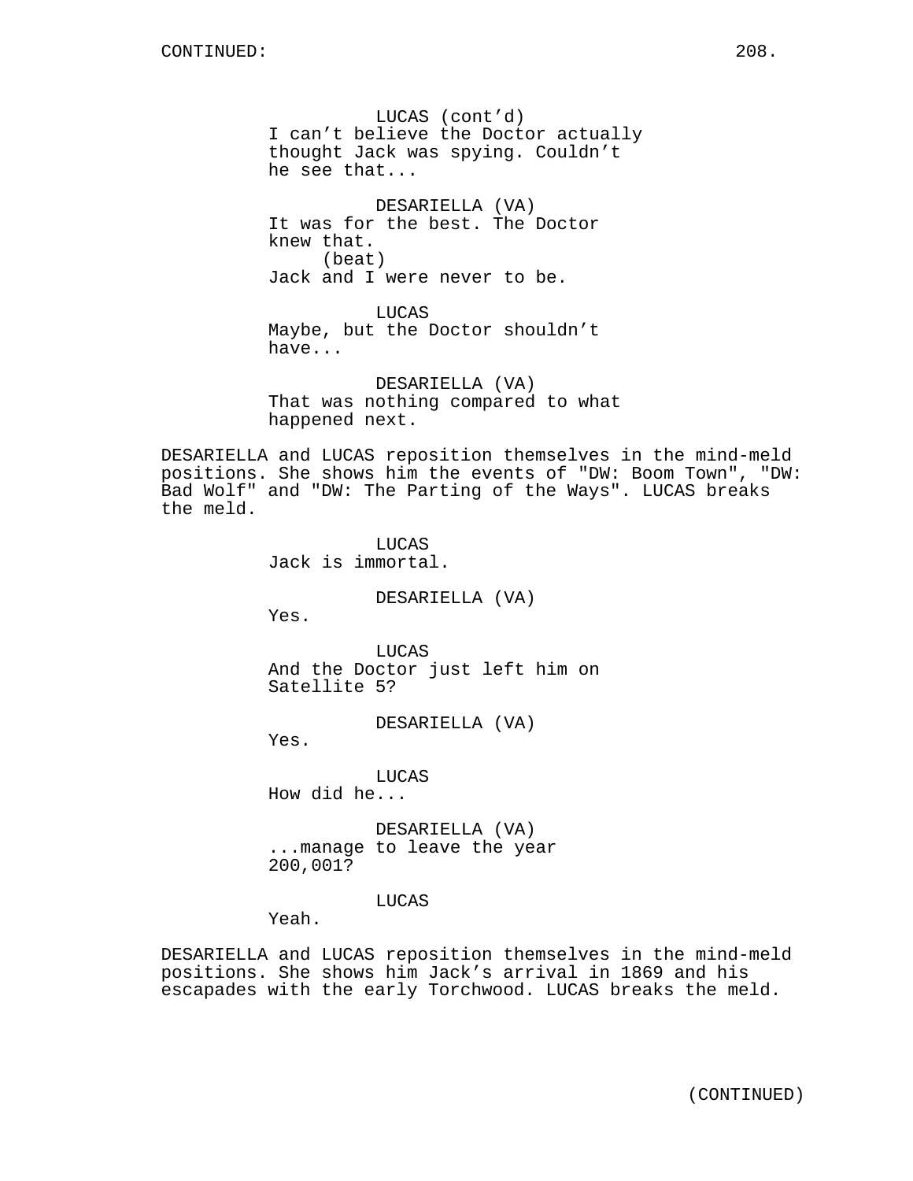LUCAS (cont'd)
I can't believe the Doctor actually thought Jack was spying. Couldn't he see that...

DESARIELLA (VA)
It was for the best. The Doctor knew that.
(beat)
Jack and I were never to be.

LUCAS
Maybe, but the Doctor shouldn't have...

DESARIELLA (VA)
That was nothing compared to what happened next.

DESARIELLA and LUCAS reposition themselves in the mind-meld positions. She shows him the events of "DW: Boom Town", "DW: Bad Wolf" and "DW: The Parting of the Ways". LUCAS breaks the meld.

LUCAS
Jack is immortal.

DESARIELLA (VA)
Yes.

LUCAS
And the Doctor just left him on Satellite 5?

DESARIELLA (VA)
Yes.

LUCAS
How did he...

DESARIELLA (VA)
...manage to leave the year 200,001?

LUCAS
Yeah.

DESARIELLA and LUCAS reposition themselves in the mind-meld positions. She shows him Jack's arrival in 1869 and his escapades with the early Torchwood. LUCAS breaks the meld.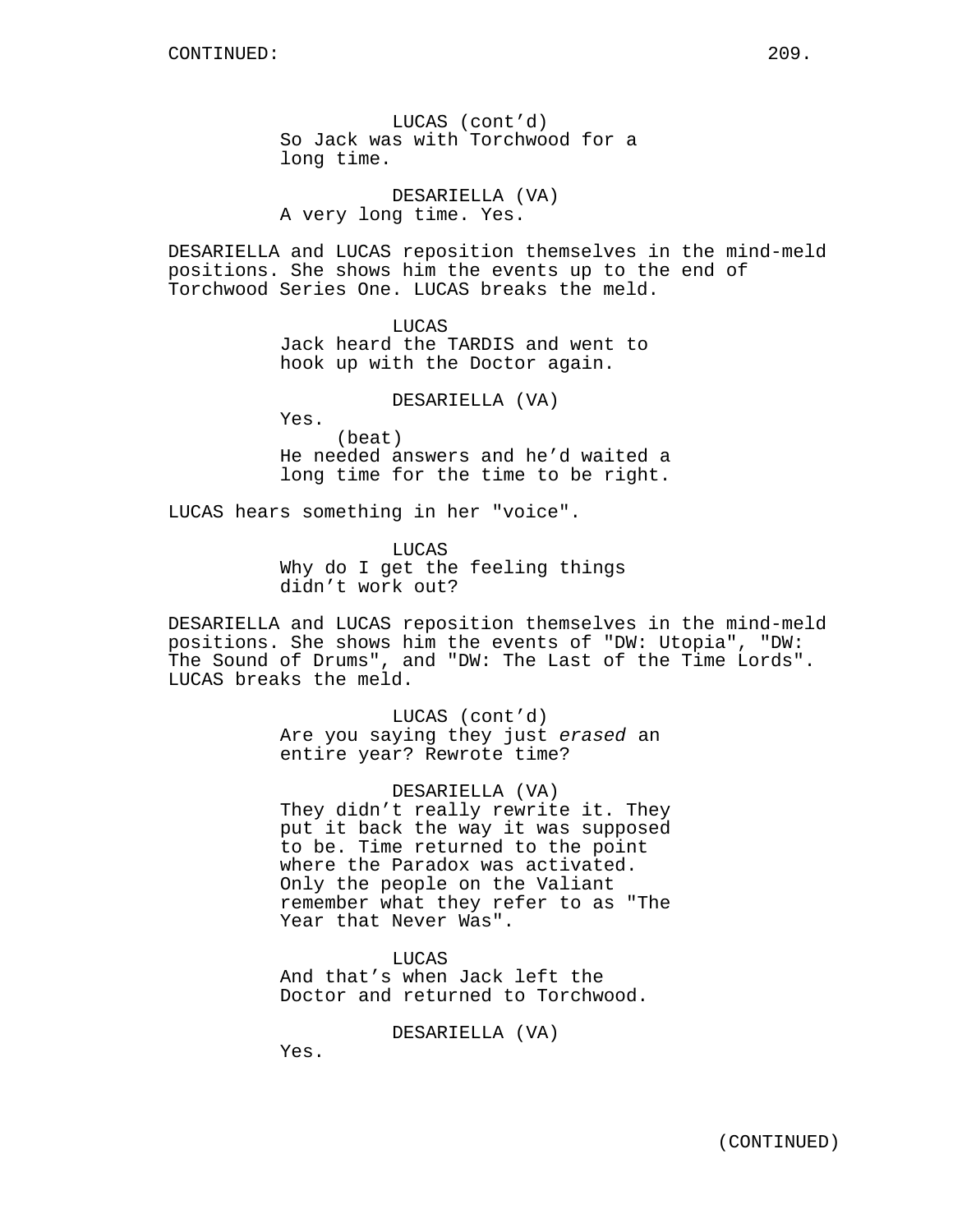LUCAS (cont'd)
So Jack was with Torchwood for a long time.

DESARIELLA (VA)
A very long time. Yes.

DESARIELLA and LUCAS reposition themselves in the mind-meld positions. She shows him the events up to the end of Torchwood Series One. LUCAS breaks the meld.

LUCAS
Jack heard the TARDIS and went to hook up with the Doctor again.

DESARIELLA (VA)
Yes.
(beat)
He needed answers and he'd waited a long time for the time to be right.

LUCAS hears something in her "voice".

LUCAS
Why do I get the feeling things didn't work out?

DESARIELLA and LUCAS reposition themselves in the mind-meld positions. She shows him the events of "DW: Utopia", "DW: The Sound of Drums", and "DW: The Last of the Time Lords". LUCAS breaks the meld.

LUCAS (cont'd)
Are you saying they just *erased* an entire year? Rewrote time?

DESARIELLA (VA)
They didn't really rewrite it. They put it back the way it was supposed to be. Time returned to the point where the Paradox was activated. Only the people on the Valiant remember what they refer to as "The Year that Never Was".

LUCAS
And that's when Jack left the Doctor and returned to Torchwood.

DESARIELLA (VA)
Yes.

(CONTINUED)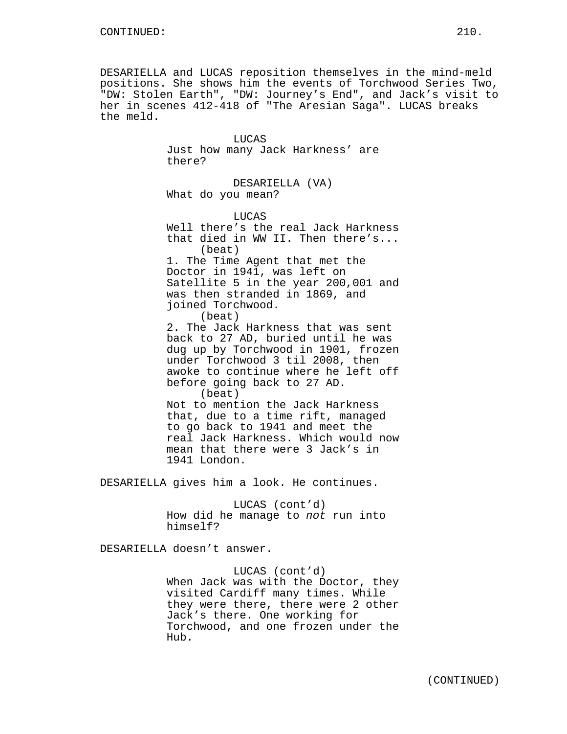DESARIELLA and LUCAS reposition themselves in the mind-meld positions. She shows him the events of Torchwood Series Two, "DW: Stolen Earth", "DW: Journey's End", and Jack's visit to her in scenes 412-418 of "The Aresian Saga". LUCAS breaks the meld.

LUCAS
Just how many Jack Harkness' are there?

DESARIELLA (VA)
What do you mean?

LUCAS
Well there's the real Jack Harkness that died in WW II. Then there's...
(beat)
1. The Time Agent that met the Doctor in 1941, was left on Satellite 5 in the year 200,001 and was then stranded in 1869, and joined Torchwood.
(beat)
2. The Jack Harkness that was sent back to 27 AD, buried until he was dug up by Torchwood in 1901, frozen under Torchwood 3 til 2008, then awoke to continue where he left off before going back to 27 AD.
(beat)
Not to mention the Jack Harkness that, due to a time rift, managed to go back to 1941 and meet the real Jack Harkness. Which would now mean that there were 3 Jack's in 1941 London.

DESARIELLA gives him a look. He continues.

LUCAS (cont'd)
How did he manage to *not* run into himself?

DESARIELLA doesn't answer.

LUCAS (cont'd)
When Jack was with the Doctor, they visited Cardiff many times. While they were there, there were 2 other Jack's there. One working for Torchwood, and one frozen under the Hub.

(CONTINUED)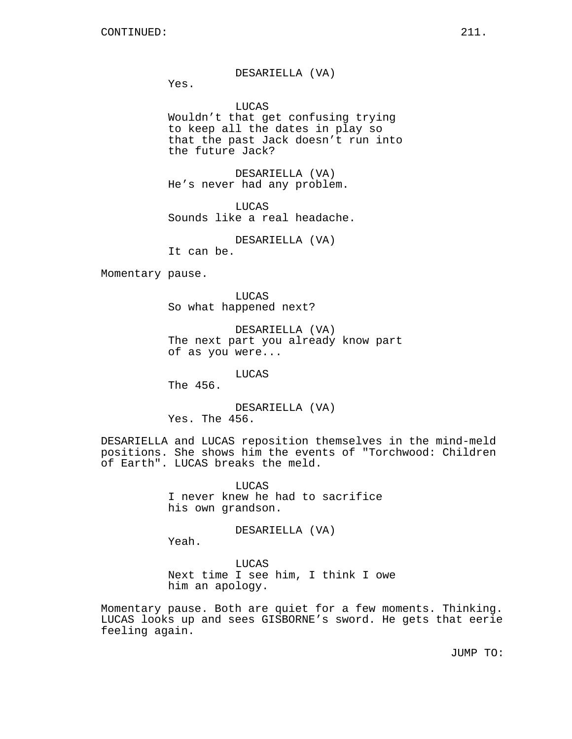CONTINUED:

DESARIELLA (VA)
Yes.

LUCAS
Wouldn't that get confusing trying to keep all the dates in play so that the past Jack doesn't run into the future Jack?

DESARIELLA (VA)
He's never had any problem.

LUCAS
Sounds like a real headache.

DESARIELLA (VA)
It can be.

Momentary pause.

LUCAS
So what happened next?

DESARIELLA (VA)
The next part you already know part of as you were...

LUCAS
The 456.

DESARIELLA (VA)
Yes. The 456.

DESARIELLA and LUCAS reposition themselves in the mind-meld positions. She shows him the events of "Torchwood: Children of Earth". LUCAS breaks the meld.

LUCAS
I never knew he had to sacrifice his own grandson.

DESARIELLA (VA)
Yeah.

LUCAS
Next time I see him, I think I owe him an apology.

Momentary pause. Both are quiet for a few moments. Thinking. LUCAS looks up and sees GISBORNE's sword. He gets that eerie feeling again.

JUMP TO: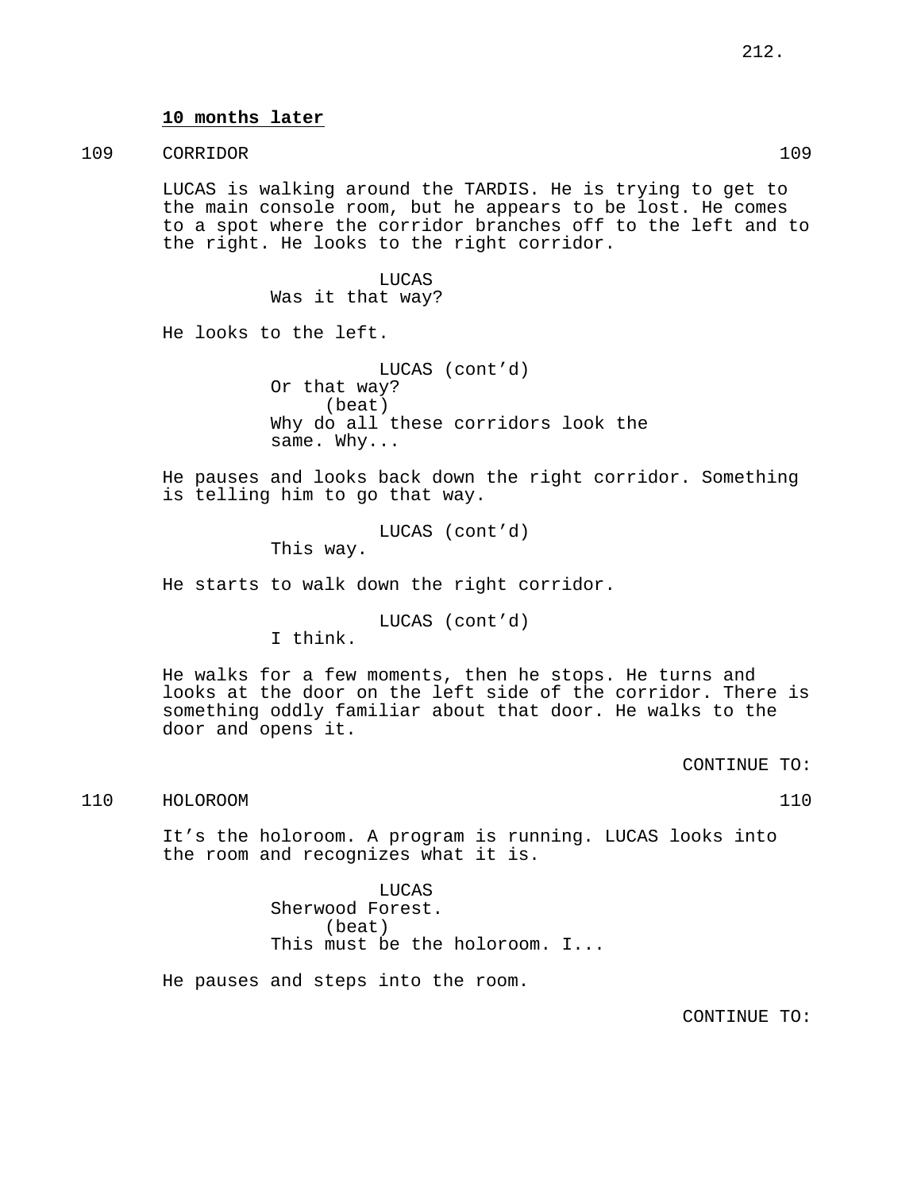**10 months later**

109 CORRIDOR 109

LUCAS is walking around the TARDIS. He is trying to get to the main console room, but he appears to be lost. He comes to a spot where the corridor branches off to the left and to the right. He looks to the right corridor.

LUCAS
Was it that way?

He looks to the left.

LUCAS (cont'd)
Or that way?
(beat)
Why do all these corridors look the same. Why...

He pauses and looks back down the right corridor. Something is telling him to go that way.

LUCAS (cont'd)
This way.

He starts to walk down the right corridor.

LUCAS (cont'd)
I think.

He walks for a few moments, then he stops. He turns and looks at the door on the left side of the corridor. There is something oddly familiar about that door. He walks to the door and opens it.

CONTINUE TO:

110 HOLOROOM 110

It's the holoroom. A program is running. LUCAS looks into the room and recognizes what it is.

LUCAS
Sherwood Forest.
(beat)
This must be the holoroom. I...

He pauses and steps into the room.

CONTINUE TO: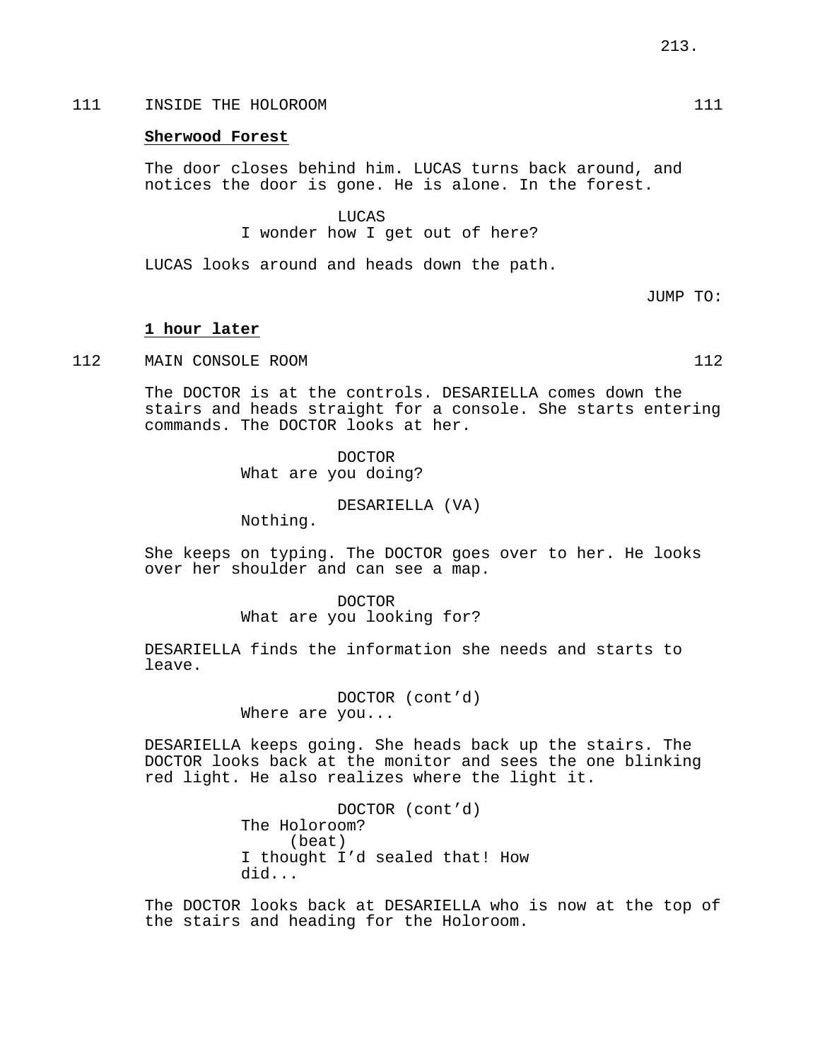111 INSIDE THE HOLOROOM 111

**Sherwood Forest**

The door closes behind him. LUCAS turns back around, and notices the door is gone. He is alone. In the forest.

LUCAS
I wonder how I get out of here?

LUCAS looks around and heads down the path.

JUMP TO:

**1 hour later**

112 MAIN CONSOLE ROOM 112

The DOCTOR is at the controls. DESARIELLA comes down the stairs and heads straight for a console. She starts entering commands. The DOCTOR looks at her.

DOCTOR
What are you doing?

DESARIELLA (VA)
Nothing.

She keeps on typing. The DOCTOR goes over to her. He looks over her shoulder and can see a map.

DOCTOR
What are you looking for?

DESARIELLA finds the information she needs and starts to leave.

DOCTOR (cont'd)
Where are you...

DESARIELLA keeps going. She heads back up the stairs. The DOCTOR looks back at the monitor and sees the one blinking red light. He also realizes where the light it.

DOCTOR (cont'd)
The Holoroom?
(beat)
I thought I'd sealed that! How did...

The DOCTOR looks back at DESARIELLA who is now at the top of the stairs and heading for the Holoroom.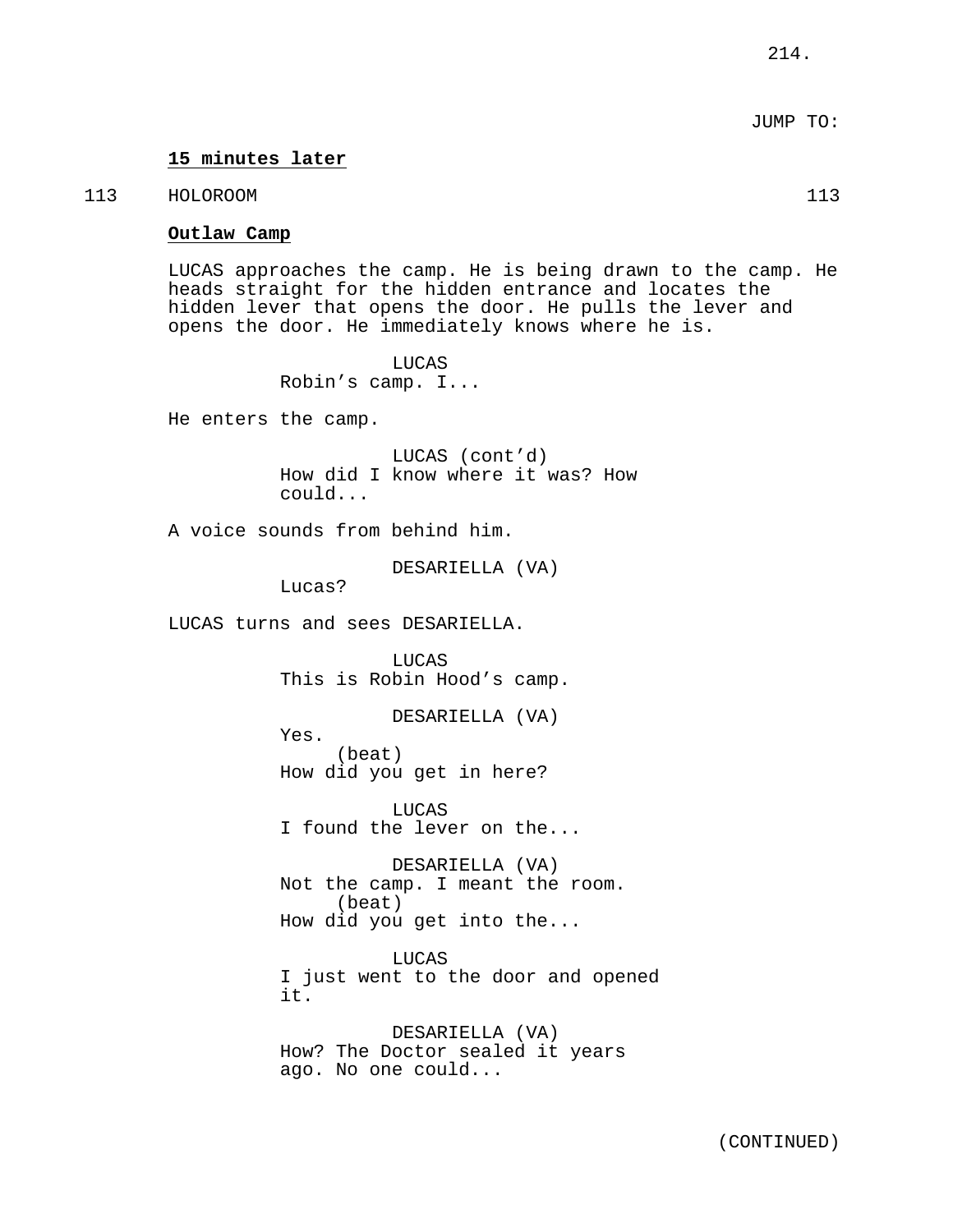JUMP TO:

**15 minutes later**

113 HOLOROOM 113

**Outlaw Camp**

LUCAS approaches the camp. He is being drawn to the camp. He heads straight for the hidden entrance and locates the hidden lever that opens the door. He pulls the lever and opens the door. He immediately knows where he is.

LUCAS
Robin's camp. I...

He enters the camp.

LUCAS (cont'd)
How did I know where it was? How could...

A voice sounds from behind him.

DESARIELLA (VA)
Lucas?

LUCAS turns and sees DESARIELLA.

LUCAS
This is Robin Hood's camp.

DESARIELLA (VA)
Yes.
(beat)
How did you get in here?

LUCAS
I found the lever on the...

DESARIELLA (VA)
Not the camp. I meant the room.
(beat)
How did you get into the...

LUCAS
I just went to the door and opened it.

DESARIELLA (VA)
How? The Doctor sealed it years ago. No one could...

(CONTINUED)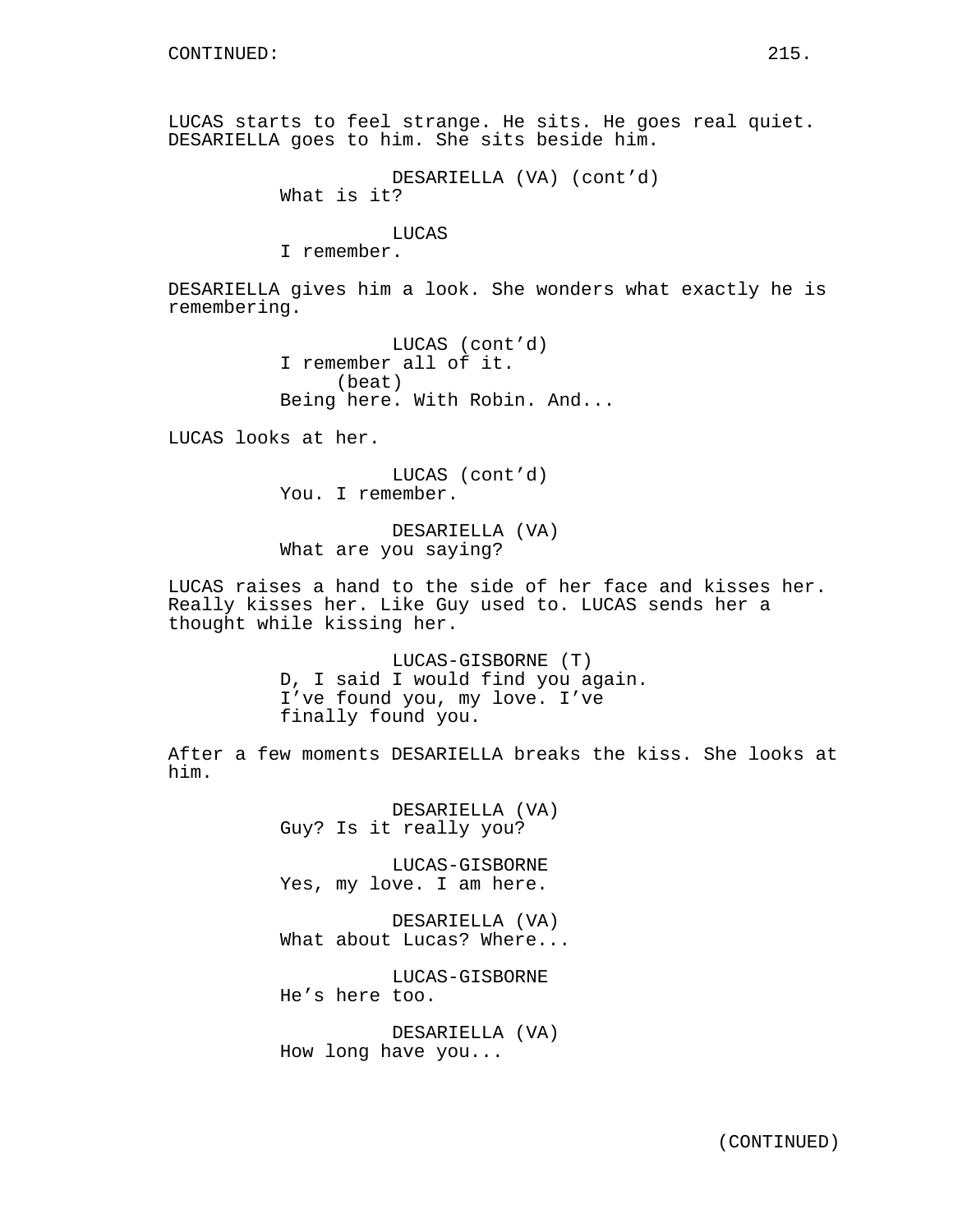LUCAS starts to feel strange. He sits. He goes real quiet. DESARIELLA goes to him. She sits beside him.

DESARIELLA (VA) (cont'd)
What is it?

LUCAS
I remember.

DESARIELLA gives him a look. She wonders what exactly he is remembering.

LUCAS (cont'd)
I remember all of it.
(beat)
Being here. With Robin. And...

LUCAS looks at her.

LUCAS (cont'd)
You. I remember.

DESARIELLA (VA)
What are you saying?

LUCAS raises a hand to the side of her face and kisses her. Really kisses her. Like Guy used to. LUCAS sends her a thought while kissing her.

LUCAS-GISBORNE (T)
D, I said I would find you again. I've found you, my love. I've finally found you.

After a few moments DESARIELLA breaks the kiss. She looks at him.

DESARIELLA (VA)
Guy? Is it really you?

LUCAS-GISBORNE
Yes, my love. I am here.

DESARIELLA (VA)
What about Lucas? Where...

LUCAS-GISBORNE
He's here too.

DESARIELLA (VA)
How long have you...

(CONTINUED)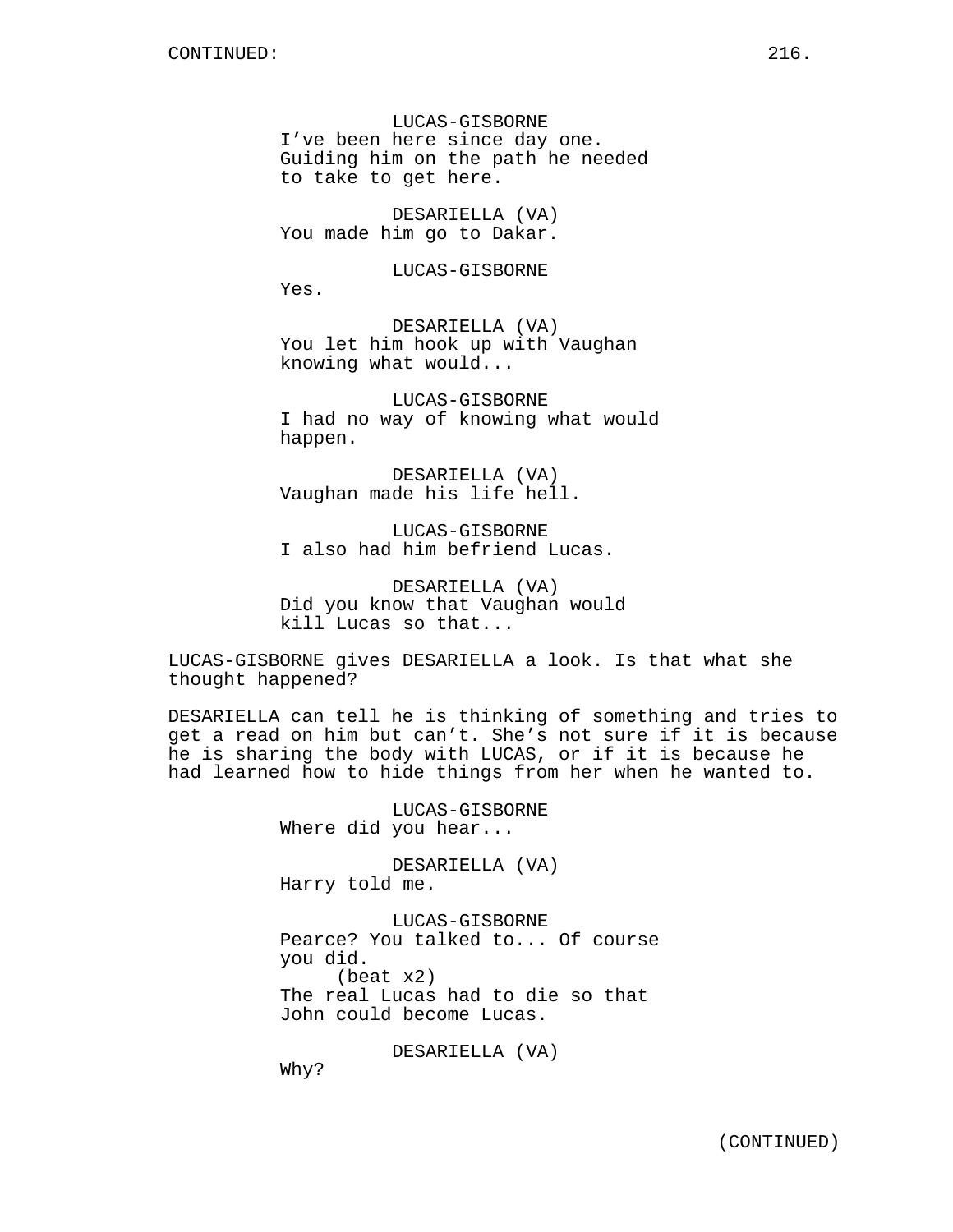LUCAS-GISBORNE
I've been here since day one. Guiding him on the path he needed to take to get here.

DESARIELLA (VA)
You made him go to Dakar.

LUCAS-GISBORNE
Yes.

DESARIELLA (VA)
You let him hook up with Vaughan knowing what would...

LUCAS-GISBORNE
I had no way of knowing what would happen.

DESARIELLA (VA)
Vaughan made his life hell.

LUCAS-GISBORNE
I also had him befriend Lucas.

DESARIELLA (VA)
Did you know that Vaughan would kill Lucas so that...

LUCAS-GISBORNE gives DESARIELLA a look. Is that what she thought happened?

DESARIELLA can tell he is thinking of something and tries to get a read on him but can't. She's not sure if it is because he is sharing the body with LUCAS, or if it is because he had learned how to hide things from her when he wanted to.

LUCAS-GISBORNE
Where did you hear...

DESARIELLA (VA)
Harry told me.

LUCAS-GISBORNE
Pearce? You talked to... Of course you did.
(beat x2)
The real Lucas had to die so that John could become Lucas.

DESARIELLA (VA)
Why?

(CONTINUED)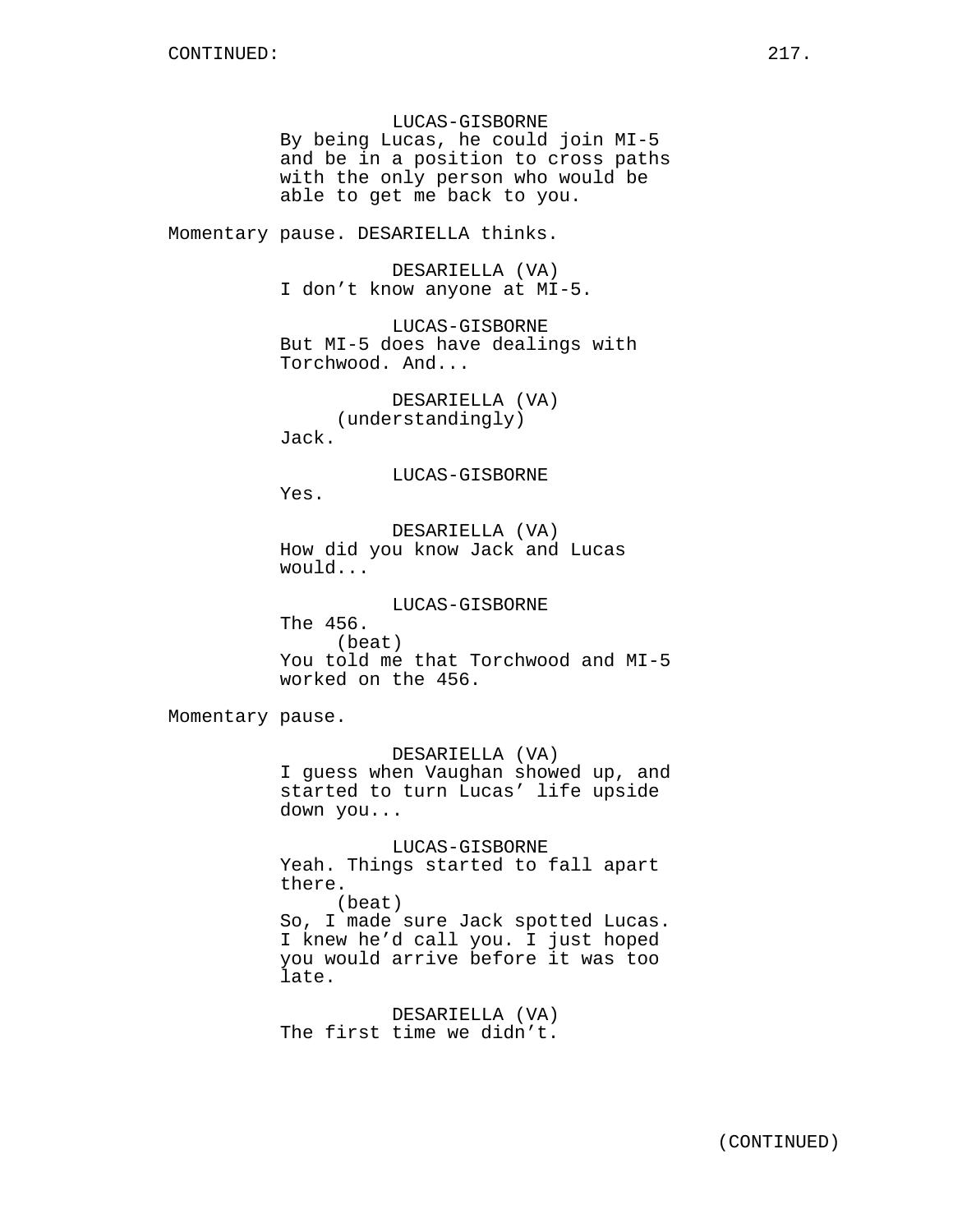CONTINUED:

LUCAS-GISBORNE
By being Lucas, he could join MI-5 and be in a position to cross paths with the only person who would be able to get me back to you.

Momentary pause. DESARIELLA thinks.

DESARIELLA (VA)
I don't know anyone at MI-5.

LUCAS-GISBORNE
But MI-5 does have dealings with Torchwood. And...

DESARIELLA (VA)
(understandingly)
Jack.

LUCAS-GISBORNE
Yes.

DESARIELLA (VA)
How did you know Jack and Lucas would...

LUCAS-GISBORNE
The 456.
(beat)
You told me that Torchwood and MI-5 worked on the 456.

Momentary pause.

DESARIELLA (VA)
I guess when Vaughan showed up, and started to turn Lucas' life upside down you...

LUCAS-GISBORNE
Yeah. Things started to fall apart there.
(beat)
So, I made sure Jack spotted Lucas. I knew he'd call you. I just hoped you would arrive before it was too late.

DESARIELLA (VA)
The first time we didn't.

(CONTINUED)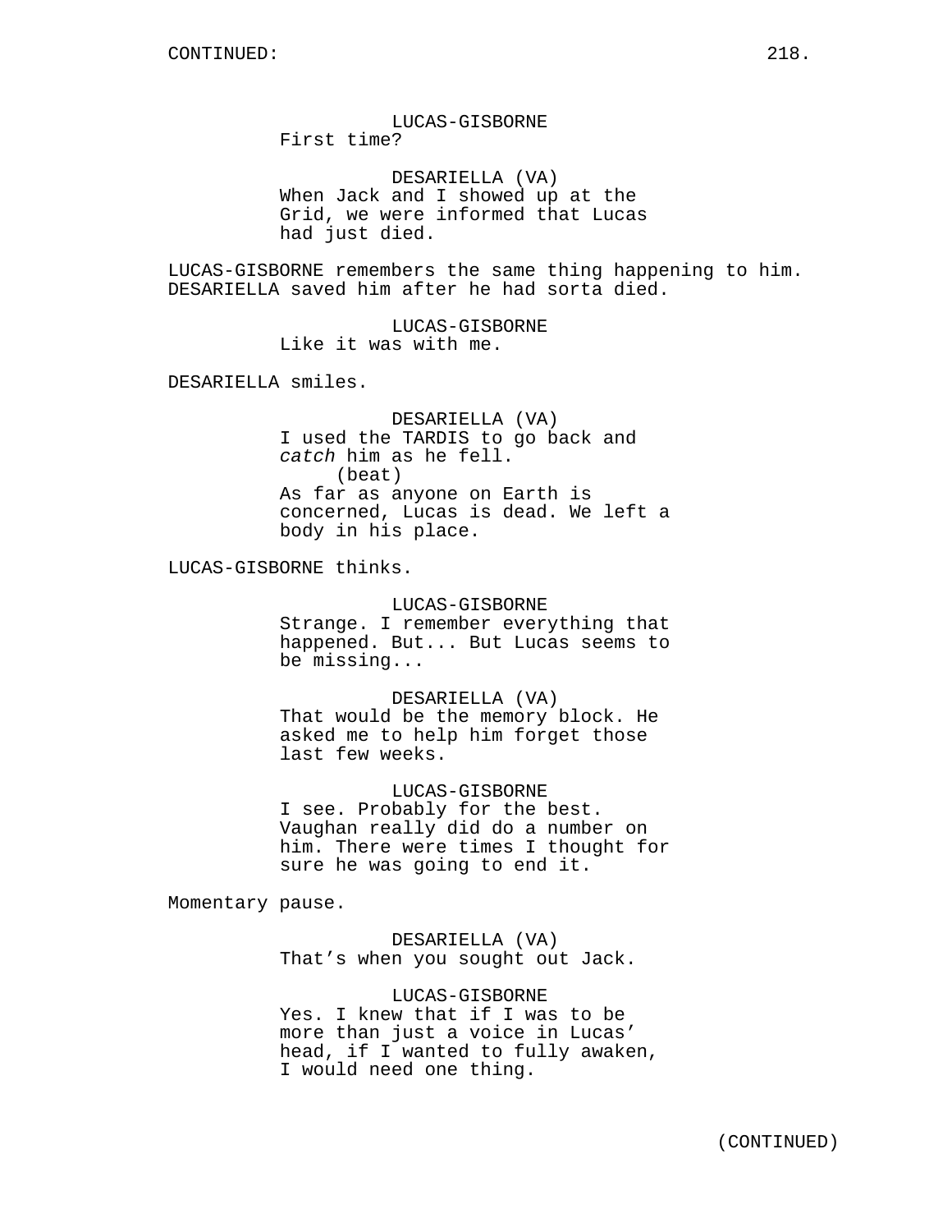LUCAS-GISBORNE
First time?

DESARIELLA (VA)
When Jack and I showed up at the Grid, we were informed that Lucas had just died.

LUCAS-GISBORNE remembers the same thing happening to him. DESARIELLA saved him after he had sorta died.

LUCAS-GISBORNE
Like it was with me.

DESARIELLA smiles.

DESARIELLA (VA)
I used the TARDIS to go back and *catch* him as he fell.
(beat)
As far as anyone on Earth is concerned, Lucas is dead. We left a body in his place.

LUCAS-GISBORNE thinks.

LUCAS-GISBORNE
Strange. I remember everything that happened. But... But Lucas seems to be missing...

DESARIELLA (VA)
That would be the memory block. He asked me to help him forget those last few weeks.

LUCAS-GISBORNE
I see. Probably for the best. Vaughan really did do a number on him. There were times I thought for sure he was going to end it.

Momentary pause.

DESARIELLA (VA)
That's when you sought out Jack.

LUCAS-GISBORNE
Yes. I knew that if I was to be more than just a voice in Lucas' head, if I wanted to fully awaken, I would need one thing.

(CONTINUED)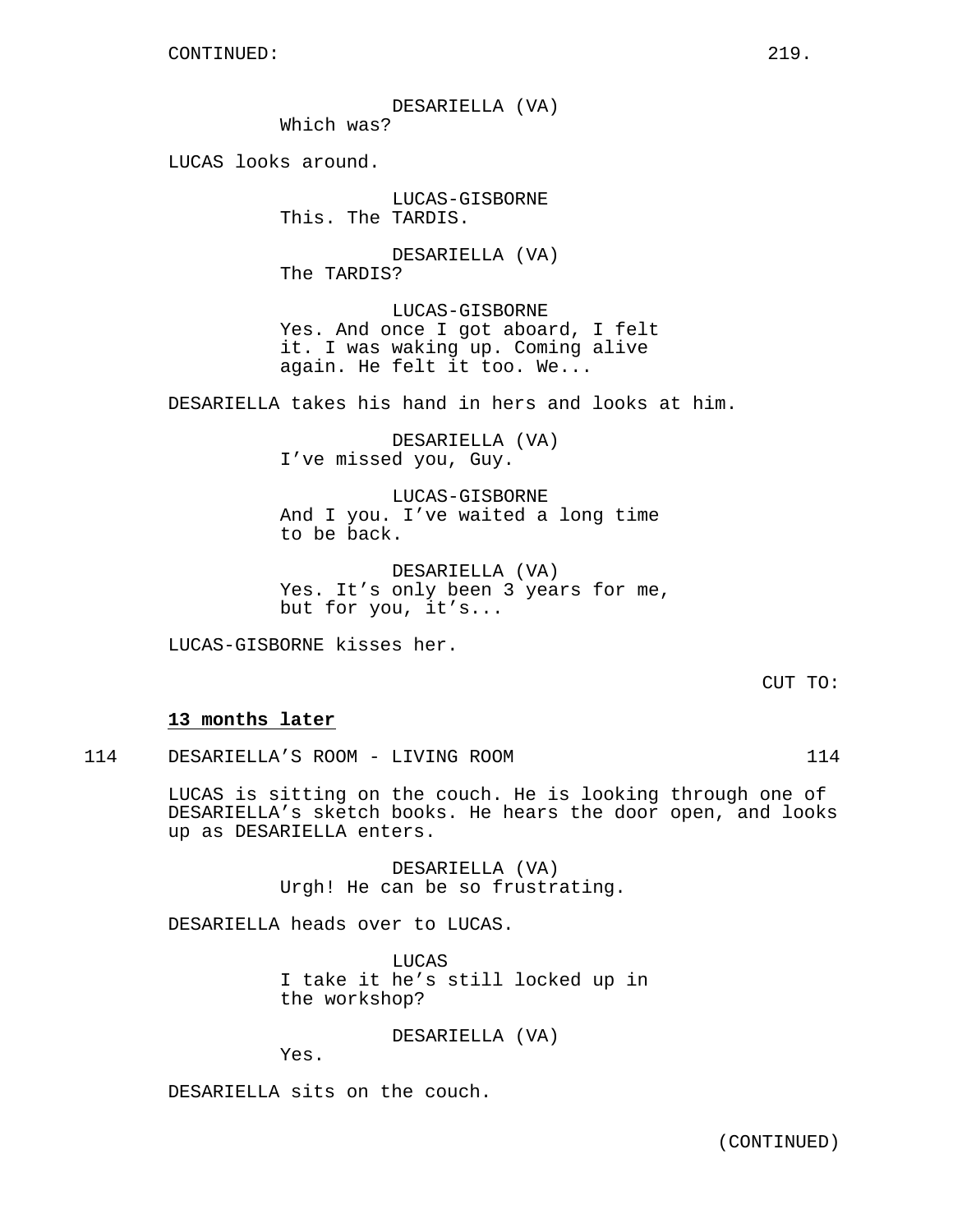CONTINUED:

DESARIELLA (VA)
Which was?

LUCAS looks around.

LUCAS-GISBORNE
This. The TARDIS.

DESARIELLA (VA)
The TARDIS?

LUCAS-GISBORNE
Yes. And once I got aboard, I felt it. I was waking up. Coming alive again. He felt it too. We...

DESARIELLA takes his hand in hers and looks at him.

DESARIELLA (VA)
I've missed you, Guy.

LUCAS-GISBORNE
And I you. I've waited a long time to be back.

DESARIELLA (VA)
Yes. It's only been 3 years for me, but for you, it's...

LUCAS-GISBORNE kisses her.

CUT TO:

**13 months later**

114 DESARIELLA'S ROOM - LIVING ROOM 114

LUCAS is sitting on the couch. He is looking through one of DESARIELLA's sketch books. He hears the door open, and looks up as DESARIELLA enters.

DESARIELLA (VA)
Urgh! He can be so frustrating.

DESARIELLA heads over to LUCAS.

LUCAS
I take it he's still locked up in the workshop?

DESARIELLA (VA)
Yes.

DESARIELLA sits on the couch.

(CONTINUED)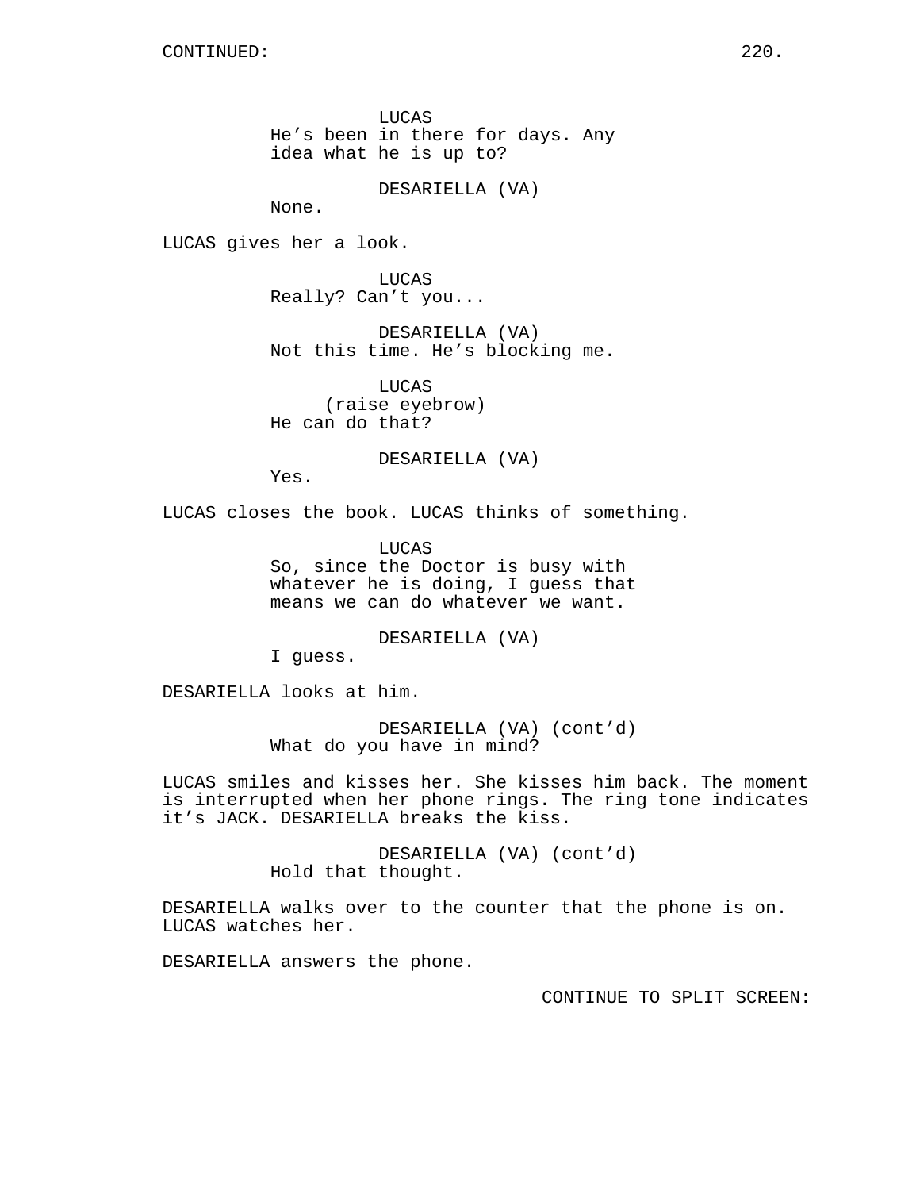CONTINUED:

LUCAS
He's been in there for days. Any idea what he is up to?

DESARIELLA (VA)
None.

LUCAS gives her a look.

LUCAS
Really? Can't you...

DESARIELLA (VA)
Not this time. He's blocking me.

LUCAS
(raise eyebrow)
He can do that?

DESARIELLA (VA)
Yes.

LUCAS closes the book. LUCAS thinks of something.

LUCAS
So, since the Doctor is busy with whatever he is doing, I guess that means we can do whatever we want.

DESARIELLA (VA)
I guess.

DESARIELLA looks at him.

DESARIELLA (VA) (cont'd)
What do you have in mind?

LUCAS smiles and kisses her. She kisses him back. The moment is interrupted when her phone rings. The ring tone indicates it's JACK. DESARIELLA breaks the kiss.

DESARIELLA (VA) (cont'd)
Hold that thought.

DESARIELLA walks over to the counter that the phone is on. LUCAS watches her.

DESARIELLA answers the phone.

CONTINUE TO SPLIT SCREEN: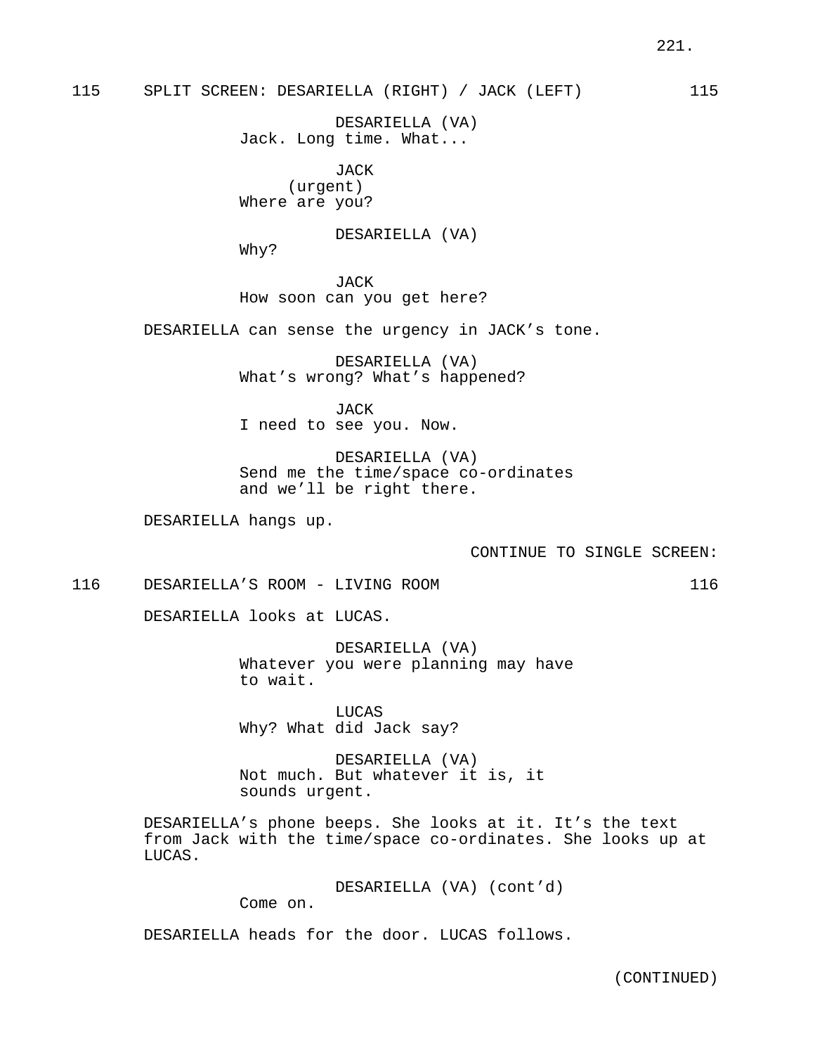115 SPLIT SCREEN: DESARIELLA (RIGHT) / JACK (LEFT) 115

DESARIELLA (VA)
Jack. Long time. What...

JACK
(urgent)
Where are you?

DESARIELLA (VA)
Why?

JACK
How soon can you get here?

DESARIELLA can sense the urgency in JACK's tone.

DESARIELLA (VA)
What's wrong? What's happened?

JACK
I need to see you. Now.

DESARIELLA (VA)
Send me the time/space co-ordinates
and we'll be right there.

DESARIELLA hangs up.

CONTINUE TO SINGLE SCREEN:

116 DESARIELLA'S ROOM - LIVING ROOM 116

DESARIELLA looks at LUCAS.

DESARIELLA (VA)
Whatever you were planning may have
to wait.

LUCAS
Why? What did Jack say?

DESARIELLA (VA)
Not much. But whatever it is, it
sounds urgent.

DESARIELLA's phone beeps. She looks at it. It's the text from Jack with the time/space co-ordinates. She looks up at LUCAS.

DESARIELLA (VA) (cont'd)
Come on.

DESARIELLA heads for the door. LUCAS follows.

(CONTINUED)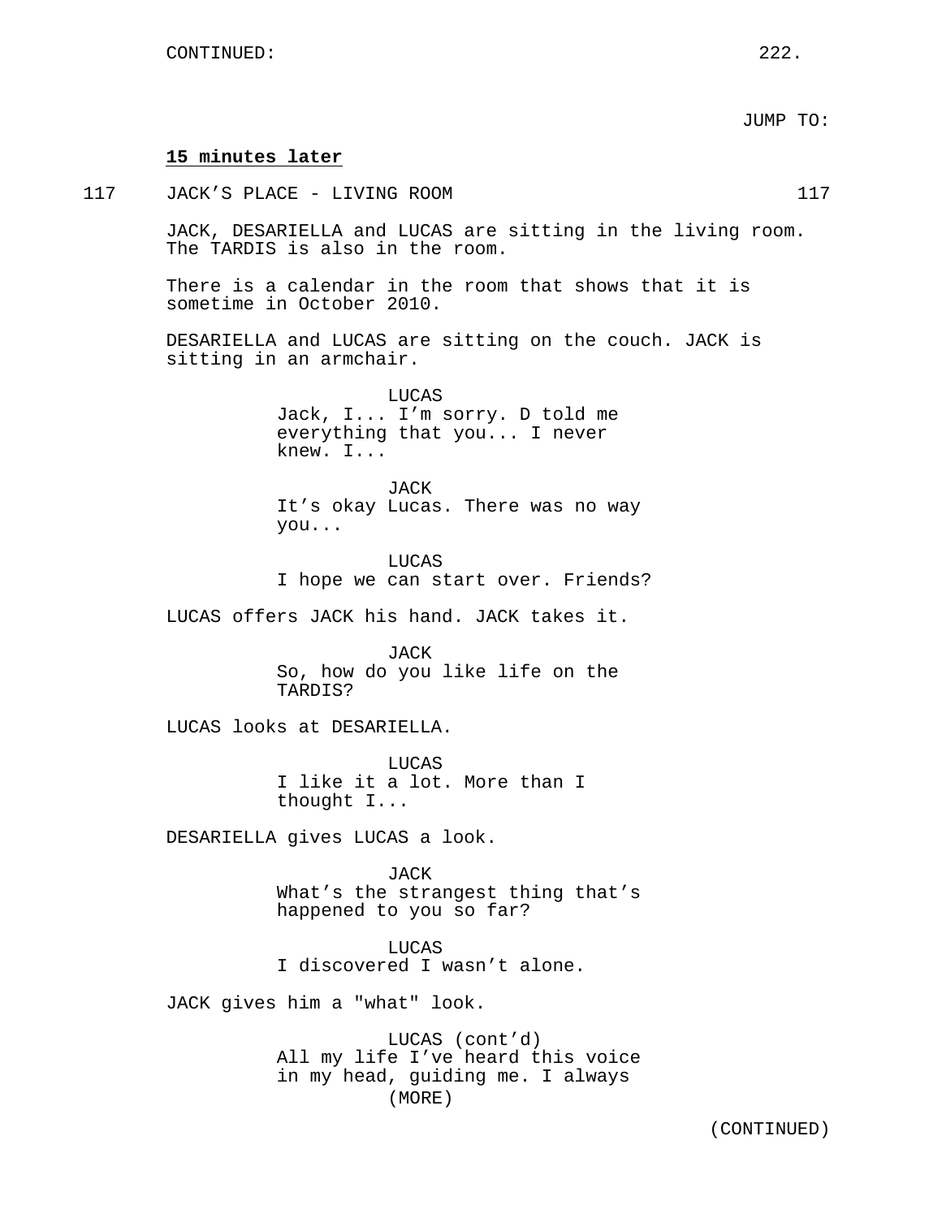CONTINUED:

JUMP TO:

**15 minutes later**

117 JACK'S PLACE - LIVING ROOM 117

JACK, DESARIELLA and LUCAS are sitting in the living room. The TARDIS is also in the room.

There is a calendar in the room that shows that it is sometime in October 2010.

DESARIELLA and LUCAS are sitting on the couch. JACK is sitting in an armchair.

LUCAS
Jack, I... I'm sorry. D told me everything that you... I never knew. I...

JACK
It's okay Lucas. There was no way you...

LUCAS
I hope we can start over. Friends?

LUCAS offers JACK his hand. JACK takes it.

JACK
So, how do you like life on the TARDIS?

LUCAS looks at DESARIELLA.

LUCAS
I like it a lot. More than I thought I...

DESARIELLA gives LUCAS a look.

JACK
What's the strangest thing that's happened to you so far?

LUCAS
I discovered I wasn't alone.

JACK gives him a "what" look.

LUCAS (cont'd)
All my life I've heard this voice in my head, guiding me. I always
(MORE)

(CONTINUED)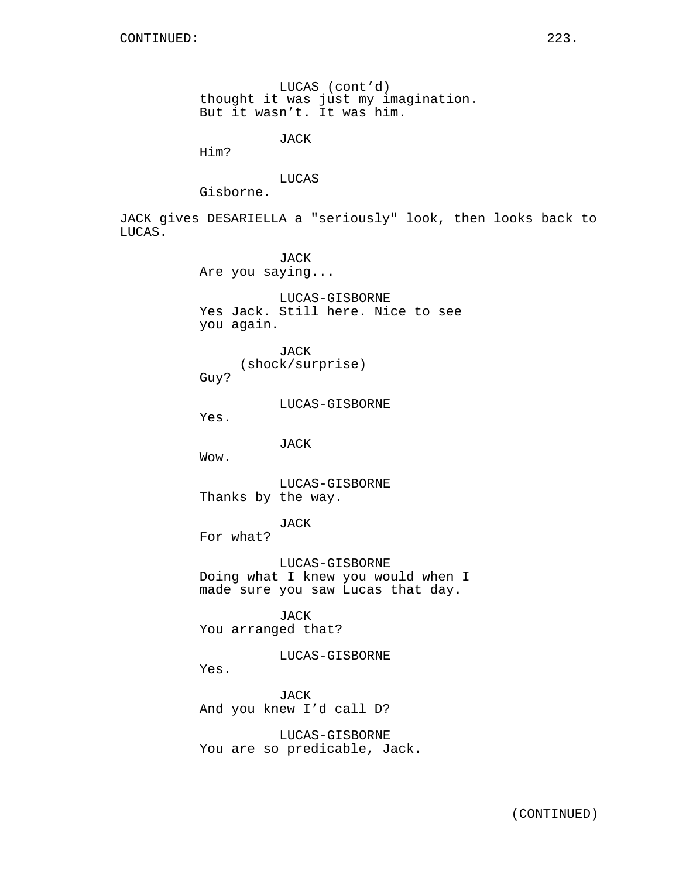LUCAS (cont'd)
thought it was just my imagination.
But it wasn't. It was him.

JACK
Him?

LUCAS
Gisborne.

JACK gives DESARIELLA a "seriously" look, then looks back to LUCAS.

JACK
Are you saying...

LUCAS-GISBORNE
Yes Jack. Still here. Nice to see you again.

JACK
(shock/surprise)
Guy?

LUCAS-GISBORNE
Yes.

JACK
Wow.

LUCAS-GISBORNE
Thanks by the way.

JACK
For what?

LUCAS-GISBORNE
Doing what I knew you would when I made sure you saw Lucas that day.

JACK
You arranged that?

LUCAS-GISBORNE
Yes.

JACK
And you knew I'd call D?

LUCAS-GISBORNE
You are so predicable, Jack.

(CONTINUED)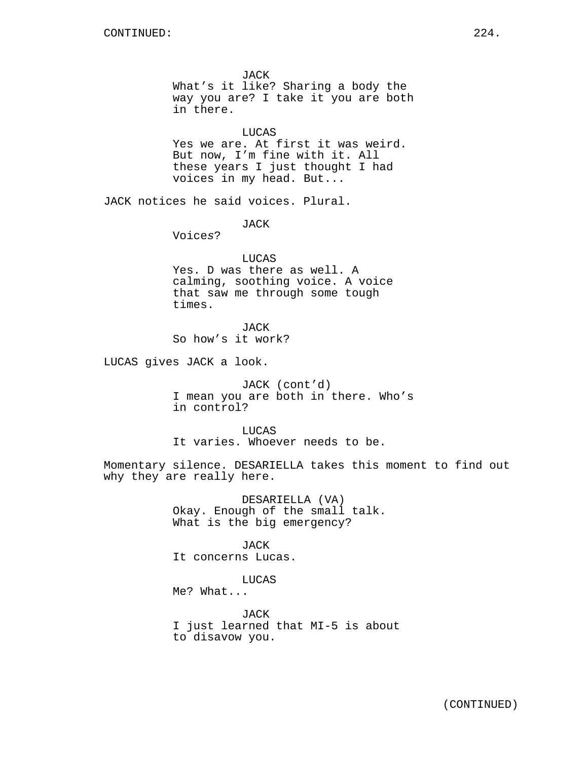JACK
What's it like? Sharing a body the way you are? I take it you are both in there.

LUCAS
Yes we are. At first it was weird. But now, I'm fine with it. All these years I just thought I had voices in my head. But...

JACK notices he said voices. Plural.

JACK
Voices?

LUCAS
Yes. D was there as well. A calming, soothing voice. A voice that saw me through some tough times.

JACK
So how's it work?

LUCAS gives JACK a look.

JACK (cont'd)
I mean you are both in there. Who's in control?

LUCAS
It varies. Whoever needs to be.

Momentary silence. DESARIELLA takes this moment to find out why they are really here.

DESARIELLA (VA)
Okay. Enough of the small talk. What is the big emergency?

JACK
It concerns Lucas.

LUCAS
Me? What...

JACK
I just learned that MI-5 is about to disavow you.

(CONTINUED)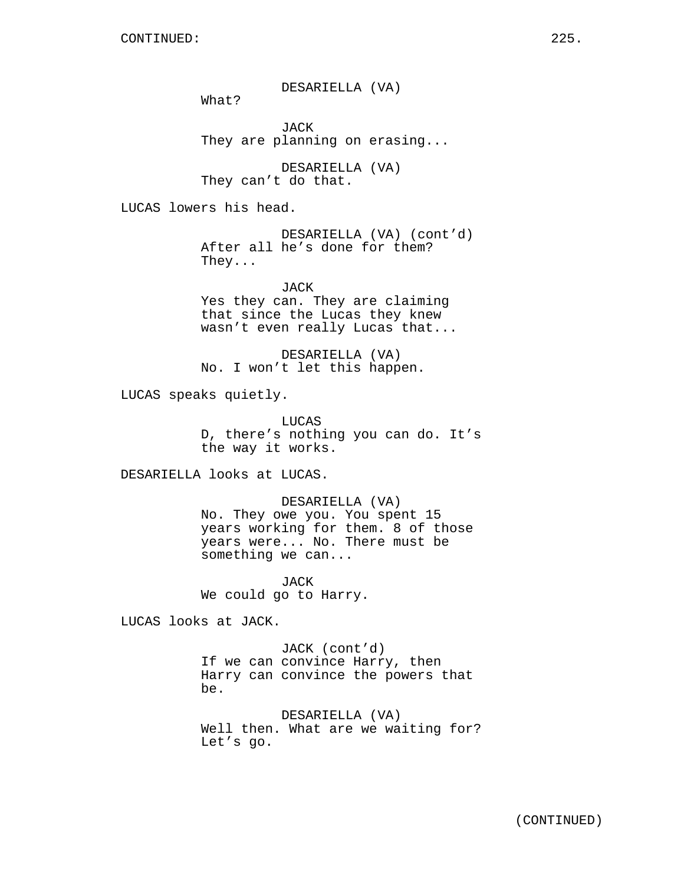DESARIELLA (VA)
What?

JACK
They are planning on erasing...

DESARIELLA (VA)
They can't do that.

LUCAS lowers his head.

DESARIELLA (VA) (cont'd)
After all he's done for them?
They...

JACK
Yes they can. They are claiming
that since the Lucas they knew
wasn't even really Lucas that...

DESARIELLA (VA)
No. I won't let this happen.

LUCAS speaks quietly.

LUCAS
D, there's nothing you can do. It's
the way it works.

DESARIELLA looks at LUCAS.

DESARIELLA (VA)
No. They owe you. You spent 15
years working for them. 8 of those
years were... No. There must be
something we can...

JACK
We could go to Harry.

LUCAS looks at JACK.

JACK (cont'd)
If we can convince Harry, then
Harry can convince the powers that
be.

DESARIELLA (VA)
Well then. What are we waiting for?
Let's go.

(CONTINUED)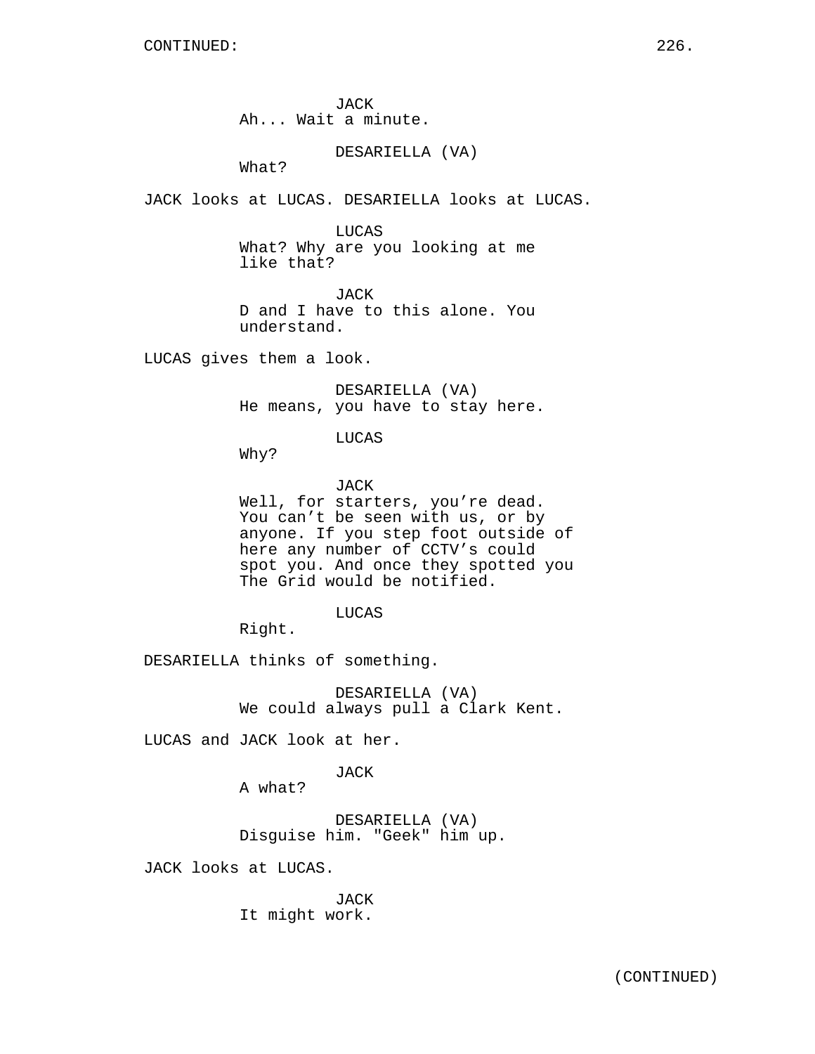JACK
Ah... Wait a minute.

DESARIELLA (VA)
What?

JACK looks at LUCAS. DESARIELLA looks at LUCAS.

LUCAS
What? Why are you looking at me like that?

JACK
D and I have to this alone. You understand.

LUCAS gives them a look.

DESARIELLA (VA)
He means, you have to stay here.

LUCAS
Why?

JACK
Well, for starters, you're dead. You can't be seen with us, or by anyone. If you step foot outside of here any number of CCTV's could spot you. And once they spotted you The Grid would be notified.

LUCAS
Right.

DESARIELLA thinks of something.

DESARIELLA (VA)
We could always pull a Clark Kent.

LUCAS and JACK look at her.

JACK
A what?

DESARIELLA (VA)
Disguise him. "Geek" him up.

JACK looks at LUCAS.

JACK
It might work.

(CONTINUED)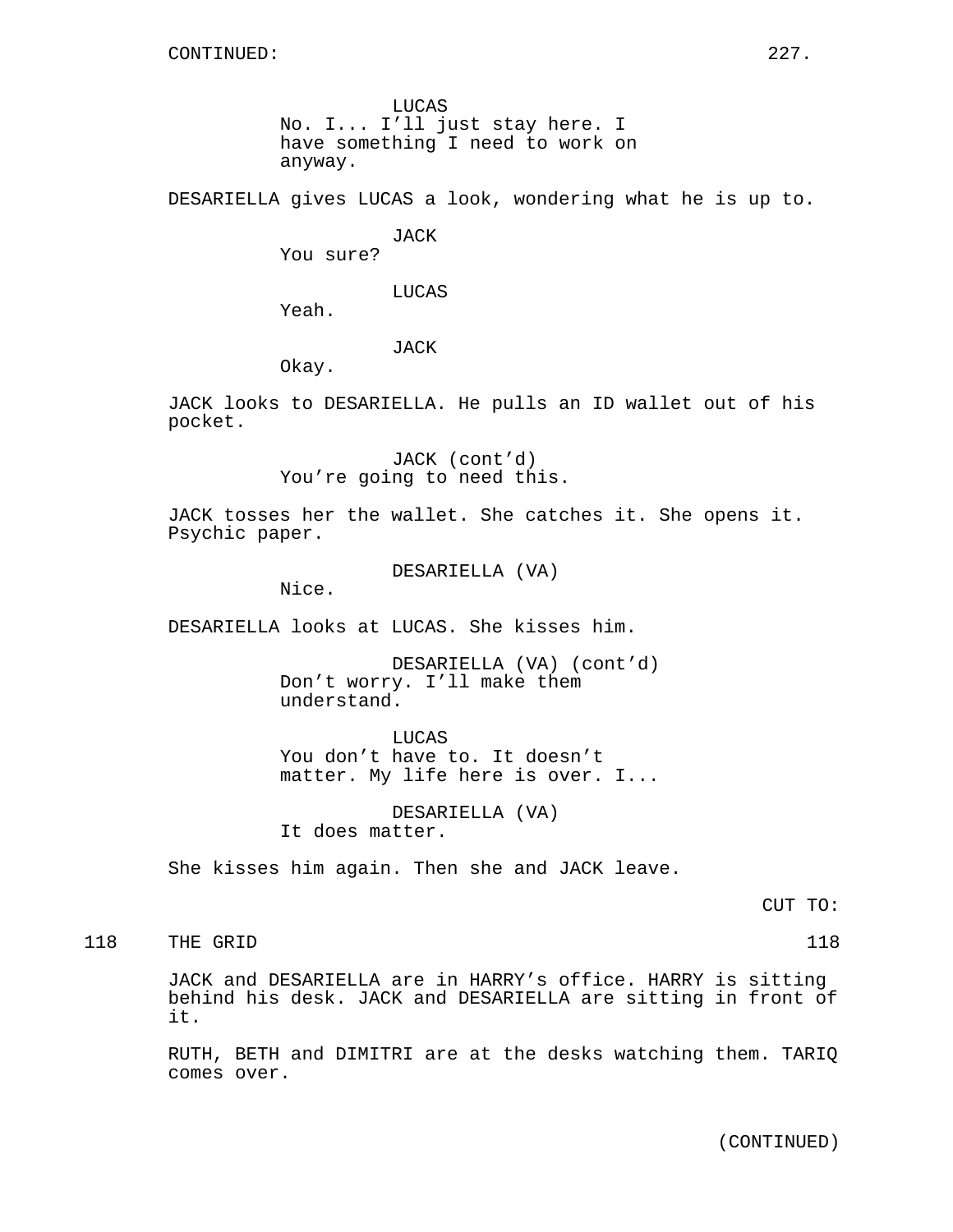CONTINUED:

LUCAS
No. I... I'll just stay here. I have something I need to work on anyway.

DESARIELLA gives LUCAS a look, wondering what he is up to.

JACK
You sure?

LUCAS
Yeah.

JACK
Okay.

JACK looks to DESARIELLA. He pulls an ID wallet out of his pocket.

JACK (cont'd)
You're going to need this.

JACK tosses her the wallet. She catches it. She opens it. Psychic paper.

DESARIELLA (VA)
Nice.

DESARIELLA looks at LUCAS. She kisses him.

DESARIELLA (VA) (cont'd)
Don't worry. I'll make them understand.

LUCAS
You don't have to. It doesn't matter. My life here is over. I...

DESARIELLA (VA)
It does matter.

She kisses him again. Then she and JACK leave.

CUT TO:

118 THE GRID 118

JACK and DESARIELLA are in HARRY's office. HARRY is sitting behind his desk. JACK and DESARIELLA are sitting in front of it.

RUTH, BETH and DIMITRI are at the desks watching them. TARIQ comes over.

(CONTINUED)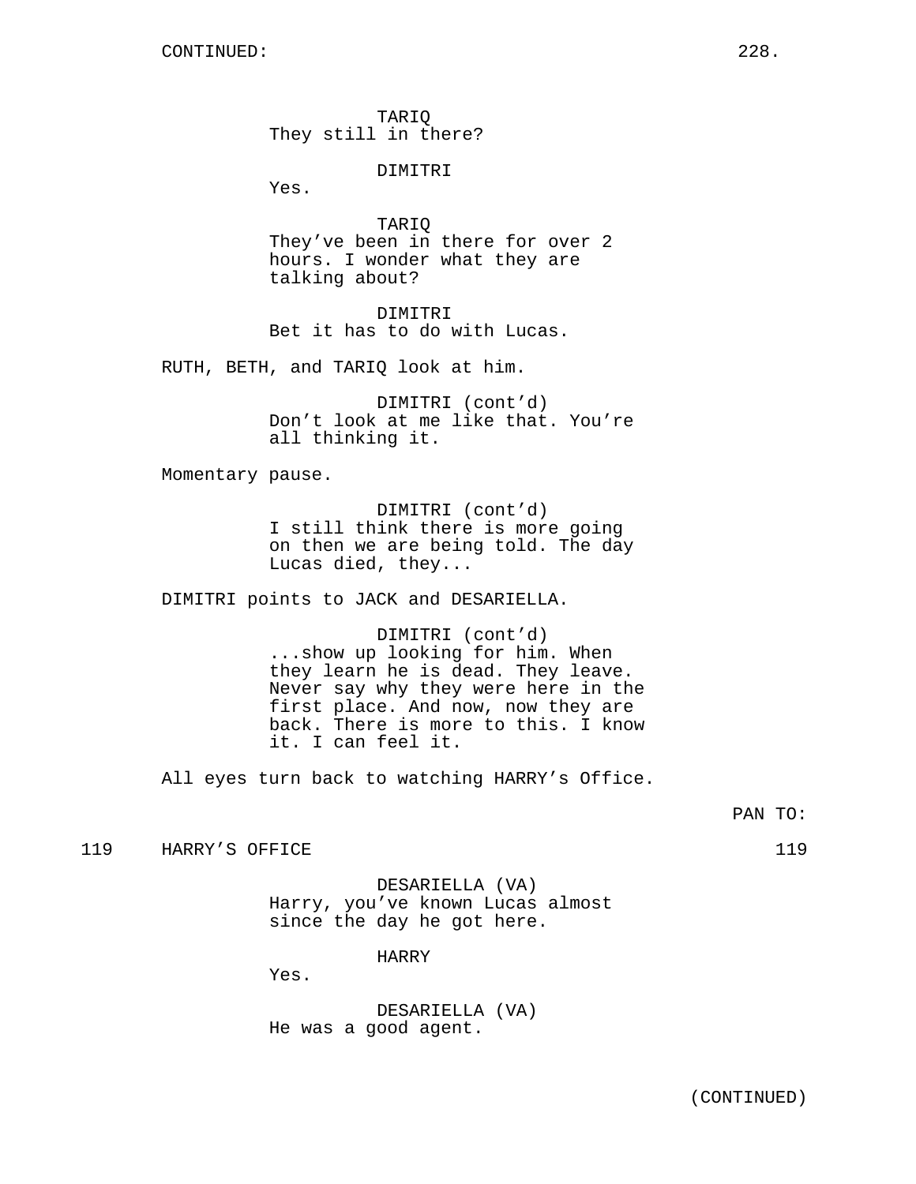CONTINUED:

TARIQ
They still in there?

DIMITRI
Yes.

TARIQ
They've been in there for over 2 hours. I wonder what they are talking about?

DIMITRI
Bet it has to do with Lucas.

RUTH, BETH, and TARIQ look at him.

DIMITRI (cont'd)
Don't look at me like that. You're all thinking it.

Momentary pause.

DIMITRI (cont'd)
I still think there is more going on then we are being told. The day Lucas died, they...

DIMITRI points to JACK and DESARIELLA.

DIMITRI (cont'd)
...show up looking for him. When they learn he is dead. They leave. Never say why they were here in the first place. And now, now they are back. There is more to this. I know it. I can feel it.

All eyes turn back to watching HARRY's Office.

PAN TO:

119 HARRY'S OFFICE 119

DESARIELLA (VA)
Harry, you've known Lucas almost since the day he got here.

HARRY
Yes.

DESARIELLA (VA)
He was a good agent.

(CONTINUED)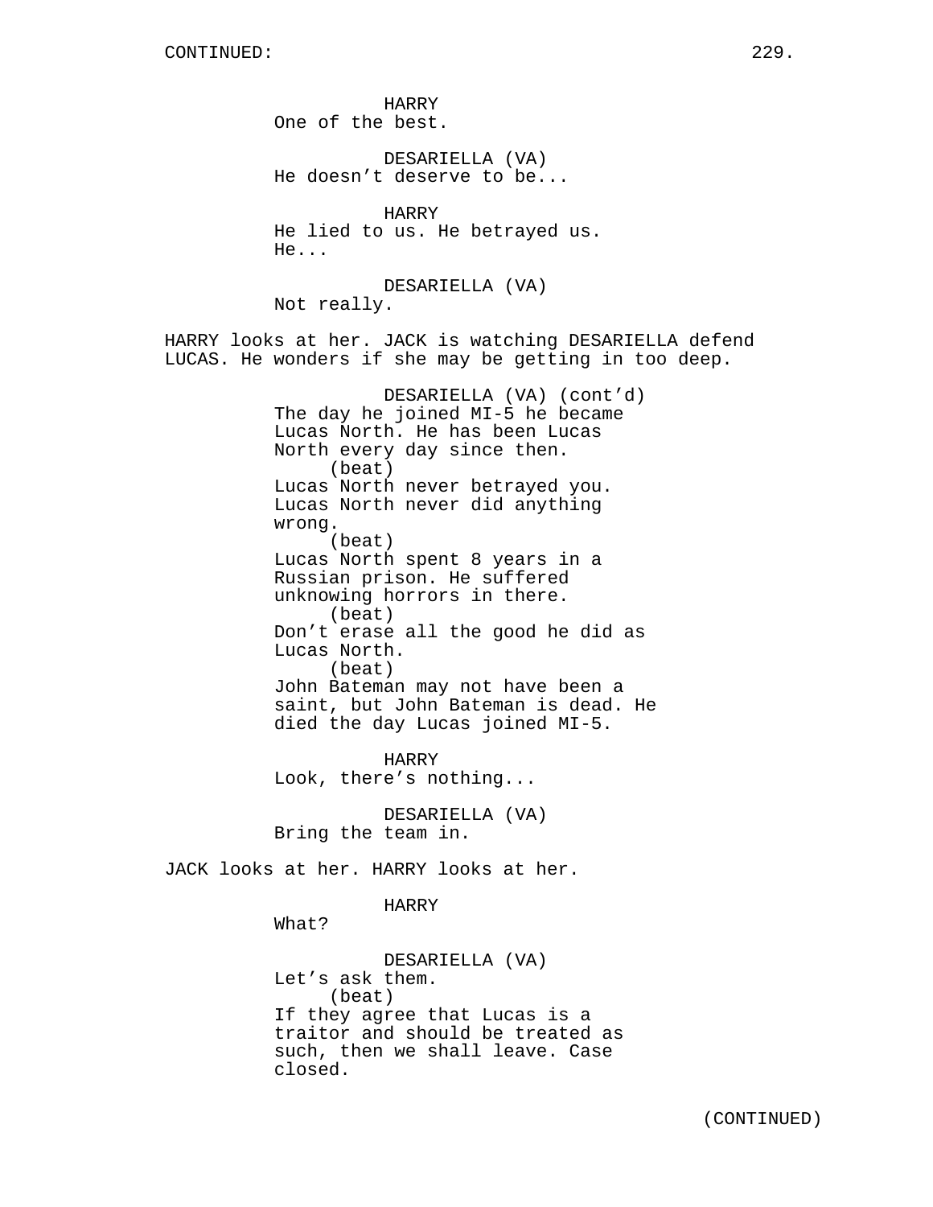HARRY
One of the best.

DESARIELLA (VA)
He doesn't deserve to be...

HARRY
He lied to us. He betrayed us.
He...

DESARIELLA (VA)
Not really.

HARRY looks at her. JACK is watching DESARIELLA defend LUCAS. He wonders if she may be getting in too deep.

DESARIELLA (VA) (cont'd)
The day he joined MI-5 he became Lucas North. He has been Lucas North every day since then.
(beat)
Lucas North never betrayed you. Lucas North never did anything wrong.
(beat)
Lucas North spent 8 years in a Russian prison. He suffered unknowing horrors in there.
(beat)
Don't erase all the good he did as Lucas North.
(beat)
John Bateman may not have been a saint, but John Bateman is dead. He died the day Lucas joined MI-5.

HARRY
Look, there's nothing...

DESARIELLA (VA)
Bring the team in.

JACK looks at her. HARRY looks at her.

HARRY
What?

DESARIELLA (VA)
Let's ask them.
(beat)
If they agree that Lucas is a traitor and should be treated as such, then we shall leave. Case closed.

(CONTINUED)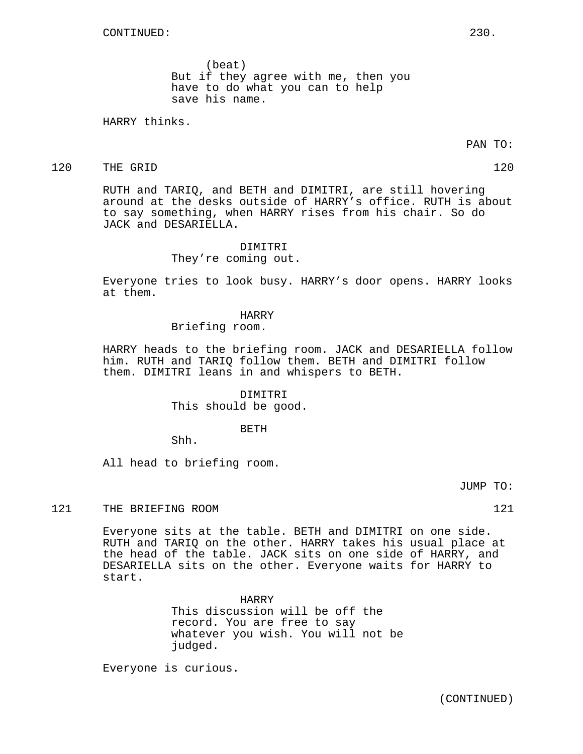CONTINUED:

(beat)
But if they agree with me, then you have to do what you can to help save his name.

HARRY thinks.

PAN TO:

120 THE GRID 120

RUTH and TARIQ, and BETH and DIMITRI, are still hovering around at the desks outside of HARRY's office. RUTH is about to say something, when HARRY rises from his chair. So do JACK and DESARIELLA.

DIMITRI
They're coming out.

Everyone tries to look busy. HARRY's door opens. HARRY looks at them.

HARRY
Briefing room.

HARRY heads to the briefing room. JACK and DESARIELLA follow him. RUTH and TARIQ follow them. BETH and DIMITRI follow them. DIMITRI leans in and whispers to BETH.

DIMITRI
This should be good.

BETH
Shh.

All head to briefing room.

JUMP TO:

121 THE BRIEFING ROOM 121

Everyone sits at the table. BETH and DIMITRI on one side. RUTH and TARIQ on the other. HARRY takes his usual place at the head of the table. JACK sits on one side of HARRY, and DESARIELLA sits on the other. Everyone waits for HARRY to start.

HARRY
This discussion will be off the record. You are free to say whatever you wish. You will not be judged.

Everyone is curious.

(CONTINUED)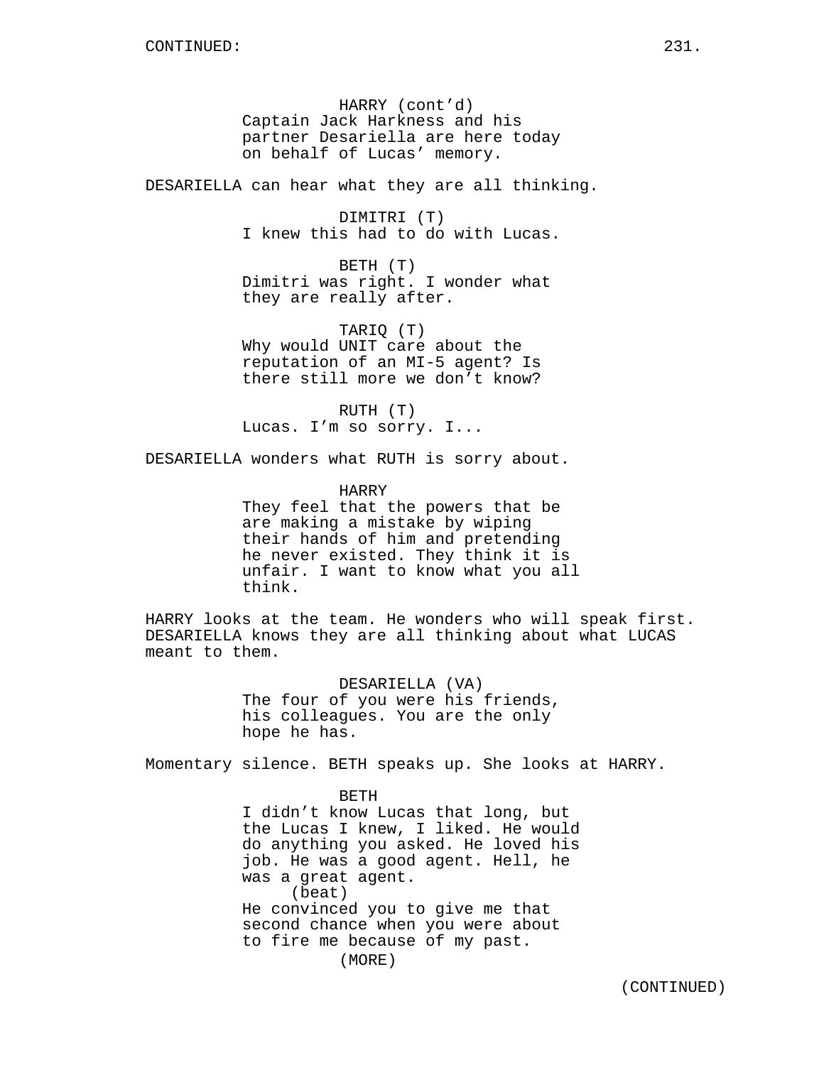HARRY (cont'd)
Captain Jack Harkness and his partner Desariella are here today on behalf of Lucas' memory.

DESARIELLA can hear what they are all thinking.

DIMITRI (T)
I knew this had to do with Lucas.

BETH (T)
Dimitri was right. I wonder what they are really after.

TARIQ (T)
Why would UNIT care about the reputation of an MI-5 agent? Is there still more we don't know?

RUTH (T)
Lucas. I'm so sorry. I...

DESARIELLA wonders what RUTH is sorry about.

HARRY
They feel that the powers that be are making a mistake by wiping their hands of him and pretending he never existed. They think it is unfair. I want to know what you all think.

HARRY looks at the team. He wonders who will speak first. DESARIELLA knows they are all thinking about what LUCAS meant to them.

DESARIELLA (VA)
The four of you were his friends, his colleagues. You are the only hope he has.

Momentary silence. BETH speaks up. She looks at HARRY.

BETH
I didn't know Lucas that long, but the Lucas I knew, I liked. He would do anything you asked. He loved his job. He was a good agent. Hell, he was a great agent.
(beat)
He convinced you to give me that second chance when you were about to fire me because of my past.
(MORE)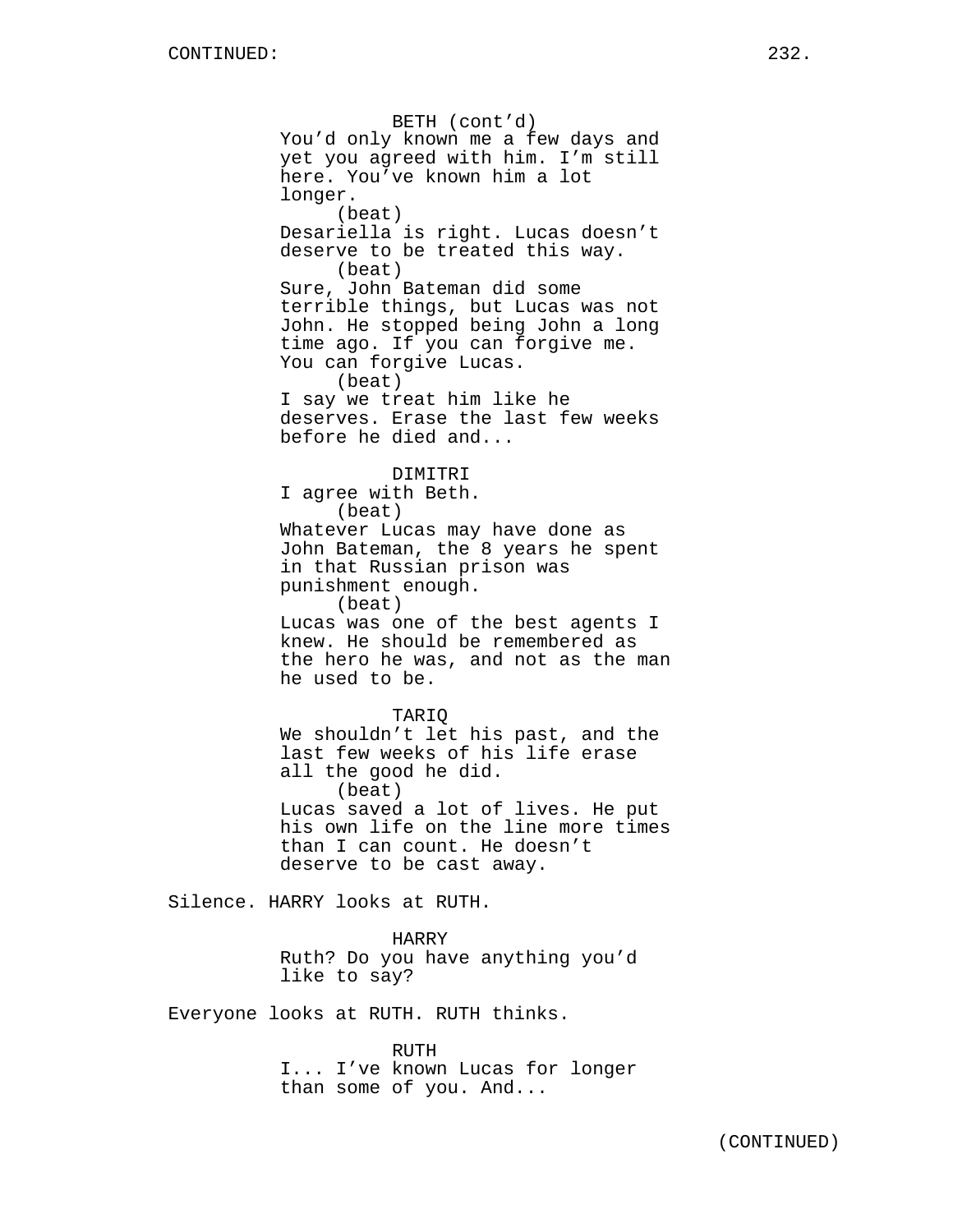BETH (cont'd)
You'd only known me a few days and yet you agreed with him. I'm still here. You've known him a lot longer.
(beat)
Desariella is right. Lucas doesn't deserve to be treated this way.
(beat)
Sure, John Bateman did some terrible things, but Lucas was not John. He stopped being John a long time ago. If you can forgive me. You can forgive Lucas.
(beat)
I say we treat him like he deserves. Erase the last few weeks before he died and...

DIMITRI
I agree with Beth.
(beat)
Whatever Lucas may have done as John Bateman, the 8 years he spent in that Russian prison was punishment enough.
(beat)
Lucas was one of the best agents I knew. He should be remembered as the hero he was, and not as the man he used to be.

TARIQ
We shouldn't let his past, and the last few weeks of his life erase all the good he did.
(beat)
Lucas saved a lot of lives. He put his own life on the line more times than I can count. He doesn't deserve to be cast away.

Silence. HARRY looks at RUTH.

HARRY
Ruth? Do you have anything you'd like to say?

Everyone looks at RUTH. RUTH thinks.

RUTH
I... I've known Lucas for longer than some of you. And...

(CONTINUED)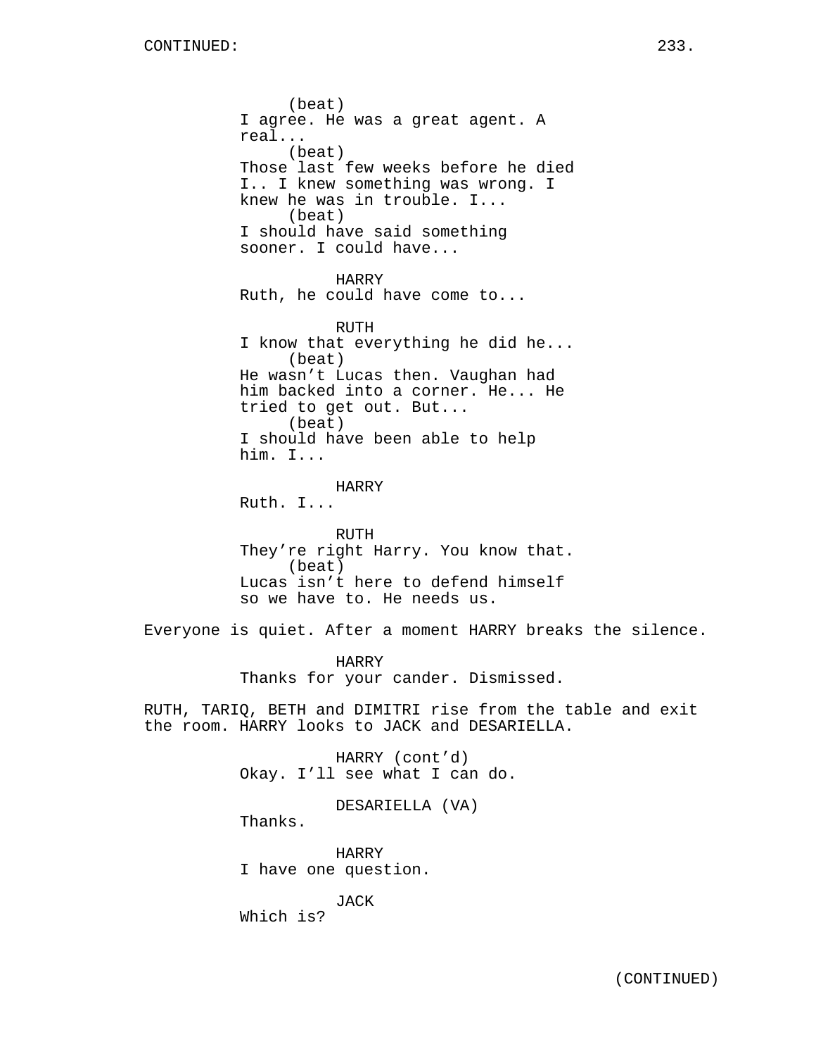(beat)
I agree. He was a great agent. A real...
(beat)
Those last few weeks before he died I.. I knew something was wrong. I knew he was in trouble. I...
(beat)
I should have said something sooner. I could have...

HARRY
Ruth, he could have come to...

RUTH
I know that everything he did he...
(beat)
He wasn't Lucas then. Vaughan had him backed into a corner. He... He tried to get out. But...
(beat)
I should have been able to help him. I...

HARRY
Ruth. I...

RUTH
They're right Harry. You know that.
(beat)
Lucas isn't here to defend himself so we have to. He needs us.

Everyone is quiet. After a moment HARRY breaks the silence.

HARRY
Thanks for your cander. Dismissed.

RUTH, TARIQ, BETH and DIMITRI rise from the table and exit the room. HARRY looks to JACK and DESARIELLA.

HARRY (cont'd)
Okay. I'll see what I can do.

DESARIELLA (VA)
Thanks.

HARRY
I have one question.

JACK
Which is?

(CONTINUED)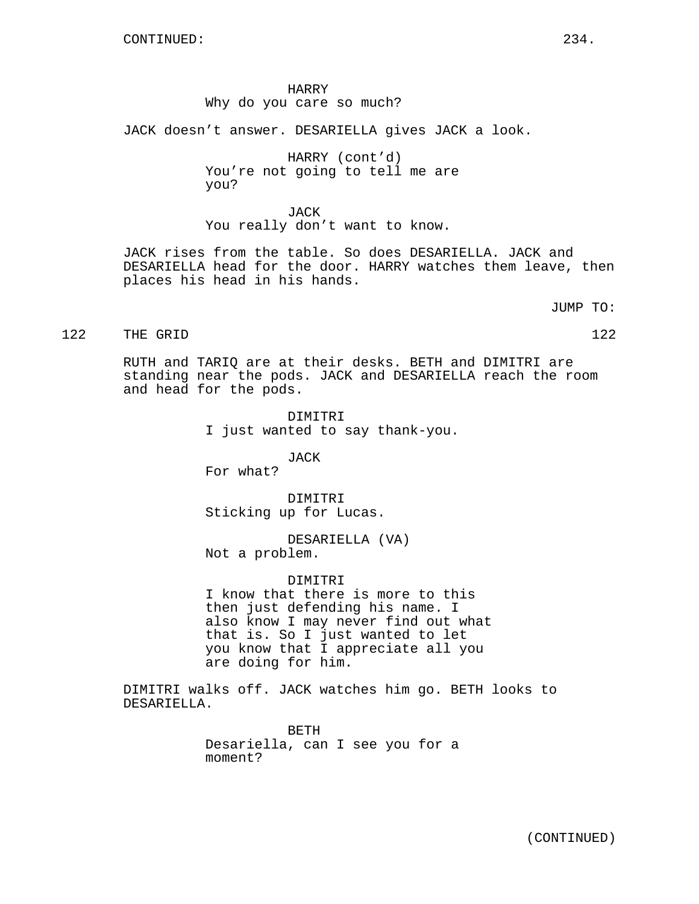HARRY
Why do you care so much?

JACK doesn't answer. DESARIELLA gives JACK a look.

HARRY (cont'd)
You're not going to tell me are you?

JACK
You really don't want to know.

JACK rises from the table. So does DESARIELLA. JACK and DESARIELLA head for the door. HARRY watches them leave, then places his head in his hands.

JUMP TO:

122 THE GRID 122

RUTH and TARIQ are at their desks. BETH and DIMITRI are standing near the pods. JACK and DESARIELLA reach the room and head for the pods.

DIMITRI
I just wanted to say thank-you.

JACK
For what?

DIMITRI
Sticking up for Lucas.

DESARIELLA (VA)
Not a problem.

DIMITRI
I know that there is more to this then just defending his name. I also know I may never find out what that is. So I just wanted to let you know that I appreciate all you are doing for him.

DIMITRI walks off. JACK watches him go. BETH looks to DESARIELLA.

BETH
Desariella, can I see you for a moment?

(CONTINUED)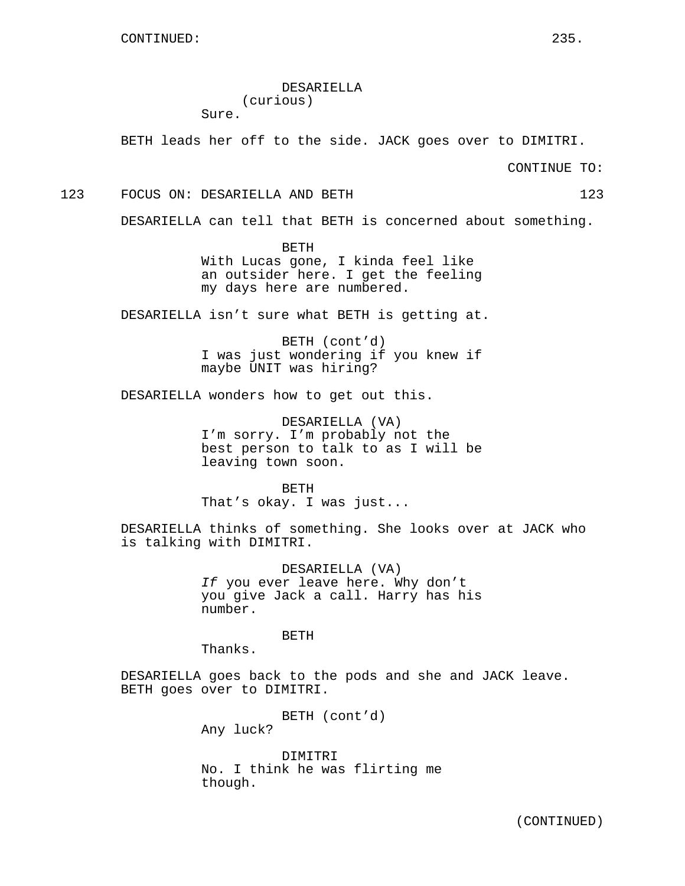CONTINUED:

DESARIELLA
(curious)
Sure.

BETH leads her off to the side. JACK goes over to DIMITRI.

CONTINUE TO:

123 FOCUS ON: DESARIELLA AND BETH 123

DESARIELLA can tell that BETH is concerned about something.

BETH
With Lucas gone, I kinda feel like an outsider here. I get the feeling my days here are numbered.

DESARIELLA isn't sure what BETH is getting at.

BETH (cont'd)
I was just wondering if you knew if maybe UNIT was hiring?

DESARIELLA wonders how to get out this.

DESARIELLA (VA)
I'm sorry. I'm probably not the best person to talk to as I will be leaving town soon.

BETH
That's okay. I was just...

DESARIELLA thinks of something. She looks over at JACK who is talking with DIMITRI.

DESARIELLA (VA)
*If* you ever leave here. Why don't you give Jack a call. Harry has his number.

BETH
Thanks.

DESARIELLA goes back to the pods and she and JACK leave. BETH goes over to DIMITRI.

BETH (cont'd)
Any luck?

DIMITRI
No. I think he was flirting me though.

(CONTINUED)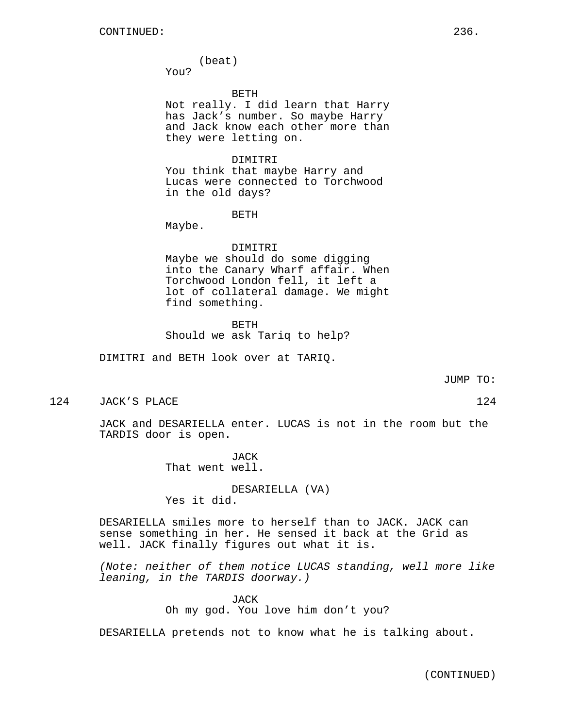(beat)
You?

BETH
Not really. I did learn that Harry has Jack's number. So maybe Harry and Jack know each other more than they were letting on.

DIMITRI
You think that maybe Harry and Lucas were connected to Torchwood in the old days?

BETH
Maybe.

DIMITRI
Maybe we should do some digging into the Canary Wharf affair. When Torchwood London fell, it left a lot of collateral damage. We might find something.

BETH
Should we ask Tariq to help?

DIMITRI and BETH look over at TARIQ.

JUMP TO:

124 JACK'S PLACE 124

JACK and DESARIELLA enter. LUCAS is not in the room but the TARDIS door is open.

JACK
That went well.

DESARIELLA (VA)
Yes it did.

DESARIELLA smiles more to herself than to JACK. JACK can sense something in her. He sensed it back at the Grid as well. JACK finally figures out what it is.

*(Note: neither of them notice LUCAS standing, well more like leaning, in the TARDIS doorway.)*

JACK
Oh my god. You love him don't you?

DESARIELLA pretends not to know what he is talking about.

(CONTINUED)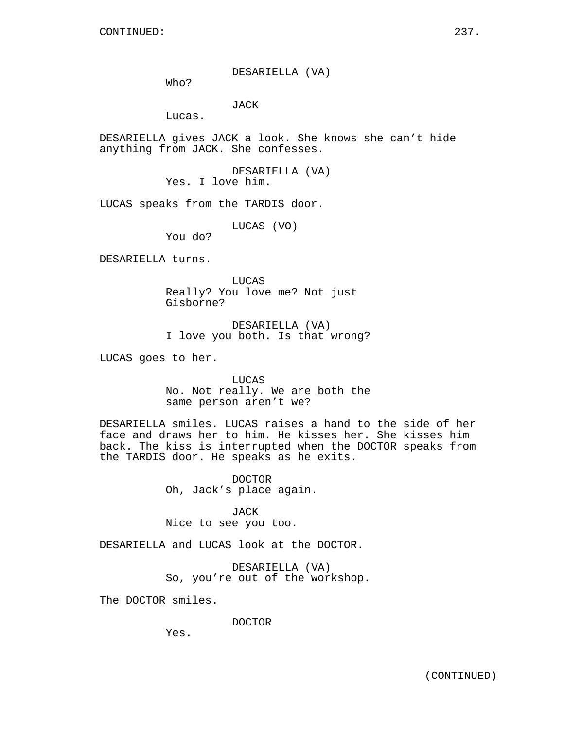CONTINUED:

DESARIELLA (VA)
Who?

JACK
Lucas.

DESARIELLA gives JACK a look. She knows she can't hide anything from JACK. She confesses.

DESARIELLA (VA)
Yes. I love him.

LUCAS speaks from the TARDIS door.

LUCAS (VO)
You do?

DESARIELLA turns.

LUCAS
Really? You love me? Not just Gisborne?

DESARIELLA (VA)
I love you both. Is that wrong?

LUCAS goes to her.

LUCAS
No. Not really. We are both the same person aren't we?

DESARIELLA smiles. LUCAS raises a hand to the side of her face and draws her to him. He kisses her. She kisses him back. The kiss is interrupted when the DOCTOR speaks from the TARDIS door. He speaks as he exits.

DOCTOR
Oh, Jack's place again.

JACK
Nice to see you too.

DESARIELLA and LUCAS look at the DOCTOR.

DESARIELLA (VA)
So, you're out of the workshop.

The DOCTOR smiles.

DOCTOR
Yes.

(CONTINUED)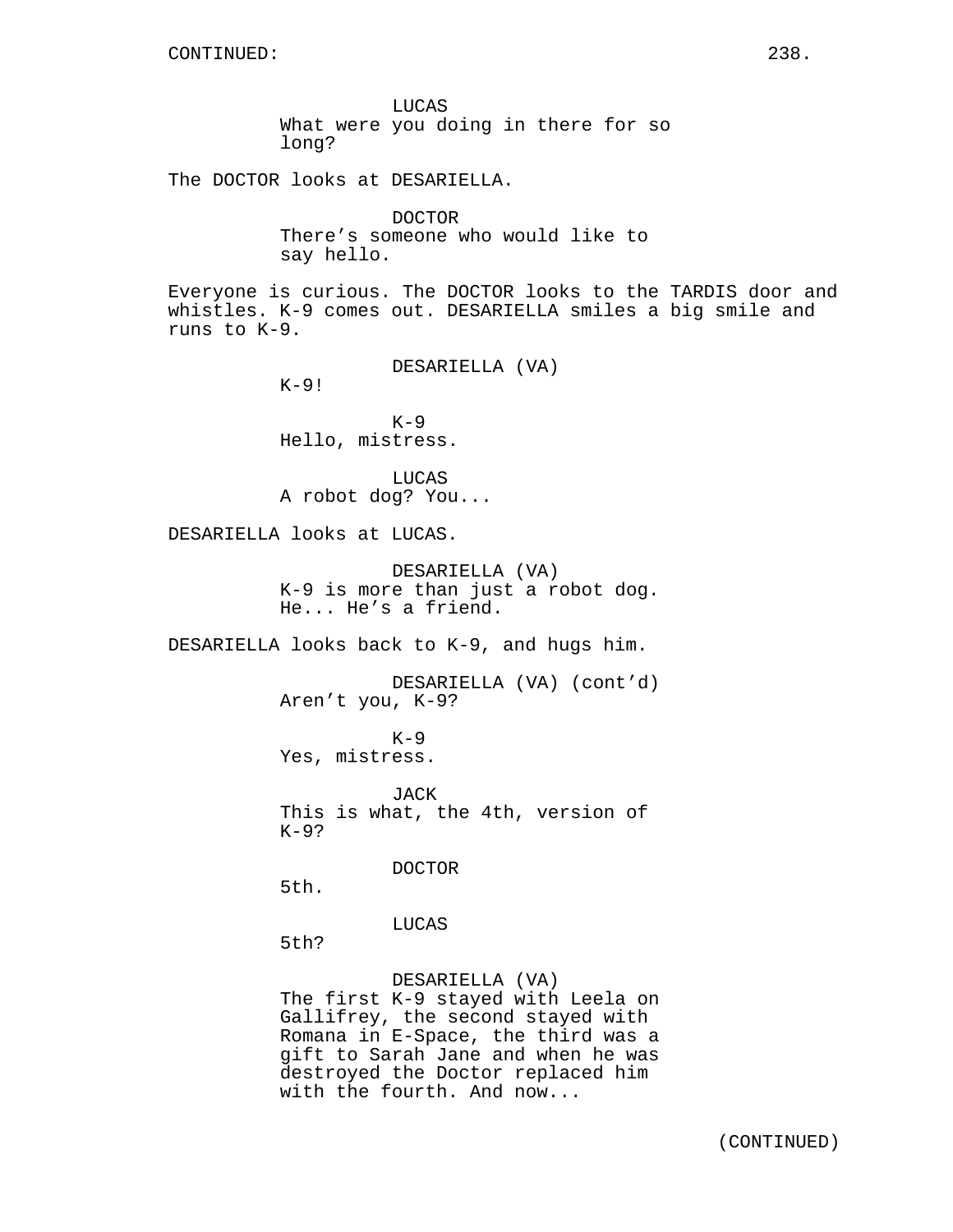LUCAS
What were you doing in there for so long?

The DOCTOR looks at DESARIELLA.

DOCTOR
There's someone who would like to say hello.

Everyone is curious. The DOCTOR looks to the TARDIS door and whistles. K-9 comes out. DESARIELLA smiles a big smile and runs to K-9.

DESARIELLA (VA)
K-9!

K-9
Hello, mistress.

LUCAS
A robot dog? You...

DESARIELLA looks at LUCAS.

DESARIELLA (VA)
K-9 is more than just a robot dog. He... He's a friend.

DESARIELLA looks back to K-9, and hugs him.

DESARIELLA (VA) (cont'd)
Aren't you, K-9?

K-9
Yes, mistress.

JACK
This is what, the 4th, version of K-9?

DOCTOR
5th.

LUCAS
5th?

DESARIELLA (VA)
The first K-9 stayed with Leela on Gallifrey, the second stayed with Romana in E-Space, the third was a gift to Sarah Jane and when he was destroyed the Doctor replaced him with the fourth. And now...

(CONTINUED)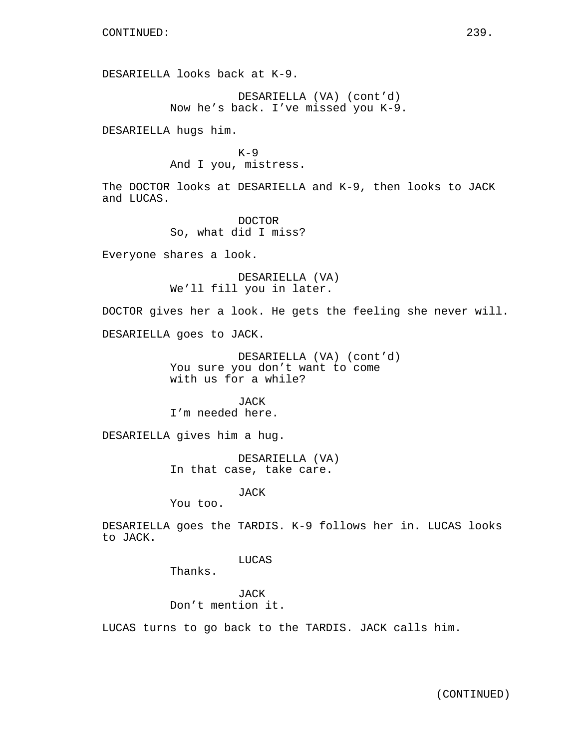CONTINUED:

DESARIELLA looks back at K-9.

DESARIELLA (VA) (cont'd)
Now he's back. I've missed you K-9.

DESARIELLA hugs him.

K-9
And I you, mistress.

The DOCTOR looks at DESARIELLA and K-9, then looks to JACK and LUCAS.

DOCTOR
So, what did I miss?

Everyone shares a look.

DESARIELLA (VA)
We'll fill you in later.

DOCTOR gives her a look. He gets the feeling she never will.

DESARIELLA goes to JACK.

DESARIELLA (VA) (cont'd)
You sure you don't want to come with us for a while?

JACK
I'm needed here.

DESARIELLA gives him a hug.

DESARIELLA (VA)
In that case, take care.

JACK
You too.

DESARIELLA goes the TARDIS. K-9 follows her in. LUCAS looks to JACK.

LUCAS
Thanks.

JACK
Don't mention it.

LUCAS turns to go back to the TARDIS. JACK calls him.

(CONTINUED)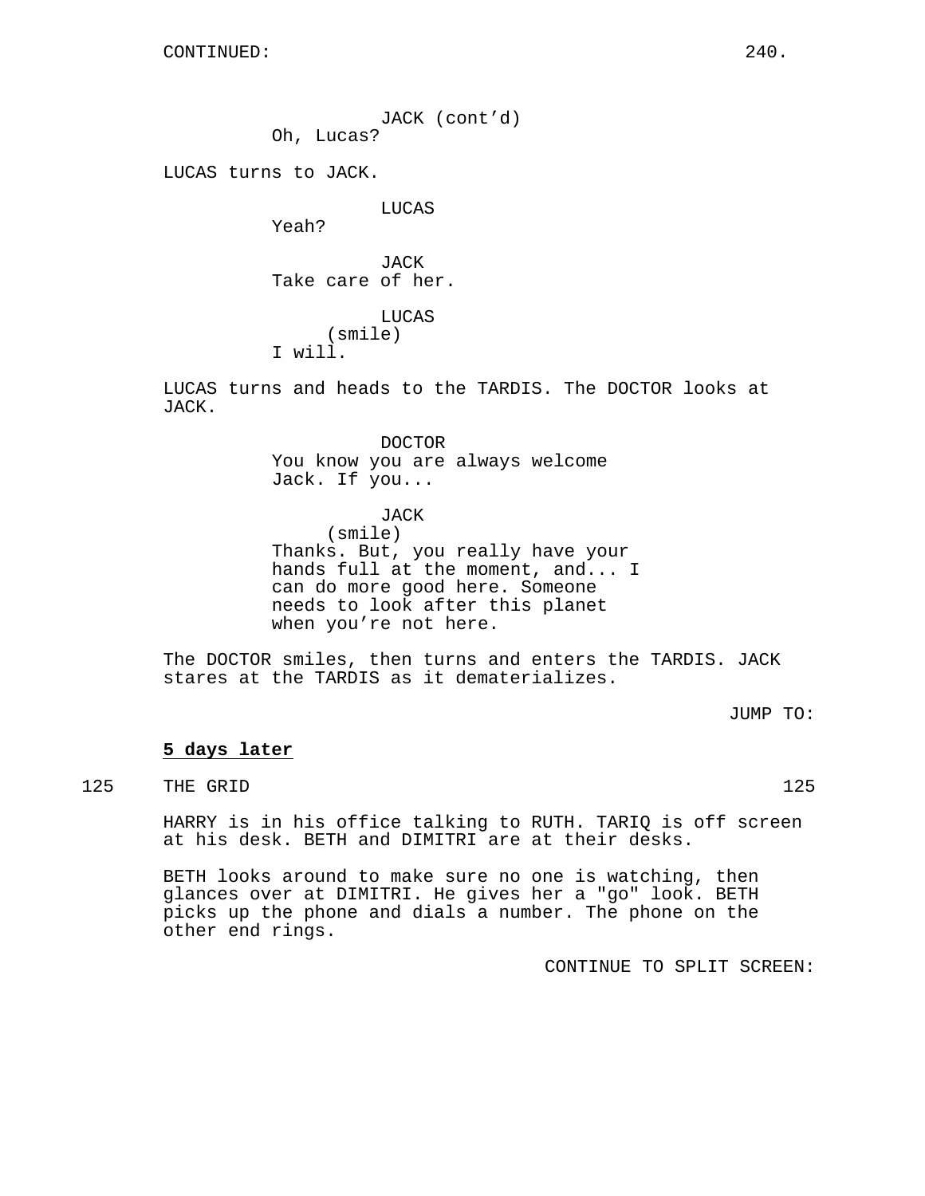JACK (cont'd)
Oh, Lucas?

LUCAS turns to JACK.

LUCAS
Yeah?

JACK
Take care of her.

LUCAS
(smile)
I will.

LUCAS turns and heads to the TARDIS. The DOCTOR looks at JACK.

DOCTOR
You know you are always welcome Jack. If you...

JACK
(smile)
Thanks. But, you really have your hands full at the moment, and... I can do more good here. Someone needs to look after this planet when you're not here.

The DOCTOR smiles, then turns and enters the TARDIS. JACK stares at the TARDIS as it dematerializes.

JUMP TO:

**5 days later**

125 THE GRID 125

HARRY is in his office talking to RUTH. TARIQ is off screen at his desk. BETH and DIMITRI are at their desks.

BETH looks around to make sure no one is watching, then glances over at DIMITRI. He gives her a "go" look. BETH picks up the phone and dials a number. The phone on the other end rings.

CONTINUE TO SPLIT SCREEN: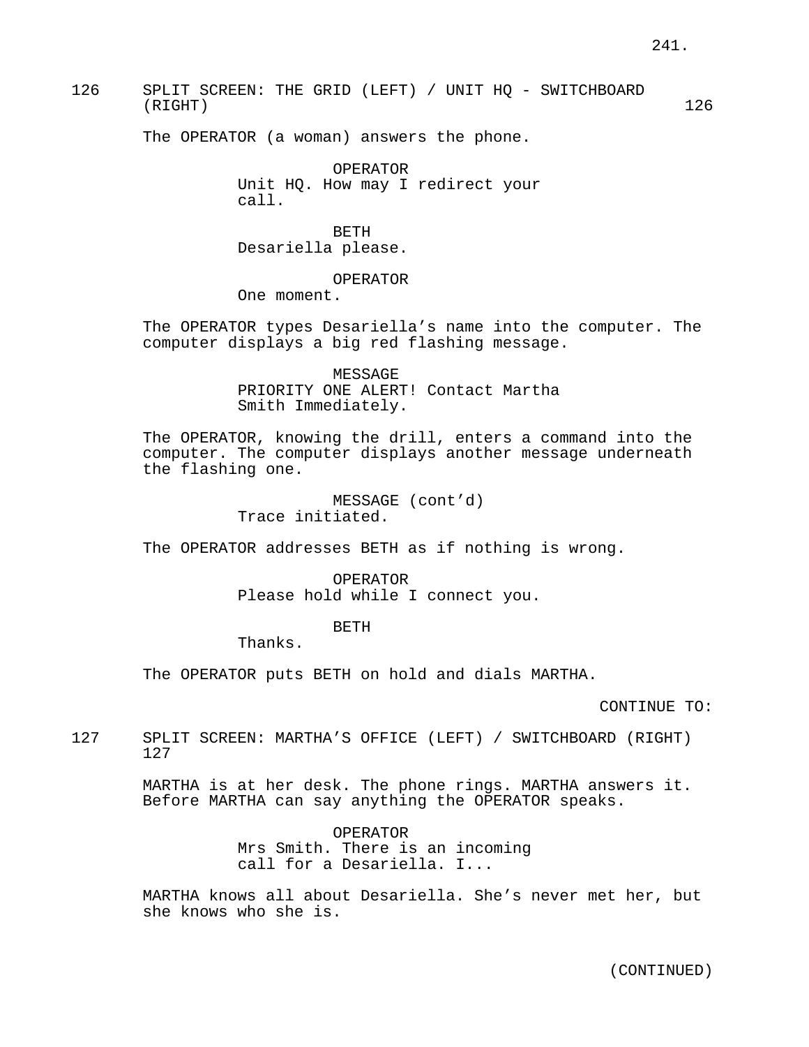126 SPLIT SCREEN: THE GRID (LEFT) / UNIT HQ - SWITCHBOARD (RIGHT) 126

The OPERATOR (a woman) answers the phone.

OPERATOR
Unit HQ. How may I redirect your call.

BETH
Desariella please.

OPERATOR
One moment.

The OPERATOR types Desariella’s name into the computer. The computer displays a big red flashing message.

MESSAGE
PRIORITY ONE ALERT! Contact Martha Smith Immediately.

The OPERATOR, knowing the drill, enters a command into the computer. The computer displays another message underneath the flashing one.

MESSAGE (cont’d)
Trace initiated.

The OPERATOR addresses BETH as if nothing is wrong.

OPERATOR
Please hold while I connect you.

BETH
Thanks.

The OPERATOR puts BETH on hold and dials MARTHA.

CONTINUE TO:

127 SPLIT SCREEN: MARTHA’S OFFICE (LEFT) / SWITCHBOARD (RIGHT) 127

MARTHA is at her desk. The phone rings. MARTHA answers it. Before MARTHA can say anything the OPERATOR speaks.

OPERATOR
Mrs Smith. There is an incoming call for a Desariella. I...

MARTHA knows all about Desariella. She’s never met her, but she knows who she is.

(CONTINUED)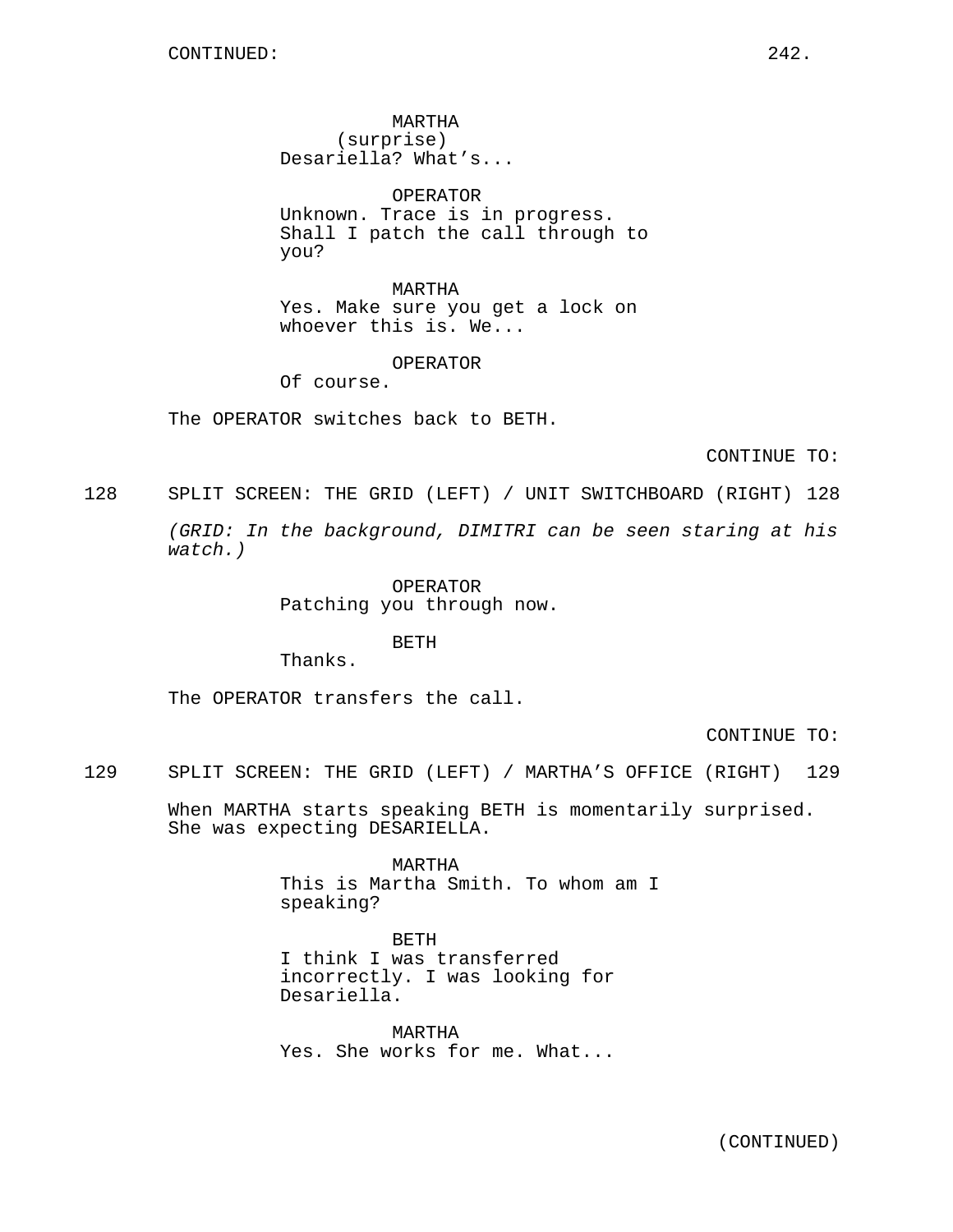MARTHA
(surprise)
Desariella? What's...

OPERATOR
Unknown. Trace is in progress. Shall I patch the call through to you?

MARTHA
Yes. Make sure you get a lock on whoever this is. We...

OPERATOR
Of course.

The OPERATOR switches back to BETH.

CONTINUE TO:

128 SPLIT SCREEN: THE GRID (LEFT) / UNIT SWITCHBOARD (RIGHT) 128

*(GRID: In the background, DIMITRI can be seen staring at his watch.)*

OPERATOR
Patching you through now.

BETH
Thanks.

The OPERATOR transfers the call.

CONTINUE TO:

129 SPLIT SCREEN: THE GRID (LEFT) / MARTHA'S OFFICE (RIGHT) 129

When MARTHA starts speaking BETH is momentarily surprised. She was expecting DESARIELLA.

MARTHA
This is Martha Smith. To whom am I speaking?

BETH
I think I was transferred incorrectly. I was looking for Desariella.

MARTHA
Yes. She works for me. What...

(CONTINUED)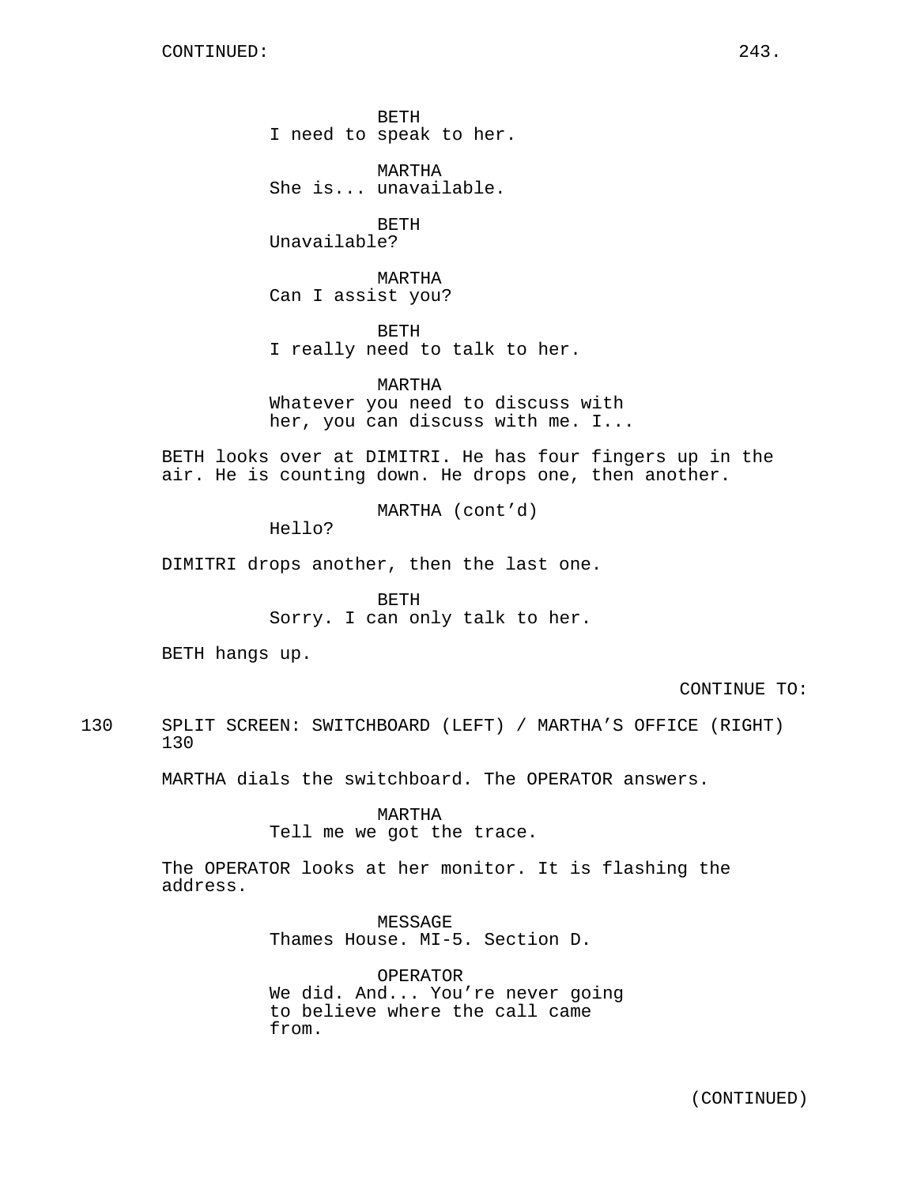BETH
I need to speak to her.

MARTHA
She is... unavailable.

BETH
Unavailable?

MARTHA
Can I assist you?

BETH
I really need to talk to her.

MARTHA
Whatever you need to discuss with her, you can discuss with me. I...

BETH looks over at DIMITRI. He has four fingers up in the air. He is counting down. He drops one, then another.

MARTHA (cont'd)
Hello?

DIMITRI drops another, then the last one.

BETH
Sorry. I can only talk to her.

BETH hangs up.

CONTINUE TO:

130 SPLIT SCREEN: SWITCHBOARD (LEFT) / MARTHA'S OFFICE (RIGHT) 130

MARTHA dials the switchboard. The OPERATOR answers.

MARTHA
Tell me we got the trace.

The OPERATOR looks at her monitor. It is flashing the address.

MESSAGE
Thames House. MI-5. Section D.

OPERATOR
We did. And... You're never going to believe where the call came from.

(CONTINUED)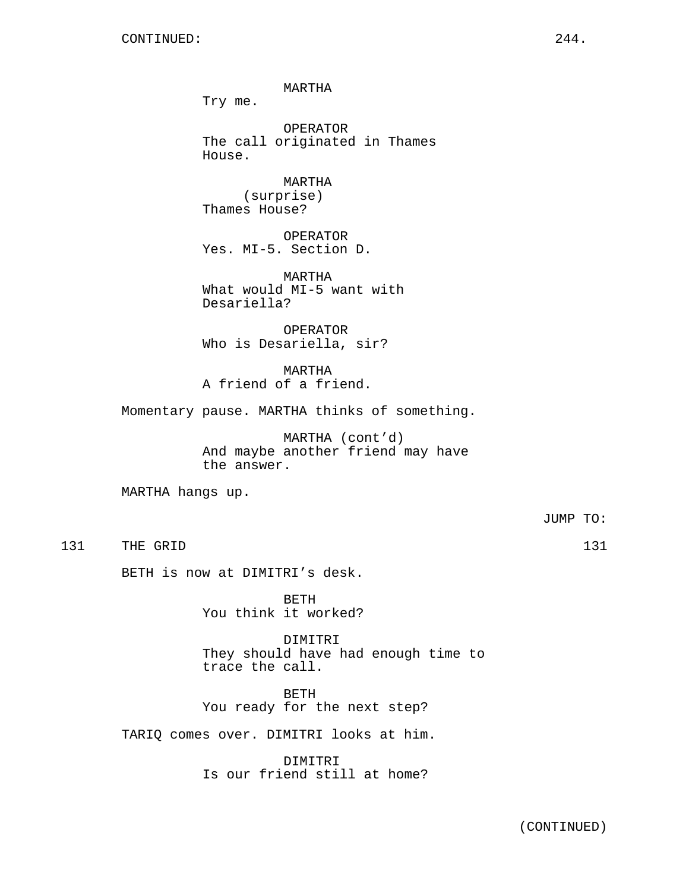CONTINUED:

MARTHA
Try me.

OPERATOR
The call originated in Thames House.

MARTHA
(surprise)
Thames House?

OPERATOR
Yes. MI-5. Section D.

MARTHA
What would MI-5 want with Desariella?

OPERATOR
Who is Desariella, sir?

MARTHA
A friend of a friend.

Momentary pause. MARTHA thinks of something.

MARTHA (cont'd)
And maybe another friend may have the answer.

MARTHA hangs up.

JUMP TO:

## 131 THE GRID 131

BETH is now at DIMITRI's desk.

BETH
You think it worked?

DIMITRI
They should have had enough time to trace the call.

BETH
You ready for the next step?

TARIQ comes over. DIMITRI looks at him.

DIMITRI
Is our friend still at home?

(CONTINUED)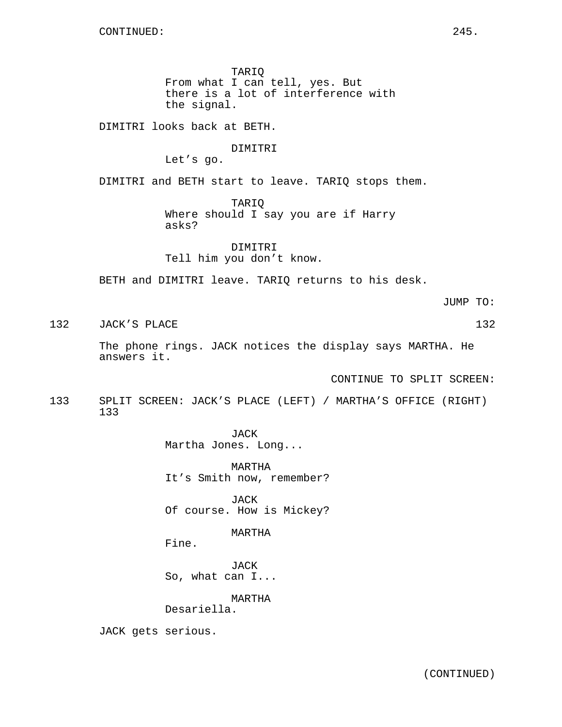CONTINUED:

TARIQ
From what I can tell, yes. But there is a lot of interference with the signal.

DIMITRI looks back at BETH.

DIMITRI
Let's go.

DIMITRI and BETH start to leave. TARIQ stops them.

TARIQ
Where should I say you are if Harry asks?

DIMITRI
Tell him you don't know.

BETH and DIMITRI leave. TARIQ returns to his desk.

JUMP TO:

132 JACK'S PLACE 132

The phone rings. JACK notices the display says MARTHA. He answers it.

CONTINUE TO SPLIT SCREEN:

133 SPLIT SCREEN: JACK'S PLACE (LEFT) / MARTHA'S OFFICE (RIGHT) 133

JACK
Martha Jones. Long...

MARTHA
It's Smith now, remember?

JACK
Of course. How is Mickey?

MARTHA
Fine.

JACK
So, what can I...

MARTHA
Desariella.

JACK gets serious.

(CONTINUED)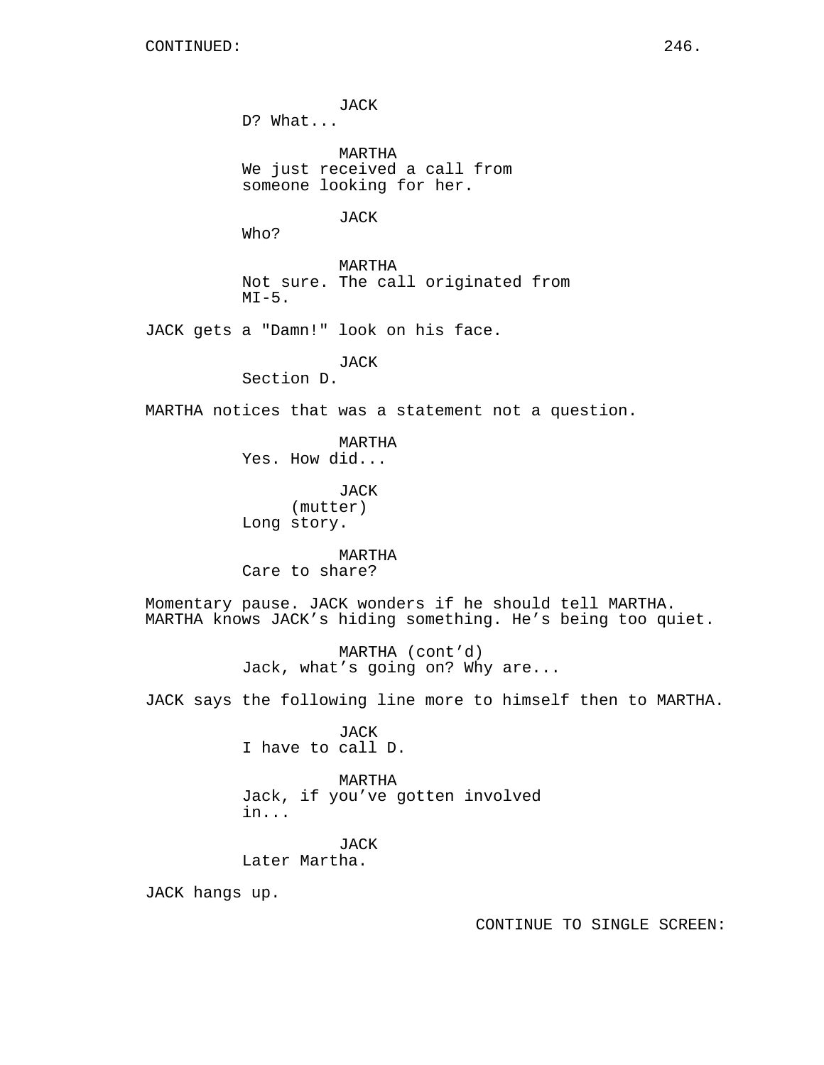CONTINUED:

JACK
D? What...

MARTHA
We just received a call from someone looking for her.

JACK
Who?

MARTHA
Not sure. The call originated from MI-5.

JACK gets a "Damn!" look on his face.

JACK
Section D.

MARTHA notices that was a statement not a question.

MARTHA
Yes. How did...

JACK
(mutter)
Long story.

MARTHA
Care to share?

Momentary pause. JACK wonders if he should tell MARTHA. MARTHA knows JACK's hiding something. He's being too quiet.

MARTHA (cont'd)
Jack, what's going on? Why are...

JACK says the following line more to himself then to MARTHA.

JACK
I have to call D.

MARTHA
Jack, if you've gotten involved in...

JACK
Later Martha.

JACK hangs up.

CONTINUE TO SINGLE SCREEN: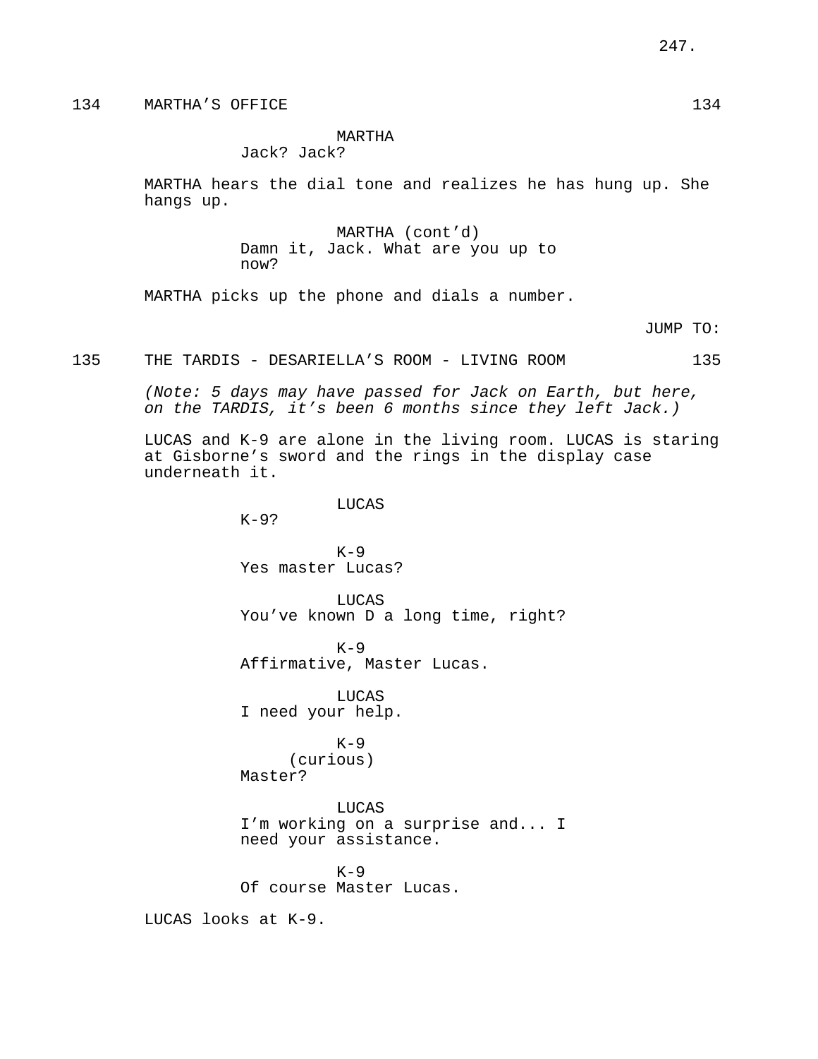134 MARTHA'S OFFICE 134

MARTHA
Jack? Jack?

MARTHA hears the dial tone and realizes he has hung up. She hangs up.

MARTHA (cont'd)
Damn it, Jack. What are you up to now?

MARTHA picks up the phone and dials a number.

JUMP TO:

135 THE TARDIS - DESARIELLA'S ROOM - LIVING ROOM 135

*(Note: 5 days may have passed for Jack on Earth, but here, on the TARDIS, it's been 6 months since they left Jack.)*

LUCAS and K-9 are alone in the living room. LUCAS is staring at Gisborne's sword and the rings in the display case underneath it.

LUCAS
K-9?

K-9
Yes master Lucas?

LUCAS
You've known D a long time, right?

K-9
Affirmative, Master Lucas.

LUCAS
I need your help.

K-9
(curious)
Master?

LUCAS
I'm working on a surprise and... I need your assistance.

K-9
Of course Master Lucas.

LUCAS looks at K-9.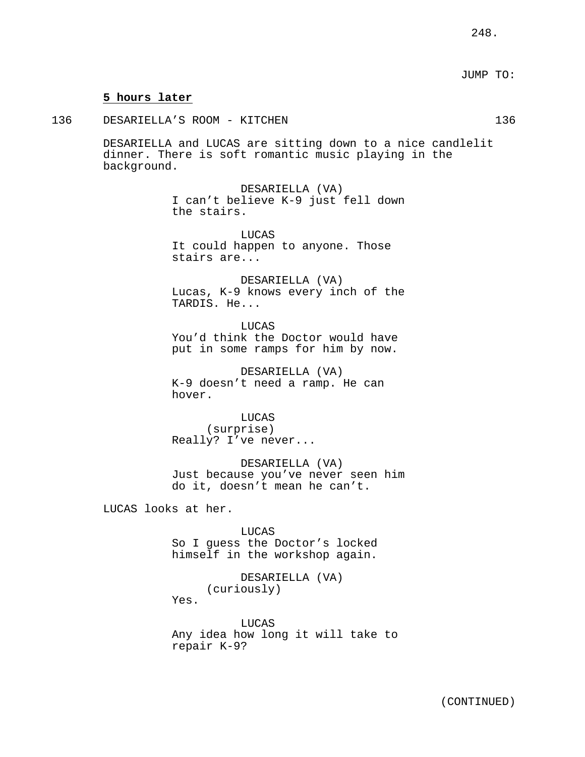JUMP TO:

**5 hours later**

136 DESARIELLA'S ROOM - KITCHEN 136

DESARIELLA and LUCAS are sitting down to a nice candlelit dinner. There is soft romantic music playing in the background.

DESARIELLA (VA)
I can't believe K-9 just fell down the stairs.

LUCAS
It could happen to anyone. Those stairs are...

DESARIELLA (VA)
Lucas, K-9 knows every inch of the TARDIS. He...

LUCAS
You'd think the Doctor would have put in some ramps for him by now.

DESARIELLA (VA)
K-9 doesn't need a ramp. He can hover.

LUCAS
(surprise)
Really? I've never...

DESARIELLA (VA)
Just because you've never seen him do it, doesn't mean he can't.

LUCAS looks at her.

LUCAS
So I guess the Doctor's locked himself in the workshop again.

DESARIELLA (VA)
(curiously)
Yes.

LUCAS
Any idea how long it will take to repair K-9?

(CONTINUED)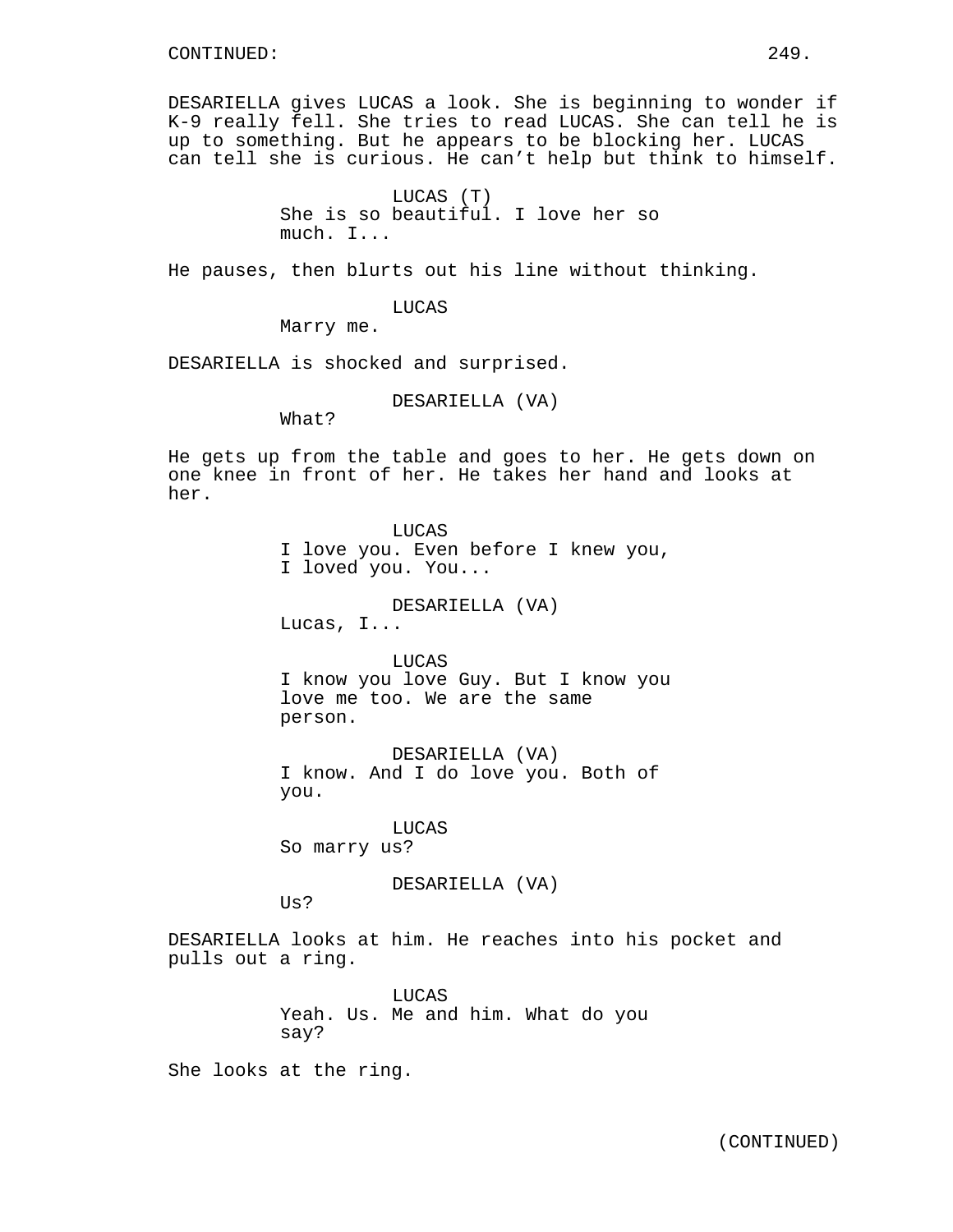DESARIELLA gives LUCAS a look. She is beginning to wonder if K-9 really fell. She tries to read LUCAS. She can tell he is up to something. But he appears to be blocking her. LUCAS can tell she is curious. He can't help but think to himself.

LUCAS (T)
She is so beautiful. I love her so much. I...

He pauses, then blurts out his line without thinking.

LUCAS
Marry me.

DESARIELLA is shocked and surprised.

DESARIELLA (VA)
What?

He gets up from the table and goes to her. He gets down on one knee in front of her. He takes her hand and looks at her.

LUCAS
I love you. Even before I knew you, I loved you. You...

DESARIELLA (VA)
Lucas, I...

LUCAS
I know you love Guy. But I know you love me too. We are the same person.

DESARIELLA (VA)
I know. And I do love you. Both of you.

LUCAS
So marry us?

DESARIELLA (VA)
Us?

DESARIELLA looks at him. He reaches into his pocket and pulls out a ring.

LUCAS
Yeah. Us. Me and him. What do you say?

She looks at the ring.

(CONTINUED)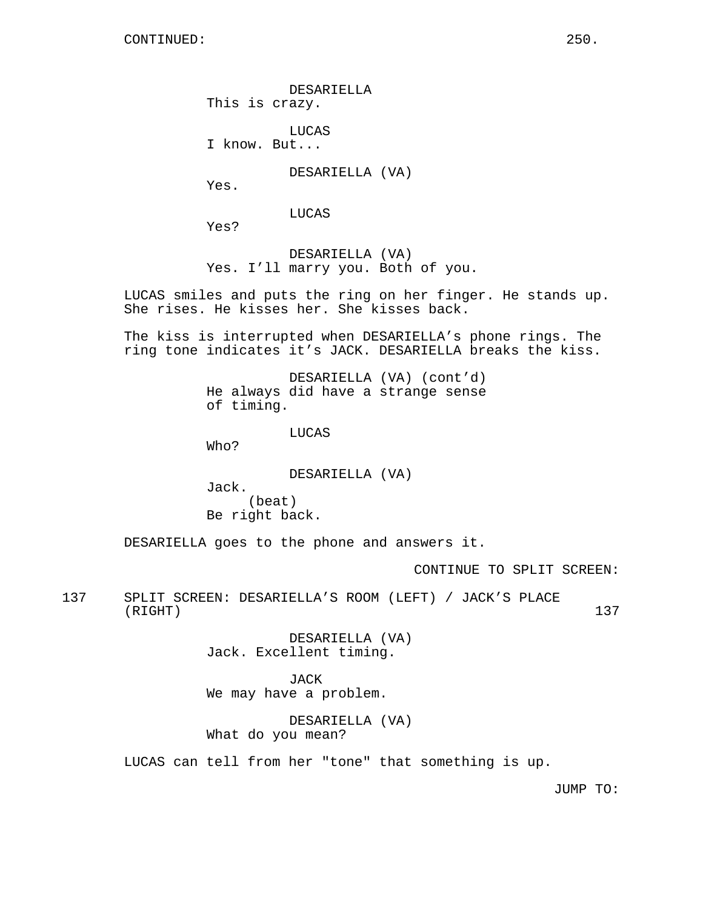CONTINUED:

DESARIELLA
This is crazy.

LUCAS
I know. But...

DESARIELLA (VA)
Yes.

LUCAS
Yes?

DESARIELLA (VA)
Yes. I'll marry you. Both of you.

LUCAS smiles and puts the ring on her finger. He stands up. She rises. He kisses her. She kisses back.

The kiss is interrupted when DESARIELLA's phone rings. The ring tone indicates it's JACK. DESARIELLA breaks the kiss.

DESARIELLA (VA) (cont'd)
He always did have a strange sense of timing.

LUCAS
Who?

DESARIELLA (VA)
Jack.
(beat)
Be right back.

DESARIELLA goes to the phone and answers it.

CONTINUE TO SPLIT SCREEN:

137 SPLIT SCREEN: DESARIELLA'S ROOM (LEFT) / JACK'S PLACE (RIGHT) 137

DESARIELLA (VA)
Jack. Excellent timing.

JACK
We may have a problem.

DESARIELLA (VA)
What do you mean?

LUCAS can tell from her "tone" that something is up.

JUMP TO: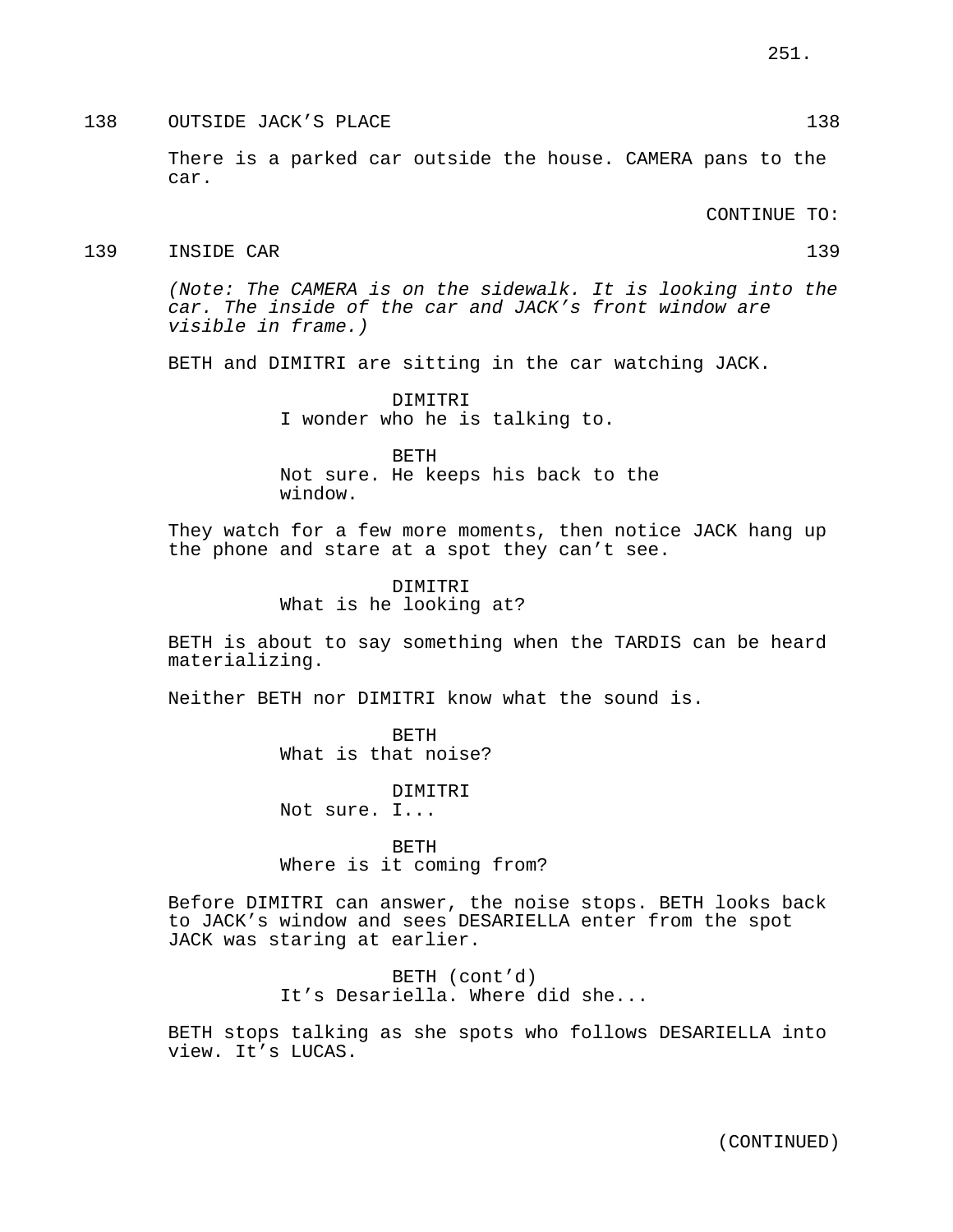138 OUTSIDE JACK'S PLACE 138

There is a parked car outside the house. CAMERA pans to the car.

CONTINUE TO:

139 INSIDE CAR 139

*(Note: The CAMERA is on the sidewalk. It is looking into the car. The inside of the car and JACK's front window are visible in frame.)*

BETH and DIMITRI are sitting in the car watching JACK.

DIMITRI
I wonder who he is talking to.

BETH
Not sure. He keeps his back to the window.

They watch for a few more moments, then notice JACK hang up the phone and stare at a spot they can't see.

DIMITRI
What is he looking at?

BETH is about to say something when the TARDIS can be heard materializing.

Neither BETH nor DIMITRI know what the sound is.

BETH
What is that noise?

DIMITRI
Not sure. I...

BETH
Where is it coming from?

Before DIMITRI can answer, the noise stops. BETH looks back to JACK's window and sees DESARIELLA enter from the spot JACK was staring at earlier.

BETH (cont'd)
It's Desariella. Where did she...

BETH stops talking as she spots who follows DESARIELLA into view. It's LUCAS.

(CONTINUED)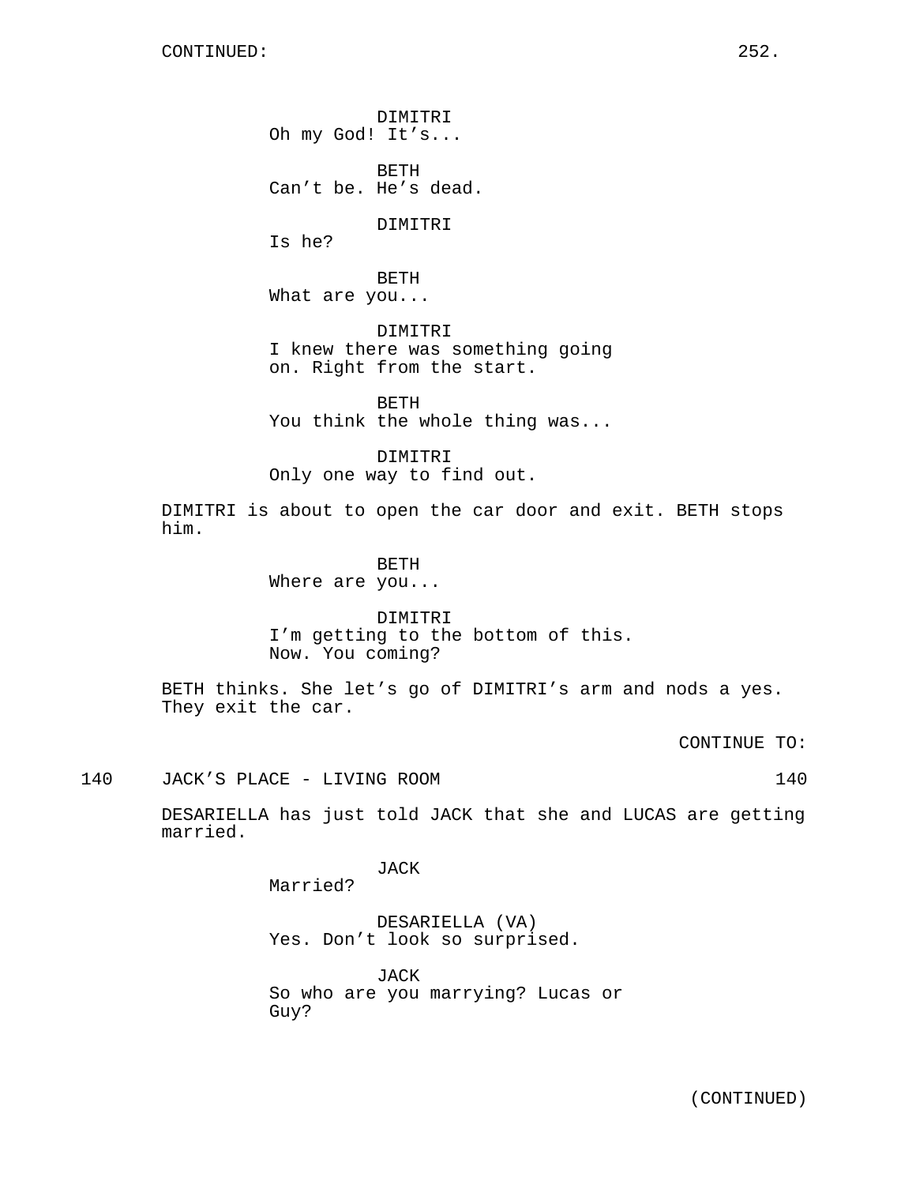DIMITRI
Oh my God! It's...

BETH
Can't be. He's dead.

DIMITRI
Is he?

BETH
What are you...

DIMITRI
I knew there was something going on. Right from the start.

BETH
You think the whole thing was...

DIMITRI
Only one way to find out.

DIMITRI is about to open the car door and exit. BETH stops him.

BETH
Where are you...

DIMITRI
I'm getting to the bottom of this. Now. You coming?

BETH thinks. She let's go of DIMITRI's arm and nods a yes. They exit the car.

CONTINUE TO:

140 JACK'S PLACE - LIVING ROOM 140

DESARIELLA has just told JACK that she and LUCAS are getting married.

JACK
Married?

DESARIELLA (VA)
Yes. Don't look so surprised.

JACK
So who are you marrying? Lucas or Guy?

(CONTINUED)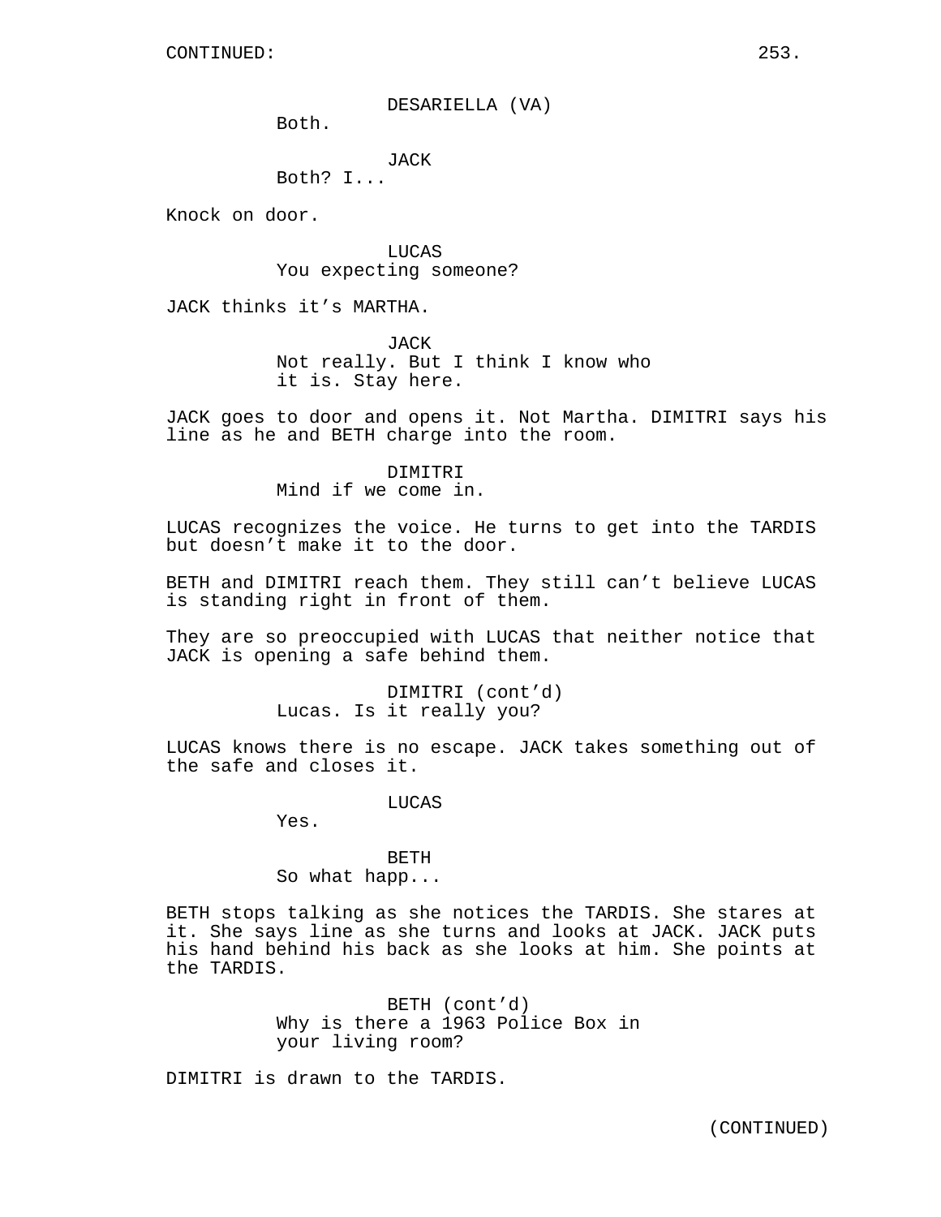CONTINUED:

DESARIELLA (VA)
Both.

JACK
Both? I...

Knock on door.

LUCAS
You expecting someone?

JACK thinks it's MARTHA.

JACK
Not really. But I think I know who it is. Stay here.

JACK goes to door and opens it. Not Martha. DIMITRI says his line as he and BETH charge into the room.

DIMITRI
Mind if we come in.

LUCAS recognizes the voice. He turns to get into the TARDIS but doesn't make it to the door.

BETH and DIMITRI reach them. They still can't believe LUCAS is standing right in front of them.

They are so preoccupied with LUCAS that neither notice that JACK is opening a safe behind them.

DIMITRI (cont'd)
Lucas. Is it really you?

LUCAS knows there is no escape. JACK takes something out of the safe and closes it.

LUCAS
Yes.

BETH
So what happ...

BETH stops talking as she notices the TARDIS. She stares at it. She says line as she turns and looks at JACK. JACK puts his hand behind his back as she looks at him. She points at the TARDIS.

BETH (cont'd)
Why is there a 1963 Police Box in your living room?

DIMITRI is drawn to the TARDIS.

(CONTINUED)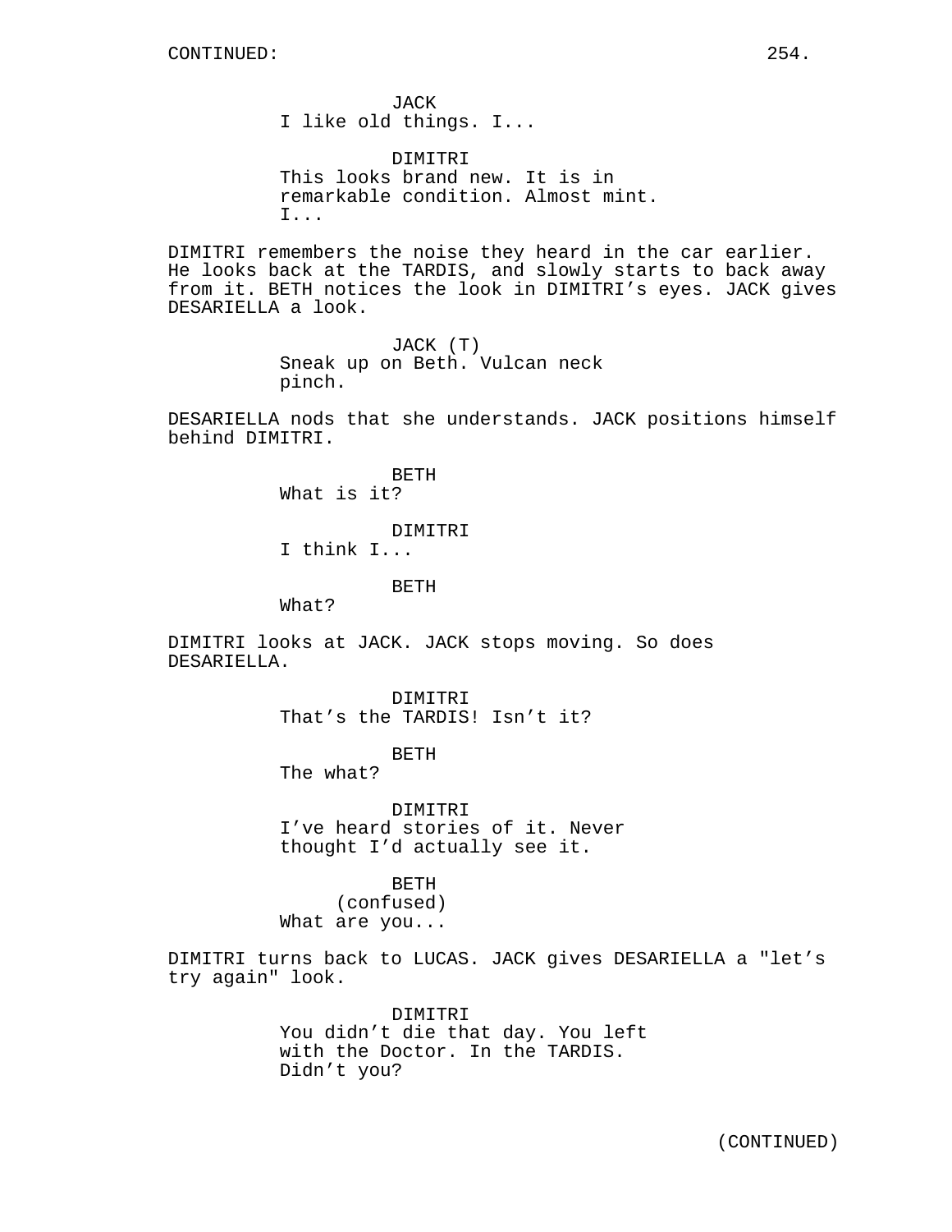JACK
I like old things. I...

DIMITRI
This looks brand new. It is in remarkable condition. Almost mint. I...

DIMITRI remembers the noise they heard in the car earlier. He looks back at the TARDIS, and slowly starts to back away from it. BETH notices the look in DIMITRI's eyes. JACK gives DESARIELLA a look.

JACK (T)
Sneak up on Beth. Vulcan neck pinch.

DESARIELLA nods that she understands. JACK positions himself behind DIMITRI.

BETH
What is it?

DIMITRI
I think I...

BETH
What?

DIMITRI looks at JACK. JACK stops moving. So does DESARIELLA.

DIMITRI
That's the TARDIS! Isn't it?

BETH
The what?

DIMITRI
I've heard stories of it. Never thought I'd actually see it.

BETH
(confused)
What are you...

DIMITRI turns back to LUCAS. JACK gives DESARIELLA a "let's try again" look.

DIMITRI
You didn't die that day. You left with the Doctor. In the TARDIS. Didn't you?

(CONTINUED)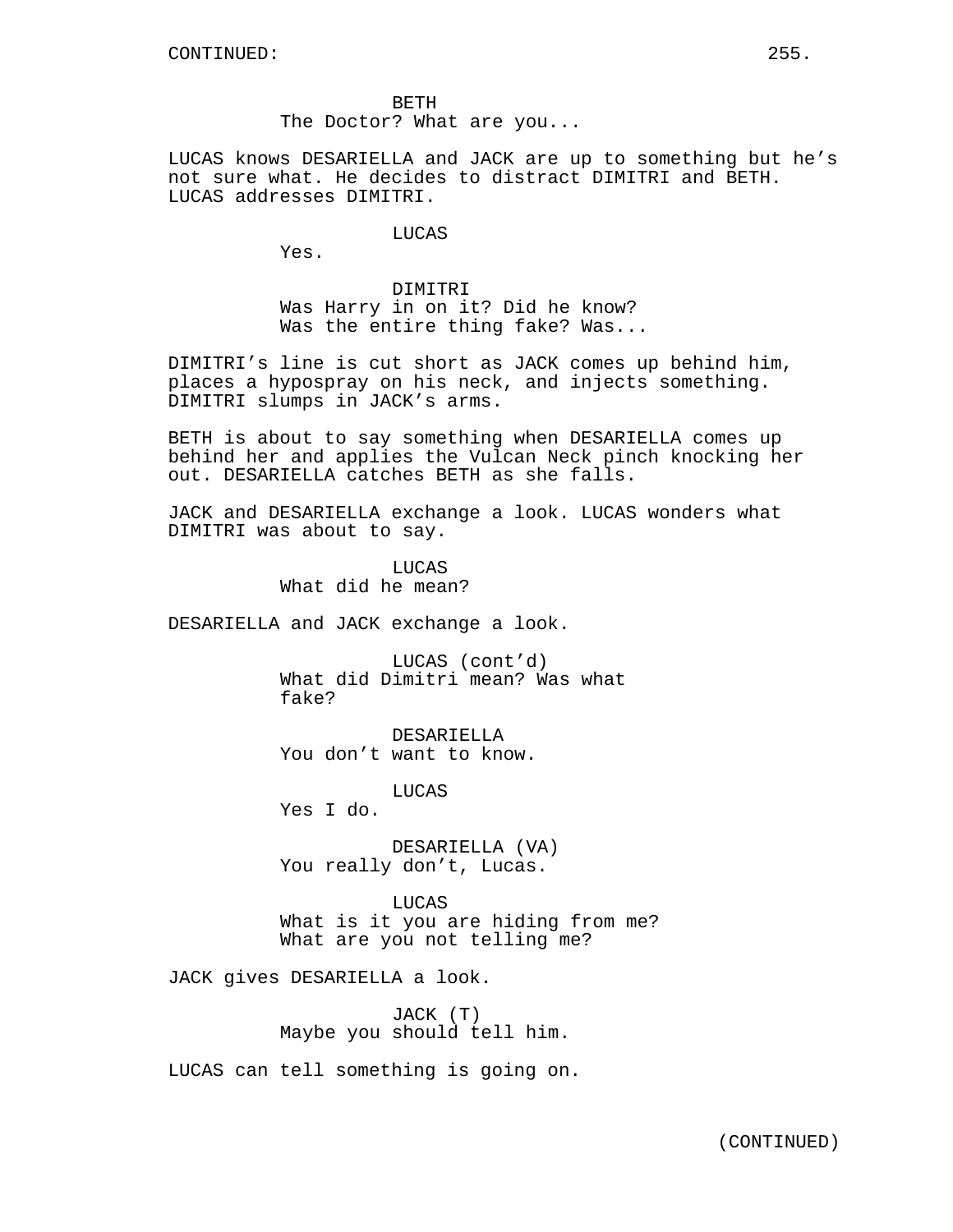BETH
The Doctor? What are you...

LUCAS knows DESARIELLA and JACK are up to something but he's not sure what. He decides to distract DIMITRI and BETH. LUCAS addresses DIMITRI.

LUCAS
Yes.

DIMITRI
Was Harry in on it? Did he know? Was the entire thing fake? Was...

DIMITRI's line is cut short as JACK comes up behind him, places a hypospray on his neck, and injects something. DIMITRI slumps in JACK's arms.

BETH is about to say something when DESARIELLA comes up behind her and applies the Vulcan Neck pinch knocking her out. DESARIELLA catches BETH as she falls.

JACK and DESARIELLA exchange a look. LUCAS wonders what DIMITRI was about to say.

LUCAS
What did he mean?

DESARIELLA and JACK exchange a look.

LUCAS (cont'd)
What did Dimitri mean? Was what fake?

DESARIELLA
You don't want to know.

LUCAS
Yes I do.

DESARIELLA (VA)
You really don't, Lucas.

LUCAS
What is it you are hiding from me? What are you not telling me?

JACK gives DESARIELLA a look.

JACK (T)
Maybe you should tell him.

LUCAS can tell something is going on.

(CONTINUED)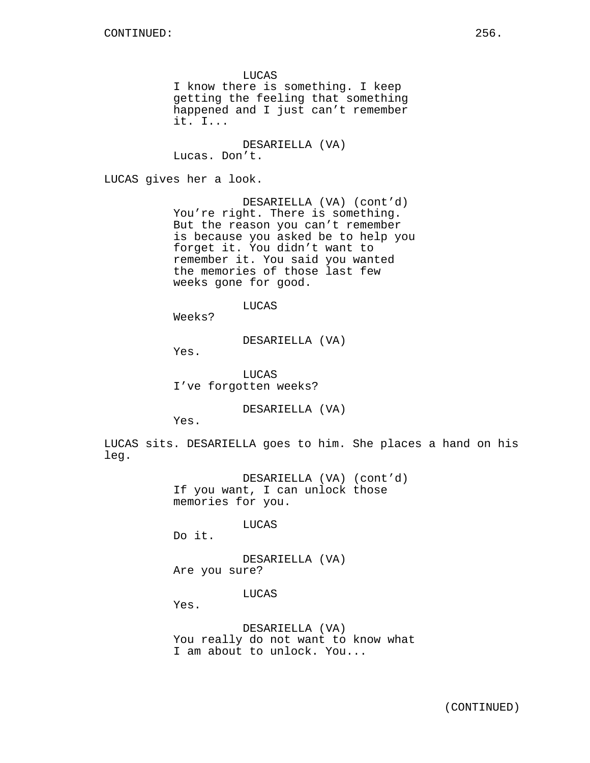CONTINUED:

LUCAS
I know there is something. I keep getting the feeling that something happened and I just can’t remember it. I...

DESARIELLA (VA)
Lucas. Don’t.

LUCAS gives her a look.

DESARIELLA (VA) (cont’d)
You’re right. There is something. But the reason you can’t remember is because you asked be to help you forget it. You didn’t want to remember it. You said you wanted the memories of those last few weeks gone for good.

LUCAS
Weeks?

DESARIELLA (VA)
Yes.

LUCAS
I’ve forgotten weeks?

DESARIELLA (VA)
Yes.

LUCAS sits. DESARIELLA goes to him. She places a hand on his leg.

DESARIELLA (VA) (cont’d)
If you want, I can unlock those memories for you.

LUCAS
Do it.

DESARIELLA (VA)
Are you sure?

LUCAS
Yes.

DESARIELLA (VA)
You really do not want to know what I am about to unlock. You...

(CONTINUED)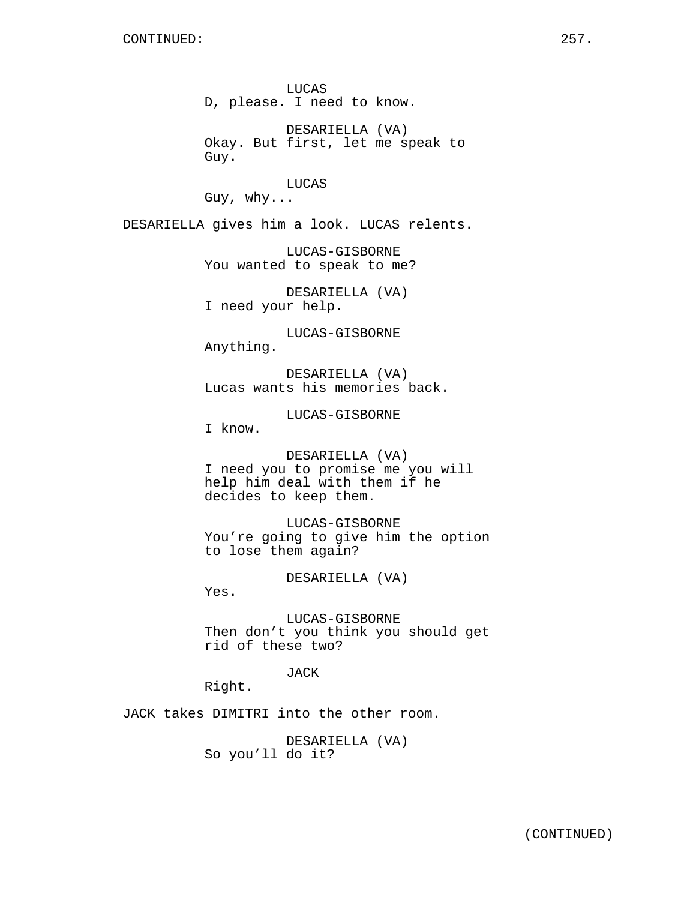LUCAS
D, please. I need to know.

DESARIELLA (VA)
Okay. But first, let me speak to Guy.

LUCAS
Guy, why...

DESARIELLA gives him a look. LUCAS relents.

LUCAS-GISBORNE
You wanted to speak to me?

DESARIELLA (VA)
I need your help.

LUCAS-GISBORNE
Anything.

DESARIELLA (VA)
Lucas wants his memories back.

LUCAS-GISBORNE
I know.

DESARIELLA (VA)
I need you to promise me you will help him deal with them if he decides to keep them.

LUCAS-GISBORNE
You're going to give him the option to lose them again?

DESARIELLA (VA)
Yes.

LUCAS-GISBORNE
Then don't you think you should get rid of these two?

JACK
Right.

JACK takes DIMITRI into the other room.

DESARIELLA (VA)
So you'll do it?

(CONTINUED)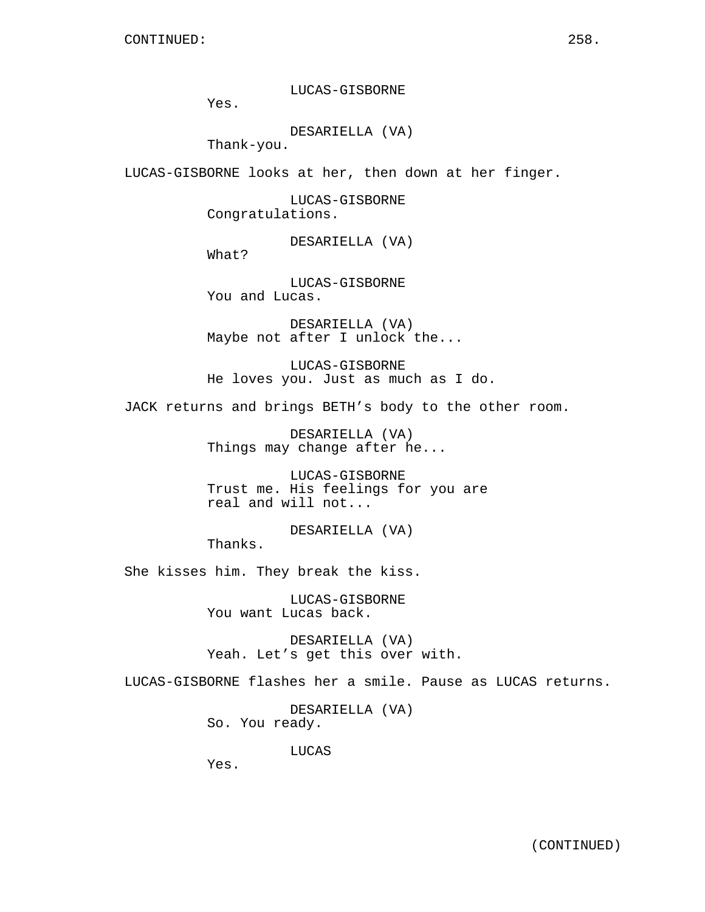CONTINUED:

LUCAS-GISBORNE
Yes.

DESARIELLA (VA)
Thank-you.

LUCAS-GISBORNE looks at her, then down at her finger.

LUCAS-GISBORNE
Congratulations.

DESARIELLA (VA)
What?

LUCAS-GISBORNE
You and Lucas.

DESARIELLA (VA)
Maybe not after I unlock the...

LUCAS-GISBORNE
He loves you. Just as much as I do.

JACK returns and brings BETH's body to the other room.

DESARIELLA (VA)
Things may change after he...

LUCAS-GISBORNE
Trust me. His feelings for you are real and will not...

DESARIELLA (VA)
Thanks.

She kisses him. They break the kiss.

LUCAS-GISBORNE
You want Lucas back.

DESARIELLA (VA)
Yeah. Let's get this over with.

LUCAS-GISBORNE flashes her a smile. Pause as LUCAS returns.

DESARIELLA (VA)
So. You ready.

LUCAS
Yes.

(CONTINUED)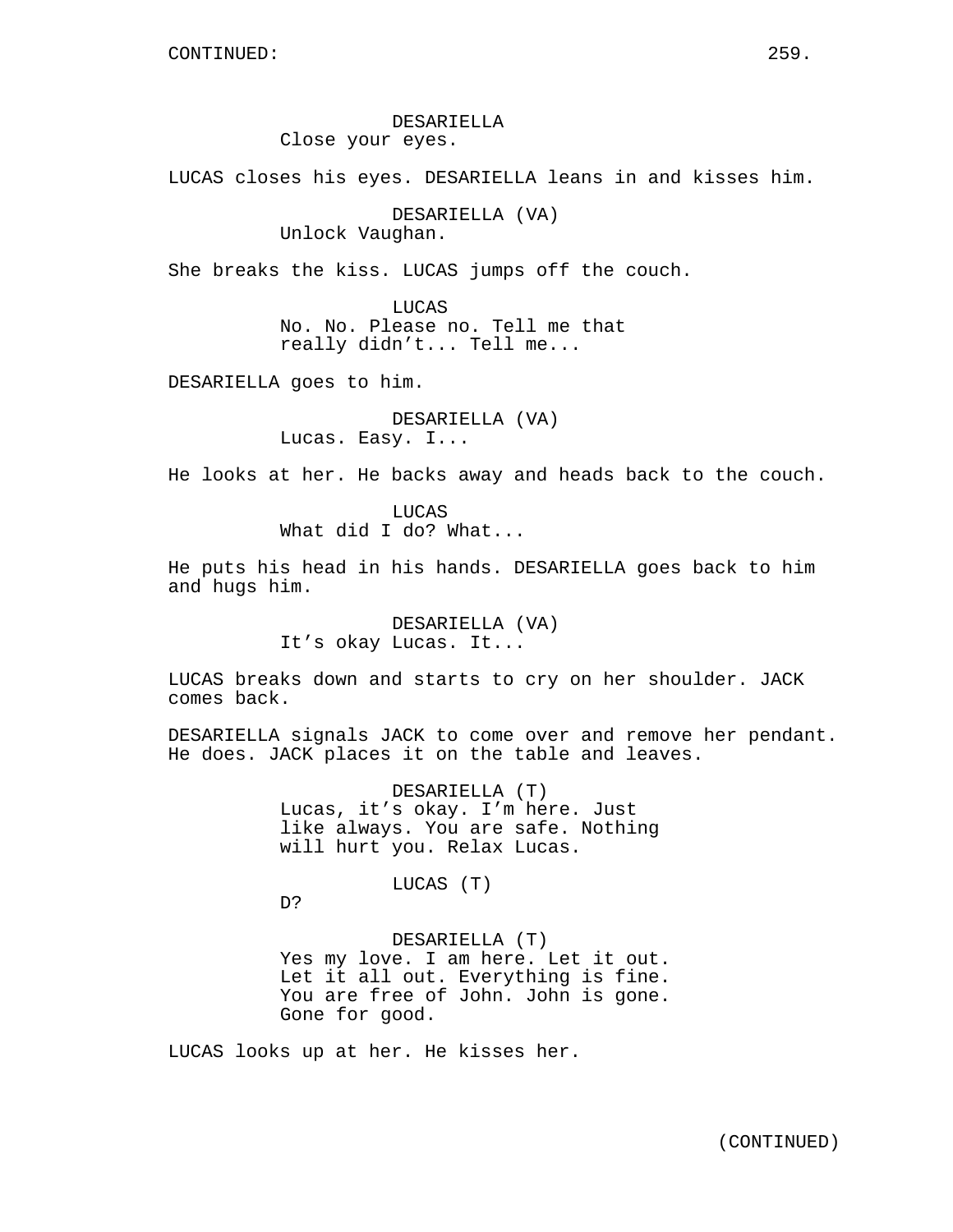DESARIELLA
Close your eyes.

LUCAS closes his eyes. DESARIELLA leans in and kisses him.

DESARIELLA (VA)
Unlock Vaughan.

She breaks the kiss. LUCAS jumps off the couch.

LUCAS
No. No. Please no. Tell me that really didn't... Tell me...

DESARIELLA goes to him.

DESARIELLA (VA)
Lucas. Easy. I...

He looks at her. He backs away and heads back to the couch.

LUCAS
What did I do? What...

He puts his head in his hands. DESARIELLA goes back to him and hugs him.

DESARIELLA (VA)
It's okay Lucas. It...

LUCAS breaks down and starts to cry on her shoulder. JACK comes back.

DESARIELLA signals JACK to come over and remove her pendant. He does. JACK places it on the table and leaves.

DESARIELLA (T)
Lucas, it's okay. I'm here. Just like always. You are safe. Nothing will hurt you. Relax Lucas.

LUCAS (T)
D?

DESARIELLA (T)
Yes my love. I am here. Let it out. Let it all out. Everything is fine. You are free of John. John is gone. Gone for good.

LUCAS looks up at her. He kisses her.

(CONTINUED)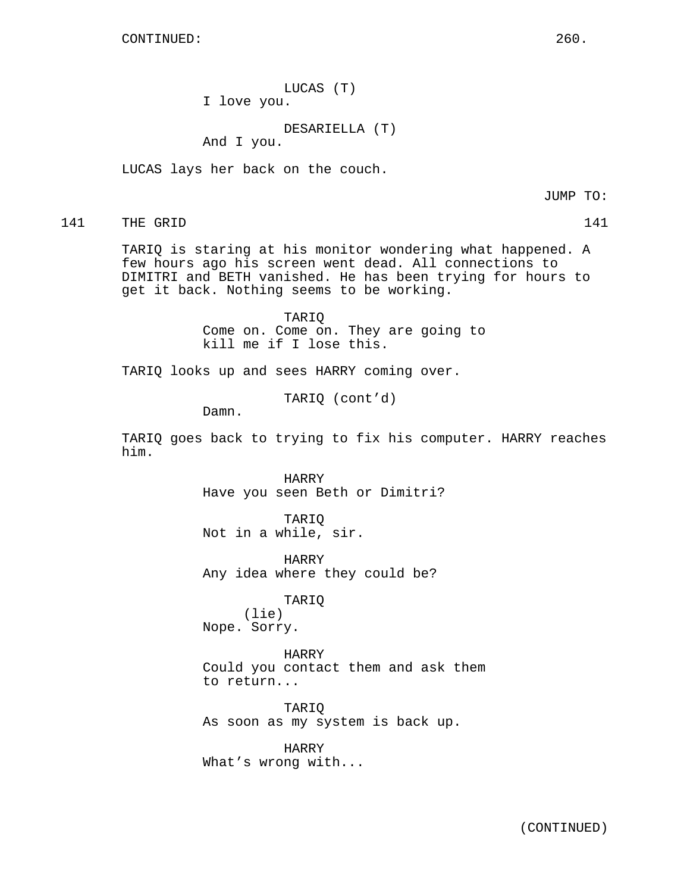CONTINUED:

LUCAS (T)
I love you.

DESARIELLA (T)
And I you.

LUCAS lays her back on the couch.

JUMP TO:

141 THE GRID 141

TARIQ is staring at his monitor wondering what happened. A few hours ago his screen went dead. All connections to DIMITRI and BETH vanished. He has been trying for hours to get it back. Nothing seems to be working.

TARIQ
Come on. Come on. They are going to kill me if I lose this.

TARIQ looks up and sees HARRY coming over.

TARIQ (cont'd)
Damn.

TARIQ goes back to trying to fix his computer. HARRY reaches him.

HARRY
Have you seen Beth or Dimitri?

TARIQ
Not in a while, sir.

HARRY
Any idea where they could be?

TARIQ
(lie)
Nope. Sorry.

HARRY
Could you contact them and ask them to return...

TARIQ
As soon as my system is back up.

HARRY
What's wrong with...

(CONTINUED)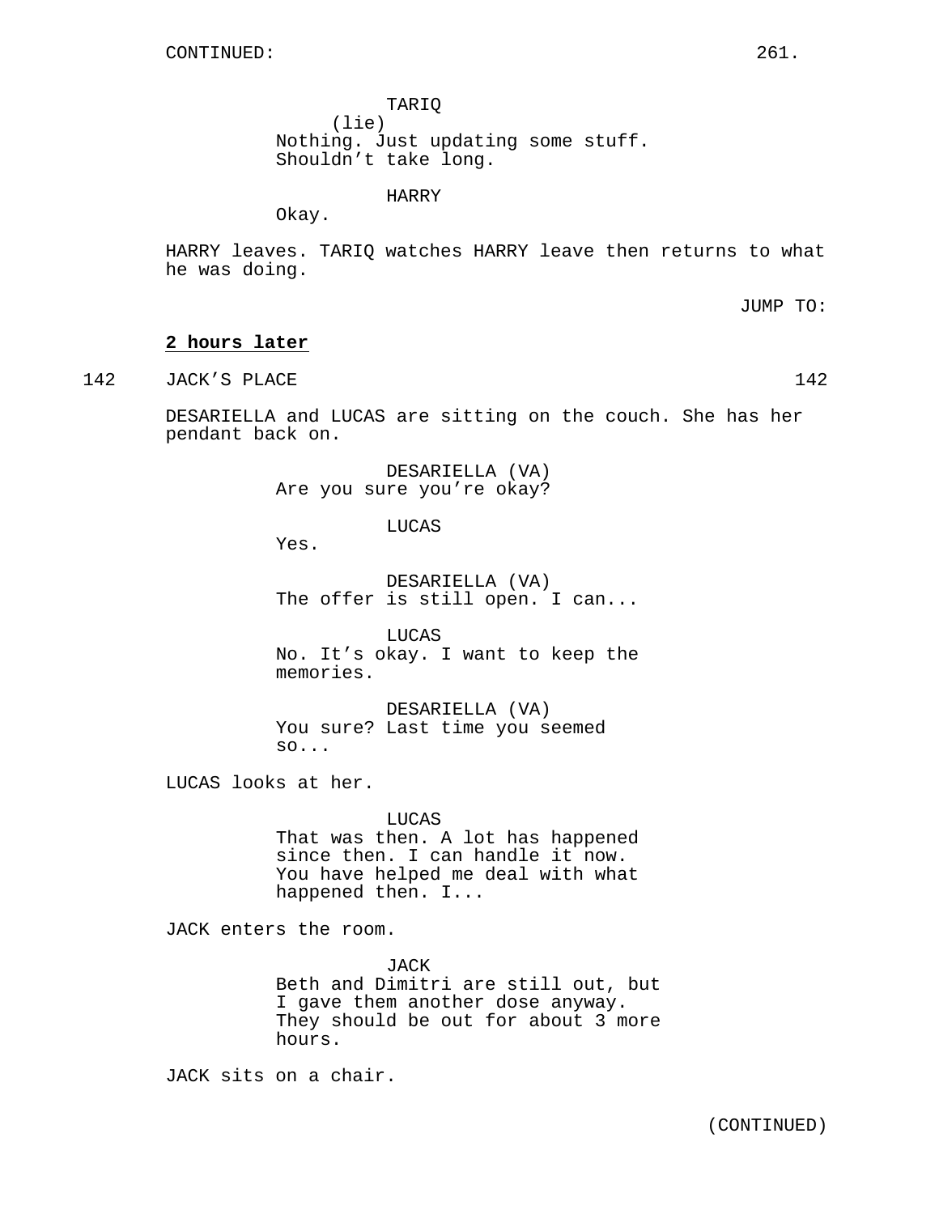CONTINUED:

TARIQ
(lie)
Nothing. Just updating some stuff. Shouldn't take long.

HARRY
Okay.

HARRY leaves. TARIQ watches HARRY leave then returns to what he was doing.

JUMP TO:

**2 hours later**

142 JACK'S PLACE 142

DESARIELLA and LUCAS are sitting on the couch. She has her pendant back on.

DESARIELLA (VA)
Are you sure you're okay?

LUCAS
Yes.

DESARIELLA (VA)
The offer is still open. I can...

LUCAS
No. It's okay. I want to keep the memories.

DESARIELLA (VA)
You sure? Last time you seemed so...

LUCAS looks at her.

LUCAS
That was then. A lot has happened since then. I can handle it now. You have helped me deal with what happened then. I...

JACK enters the room.

JACK
Beth and Dimitri are still out, but I gave them another dose anyway. They should be out for about 3 more hours.

JACK sits on a chair.

(CONTINUED)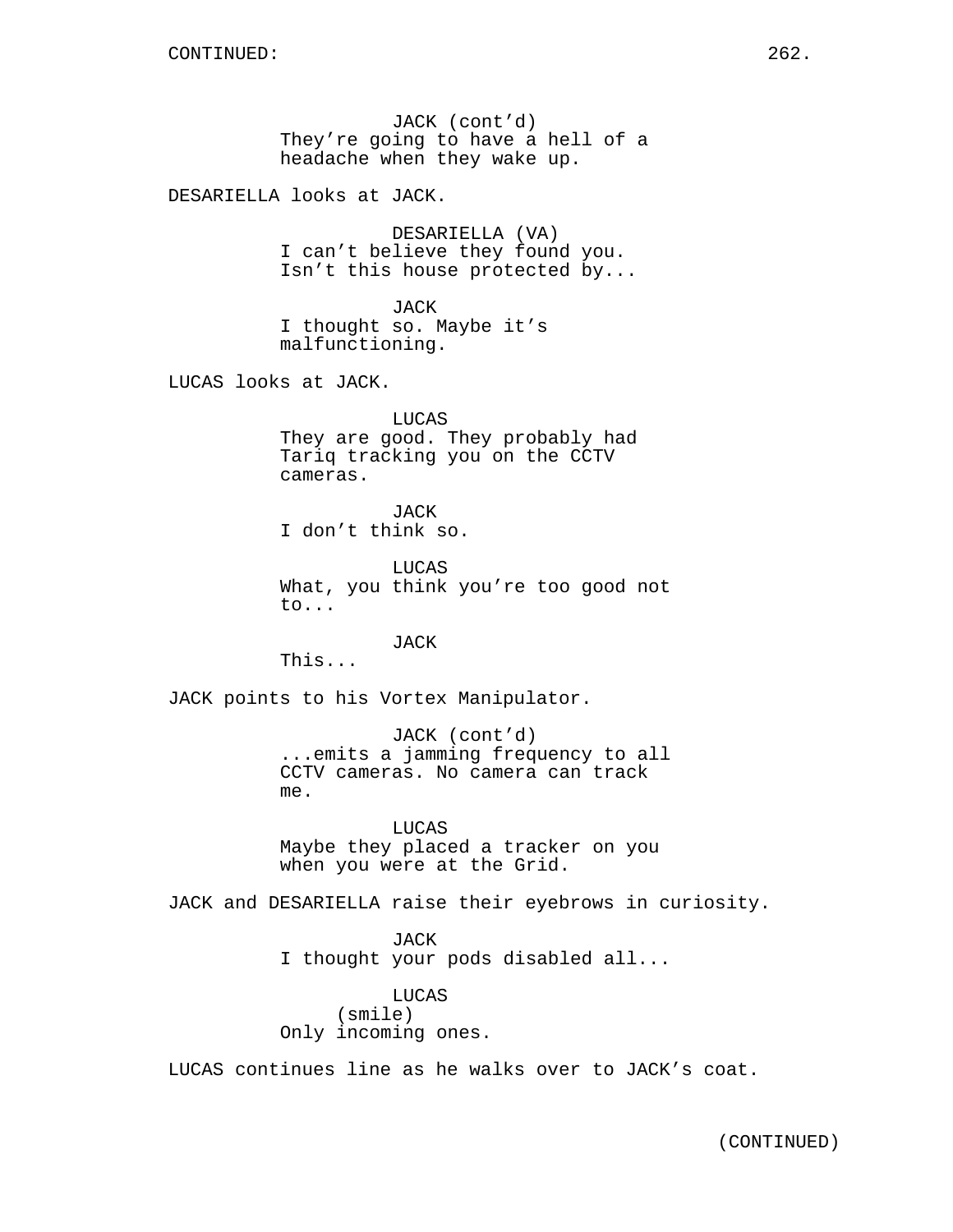JACK (cont'd)
They're going to have a hell of a headache when they wake up.

DESARIELLA looks at JACK.

DESARIELLA (VA)
I can't believe they found you. Isn't this house protected by...

JACK
I thought so. Maybe it's malfunctioning.

LUCAS looks at JACK.

LUCAS
They are good. They probably had Tariq tracking you on the CCTV cameras.

JACK
I don't think so.

LUCAS
What, you think you're too good not to...

JACK
This...

JACK points to his Vortex Manipulator.

JACK (cont'd)
...emits a jamming frequency to all CCTV cameras. No camera can track me.

LUCAS
Maybe they placed a tracker on you when you were at the Grid.

JACK and DESARIELLA raise their eyebrows in curiosity.

JACK
I thought your pods disabled all...

LUCAS
(smile)
Only incoming ones.

LUCAS continues line as he walks over to JACK's coat.

(CONTINUED)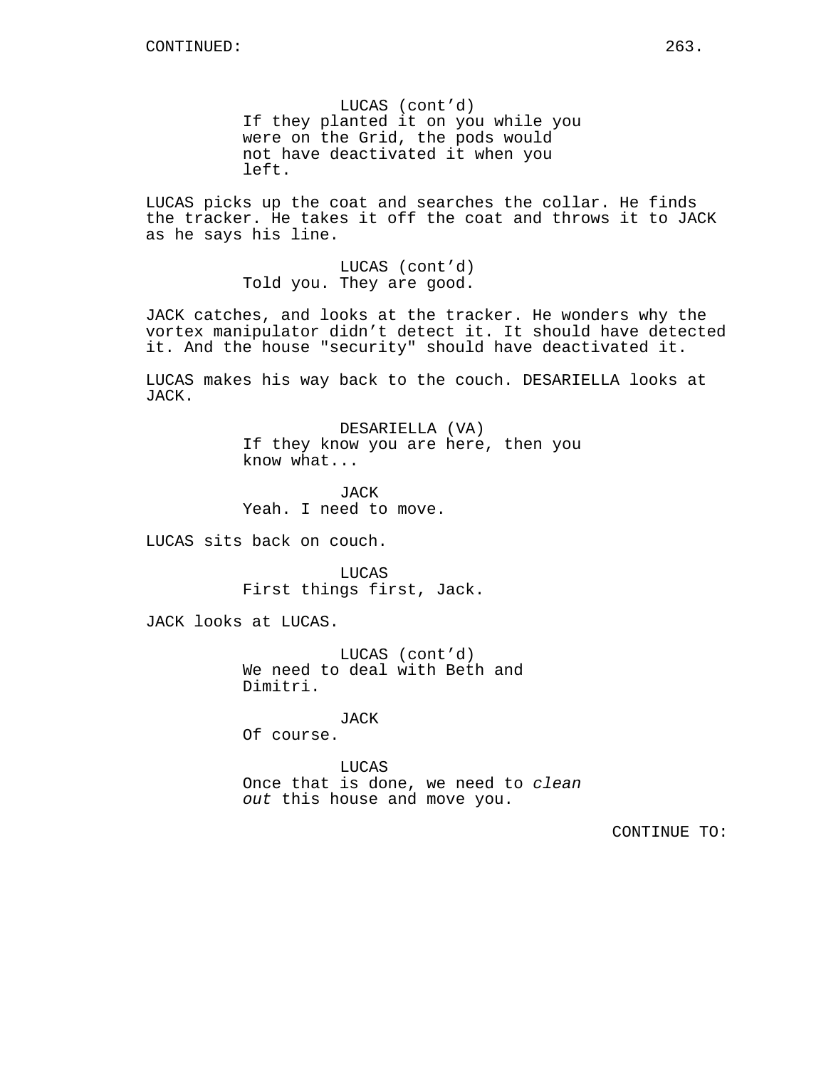CONTINUED:

LUCAS (cont'd)
If they planted it on you while you were on the Grid, the pods would not have deactivated it when you left.

LUCAS picks up the coat and searches the collar. He finds the tracker. He takes it off the coat and throws it to JACK as he says his line.

LUCAS (cont'd)
Told you. They are good.

JACK catches, and looks at the tracker. He wonders why the vortex manipulator didn't detect it. It should have detected it. And the house "security" should have deactivated it.

LUCAS makes his way back to the couch. DESARIELLA looks at JACK.

DESARIELLA (VA)
If they know you are here, then you know what...

JACK
Yeah. I need to move.

LUCAS sits back on couch.

LUCAS
First things first, Jack.

JACK looks at LUCAS.

LUCAS (cont'd)
We need to deal with Beth and Dimitri.

JACK
Of course.

LUCAS
Once that is done, we need to *clean out* this house and move you.

CONTINUE TO: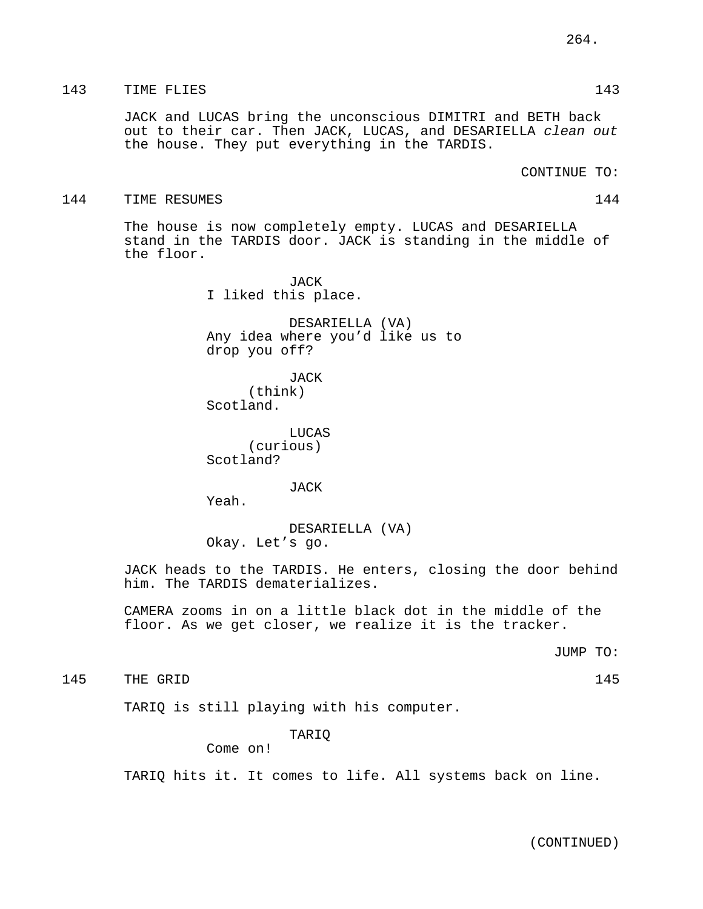143 TIME FLIES 143

JACK and LUCAS bring the unconscious DIMITRI and BETH back out to their car. Then JACK, LUCAS, and DESARIELLA *clean out* the house. They put everything in the TARDIS.

CONTINUE TO:

144 TIME RESUMES 144

The house is now completely empty. LUCAS and DESARIELLA stand in the TARDIS door. JACK is standing in the middle of the floor.

JACK
I liked this place.

DESARIELLA (VA)
Any idea where you'd like us to drop you off?

JACK
(think)
Scotland.

LUCAS
(curious)
Scotland?

JACK
Yeah.

DESARIELLA (VA)
Okay. Let's go.

JACK heads to the TARDIS. He enters, closing the door behind him. The TARDIS dematerializes.

CAMERA zooms in on a little black dot in the middle of the floor. As we get closer, we realize it is the tracker.

JUMP TO:

145 THE GRID 145

TARIQ is still playing with his computer.

TARIQ
Come on!

TARIQ hits it. It comes to life. All systems back on line.

(CONTINUED)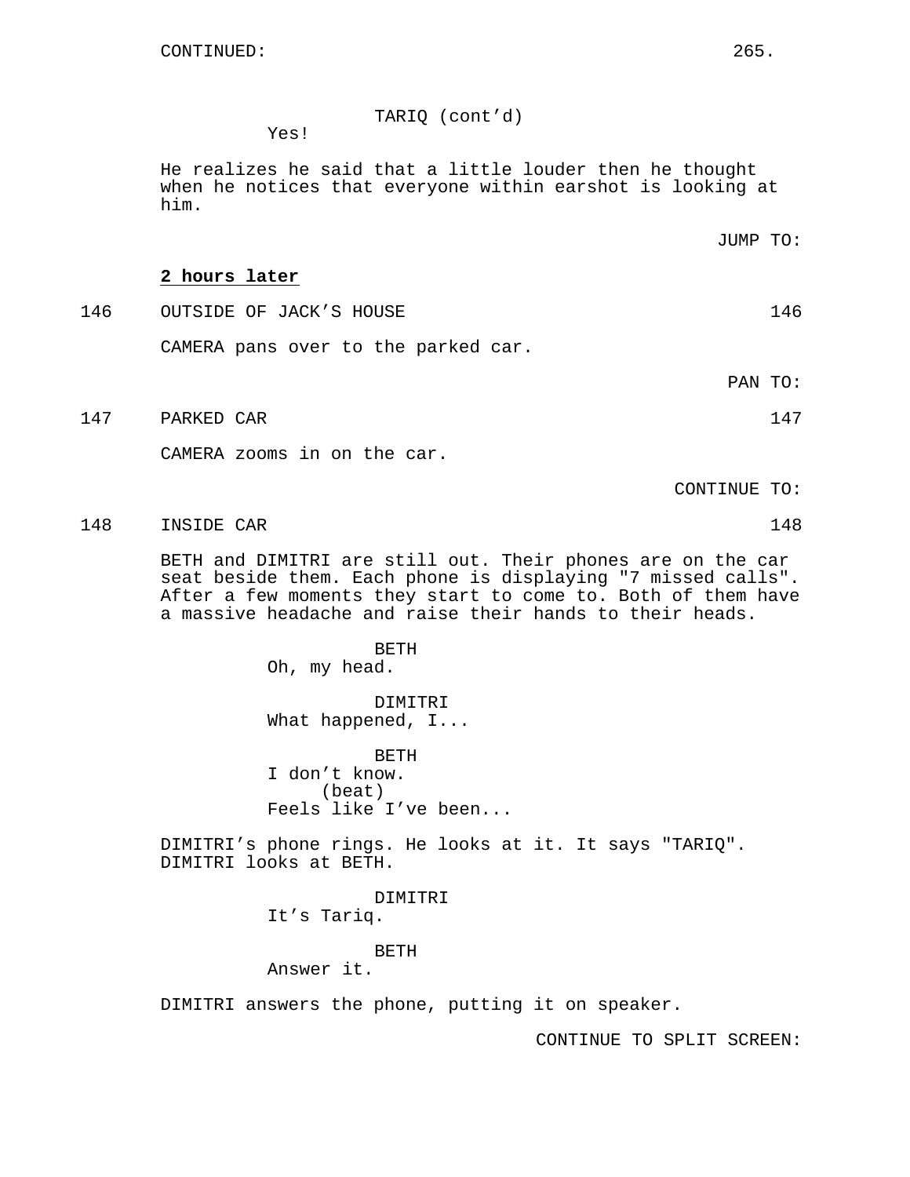CONTINUED:

TARIQ (cont'd)
Yes!

He realizes he said that a little louder then he thought when he notices that everyone within earshot is looking at him.

JUMP TO:

**2 hours later**

146 OUTSIDE OF JACK'S HOUSE 146

CAMERA pans over to the parked car.

PAN TO:

147 PARKED CAR 147

CAMERA zooms in on the car.

CONTINUE TO:

148 INSIDE CAR 148

BETH and DIMITRI are still out. Their phones are on the car seat beside them. Each phone is displaying "7 missed calls". After a few moments they start to come to. Both of them have a massive headache and raise their hands to their heads.

BETH
Oh, my head.

DIMITRI
What happened, I...

BETH
I don't know.
(beat)
Feels like I've been...

DIMITRI's phone rings. He looks at it. It says "TARIQ". DIMITRI looks at BETH.

DIMITRI
It's Tariq.

BETH
Answer it.

DIMITRI answers the phone, putting it on speaker.

CONTINUE TO SPLIT SCREEN: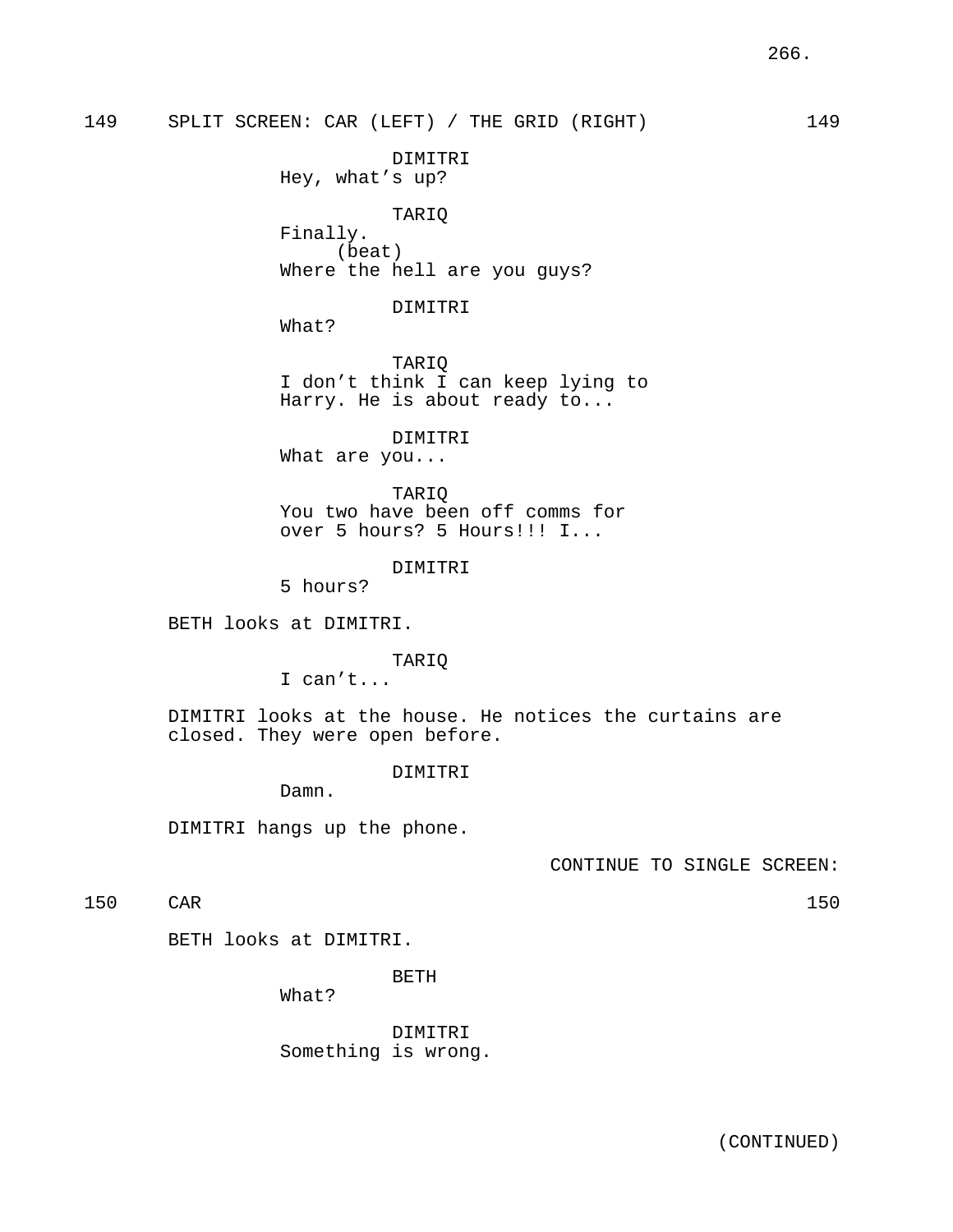149 SPLIT SCREEN: CAR (LEFT) / THE GRID (RIGHT) 149

DIMITRI
Hey, what's up?

TARIQ
Finally.
(beat)
Where the hell are you guys?

DIMITRI
What?

TARIQ
I don't think I can keep lying to Harry. He is about ready to...

DIMITRI
What are you...

TARIQ
You two have been off comms for over 5 hours? 5 Hours!!! I...

DIMITRI
5 hours?

BETH looks at DIMITRI.

TARIQ
I can't...

DIMITRI looks at the house. He notices the curtains are closed. They were open before.

DIMITRI
Damn.

DIMITRI hangs up the phone.

CONTINUE TO SINGLE SCREEN:

150 CAR 150

BETH looks at DIMITRI.

BETH
What?

DIMITRI
Something is wrong.

(CONTINUED)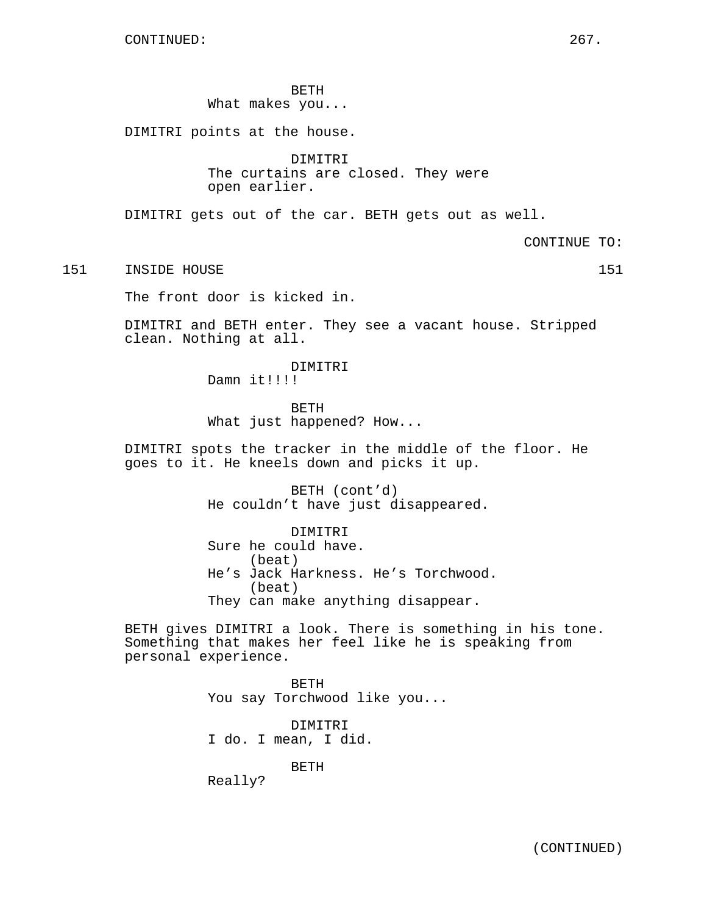CONTINUED:

BETH
What makes you...

DIMITRI points at the house.

DIMITRI
The curtains are closed. They were open earlier.

DIMITRI gets out of the car. BETH gets out as well.

CONTINUE TO:

151 INSIDE HOUSE 151

The front door is kicked in.

DIMITRI and BETH enter. They see a vacant house. Stripped clean. Nothing at all.

DIMITRI
Damn it!!!!

BETH
What just happened? How...

DIMITRI spots the tracker in the middle of the floor. He goes to it. He kneels down and picks it up.

BETH (cont'd)
He couldn't have just disappeared.

DIMITRI
Sure he could have.
(beat)
He's Jack Harkness. He's Torchwood.
(beat)
They can make anything disappear.

BETH gives DIMITRI a look. There is something in his tone. Something that makes her feel like he is speaking from personal experience.

BETH
You say Torchwood like you...

DIMITRI
I do. I mean, I did.

BETH
Really?

(CONTINUED)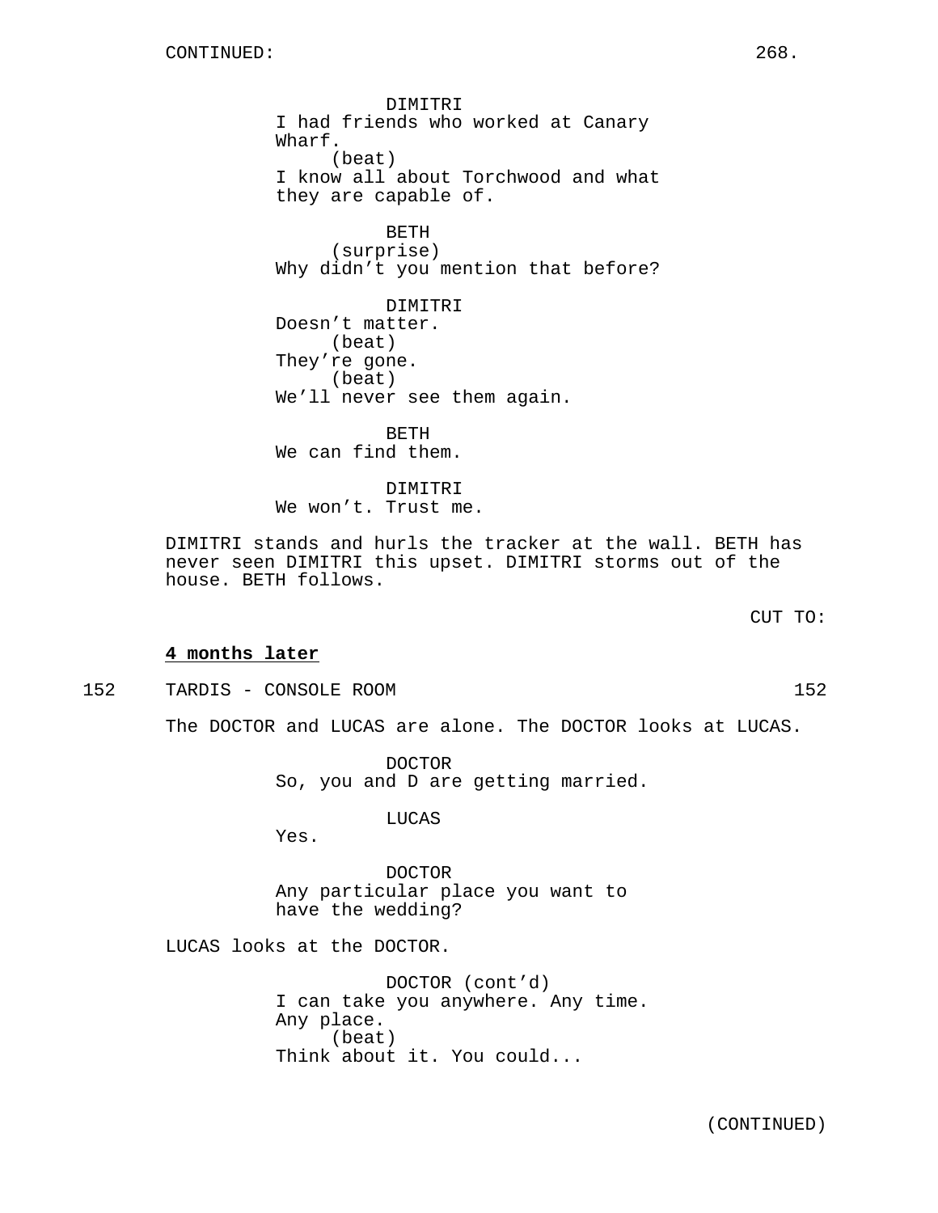CONTINUED:

DIMITRI
I had friends who worked at Canary Wharf.
(beat)
I know all about Torchwood and what they are capable of.

BETH
(surprise)
Why didn't you mention that before?

DIMITRI
Doesn't matter.
(beat)
They're gone.
(beat)
We'll never see them again.

BETH
We can find them.

DIMITRI
We won't. Trust me.

DIMITRI stands and hurls the tracker at the wall. BETH has never seen DIMITRI this upset. DIMITRI storms out of the house. BETH follows.

CUT TO:

**4 months later**

152 TARDIS - CONSOLE ROOM 152

The DOCTOR and LUCAS are alone. The DOCTOR looks at LUCAS.

DOCTOR
So, you and D are getting married.

LUCAS
Yes.

DOCTOR
Any particular place you want to have the wedding?

LUCAS looks at the DOCTOR.

DOCTOR (cont'd)
I can take you anywhere. Any time. Any place.
(beat)
Think about it. You could...

(CONTINUED)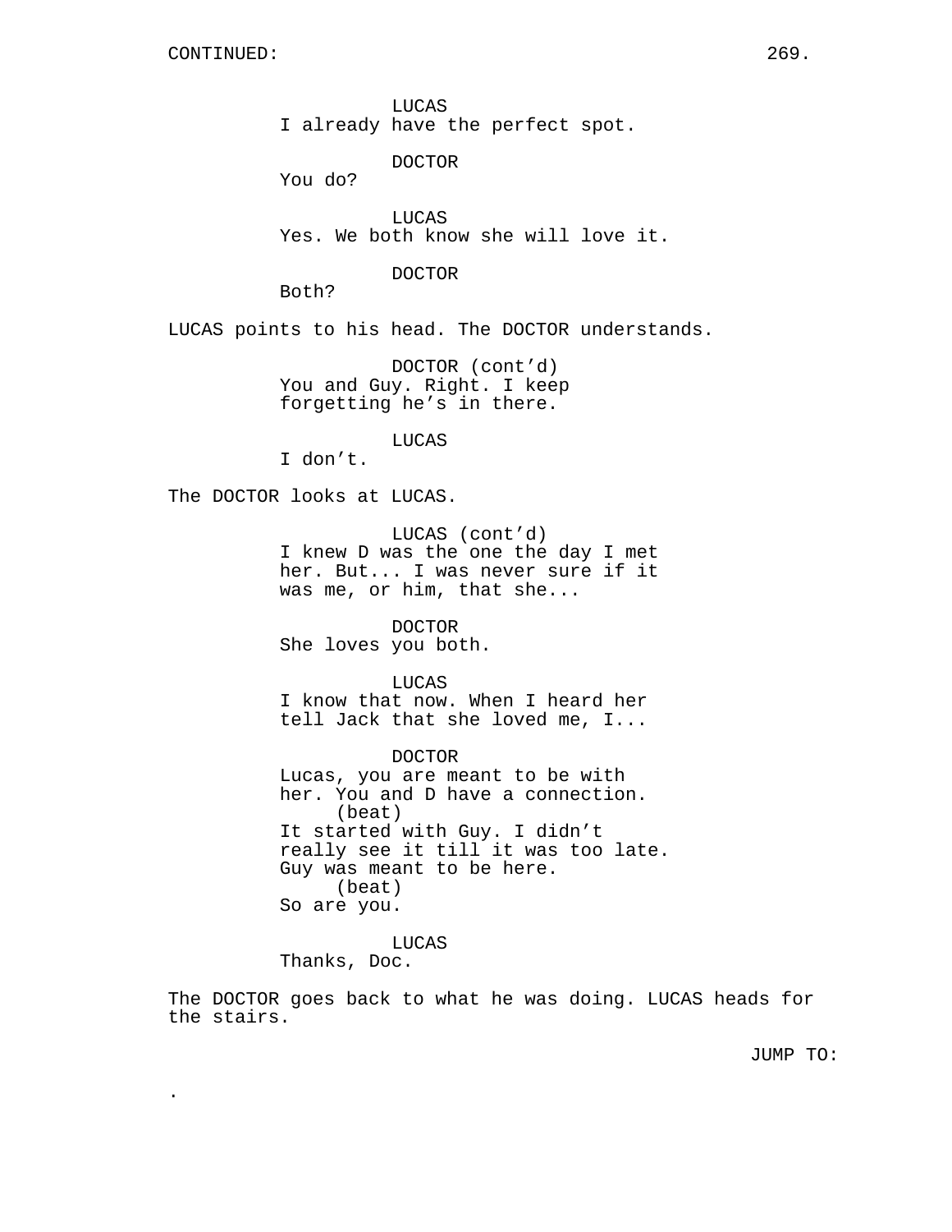CONTINUED:

LUCAS
I already have the perfect spot.

DOCTOR
You do?

LUCAS
Yes. We both know she will love it.

DOCTOR
Both?

LUCAS points to his head. The DOCTOR understands.

DOCTOR (cont'd)
You and Guy. Right. I keep forgetting he's in there.

LUCAS
I don't.

The DOCTOR looks at LUCAS.

LUCAS (cont'd)
I knew D was the one the day I met her. But... I was never sure if it was me, or him, that she...

DOCTOR
She loves you both.

LUCAS
I know that now. When I heard her tell Jack that she loved me, I...

DOCTOR
Lucas, you are meant to be with her. You and D have a connection.
(beat)
It started with Guy. I didn't really see it till it was too late. Guy was meant to be here.
(beat)
So are you.

LUCAS
Thanks, Doc.

The DOCTOR goes back to what he was doing. LUCAS heads for the stairs.

JUMP TO:

.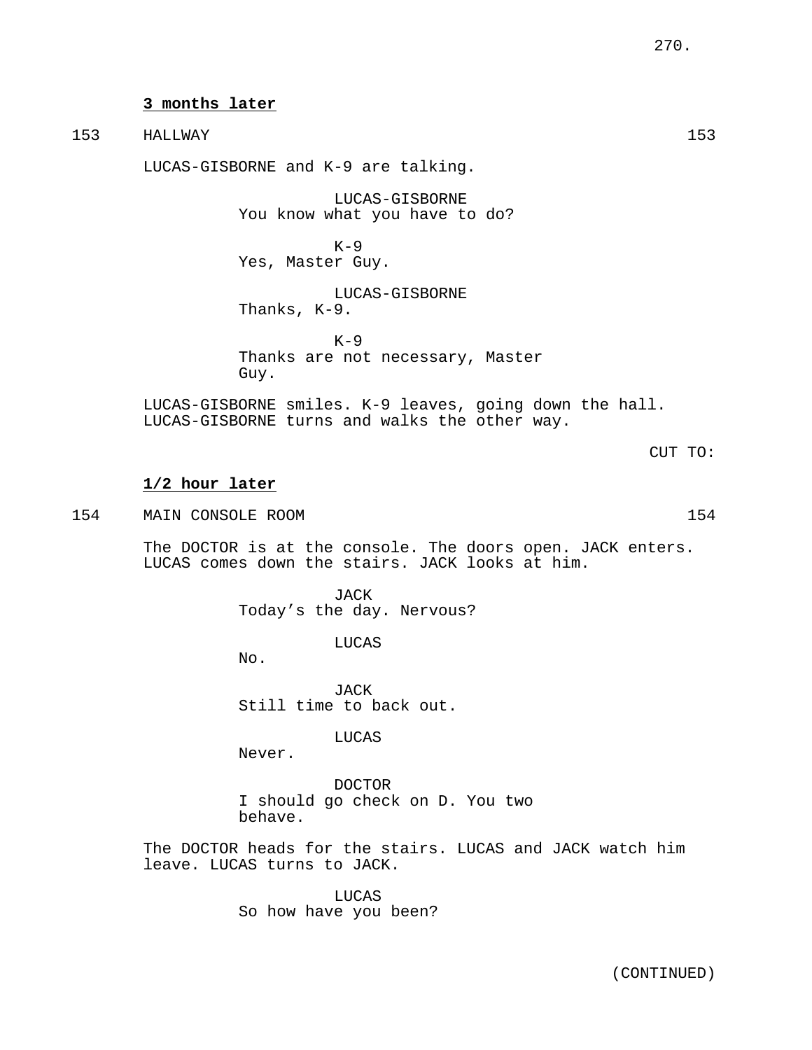**3 months later**

153 HALLWAY 153

LUCAS-GISBORNE and K-9 are talking.

LUCAS-GISBORNE
You know what you have to do?

K-9
Yes, Master Guy.

LUCAS-GISBORNE
Thanks, K-9.

K-9
Thanks are not necessary, Master Guy.

LUCAS-GISBORNE smiles. K-9 leaves, going down the hall. LUCAS-GISBORNE turns and walks the other way.

CUT TO:

**1/2 hour later**

154 MAIN CONSOLE ROOM 154

The DOCTOR is at the console. The doors open. JACK enters. LUCAS comes down the stairs. JACK looks at him.

JACK
Today's the day. Nervous?

LUCAS
No.

JACK
Still time to back out.

LUCAS
Never.

DOCTOR
I should go check on D. You two behave.

The DOCTOR heads for the stairs. LUCAS and JACK watch him leave. LUCAS turns to JACK.

LUCAS
So how have you been?

(CONTINUED)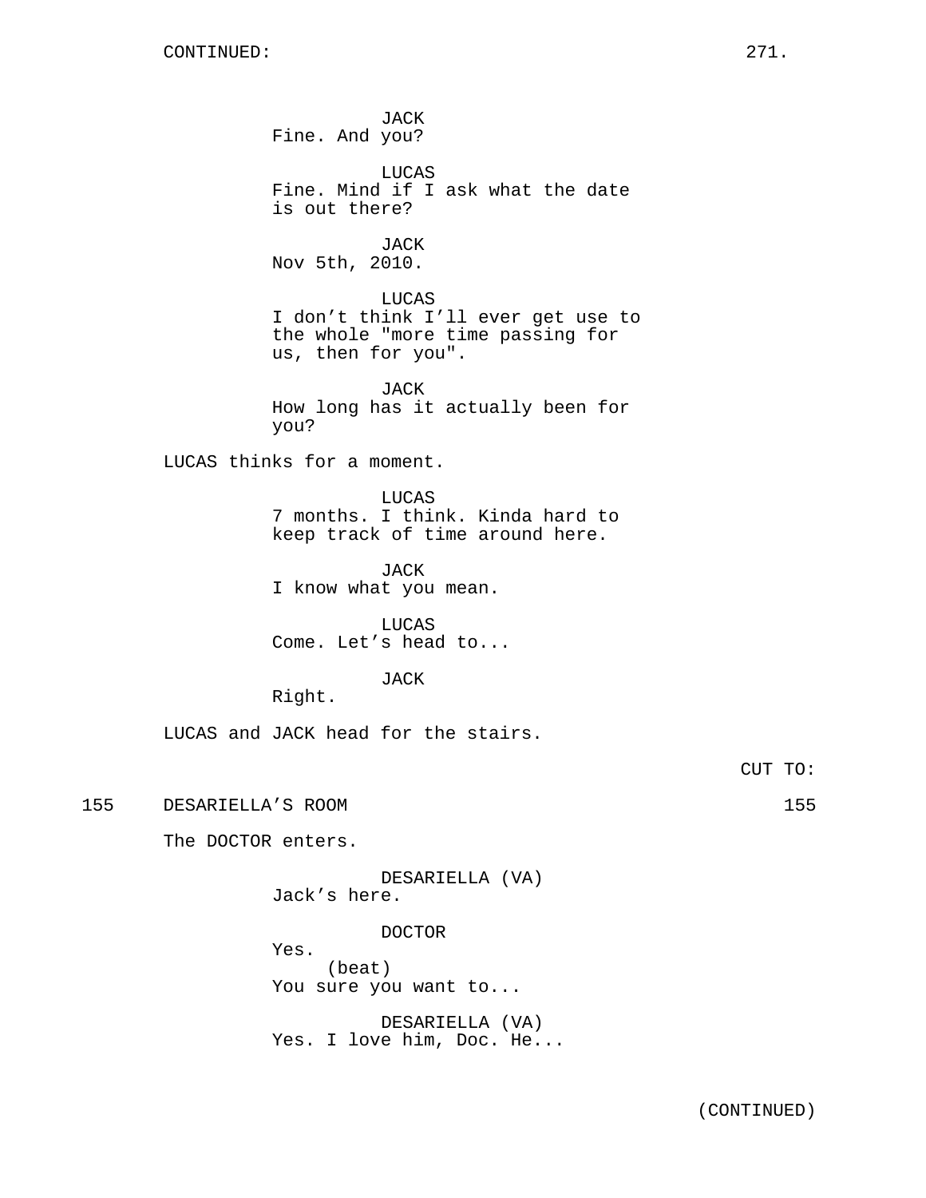CONTINUED:

JACK
Fine. And you?

LUCAS
Fine. Mind if I ask what the date is out there?

JACK
Nov 5th, 2010.

LUCAS
I don't think I'll ever get use to the whole "more time passing for us, then for you".

JACK
How long has it actually been for you?

LUCAS thinks for a moment.

LUCAS
7 months. I think. Kinda hard to keep track of time around here.

JACK
I know what you mean.

LUCAS
Come. Let's head to...

JACK
Right.

LUCAS and JACK head for the stairs.

CUT TO:

155 DESARIELLA'S ROOM 155

The DOCTOR enters.

DESARIELLA (VA)
Jack's here.

DOCTOR
Yes.
(beat)
You sure you want to...

DESARIELLA (VA)
Yes. I love him, Doc. He...

(CONTINUED)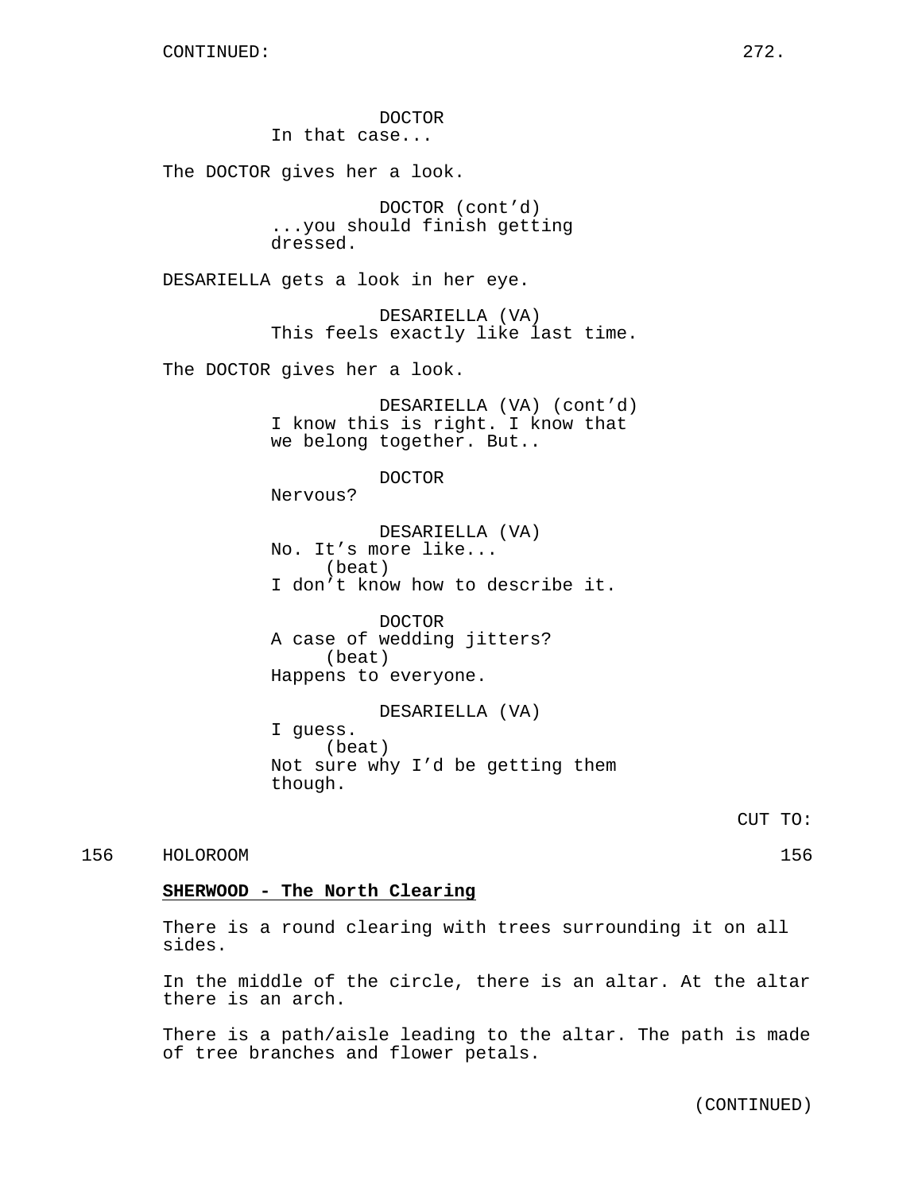DOCTOR
In that case...

The DOCTOR gives her a look.

DOCTOR (cont'd)
...you should finish getting dressed.

DESARIELLA gets a look in her eye.

DESARIELLA (VA)
This feels exactly like last time.

The DOCTOR gives her a look.

DESARIELLA (VA) (cont'd)
I know this is right. I know that we belong together. But..

DOCTOR
Nervous?

DESARIELLA (VA)
No. It's more like...
(beat)
I don't know how to describe it.

DOCTOR
A case of wedding jitters?
(beat)
Happens to everyone.

DESARIELLA (VA)
I guess.
(beat)
Not sure why I'd be getting them though.

CUT TO:

156 HOLOROOM 156

**SHERWOOD - The North Clearing**

There is a round clearing with trees surrounding it on all sides.

In the middle of the circle, there is an altar. At the altar there is an arch.

There is a path/aisle leading to the altar. The path is made of tree branches and flower petals.

(CONTINUED)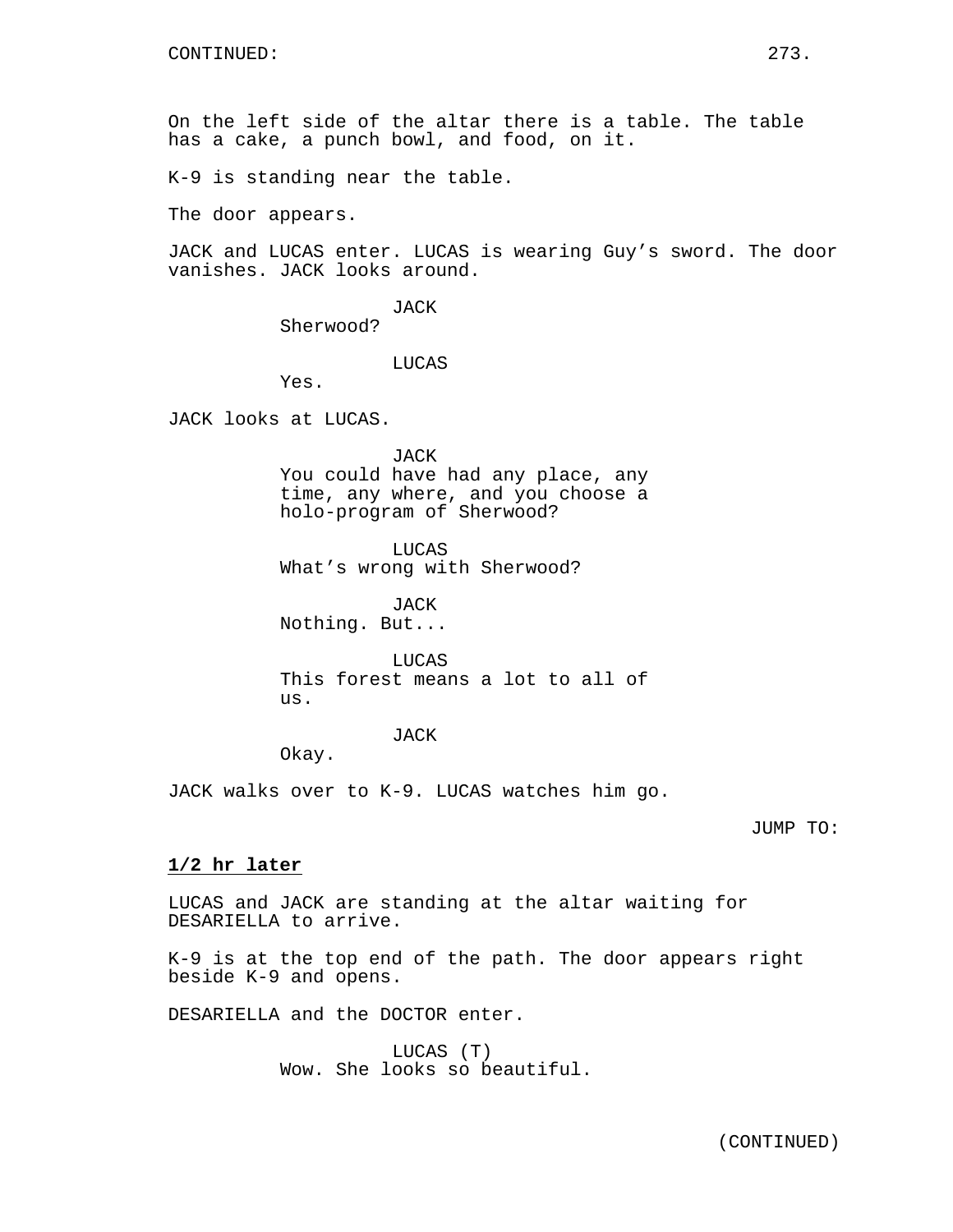On the left side of the altar there is a table. The table has a cake, a punch bowl, and food, on it.

K-9 is standing near the table.

The door appears.

JACK and LUCAS enter. LUCAS is wearing Guy's sword. The door vanishes. JACK looks around.

JACK
Sherwood?

LUCAS
Yes.

JACK looks at LUCAS.

JACK
You could have had any place, any time, any where, and you choose a holo-program of Sherwood?

LUCAS
What's wrong with Sherwood?

JACK
Nothing. But...

LUCAS
This forest means a lot to all of us.

JACK
Okay.

JACK walks over to K-9. LUCAS watches him go.

JUMP TO:

**1/2 hr later**

LUCAS and JACK are standing at the altar waiting for DESARIELLA to arrive.

K-9 is at the top end of the path. The door appears right beside K-9 and opens.

DESARIELLA and the DOCTOR enter.

LUCAS (T)
Wow. She looks so beautiful.

(CONTINUED)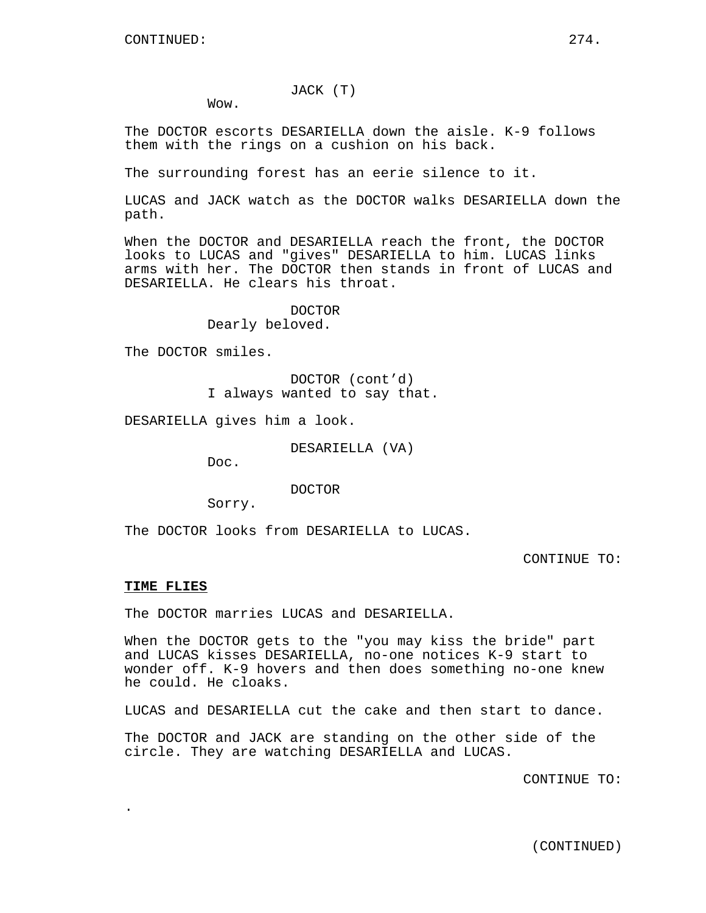CONTINUED:

JACK (T)
Wow.

The DOCTOR escorts DESARIELLA down the aisle. K-9 follows them with the rings on a cushion on his back.

The surrounding forest has an eerie silence to it.

LUCAS and JACK watch as the DOCTOR walks DESARIELLA down the path.

When the DOCTOR and DESARIELLA reach the front, the DOCTOR looks to LUCAS and "gives" DESARIELLA to him. LUCAS links arms with her. The DOCTOR then stands in front of LUCAS and DESARIELLA. He clears his throat.

DOCTOR
Dearly beloved.

The DOCTOR smiles.

DOCTOR (cont'd)
I always wanted to say that.

DESARIELLA gives him a look.

DESARIELLA (VA)
Doc.

DOCTOR
Sorry.

The DOCTOR looks from DESARIELLA to LUCAS.

CONTINUE TO:

**TIME FLIES**

The DOCTOR marries LUCAS and DESARIELLA.

When the DOCTOR gets to the "you may kiss the bride" part and LUCAS kisses DESARIELLA, no-one notices K-9 start to wonder off. K-9 hovers and then does something no-one knew he could. He cloaks.

LUCAS and DESARIELLA cut the cake and then start to dance.

The DOCTOR and JACK are standing on the other side of the circle. They are watching DESARIELLA and LUCAS.

CONTINUE TO:

.

(CONTINUED)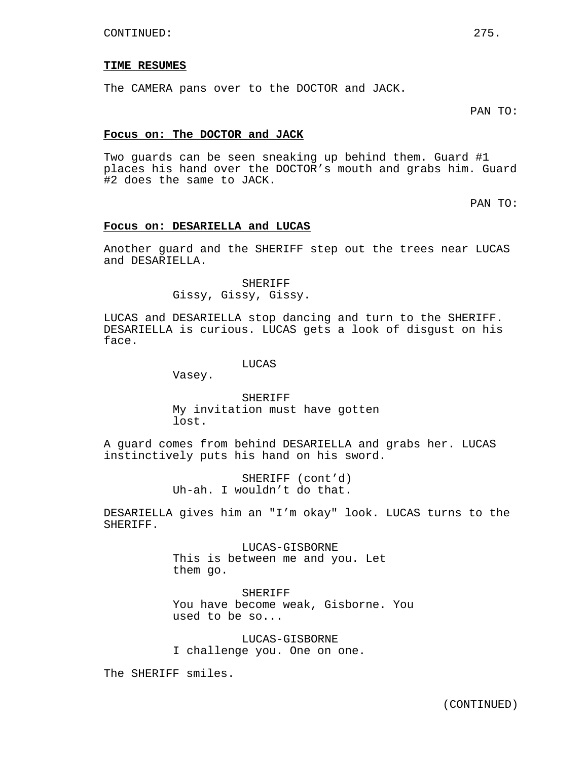CONTINUED:

**TIME RESUMES**

The CAMERA pans over to the DOCTOR and JACK.

PAN TO:

**Focus on: The DOCTOR and JACK**

Two guards can be seen sneaking up behind them. Guard #1 places his hand over the DOCTOR's mouth and grabs him. Guard #2 does the same to JACK.

PAN TO:

**Focus on: DESARIELLA and LUCAS**

Another guard and the SHERIFF step out the trees near LUCAS and DESARIELLA.

SHERIFF
Gissy, Gissy, Gissy.

LUCAS and DESARIELLA stop dancing and turn to the SHERIFF. DESARIELLA is curious. LUCAS gets a look of disgust on his face.

LUCAS
Vasey.

SHERIFF
My invitation must have gotten lost.

A guard comes from behind DESARIELLA and grabs her. LUCAS instinctively puts his hand on his sword.

SHERIFF (cont'd)
Uh-ah. I wouldn't do that.

DESARIELLA gives him an "I'm okay" look. LUCAS turns to the SHERIFF.

LUCAS-GISBORNE
This is between me and you. Let them go.

SHERIFF
You have become weak, Gisborne. You used to be so...

LUCAS-GISBORNE
I challenge you. One on one.

The SHERIFF smiles.

(CONTINUED)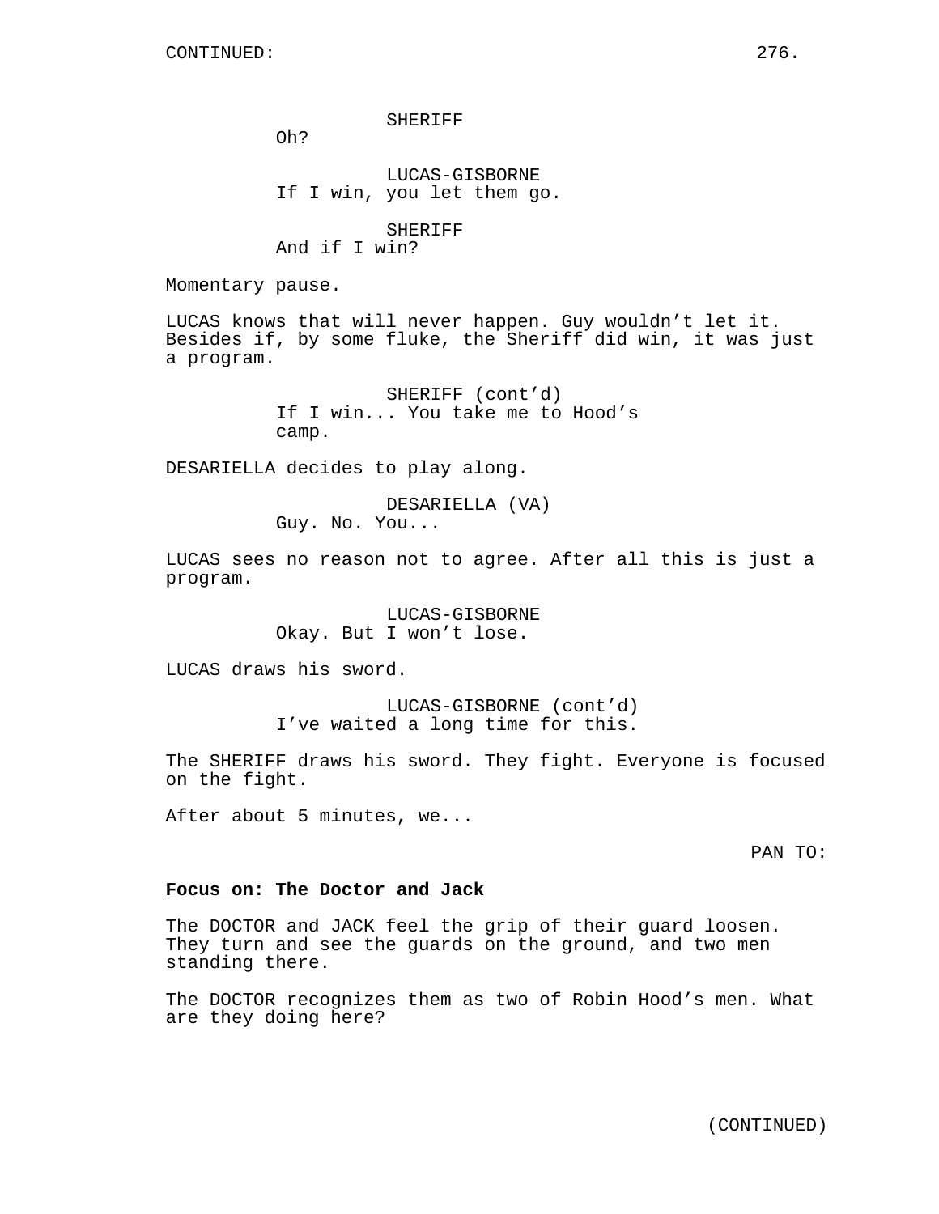SHERIFF
Oh?

LUCAS-GISBORNE
If I win, you let them go.

SHERIFF
And if I win?

Momentary pause.

LUCAS knows that will never happen. Guy wouldn't let it. Besides if, by some fluke, the Sheriff did win, it was just a program.

SHERIFF (cont'd)
If I win... You take me to Hood's camp.

DESARIELLA decides to play along.

DESARIELLA (VA)
Guy. No. You...

LUCAS sees no reason not to agree. After all this is just a program.

LUCAS-GISBORNE
Okay. But I won't lose.

LUCAS draws his sword.

LUCAS-GISBORNE (cont'd)
I've waited a long time for this.

The SHERIFF draws his sword. They fight. Everyone is focused on the fight.

After about 5 minutes, we...

PAN TO:

**Focus on: The Doctor and Jack**

The DOCTOR and JACK feel the grip of their guard loosen. They turn and see the guards on the ground, and two men standing there.

The DOCTOR recognizes them as two of Robin Hood's men. What are they doing here?

(CONTINUED)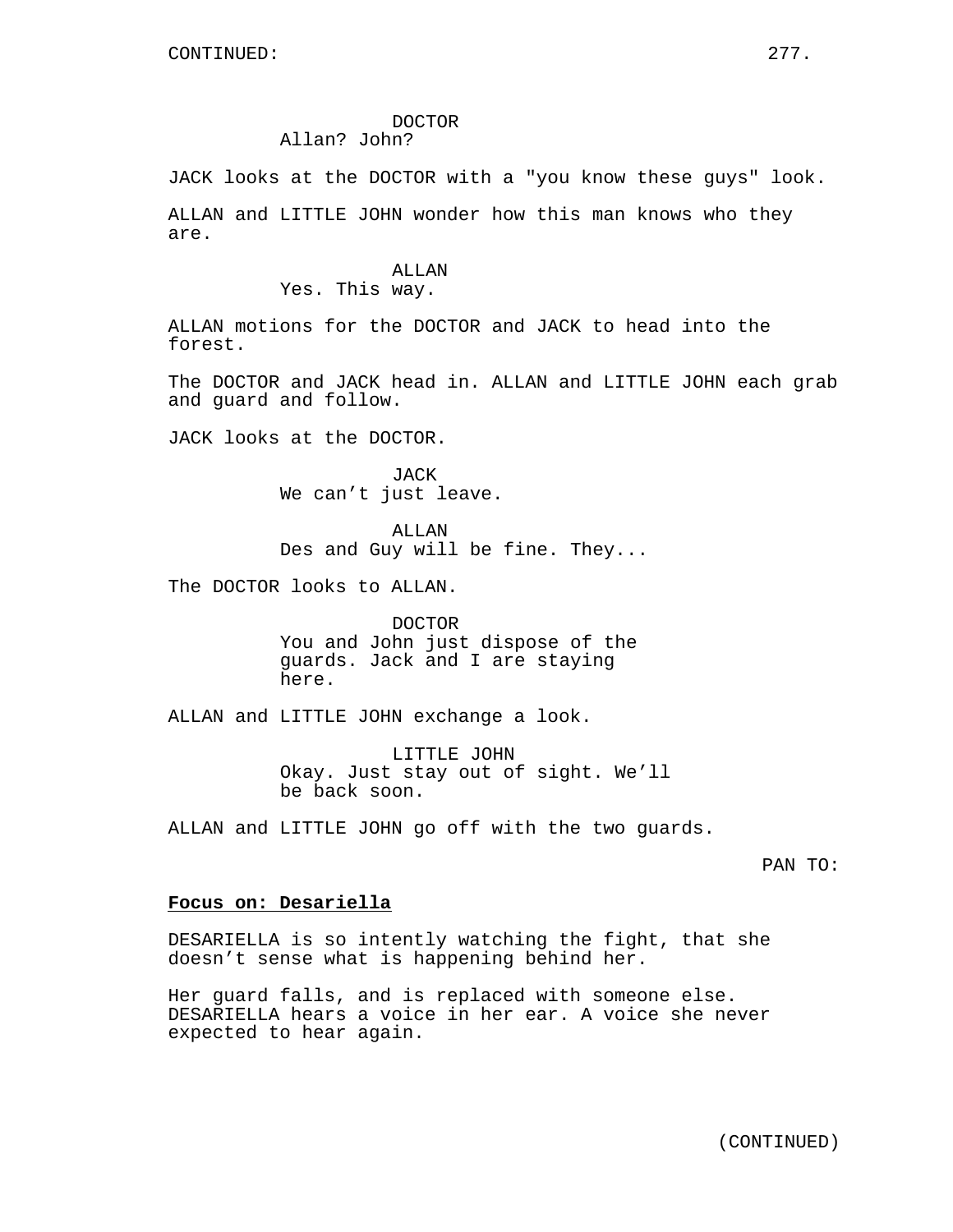DOCTOR
Allan? John?

JACK looks at the DOCTOR with a "you know these guys" look.

ALLAN and LITTLE JOHN wonder how this man knows who they are.

ALLAN
Yes. This way.

ALLAN motions for the DOCTOR and JACK to head into the forest.

The DOCTOR and JACK head in. ALLAN and LITTLE JOHN each grab and guard and follow.

JACK looks at the DOCTOR.

JACK
We can't just leave.

ALLAN
Des and Guy will be fine. They...

The DOCTOR looks to ALLAN.

DOCTOR
You and John just dispose of the guards. Jack and I are staying here.

ALLAN and LITTLE JOHN exchange a look.

LITTLE JOHN
Okay. Just stay out of sight. We'll be back soon.

ALLAN and LITTLE JOHN go off with the two guards.

PAN TO:

**Focus on: Desariella**

DESARIELLA is so intently watching the fight, that she doesn't sense what is happening behind her.

Her guard falls, and is replaced with someone else. DESARIELLA hears a voice in her ear. A voice she never expected to hear again.

(CONTINUED)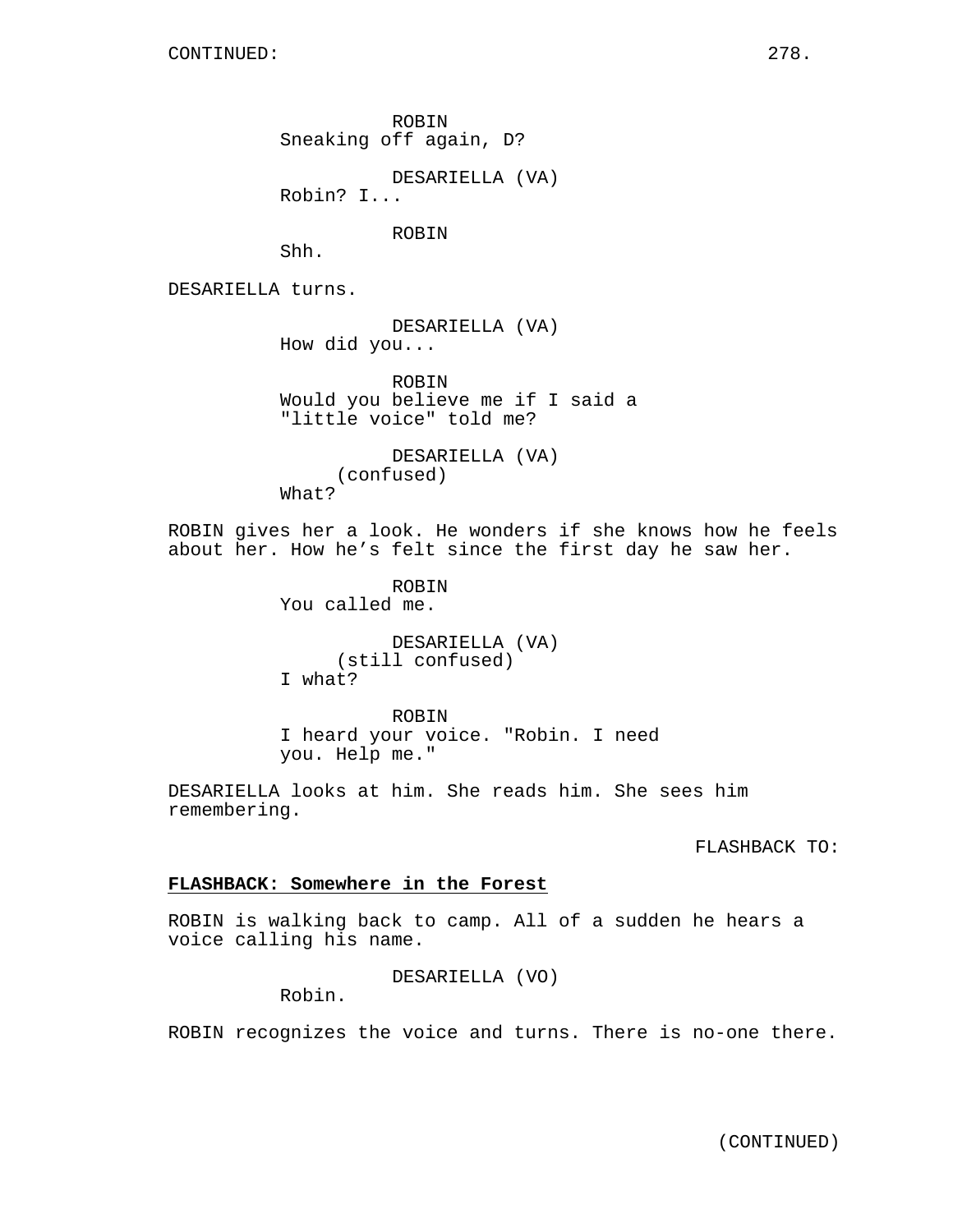CONTINUED:

ROBIN
Sneaking off again, D?

DESARIELLA (VA)
Robin? I...

ROBIN
Shh.

DESARIELLA turns.

DESARIELLA (VA)
How did you...

ROBIN
Would you believe me if I said a "little voice" told me?

DESARIELLA (VA)
(confused)
What?

ROBIN gives her a look. He wonders if she knows how he feels about her. How he's felt since the first day he saw her.

ROBIN
You called me.

DESARIELLA (VA)
(still confused)
I what?

ROBIN
I heard your voice. "Robin. I need you. Help me."

DESARIELLA looks at him. She reads him. She sees him remembering.

FLASHBACK TO:

**FLASHBACK: Somewhere in the Forest**

ROBIN is walking back to camp. All of a sudden he hears a voice calling his name.

DESARIELLA (VO)
Robin.

ROBIN recognizes the voice and turns. There is no-one there.

(CONTINUED)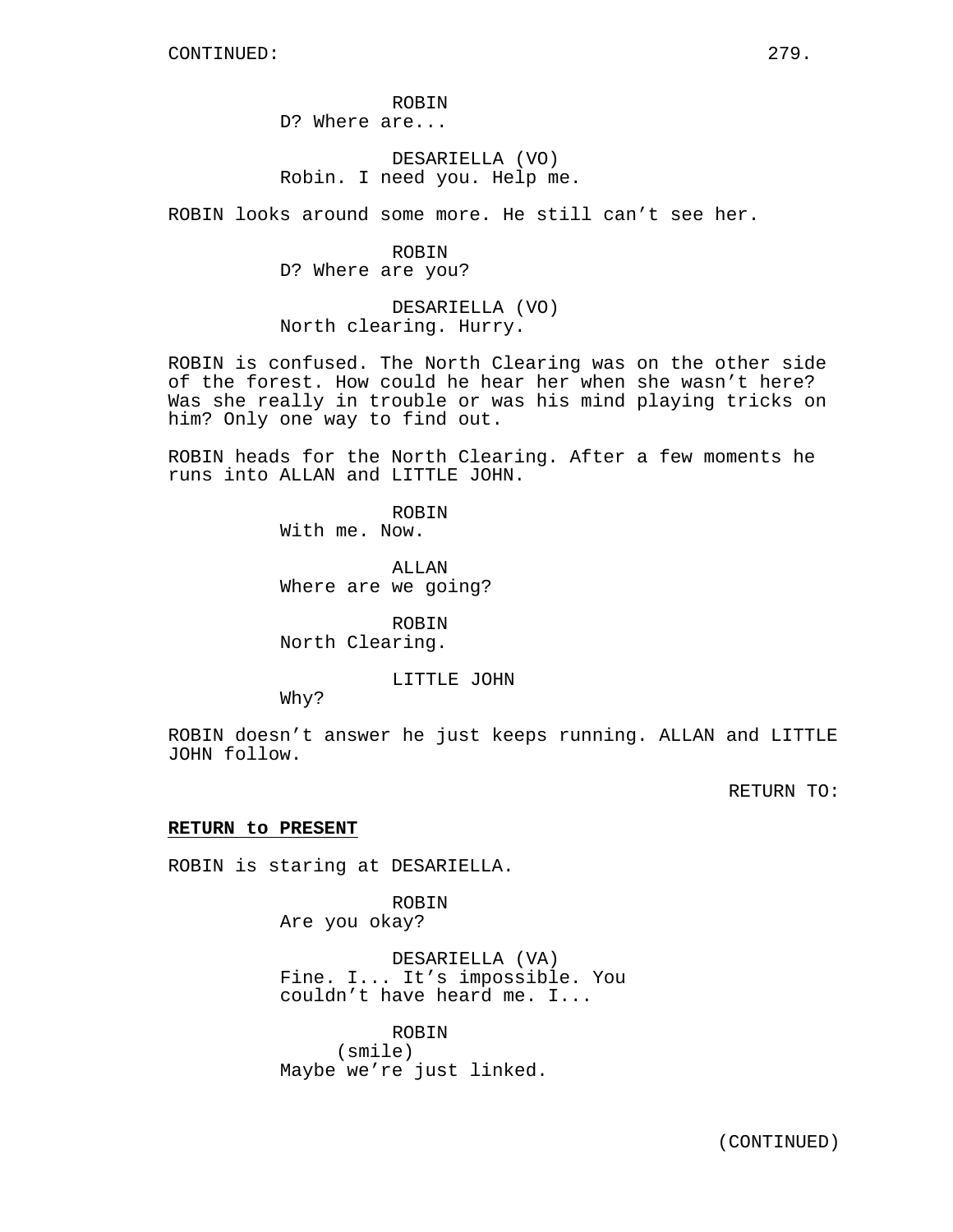ROBIN
D? Where are...

DESARIELLA (VO)
Robin. I need you. Help me.

ROBIN looks around some more. He still can't see her.

ROBIN
D? Where are you?

DESARIELLA (VO)
North clearing. Hurry.

ROBIN is confused. The North Clearing was on the other side of the forest. How could he hear her when she wasn't here? Was she really in trouble or was his mind playing tricks on him? Only one way to find out.

ROBIN heads for the North Clearing. After a few moments he runs into ALLAN and LITTLE JOHN.

ROBIN
With me. Now.

ALLAN
Where are we going?

ROBIN
North Clearing.

LITTLE JOHN
Why?

ROBIN doesn't answer he just keeps running. ALLAN and LITTLE JOHN follow.

RETURN TO:

**RETURN to PRESENT**

ROBIN is staring at DESARIELLA.

ROBIN
Are you okay?

DESARIELLA (VA)
Fine. I... It's impossible. You couldn't have heard me. I...

ROBIN
(smile)
Maybe we're just linked.

(CONTINUED)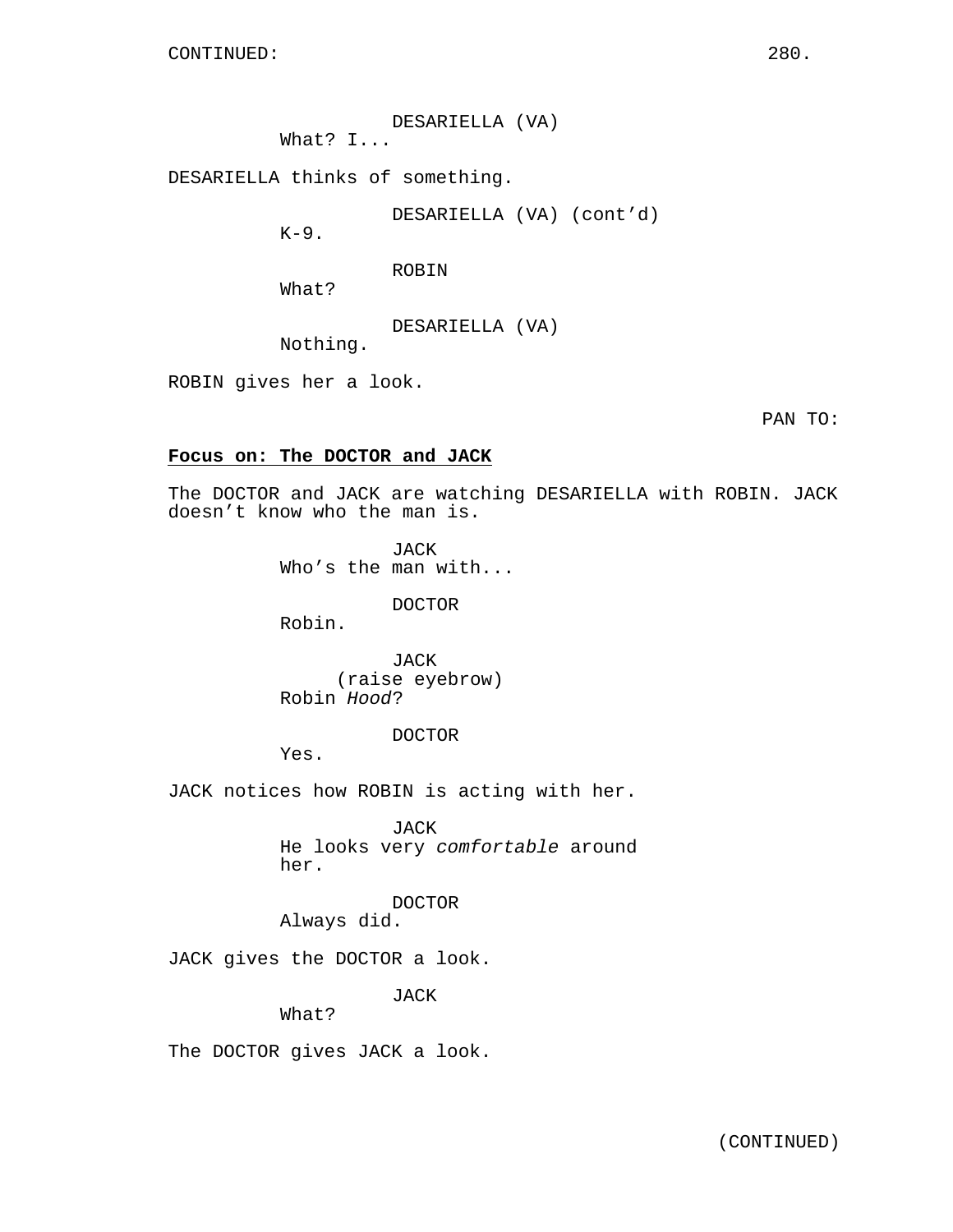CONTINUED:

DESARIELLA (VA)
What? I...

DESARIELLA thinks of something.

DESARIELLA (VA) (cont'd)
K-9.

ROBIN
What?

DESARIELLA (VA)
Nothing.

ROBIN gives her a look.

PAN TO:

**Focus on: The DOCTOR and JACK**

The DOCTOR and JACK are watching DESARIELLA with ROBIN. JACK doesn't know who the man is.

JACK
Who's the man with...

DOCTOR
Robin.

JACK
(raise eyebrow)
Robin *Hood*?

DOCTOR
Yes.

JACK notices how ROBIN is acting with her.

JACK
He looks very *comfortable* around her.

DOCTOR
Always did.

JACK gives the DOCTOR a look.

JACK
What?

The DOCTOR gives JACK a look.

(CONTINUED)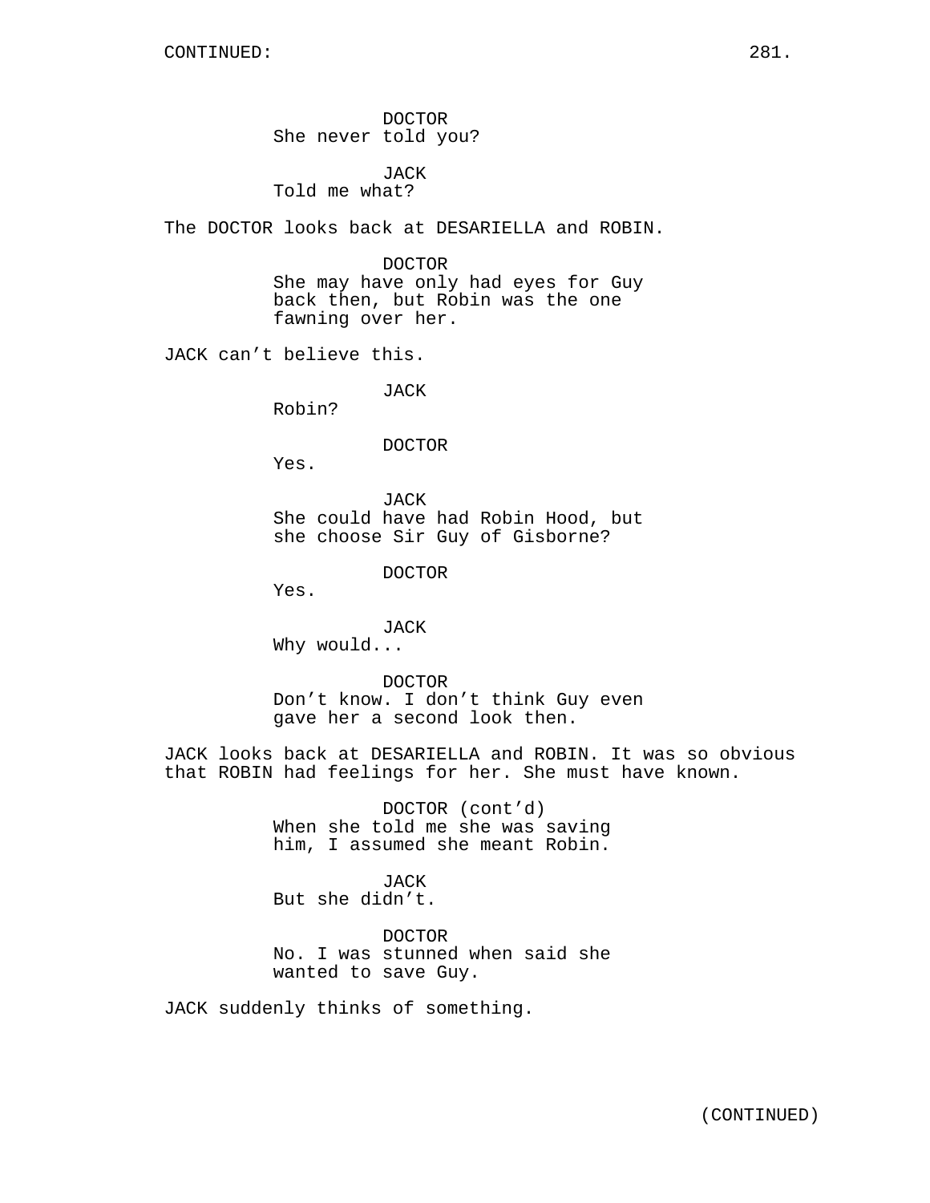DOCTOR
She never told you?

JACK
Told me what?

The DOCTOR looks back at DESARIELLA and ROBIN.

DOCTOR
She may have only had eyes for Guy back then, but Robin was the one fawning over her.

JACK can’t believe this.

JACK
Robin?

DOCTOR
Yes.

JACK
She could have had Robin Hood, but she choose Sir Guy of Gisborne?

DOCTOR
Yes.

JACK
Why would...

DOCTOR
Don’t know. I don’t think Guy even gave her a second look then.

JACK looks back at DESARIELLA and ROBIN. It was so obvious that ROBIN had feelings for her. She must have known.

DOCTOR (cont’d)
When she told me she was saving him, I assumed she meant Robin.

JACK
But she didn’t.

DOCTOR
No. I was stunned when said she wanted to save Guy.

JACK suddenly thinks of something.

(CONTINUED)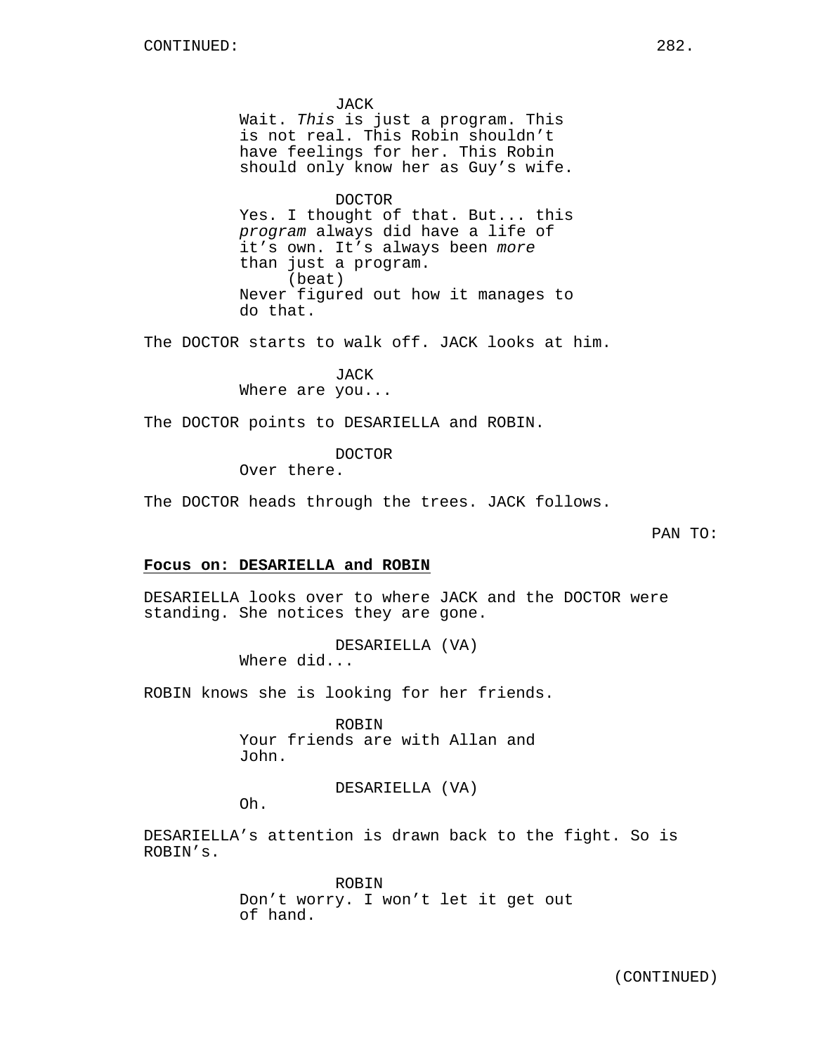JACK
Wait. *This* is just a program. This is not real. This Robin shouldn't have feelings for her. This Robin should only know her as Guy's wife.

DOCTOR
Yes. I thought of that. But... this *program* always did have a life of it's own. It's always been *more* than just a program.
(beat)
Never figured out how it manages to do that.

The DOCTOR starts to walk off. JACK looks at him.

JACK
Where are you...

The DOCTOR points to DESARIELLA and ROBIN.

DOCTOR
Over there.

The DOCTOR heads through the trees. JACK follows.

PAN TO:

**Focus on: DESARIELLA and ROBIN**

DESARIELLA looks over to where JACK and the DOCTOR were standing. She notices they are gone.

DESARIELLA (VA)
Where did...

ROBIN knows she is looking for her friends.

ROBIN
Your friends are with Allan and John.

DESARIELLA (VA)
Oh.

DESARIELLA's attention is drawn back to the fight. So is ROBIN's.

ROBIN
Don't worry. I won't let it get out of hand.

(CONTINUED)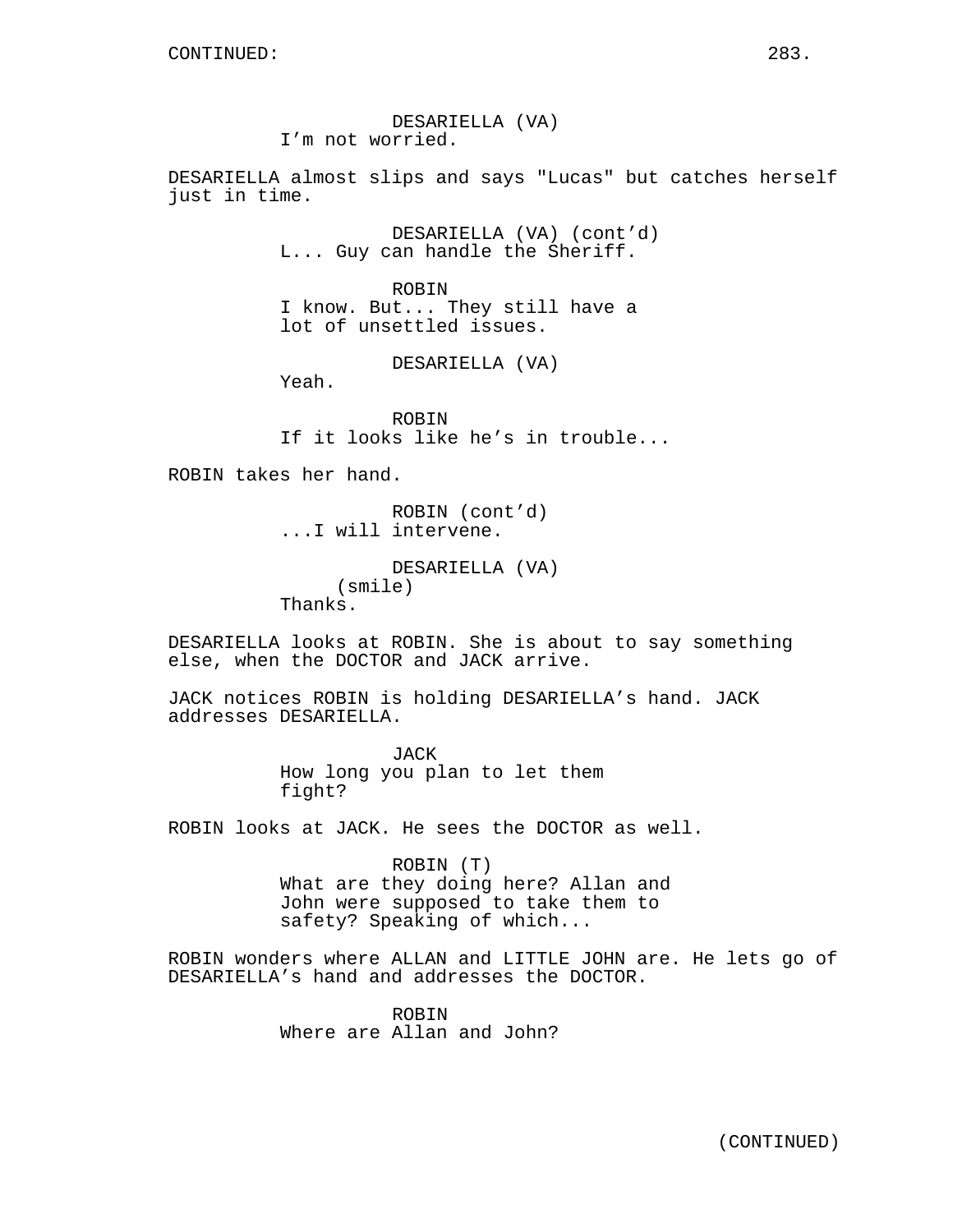CONTINUED:

DESARIELLA (VA)
I'm not worried.

DESARIELLA almost slips and says "Lucas" but catches herself just in time.

DESARIELLA (VA) (cont'd)
L... Guy can handle the Sheriff.

ROBIN
I know. But... They still have a lot of unsettled issues.

DESARIELLA (VA)
Yeah.

ROBIN
If it looks like he's in trouble...

ROBIN takes her hand.

ROBIN (cont'd)
...I will intervene.

DESARIELLA (VA)
(smile)
Thanks.

DESARIELLA looks at ROBIN. She is about to say something else, when the DOCTOR and JACK arrive.

JACK notices ROBIN is holding DESARIELLA's hand. JACK addresses DESARIELLA.

JACK
How long you plan to let them fight?

ROBIN looks at JACK. He sees the DOCTOR as well.

ROBIN (T)
What are they doing here? Allan and John were supposed to take them to safety? Speaking of which...

ROBIN wonders where ALLAN and LITTLE JOHN are. He lets go of DESARIELLA's hand and addresses the DOCTOR.

ROBIN
Where are Allan and John?

(CONTINUED)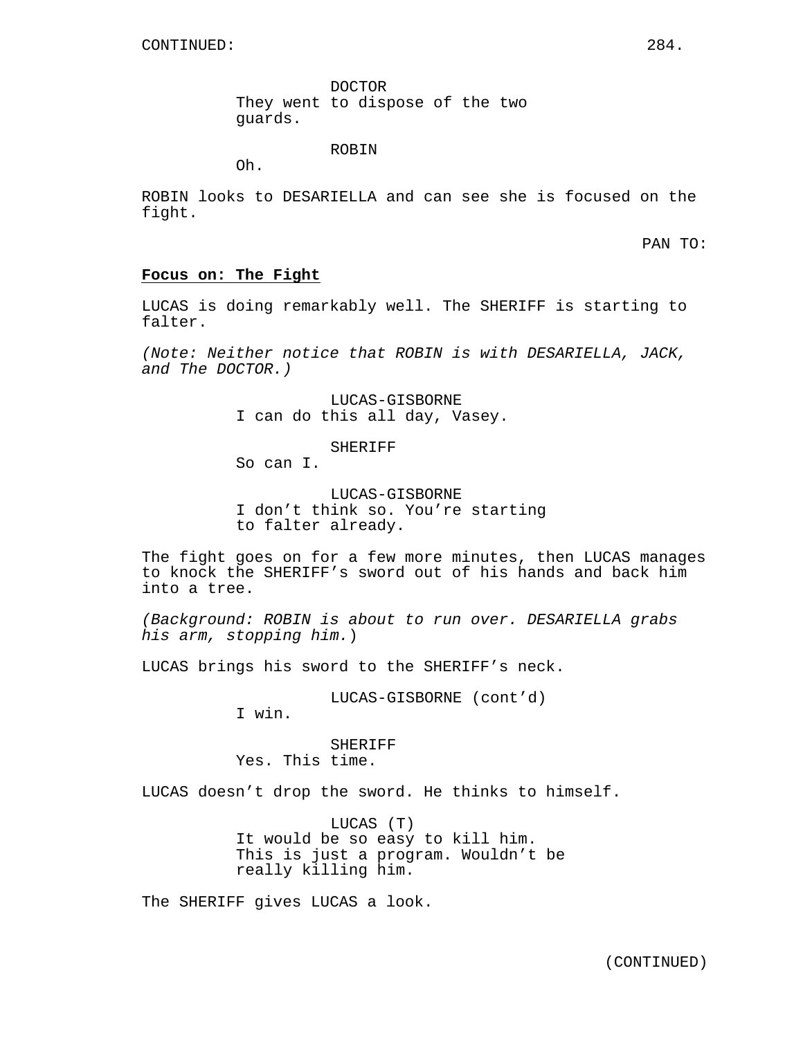DOCTOR
They went to dispose of the two guards.

ROBIN
Oh.

ROBIN looks to DESARIELLA and can see she is focused on the fight.

PAN TO:

**Focus on: The Fight**

LUCAS is doing remarkably well. The SHERIFF is starting to falter.

*(Note: Neither notice that ROBIN is with DESARIELLA, JACK, and The DOCTOR.)*

LUCAS-GISBORNE
I can do this all day, Vasey.

SHERIFF
So can I.

LUCAS-GISBORNE
I don't think so. You're starting to falter already.

The fight goes on for a few more minutes, then LUCAS manages to knock the SHERIFF's sword out of his hands and back him into a tree.

*(Background: ROBIN is about to run over. DESARIELLA grabs his arm, stopping him.)*

LUCAS brings his sword to the SHERIFF's neck.

LUCAS-GISBORNE (cont'd)
I win.

SHERIFF
Yes. This time.

LUCAS doesn't drop the sword. He thinks to himself.

LUCAS (T)
It would be so easy to kill him. This is just a program. Wouldn't be really killing him.

The SHERIFF gives LUCAS a look.

(CONTINUED)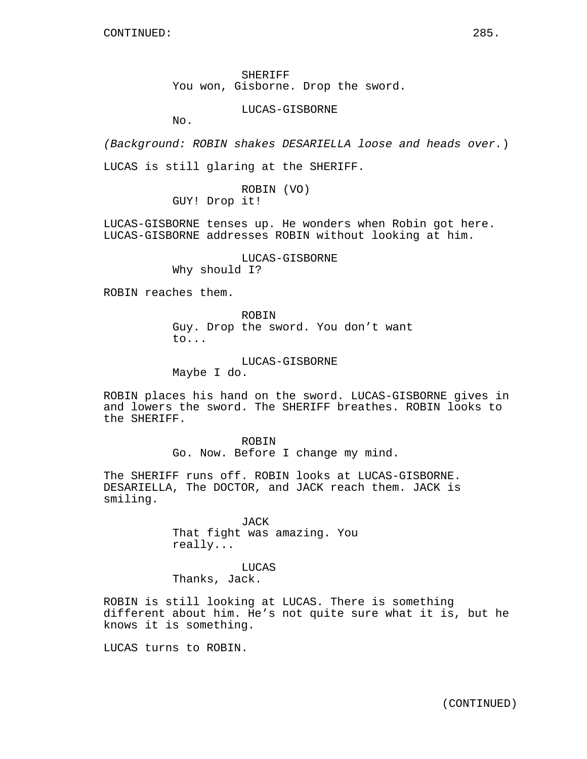SHERIFF
You won, Gisborne. Drop the sword.

LUCAS-GISBORNE
No.

*(Background: ROBIN shakes DESARIELLA loose and heads over.)*

LUCAS is still glaring at the SHERIFF.

ROBIN (VO)
GUY! Drop it!

LUCAS-GISBORNE tenses up. He wonders when Robin got here. LUCAS-GISBORNE addresses ROBIN without looking at him.

LUCAS-GISBORNE
Why should I?

ROBIN reaches them.

ROBIN
Guy. Drop the sword. You don't want to...

LUCAS-GISBORNE
Maybe I do.

ROBIN places his hand on the sword. LUCAS-GISBORNE gives in and lowers the sword. The SHERIFF breathes. ROBIN looks to the SHERIFF.

ROBIN
Go. Now. Before I change my mind.

The SHERIFF runs off. ROBIN looks at LUCAS-GISBORNE. DESARIELLA, The DOCTOR, and JACK reach them. JACK is smiling.

JACK
That fight was amazing. You really...

LUCAS
Thanks, Jack.

ROBIN is still looking at LUCAS. There is something different about him. He's not quite sure what it is, but he knows it is something.

LUCAS turns to ROBIN.

(CONTINUED)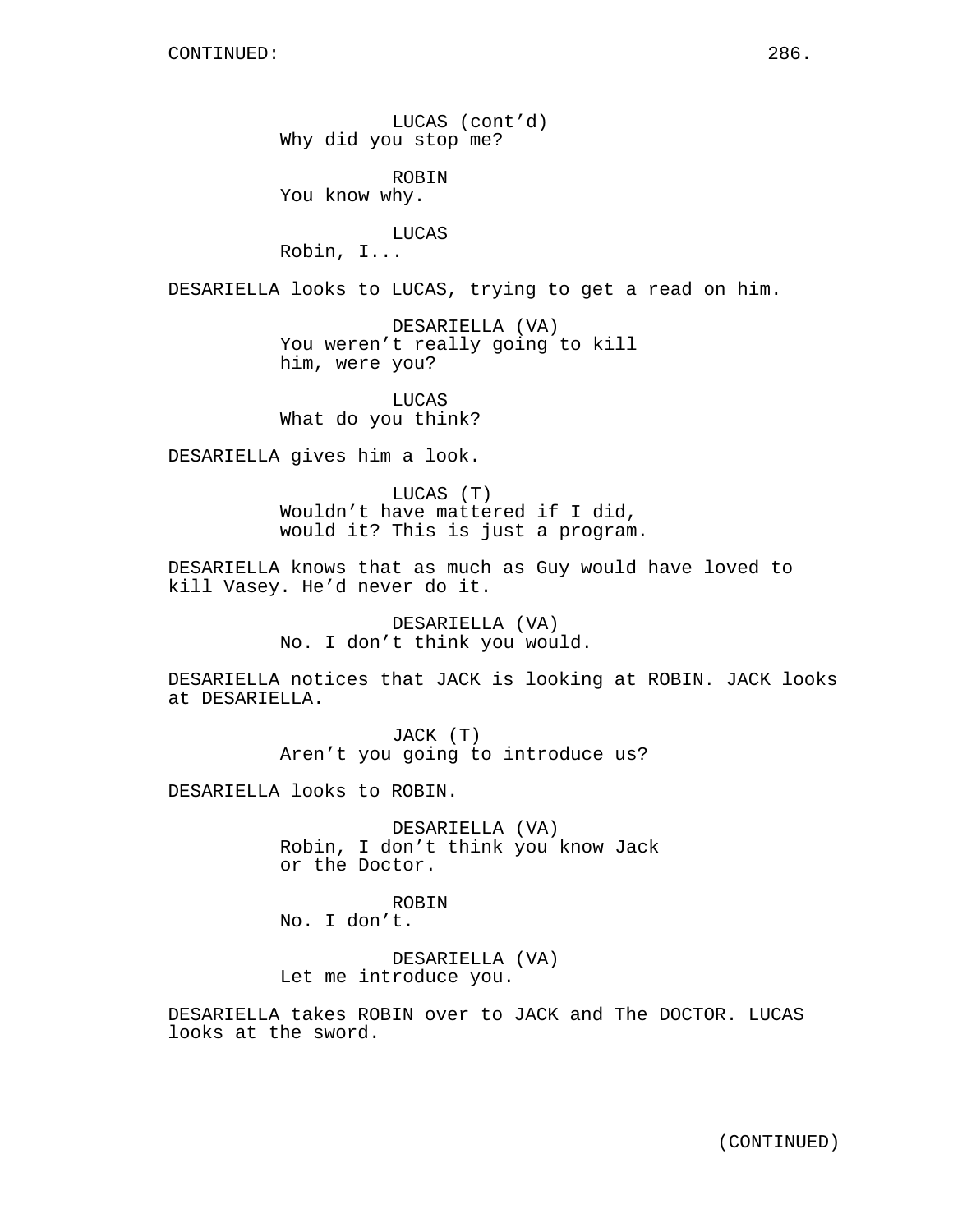CONTINUED:

LUCAS (cont'd)
Why did you stop me?

ROBIN
You know why.

LUCAS
Robin, I...

DESARIELLA looks to LUCAS, trying to get a read on him.

DESARIELLA (VA)
You weren't really going to kill him, were you?

LUCAS
What do you think?

DESARIELLA gives him a look.

LUCAS (T)
Wouldn't have mattered if I did, would it? This is just a program.

DESARIELLA knows that as much as Guy would have loved to kill Vasey. He'd never do it.

DESARIELLA (VA)
No. I don't think you would.

DESARIELLA notices that JACK is looking at ROBIN. JACK looks at DESARIELLA.

JACK (T)
Aren't you going to introduce us?

DESARIELLA looks to ROBIN.

DESARIELLA (VA)
Robin, I don't think you know Jack or the Doctor.

ROBIN
No. I don't.

DESARIELLA (VA)
Let me introduce you.

DESARIELLA takes ROBIN over to JACK and The DOCTOR. LUCAS looks at the sword.

(CONTINUED)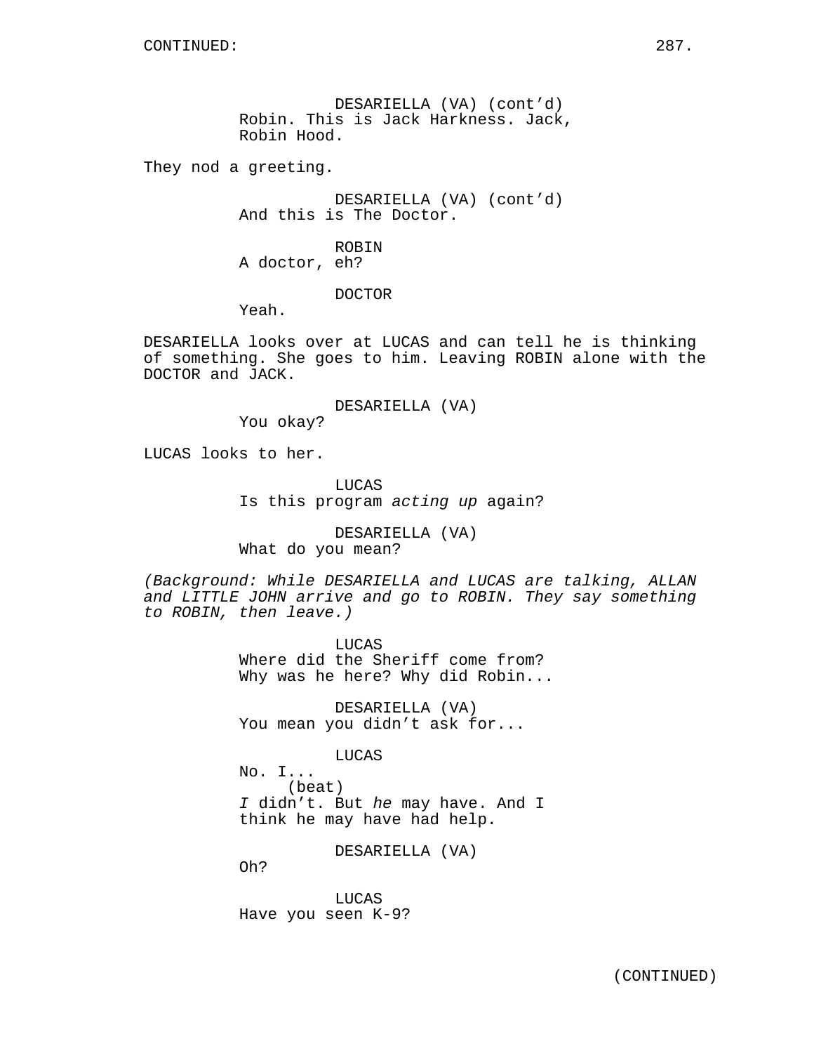DESARIELLA (VA) (cont'd)
Robin. This is Jack Harkness. Jack, Robin Hood.

They nod a greeting.

DESARIELLA (VA) (cont'd)
And this is The Doctor.

ROBIN
A doctor, eh?

DOCTOR
Yeah.

DESARIELLA looks over at LUCAS and can tell he is thinking of something. She goes to him. Leaving ROBIN alone with the DOCTOR and JACK.

DESARIELLA (VA)
You okay?

LUCAS looks to her.

LUCAS
Is this program *acting up* again?

DESARIELLA (VA)
What do you mean?

*(Background: While DESARIELLA and LUCAS are talking, ALLAN and LITTLE JOHN arrive and go to ROBIN. They say something to ROBIN, then leave.)*

LUCAS
Where did the Sheriff come from? Why was he here? Why did Robin...

DESARIELLA (VA)
You mean you didn't ask for...

LUCAS
No. I...
(beat)
*I* didn't. But *he* may have. And I think he may have had help.

DESARIELLA (VA)
Oh?

LUCAS
Have you seen K-9?

(CONTINUED)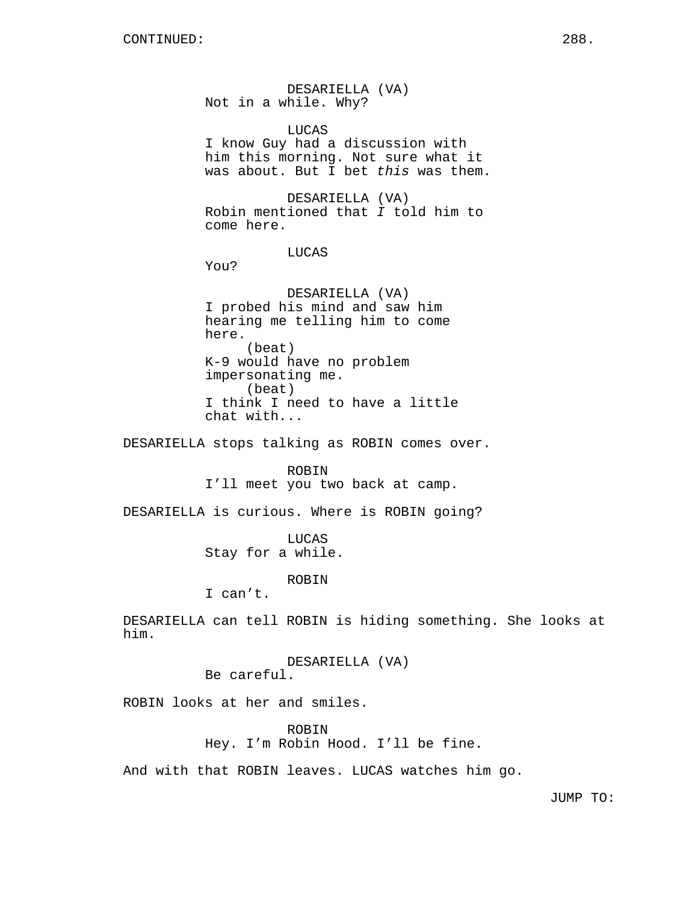DESARIELLA (VA)
Not in a while. Why?

LUCAS
I know Guy had a discussion with him this morning. Not sure what it was about. But I bet *this* was them.

DESARIELLA (VA)
Robin mentioned that *I* told him to come here.

LUCAS
You?

DESARIELLA (VA)
I probed his mind and saw him hearing me telling him to come here.
(beat)
K-9 would have no problem impersonating me.
(beat)
I think I need to have a little chat with...

DESARIELLA stops talking as ROBIN comes over.

ROBIN
I'll meet you two back at camp.

DESARIELLA is curious. Where is ROBIN going?

LUCAS
Stay for a while.

ROBIN
I can't.

DESARIELLA can tell ROBIN is hiding something. She looks at him.

DESARIELLA (VA)
Be careful.

ROBIN looks at her and smiles.

ROBIN
Hey. I'm Robin Hood. I'll be fine.

And with that ROBIN leaves. LUCAS watches him go.

JUMP TO: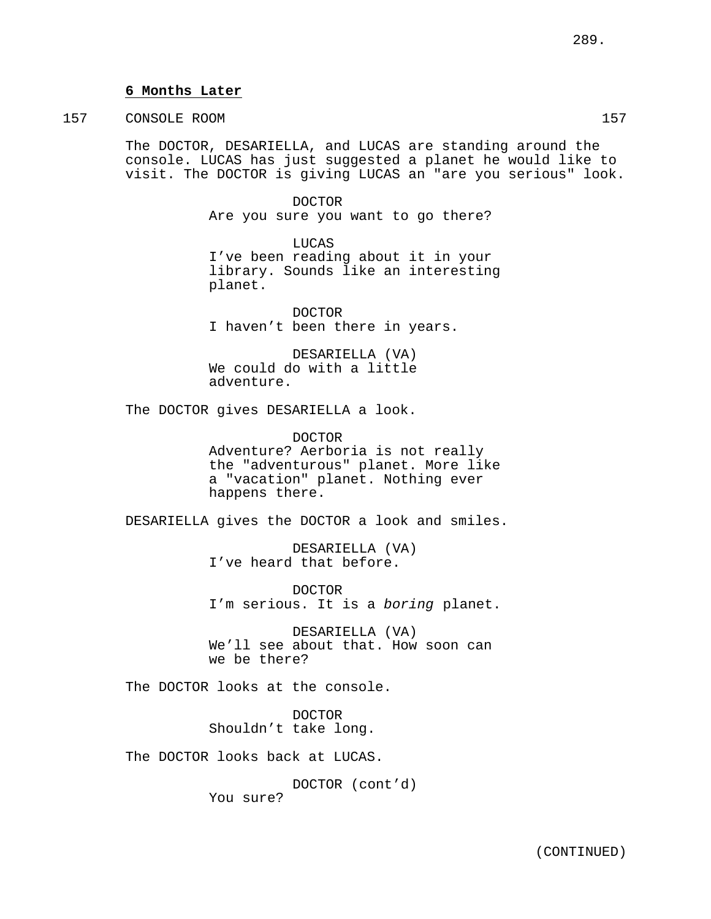**6 Months Later**

157 CONSOLE ROOM 157

The DOCTOR, DESARIELLA, and LUCAS are standing around the console. LUCAS has just suggested a planet he would like to visit. The DOCTOR is giving LUCAS an "are you serious" look.

DOCTOR
Are you sure you want to go there?

LUCAS
I've been reading about it in your library. Sounds like an interesting planet.

DOCTOR
I haven't been there in years.

DESARIELLA (VA)
We could do with a little adventure.

The DOCTOR gives DESARIELLA a look.

DOCTOR
Adventure? Aerboria is not really the "adventurous" planet. More like a "vacation" planet. Nothing ever happens there.

DESARIELLA gives the DOCTOR a look and smiles.

DESARIELLA (VA)
I've heard that before.

DOCTOR
I'm serious. It is a *boring* planet.

DESARIELLA (VA)
We'll see about that. How soon can we be there?

The DOCTOR looks at the console.

DOCTOR
Shouldn't take long.

The DOCTOR looks back at LUCAS.

DOCTOR (cont'd)
You sure?

(CONTINUED)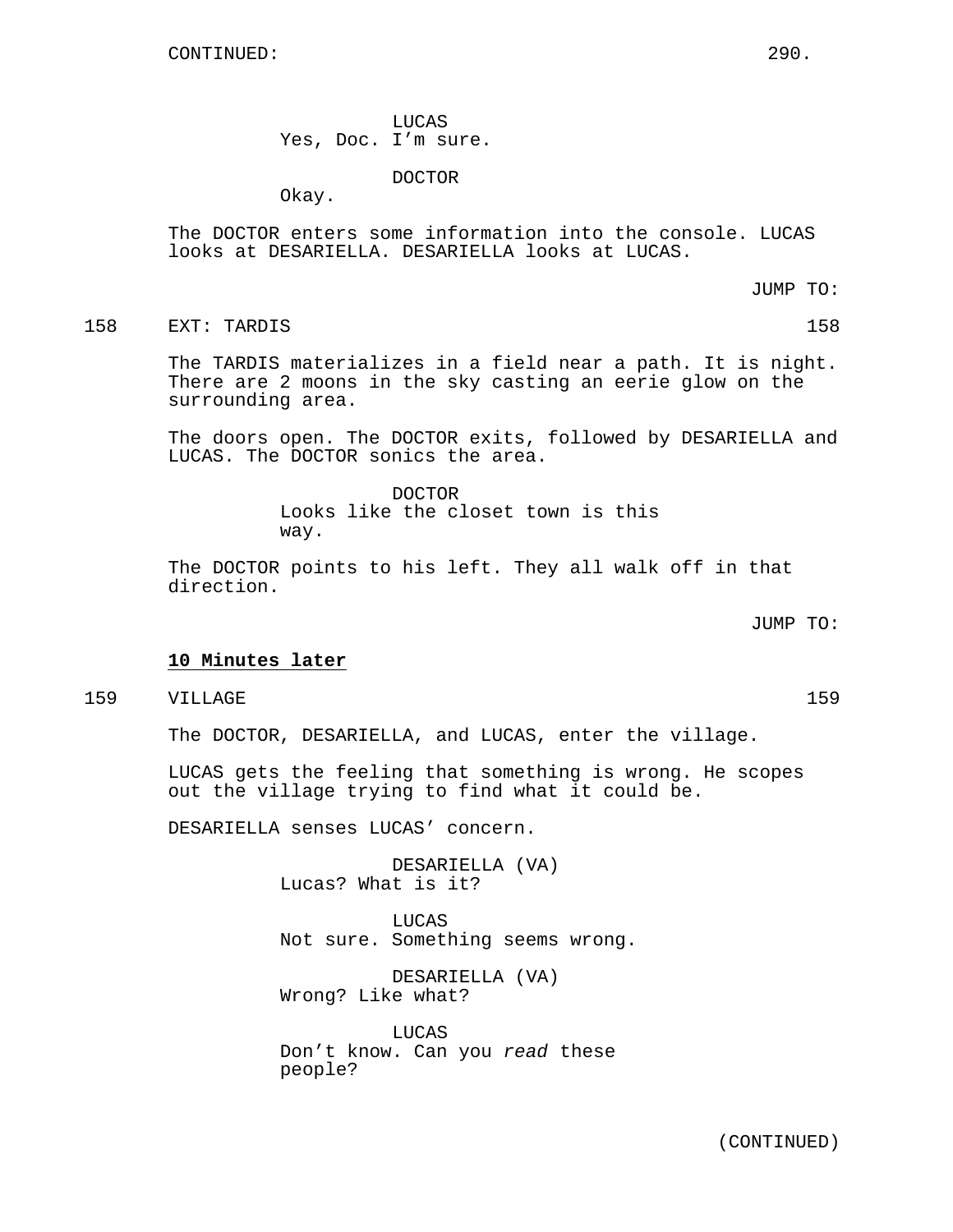CONTINUED:

LUCAS
Yes, Doc. I'm sure.

DOCTOR
Okay.

The DOCTOR enters some information into the console. LUCAS looks at DESARIELLA. DESARIELLA looks at LUCAS.

JUMP TO:

158 EXT: TARDIS 158

The TARDIS materializes in a field near a path. It is night. There are 2 moons in the sky casting an eerie glow on the surrounding area.

The doors open. The DOCTOR exits, followed by DESARIELLA and LUCAS. The DOCTOR sonics the area.

DOCTOR
Looks like the closet town is this way.

The DOCTOR points to his left. They all walk off in that direction.

JUMP TO:

**10 Minutes later**

159 VILLAGE 159

The DOCTOR, DESARIELLA, and LUCAS, enter the village.

LUCAS gets the feeling that something is wrong. He scopes out the village trying to find what it could be.

DESARIELLA senses LUCAS' concern.

DESARIELLA (VA)
Lucas? What is it?

LUCAS
Not sure. Something seems wrong.

DESARIELLA (VA)
Wrong? Like what?

LUCAS
Don't know. Can you *read* these people?

(CONTINUED)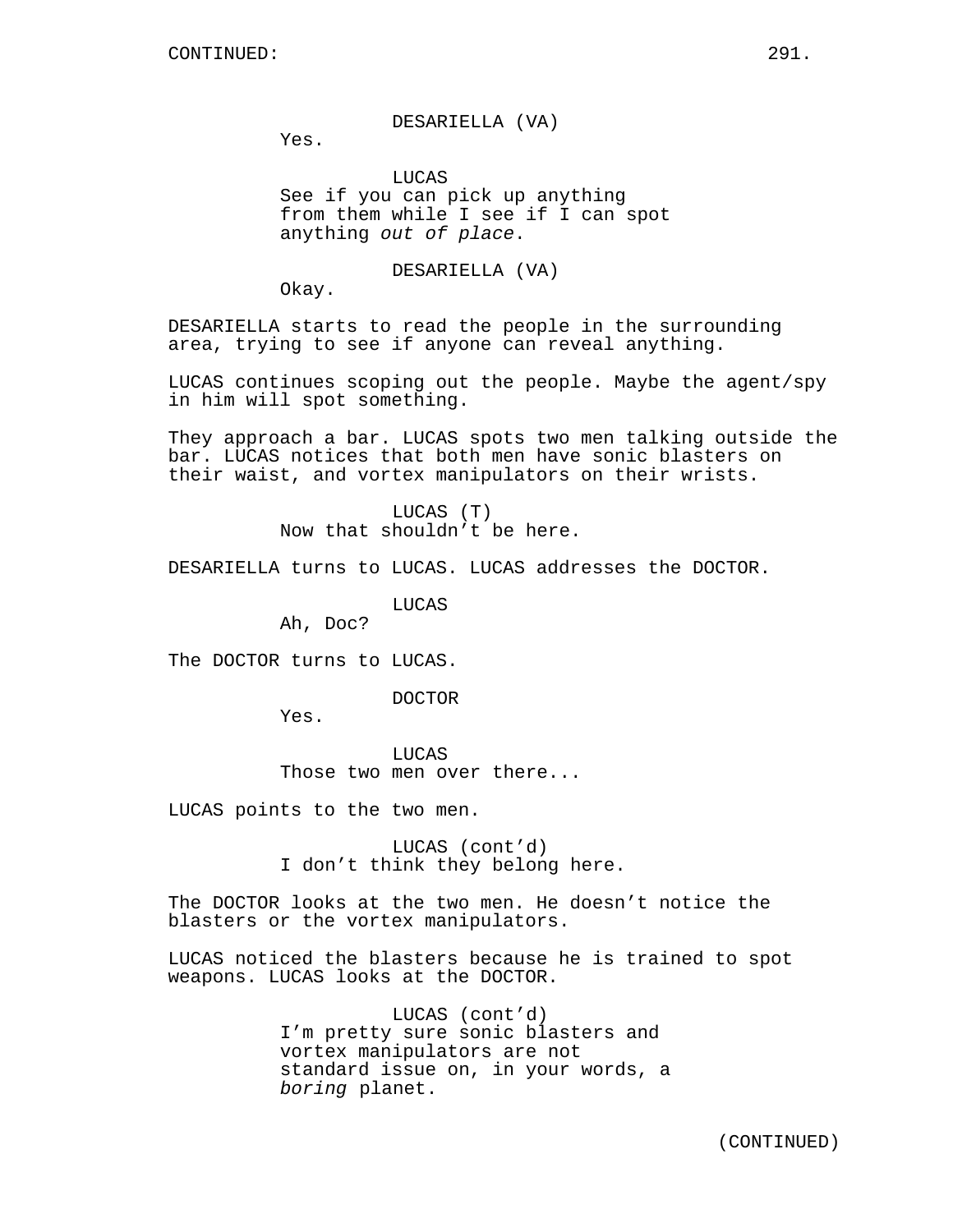DESARIELLA (VA)
Yes.

LUCAS
See if you can pick up anything from them while I see if I can spot anything *out of place*.

DESARIELLA (VA)
Okay.

DESARIELLA starts to read the people in the surrounding area, trying to see if anyone can reveal anything.

LUCAS continues scoping out the people. Maybe the agent/spy in him will spot something.

They approach a bar. LUCAS spots two men talking outside the bar. LUCAS notices that both men have sonic blasters on their waist, and vortex manipulators on their wrists.

LUCAS (T)
Now that shouldn't be here.

DESARIELLA turns to LUCAS. LUCAS addresses the DOCTOR.

LUCAS
Ah, Doc?

The DOCTOR turns to LUCAS.

DOCTOR
Yes.

LUCAS
Those two men over there...

LUCAS points to the two men.

LUCAS (cont'd)
I don't think they belong here.

The DOCTOR looks at the two men. He doesn't notice the blasters or the vortex manipulators.

LUCAS noticed the blasters because he is trained to spot weapons. LUCAS looks at the DOCTOR.

LUCAS (cont'd)
I'm pretty sure sonic blasters and vortex manipulators are not standard issue on, in your words, a *boring* planet.

(CONTINUED)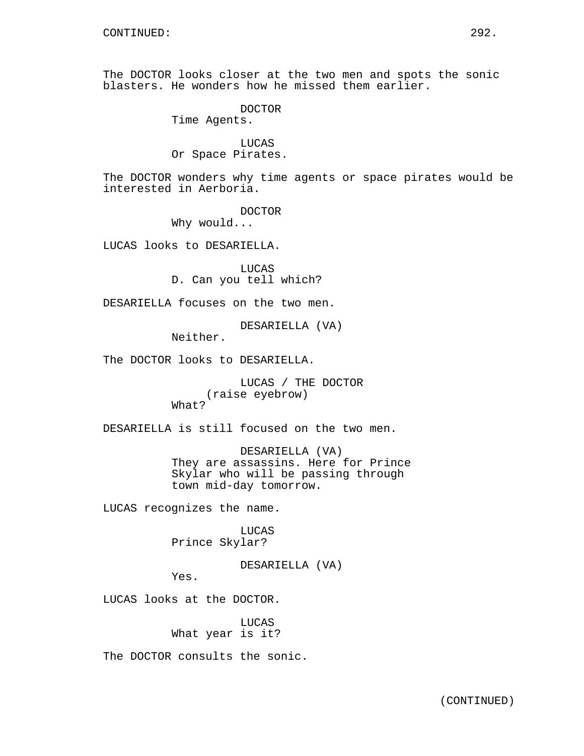The DOCTOR looks closer at the two men and spots the sonic blasters. He wonders how he missed them earlier.

DOCTOR
Time Agents.

LUCAS
Or Space Pirates.

The DOCTOR wonders why time agents or space pirates would be interested in Aerboria.

DOCTOR
Why would...

LUCAS looks to DESARIELLA.

LUCAS
D. Can you tell which?

DESARIELLA focuses on the two men.

DESARIELLA (VA)
Neither.

The DOCTOR looks to DESARIELLA.

LUCAS / THE DOCTOR
(raise eyebrow)
What?

DESARIELLA is still focused on the two men.

DESARIELLA (VA)
They are assassins. Here for Prince Skylar who will be passing through town mid-day tomorrow.

LUCAS recognizes the name.

LUCAS
Prince Skylar?

DESARIELLA (VA)
Yes.

LUCAS looks at the DOCTOR.

LUCAS
What year is it?

The DOCTOR consults the sonic.

(CONTINUED)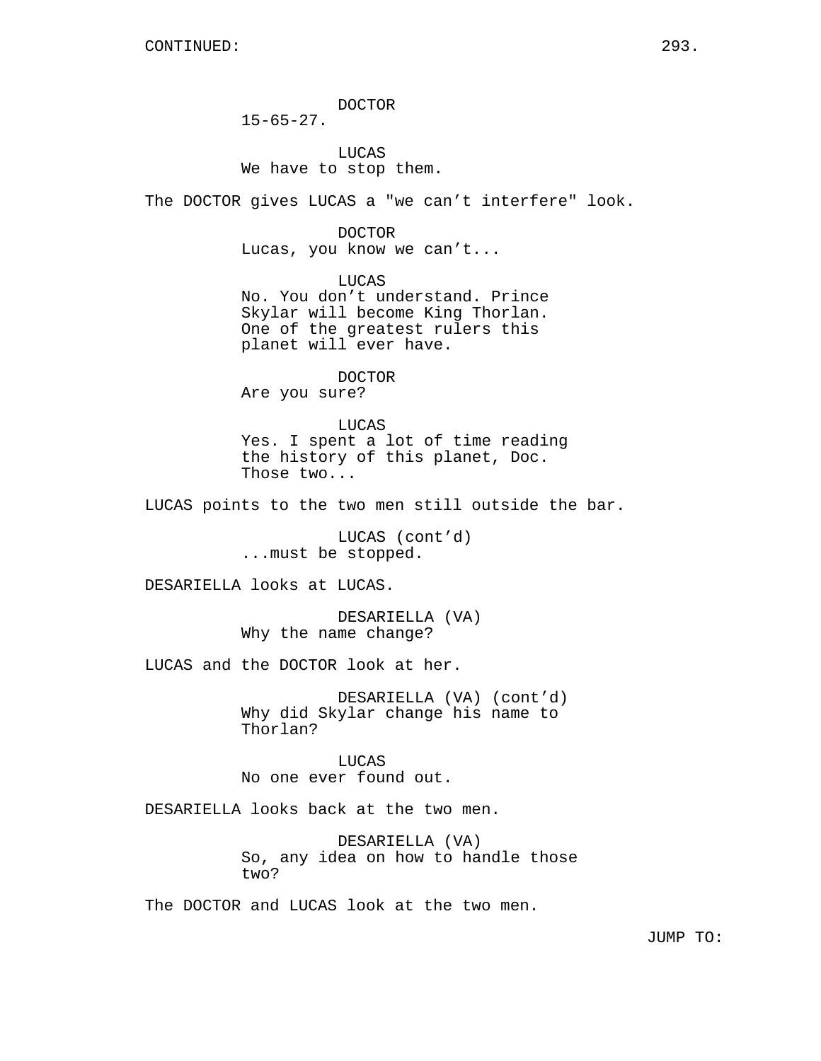DOCTOR
15-65-27.

LUCAS
We have to stop them.

The DOCTOR gives LUCAS a "we can’t interfere" look.

DOCTOR
Lucas, you know we can’t...

LUCAS
No. You don’t understand. Prince Skylar will become King Thorlan. One of the greatest rulers this planet will ever have.

DOCTOR
Are you sure?

LUCAS
Yes. I spent a lot of time reading the history of this planet, Doc. Those two...

LUCAS points to the two men still outside the bar.

LUCAS (cont’d)
...must be stopped.

DESARIELLA looks at LUCAS.

DESARIELLA (VA)
Why the name change?

LUCAS and the DOCTOR look at her.

DESARIELLA (VA) (cont’d)
Why did Skylar change his name to Thorlan?

LUCAS
No one ever found out.

DESARIELLA looks back at the two men.

DESARIELLA (VA)
So, any idea on how to handle those two?

The DOCTOR and LUCAS look at the two men.

JUMP TO: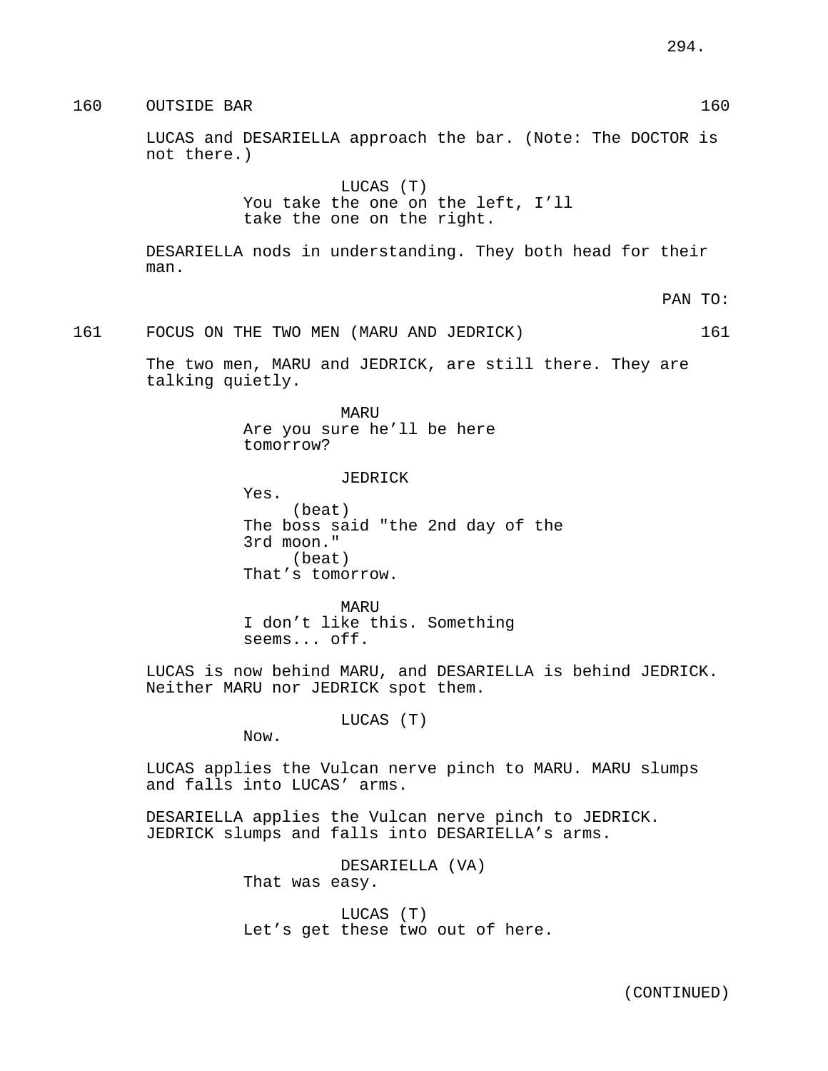160 OUTSIDE BAR 160

LUCAS and DESARIELLA approach the bar. (Note: The DOCTOR is not there.)

LUCAS (T)
You take the one on the left, I'll take the one on the right.

DESARIELLA nods in understanding. They both head for their man.

PAN TO:

161 FOCUS ON THE TWO MEN (MARU AND JEDRICK) 161

The two men, MARU and JEDRICK, are still there. They are talking quietly.

MARU
Are you sure he'll be here tomorrow?

JEDRICK
Yes.
(beat)
The boss said "the 2nd day of the 3rd moon."
(beat)
That's tomorrow.

MARU
I don't like this. Something seems... off.

LUCAS is now behind MARU, and DESARIELLA is behind JEDRICK. Neither MARU nor JEDRICK spot them.

LUCAS (T)
Now.

LUCAS applies the Vulcan nerve pinch to MARU. MARU slumps and falls into LUCAS' arms.

DESARIELLA applies the Vulcan nerve pinch to JEDRICK. JEDRICK slumps and falls into DESARIELLA's arms.

DESARIELLA (VA)
That was easy.

LUCAS (T)
Let's get these two out of here.

(CONTINUED)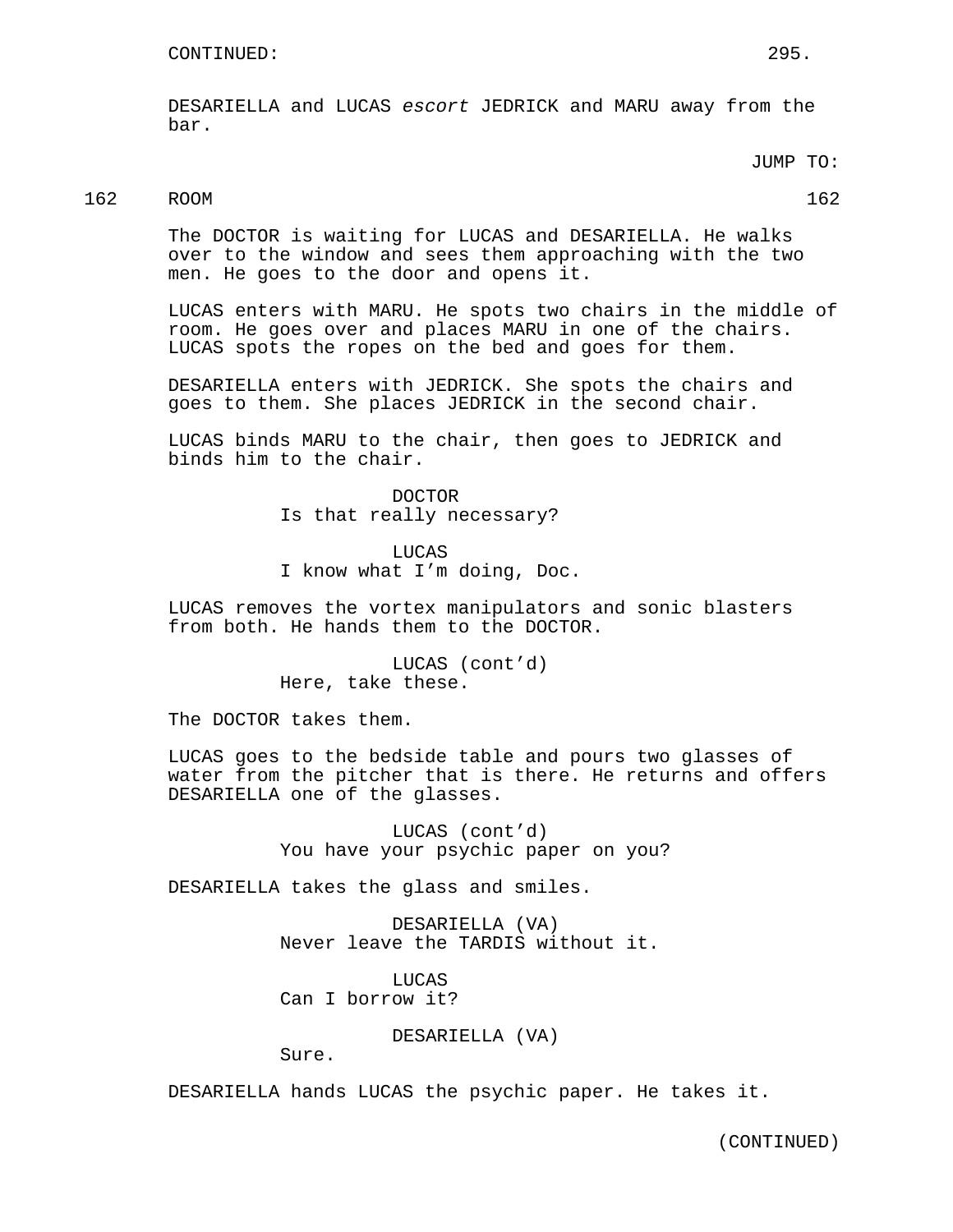CONTINUED:

DESARIELLA and LUCAS *escort* JEDRICK and MARU away from the bar.

JUMP TO:

162 ROOM 162

The DOCTOR is waiting for LUCAS and DESARIELLA. He walks over to the window and sees them approaching with the two men. He goes to the door and opens it.

LUCAS enters with MARU. He spots two chairs in the middle of room. He goes over and places MARU in one of the chairs. LUCAS spots the ropes on the bed and goes for them.

DESARIELLA enters with JEDRICK. She spots the chairs and goes to them. She places JEDRICK in the second chair.

LUCAS binds MARU to the chair, then goes to JEDRICK and binds him to the chair.

DOCTOR
Is that really necessary?

LUCAS
I know what I'm doing, Doc.

LUCAS removes the vortex manipulators and sonic blasters from both. He hands them to the DOCTOR.

LUCAS (cont'd)
Here, take these.

The DOCTOR takes them.

LUCAS goes to the bedside table and pours two glasses of water from the pitcher that is there. He returns and offers DESARIELLA one of the glasses.

LUCAS (cont'd)
You have your psychic paper on you?

DESARIELLA takes the glass and smiles.

DESARIELLA (VA)
Never leave the TARDIS without it.

LUCAS
Can I borrow it?

DESARIELLA (VA)
Sure.

DESARIELLA hands LUCAS the psychic paper. He takes it.

(CONTINUED)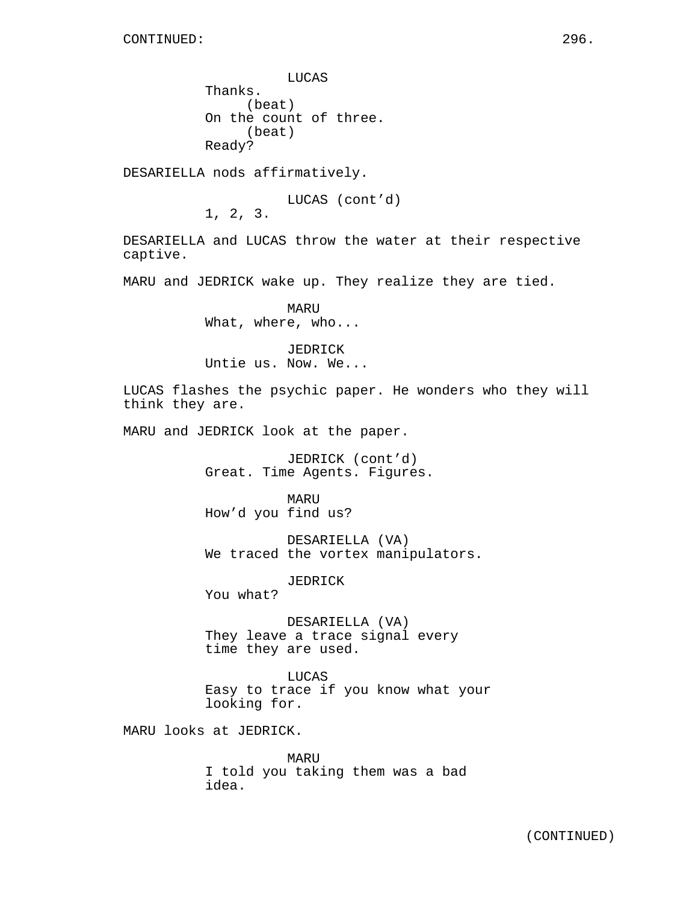CONTINUED:

LUCAS
Thanks.
(beat)
On the count of three.
(beat)
Ready?

DESARIELLA nods affirmatively.

LUCAS (cont'd)
1, 2, 3.

DESARIELLA and LUCAS throw the water at their respective captive.

MARU and JEDRICK wake up. They realize they are tied.

MARU
What, where, who...

JEDRICK
Untie us. Now. We...

LUCAS flashes the psychic paper. He wonders who they will think they are.

MARU and JEDRICK look at the paper.

JEDRICK (cont'd)
Great. Time Agents. Figures.

MARU
How'd you find us?

DESARIELLA (VA)
We traced the vortex manipulators.

JEDRICK
You what?

DESARIELLA (VA)
They leave a trace signal every time they are used.

LUCAS
Easy to trace if you know what your looking for.

MARU looks at JEDRICK.

MARU
I told you taking them was a bad idea.

(CONTINUED)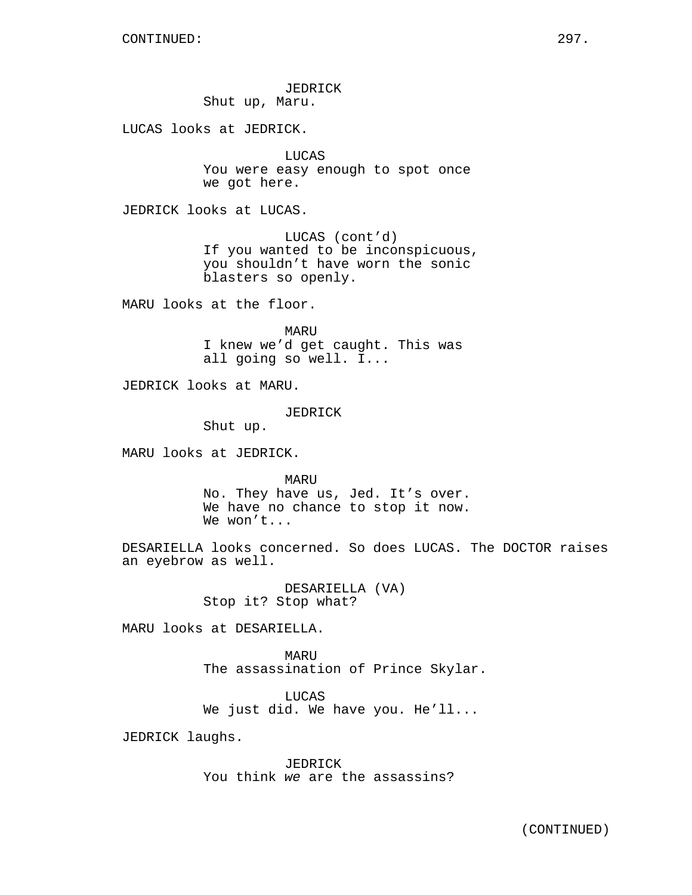JEDRICK
Shut up, Maru.

LUCAS looks at JEDRICK.

LUCAS
You were easy enough to spot once
we got here.

JEDRICK looks at LUCAS.

LUCAS (cont'd)
If you wanted to be inconspicuous,
you shouldn't have worn the sonic
blasters so openly.

MARU looks at the floor.

MARU
I knew we'd get caught. This was
all going so well. I...

JEDRICK looks at MARU.

JEDRICK
Shut up.

MARU looks at JEDRICK.

MARU
No. They have us, Jed. It's over.
We have no chance to stop it now.
We won't...

DESARIELLA looks concerned. So does LUCAS. The DOCTOR raises an eyebrow as well.

DESARIELLA (VA)
Stop it? Stop what?

MARU looks at DESARIELLA.

MARU
The assassination of Prince Skylar.

LUCAS
We just did. We have you. He'll...

JEDRICK laughs.

JEDRICK
You think *we* are the assassins?

(CONTINUED)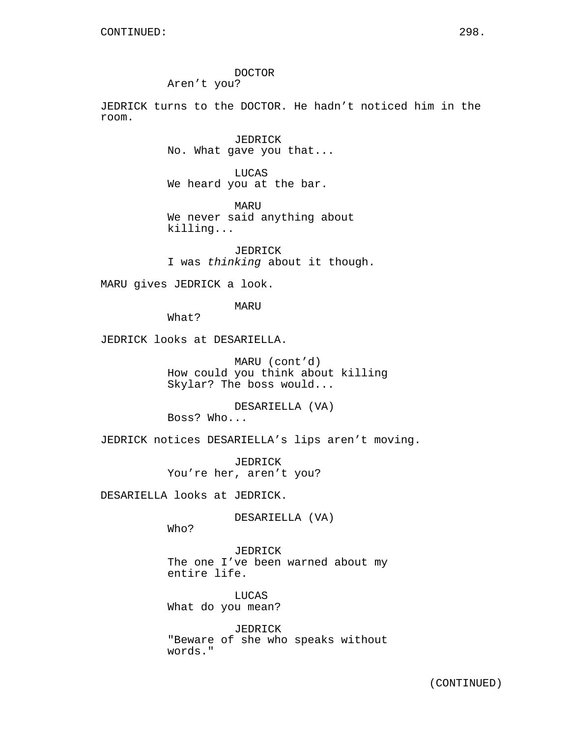DOCTOR
Aren't you?

JEDRICK turns to the DOCTOR. He hadn't noticed him in the room.

JEDRICK
No. What gave you that...

LUCAS
We heard you at the bar.

MARU
We never said anything about killing...

JEDRICK
I was *thinking* about it though.

MARU gives JEDRICK a look.

MARU
What?

JEDRICK looks at DESARIELLA.

MARU (cont'd)
How could you think about killing Skylar? The boss would...

DESARIELLA (VA)
Boss? Who...

JEDRICK notices DESARIELLA's lips aren't moving.

JEDRICK
You're her, aren't you?

DESARIELLA looks at JEDRICK.

DESARIELLA (VA)
Who?

JEDRICK
The one I've been warned about my entire life.

LUCAS
What do you mean?

JEDRICK
"Beware of she who speaks without words."

(CONTINUED)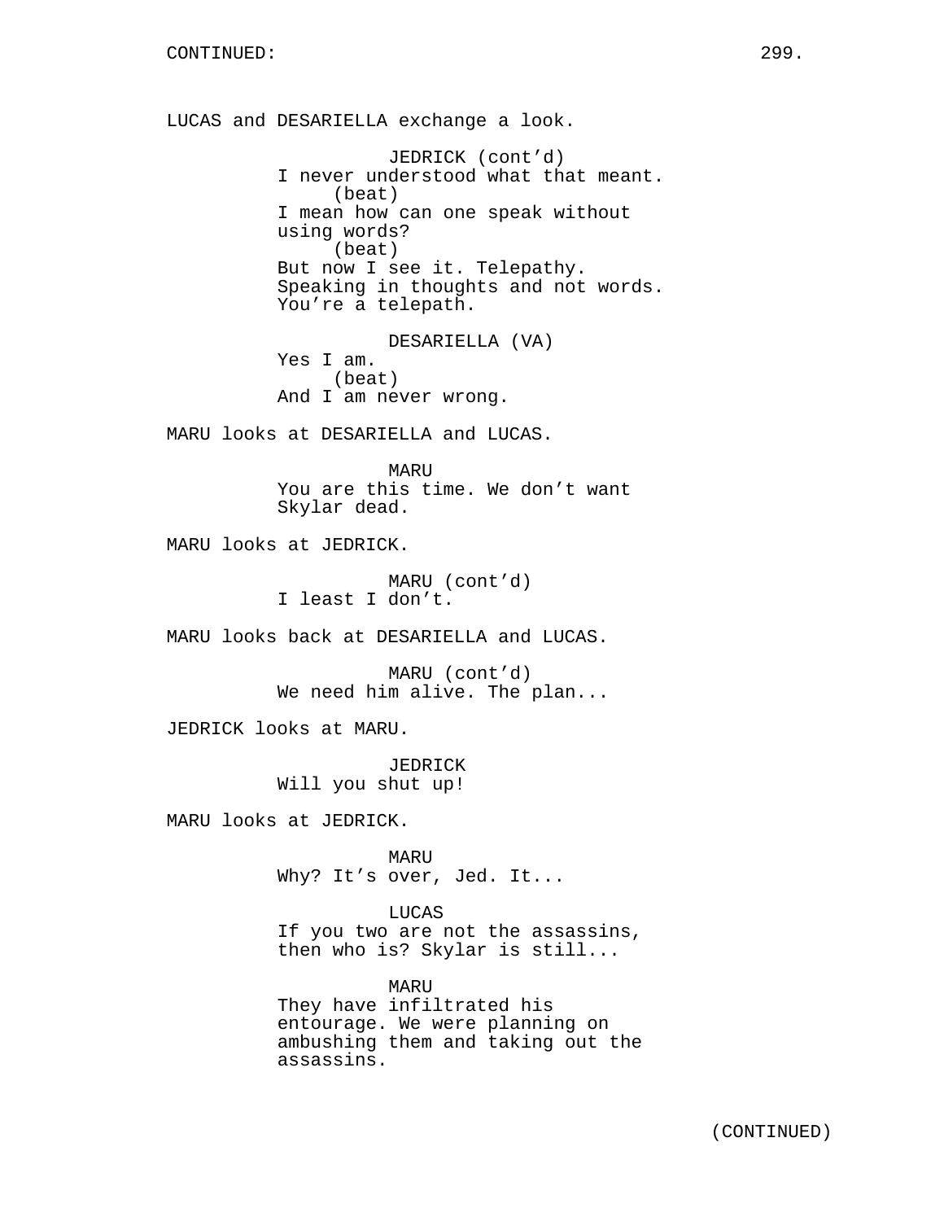CONTINUED:

LUCAS and DESARIELLA exchange a look.

JEDRICK (cont'd)
I never understood what that meant.
(beat)
I mean how can one speak without using words?
(beat)
But now I see it. Telepathy. Speaking in thoughts and not words. You're a telepath.

DESARIELLA (VA)
Yes I am.
(beat)
And I am never wrong.

MARU looks at DESARIELLA and LUCAS.

MARU
You are this time. We don't want Skylar dead.

MARU looks at JEDRICK.

MARU (cont'd)
I least I don't.

MARU looks back at DESARIELLA and LUCAS.

MARU (cont'd)
We need him alive. The plan...

JEDRICK looks at MARU.

JEDRICK
Will you shut up!

MARU looks at JEDRICK.

MARU
Why? It's over, Jed. It...

LUCAS
If you two are not the assassins, then who is? Skylar is still...

MARU
They have infiltrated his entourage. We were planning on ambushing them and taking out the assassins.

(CONTINUED)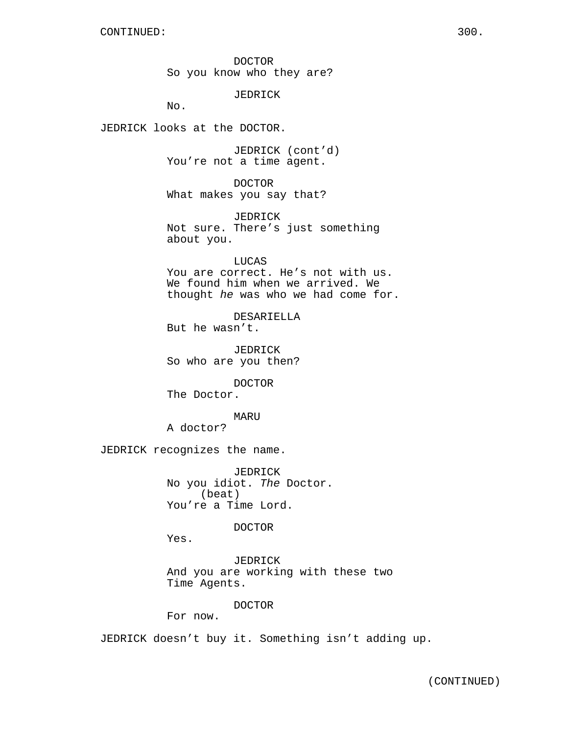DOCTOR
So you know who they are?

JEDRICK
No.

JEDRICK looks at the DOCTOR.

JEDRICK (cont'd)
You're not a time agent.

DOCTOR
What makes you say that?

JEDRICK
Not sure. There's just something about you.

LUCAS
You are correct. He's not with us. We found him when we arrived. We thought *he* was who we had come for.

DESARIELLA
But he wasn't.

JEDRICK
So who are you then?

DOCTOR
The Doctor.

MARU
A doctor?

JEDRICK recognizes the name.

JEDRICK
No you idiot. *The* Doctor.
(beat)
You're a Time Lord.

DOCTOR
Yes.

JEDRICK
And you are working with these two Time Agents.

DOCTOR
For now.

JEDRICK doesn't buy it. Something isn't adding up.

(CONTINUED)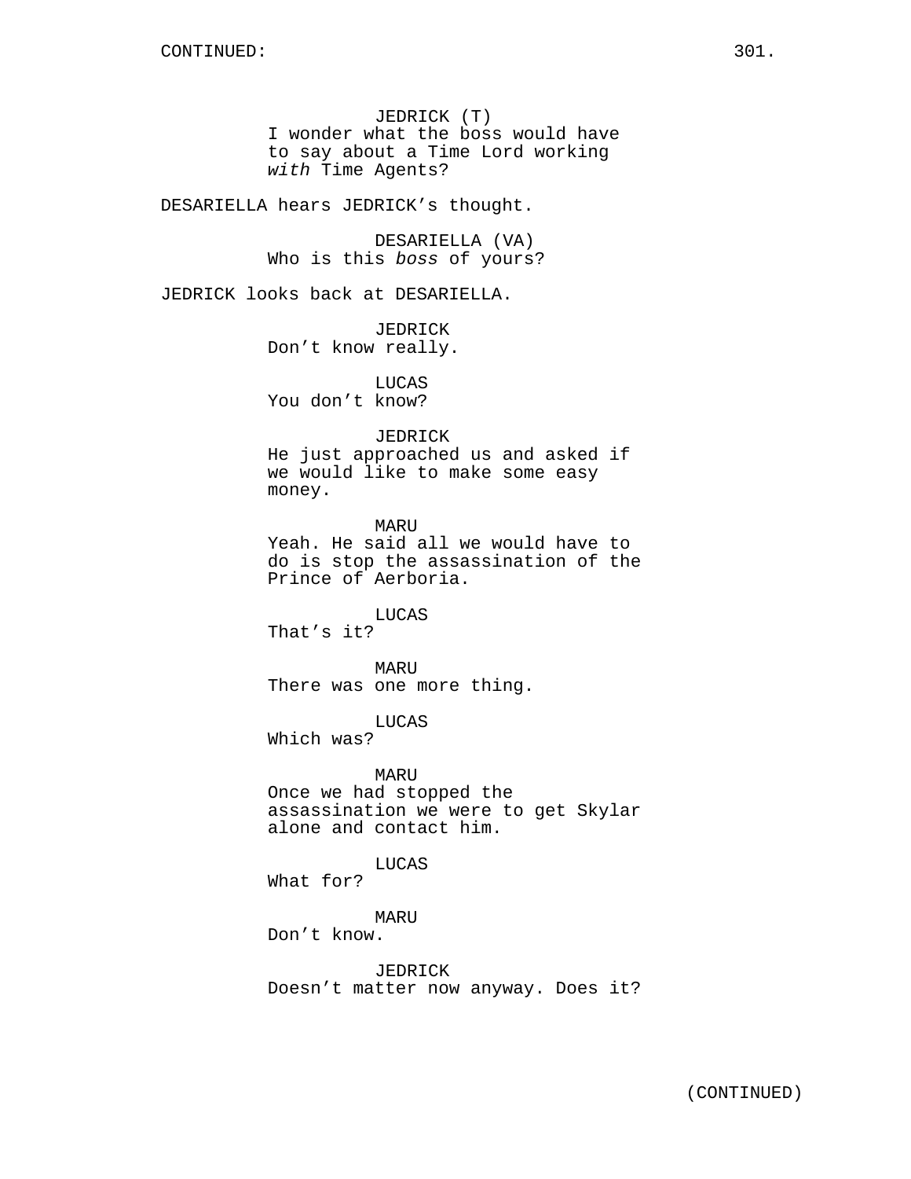JEDRICK (T)
I wonder what the boss would have to say about a Time Lord working *with* Time Agents?

DESARIELLA hears JEDRICK's thought.

DESARIELLA (VA)
Who is this *boss* of yours?

JEDRICK looks back at DESARIELLA.

JEDRICK
Don't know really.

LUCAS
You don't know?

JEDRICK
He just approached us and asked if we would like to make some easy money.

MARU
Yeah. He said all we would have to do is stop the assassination of the Prince of Aerboria.

LUCAS
That's it?

MARU
There was one more thing.

LUCAS
Which was?

MARU
Once we had stopped the assassination we were to get Skylar alone and contact him.

LUCAS
What for?

MARU
Don't know.

JEDRICK
Doesn't matter now anyway. Does it?

(CONTINUED)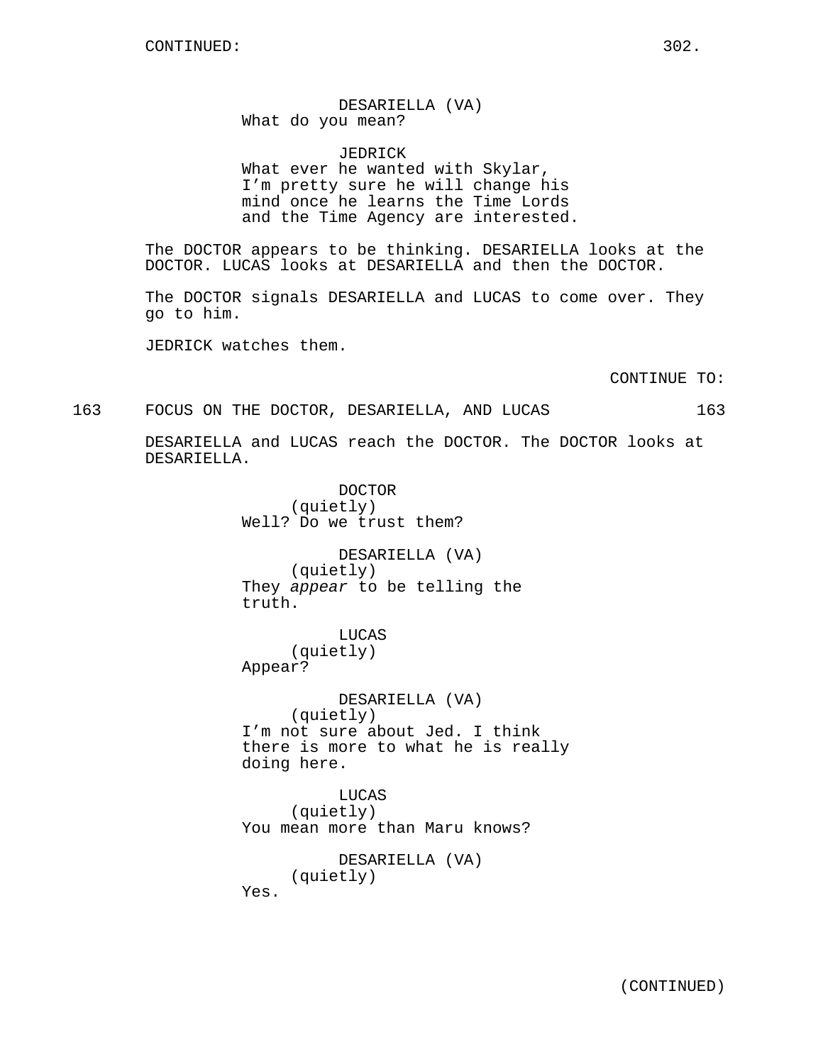DESARIELLA (VA)
What do you mean?

JEDRICK
What ever he wanted with Skylar, I'm pretty sure he will change his mind once he learns the Time Lords and the Time Agency are interested.

The DOCTOR appears to be thinking. DESARIELLA looks at the DOCTOR. LUCAS looks at DESARIELLA and then the DOCTOR.

The DOCTOR signals DESARIELLA and LUCAS to come over. They go to him.

JEDRICK watches them.

CONTINUE TO:

163 FOCUS ON THE DOCTOR, DESARIELLA, AND LUCAS 163

DESARIELLA and LUCAS reach the DOCTOR. The DOCTOR looks at DESARIELLA.

DOCTOR
(quietly)
Well? Do we trust them?

DESARIELLA (VA)
(quietly)
They *appear* to be telling the truth.

LUCAS
(quietly)
Appear?

DESARIELLA (VA)
(quietly)
I'm not sure about Jed. I think there is more to what he is really doing here.

LUCAS
(quietly)
You mean more than Maru knows?

DESARIELLA (VA)
(quietly)
Yes.

(CONTINUED)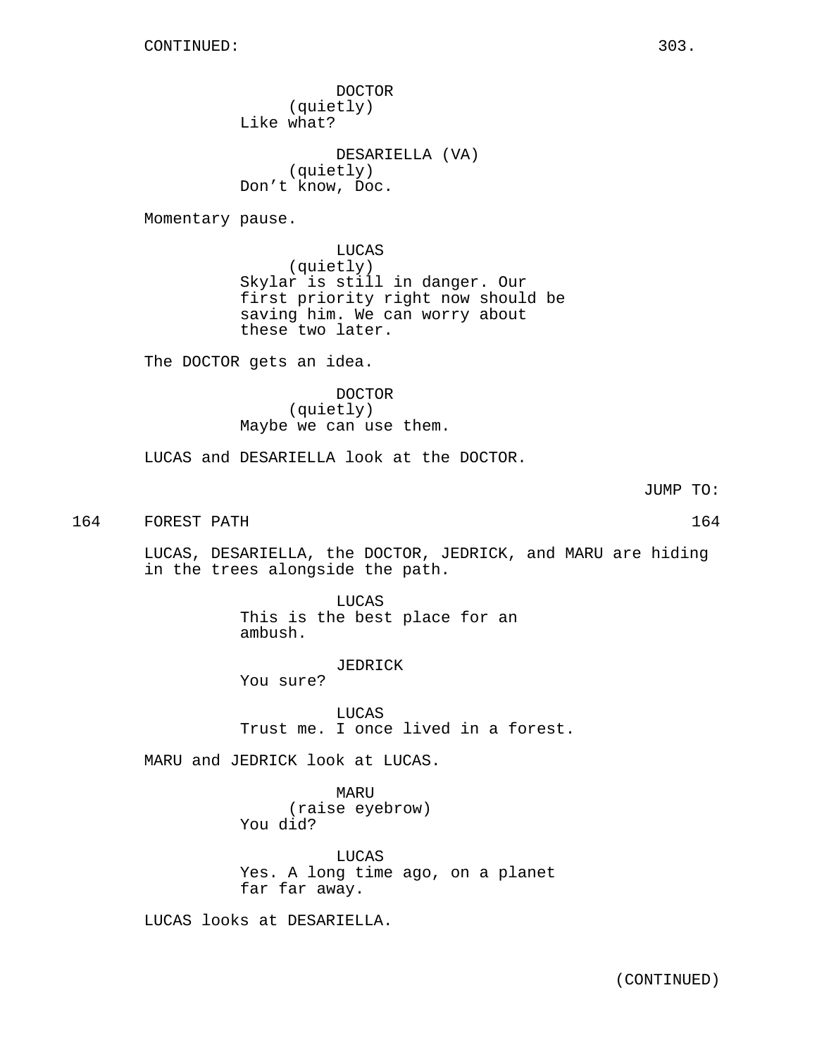CONTINUED:

DOCTOR
(quietly)
Like what?

DESARIELLA (VA)
(quietly)
Don’t know, Doc.

Momentary pause.

LUCAS
(quietly)
Skylar is still in danger. Our first priority right now should be saving him. We can worry about these two later.

The DOCTOR gets an idea.

DOCTOR
(quietly)
Maybe we can use them.

LUCAS and DESARIELLA look at the DOCTOR.

JUMP TO:

164 FOREST PATH 164

LUCAS, DESARIELLA, the DOCTOR, JEDRICK, and MARU are hiding in the trees alongside the path.

LUCAS
This is the best place for an ambush.

JEDRICK
You sure?

LUCAS
Trust me. I once lived in a forest.

MARU and JEDRICK look at LUCAS.

MARU
(raise eyebrow)
You did?

LUCAS
Yes. A long time ago, on a planet far far away.

LUCAS looks at DESARIELLA.

(CONTINUED)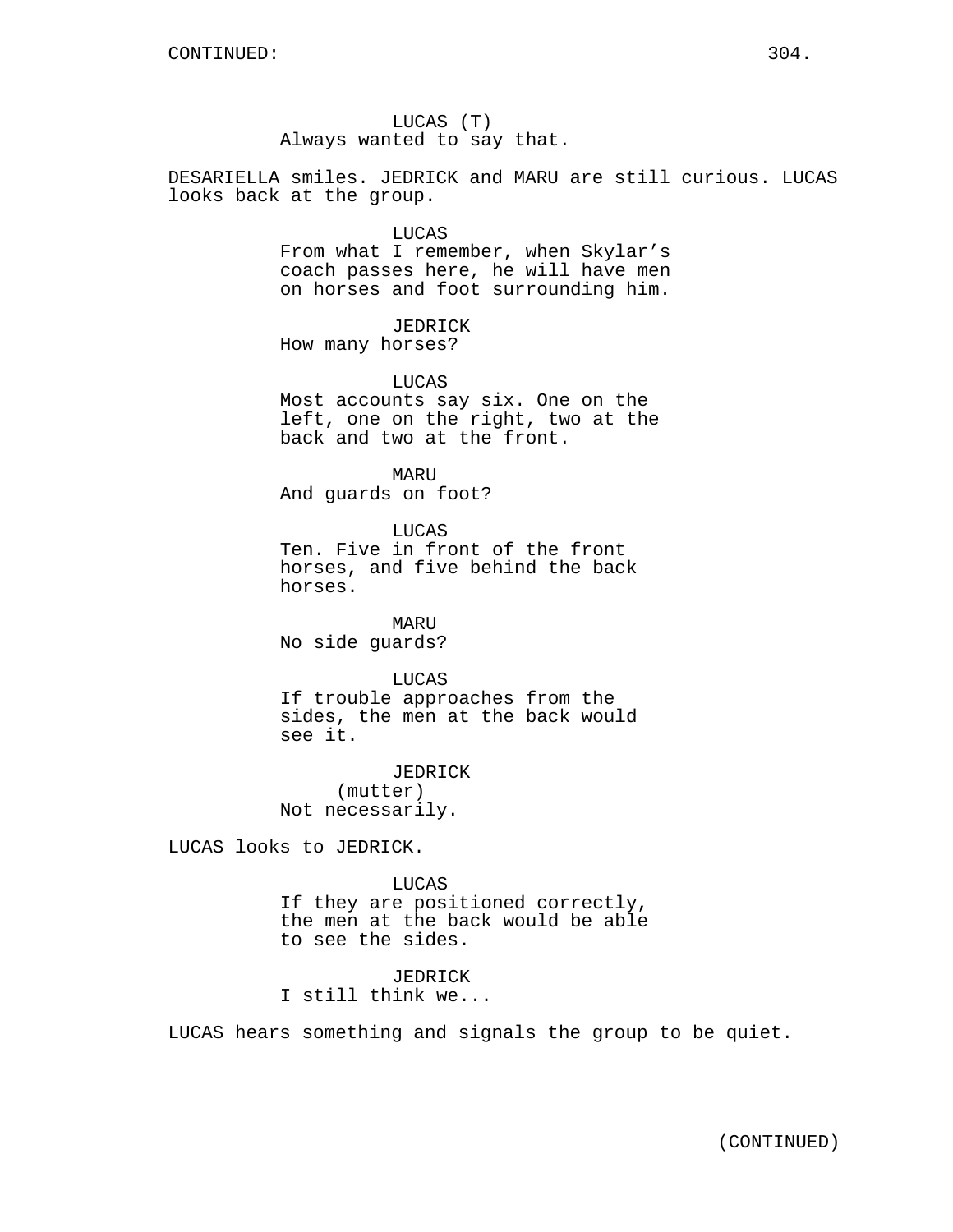LUCAS (T)
Always wanted to say that.

DESARIELLA smiles. JEDRICK and MARU are still curious. LUCAS looks back at the group.

LUCAS
From what I remember, when Skylar's coach passes here, he will have men on horses and foot surrounding him.

JEDRICK
How many horses?

LUCAS
Most accounts say six. One on the left, one on the right, two at the back and two at the front.

MARU
And guards on foot?

LUCAS
Ten. Five in front of the front horses, and five behind the back horses.

MARU
No side guards?

LUCAS
If trouble approaches from the sides, the men at the back would see it.

JEDRICK
(mutter)
Not necessarily.

LUCAS looks to JEDRICK.

LUCAS
If they are positioned correctly, the men at the back would be able to see the sides.

JEDRICK
I still think we...

LUCAS hears something and signals the group to be quiet.

(CONTINUED)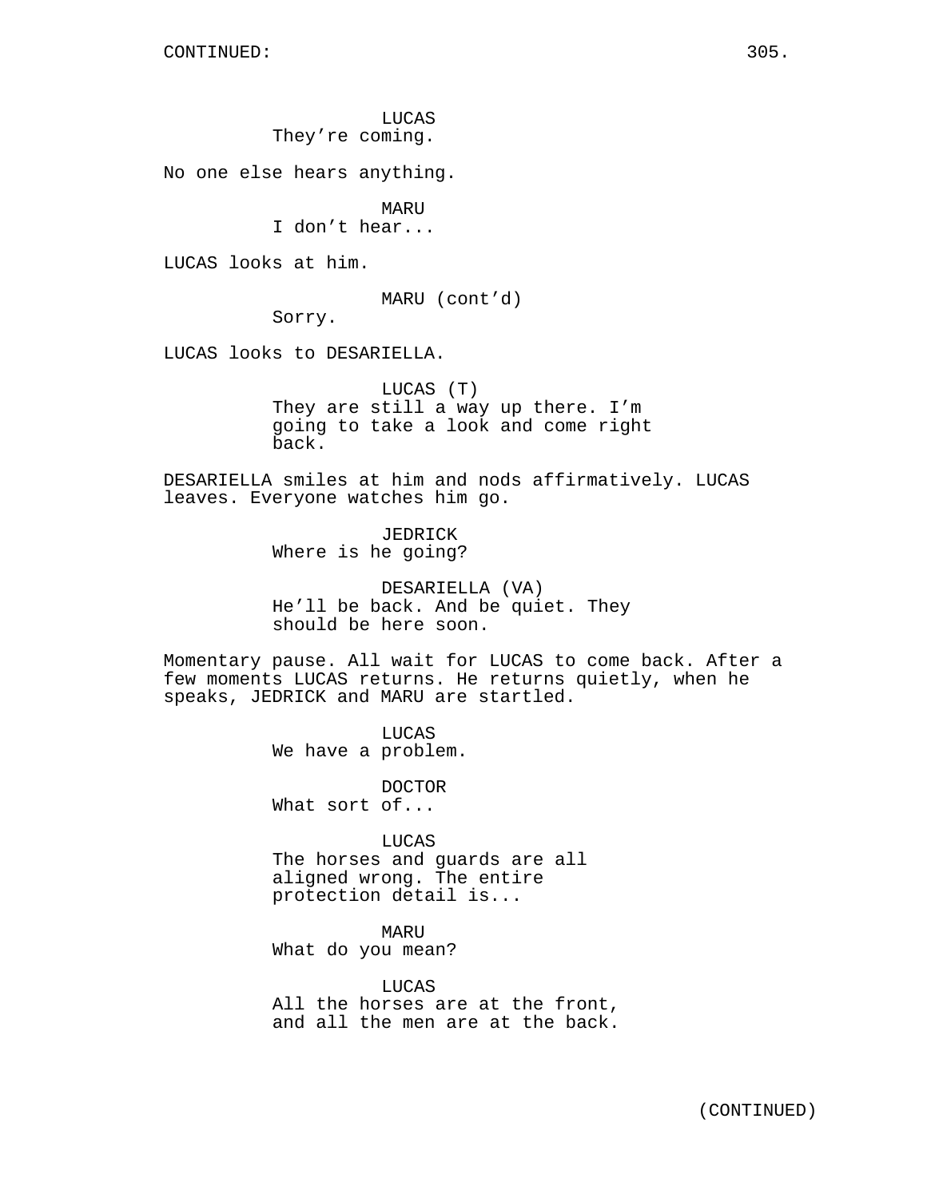LUCAS
They’re coming.

No one else hears anything.

MARU
I don’t hear...

LUCAS looks at him.

MARU (cont’d)
Sorry.

LUCAS looks to DESARIELLA.

LUCAS (T)
They are still a way up there. I’m going to take a look and come right back.

DESARIELLA smiles at him and nods affirmatively. LUCAS leaves. Everyone watches him go.

JEDRICK
Where is he going?

DESARIELLA (VA)
He’ll be back. And be quiet. They should be here soon.

Momentary pause. All wait for LUCAS to come back. After a few moments LUCAS returns. He returns quietly, when he speaks, JEDRICK and MARU are startled.

LUCAS
We have a problem.

DOCTOR
What sort of...

LUCAS
The horses and guards are all aligned wrong. The entire protection detail is...

MARU
What do you mean?

LUCAS
All the horses are at the front, and all the men are at the back.

(CONTINUED)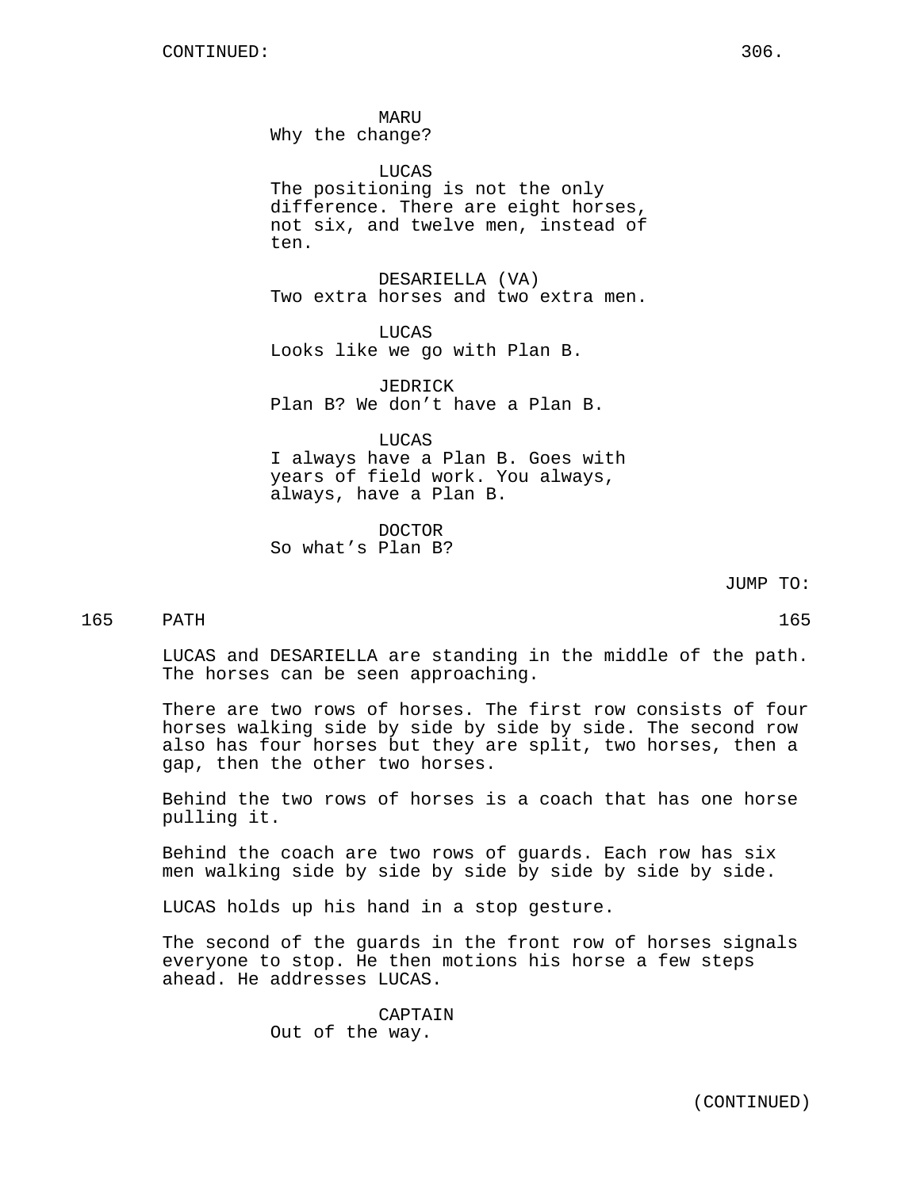CONTINUED:

MARU
Why the change?

LUCAS
The positioning is not the only difference. There are eight horses, not six, and twelve men, instead of ten.

DESARIELLA (VA)
Two extra horses and two extra men.

LUCAS
Looks like we go with Plan B.

JEDRICK
Plan B? We don't have a Plan B.

LUCAS
I always have a Plan B. Goes with years of field work. You always, always, have a Plan B.

DOCTOR
So what's Plan B?

JUMP TO:

165 PATH 165

LUCAS and DESARIELLA are standing in the middle of the path. The horses can be seen approaching.

There are two rows of horses. The first row consists of four horses walking side by side by side by side. The second row also has four horses but they are split, two horses, then a gap, then the other two horses.

Behind the two rows of horses is a coach that has one horse pulling it.

Behind the coach are two rows of guards. Each row has six men walking side by side by side by side by side by side.

LUCAS holds up his hand in a stop gesture.

The second of the guards in the front row of horses signals everyone to stop. He then motions his horse a few steps ahead. He addresses LUCAS.

CAPTAIN
Out of the way.

(CONTINUED)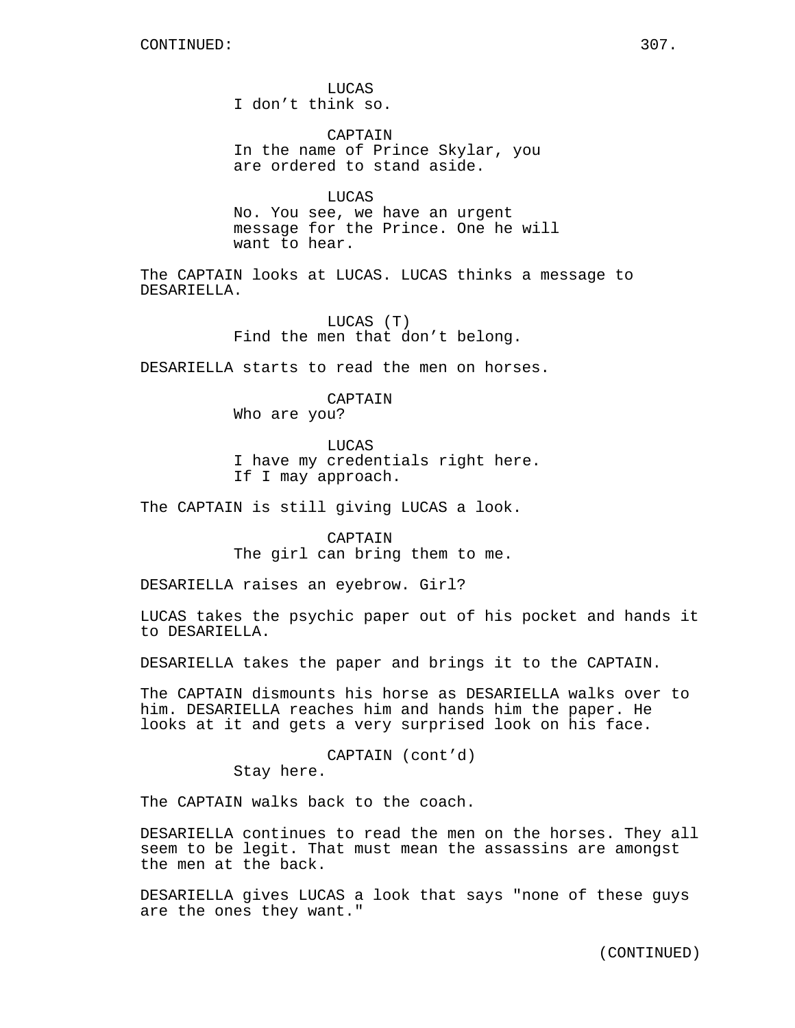CONTINUED:

LUCAS
I don't think so.

CAPTAIN
In the name of Prince Skylar, you are ordered to stand aside.

LUCAS
No. You see, we have an urgent message for the Prince. One he will want to hear.

The CAPTAIN looks at LUCAS. LUCAS thinks a message to DESARIELLA.

LUCAS (T)
Find the men that don't belong.

DESARIELLA starts to read the men on horses.

CAPTAIN
Who are you?

LUCAS
I have my credentials right here. If I may approach.

The CAPTAIN is still giving LUCAS a look.

CAPTAIN
The girl can bring them to me.

DESARIELLA raises an eyebrow. Girl?

LUCAS takes the psychic paper out of his pocket and hands it to DESARIELLA.

DESARIELLA takes the paper and brings it to the CAPTAIN.

The CAPTAIN dismounts his horse as DESARIELLA walks over to him. DESARIELLA reaches him and hands him the paper. He looks at it and gets a very surprised look on his face.

CAPTAIN (cont'd)
Stay here.

The CAPTAIN walks back to the coach.

DESARIELLA continues to read the men on the horses. They all seem to be legit. That must mean the assassins are amongst the men at the back.

DESARIELLA gives LUCAS a look that says "none of these guys are the ones they want."

(CONTINUED)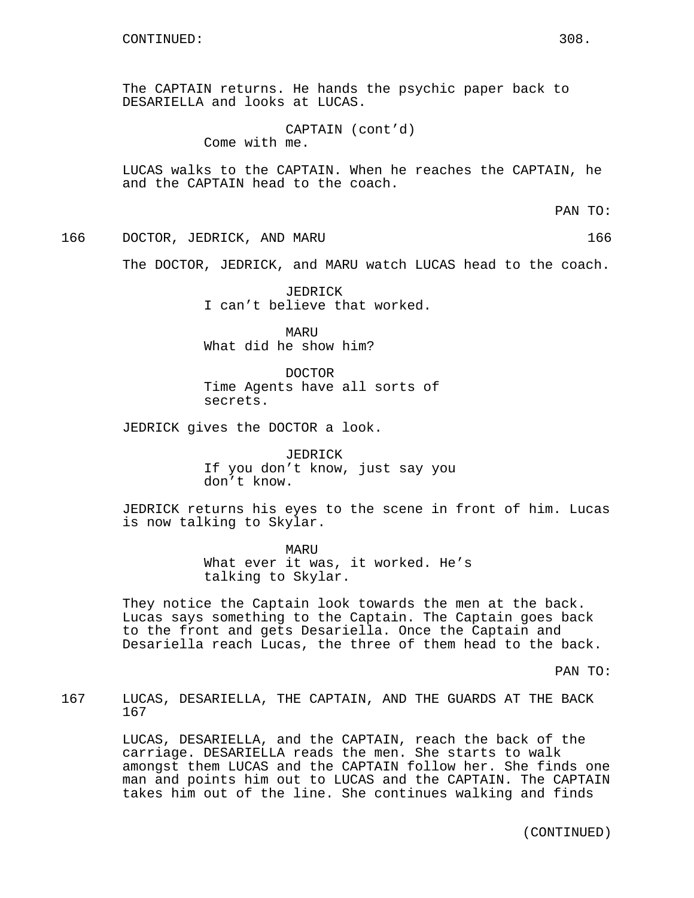CONTINUED:

The CAPTAIN returns. He hands the psychic paper back to DESARIELLA and looks at LUCAS.

CAPTAIN (cont'd)
Come with me.

LUCAS walks to the CAPTAIN. When he reaches the CAPTAIN, he and the CAPTAIN head to the coach.

PAN TO:

166 DOCTOR, JEDRICK, AND MARU 166

The DOCTOR, JEDRICK, and MARU watch LUCAS head to the coach.

JEDRICK
I can't believe that worked.

MARU
What did he show him?

DOCTOR
Time Agents have all sorts of secrets.

JEDRICK gives the DOCTOR a look.

JEDRICK
If you don't know, just say you don't know.

JEDRICK returns his eyes to the scene in front of him. Lucas is now talking to Skylar.

MARU
What ever it was, it worked. He's talking to Skylar.

They notice the Captain look towards the men at the back. Lucas says something to the Captain. The Captain goes back to the front and gets Desariella. Once the Captain and Desariella reach Lucas, the three of them head to the back.

PAN TO:

167 LUCAS, DESARIELLA, THE CAPTAIN, AND THE GUARDS AT THE BACK 167

LUCAS, DESARIELLA, and the CAPTAIN, reach the back of the carriage. DESARIELLA reads the men. She starts to walk amongst them LUCAS and the CAPTAIN follow her. She finds one man and points him out to LUCAS and the CAPTAIN. The CAPTAIN takes him out of the line. She continues walking and finds

(CONTINUED)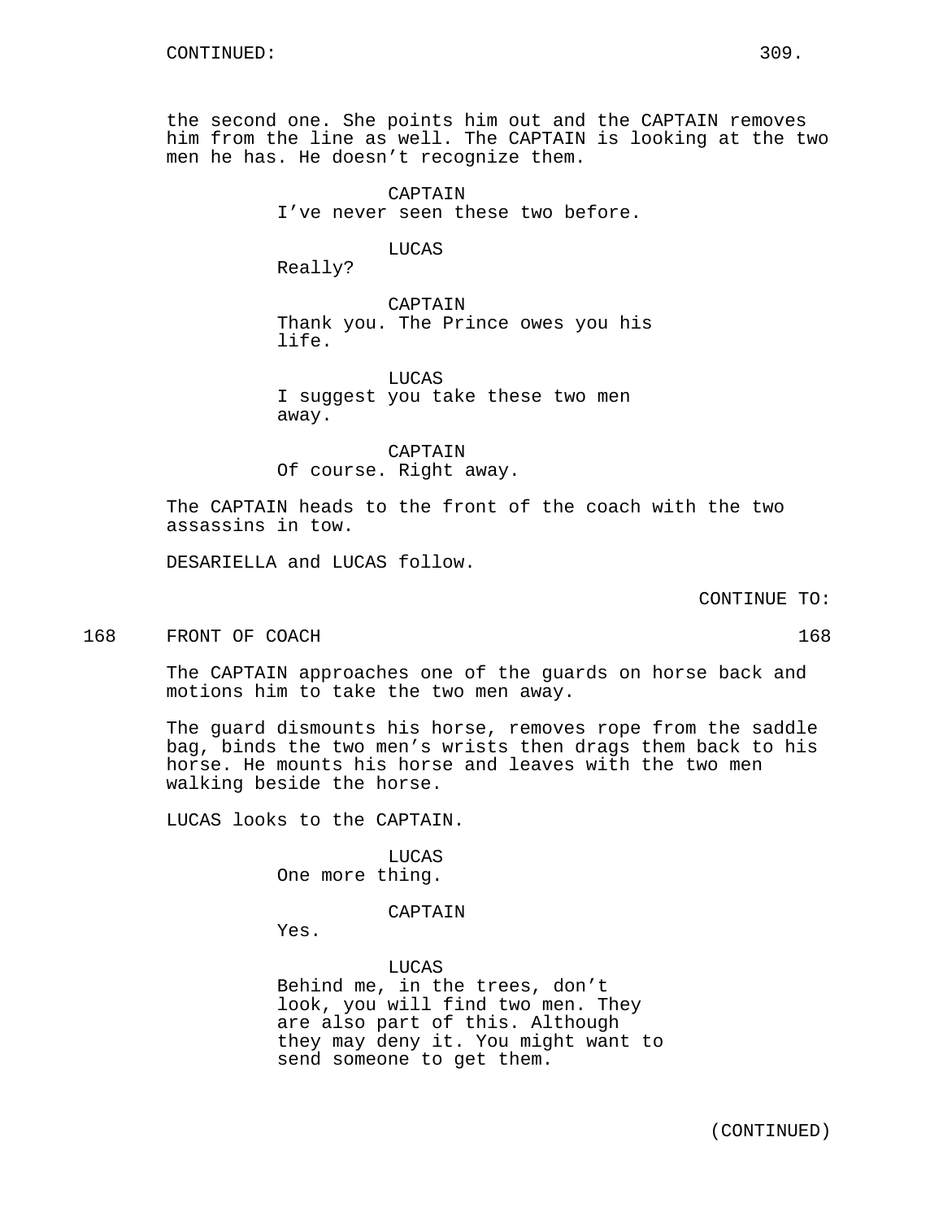CONTINUED:

the second one. She points him out and the CAPTAIN removes him from the line as well. The CAPTAIN is looking at the two men he has. He doesn't recognize them.

CAPTAIN
I've never seen these two before.

LUCAS
Really?

CAPTAIN
Thank you. The Prince owes you his life.

LUCAS
I suggest you take these two men away.

CAPTAIN
Of course. Right away.

The CAPTAIN heads to the front of the coach with the two assassins in tow.

DESARIELLA and LUCAS follow.

CONTINUE TO:

168 FRONT OF COACH 168

The CAPTAIN approaches one of the guards on horse back and motions him to take the two men away.

The guard dismounts his horse, removes rope from the saddle bag, binds the two men's wrists then drags them back to his horse. He mounts his horse and leaves with the two men walking beside the horse.

LUCAS looks to the CAPTAIN.

LUCAS
One more thing.

CAPTAIN
Yes.

LUCAS
Behind me, in the trees, don't look, you will find two men. They are also part of this. Although they may deny it. You might want to send someone to get them.

(CONTINUED)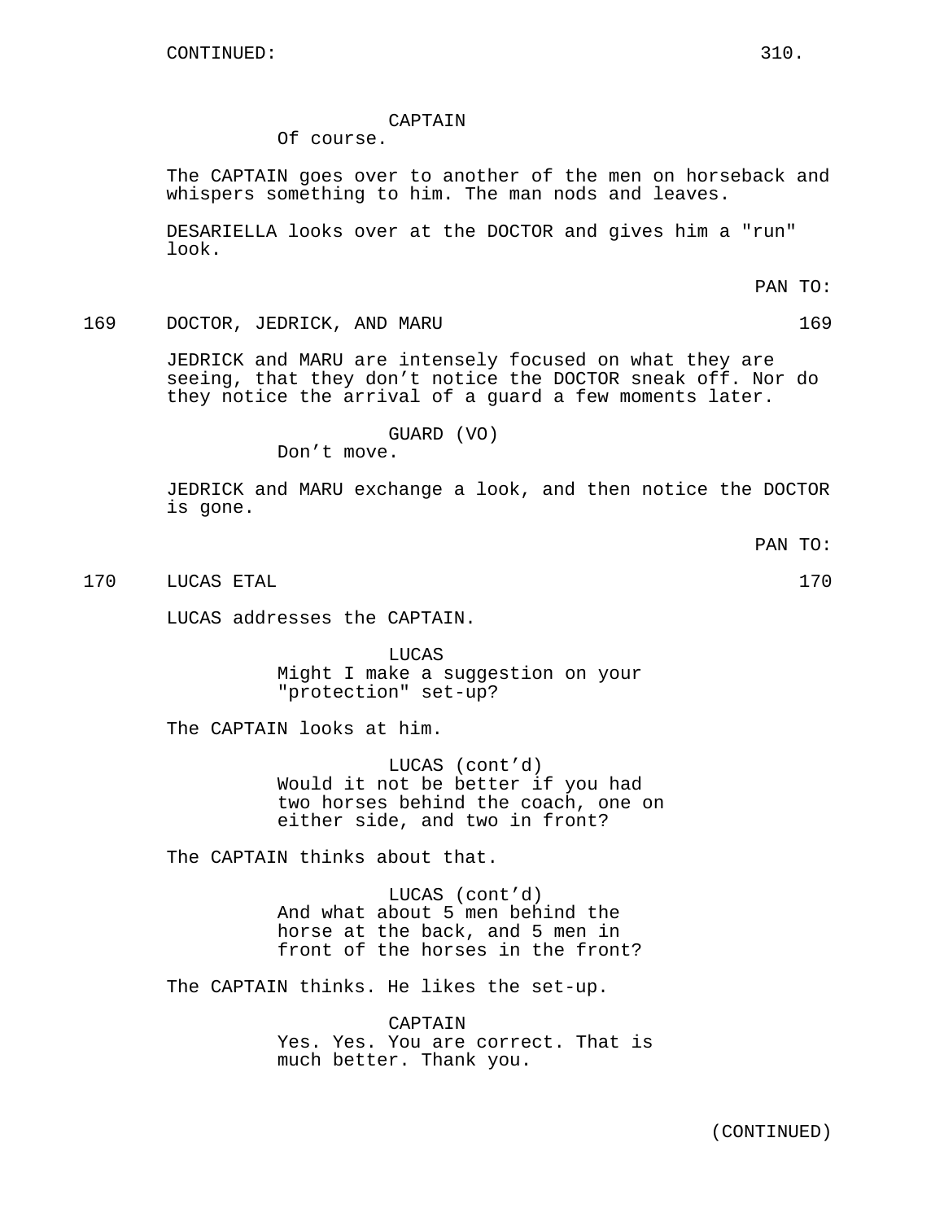CONTINUED:

CAPTAIN
Of course.

The CAPTAIN goes over to another of the men on horseback and whispers something to him. The man nods and leaves.

DESARIELLA looks over at the DOCTOR and gives him a "run" look.

PAN TO:

169 DOCTOR, JEDRICK, AND MARU 169

JEDRICK and MARU are intensely focused on what they are seeing, that they don't notice the DOCTOR sneak off. Nor do they notice the arrival of a guard a few moments later.

GUARD (VO)
Don't move.

JEDRICK and MARU exchange a look, and then notice the DOCTOR is gone.

PAN TO:

170 LUCAS ETAL 170

LUCAS addresses the CAPTAIN.

LUCAS
Might I make a suggestion on your "protection" set-up?

The CAPTAIN looks at him.

LUCAS (cont'd)
Would it not be better if you had two horses behind the coach, one on either side, and two in front?

The CAPTAIN thinks about that.

LUCAS (cont'd)
And what about 5 men behind the horse at the back, and 5 men in front of the horses in the front?

The CAPTAIN thinks. He likes the set-up.

CAPTAIN
Yes. Yes. You are correct. That is much better. Thank you.

(CONTINUED)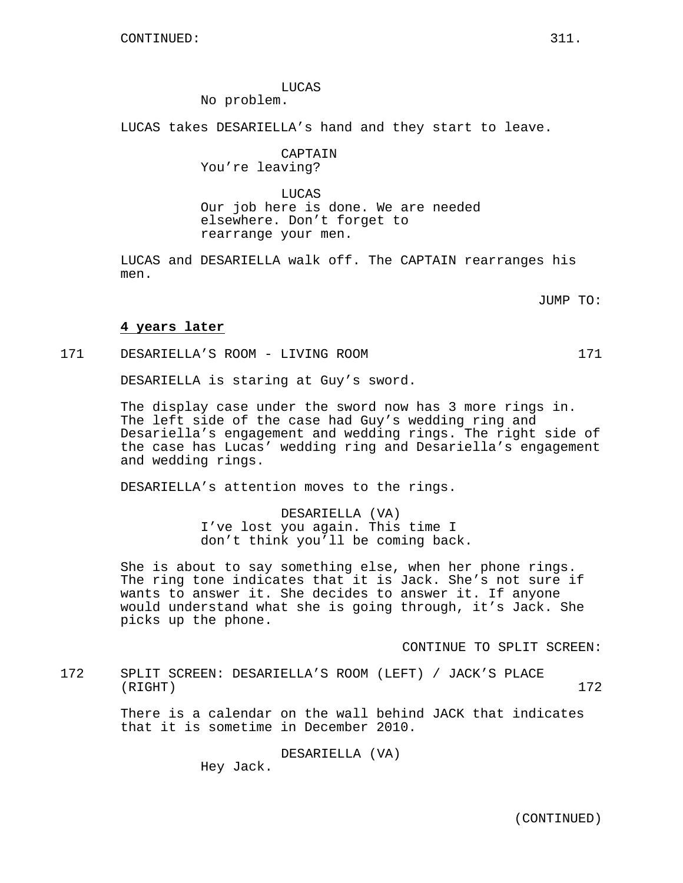CONTINUED:

LUCAS
No problem.

LUCAS takes DESARIELLA's hand and they start to leave.

CAPTAIN
You're leaving?

LUCAS
Our job here is done. We are needed elsewhere. Don't forget to rearrange your men.

LUCAS and DESARIELLA walk off. The CAPTAIN rearranges his men.

JUMP TO:

**4 years later**

171 DESARIELLA'S ROOM - LIVING ROOM 171

DESARIELLA is staring at Guy's sword.

The display case under the sword now has 3 more rings in. The left side of the case had Guy's wedding ring and Desariella's engagement and wedding rings. The right side of the case has Lucas' wedding ring and Desariella's engagement and wedding rings.

DESARIELLA's attention moves to the rings.

DESARIELLA (VA)
I've lost you again. This time I don't think you'll be coming back.

She is about to say something else, when her phone rings. The ring tone indicates that it is Jack. She's not sure if wants to answer it. She decides to answer it. If anyone would understand what she is going through, it's Jack. She picks up the phone.

CONTINUE TO SPLIT SCREEN:

172 SPLIT SCREEN: DESARIELLA'S ROOM (LEFT) / JACK'S PLACE (RIGHT) 172

There is a calendar on the wall behind JACK that indicates that it is sometime in December 2010.

DESARIELLA (VA)
Hey Jack.

(CONTINUED)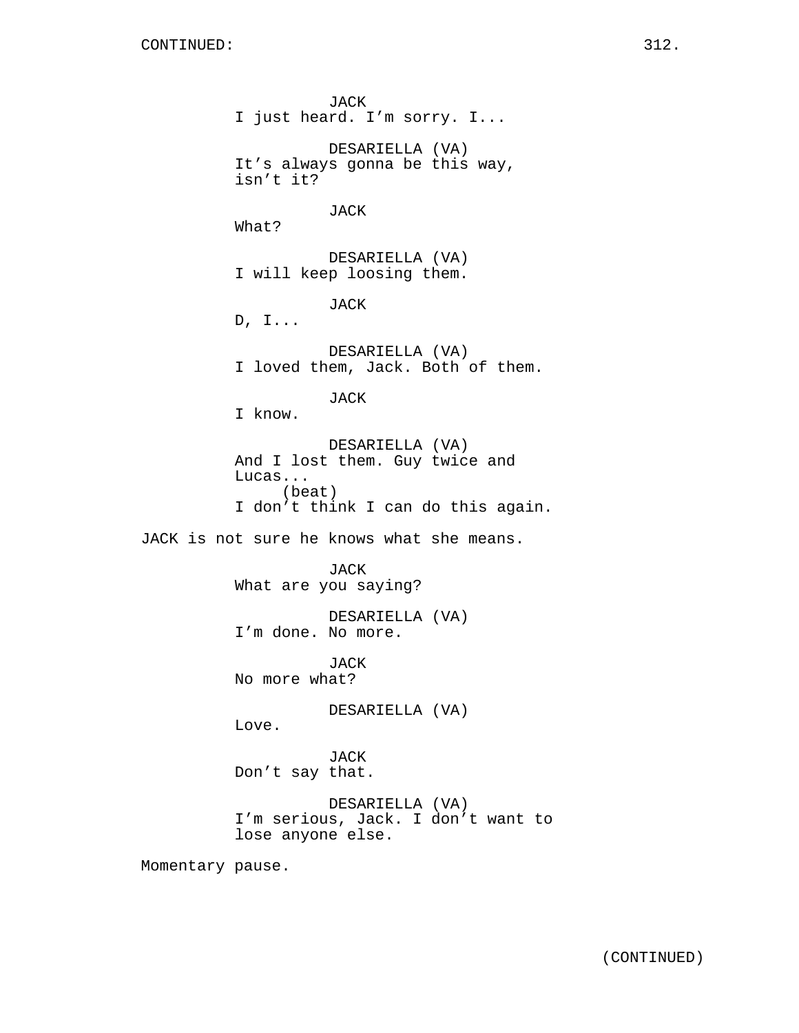CONTINUED:

JACK
I just heard. I'm sorry. I...

DESARIELLA (VA)
It's always gonna be this way, isn't it?

JACK
What?

DESARIELLA (VA)
I will keep loosing them.

JACK
D, I...

DESARIELLA (VA)
I loved them, Jack. Both of them.

JACK
I know.

DESARIELLA (VA)
And I lost them. Guy twice and Lucas...
(beat)
I don't think I can do this again.

JACK is not sure he knows what she means.

JACK
What are you saying?

DESARIELLA (VA)
I'm done. No more.

JACK
No more what?

DESARIELLA (VA)
Love.

JACK
Don't say that.

DESARIELLA (VA)
I'm serious, Jack. I don't want to lose anyone else.

Momentary pause.

(CONTINUED)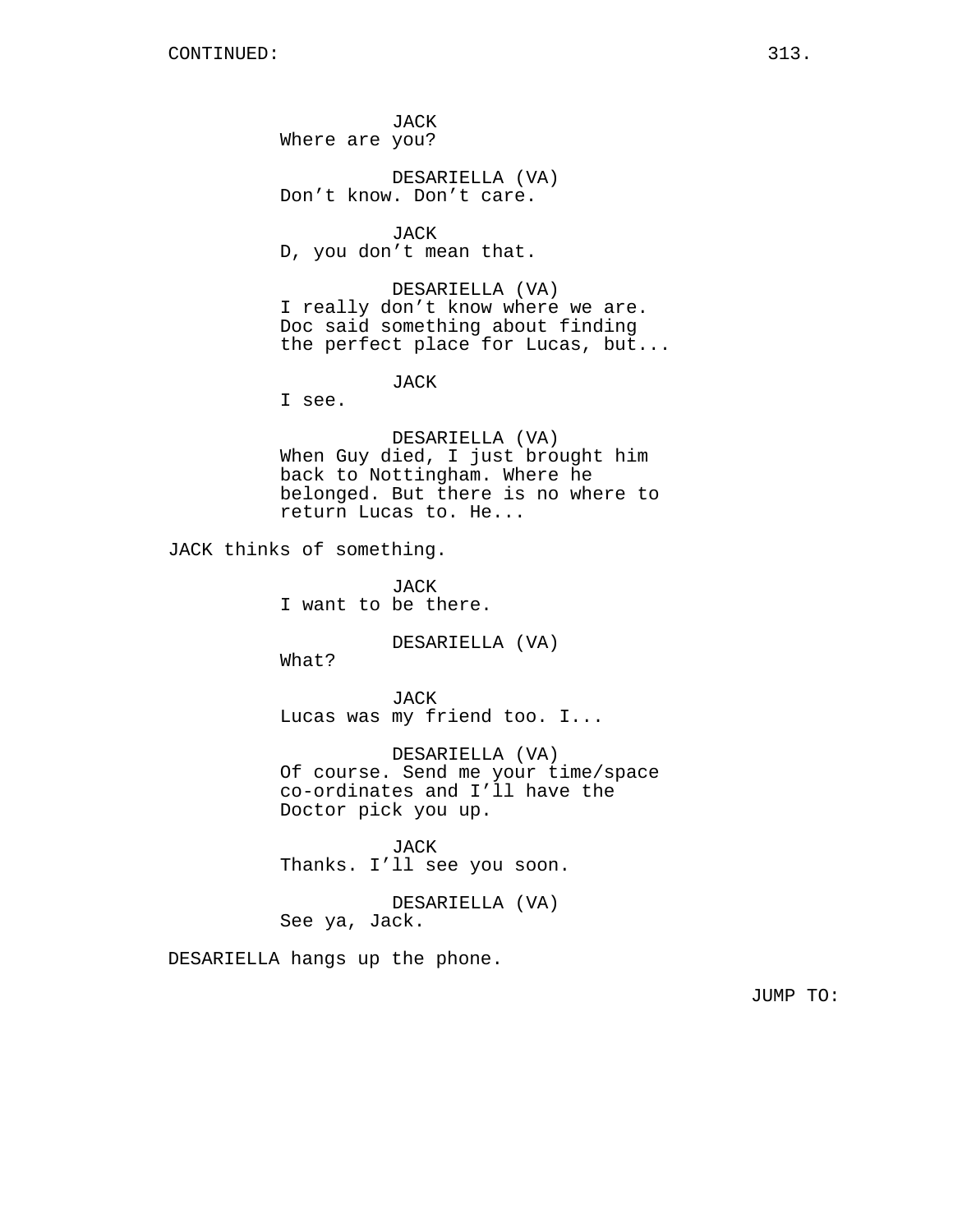CONTINUED:

JACK
Where are you?

DESARIELLA (VA)
Don’t know. Don’t care.

JACK
D, you don’t mean that.

DESARIELLA (VA)
I really don’t know where we are. Doc said something about finding the perfect place for Lucas, but...

JACK
I see.

DESARIELLA (VA)
When Guy died, I just brought him back to Nottingham. Where he belonged. But there is no where to return Lucas to. He...

JACK thinks of something.

JACK
I want to be there.

DESARIELLA (VA)
What?

JACK
Lucas was my friend too. I...

DESARIELLA (VA)
Of course. Send me your time/space co-ordinates and I’ll have the Doctor pick you up.

JACK
Thanks. I’ll see you soon.

DESARIELLA (VA)
See ya, Jack.

DESARIELLA hangs up the phone.

JUMP TO: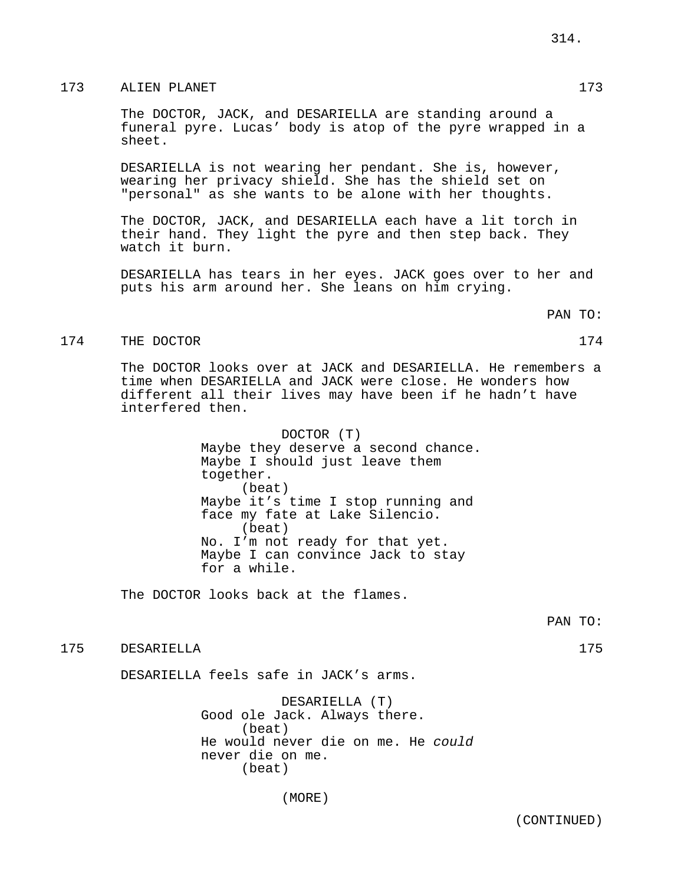173 ALIEN PLANET 173

The DOCTOR, JACK, and DESARIELLA are standing around a funeral pyre. Lucas' body is atop of the pyre wrapped in a sheet.

DESARIELLA is not wearing her pendant. She is, however, wearing her privacy shield. She has the shield set on "personal" as she wants to be alone with her thoughts.

The DOCTOR, JACK, and DESARIELLA each have a lit torch in their hand. They light the pyre and then step back. They watch it burn.

DESARIELLA has tears in her eyes. JACK goes over to her and puts his arm around her. She leans on him crying.

PAN TO:

174 THE DOCTOR 174

The DOCTOR looks over at JACK and DESARIELLA. He remembers a time when DESARIELLA and JACK were close. He wonders how different all their lives may have been if he hadn't have interfered then.

DOCTOR (T)
Maybe they deserve a second chance.
Maybe I should just leave them together.
(beat)
Maybe it's time I stop running and face my fate at Lake Silencio.
(beat)
No. I'm not ready for that yet.
Maybe I can convince Jack to stay for a while.

The DOCTOR looks back at the flames.

PAN TO:

175 DESARIELLA 175

DESARIELLA feels safe in JACK's arms.

DESARIELLA (T)
Good ole Jack. Always there.
(beat)
He would never die on me. He *could* never die on me.
(beat)

(MORE)

(CONTINUED)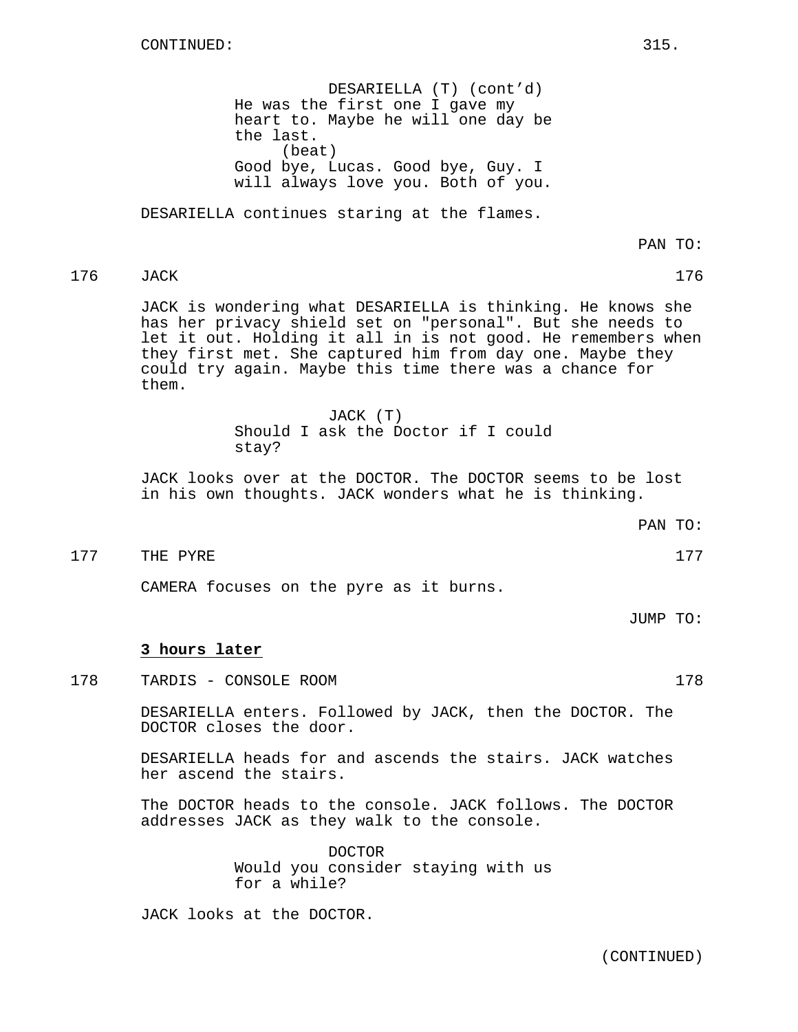DESARIELLA (T) (cont'd)
He was the first one I gave my heart to. Maybe he will one day be the last.
(beat)
Good bye, Lucas. Good bye, Guy. I will always love you. Both of you.

DESARIELLA continues staring at the flames.

PAN TO:

176 JACK 176

JACK is wondering what DESARIELLA is thinking. He knows she has her privacy shield set on "personal". But she needs to let it out. Holding it all in is not good. He remembers when they first met. She captured him from day one. Maybe they could try again. Maybe this time there was a chance for them.

JACK (T)
Should I ask the Doctor if I could stay?

JACK looks over at the DOCTOR. The DOCTOR seems to be lost in his own thoughts. JACK wonders what he is thinking.

PAN TO:

177 THE PYRE 177

CAMERA focuses on the pyre as it burns.

JUMP TO:

**3 hours later**

178 TARDIS - CONSOLE ROOM 178

DESARIELLA enters. Followed by JACK, then the DOCTOR. The DOCTOR closes the door.

DESARIELLA heads for and ascends the stairs. JACK watches her ascend the stairs.

The DOCTOR heads to the console. JACK follows. The DOCTOR addresses JACK as they walk to the console.

DOCTOR
Would you consider staying with us for a while?

JACK looks at the DOCTOR.

(CONTINUED)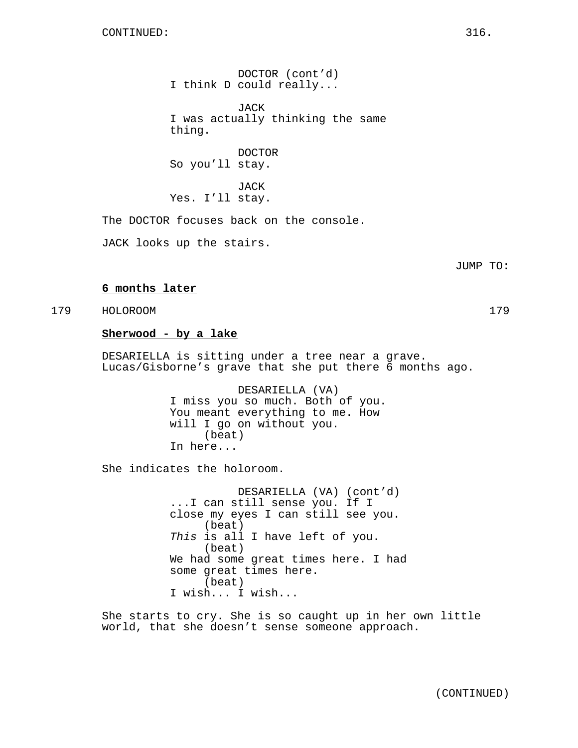DOCTOR (cont'd)
I think D could really...

JACK
I was actually thinking the same thing.

DOCTOR
So you'll stay.

JACK
Yes. I'll stay.

The DOCTOR focuses back on the console.

JACK looks up the stairs.

JUMP TO:

**6 months later**

179 HOLOROOM 179

**Sherwood - by a lake**

DESARIELLA is sitting under a tree near a grave. Lucas/Gisborne's grave that she put there 6 months ago.

DESARIELLA (VA)
I miss you so much. Both of you. You meant everything to me. How will I go on without you.
(beat)
In here...

She indicates the holoroom.

DESARIELLA (VA) (cont'd)
...I can still sense you. If I close my eyes I can still see you.
(beat)
*This* is all I have left of you.
(beat)
We had some great times here. I had some great times here.
(beat)
I wish... I wish...

She starts to cry. She is so caught up in her own little world, that she doesn't sense someone approach.

(CONTINUED)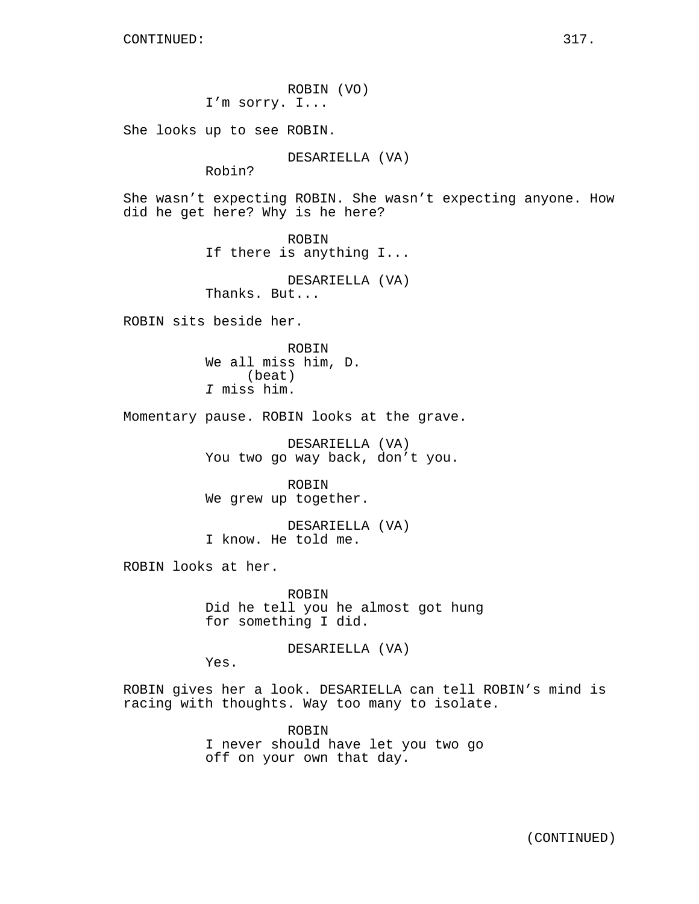ROBIN (VO)
I'm sorry. I...

She looks up to see ROBIN.

DESARIELLA (VA)
Robin?

She wasn't expecting ROBIN. She wasn't expecting anyone. How did he get here? Why is he here?

ROBIN
If there is anything I...

DESARIELLA (VA)
Thanks. But...

ROBIN sits beside her.

ROBIN
We all miss him, D.
(beat)
*I* miss him.

Momentary pause. ROBIN looks at the grave.

DESARIELLA (VA)
You two go way back, don't you.

ROBIN
We grew up together.

DESARIELLA (VA)
I know. He told me.

ROBIN looks at her.

ROBIN
Did he tell you he almost got hung for something I did.

DESARIELLA (VA)
Yes.

ROBIN gives her a look. DESARIELLA can tell ROBIN's mind is racing with thoughts. Way too many to isolate.

ROBIN
I never should have let you two go off on your own that day.

(CONTINUED)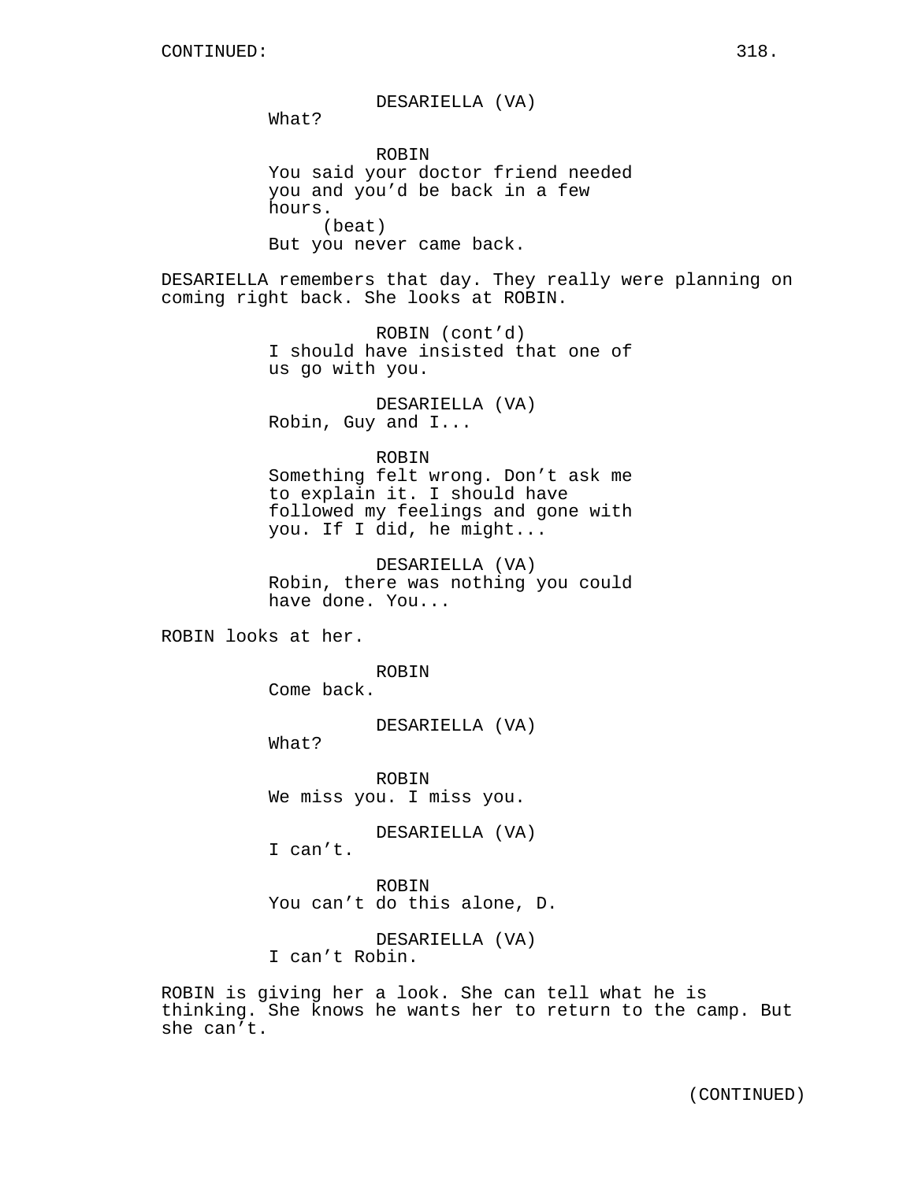CONTINUED:

DESARIELLA (VA)
What?

ROBIN
You said your doctor friend needed you and you'd be back in a few hours.
(beat)
But you never came back.

DESARIELLA remembers that day. They really were planning on coming right back. She looks at ROBIN.

ROBIN (cont'd)
I should have insisted that one of us go with you.

DESARIELLA (VA)
Robin, Guy and I...

ROBIN
Something felt wrong. Don't ask me to explain it. I should have followed my feelings and gone with you. If I did, he might...

DESARIELLA (VA)
Robin, there was nothing you could have done. You...

ROBIN looks at her.

ROBIN
Come back.

DESARIELLA (VA)
What?

ROBIN
We miss you. I miss you.

DESARIELLA (VA)
I can't.

ROBIN
You can't do this alone, D.

DESARIELLA (VA)
I can't Robin.

ROBIN is giving her a look. She can tell what he is thinking. She knows he wants her to return to the camp. But she can't.

(CONTINUED)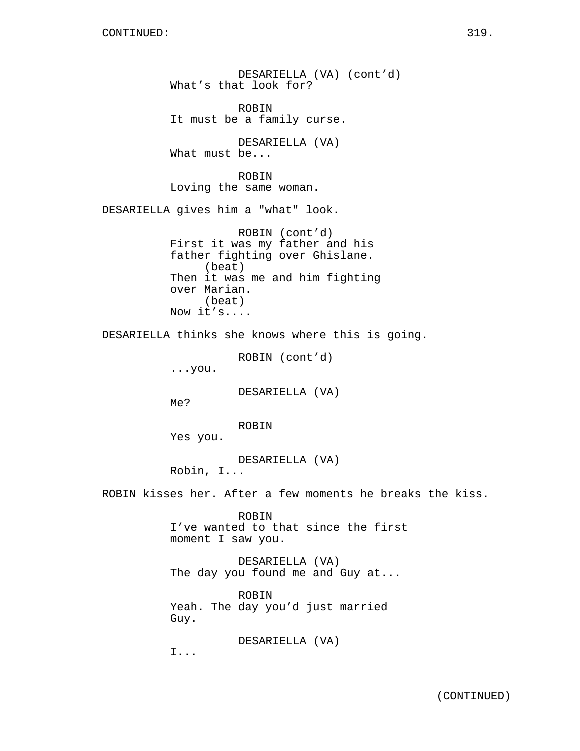CONTINUED:

DESARIELLA (VA) (cont'd)
What's that look for?

ROBIN
It must be a family curse.

DESARIELLA (VA)
What must be...

ROBIN
Loving the same woman.

DESARIELLA gives him a "what" look.

ROBIN (cont'd)
First it was my father and his father fighting over Ghislane.
(beat)
Then it was me and him fighting over Marian.
(beat)
Now it's....

DESARIELLA thinks she knows where this is going.

ROBIN (cont'd)
...you.

DESARIELLA (VA)
Me?

ROBIN
Yes you.

DESARIELLA (VA)
Robin, I...

ROBIN kisses her. After a few moments he breaks the kiss.

ROBIN
I've wanted to that since the first moment I saw you.

DESARIELLA (VA)
The day you found me and Guy at...

ROBIN
Yeah. The day you'd just married Guy.

DESARIELLA (VA)
I...

(CONTINUED)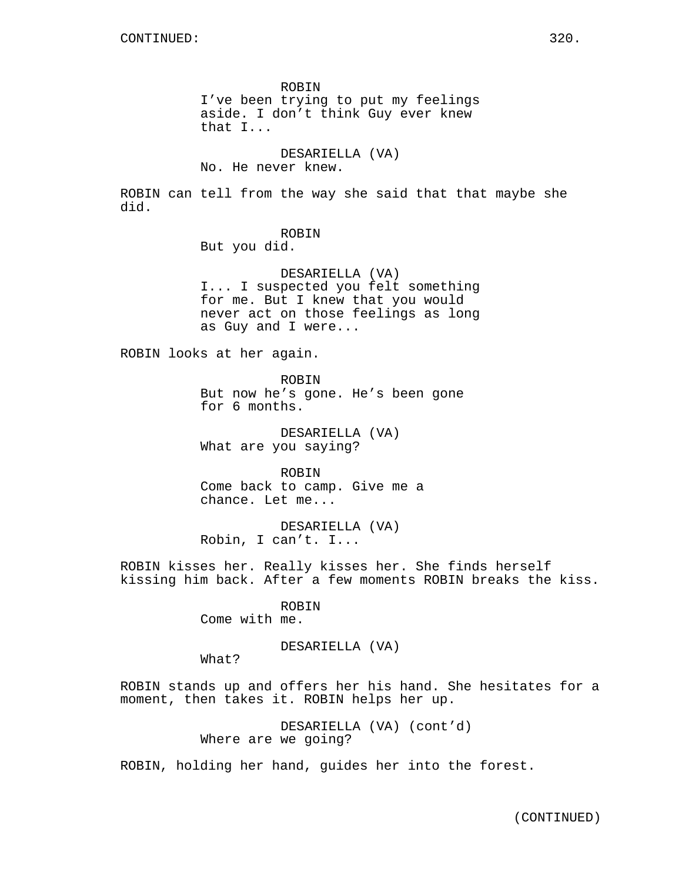CONTINUED:

ROBIN
I've been trying to put my feelings aside. I don't think Guy ever knew that I...

DESARIELLA (VA)
No. He never knew.

ROBIN can tell from the way she said that that maybe she did.

ROBIN
But you did.

DESARIELLA (VA)
I... I suspected you felt something for me. But I knew that you would never act on those feelings as long as Guy and I were...

ROBIN looks at her again.

ROBIN
But now he's gone. He's been gone for 6 months.

DESARIELLA (VA)
What are you saying?

ROBIN
Come back to camp. Give me a chance. Let me...

DESARIELLA (VA)
Robin, I can't. I...

ROBIN kisses her. Really kisses her. She finds herself kissing him back. After a few moments ROBIN breaks the kiss.

ROBIN
Come with me.

DESARIELLA (VA)
What?

ROBIN stands up and offers her his hand. She hesitates for a moment, then takes it. ROBIN helps her up.

DESARIELLA (VA) (cont'd)
Where are we going?

ROBIN, holding her hand, guides her into the forest.

(CONTINUED)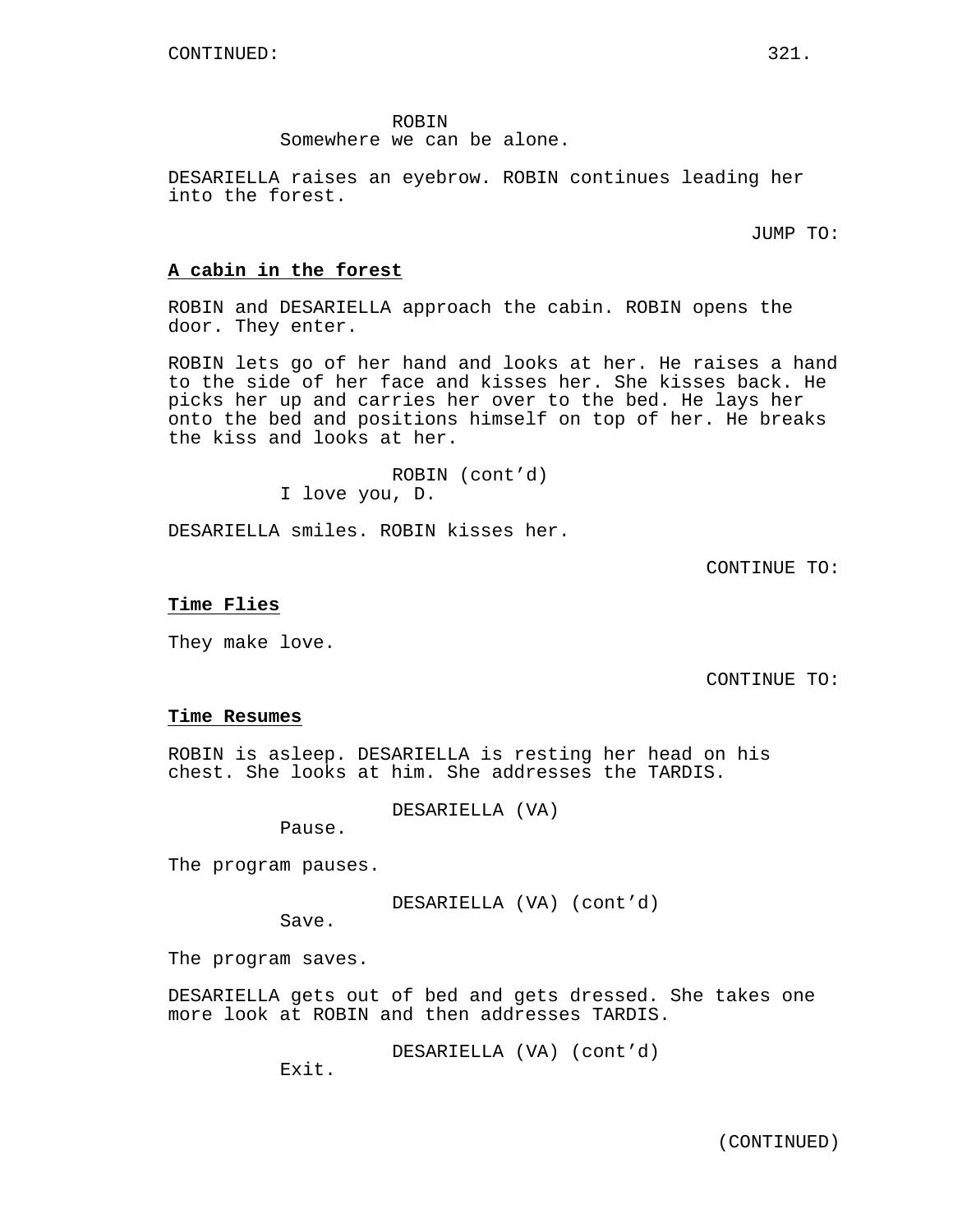CONTINUED:

ROBIN
Somewhere we can be alone.

DESARIELLA raises an eyebrow. ROBIN continues leading her into the forest.

JUMP TO:

**A cabin in the forest**

ROBIN and DESARIELLA approach the cabin. ROBIN opens the door. They enter.

ROBIN lets go of her hand and looks at her. He raises a hand to the side of her face and kisses her. She kisses back. He picks her up and carries her over to the bed. He lays her onto the bed and positions himself on top of her. He breaks the kiss and looks at her.

ROBIN (cont'd)
I love you, D.

DESARIELLA smiles. ROBIN kisses her.

CONTINUE TO:

**Time Flies**

They make love.

CONTINUE TO:

**Time Resumes**

ROBIN is asleep. DESARIELLA is resting her head on his chest. She looks at him. She addresses the TARDIS.

DESARIELLA (VA)
Pause.

The program pauses.

DESARIELLA (VA) (cont'd)
Save.

The program saves.

DESARIELLA gets out of bed and gets dressed. She takes one more look at ROBIN and then addresses TARDIS.

DESARIELLA (VA) (cont'd)
Exit.

(CONTINUED)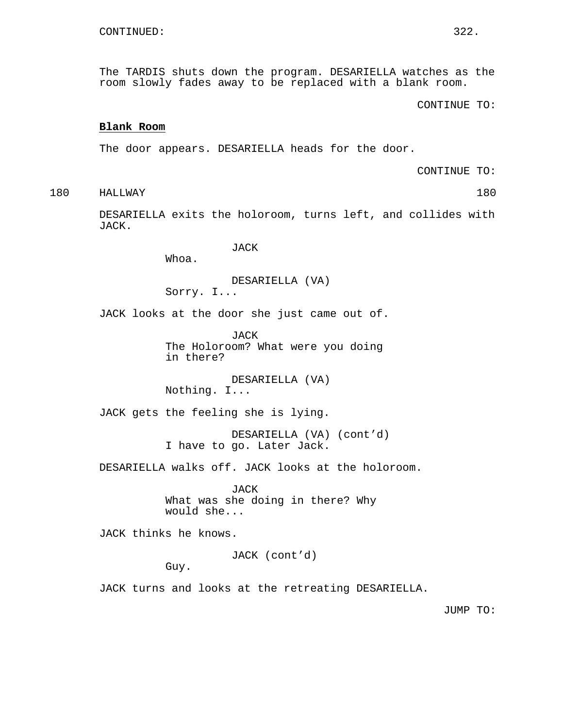CONTINUED:

The TARDIS shuts down the program. DESARIELLA watches as the room slowly fades away to be replaced with a blank room.

CONTINUE TO:

**Blank Room**

The door appears. DESARIELLA heads for the door.

CONTINUE TO:

180 HALLWAY 180

DESARIELLA exits the holoroom, turns left, and collides with JACK.

JACK
Whoa.

DESARIELLA (VA)
Sorry. I...

JACK looks at the door she just came out of.

JACK
The Holoroom? What were you doing in there?

DESARIELLA (VA)
Nothing. I...

JACK gets the feeling she is lying.

DESARIELLA (VA) (cont'd)
I have to go. Later Jack.

DESARIELLA walks off. JACK looks at the holoroom.

JACK
What was she doing in there? Why would she...

JACK thinks he knows.

JACK (cont'd)
Guy.

JACK turns and looks at the retreating DESARIELLA.

JUMP TO: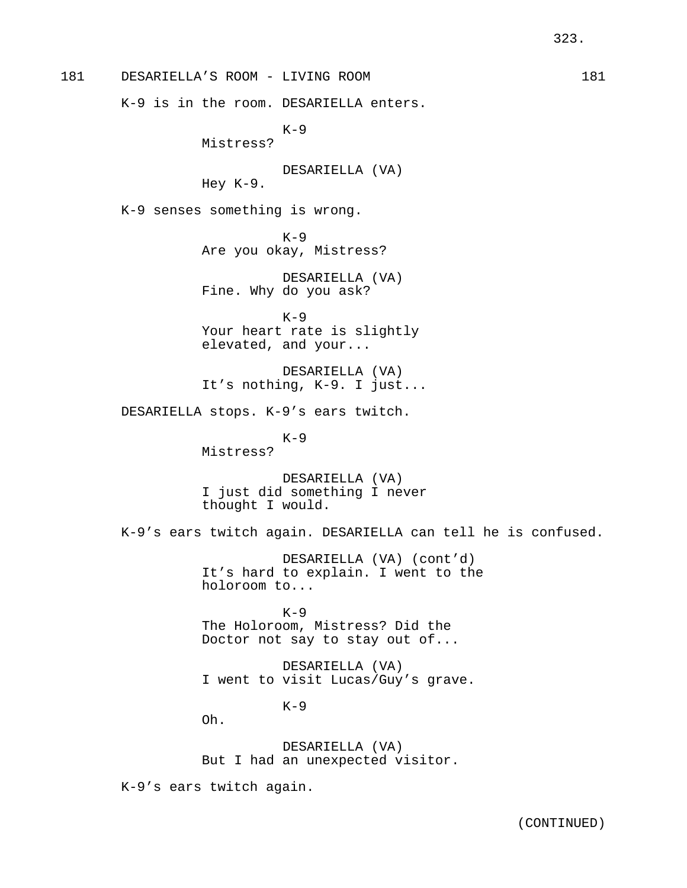181 DESARIELLA'S ROOM - LIVING ROOM 181

K-9 is in the room. DESARIELLA enters.

K-9
Mistress?

DESARIELLA (VA)
Hey K-9.

K-9 senses something is wrong.

K-9
Are you okay, Mistress?

DESARIELLA (VA)
Fine. Why do you ask?

K-9
Your heart rate is slightly elevated, and your...

DESARIELLA (VA)
It's nothing, K-9. I just...

DESARIELLA stops. K-9's ears twitch.

K-9
Mistress?

DESARIELLA (VA)
I just did something I never thought I would.

K-9's ears twitch again. DESARIELLA can tell he is confused.

DESARIELLA (VA) (cont'd)
It's hard to explain. I went to the holoroom to...

K-9
The Holoroom, Mistress? Did the Doctor not say to stay out of...

DESARIELLA (VA)
I went to visit Lucas/Guy's grave.

K-9
Oh.

DESARIELLA (VA)
But I had an unexpected visitor.

K-9's ears twitch again.

(CONTINUED)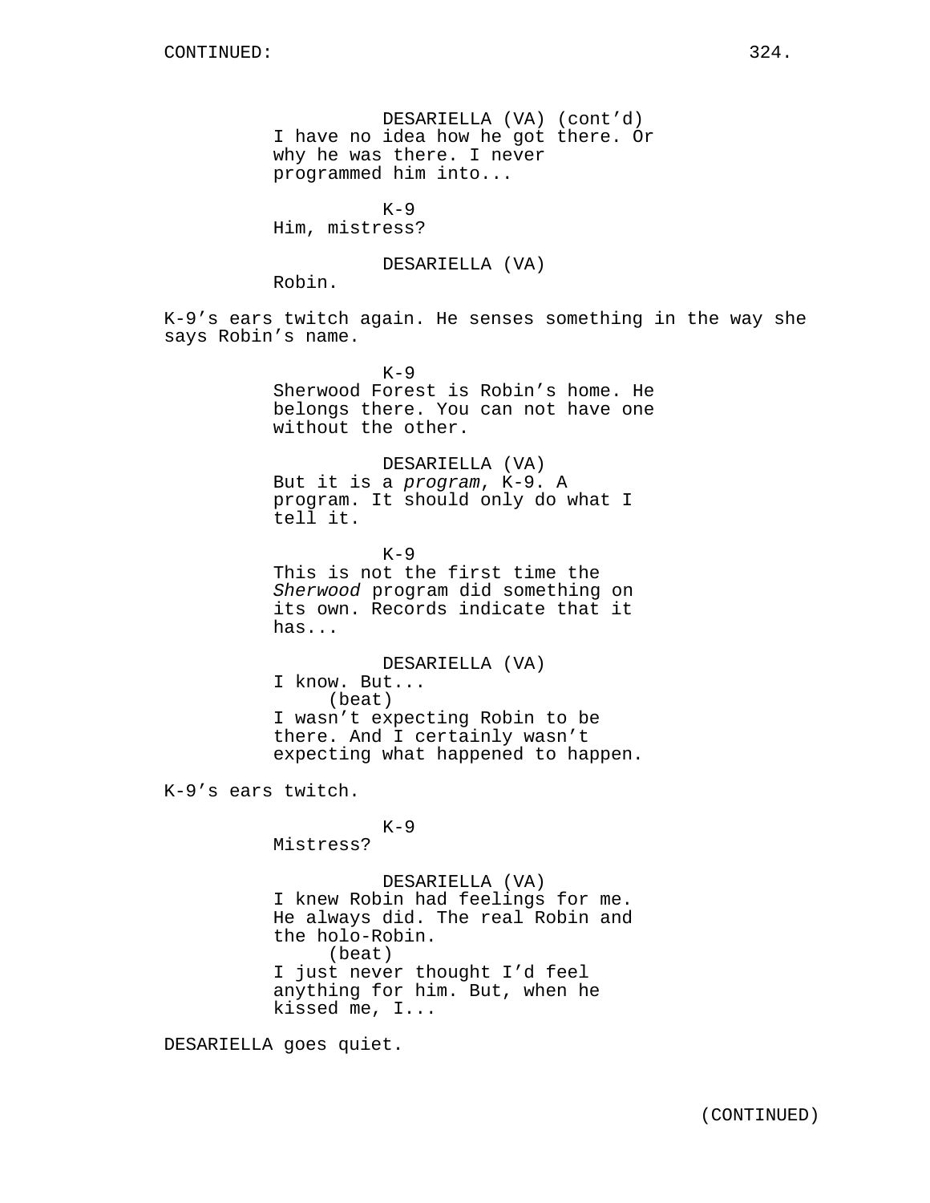DESARIELLA (VA) (cont'd)
I have no idea how he got there. Or why he was there. I never programmed him into...

K-9
Him, mistress?

DESARIELLA (VA)
Robin.

K-9's ears twitch again. He senses something in the way she says Robin's name.

K-9
Sherwood Forest is Robin's home. He belongs there. You can not have one without the other.

DESARIELLA (VA)
But it is a *program*, K-9. A program. It should only do what I tell it.

K-9
This is not the first time the *Sherwood* program did something on its own. Records indicate that it has...

DESARIELLA (VA)
I know. But...
(beat)
I wasn't expecting Robin to be there. And I certainly wasn't expecting what happened to happen.

K-9's ears twitch.

K-9
Mistress?

DESARIELLA (VA)
I knew Robin had feelings for me. He always did. The real Robin and the holo-Robin.
(beat)
I just never thought I'd feel anything for him. But, when he kissed me, I...

DESARIELLA goes quiet.

(CONTINUED)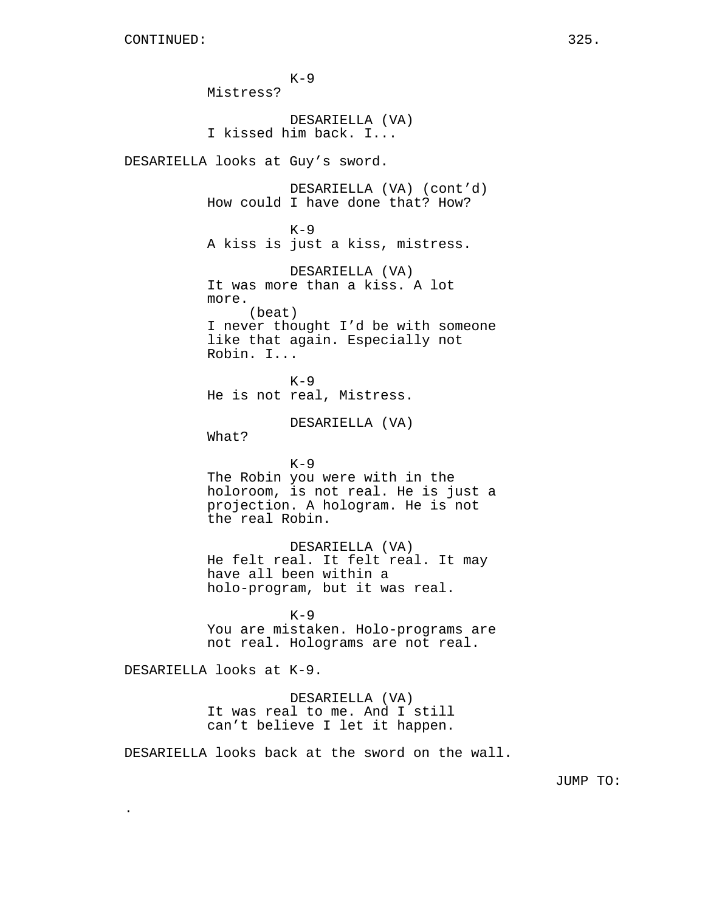K-9
Mistress?

DESARIELLA (VA)
I kissed him back. I...

DESARIELLA looks at Guy's sword.

DESARIELLA (VA) (cont'd)
How could I have done that? How?

K-9
A kiss is just a kiss, mistress.

DESARIELLA (VA)
It was more than a kiss. A lot more.
(beat)
I never thought I'd be with someone like that again. Especially not Robin. I...

K-9
He is not real, Mistress.

DESARIELLA (VA)
What?

K-9
The Robin you were with in the holoroom, is not real. He is just a projection. A hologram. He is not the real Robin.

DESARIELLA (VA)
He felt real. It felt real. It may have all been within a holo-program, but it was real.

K-9
You are mistaken. Holo-programs are not real. Holograms are not real.

DESARIELLA looks at K-9.

DESARIELLA (VA)
It was real to me. And I still can't believe I let it happen.

DESARIELLA looks back at the sword on the wall.

JUMP TO:

.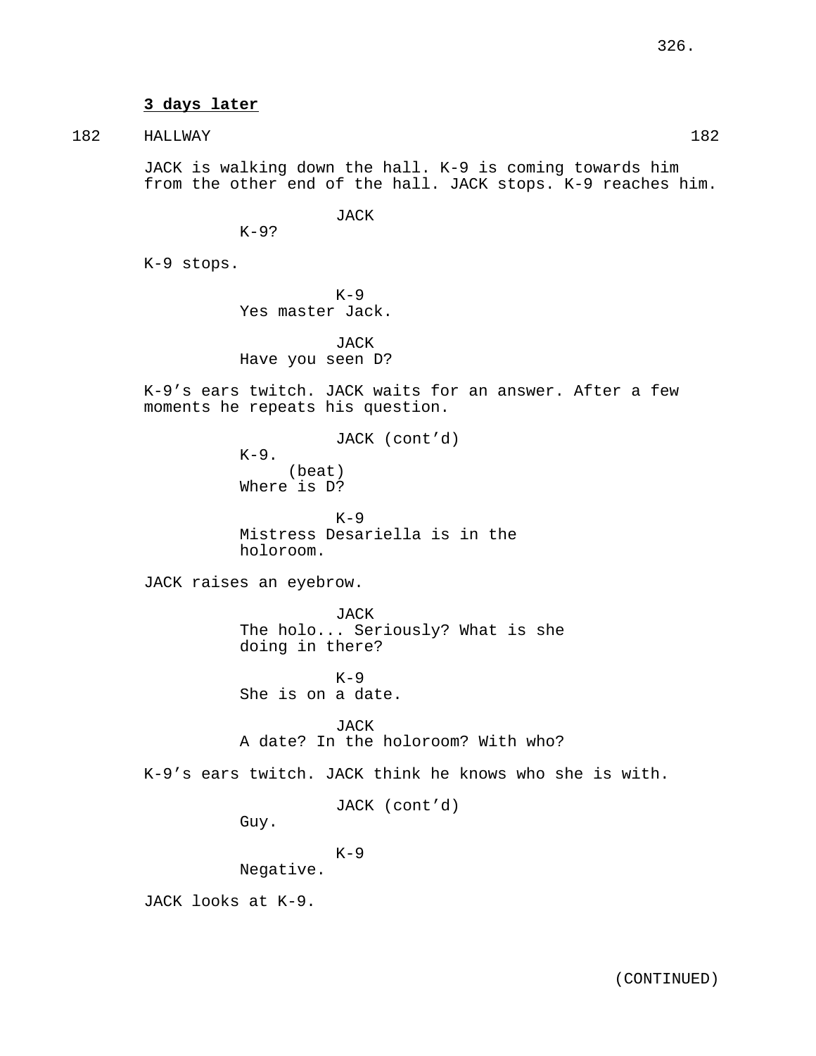**3 days later**

182 HALLWAY 182

JACK is walking down the hall. K-9 is coming towards him from the other end of the hall. JACK stops. K-9 reaches him.

JACK
K-9?

K-9 stops.

K-9
Yes master Jack.

JACK
Have you seen D?

K-9's ears twitch. JACK waits for an answer. After a few moments he repeats his question.

JACK (cont'd)
K-9.
(beat)
Where is D?

K-9
Mistress Desariella is in the holoroom.

JACK raises an eyebrow.

JACK
The holo... Seriously? What is she doing in there?

K-9
She is on a date.

JACK
A date? In the holoroom? With who?

K-9's ears twitch. JACK think he knows who she is with.

JACK (cont'd)
Guy.

K-9
Negative.

JACK looks at K-9.

(CONTINUED)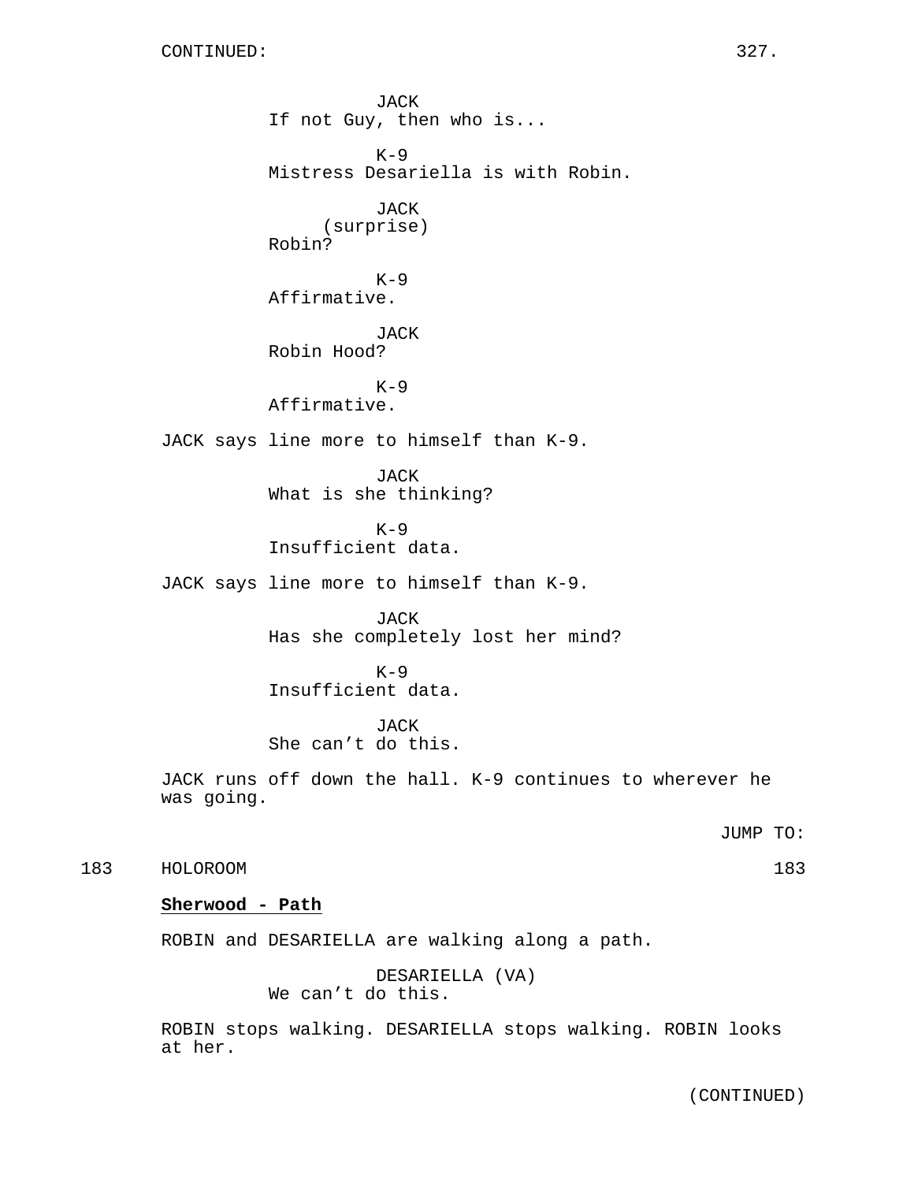JACK
If not Guy, then who is...

K-9
Mistress Desariella is with Robin.

JACK
(surprise)
Robin?

K-9
Affirmative.

JACK
Robin Hood?

K-9
Affirmative.

JACK says line more to himself than K-9.

JACK
What is she thinking?

K-9
Insufficient data.

JACK says line more to himself than K-9.

JACK
Has she completely lost her mind?

K-9
Insufficient data.

JACK
She can’t do this.

JACK runs off down the hall. K-9 continues to wherever he was going.

JUMP TO:

183 HOLOROOM 183

**Sherwood - Path**

ROBIN and DESARIELLA are walking along a path.

DESARIELLA (VA)
We can’t do this.

ROBIN stops walking. DESARIELLA stops walking. ROBIN looks at her.

(CONTINUED)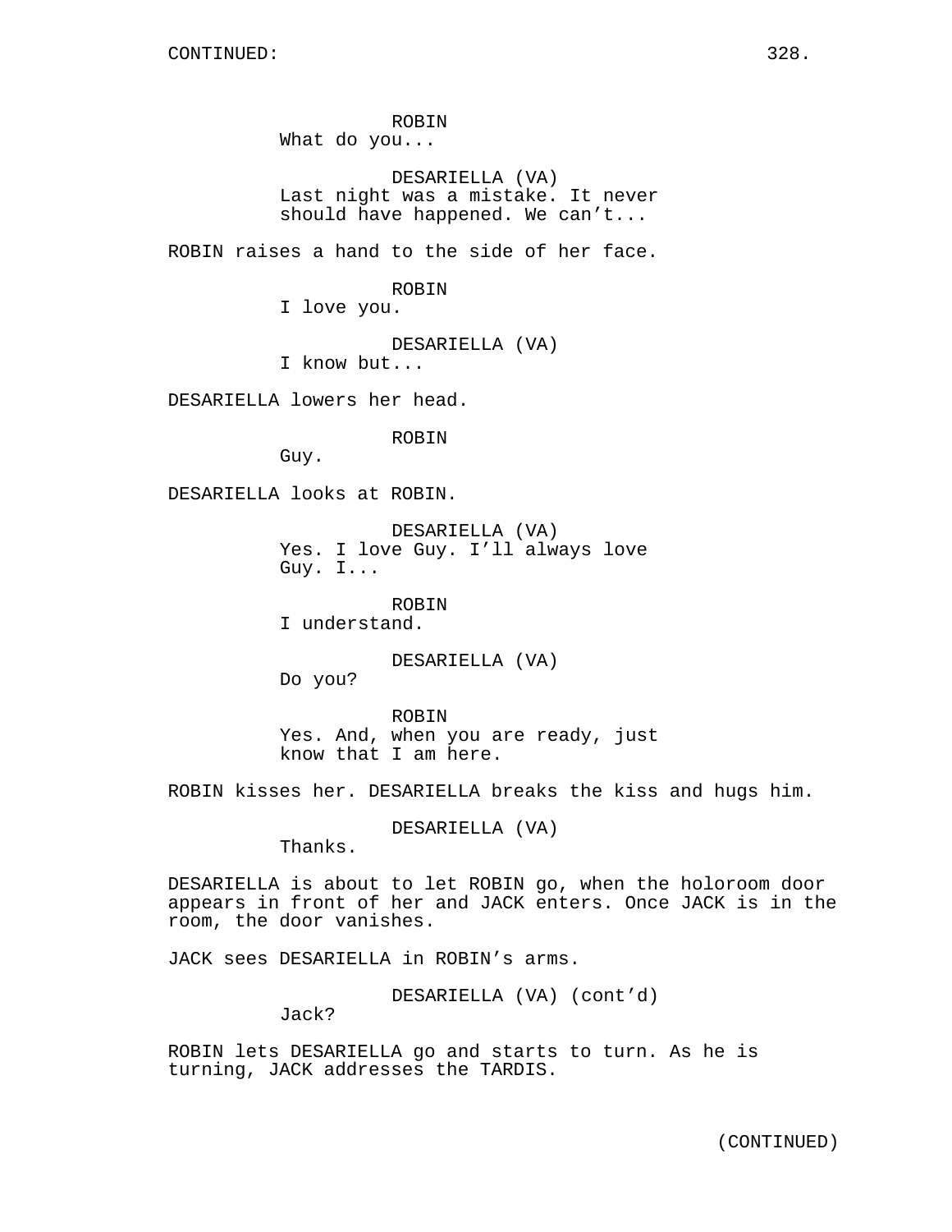ROBIN
What do you...

DESARIELLA (VA)
Last night was a mistake. It never should have happened. We can't...

ROBIN raises a hand to the side of her face.

ROBIN
I love you.

DESARIELLA (VA)
I know but...

DESARIELLA lowers her head.

ROBIN
Guy.

DESARIELLA looks at ROBIN.

DESARIELLA (VA)
Yes. I love Guy. I'll always love Guy. I...

ROBIN
I understand.

DESARIELLA (VA)
Do you?

ROBIN
Yes. And, when you are ready, just know that I am here.

ROBIN kisses her. DESARIELLA breaks the kiss and hugs him.

DESARIELLA (VA)
Thanks.

DESARIELLA is about to let ROBIN go, when the holoroom door appears in front of her and JACK enters. Once JACK is in the room, the door vanishes.

JACK sees DESARIELLA in ROBIN's arms.

DESARIELLA (VA) (cont'd)
Jack?

ROBIN lets DESARIELLA go and starts to turn. As he is turning, JACK addresses the TARDIS.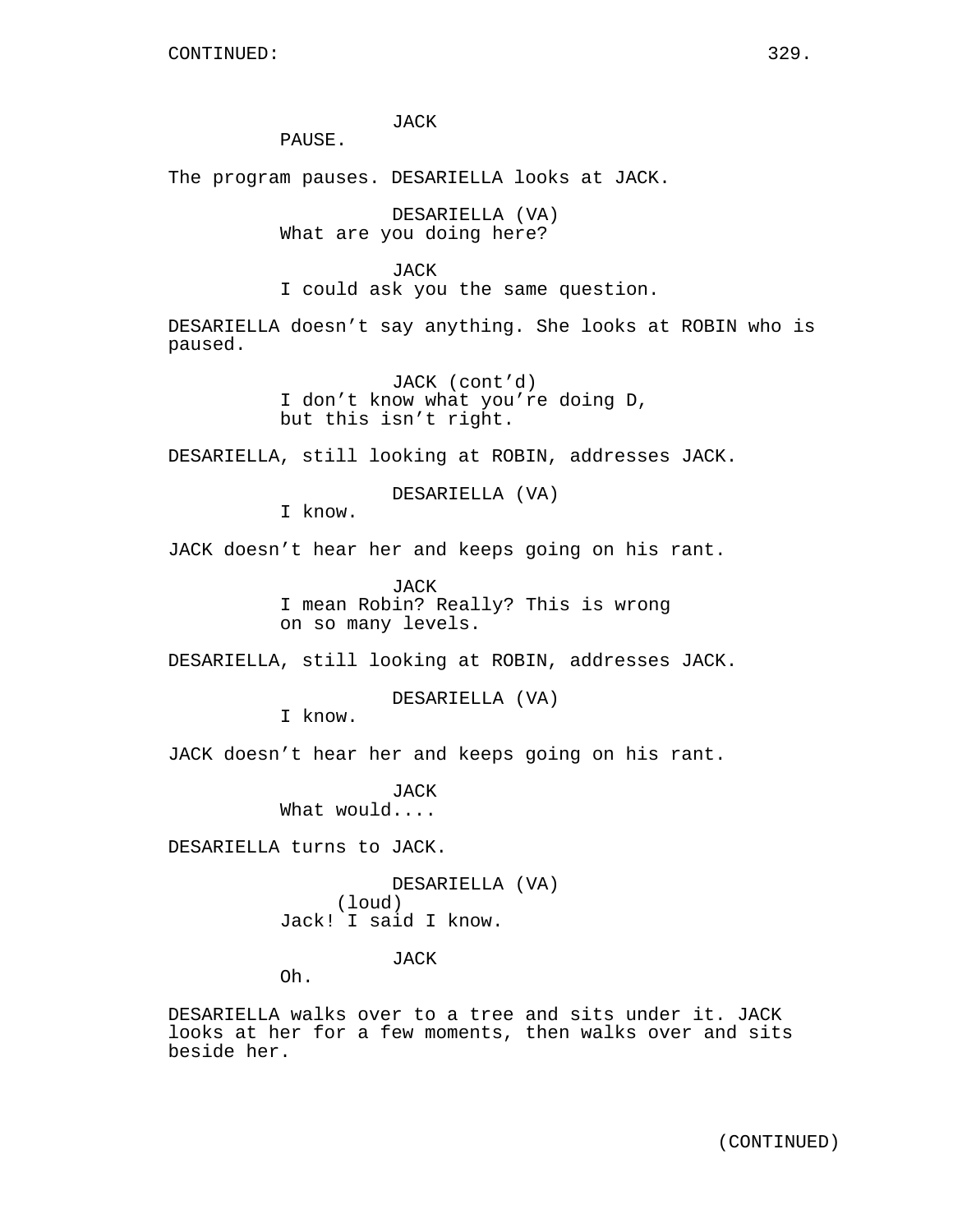CONTINUED:

JACK
PAUSE.

The program pauses. DESARIELLA looks at JACK.

DESARIELLA (VA)
What are you doing here?

JACK
I could ask you the same question.

DESARIELLA doesn't say anything. She looks at ROBIN who is paused.

JACK (cont'd)
I don't know what you're doing D, but this isn't right.

DESARIELLA, still looking at ROBIN, addresses JACK.

DESARIELLA (VA)
I know.

JACK doesn't hear her and keeps going on his rant.

JACK
I mean Robin? Really? This is wrong on so many levels.

DESARIELLA, still looking at ROBIN, addresses JACK.

DESARIELLA (VA)
I know.

JACK doesn't hear her and keeps going on his rant.

JACK
What would....

DESARIELLA turns to JACK.

DESARIELLA (VA)
(loud)
Jack! I said I know.

JACK
Oh.

DESARIELLA walks over to a tree and sits under it. JACK looks at her for a few moments, then walks over and sits beside her.

(CONTINUED)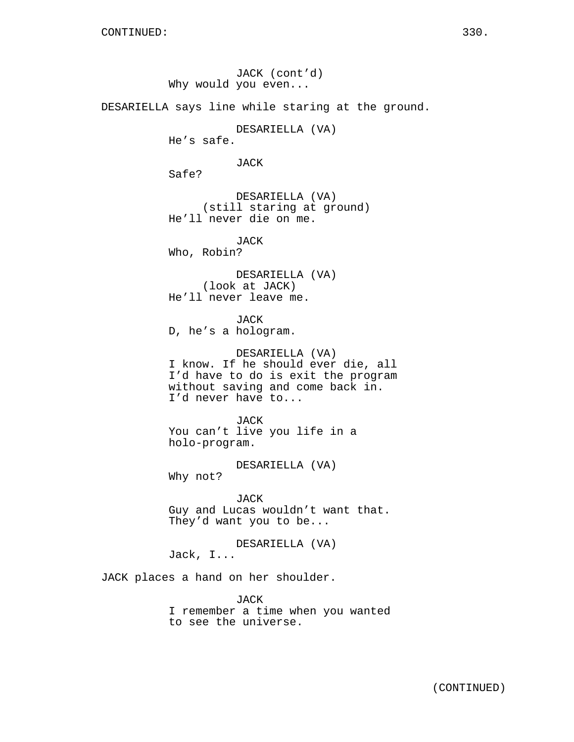CONTINUED:

JACK (cont'd)
Why would you even...

DESARIELLA says line while staring at the ground.

DESARIELLA (VA)
He's safe.

JACK
Safe?

DESARIELLA (VA)
(still staring at ground)
He'll never die on me.

JACK
Who, Robin?

DESARIELLA (VA)
(look at JACK)
He'll never leave me.

JACK
D, he's a hologram.

DESARIELLA (VA)
I know. If he should ever die, all I'd have to do is exit the program without saving and come back in. I'd never have to...

JACK
You can't live you life in a holo-program.

DESARIELLA (VA)
Why not?

JACK
Guy and Lucas wouldn't want that. They'd want you to be...

DESARIELLA (VA)
Jack, I...

JACK places a hand on her shoulder.

JACK
I remember a time when you wanted to see the universe.

(CONTINUED)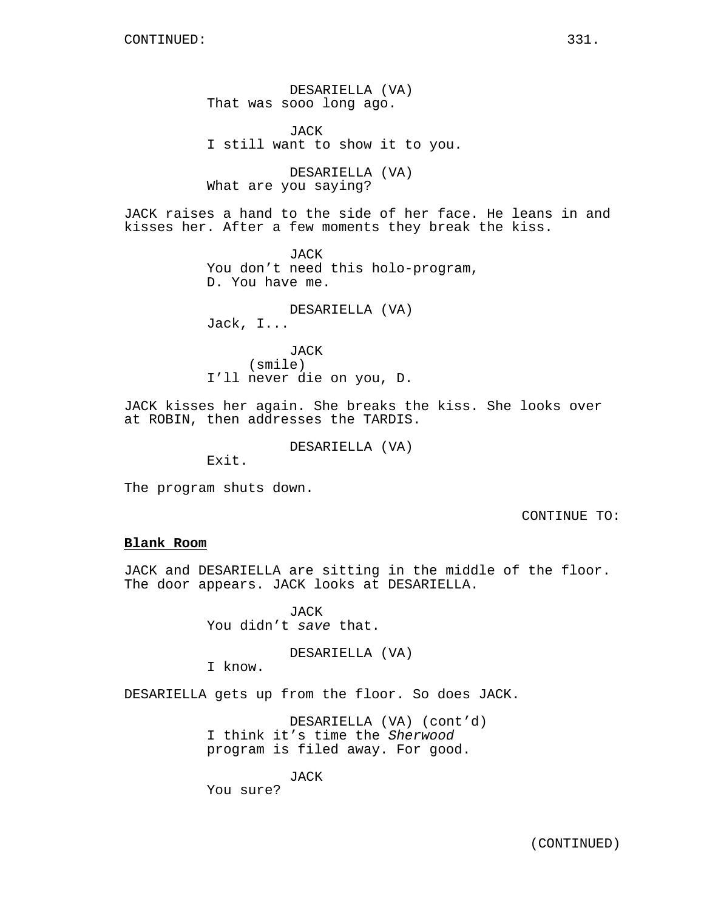DESARIELLA (VA)
That was sooo long ago.

JACK
I still want to show it to you.

DESARIELLA (VA)
What are you saying?

JACK raises a hand to the side of her face. He leans in and kisses her. After a few moments they break the kiss.

JACK
You don't need this holo-program, D. You have me.

DESARIELLA (VA)
Jack, I...

JACK
(smile)
I'll never die on you, D.

JACK kisses her again. She breaks the kiss. She looks over at ROBIN, then addresses the TARDIS.

DESARIELLA (VA)
Exit.

The program shuts down.

CONTINUE TO:

**Blank Room**

JACK and DESARIELLA are sitting in the middle of the floor. The door appears. JACK looks at DESARIELLA.

JACK
You didn't *save* that.

DESARIELLA (VA)
I know.

DESARIELLA gets up from the floor. So does JACK.

DESARIELLA (VA) (cont'd)
I think it's time the *Sherwood* program is filed away. For good.

JACK
You sure?

(CONTINUED)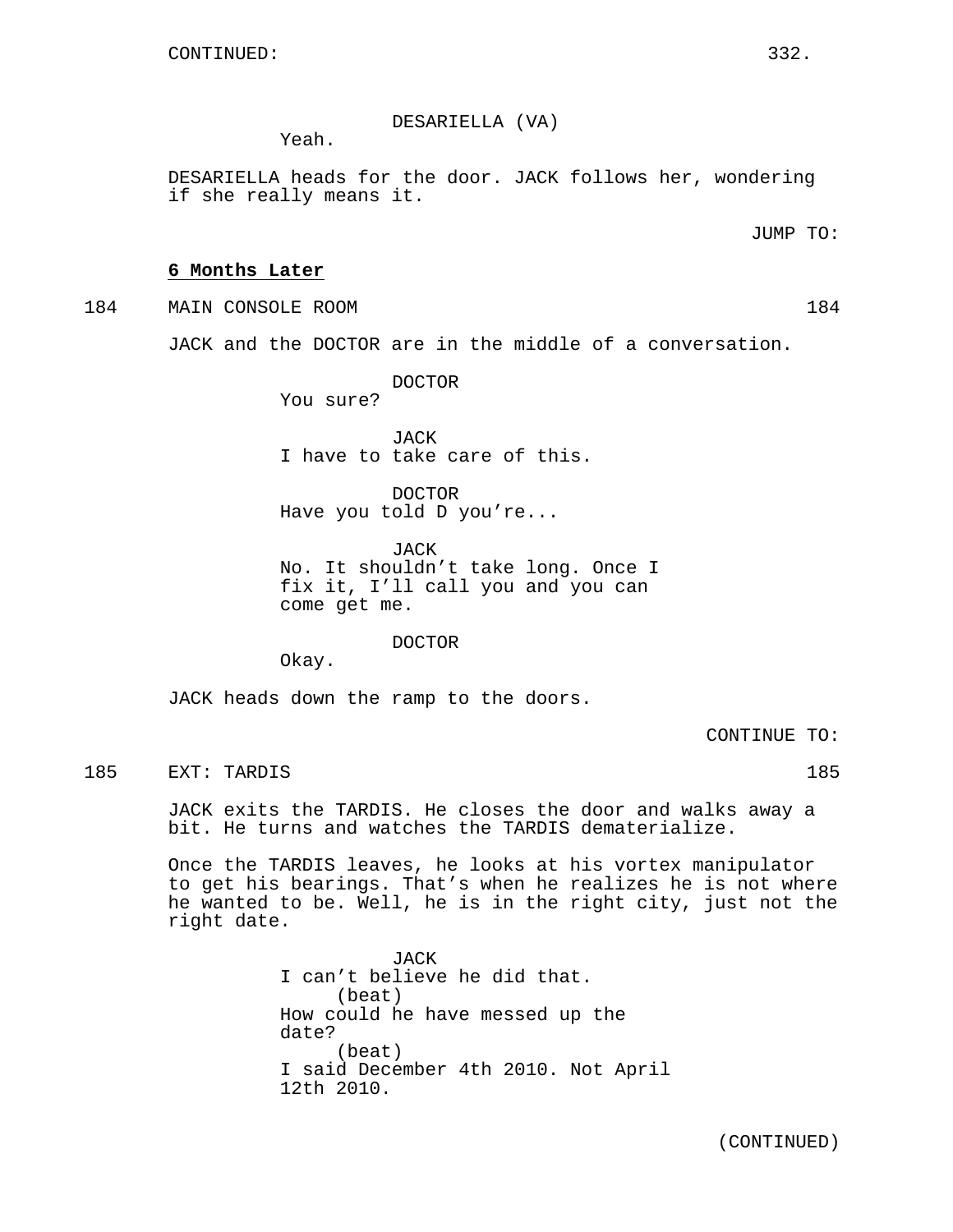DESARIELLA (VA)
Yeah.

DESARIELLA heads for the door. JACK follows her, wondering if she really means it.

JUMP TO:

**6 Months Later**

184 MAIN CONSOLE ROOM 184

JACK and the DOCTOR are in the middle of a conversation.

DOCTOR
You sure?

JACK
I have to take care of this.

DOCTOR
Have you told D you're...

JACK
No. It shouldn't take long. Once I fix it, I'll call you and you can come get me.

DOCTOR
Okay.

JACK heads down the ramp to the doors.

CONTINUE TO:

185 EXT: TARDIS 185

JACK exits the TARDIS. He closes the door and walks away a bit. He turns and watches the TARDIS dematerialize.

Once the TARDIS leaves, he looks at his vortex manipulator to get his bearings. That's when he realizes he is not where he wanted to be. Well, he is in the right city, just not the right date.

JACK
I can't believe he did that.
(beat)
How could he have messed up the date?
(beat)
I said December 4th 2010. Not April 12th 2010.

(CONTINUED)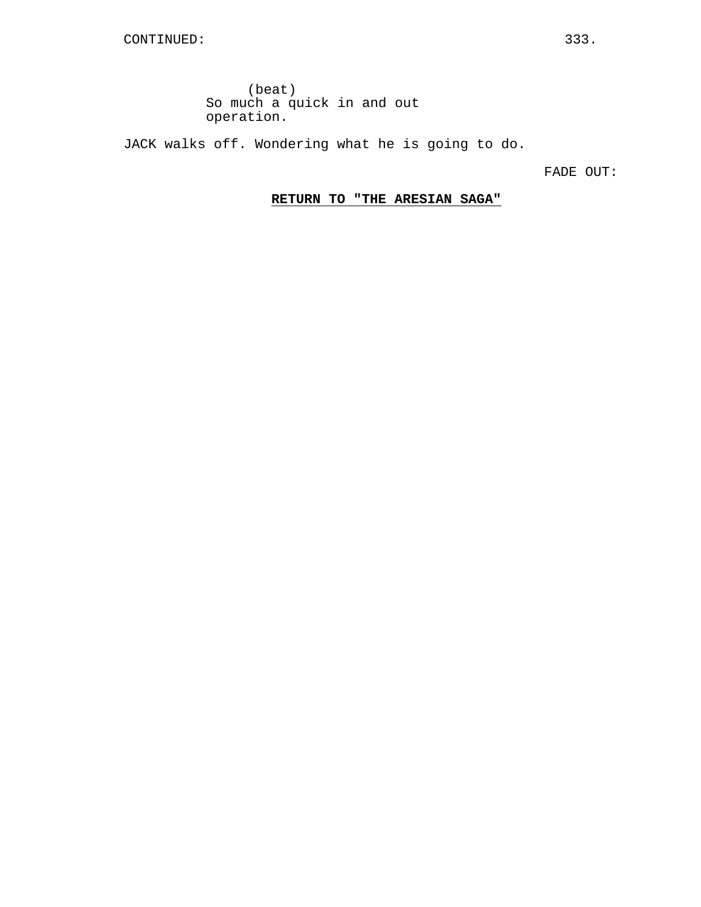(beat)
So much a quick in and out
operation.

JACK walks off. Wondering what he is going to do.

FADE OUT:

**RETURN TO "THE ARESIAN SAGA"**